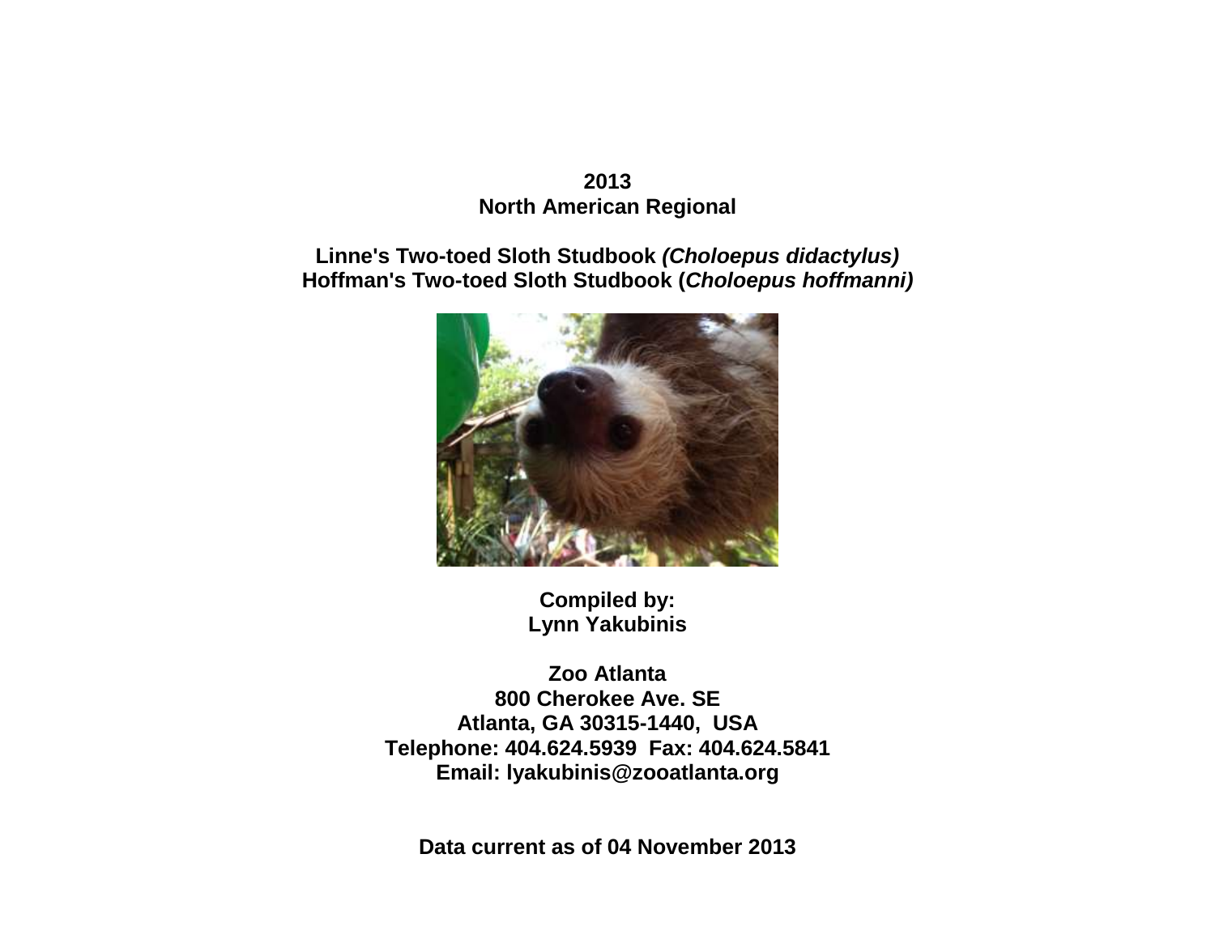**2013**
**North American Regional**

**Linne's Two-toed Sloth Studbook *(Choloepus didactylus)***
**Hoffman's Two-toed Sloth Studbook (*Choloepus hoffmanni)***

**Compiled by:**
**Lynn Yakubinis**

**Zoo Atlanta**
**800 Cherokee Ave. SE**
**Atlanta, GA 30315-1440, USA**
**Telephone: 404.624.5939 Fax: 404.624.5841**
**Email: lyakubinis@zooatlanta.org**

**Data current as of 04 November 2013**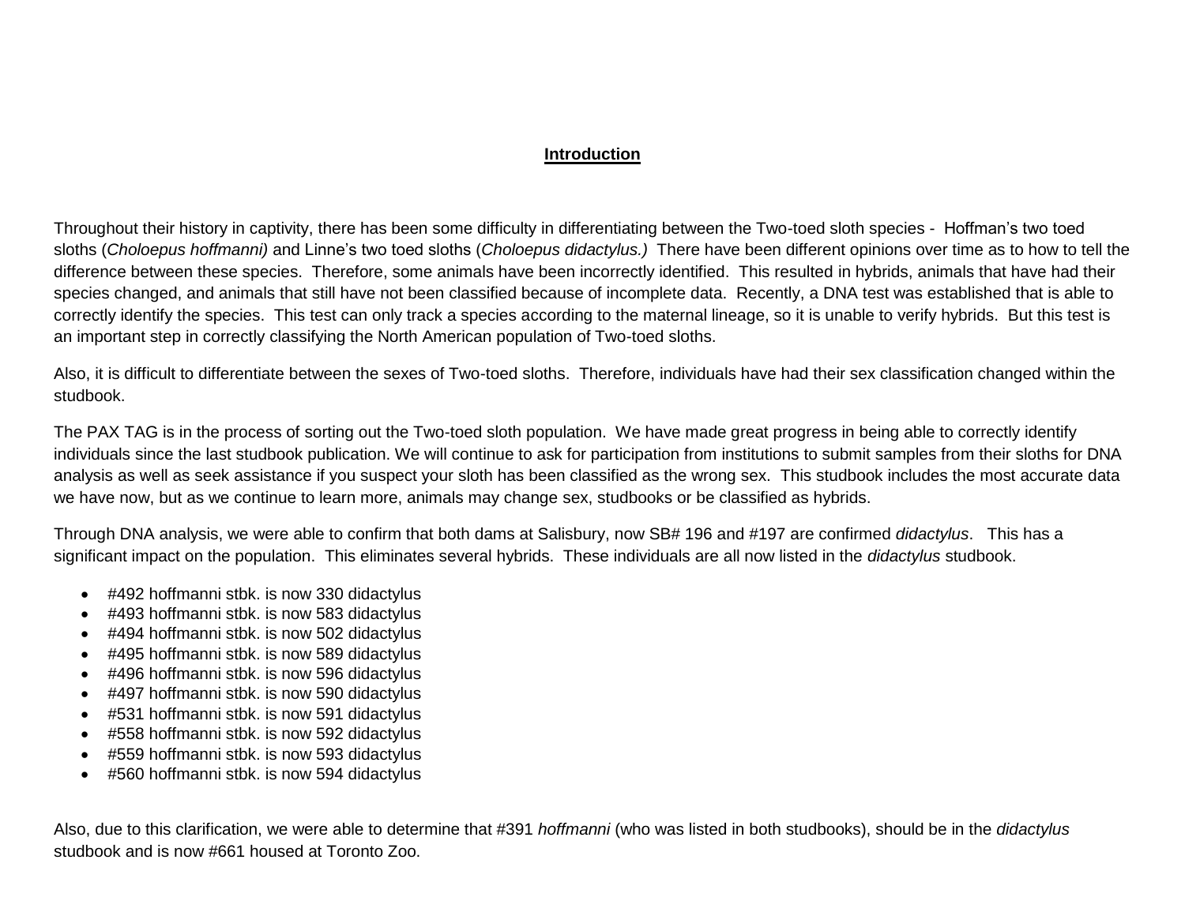## Introduction

Throughout their history in captivity, there has been some difficulty in differentiating between the Two-toed sloth species - Hoffman's two toed sloths (*Choloepus hoffmanni)* and Linne's two toed sloths (*Choloepus didactylus.)* There have been different opinions over time as to how to tell the difference between these species. Therefore, some animals have been incorrectly identified. This resulted in hybrids, animals that have had their species changed, and animals that still have not been classified because of incomplete data. Recently, a DNA test was established that is able to correctly identify the species. This test can only track a species according to the maternal lineage, so it is unable to verify hybrids. But this test is an important step in correctly classifying the North American population of Two-toed sloths.

Also, it is difficult to differentiate between the sexes of Two-toed sloths. Therefore, individuals have had their sex classification changed within the studbook.

The PAX TAG is in the process of sorting out the Two-toed sloth population. We have made great progress in being able to correctly identify individuals since the last studbook publication. We will continue to ask for participation from institutions to submit samples from their sloths for DNA analysis as well as seek assistance if you suspect your sloth has been classified as the wrong sex. This studbook includes the most accurate data we have now, but as we continue to learn more, animals may change sex, studbooks or be classified as hybrids.

Through DNA analysis, we were able to confirm that both dams at Salisbury, now SB# 196 and #197 are confirmed *didactylus*. This has a significant impact on the population. This eliminates several hybrids. These individuals are all now listed in the *didactylus* studbook.

- #492 hoffmanni stbk. is now 330 didactylus
- #493 hoffmanni stbk. is now 583 didactylus
- #494 hoffmanni stbk. is now 502 didactylus
- #495 hoffmanni stbk. is now 589 didactylus
- #496 hoffmanni stbk. is now 596 didactylus
- #497 hoffmanni stbk. is now 590 didactylus
- #531 hoffmanni stbk. is now 591 didactylus
- #558 hoffmanni stbk. is now 592 didactylus
- #559 hoffmanni stbk. is now 593 didactylus
- #560 hoffmanni stbk. is now 594 didactylus

Also, due to this clarification, we were able to determine that #391 *hoffmanni* (who was listed in both studbooks), should be in the *didactylus* studbook and is now #661 housed at Toronto Zoo.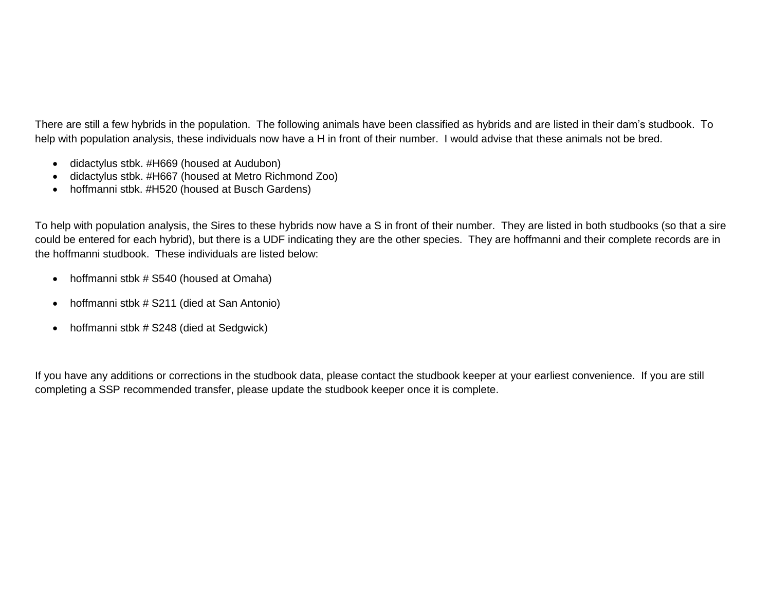There are still a few hybrids in the population. The following animals have been classified as hybrids and are listed in their dam's studbook. To help with population analysis, these individuals now have a H in front of their number. I would advise that these animals not be bred.

- didactylus stbk. #H669 (housed at Audubon)
- didactylus stbk. #H667 (housed at Metro Richmond Zoo)
- hoffmanni stbk. #H520 (housed at Busch Gardens)

To help with population analysis, the Sires to these hybrids now have a S in front of their number. They are listed in both studbooks (so that a sire could be entered for each hybrid), but there is a UDF indicating they are the other species. They are hoffmanni and their complete records are in the hoffmanni studbook. These individuals are listed below:

- hoffmanni stbk # S540 (housed at Omaha)
- hoffmanni stbk # S211 (died at San Antonio)
- hoffmanni stbk # S248 (died at Sedgwick)

If you have any additions or corrections in the studbook data, please contact the studbook keeper at your earliest convenience. If you are still completing a SSP recommended transfer, please update the studbook keeper once it is complete.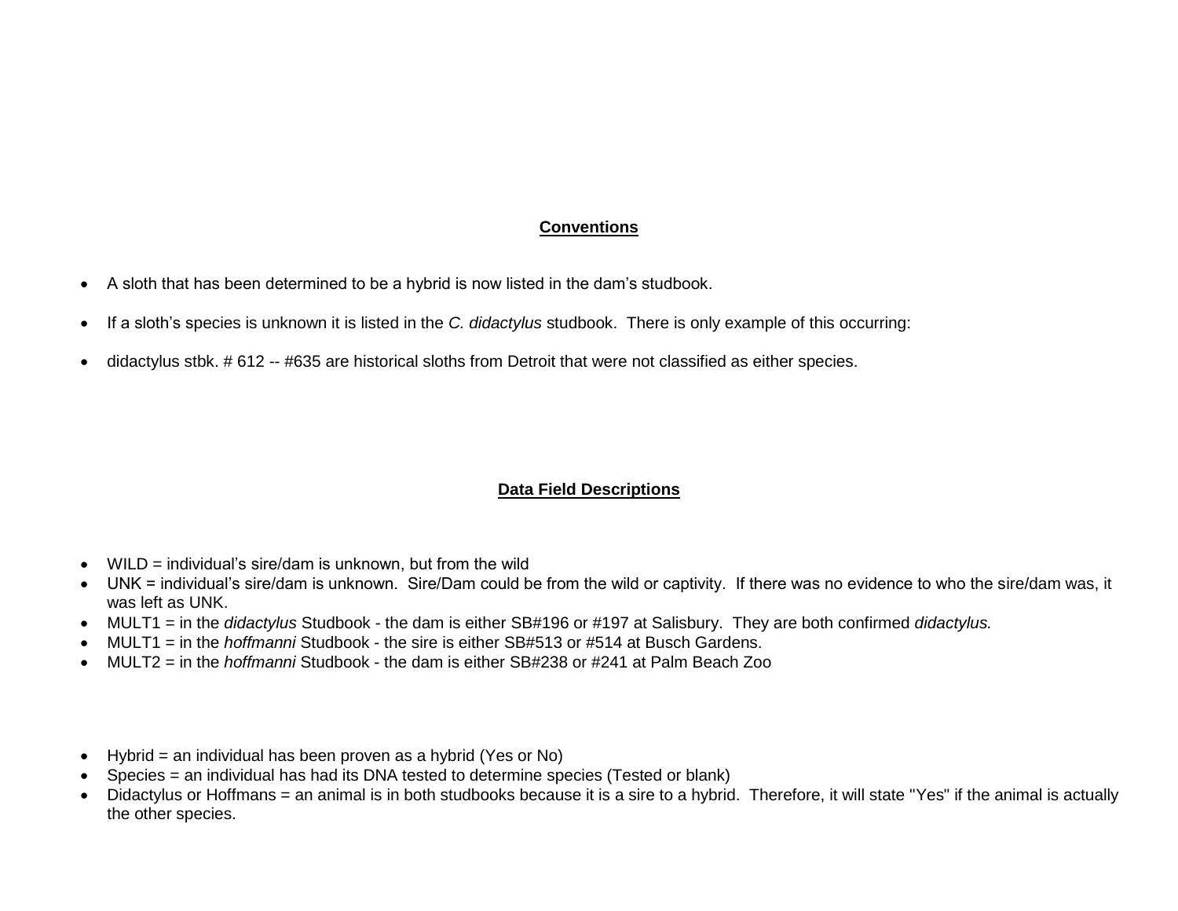## Conventions

- A sloth that has been determined to be a hybrid is now listed in the dam's studbook.
- If a sloth's species is unknown it is listed in the *C. didactylus* studbook. There is only example of this occurring:
- didactylus stbk. # 612 -- #635 are historical sloths from Detroit that were not classified as either species.

## Data Field Descriptions

- WILD = individual's sire/dam is unknown, but from the wild
- UNK = individual's sire/dam is unknown. Sire/Dam could be from the wild or captivity. If there was no evidence to who the sire/dam was, it was left as UNK.
- MULT1 = in the *didactylus* Studbook - the dam is either SB#196 or #197 at Salisbury. They are both confirmed *didactylus.*
- MULT1 = in the *hoffmanni* Studbook - the sire is either SB#513 or #514 at Busch Gardens.
- MULT2 = in the *hoffmanni* Studbook - the dam is either SB#238 or #241 at Palm Beach Zoo

- Hybrid = an individual has been proven as a hybrid (Yes or No)
- Species = an individual has had its DNA tested to determine species (Tested or blank)
- Didactylus or Hoffmans = an animal is in both studbooks because it is a sire to a hybrid. Therefore, it will state "Yes" if the animal is actually the other species.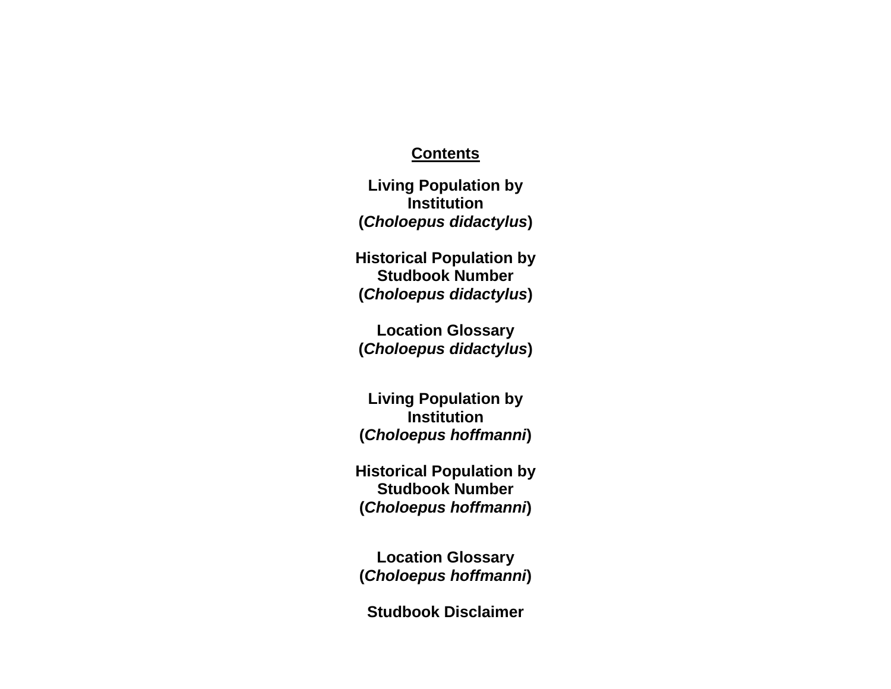## Contents

**Living Population by Institution (*Choloepus didactylus*)**

**Historical Population by Studbook Number (*Choloepus didactylus*)**

**Location Glossary (*Choloepus didactylus*)**

**Living Population by Institution (*Choloepus hoffmanni*)**

**Historical Population by Studbook Number (*Choloepus hoffmanni*)**

**Location Glossary (*Choloepus hoffmanni*)**

**Studbook Disclaimer**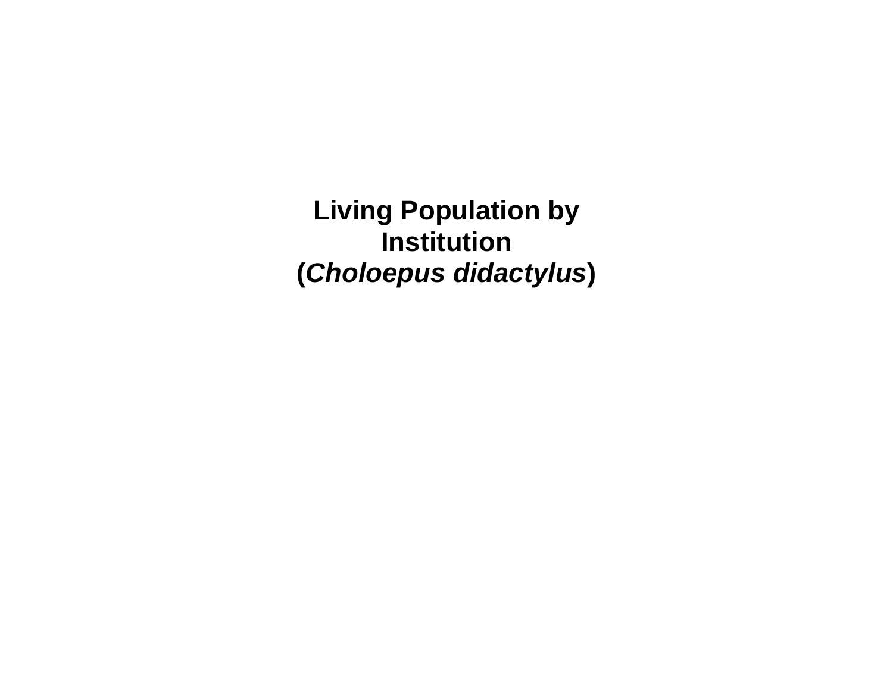# Living Population by Institution
# (*Choloepus didactylus*)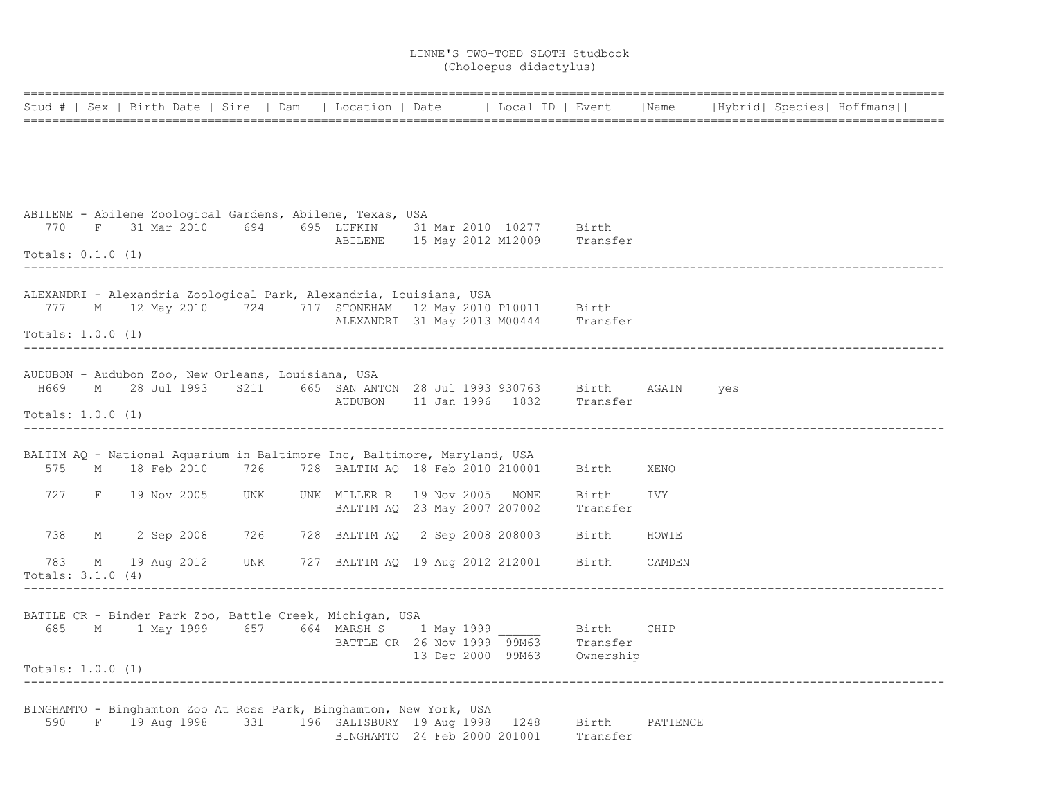# LINNE'S TWO-TOED SLOTH Studbook
## (Choloepus didactylus)

| Stud # | Sex | Birth Date | Sire | Dam | Location | Date | Local ID | Event | Name | Hybrid | Species | Hoffmans |
|---|---|---|---|---|---|---|---|---|---|---|---|---|

**ABILENE - Abilene Zoological Gardens, Abilene, Texas, USA**

| Stud # | Sex | Birth Date | Sire | Dam | Location | Date | Local ID | Event | Name | Hybrid | Species | Hoffmans |
|---|---|---|---|---|---|---|---|---|---|---|---|---|
| 770 | F | 31 Mar 2010 | 694 | 695 | LUFKIN | 31 Mar 2010 | 10277 | Birth | | | | |
| | | | | | ABILENE | 15 May 2012 | M12009 | Transfer | | | | |

Totals: 0.1.0 (1)

---

**ALEXANDRI - Alexandria Zoological Park, Alexandria, Louisiana, USA**

| Stud # | Sex | Birth Date | Sire | Dam | Location | Date | Local ID | Event | Name | Hybrid | Species | Hoffmans |
|---|---|---|---|---|---|---|---|---|---|---|---|---|
| 777 | M | 12 May 2010 | 724 | 717 | STONEHAM | 12 May 2010 | P10011 | Birth | | | | |
| | | | | | ALEXANDRI | 31 May 2013 | M00444 | Transfer | | | | |

Totals: 1.0.0 (1)

---

**AUDUBON - Audubon Zoo, New Orleans, Louisiana, USA**

| Stud # | Sex | Birth Date | Sire | Dam | Location | Date | Local ID | Event | Name | Hybrid | Species | Hoffmans |
|---|---|---|---|---|---|---|---|---|---|---|---|---|
| H669 | M | 28 Jul 1993 | S211 | 665 | SAN ANTON | 28 Jul 1993 | 930763 | Birth | AGAIN | yes | | |
| | | | | | AUDUBON | 11 Jan 1996 | 1832 | Transfer | | | | |

Totals: 1.0.0 (1)

---

**BALTIM AQ - National Aquarium in Baltimore Inc, Baltimore, Maryland, USA**

| Stud # | Sex | Birth Date | Sire | Dam | Location | Date | Local ID | Event | Name | Hybrid | Species | Hoffmans |
|---|---|---|---|---|---|---|---|---|---|---|---|---|
| 575 | M | 18 Feb 2010 | 726 | 728 | BALTIM AQ | 18 Feb 2010 | 210001 | Birth | XENO | | | |
| 727 | F | 19 Nov 2005 | UNK | UNK | MILLER R | 19 Nov 2005 | NONE | Birth | IVY | | | |
| | | | | | BALTIM AQ | 23 May 2007 | 207002 | Transfer | | | | |
| 738 | M | 2 Sep 2008 | 726 | 728 | BALTIM AQ | 2 Sep 2008 | 208003 | Birth | HOWIE | | | |
| 783 | M | 19 Aug 2012 | UNK | 727 | BALTIM AQ | 19 Aug 2012 | 212001 | Birth | CAMDEN | | | |

Totals: 3.1.0 (4)

---

**BATTLE CR - Binder Park Zoo, Battle Creek, Michigan, USA**

| Stud # | Sex | Birth Date | Sire | Dam | Location | Date | Local ID | Event | Name | Hybrid | Species | Hoffmans |
|---|---|---|---|---|---|---|---|---|---|---|---|---|
| 685 | M | 1 May 1999 | 657 | 664 | MARSH S | 1 May 1999 | ______ | Birth | CHIP | | | |
| | | | | | BATTLE CR | 26 Nov 1999 | 99M63 | Transfer | | | | |
| | | | | | | 13 Dec 2000 | 99M63 | Ownership | | | | |

Totals: 1.0.0 (1)

---

**BINGHAMTO - Binghamton Zoo At Ross Park, Binghamton, New York, USA**

| Stud # | Sex | Birth Date | Sire | Dam | Location | Date | Local ID | Event | Name | Hybrid | Species | Hoffmans |
|---|---|---|---|---|---|---|---|---|---|---|---|---|
| 590 | F | 19 Aug 1998 | 331 | 196 | SALISBURY | 19 Aug 1998 | 1248 | Birth | PATIENCE | | | |
| | | | | | BINGHAMTO | 24 Feb 2000 | 201001 | Transfer | | | | |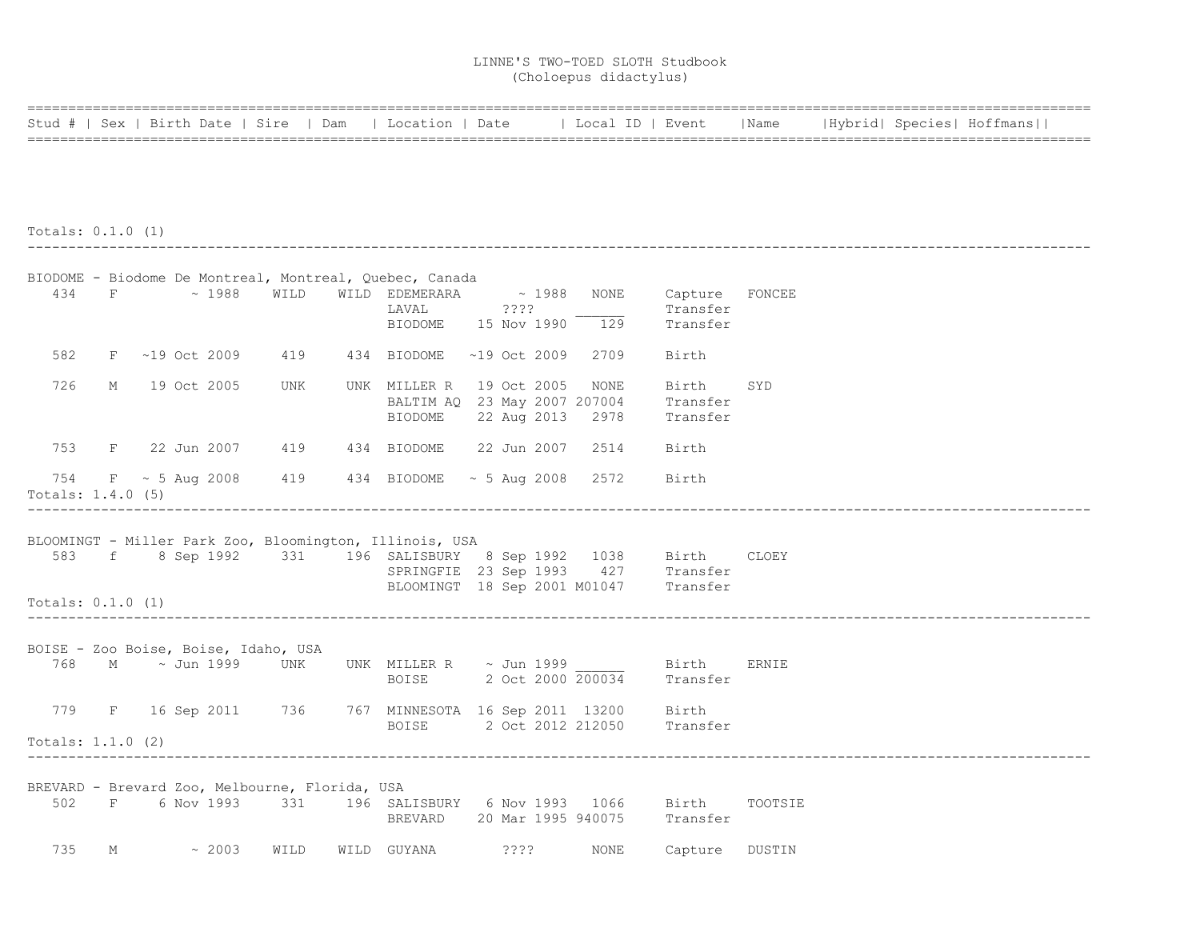LINNE'S TWO-TOED SLOTH Studbook
(Choloepus didactylus)

| Stud # | Sex | Birth Date | Sire | Dam | Location | Date | Local ID | Event | Name | Hybrid | Species | Hoffmans |
|---|---|---|---|---|---|---|---|---|---|---|---|---|

Totals: 0.1.0 (1)

---

**BIODOME - Biodome De Montreal, Montreal, Quebec, Canada**

| Stud # | Sex | Birth Date | Sire | Dam | Location | Date | Local ID | Event | Name |
|---|---|---|---|---|---|---|---|---|---|
| 434 | F | ~ 1988 | WILD | WILD | EDEMERARA | ~ 1988 | NONE | Capture | FONCEE |
| | | | | | LAVAL | ???? | ______ | Transfer | |
| | | | | | BIODOME | 15 Nov 1990 | 129 | Transfer | |
| 582 | F | ~19 Oct 2009 | 419 | 434 | BIODOME | ~19 Oct 2009 | 2709 | Birth | |
| 726 | M | 19 Oct 2005 | UNK | UNK | MILLER R | 19 Oct 2005 | NONE | Birth | SYD |
| | | | | | BALTIM AQ | 23 May 2007 | 207004 | Transfer | |
| | | | | | BIODOME | 22 Aug 2013 | 2978 | Transfer | |
| 753 | F | 22 Jun 2007 | 419 | 434 | BIODOME | 22 Jun 2007 | 2514 | Birth | |
| 754 | F | ~ 5 Aug 2008 | 419 | 434 | BIODOME | ~ 5 Aug 2008 | 2572 | Birth | |

Totals: 1.4.0 (5)

---

**BLOOMINGT - Miller Park Zoo, Bloomington, Illinois, USA**

| Stud # | Sex | Birth Date | Sire | Dam | Location | Date | Local ID | Event | Name |
|---|---|---|---|---|---|---|---|---|---|
| 583 | f | 8 Sep 1992 | 331 | 196 | SALISBURY | 8 Sep 1992 | 1038 | Birth | CLOEY |
| | | | | | SPRINGFIE | 23 Sep 1993 | 427 | Transfer | |
| | | | | | BLOOMINGT | 18 Sep 2001 | M01047 | Transfer | |

Totals: 0.1.0 (1)

---

**BOISE - Zoo Boise, Boise, Idaho, USA**

| Stud # | Sex | Birth Date | Sire | Dam | Location | Date | Local ID | Event | Name |
|---|---|---|---|---|---|---|---|---|---|
| 768 | M | ~ Jun 1999 | UNK | UNK | MILLER R | ~ Jun 1999 | ______ | Birth | ERNIE |
| | | | | | BOISE | 2 Oct 2000 | 200034 | Transfer | |
| 779 | F | 16 Sep 2011 | 736 | 767 | MINNESOTA | 16 Sep 2011 | 13200 | Birth | |
| | | | | | BOISE | 2 Oct 2012 | 212050 | Transfer | |

Totals: 1.1.0 (2)

---

**BREVARD - Brevard Zoo, Melbourne, Florida, USA**

| Stud # | Sex | Birth Date | Sire | Dam | Location | Date | Local ID | Event | Name |
|---|---|---|---|---|---|---|---|---|---|
| 502 | F | 6 Nov 1993 | 331 | 196 | SALISBURY | 6 Nov 1993 | 1066 | Birth | TOOTSIE |
| | | | | | BREVARD | 20 Mar 1995 | 940075 | Transfer | |
| 735 | M | ~ 2003 | WILD | WILD | GUYANA | ???? | NONE | Capture | DUSTIN |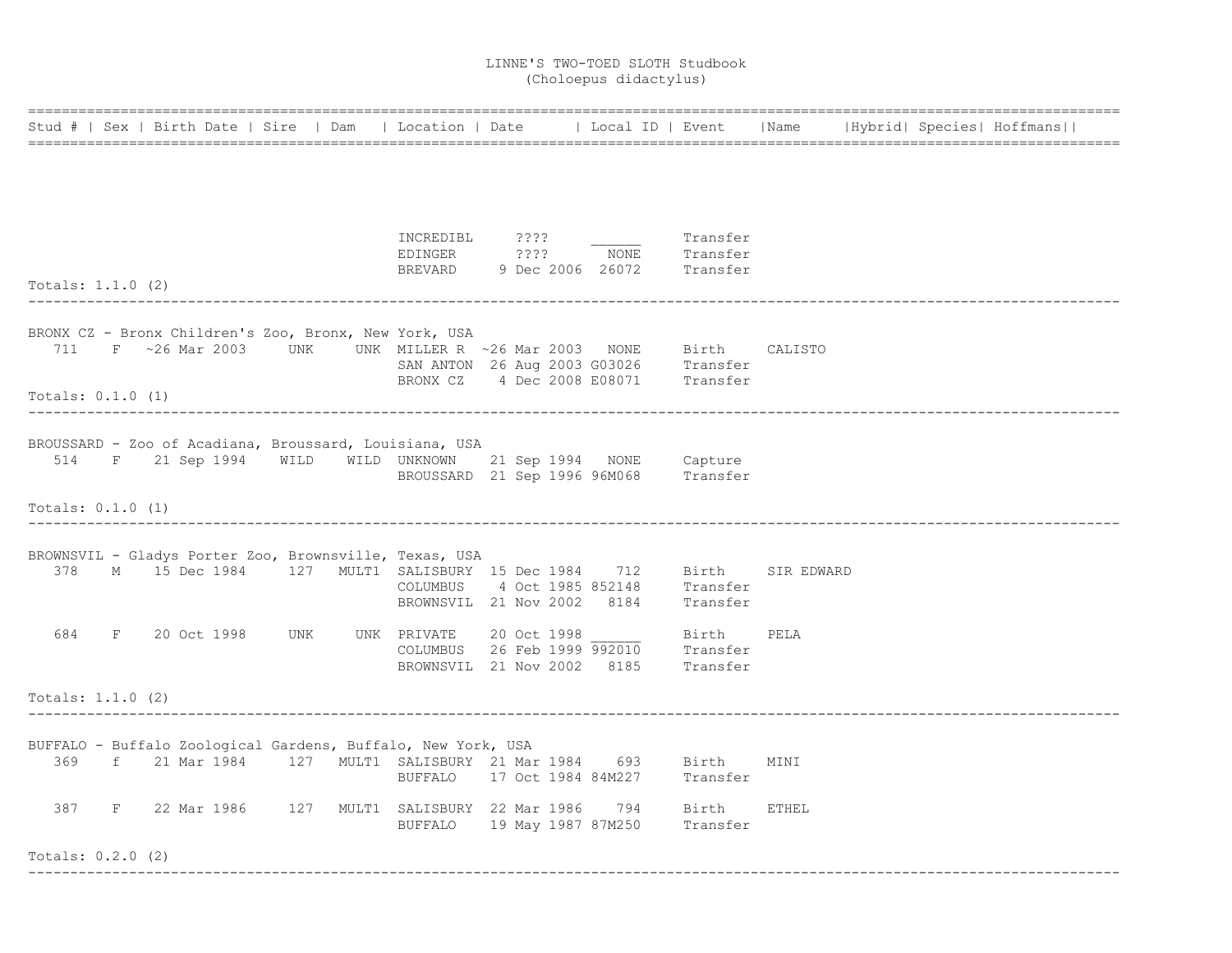LINNE'S TWO-TOED SLOTH Studbook
(Choloepus didactylus)

| Stud # | Sex | Birth Date | Sire | Dam | Location | Date | Local ID | Event | Name | Hybrid | Species | Hoffmans |
|---|---|---|---|---|---|---|---|---|---|---|---|---|
| | | | | | INCREDIBL | ???? | ______ | Transfer | | | | |
| | | | | | EDINGER | ???? | NONE | Transfer | | | | |
| | | | | | BREVARD | 9 Dec 2006 | 26072 | Transfer | | | | |

Totals: 1.1.0 (2)

BRONX CZ - Bronx Children's Zoo, Bronx, New York, USA

| Stud # | Sex | Birth Date | Sire | Dam | Location | Date | Local ID | Event | Name | Hybrid | Species | Hoffmans |
|---|---|---|---|---|---|---|---|---|---|---|---|---|
| 711 | F | ~26 Mar 2003 | UNK | UNK | MILLER R | ~26 Mar 2003 | NONE | Birth | CALISTO | | | |
| | | | | | SAN ANTON | 26 Aug 2003 | G03026 | Transfer | | | | |
| | | | | | BRONX CZ | 4 Dec 2008 | E08071 | Transfer | | | | |

Totals: 0.1.0 (1)

BROUSSARD - Zoo of Acadiana, Broussard, Louisiana, USA

| Stud # | Sex | Birth Date | Sire | Dam | Location | Date | Local ID | Event | Name | Hybrid | Species | Hoffmans |
|---|---|---|---|---|---|---|---|---|---|---|---|---|
| 514 | F | 21 Sep 1994 | WILD | WILD | UNKNOWN | 21 Sep 1994 | NONE | Capture | | | | |
| | | | | | BROUSSARD | 21 Sep 1996 | 96M068 | Transfer | | | | |

Totals: 0.1.0 (1)

BROWNSVIL - Gladys Porter Zoo, Brownsville, Texas, USA

| Stud # | Sex | Birth Date | Sire | Dam | Location | Date | Local ID | Event | Name | Hybrid | Species | Hoffmans |
|---|---|---|---|---|---|---|---|---|---|---|---|---|
| 378 | M | 15 Dec 1984 | 127 | MULT1 | SALISBURY | 15 Dec 1984 | 712 | Birth | SIR EDWARD | | | |
| | | | | | COLUMBUS | 4 Oct 1985 | 852148 | Transfer | | | | |
| | | | | | BROWNSVIL | 21 Nov 2002 | 8184 | Transfer | | | | |
| 684 | F | 20 Oct 1998 | UNK | UNK | PRIVATE | 20 Oct 1998 | ______ | Birth | PELA | | | |
| | | | | | COLUMBUS | 26 Feb 1999 | 992010 | Transfer | | | | |
| | | | | | BROWNSVIL | 21 Nov 2002 | 8185 | Transfer | | | | |

Totals: 1.1.0 (2)

BUFFALO - Buffalo Zoological Gardens, Buffalo, New York, USA

| Stud # | Sex | Birth Date | Sire | Dam | Location | Date | Local ID | Event | Name | Hybrid | Species | Hoffmans |
|---|---|---|---|---|---|---|---|---|---|---|---|---|
| 369 | f | 21 Mar 1984 | 127 | MULT1 | SALISBURY | 21 Mar 1984 | 693 | Birth | MINI | | | |
| | | | | | BUFFALO | 17 Oct 1984 | 84M227 | Transfer | | | | |
| 387 | F | 22 Mar 1986 | 127 | MULT1 | SALISBURY | 22 Mar 1986 | 794 | Birth | ETHEL | | | |
| | | | | | BUFFALO | 19 May 1987 | 87M250 | Transfer | | | | |

Totals: 0.2.0 (2)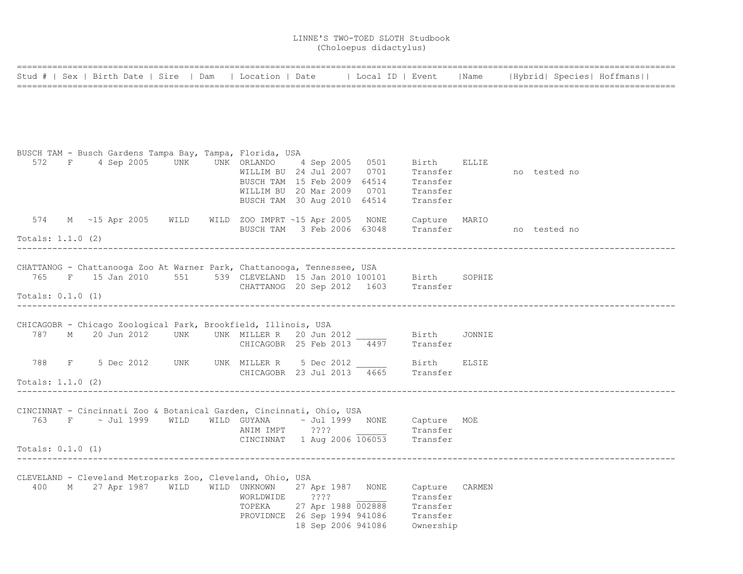LINNE'S TWO-TOED SLOTH Studbook
(Choloepus didactylus)

| Stud # | Sex | Birth Date | Sire | Dam | Location | Date | Local ID | Event | Name | Hybrid | Species | Hoffmans |
|---|---|---|---|---|---|---|---|---|---|---|---|---|

**BUSCH TAM - Busch Gardens Tampa Bay, Tampa, Florida, USA**

| Stud # | Sex | Birth Date | Sire | Dam | Location | Date | Local ID | Event | Name | Hybrid | Species | Hoffmans |
|---|---|---|---|---|---|---|---|---|---|---|---|---|
| 572 | F | 4 Sep 2005 | UNK | UNK | ORLANDO | 4 Sep 2005 | 0501 | Birth | ELLIE | | | |
| | | | | | WILLIM BU | 24 Jul 2007 | 0701 | Transfer | | no | tested | no |
| | | | | | BUSCH TAM | 15 Feb 2009 | 64514 | Transfer | | | | |
| | | | | | WILLIM BU | 20 Mar 2009 | 0701 | Transfer | | | | |
| | | | | | BUSCH TAM | 30 Aug 2010 | 64514 | Transfer | | | | |
| 574 | M | ~15 Apr 2005 | WILD | WILD | ZOO IMPRT | ~15 Apr 2005 | NONE | Capture | MARIO | | | |
| | | | | | BUSCH TAM | 3 Feb 2006 | 63048 | Transfer | | no | tested | no |

Totals: 1.1.0 (2)

---

**CHATTANOG - Chattanooga Zoo At Warner Park, Chattanooga, Tennessee, USA**

| Stud # | Sex | Birth Date | Sire | Dam | Location | Date | Local ID | Event | Name | Hybrid | Species | Hoffmans |
|---|---|---|---|---|---|---|---|---|---|---|---|---|
| 765 | F | 15 Jan 2010 | 551 | 539 | CLEVELAND | 15 Jan 2010 | 100101 | Birth | SOPHIE | | | |
| | | | | | CHATTANOG | 20 Sep 2012 | 1603 | Transfer | | | | |

Totals: 0.1.0 (1)

---

**CHICAGOBR - Chicago Zoological Park, Brookfield, Illinois, USA**

| Stud # | Sex | Birth Date | Sire | Dam | Location | Date | Local ID | Event | Name | Hybrid | Species | Hoffmans |
|---|---|---|---|---|---|---|---|---|---|---|---|---|
| 787 | M | 20 Jun 2012 | UNK | UNK | MILLER R | 20 Jun 2012 | ______ | Birth | JONNIE | | | |
| | | | | | CHICAGOBR | 25 Feb 2013 | 4497 | Transfer | | | | |
| 788 | F | 5 Dec 2012 | UNK | UNK | MILLER R | 5 Dec 2012 | ______ | Birth | ELSIE | | | |
| | | | | | CHICAGOBR | 23 Jul 2013 | 4665 | Transfer | | | | |

Totals: 1.1.0 (2)

---

**CINCINNAT - Cincinnati Zoo & Botanical Garden, Cincinnati, Ohio, USA**

| Stud # | Sex | Birth Date | Sire | Dam | Location | Date | Local ID | Event | Name | Hybrid | Species | Hoffmans |
|---|---|---|---|---|---|---|---|---|---|---|---|---|
| 763 | F | ~ Jul 1999 | WILD | WILD | GUYANA | ~ Jul 1999 | NONE | Capture | MOE | | | |
| | | | | | ANIM IMPT | ???? | ______ | Transfer | | | | |
| | | | | | CINCINNAT | 1 Aug 2006 | 106053 | Transfer | | | | |

Totals: 0.1.0 (1)

---

**CLEVELAND - Cleveland Metroparks Zoo, Cleveland, Ohio, USA**

| Stud # | Sex | Birth Date | Sire | Dam | Location | Date | Local ID | Event | Name | Hybrid | Species | Hoffmans |
|---|---|---|---|---|---|---|---|---|---|---|---|---|
| 400 | M | 27 Apr 1987 | WILD | WILD | UNKNOWN | 27 Apr 1987 | NONE | Capture | CARMEN | | | |
| | | | | | WORLDWIDE | ???? | ______ | Transfer | | | | |
| | | | | | TOPEKA | 27 Apr 1988 | 002888 | Transfer | | | | |
| | | | | | PROVIDNCE | 26 Sep 1994 | 941086 | Transfer | | | | |
| | | | | | | 18 Sep 2006 | 941086 | Ownership | | | | |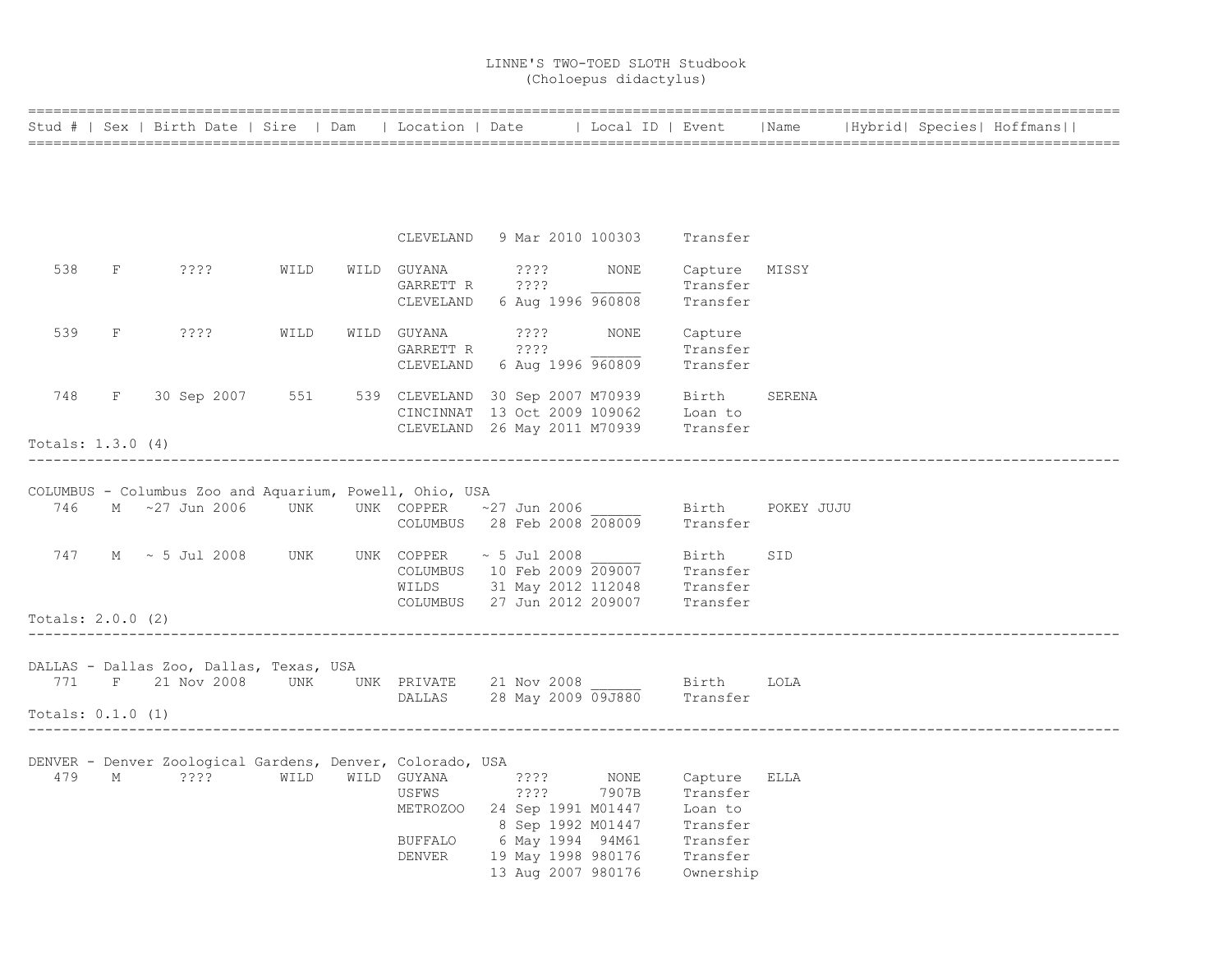# LINNE'S TWO-TOED SLOTH Studbook
(Choloepus didactylus)

| Stud # | Sex | Birth Date | Sire | Dam | Location | Date | Local ID | Event | Name | Hybrid | Species | Hoffmans |
|---|---|---|---|---|---|---|---|---|---|---|---|---|
| | | | | | CLEVELAND | 9 Mar 2010 | 100303 | Transfer | | | | |
| 538 | F | ???? | WILD | WILD | GUYANA | ???? | NONE | Capture | MISSY | | | |
| | | | | | GARRETT R | ???? | ______ | Transfer | | | | |
| | | | | | CLEVELAND | 6 Aug 1996 | 960808 | Transfer | | | | |
| 539 | F | ???? | WILD | WILD | GUYANA | ???? | NONE | Capture | | | | |
| | | | | | GARRETT R | ???? | ______ | Transfer | | | | |
| | | | | | CLEVELAND | 6 Aug 1996 | 960809 | Transfer | | | | |
| 748 | F | 30 Sep 2007 | 551 | 539 | CLEVELAND | 30 Sep 2007 | M70939 | Birth | SERENA | | | |
| | | | | | CINCINNAT | 13 Oct 2009 | 109062 | Loan to | | | | |
| | | | | | CLEVELAND | 26 May 2011 | M70939 | Transfer | | | | |

Totals: 1.3.0 (4)

---

COLUMBUS - Columbus Zoo and Aquarium, Powell, Ohio, USA

| Stud # | Sex | Birth Date | Sire | Dam | Location | Date | Local ID | Event | Name | Hybrid | Species | Hoffmans |
|---|---|---|---|---|---|---|---|---|---|---|---|---|
| 746 | M | ~27 Jun 2006 | UNK | UNK | COPPER | ~27 Jun 2006 | ______ | Birth | POKEY JUJU | | | |
| | | | | | COLUMBUS | 28 Feb 2008 | 208009 | Transfer | | | | |
| 747 | M | ~ 5 Jul 2008 | UNK | UNK | COPPER | ~ 5 Jul 2008 | ______ | Birth | SID | | | |
| | | | | | COLUMBUS | 10 Feb 2009 | 209007 | Transfer | | | | |
| | | | | | WILDS | 31 May 2012 | 112048 | Transfer | | | | |
| | | | | | COLUMBUS | 27 Jun 2012 | 209007 | Transfer | | | | |

Totals: 2.0.0 (2)

---

DALLAS - Dallas Zoo, Dallas, Texas, USA

| Stud # | Sex | Birth Date | Sire | Dam | Location | Date | Local ID | Event | Name | Hybrid | Species | Hoffmans |
|---|---|---|---|---|---|---|---|---|---|---|---|---|
| 771 | F | 21 Nov 2008 | UNK | UNK | PRIVATE | 21 Nov 2008 | ______ | Birth | LOLA | | | |
| | | | | | DALLAS | 28 May 2009 | 09J880 | Transfer | | | | |

Totals: 0.1.0 (1)

---

DENVER - Denver Zoological Gardens, Denver, Colorado, USA

| Stud # | Sex | Birth Date | Sire | Dam | Location | Date | Local ID | Event | Name | Hybrid | Species | Hoffmans |
|---|---|---|---|---|---|---|---|---|---|---|---|---|
| 479 | M | ???? | WILD | WILD | GUYANA | ???? | NONE | Capture | ELLA | | | |
| | | | | | USFWS | ???? | 7907B | Transfer | | | | |
| | | | | | METROZOO | 24 Sep 1991 | M01447 | Loan to | | | | |
| | | | | | | 8 Sep 1992 | M01447 | Transfer | | | | |
| | | | | | BUFFALO | 6 May 1994 | 94M61 | Transfer | | | | |
| | | | | | DENVER | 19 May 1998 | 980176 | Transfer | | | | |
| | | | | | | 13 Aug 2007 | 980176 | Ownership | | | | |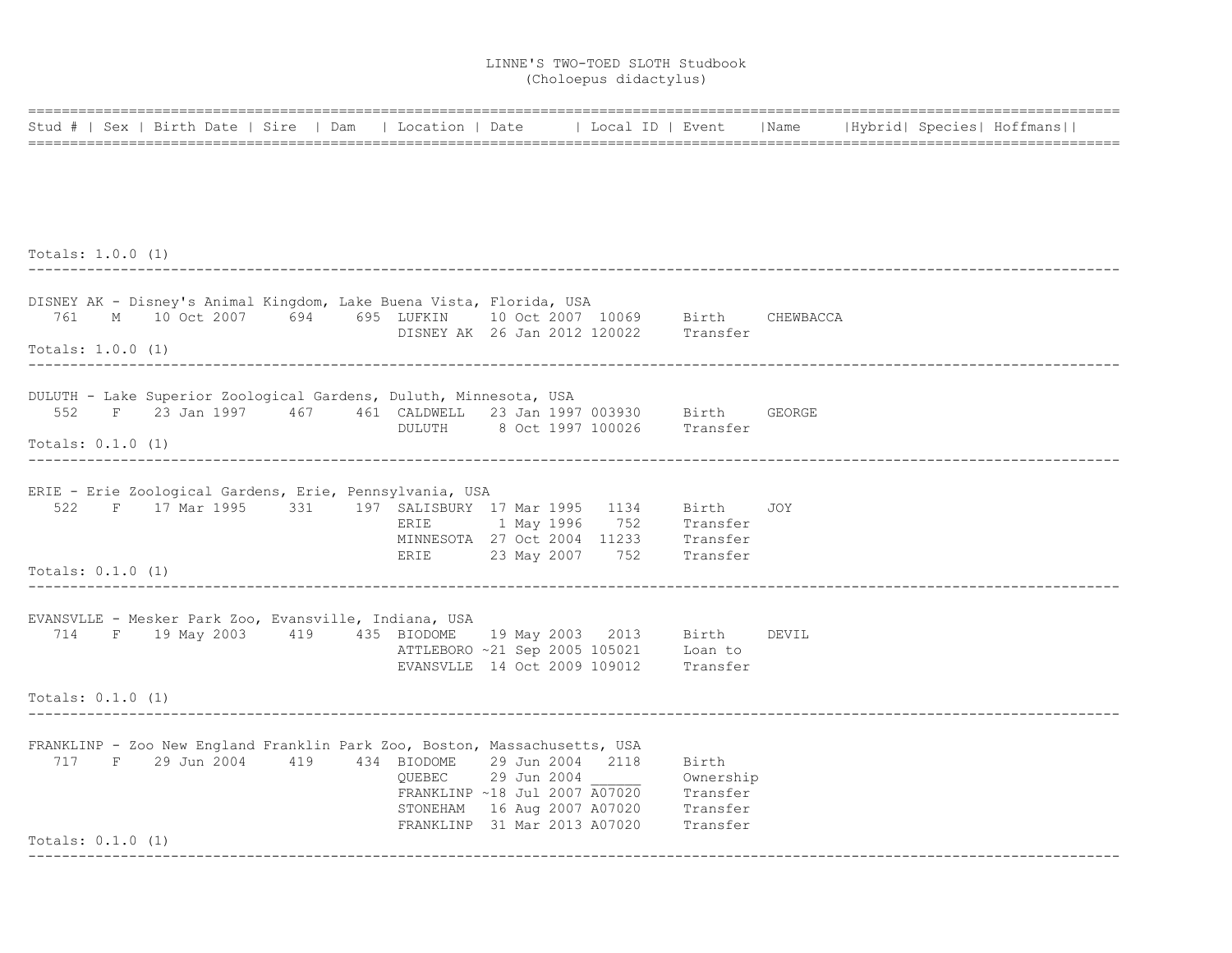LINNE'S TWO-TOED SLOTH Studbook
(Choloepus didactylus)

| Stud # | Sex | Birth Date | Sire | Dam | Location | Date | Local ID | Event | Name | Hybrid | Species | Hoffmans |
|---|---|---|---|---|---|---|---|---|---|---|---|---|

Totals: 1.0.0 (1)

---

DISNEY AK - Disney's Animal Kingdom, Lake Buena Vista, Florida, USA

| Stud # | Sex | Birth Date | Sire | Dam | Location | Date | Local ID | Event | Name | Hybrid | Species | Hoffmans |
|---|---|---|---|---|---|---|---|---|---|---|---|---|
| 761 | M | 10 Oct 2007 | 694 | 695 | LUFKIN | 10 Oct 2007 | 10069 | Birth | CHEWBACCA | | | |
| | | | | | DISNEY AK | 26 Jan 2012 | 120022 | Transfer | | | | |

Totals: 1.0.0 (1)

---

DULUTH - Lake Superior Zoological Gardens, Duluth, Minnesota, USA

| Stud # | Sex | Birth Date | Sire | Dam | Location | Date | Local ID | Event | Name | Hybrid | Species | Hoffmans |
|---|---|---|---|---|---|---|---|---|---|---|---|---|
| 552 | F | 23 Jan 1997 | 467 | 461 | CALDWELL | 23 Jan 1997 | 003930 | Birth | GEORGE | | | |
| | | | | | DULUTH | 8 Oct 1997 | 100026 | Transfer | | | | |

Totals: 0.1.0 (1)

---

ERIE - Erie Zoological Gardens, Erie, Pennsylvania, USA

| Stud # | Sex | Birth Date | Sire | Dam | Location | Date | Local ID | Event | Name | Hybrid | Species | Hoffmans |
|---|---|---|---|---|---|---|---|---|---|---|---|---|
| 522 | F | 17 Mar 1995 | 331 | 197 | SALISBURY | 17 Mar 1995 | 1134 | Birth | JOY | | | |
| | | | | | ERIE | 1 May 1996 | 752 | Transfer | | | | |
| | | | | | MINNESOTA | 27 Oct 2004 | 11233 | Transfer | | | | |
| | | | | | ERIE | 23 May 2007 | 752 | Transfer | | | | |

Totals: 0.1.0 (1)

---

EVANSVLLE - Mesker Park Zoo, Evansville, Indiana, USA

| Stud # | Sex | Birth Date | Sire | Dam | Location | Date | Local ID | Event | Name | Hybrid | Species | Hoffmans |
|---|---|---|---|---|---|---|---|---|---|---|---|---|
| 714 | F | 19 May 2003 | 419 | 435 | BIODOME | 19 May 2003 | 2013 | Birth | DEVIL | | | |
| | | | | | ATTLEBORO | ~21 Sep 2005 | 105021 | Loan to | | | | |
| | | | | | EVANSVLLE | 14 Oct 2009 | 109012 | Transfer | | | | |

Totals: 0.1.0 (1)

---

FRANKLINP - Zoo New England Franklin Park Zoo, Boston, Massachusetts, USA

| Stud # | Sex | Birth Date | Sire | Dam | Location | Date | Local ID | Event | Name | Hybrid | Species | Hoffmans |
|---|---|---|---|---|---|---|---|---|---|---|---|---|
| 717 | F | 29 Jun 2004 | 419 | 434 | BIODOME | 29 Jun 2004 | 2118 | Birth | | | | |
| | | | | | QUEBEC | 29 Jun 2004 | ______ | Ownership | | | | |
| | | | | | FRANKLINP | ~18 Jul 2007 | A07020 | Transfer | | | | |
| | | | | | STONEHAM | 16 Aug 2007 | A07020 | Transfer | | | | |
| | | | | | FRANKLINP | 31 Mar 2013 | A07020 | Transfer | | | | |

Totals: 0.1.0 (1)

---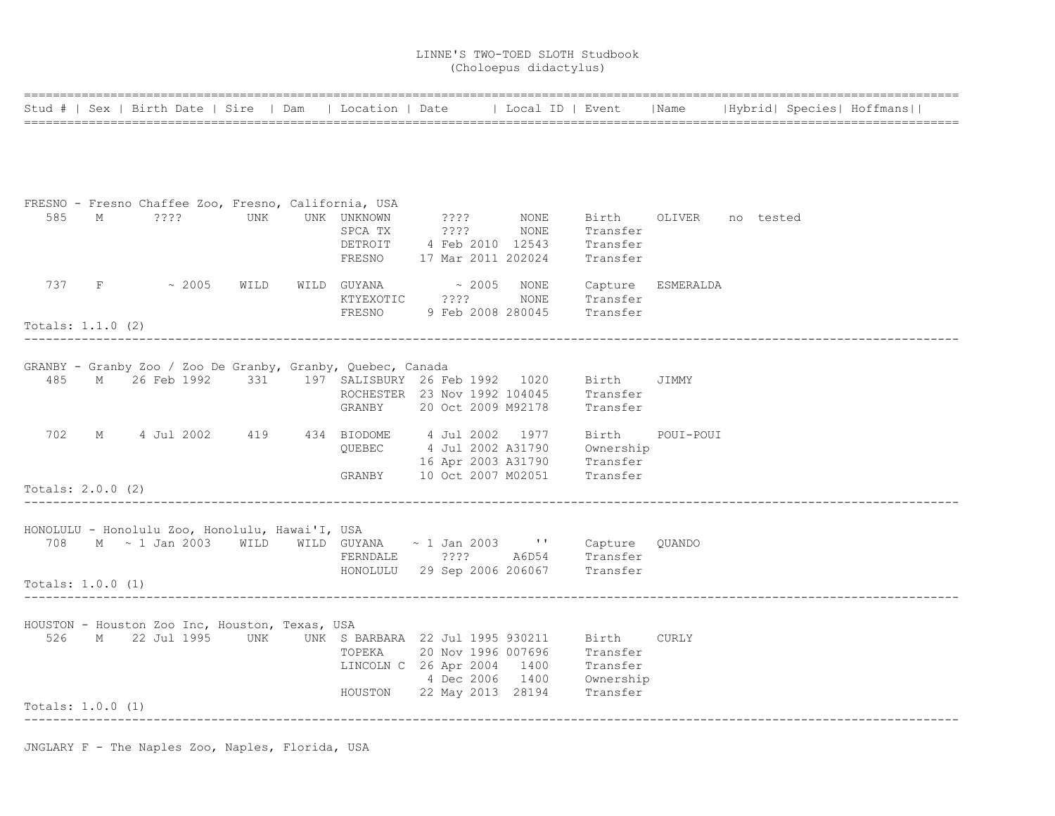LINNE'S TWO-TOED SLOTH Studbook
(Choloepus didactylus)

| Stud # | Sex | Birth Date | Sire | Dam | Location | Date | Local ID | Event | Name | Hybrid | Species | Hoffmans |
|---|---|---|---|---|---|---|---|---|---|---|---|---|

FRESNO - Fresno Chaffee Zoo, Fresno, California, USA

| Stud # | Sex | Birth Date | Sire | Dam | Location | Date | Local ID | Event | Name | Hybrid | Species | Hoffmans |
|---|---|---|---|---|---|---|---|---|---|---|---|---|
| 585 | M | ???? | UNK | UNK | UNKNOWN | ???? | NONE | Birth | OLIVER | no | tested | |
| | | | | | SPCA TX | ???? | NONE | Transfer | | | | |
| | | | | | DETROIT | 4 Feb 2010 | 12543 | Transfer | | | | |
| | | | | | FRESNO | 17 Mar 2011 | 202024 | Transfer | | | | |
| 737 | F | ~ 2005 | WILD | WILD | GUYANA | ~ 2005 | NONE | Capture | ESMERALDA | | | |
| | | | | | KTYEXOTIC | ???? | NONE | Transfer | | | | |
| | | | | | FRESNO | 9 Feb 2008 | 280045 | Transfer | | | | |

Totals: 1.1.0 (2)

GRANBY - Granby Zoo / Zoo De Granby, Granby, Quebec, Canada

| Stud # | Sex | Birth Date | Sire | Dam | Location | Date | Local ID | Event | Name | Hybrid | Species | Hoffmans |
|---|---|---|---|---|---|---|---|---|---|---|---|---|
| 485 | M | 26 Feb 1992 | 331 | 197 | SALISBURY | 26 Feb 1992 | 1020 | Birth | JIMMY | | | |
| | | | | | ROCHESTER | 23 Nov 1992 | 104045 | Transfer | | | | |
| | | | | | GRANBY | 20 Oct 2009 | M92178 | Transfer | | | | |
| 702 | M | 4 Jul 2002 | 419 | 434 | BIODOME | 4 Jul 2002 | 1977 | Birth | POUI-POUI | | | |
| | | | | | QUEBEC | 4 Jul 2002 | A31790 | Ownership | | | | |
| | | | | | | 16 Apr 2003 | A31790 | Transfer | | | | |
| | | | | | GRANBY | 10 Oct 2007 | M02051 | Transfer | | | | |

Totals: 2.0.0 (2)

HONOLULU - Honolulu Zoo, Honolulu, Hawai'I, USA

| Stud # | Sex | Birth Date | Sire | Dam | Location | Date | Local ID | Event | Name | Hybrid | Species | Hoffmans |
|---|---|---|---|---|---|---|---|---|---|---|---|---|
| 708 | M | ~ 1 Jan 2003 | WILD | WILD | GUYANA | ~ 1 Jan 2003 | '' | Capture | QUANDO | | | |
| | | | | | FERNDALE | ???? | A6D54 | Transfer | | | | |
| | | | | | HONOLULU | 29 Sep 2006 | 206067 | Transfer | | | | |

Totals: 1.0.0 (1)

HOUSTON - Houston Zoo Inc, Houston, Texas, USA

| Stud # | Sex | Birth Date | Sire | Dam | Location | Date | Local ID | Event | Name | Hybrid | Species | Hoffmans |
|---|---|---|---|---|---|---|---|---|---|---|---|---|
| 526 | M | 22 Jul 1995 | UNK | UNK | S BARBARA | 22 Jul 1995 | 930211 | Birth | CURLY | | | |
| | | | | | TOPEKA | 20 Nov 1996 | 007696 | Transfer | | | | |
| | | | | | LINCOLN C | 26 Apr 2004 | 1400 | Transfer | | | | |
| | | | | | | 4 Dec 2006 | 1400 | Ownership | | | | |
| | | | | | HOUSTON | 22 May 2013 | 28194 | Transfer | | | | |

Totals: 1.0.0 (1)

JNGLARY F - The Naples Zoo, Naples, Florida, USA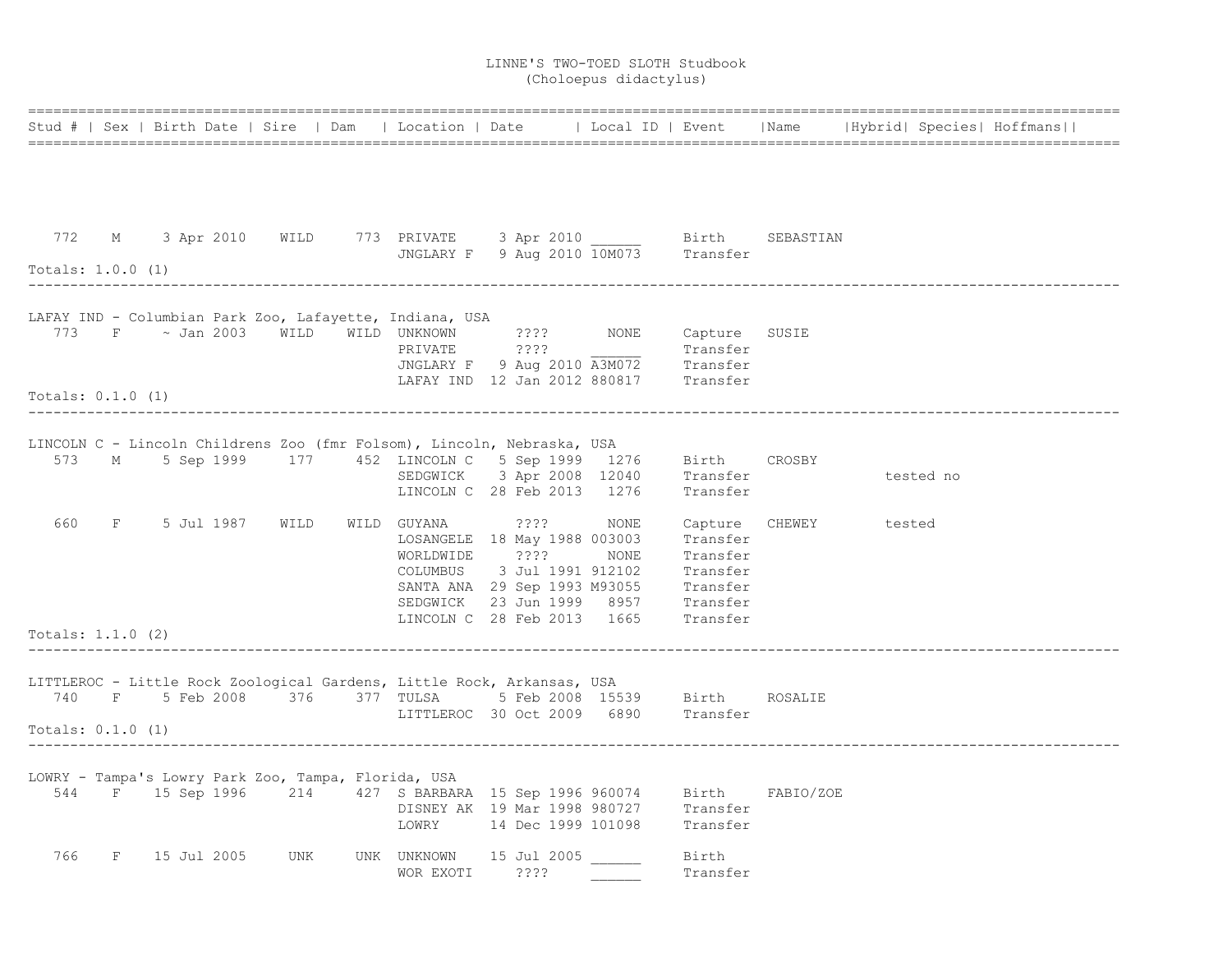# LINNE'S TWO-TOED SLOTH Studbook
(Choloepus didactylus)

| Stud # | Sex | Birth Date | Sire | Dam | Location | Date | Local ID | Event | Name | Hybrid | Species | Hoffmans |
|---|---|---|---|---|---|---|---|---|---|---|---|---|
| 772 | M | 3 Apr 2010 | WILD | 773 | PRIVATE | 3 Apr 2010 | ______ | Birth | SEBASTIAN | | | |
| | | | | | JNGLARY F | 9 Aug 2010 | 10M073 | Transfer | | | | |

Totals: 1.0.0 (1)

---

LAFAY IND - Columbian Park Zoo, Lafayette, Indiana, USA

| Stud # | Sex | Birth Date | Sire | Dam | Location | Date | Local ID | Event | Name | Hybrid | Species | Hoffmans |
|---|---|---|---|---|---|---|---|---|---|---|---|---|
| 773 | F | ~ Jan 2003 | WILD | WILD | UNKNOWN | ???? | NONE | Capture | SUSIE | | | |
| | | | | | PRIVATE | ???? | ______ | Transfer | | | | |
| | | | | | JNGLARY F | 9 Aug 2010 | A3M072 | Transfer | | | | |
| | | | | | LAFAY IND | 12 Jan 2012 | 880817 | Transfer | | | | |

Totals: 0.1.0 (1)

---

LINCOLN C - Lincoln Childrens Zoo (fmr Folsom), Lincoln, Nebraska, USA

| Stud # | Sex | Birth Date | Sire | Dam | Location | Date | Local ID | Event | Name | Hybrid | Species | Hoffmans |
|---|---|---|---|---|---|---|---|---|---|---|---|---|
| 573 | M | 5 Sep 1999 | 177 | 452 | LINCOLN C | 5 Sep 1999 | 1276 | Birth | CROSBY | | | |
| | | | | | SEDGWICK | 3 Apr 2008 | 12040 | Transfer | | | tested no | |
| | | | | | LINCOLN C | 28 Feb 2013 | 1276 | Transfer | | | | |
| 660 | F | 5 Jul 1987 | WILD | WILD | GUYANA | ???? | NONE | Capture | CHEWEY | | tested | |
| | | | | | LOSANGELE | 18 May 1988 | 003003 | Transfer | | | | |
| | | | | | WORLDWIDE | ???? | NONE | Transfer | | | | |
| | | | | | COLUMBUS | 3 Jul 1991 | 912102 | Transfer | | | | |
| | | | | | SANTA ANA | 29 Sep 1993 | M93055 | Transfer | | | | |
| | | | | | SEDGWICK | 23 Jun 1999 | 8957 | Transfer | | | | |
| | | | | | LINCOLN C | 28 Feb 2013 | 1665 | Transfer | | | | |

Totals: 1.1.0 (2)

---

LITTLEROC - Little Rock Zoological Gardens, Little Rock, Arkansas, USA

| Stud # | Sex | Birth Date | Sire | Dam | Location | Date | Local ID | Event | Name | Hybrid | Species | Hoffmans |
|---|---|---|---|---|---|---|---|---|---|---|---|---|
| 740 | F | 5 Feb 2008 | 376 | 377 | TULSA | 5 Feb 2008 | 15539 | Birth | ROSALIE | | | |
| | | | | | LITTLEROC | 30 Oct 2009 | 6890 | Transfer | | | | |

Totals: 0.1.0 (1)

---

LOWRY - Tampa's Lowry Park Zoo, Tampa, Florida, USA

| Stud # | Sex | Birth Date | Sire | Dam | Location | Date | Local ID | Event | Name | Hybrid | Species | Hoffmans |
|---|---|---|---|---|---|---|---|---|---|---|---|---|
| 544 | F | 15 Sep 1996 | 214 | 427 | S BARBARA | 15 Sep 1996 | 960074 | Birth | FABIO/ZOE | | | |
| | | | | | DISNEY AK | 19 Mar 1998 | 980727 | Transfer | | | | |
| | | | | | LOWRY | 14 Dec 1999 | 101098 | Transfer | | | | |
| 766 | F | 15 Jul 2005 | UNK | UNK | UNKNOWN | 15 Jul 2005 | ______ | Birth | | | | |
| | | | | | WOR EXOTI | ???? | ______ | Transfer | | | | |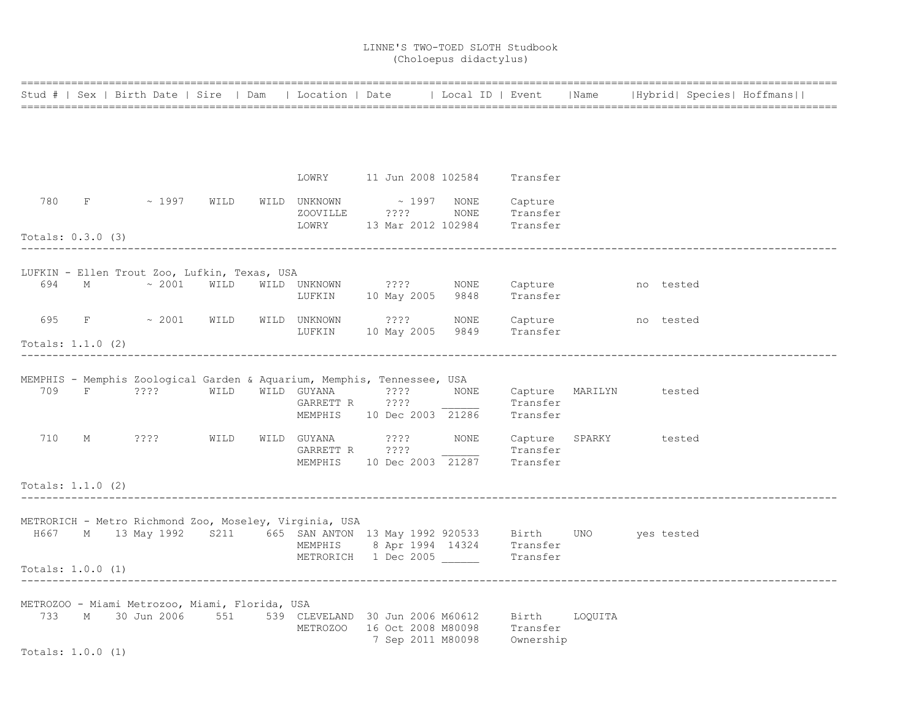# LINNE'S TWO-TOED SLOTH Studbook
(Choloepus didactylus)

| Stud # | Sex | Birth Date | Sire | Dam | Location | Date | Local ID | Event | Name | Hybrid | Species | Hoffmans |
|---|---|---|---|---|---|---|---|---|---|---|---|---|
| | | | | | LOWRY | 11 Jun 2008 | 102584 | Transfer | | | | |
| 780 | F | ~ 1997 | WILD | WILD | UNKNOWN | ~ 1997 | NONE | Capture | | | | |
| | | | | | ZOOVILLE | ???? | NONE | Transfer | | | | |
| | | | | | LOWRY | 13 Mar 2012 | 102984 | Transfer | | | | |

Totals: 0.3.0 (3)

---

LUFKIN - Ellen Trout Zoo, Lufkin, Texas, USA

| Stud # | Sex | Birth Date | Sire | Dam | Location | Date | Local ID | Event | Name | Hybrid | Species | Hoffmans |
|---|---|---|---|---|---|---|---|---|---|---|---|---|
| 694 | M | ~ 2001 | WILD | WILD | UNKNOWN | ???? | NONE | Capture | | no | tested | |
| | | | | | LUFKIN | 10 May 2005 | 9848 | Transfer | | | | |
| 695 | F | ~ 2001 | WILD | WILD | UNKNOWN | ???? | NONE | Capture | | no | tested | |
| | | | | | LUFKIN | 10 May 2005 | 9849 | Transfer | | | | |

Totals: 1.1.0 (2)

---

MEMPHIS - Memphis Zoological Garden & Aquarium, Memphis, Tennessee, USA

| Stud # | Sex | Birth Date | Sire | Dam | Location | Date | Local ID | Event | Name | Hybrid | Species | Hoffmans |
|---|---|---|---|---|---|---|---|---|---|---|---|---|
| 709 | F | ???? | WILD | WILD | GUYANA | ???? | NONE | Capture | MARILYN | | tested | |
| | | | | | GARRETT R | ???? | ______ | Transfer | | | | |
| | | | | | MEMPHIS | 10 Dec 2003 | 21286 | Transfer | | | | |
| 710 | M | ???? | WILD | WILD | GUYANA | ???? | NONE | Capture | SPARKY | | tested | |
| | | | | | GARRETT R | ???? | ______ | Transfer | | | | |
| | | | | | MEMPHIS | 10 Dec 2003 | 21287 | Transfer | | | | |

Totals: 1.1.0 (2)

---

METRORICH - Metro Richmond Zoo, Moseley, Virginia, USA

| Stud # | Sex | Birth Date | Sire | Dam | Location | Date | Local ID | Event | Name | Hybrid | Species | Hoffmans |
|---|---|---|---|---|---|---|---|---|---|---|---|---|
| H667 | M | 13 May 1992 | S211 | 665 | SAN ANTON | 13 May 1992 | 920533 | Birth | UNO | yes | tested | |
| | | | | | MEMPHIS | 8 Apr 1994 | 14324 | Transfer | | | | |
| | | | | | METRORICH | 1 Dec 2005 | ______ | Transfer | | | | |

Totals: 1.0.0 (1)

---

METROZOO - Miami Metrozoo, Miami, Florida, USA

| Stud # | Sex | Birth Date | Sire | Dam | Location | Date | Local ID | Event | Name | Hybrid | Species | Hoffmans |
|---|---|---|---|---|---|---|---|---|---|---|---|---|
| 733 | M | 30 Jun 2006 | 551 | 539 | CLEVELAND | 30 Jun 2006 | M60612 | Birth | LOQUITA | | | |
| | | | | | METROZOO | 16 Oct 2008 | M80098 | Transfer | | | | |
| | | | | | | 7 Sep 2011 | M80098 | Ownership | | | | |

Totals: 1.0.0 (1)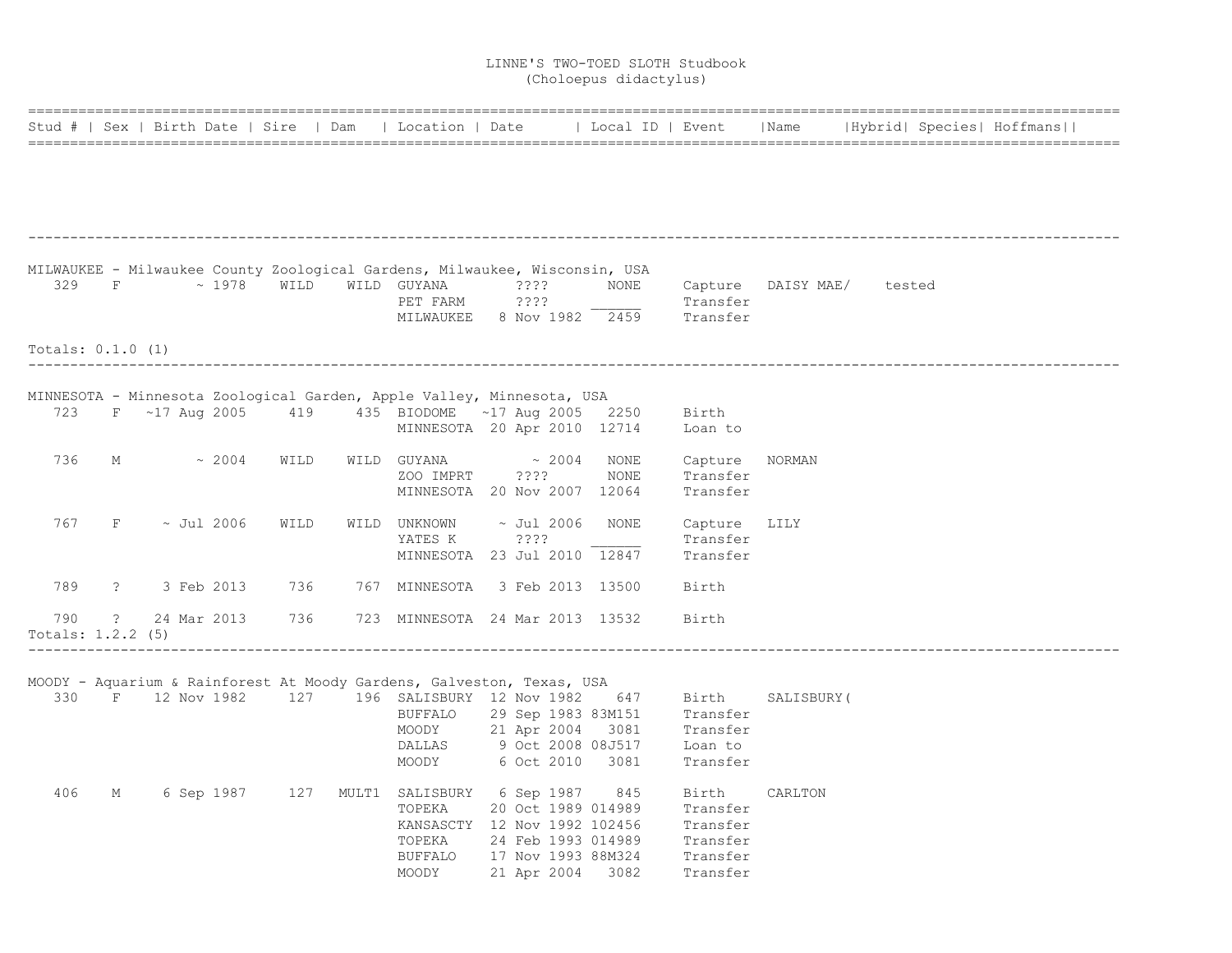# LINNE'S TWO-TOED SLOTH Studbook
(Choloepus didactylus)

| Stud # | Sex | Birth Date | Sire | Dam | Location | Date | Local ID | Event | Name | Hybrid | Species | Hoffmans |
|---|---|---|---|---|---|---|---|---|---|---|---|---|

MILWAUKEE - Milwaukee County Zoological Gardens, Milwaukee, Wisconsin, USA

| Stud # | Sex | Birth Date | Sire | Dam | Location | Date | Local ID | Event | Name | Hybrid | Species | Hoffmans |
|---|---|---|---|---|---|---|---|---|---|---|---|---|
| 329 | F | ~ 1978 | WILD | WILD | GUYANA | ???? | NONE | Capture | DAISY MAE/ | tested | | |
| | | | | | PET FARM | ???? | ______ | Transfer | | | | |
| | | | | | MILWAUKEE | 8 Nov 1982 | 2459 | Transfer | | | | |

Totals: 0.1.0 (1)

MINNESOTA - Minnesota Zoological Garden, Apple Valley, Minnesota, USA

| Stud # | Sex | Birth Date | Sire | Dam | Location | Date | Local ID | Event | Name | Hybrid | Species | Hoffmans |
|---|---|---|---|---|---|---|---|---|---|---|---|---|
| 723 | F | ~17 Aug 2005 | 419 | 435 | BIODOME | ~17 Aug 2005 | 2250 | Birth | | | | |
| | | | | | MINNESOTA | 20 Apr 2010 | 12714 | Loan to | | | | |
| 736 | M | ~ 2004 | WILD | WILD | GUYANA | ~ 2004 | NONE | Capture | NORMAN | | | |
| | | | | | ZOO IMPRT | ???? | NONE | Transfer | | | | |
| | | | | | MINNESOTA | 20 Nov 2007 | 12064 | Transfer | | | | |
| 767 | F | ~ Jul 2006 | WILD | WILD | UNKNOWN | ~ Jul 2006 | NONE | Capture | LILY | | | |
| | | | | | YATES K | ???? | ______ | Transfer | | | | |
| | | | | | MINNESOTA | 23 Jul 2010 | 12847 | Transfer | | | | |
| 789 | ? | 3 Feb 2013 | 736 | 767 | MINNESOTA | 3 Feb 2013 | 13500 | Birth | | | | |
| 790 | ? | 24 Mar 2013 | 736 | 723 | MINNESOTA | 24 Mar 2013 | 13532 | Birth | | | | |

Totals: 1.2.2 (5)

MOODY - Aquarium & Rainforest At Moody Gardens, Galveston, Texas, USA

| Stud # | Sex | Birth Date | Sire | Dam | Location | Date | Local ID | Event | Name | Hybrid | Species | Hoffmans |
|---|---|---|---|---|---|---|---|---|---|---|---|---|
| 330 | F | 12 Nov 1982 | 127 | 196 | SALISBURY | 12 Nov 1982 | 647 | Birth | SALISBURY( | | | |
| | | | | | BUFFALO | 29 Sep 1983 | 83M151 | Transfer | | | | |
| | | | | | MOODY | 21 Apr 2004 | 3081 | Transfer | | | | |
| | | | | | DALLAS | 9 Oct 2008 | 08J517 | Loan to | | | | |
| | | | | | MOODY | 6 Oct 2010 | 3081 | Transfer | | | | |
| 406 | M | 6 Sep 1987 | 127 | MULT1 | SALISBURY | 6 Sep 1987 | 845 | Birth | CARLTON | | | |
| | | | | | TOPEKA | 20 Oct 1989 | 014989 | Transfer | | | | |
| | | | | | KANSASCTY | 12 Nov 1992 | 102456 | Transfer | | | | |
| | | | | | TOPEKA | 24 Feb 1993 | 014989 | Transfer | | | | |
| | | | | | BUFFALO | 17 Nov 1993 | 88M324 | Transfer | | | | |
| | | | | | MOODY | 21 Apr 2004 | 3082 | Transfer | | | | |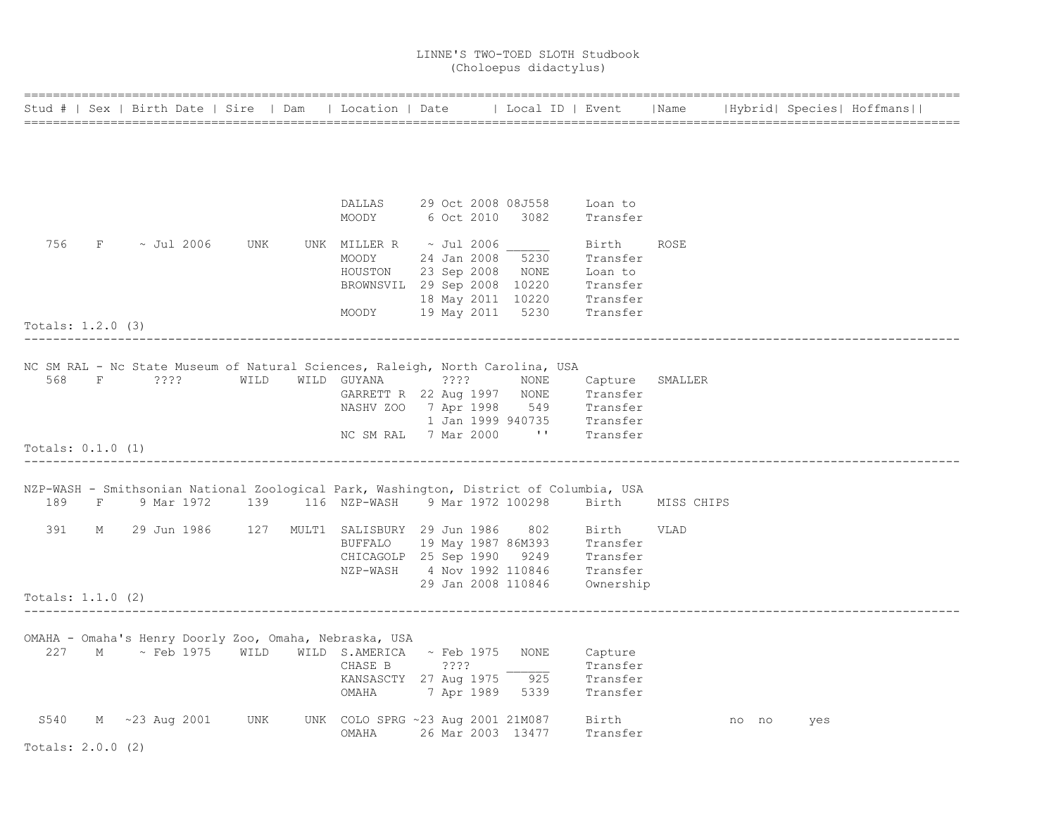# LINNE'S TWO-TOED SLOTH Studbook
## (Choloepus didactylus)

| Stud # | Sex | Birth Date | Sire | Dam | Location | Date | Local ID | Event | Name | Hybrid | Species | Hoffmans |
|---|---|---|---|---|---|---|---|---|---|---|---|---|
| | | | | | DALLAS | 29 Oct 2008 | 08J558 | Loan to | | | | |
| | | | | | MOODY | 6 Oct 2010 | 3082 | Transfer | | | | |
| 756 | F | ~ Jul 2006 | UNK | UNK | MILLER R | ~ Jul 2006 | ______ | Birth | ROSE | | | |
| | | | | | MOODY | 24 Jan 2008 | 5230 | Transfer | | | | |
| | | | | | HOUSTON | 23 Sep 2008 | NONE | Loan to | | | | |
| | | | | | BROWNSVIL | 29 Sep 2008 | 10220 | Transfer | | | | |
| | | | | | | 18 May 2011 | 10220 | Transfer | | | | |
| | | | | | MOODY | 19 May 2011 | 5230 | Transfer | | | | |

Totals: 1.2.0 (3)

---

NC SM RAL - Nc State Museum of Natural Sciences, Raleigh, North Carolina, USA

| Stud # | Sex | Birth Date | Sire | Dam | Location | Date | Local ID | Event | Name | Hybrid | Species | Hoffmans |
|---|---|---|---|---|---|---|---|---|---|---|---|---|
| 568 | F | ???? | WILD | WILD | GUYANA | ???? | NONE | Capture | SMALLER | | | |
| | | | | | GARRETT R | 22 Aug 1997 | NONE | Transfer | | | | |
| | | | | | NASHV ZOO | 7 Apr 1998 | 549 | Transfer | | | | |
| | | | | | | 1 Jan 1999 | 940735 | Transfer | | | | |
| | | | | | NC SM RAL | 7 Mar 2000 | '' | Transfer | | | | |

Totals: 0.1.0 (1)

---

NZP-WASH - Smithsonian National Zoological Park, Washington, District of Columbia, USA

| Stud # | Sex | Birth Date | Sire | Dam | Location | Date | Local ID | Event | Name | Hybrid | Species | Hoffmans |
|---|---|---|---|---|---|---|---|---|---|---|---|---|
| 189 | F | 9 Mar 1972 | 139 | 116 | NZP-WASH | 9 Mar 1972 | 100298 | Birth | MISS CHIPS | | | |
| 391 | M | 29 Jun 1986 | 127 | MULT1 | SALISBURY | 29 Jun 1986 | 802 | Birth | VLAD | | | |
| | | | | | BUFFALO | 19 May 1987 | 86M393 | Transfer | | | | |
| | | | | | CHICAGOLP | 25 Sep 1990 | 9249 | Transfer | | | | |
| | | | | | NZP-WASH | 4 Nov 1992 | 110846 | Transfer | | | | |
| | | | | | | 29 Jan 2008 | 110846 | Ownership | | | | |

Totals: 1.1.0 (2)

---

OMAHA - Omaha's Henry Doorly Zoo, Omaha, Nebraska, USA

| Stud # | Sex | Birth Date | Sire | Dam | Location | Date | Local ID | Event | Name | Hybrid | Species | Hoffmans |
|---|---|---|---|---|---|---|---|---|---|---|---|---|
| 227 | M | ~ Feb 1975 | WILD | WILD | S.AMERICA | ~ Feb 1975 | NONE | Capture | | | | |
| | | | | | CHASE B | ???? | ______ | Transfer | | | | |
| | | | | | KANSASCTY | 27 Aug 1975 | 925 | Transfer | | | | |
| | | | | | OMAHA | 7 Apr 1989 | 5339 | Transfer | | | | |
| S540 | M | ~23 Aug 2001 | UNK | UNK | COLO SPRG | ~23 Aug 2001 | 21M087 | Birth | | no | no | yes |
| | | | | | OMAHA | 26 Mar 2003 | 13477 | Transfer | | | | |

Totals: 2.0.0 (2)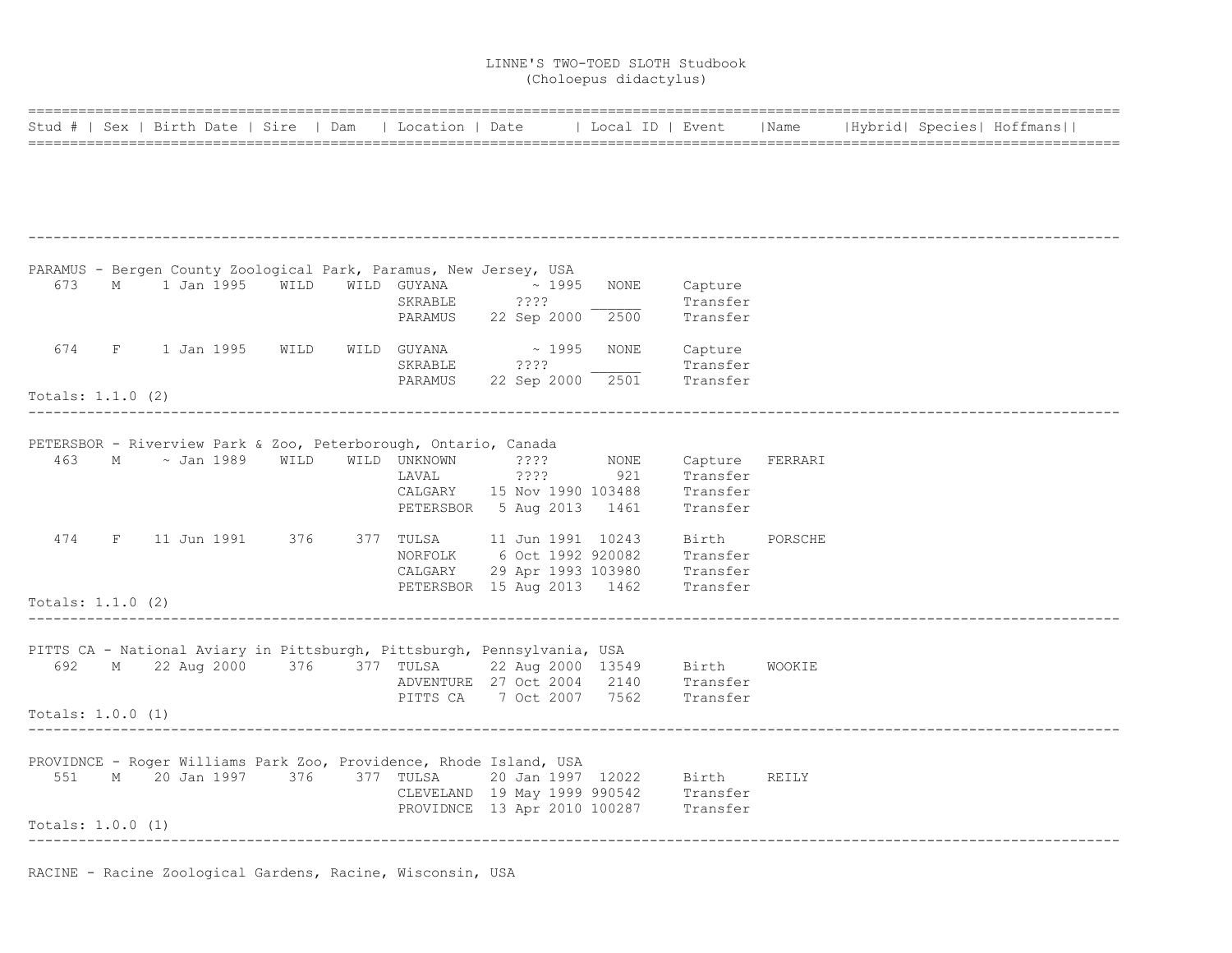LINNE'S TWO-TOED SLOTH Studbook
(Choloepus didactylus)

| Stud # | Sex | Birth Date | Sire | Dam | Location | Date | Local ID | Event | Name | Hybrid | Species | Hoffmans |
|---|---|---|---|---|---|---|---|---|---|---|---|---|
| **PARAMUS - Bergen County Zoological Park, Paramus, New Jersey, USA** | | | | | | | | | | | | |
| 673 | M | 1 Jan 1995 | WILD | WILD | GUYANA | ~ 1995 | NONE | Capture | | | | |
| | | | | | SKRABLE | ???? | ______ | Transfer | | | | |
| | | | | | PARAMUS | 22 Sep 2000 | 2500 | Transfer | | | | |
| 674 | F | 1 Jan 1995 | WILD | WILD | GUYANA | ~ 1995 | NONE | Capture | | | | |
| | | | | | SKRABLE | ???? | ______ | Transfer | | | | |
| | | | | | PARAMUS | 22 Sep 2000 | 2501 | Transfer | | | | |
| Totals: 1.1.0 (2) | | | | | | | | | | | | |
| **PETERSBOR - Riverview Park & Zoo, Peterborough, Ontario, Canada** | | | | | | | | | | | | |
| 463 | M | ~ Jan 1989 | WILD | WILD | UNKNOWN | ???? | NONE | Capture | FERRARI | | | |
| | | | | | LAVAL | ???? | 921 | Transfer | | | | |
| | | | | | CALGARY | 15 Nov 1990 | 103488 | Transfer | | | | |
| | | | | | PETERSBOR | 5 Aug 2013 | 1461 | Transfer | | | | |
| 474 | F | 11 Jun 1991 | 376 | 377 | TULSA | 11 Jun 1991 | 10243 | Birth | PORSCHE | | | |
| | | | | | NORFOLK | 6 Oct 1992 | 920082 | Transfer | | | | |
| | | | | | CALGARY | 29 Apr 1993 | 103980 | Transfer | | | | |
| | | | | | PETERSBOR | 15 Aug 2013 | 1462 | Transfer | | | | |
| Totals: 1.1.0 (2) | | | | | | | | | | | | |
| **PITTS CA - National Aviary in Pittsburgh, Pittsburgh, Pennsylvania, USA** | | | | | | | | | | | | |
| 692 | M | 22 Aug 2000 | 376 | 377 | TULSA | 22 Aug 2000 | 13549 | Birth | WOOKIE | | | |
| | | | | | ADVENTURE | 27 Oct 2004 | 2140 | Transfer | | | | |
| | | | | | PITTS CA | 7 Oct 2007 | 7562 | Transfer | | | | |
| Totals: 1.0.0 (1) | | | | | | | | | | | | |
| **PROVIDNCE - Roger Williams Park Zoo, Providence, Rhode Island, USA** | | | | | | | | | | | | |
| 551 | M | 20 Jan 1997 | 376 | 377 | TULSA | 20 Jan 1997 | 12022 | Birth | REILY | | | |
| | | | | | CLEVELAND | 19 May 1999 | 990542 | Transfer | | | | |
| | | | | | PROVIDNCE | 13 Apr 2010 | 100287 | Transfer | | | | |
| Totals: 1.0.0 (1) | | | | | | | | | | | | |

RACINE - Racine Zoological Gardens, Racine, Wisconsin, USA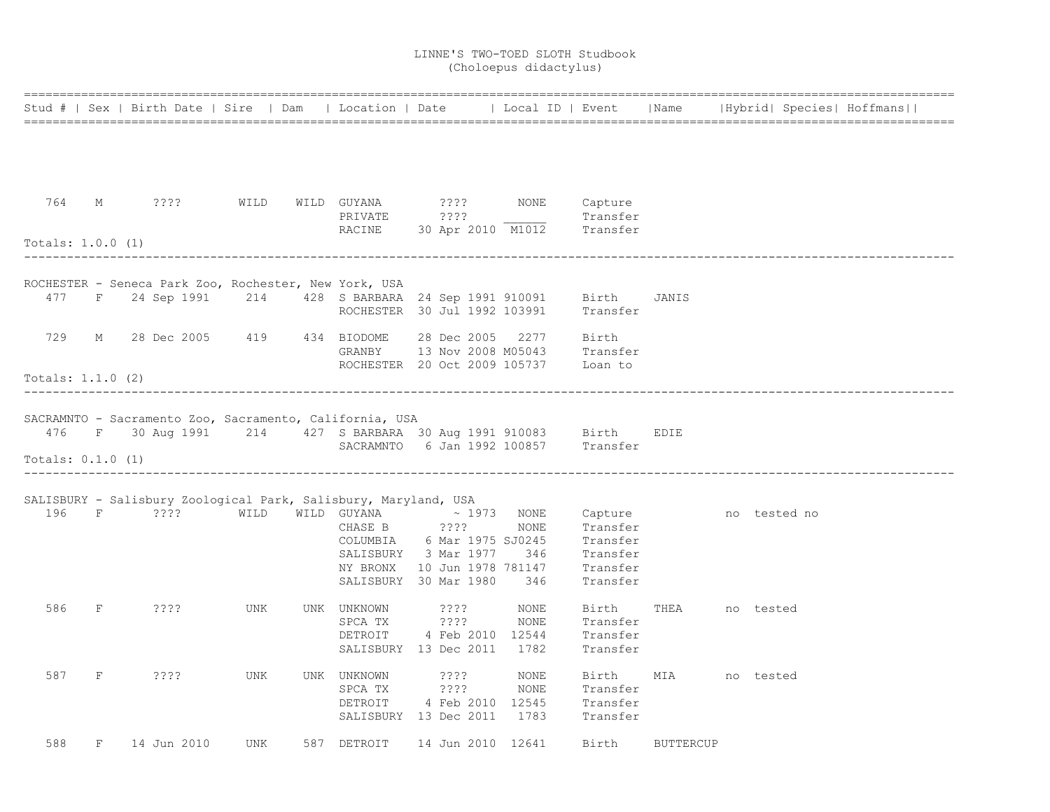# LINNE'S TWO-TOED SLOTH Studbook
(Choloepus didactylus)

| Stud # | Sex | Birth Date | Sire | Dam | Location | Date | Local ID | Event | Name | Hybrid | Species | Hoffmans |
|---|---|---|---|---|---|---|---|---|---|---|---|---|
| 764 | M | ???? | WILD | WILD | GUYANA | ???? | NONE | Capture | | | | |
| | | | | | PRIVATE | ???? | ______ | Transfer | | | | |
| | | | | | RACINE | 30 Apr 2010 | M1012 | Transfer | | | | |

Totals: 1.0.0 (1)

---

ROCHESTER - Seneca Park Zoo, Rochester, New York, USA

| Stud # | Sex | Birth Date | Sire | Dam | Location | Date | Local ID | Event | Name | Hybrid | Species | Hoffmans |
|---|---|---|---|---|---|---|---|---|---|---|---|---|
| 477 | F | 24 Sep 1991 | 214 | 428 | S BARBARA | 24 Sep 1991 | 910091 | Birth | JANIS | | | |
| | | | | | ROCHESTER | 30 Jul 1992 | 103991 | Transfer | | | | |
| 729 | M | 28 Dec 2005 | 419 | 434 | BIODOME | 28 Dec 2005 | 2277 | Birth | | | | |
| | | | | | GRANBY | 13 Nov 2008 | M05043 | Transfer | | | | |
| | | | | | ROCHESTER | 20 Oct 2009 | 105737 | Loan to | | | | |

Totals: 1.1.0 (2)

---

SACRAMNTO - Sacramento Zoo, Sacramento, California, USA

| Stud # | Sex | Birth Date | Sire | Dam | Location | Date | Local ID | Event | Name | Hybrid | Species | Hoffmans |
|---|---|---|---|---|---|---|---|---|---|---|---|---|
| 476 | F | 30 Aug 1991 | 214 | 427 | S BARBARA | 30 Aug 1991 | 910083 | Birth | EDIE | | | |
| | | | | | SACRAMNTO | 6 Jan 1992 | 100857 | Transfer | | | | |

Totals: 0.1.0 (1)

---

SALISBURY - Salisbury Zoological Park, Salisbury, Maryland, USA

| Stud # | Sex | Birth Date | Sire | Dam | Location | Date | Local ID | Event | Name | Hybrid | Species | Hoffmans |
|---|---|---|---|---|---|---|---|---|---|---|---|---|
| 196 | F | ???? | WILD | WILD | GUYANA | ~ 1973 | NONE | Capture | | no | tested | no |
| | | | | | CHASE B | ???? | NONE | Transfer | | | | |
| | | | | | COLUMBIA | 6 Mar 1975 | SJ0245 | Transfer | | | | |
| | | | | | SALISBURY | 3 Mar 1977 | 346 | Transfer | | | | |
| | | | | | NY BRONX | 10 Jun 1978 | 781147 | Transfer | | | | |
| | | | | | SALISBURY | 30 Mar 1980 | 346 | Transfer | | | | |
| 586 | F | ???? | UNK | UNK | UNKNOWN | ???? | NONE | Birth | THEA | no | tested | |
| | | | | | SPCA TX | ???? | NONE | Transfer | | | | |
| | | | | | DETROIT | 4 Feb 2010 | 12544 | Transfer | | | | |
| | | | | | SALISBURY | 13 Dec 2011 | 1782 | Transfer | | | | |
| 587 | F | ???? | UNK | UNK | UNKNOWN | ???? | NONE | Birth | MIA | no | tested | |
| | | | | | SPCA TX | ???? | NONE | Transfer | | | | |
| | | | | | DETROIT | 4 Feb 2010 | 12545 | Transfer | | | | |
| | | | | | SALISBURY | 13 Dec 2011 | 1783 | Transfer | | | | |
| 588 | F | 14 Jun 2010 | UNK | 587 | DETROIT | 14 Jun 2010 | 12641 | Birth | BUTTERCUP | | | |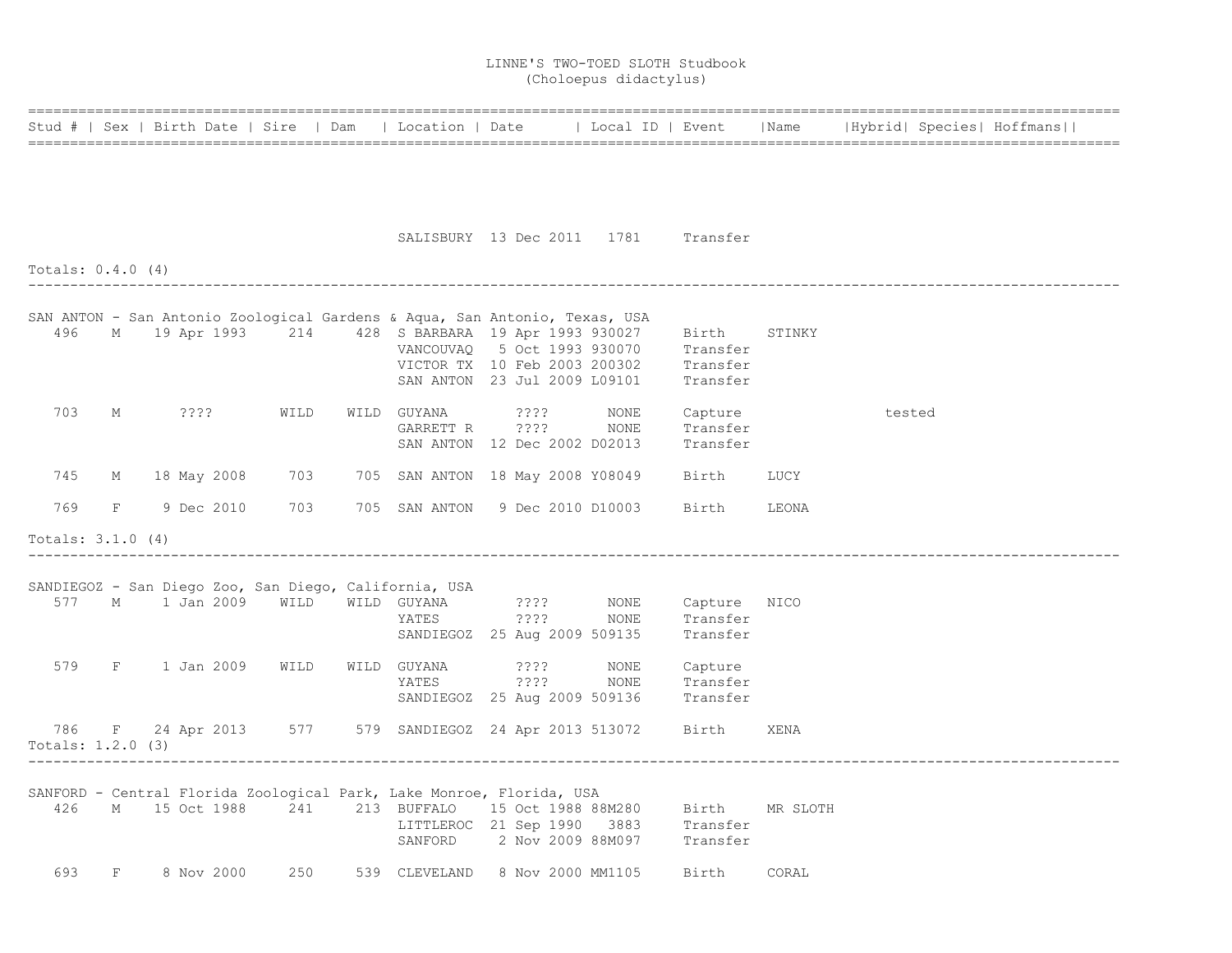# LINNE'S TWO-TOED SLOTH Studbook
## (Choloepus didactylus)

| Stud # | Sex | Birth Date | Sire | Dam | Location | Date | Local ID | Event | Name | Hybrid | Species | Hoffmans |
|---|---|---|---|---|---|---|---|---|---|---|---|---|
| | | | | | SALISBURY | 13 Dec 2011 | 1781 | Transfer | | | | |

Totals: 0.4.0 (4)

---

SAN ANTON - San Antonio Zoological Gardens & Aqua, San Antonio, Texas, USA

| Stud # | Sex | Birth Date | Sire | Dam | Location | Date | Local ID | Event | Name | Hybrid | Species | Hoffmans |
|---|---|---|---|---|---|---|---|---|---|---|---|---|
| 496 | M | 19 Apr 1993 | 214 | 428 | S BARBARA | 19 Apr 1993 | 930027 | Birth | STINKY | | | |
| | | | | | VANCOUVAQ | 5 Oct 1993 | 930070 | Transfer | | | | |
| | | | | | VICTOR TX | 10 Feb 2003 | 200302 | Transfer | | | | |
| | | | | | SAN ANTON | 23 Jul 2009 | L09101 | Transfer | | | | |
| 703 | M | ???? | WILD | WILD | GUYANA | ???? | NONE | Capture | | | tested | |
| | | | | | GARRETT R | ???? | NONE | Transfer | | | | |
| | | | | | SAN ANTON | 12 Dec 2002 | D02013 | Transfer | | | | |
| 745 | M | 18 May 2008 | 703 | 705 | SAN ANTON | 18 May 2008 | Y08049 | Birth | LUCY | | | |
| 769 | F | 9 Dec 2010 | 703 | 705 | SAN ANTON | 9 Dec 2010 | D10003 | Birth | LEONA | | | |

Totals: 3.1.0 (4)

---

SANDIEGOZ - San Diego Zoo, San Diego, California, USA

| Stud # | Sex | Birth Date | Sire | Dam | Location | Date | Local ID | Event | Name | Hybrid | Species | Hoffmans |
|---|---|---|---|---|---|---|---|---|---|---|---|---|
| 577 | M | 1 Jan 2009 | WILD | WILD | GUYANA | ???? | NONE | Capture | NICO | | | |
| | | | | | YATES | ???? | NONE | Transfer | | | | |
| | | | | | SANDIEGOZ | 25 Aug 2009 | 509135 | Transfer | | | | |
| 579 | F | 1 Jan 2009 | WILD | WILD | GUYANA | ???? | NONE | Capture | | | | |
| | | | | | YATES | ???? | NONE | Transfer | | | | |
| | | | | | SANDIEGOZ | 25 Aug 2009 | 509136 | Transfer | | | | |
| 786 | F | 24 Apr 2013 | 577 | 579 | SANDIEGOZ | 24 Apr 2013 | 513072 | Birth | XENA | | | |

Totals: 1.2.0 (3)

---

SANFORD - Central Florida Zoological Park, Lake Monroe, Florida, USA

| Stud # | Sex | Birth Date | Sire | Dam | Location | Date | Local ID | Event | Name | Hybrid | Species | Hoffmans |
|---|---|---|---|---|---|---|---|---|---|---|---|---|
| 426 | M | 15 Oct 1988 | 241 | 213 | BUFFALO | 15 Oct 1988 | 88M280 | Birth | MR SLOTH | | | |
| | | | | | LITTLEROC | 21 Sep 1990 | 3883 | Transfer | | | | |
| | | | | | SANFORD | 2 Nov 2009 | 88M097 | Transfer | | | | |
| 693 | F | 8 Nov 2000 | 250 | 539 | CLEVELAND | 8 Nov 2000 | MM1105 | Birth | CORAL | | | |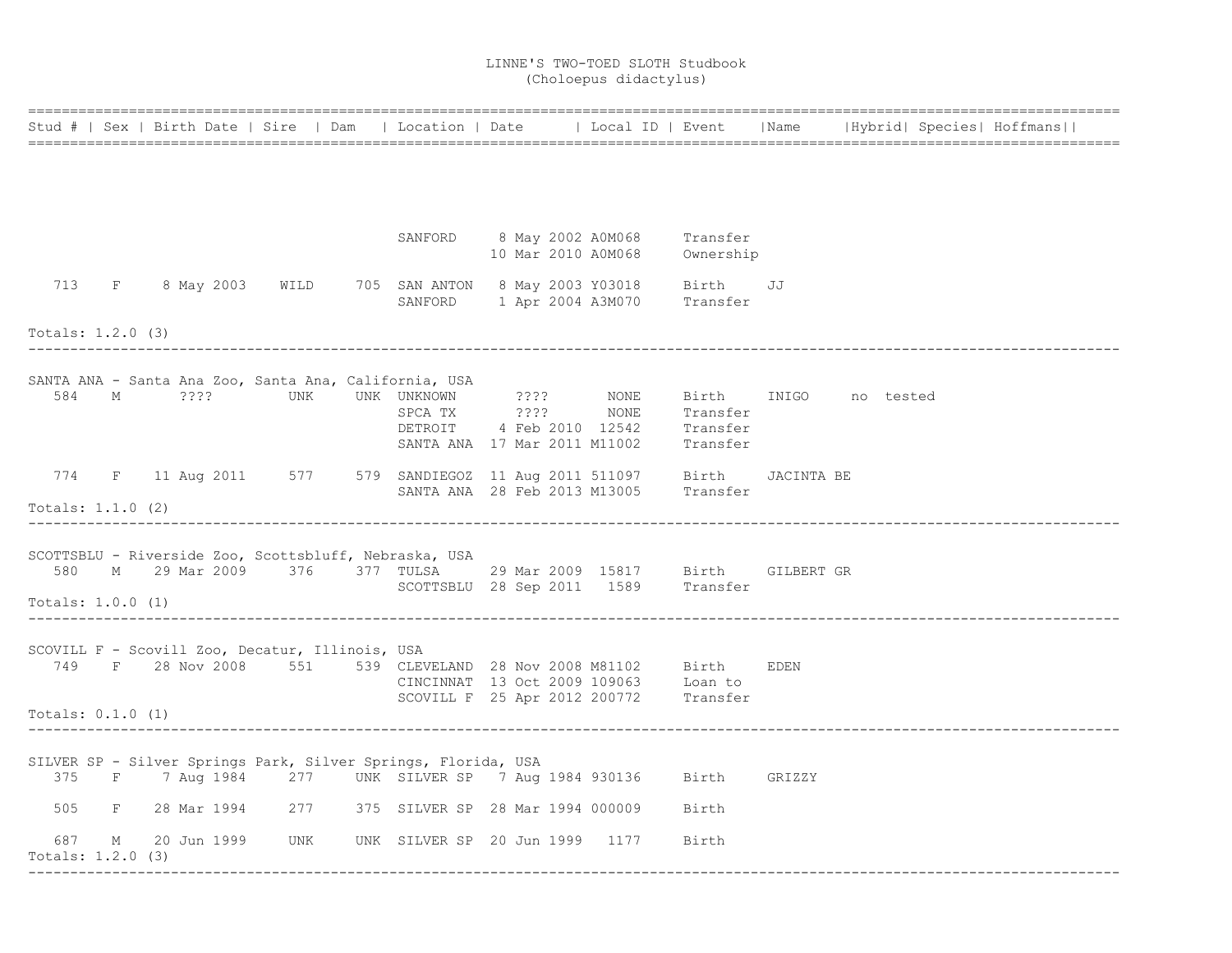# LINNE'S TWO-TOED SLOTH Studbook
## (Choloepus didactylus)

| Stud # | Sex | Birth Date | Sire | Dam | Location | Date | Local ID | Event | Name | Hybrid | Species | Hoffmans |
|---|---|---|---|---|---|---|---|---|---|---|---|---|
| | | | | | SANFORD | 8 May 2002 | A0M068 | Transfer | | | | |
| | | | | | | 10 Mar 2010 | A0M068 | Ownership | | | | |
| 713 | F | 8 May 2003 | WILD | 705 | SAN ANTON | 8 May 2003 | Y03018 | Birth | JJ | | | |
| | | | | | SANFORD | 1 Apr 2004 | A3M070 | Transfer | | | | |

Totals: 1.2.0 (3)

SANTA ANA - Santa Ana Zoo, Santa Ana, California, USA

| Stud # | Sex | Birth Date | Sire | Dam | Location | Date | Local ID | Event | Name | Hybrid | Species | Hoffmans |
|---|---|---|---|---|---|---|---|---|---|---|---|---|
| 584 | M | ???? | UNK | UNK | UNKNOWN | ???? | NONE | Birth | INIGO | no | tested | |
| | | | | | SPCA TX | ???? | NONE | Transfer | | | | |
| | | | | | DETROIT | 4 Feb 2010 | 12542 | Transfer | | | | |
| | | | | | SANTA ANA | 17 Mar 2011 | M11002 | Transfer | | | | |
| 774 | F | 11 Aug 2011 | 577 | 579 | SANDIEGOZ | 11 Aug 2011 | 511097 | Birth | JACINTA BE | | | |
| | | | | | SANTA ANA | 28 Feb 2013 | M13005 | Transfer | | | | |

Totals: 1.1.0 (2)

SCOTTSBLU - Riverside Zoo, Scottsbluff, Nebraska, USA

| Stud # | Sex | Birth Date | Sire | Dam | Location | Date | Local ID | Event | Name | Hybrid | Species | Hoffmans |
|---|---|---|---|---|---|---|---|---|---|---|---|---|
| 580 | M | 29 Mar 2009 | 376 | 377 | TULSA | 29 Mar 2009 | 15817 | Birth | GILBERT GR | | | |
| | | | | | SCOTTSBLU | 28 Sep 2011 | 1589 | Transfer | | | | |

Totals: 1.0.0 (1)

SCOVILL F - Scovill Zoo, Decatur, Illinois, USA

| Stud # | Sex | Birth Date | Sire | Dam | Location | Date | Local ID | Event | Name | Hybrid | Species | Hoffmans |
|---|---|---|---|---|---|---|---|---|---|---|---|---|
| 749 | F | 28 Nov 2008 | 551 | 539 | CLEVELAND | 28 Nov 2008 | M81102 | Birth | EDEN | | | |
| | | | | | CINCINNAT | 13 Oct 2009 | 109063 | Loan to | | | | |
| | | | | | SCOVILL F | 25 Apr 2012 | 200772 | Transfer | | | | |

Totals: 0.1.0 (1)

SILVER SP - Silver Springs Park, Silver Springs, Florida, USA

| Stud # | Sex | Birth Date | Sire | Dam | Location | Date | Local ID | Event | Name | Hybrid | Species | Hoffmans |
|---|---|---|---|---|---|---|---|---|---|---|---|---|
| 375 | F | 7 Aug 1984 | 277 | UNK | SILVER SP | 7 Aug 1984 | 930136 | Birth | GRIZZY | | | |
| 505 | F | 28 Mar 1994 | 277 | 375 | SILVER SP | 28 Mar 1994 | 000009 | Birth | | | | |
| 687 | M | 20 Jun 1999 | UNK | UNK | SILVER SP | 20 Jun 1999 | 1177 | Birth | | | | |

Totals: 1.2.0 (3)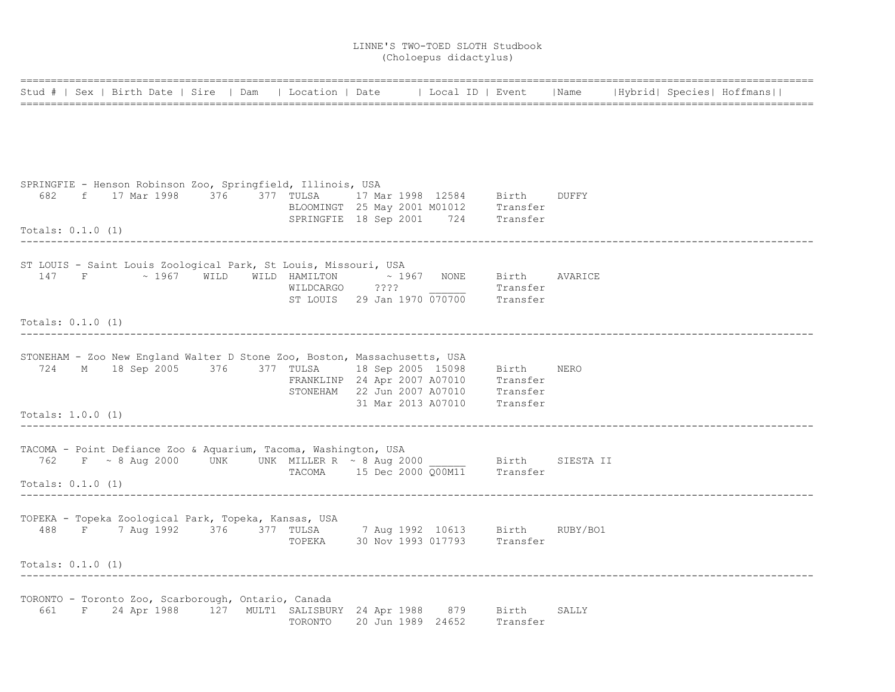# LINNE'S TWO-TOED SLOTH Studbook
## (Choloepus didactylus)

| Stud # | Sex | Birth Date | Sire | Dam | Location | Date | Local ID | Event | Name | Hybrid | Species | Hoffmans |
|---|---|---|---|---|---|---|---|---|---|---|---|---|

**SPRINGFIE - Henson Robinson Zoo, Springfield, Illinois, USA**

| Stud # | Sex | Birth Date | Sire | Dam | Location | Date | Local ID | Event | Name |
|---|---|---|---|---|---|---|---|---|---|
| 682 | f | 17 Mar 1998 | 376 | 377 | TULSA | 17 Mar 1998 | 12584 | Birth | DUFFY |
| | | | | | BLOOMINGT | 25 May 2001 | M01012 | Transfer | |
| | | | | | SPRINGFIE | 18 Sep 2001 | 724 | Transfer | |

Totals: 0.1.0 (1)

---

**ST LOUIS - Saint Louis Zoological Park, St Louis, Missouri, USA**

| Stud # | Sex | Birth Date | Sire | Dam | Location | Date | Local ID | Event | Name |
|---|---|---|---|---|---|---|---|---|---|
| 147 | F | ~ 1967 | WILD | WILD | HAMILTON | ~ 1967 | NONE | Birth | AVARICE |
| | | | | | WILDCARGO | ???? | ______ | Transfer | |
| | | | | | ST LOUIS | 29 Jan 1970 | 070700 | Transfer | |

Totals: 0.1.0 (1)

---

**STONEHAM - Zoo New England Walter D Stone Zoo, Boston, Massachusetts, USA**

| Stud # | Sex | Birth Date | Sire | Dam | Location | Date | Local ID | Event | Name |
|---|---|---|---|---|---|---|---|---|---|
| 724 | M | 18 Sep 2005 | 376 | 377 | TULSA | 18 Sep 2005 | 15098 | Birth | NERO |
| | | | | | FRANKLINP | 24 Apr 2007 | A07010 | Transfer | |
| | | | | | STONEHAM | 22 Jun 2007 | A07010 | Transfer | |
| | | | | | | 31 Mar 2013 | A07010 | Transfer | |

Totals: 1.0.0 (1)

---

**TACOMA - Point Defiance Zoo & Aquarium, Tacoma, Washington, USA**

| Stud # | Sex | Birth Date | Sire | Dam | Location | Date | Local ID | Event | Name |
|---|---|---|---|---|---|---|---|---|---|
| 762 | F | ~ 8 Aug 2000 | UNK | UNK | MILLER R | ~ 8 Aug 2000 | ______ | Birth | SIESTA II |
| | | | | | TACOMA | 15 Dec 2000 | Q00M11 | Transfer | |

Totals: 0.1.0 (1)

---

**TOPEKA - Topeka Zoological Park, Topeka, Kansas, USA**

| Stud # | Sex | Birth Date | Sire | Dam | Location | Date | Local ID | Event | Name |
|---|---|---|---|---|---|---|---|---|---|
| 488 | F | 7 Aug 1992 | 376 | 377 | TULSA | 7 Aug 1992 | 10613 | Birth | RUBY/BO1 |
| | | | | | TOPEKA | 30 Nov 1993 | 017793 | Transfer | |

Totals: 0.1.0 (1)

---

**TORONTO - Toronto Zoo, Scarborough, Ontario, Canada**

| Stud # | Sex | Birth Date | Sire | Dam | Location | Date | Local ID | Event | Name |
|---|---|---|---|---|---|---|---|---|---|
| 661 | F | 24 Apr 1988 | 127 | MULT1 | SALISBURY | 24 Apr 1988 | 879 | Birth | SALLY |
| | | | | | TORONTO | 20 Jun 1989 | 24652 | Transfer | |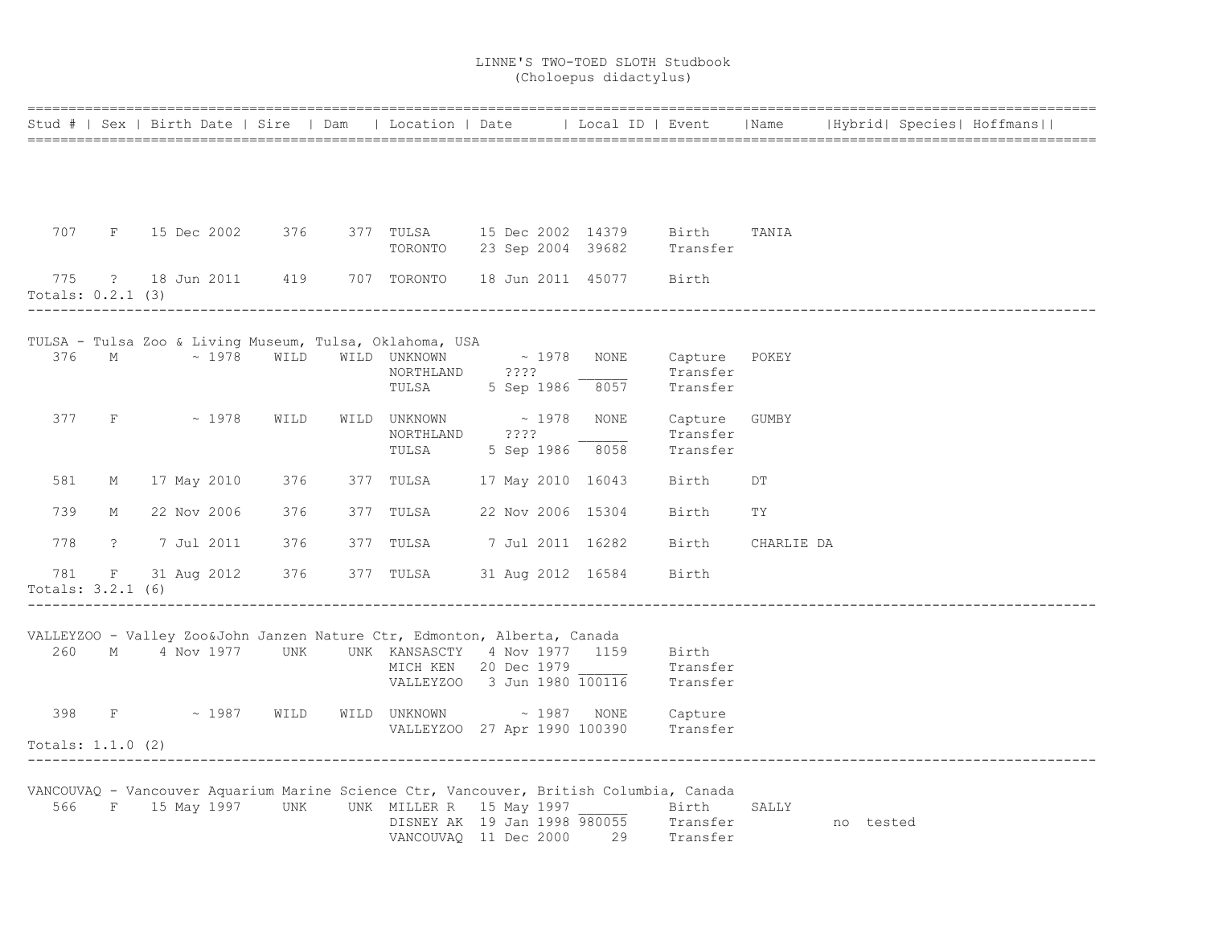# LINNE'S TWO-TOED SLOTH Studbook
(Choloepus didactylus)

| Stud # | Sex | Birth Date | Sire | Dam | Location | Date | Local ID | Event | Name | Hybrid | Species | Hoffmans |
|---|---|---|---|---|---|---|---|---|---|---|---|---|
| 707 | F | 15 Dec 2002 | 376 | 377 | TULSA | 15 Dec 2002 | 14379 | Birth | TANIA | | | |
| | | | | | TORONTO | 23 Sep 2004 | 39682 | Transfer | | | | |
| 775 | ? | 18 Jun 2011 | 419 | 707 | TORONTO | 18 Jun 2011 | 45077 | Birth | | | | |

Totals: 0.2.1 (3)

---

TULSA - Tulsa Zoo & Living Museum, Tulsa, Oklahoma, USA

| Stud # | Sex | Birth Date | Sire | Dam | Location | Date | Local ID | Event | Name | Hybrid | Species | Hoffmans |
|---|---|---|---|---|---|---|---|---|---|---|---|---|
| 376 | M | ~ 1978 | WILD | WILD | UNKNOWN | ~ 1978 | NONE | Capture | POKEY | | | |
| | | | | | NORTHLAND | ???? | ______ | Transfer | | | | |
| | | | | | TULSA | 5 Sep 1986 | 8057 | Transfer | | | | |
| 377 | F | ~ 1978 | WILD | WILD | UNKNOWN | ~ 1978 | NONE | Capture | GUMBY | | | |
| | | | | | NORTHLAND | ???? | ______ | Transfer | | | | |
| | | | | | TULSA | 5 Sep 1986 | 8058 | Transfer | | | | |
| 581 | M | 17 May 2010 | 376 | 377 | TULSA | 17 May 2010 | 16043 | Birth | DT | | | |
| 739 | M | 22 Nov 2006 | 376 | 377 | TULSA | 22 Nov 2006 | 15304 | Birth | TY | | | |
| 778 | ? | 7 Jul 2011 | 376 | 377 | TULSA | 7 Jul 2011 | 16282 | Birth | CHARLIE DA | | | |
| 781 | F | 31 Aug 2012 | 376 | 377 | TULSA | 31 Aug 2012 | 16584 | Birth | | | | |

Totals: 3.2.1 (6)

---

VALLEYZOO - Valley Zoo&John Janzen Nature Ctr, Edmonton, Alberta, Canada

| Stud # | Sex | Birth Date | Sire | Dam | Location | Date | Local ID | Event | Name | Hybrid | Species | Hoffmans |
|---|---|---|---|---|---|---|---|---|---|---|---|---|
| 260 | M | 4 Nov 1977 | UNK | UNK | KANSASCTY | 4 Nov 1977 | 1159 | Birth | | | | |
| | | | | | MICH KEN | 20 Dec 1979 | ______ | Transfer | | | | |
| | | | | | VALLEYZOO | 3 Jun 1980 | 100116 | Transfer | | | | |
| 398 | F | ~ 1987 | WILD | WILD | UNKNOWN | ~ 1987 | NONE | Capture | | | | |
| | | | | | VALLEYZOO | 27 Apr 1990 | 100390 | Transfer | | | | |

Totals: 1.1.0 (2)

---

VANCOUVAQ - Vancouver Aquarium Marine Science Ctr, Vancouver, British Columbia, Canada

| Stud # | Sex | Birth Date | Sire | Dam | Location | Date | Local ID | Event | Name | Hybrid | Species | Hoffmans |
|---|---|---|---|---|---|---|---|---|---|---|---|---|
| 566 | F | 15 May 1997 | UNK | UNK | MILLER R | 15 May 1997 | ______ | Birth | SALLY | | | |
| | | | | | DISNEY AK | 19 Jan 1998 | 980055 | Transfer | | no | tested | |
| | | | | | VANCOUVAQ | 11 Dec 2000 | 29 | Transfer | | | | |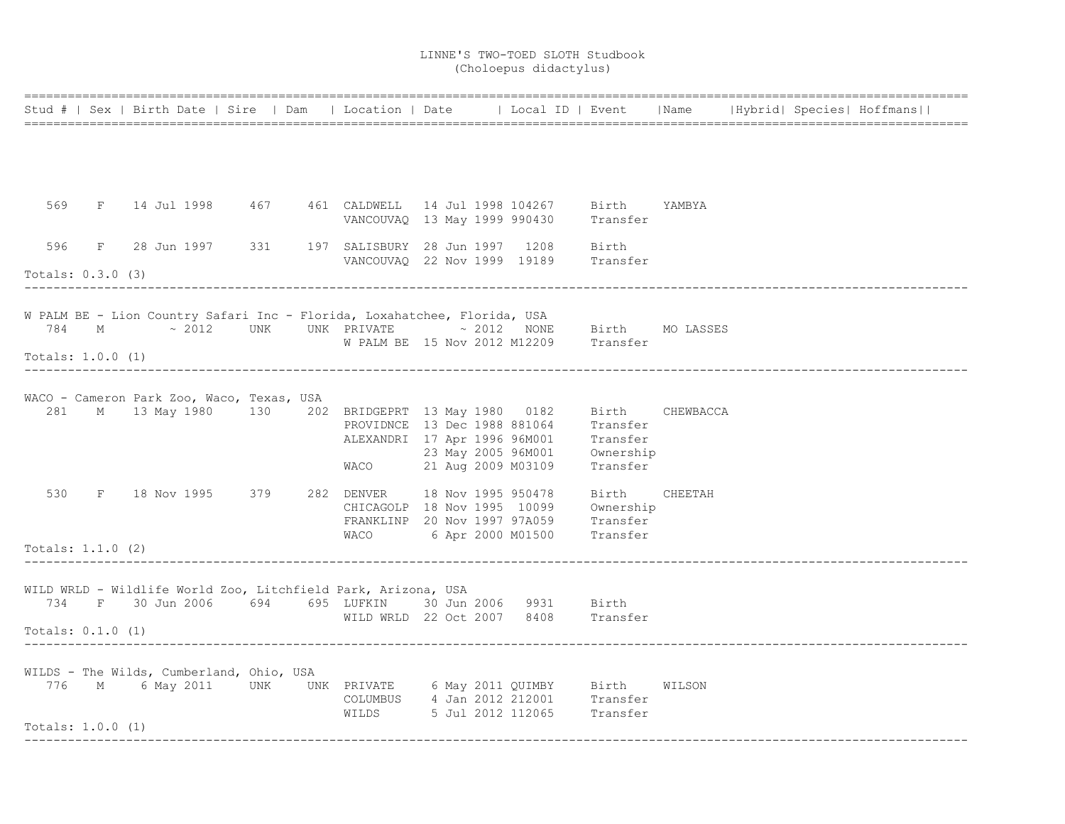# LINNE'S TWO-TOED SLOTH Studbook
(Choloepus didactylus)

| Stud # | Sex | Birth Date | Sire | Dam | Location | Date | Local ID | Event | Name | Hybrid | Species | Hoffmans |
|---|---|---|---|---|---|---|---|---|---|---|---|---|
| 569 | F | 14 Jul 1998 | 467 | 461 | CALDWELL | 14 Jul 1998 | 104267 | Birth | YAMBYA | | | |
| | | | | | VANCOUVAQ | 13 May 1999 | 990430 | Transfer | | | | |
| 596 | F | 28 Jun 1997 | 331 | 197 | SALISBURY | 28 Jun 1997 | 1208 | Birth | | | | |
| | | | | | VANCOUVAQ | 22 Nov 1999 | 19189 | Transfer | | | | |

Totals: 0.3.0 (3)

---

W PALM BE - Lion Country Safari Inc - Florida, Loxahatchee, Florida, USA

| Stud # | Sex | Birth Date | Sire | Dam | Location | Date | Local ID | Event | Name | Hybrid | Species | Hoffmans |
|---|---|---|---|---|---|---|---|---|---|---|---|---|
| 784 | M | ~ 2012 | UNK | UNK | PRIVATE | ~ 2012 | NONE | Birth | MO LASSES | | | |
| | | | | | W PALM BE | 15 Nov 2012 | M12209 | Transfer | | | | |

Totals: 1.0.0 (1)

---

WACO - Cameron Park Zoo, Waco, Texas, USA

| Stud # | Sex | Birth Date | Sire | Dam | Location | Date | Local ID | Event | Name | Hybrid | Species | Hoffmans |
|---|---|---|---|---|---|---|---|---|---|---|---|---|
| 281 | M | 13 May 1980 | 130 | 202 | BRIDGEPRT | 13 May 1980 | 0182 | Birth | CHEWBACCA | | | |
| | | | | | PROVIDNCE | 13 Dec 1988 | 881064 | Transfer | | | | |
| | | | | | ALEXANDRI | 17 Apr 1996 | 96M001 | Transfer | | | | |
| | | | | | | 23 May 2005 | 96M001 | Ownership | | | | |
| | | | | | WACO | 21 Aug 2009 | M03109 | Transfer | | | | |
| 530 | F | 18 Nov 1995 | 379 | 282 | DENVER | 18 Nov 1995 | 950478 | Birth | CHEETAH | | | |
| | | | | | CHICAGOLP | 18 Nov 1995 | 10099 | Ownership | | | | |
| | | | | | FRANKLINP | 20 Nov 1997 | 97A059 | Transfer | | | | |
| | | | | | WACO | 6 Apr 2000 | M01500 | Transfer | | | | |

Totals: 1.1.0 (2)

---

WILD WRLD - Wildlife World Zoo, Litchfield Park, Arizona, USA

| Stud # | Sex | Birth Date | Sire | Dam | Location | Date | Local ID | Event | Name | Hybrid | Species | Hoffmans |
|---|---|---|---|---|---|---|---|---|---|---|---|---|
| 734 | F | 30 Jun 2006 | 694 | 695 | LUFKIN | 30 Jun 2006 | 9931 | Birth | | | | |
| | | | | | WILD WRLD | 22 Oct 2007 | 8408 | Transfer | | | | |

Totals: 0.1.0 (1)

---

WILDS - The Wilds, Cumberland, Ohio, USA

| Stud # | Sex | Birth Date | Sire | Dam | Location | Date | Local ID | Event | Name | Hybrid | Species | Hoffmans |
|---|---|---|---|---|---|---|---|---|---|---|---|---|
| 776 | M | 6 May 2011 | UNK | UNK | PRIVATE | 6 May 2011 | QUIMBY | Birth | WILSON | | | |
| | | | | | COLUMBUS | 4 Jan 2012 | 212001 | Transfer | | | | |
| | | | | | WILDS | 5 Jul 2012 | 112065 | Transfer | | | | |

Totals: 1.0.0 (1)

---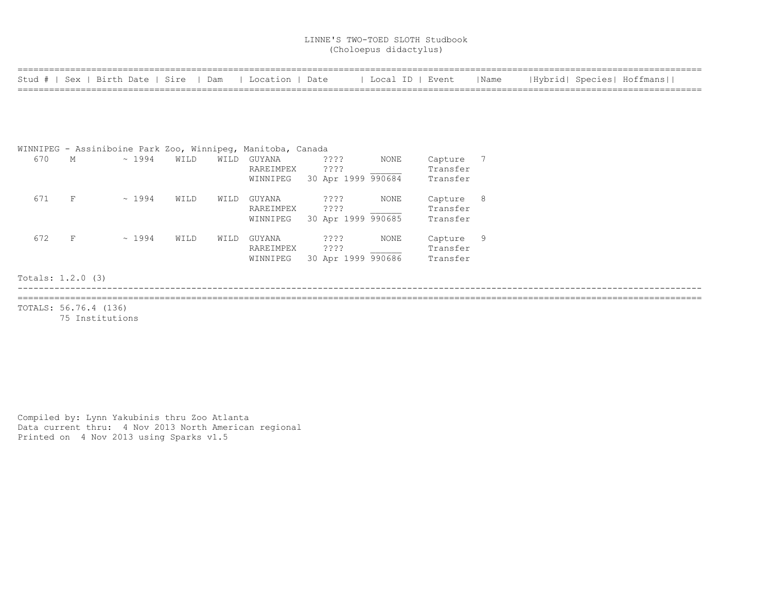LINNE'S TWO-TOED SLOTH Studbook
(Choloepus didactylus)

| Stud # | Sex | Birth Date | Sire | Dam | Location | Date | Local ID | Event | Name | Hybrid | Species | Hoffmans |
|---|---|---|---|---|---|---|---|---|---|---|---|---|
| **WINNIPEG - Assiniboine Park Zoo, Winnipeg, Manitoba, Canada** | | | | | | | | | | | | |
| 670 | M | ~ 1994 | WILD | WILD | GUYANA | ???? | NONE | Capture | 7 | | | |
| | | | | | RAREIMPEX | ???? | ______ | Transfer | | | | |
| | | | | | WINNIPEG | 30 Apr 1999 | 990684 | Transfer | | | | |
| 671 | F | ~ 1994 | WILD | WILD | GUYANA | ???? | NONE | Capture | 8 | | | |
| | | | | | RAREIMPEX | ???? | ______ | Transfer | | | | |
| | | | | | WINNIPEG | 30 Apr 1999 | 990685 | Transfer | | | | |
| 672 | F | ~ 1994 | WILD | WILD | GUYANA | ???? | NONE | Capture | 9 | | | |
| | | | | | RAREIMPEX | ???? | ______ | Transfer | | | | |
| | | | | | WINNIPEG | 30 Apr 1999 | 990686 | Transfer | | | | |

Totals: 1.2.0 (3)

TOTALS: 56.76.4 (136)
75 Institutions

Compiled by: Lynn Yakubinis thru Zoo Atlanta
Data current thru: 4 Nov 2013 North American regional
Printed on 4 Nov 2013 using Sparks v1.5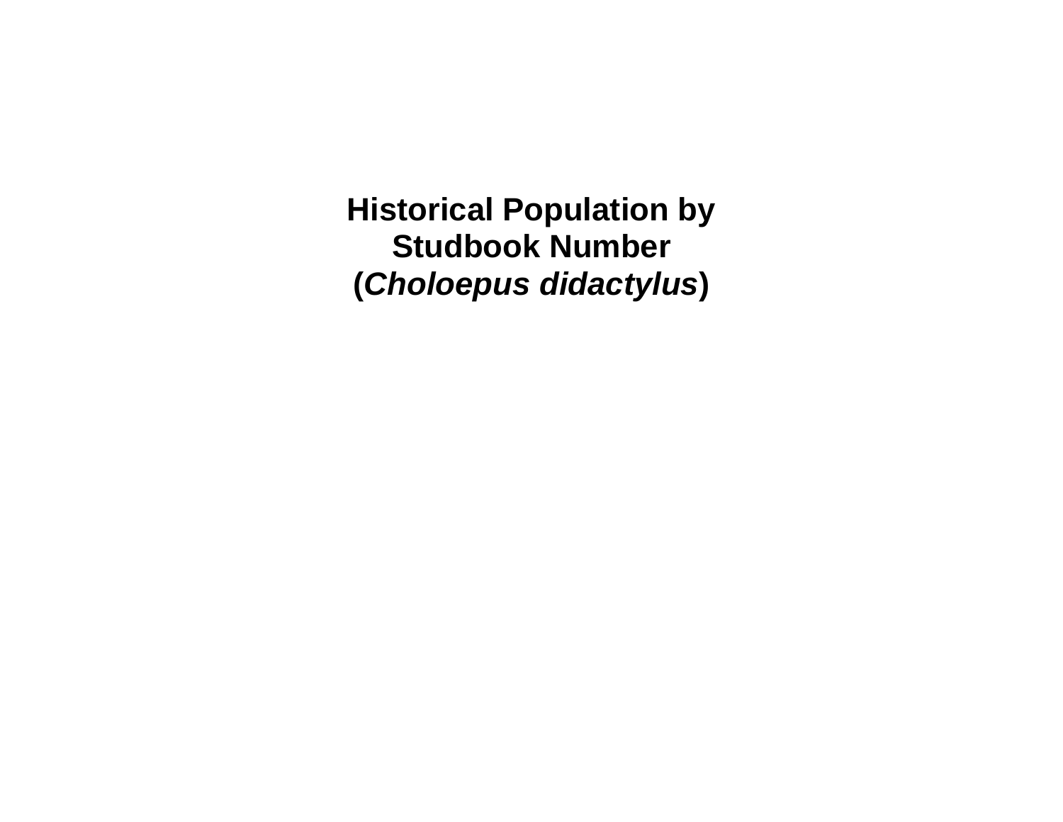# Historical Population by Studbook Number (*Choloepus didactylus*)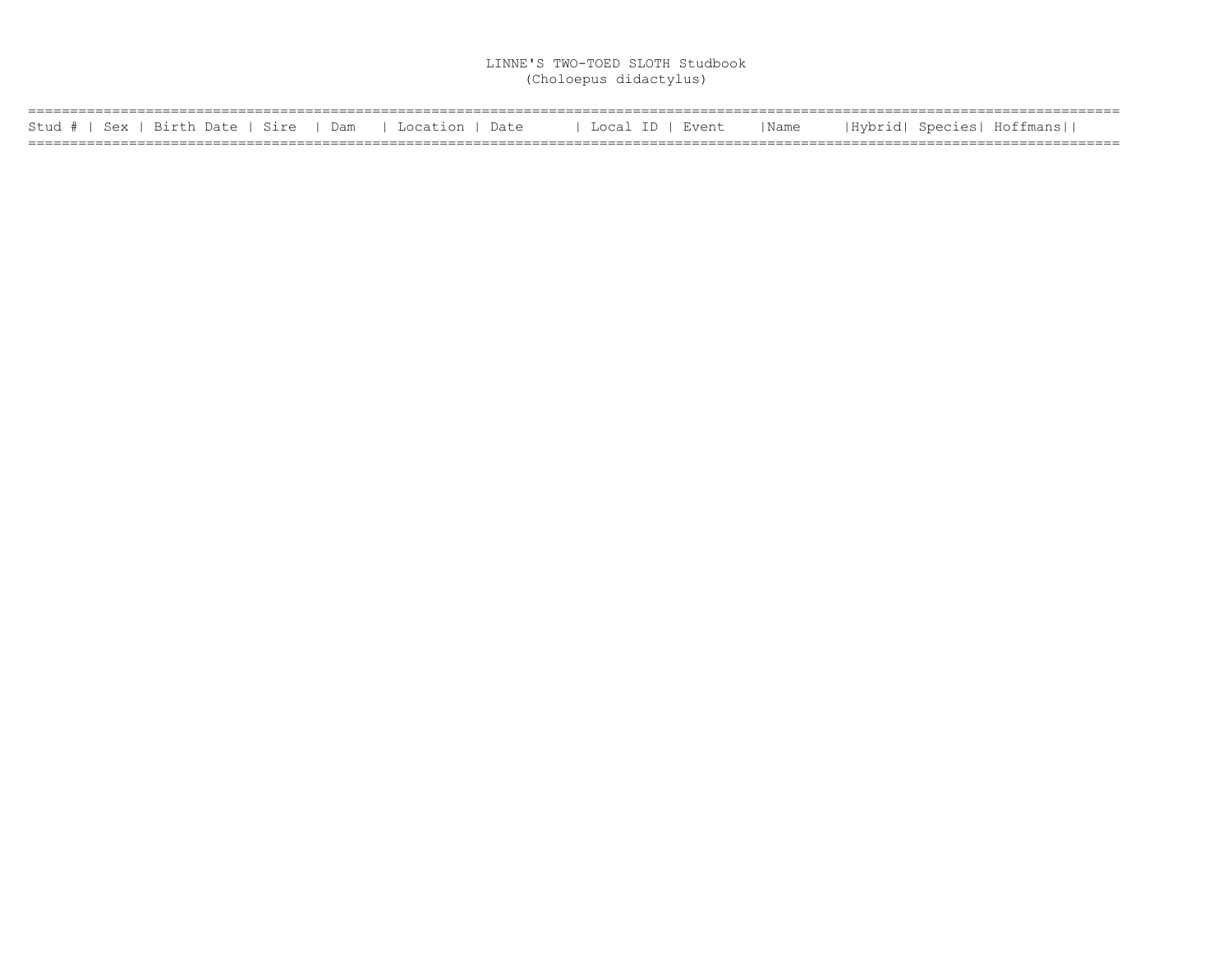LINNE'S TWO-TOED SLOTH Studbook
(Choloepus didactylus)

| Stud # | Sex | Birth Date | Sire | Dam | Location | Date | Local ID | Event | Name | Hybrid | Species | Hoffmans |
|---|---|---|---|---|---|---|---|---|---|---|---|---|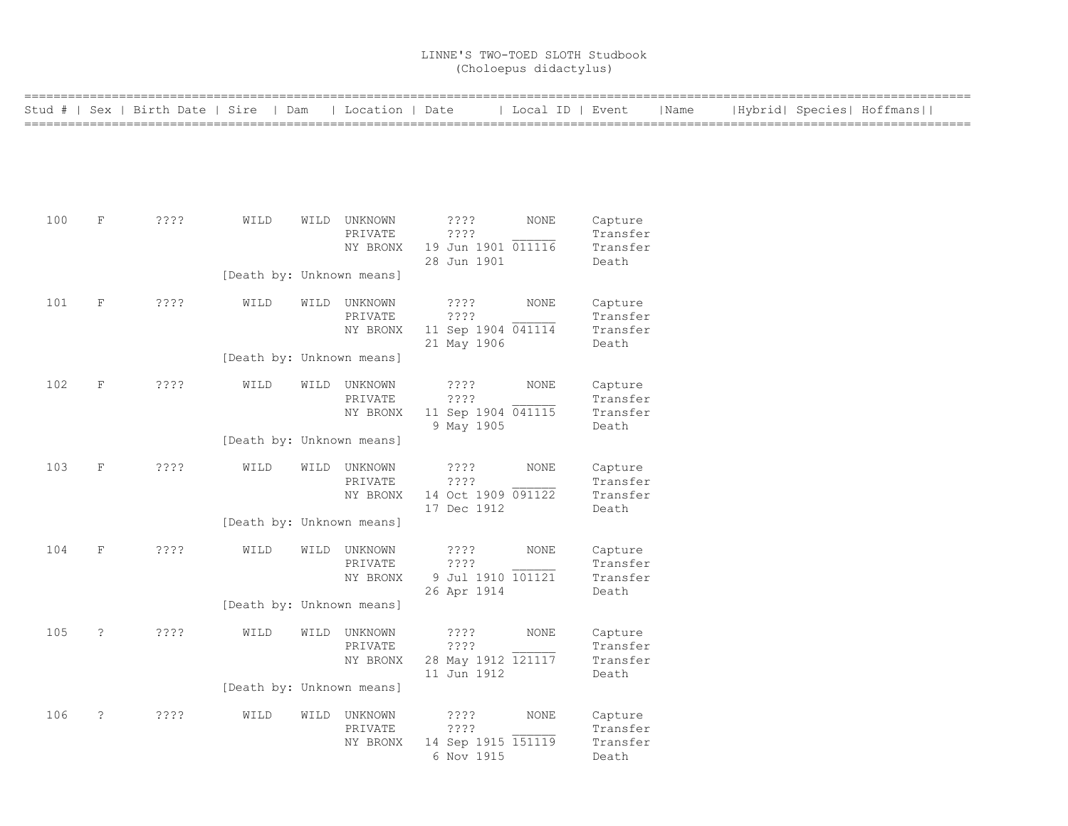# LINNE'S TWO-TOED SLOTH Studbook
## (Choloepus didactylus)

| Stud # | Sex | Birth Date | Sire | Dam | Location | Date | Local ID | Event | Name | Hybrid | Species | Hoffmans |
|---|---|---|---|---|---|---|---|---|---|---|---|---|
| 100 | F | ???? | WILD | WILD | UNKNOWN | ???? | NONE | Capture | | | | |
| | | | | | PRIVATE | ???? | ______ | Transfer | | | | |
| | | | | | NY BRONX | 19 Jun 1901 | 011116 | Transfer | | | | |
| | | | | | | 28 Jun 1901 | | Death | | | | |
| | | | [Death by: Unknown means] | | | | | | | | | |
| 101 | F | ???? | WILD | WILD | UNKNOWN | ???? | NONE | Capture | | | | |
| | | | | | PRIVATE | ???? | ______ | Transfer | | | | |
| | | | | | NY BRONX | 11 Sep 1904 | 041114 | Transfer | | | | |
| | | | | | | 21 May 1906 | | Death | | | | |
| | | | [Death by: Unknown means] | | | | | | | | | |
| 102 | F | ???? | WILD | WILD | UNKNOWN | ???? | NONE | Capture | | | | |
| | | | | | PRIVATE | ???? | ______ | Transfer | | | | |
| | | | | | NY BRONX | 11 Sep 1904 | 041115 | Transfer | | | | |
| | | | | | | 9 May 1905 | | Death | | | | |
| | | | [Death by: Unknown means] | | | | | | | | | |
| 103 | F | ???? | WILD | WILD | UNKNOWN | ???? | NONE | Capture | | | | |
| | | | | | PRIVATE | ???? | ______ | Transfer | | | | |
| | | | | | NY BRONX | 14 Oct 1909 | 091122 | Transfer | | | | |
| | | | | | | 17 Dec 1912 | | Death | | | | |
| | | | [Death by: Unknown means] | | | | | | | | | |
| 104 | F | ???? | WILD | WILD | UNKNOWN | ???? | NONE | Capture | | | | |
| | | | | | PRIVATE | ???? | ______ | Transfer | | | | |
| | | | | | NY BRONX | 9 Jul 1910 | 101121 | Transfer | | | | |
| | | | | | | 26 Apr 1914 | | Death | | | | |
| | | | [Death by: Unknown means] | | | | | | | | | |
| 105 | ? | ???? | WILD | WILD | UNKNOWN | ???? | NONE | Capture | | | | |
| | | | | | PRIVATE | ???? | ______ | Transfer | | | | |
| | | | | | NY BRONX | 28 May 1912 | 121117 | Transfer | | | | |
| | | | | | | 11 Jun 1912 | | Death | | | | |
| | | | [Death by: Unknown means] | | | | | | | | | |
| 106 | ? | ???? | WILD | WILD | UNKNOWN | ???? | NONE | Capture | | | | |
| | | | | | PRIVATE | ???? | ______ | Transfer | | | | |
| | | | | | NY BRONX | 14 Sep 1915 | 151119 | Transfer | | | | |
| | | | | | | 6 Nov 1915 | | Death | | | | |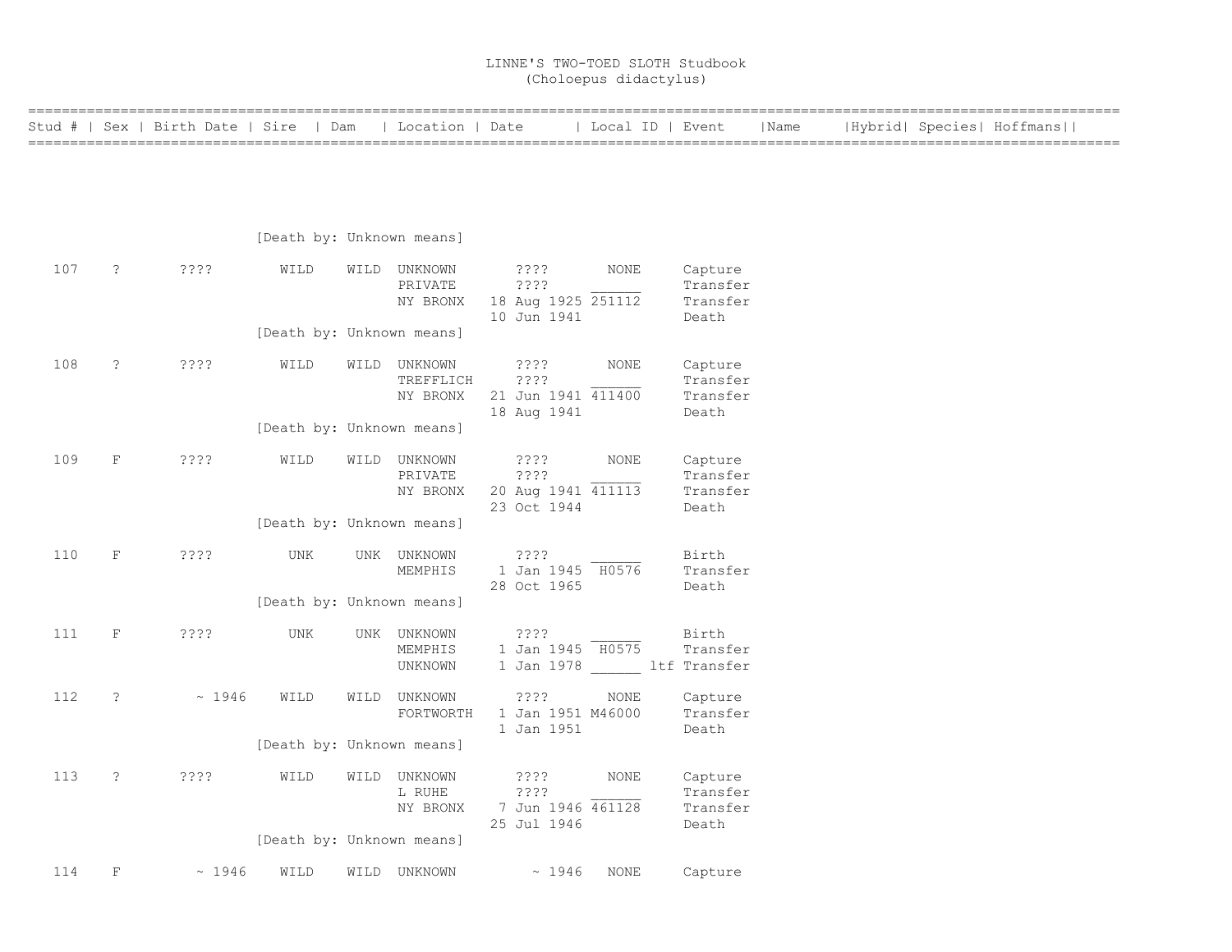# LINNE'S TWO-TOED SLOTH Studbook
## (Choloepus didactylus)

| Stud # | Sex | Birth Date | Sire | Dam | Location | Date | Local ID | Event | Name | Hybrid | Species | Hoffmans |
|---|---|---|---|---|---|---|---|---|---|---|---|---|
| | | | [Death by: Unknown means] | | | | | | | | | |
| 107 | ? | ???? | WILD | WILD | UNKNOWN | ???? | NONE | Capture | | | | |
| | | | | | PRIVATE | ???? | ______ | Transfer | | | | |
| | | | | | NY BRONX | 18 Aug 1925 | 251112 | Transfer | | | | |
| | | | | | | 10 Jun 1941 | | Death | | | | |
| | | | [Death by: Unknown means] | | | | | | | | | |
| 108 | ? | ???? | WILD | WILD | UNKNOWN | ???? | NONE | Capture | | | | |
| | | | | | TREFFLICH | ???? | ______ | Transfer | | | | |
| | | | | | NY BRONX | 21 Jun 1941 | 411400 | Transfer | | | | |
| | | | | | | 18 Aug 1941 | | Death | | | | |
| | | | [Death by: Unknown means] | | | | | | | | | |
| 109 | F | ???? | WILD | WILD | UNKNOWN | ???? | NONE | Capture | | | | |
| | | | | | PRIVATE | ???? | ______ | Transfer | | | | |
| | | | | | NY BRONX | 20 Aug 1941 | 411113 | Transfer | | | | |
| | | | | | | 23 Oct 1944 | | Death | | | | |
| | | | [Death by: Unknown means] | | | | | | | | | |
| 110 | F | ???? | UNK | UNK | UNKNOWN | ???? | ______ | Birth | | | | |
| | | | | | MEMPHIS | 1 Jan 1945 | H0576 | Transfer | | | | |
| | | | | | | 28 Oct 1965 | | Death | | | | |
| | | | [Death by: Unknown means] | | | | | | | | | |
| 111 | F | ???? | UNK | UNK | UNKNOWN | ???? | ______ | Birth | | | | |
| | | | | | MEMPHIS | 1 Jan 1945 | H0575 | Transfer | | | | |
| | | | | | UNKNOWN | 1 Jan 1978 | ______ ltf | Transfer | | | | |
| 112 | ? | ~ 1946 | WILD | WILD | UNKNOWN | ???? | NONE | Capture | | | | |
| | | | | | FORTWORTH | 1 Jan 1951 | M46000 | Transfer | | | | |
| | | | | | | 1 Jan 1951 | | Death | | | | |
| | | | [Death by: Unknown means] | | | | | | | | | |
| 113 | ? | ???? | WILD | WILD | UNKNOWN | ???? | NONE | Capture | | | | |
| | | | | | L RUHE | ???? | ______ | Transfer | | | | |
| | | | | | NY BRONX | 7 Jun 1946 | 461128 | Transfer | | | | |
| | | | | | | 25 Jul 1946 | | Death | | | | |
| | | | [Death by: Unknown means] | | | | | | | | | |
| 114 | F | ~ 1946 | WILD | WILD | UNKNOWN | ~ 1946 | NONE | Capture | | | | |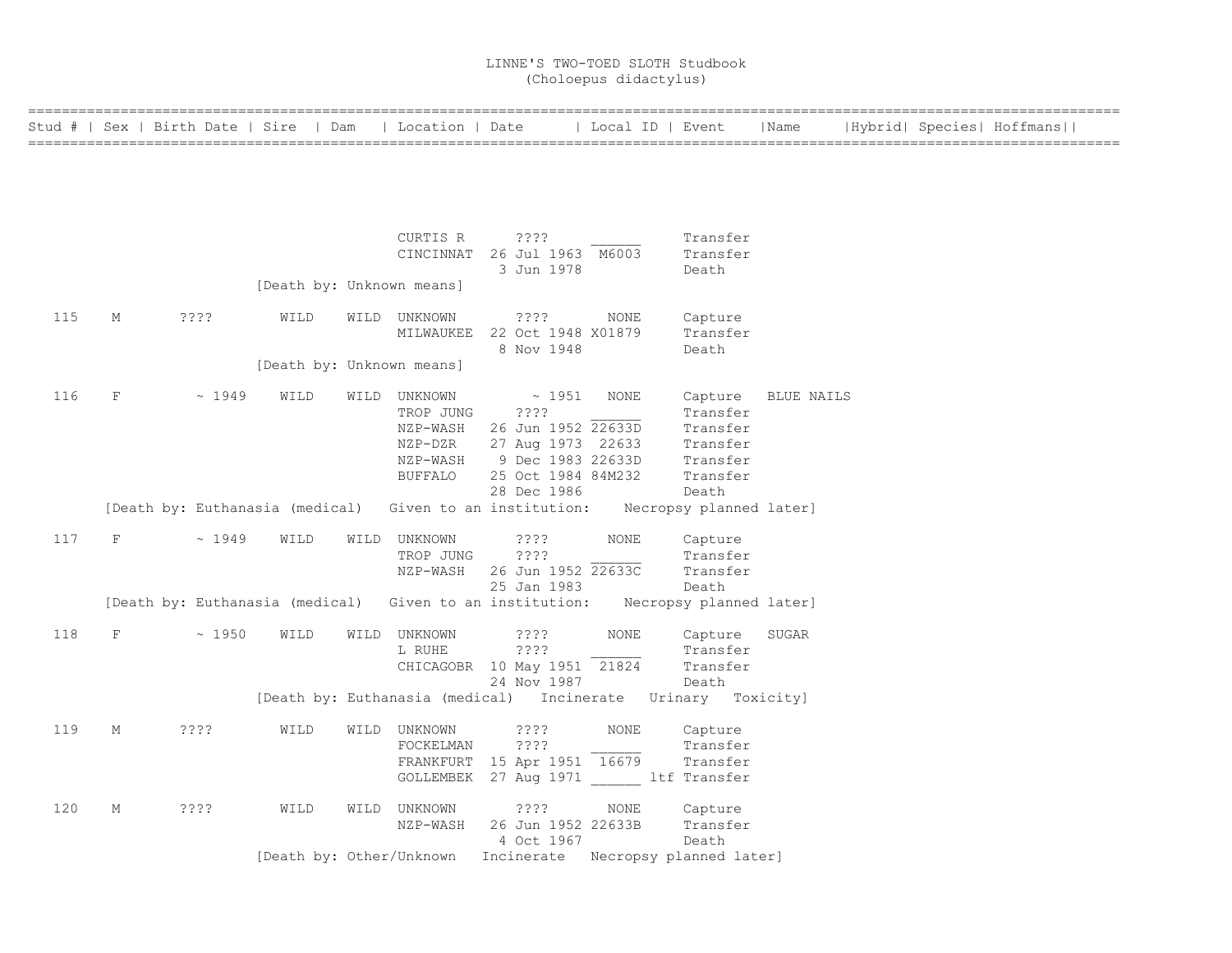# LINNE'S TWO-TOED SLOTH Studbook
## (Choloepus didactylus)

```
==========================================================================================================================
Stud # | Sex | Birth Date | Sire  | Dam   | Location | Date      | Local ID | Event    |Name     |Hybrid| Species| Hoffmans||
==========================================================================================================================




                                        CURTIS R      ????     ______     Transfer
                                        CINCINNAT  26 Jul 1963  M6003     Transfer
                                                    3 Jun 1978            Death
                      [Death by: Unknown means]

  115    M       ????       WILD    WILD  UNKNOWN       ????      NONE     Capture
                                        MILWAUKEE  22 Oct 1948 X01879     Transfer
                                                    8 Nov 1948            Death
                      [Death by: Unknown means]

  116    F        ~ 1949    WILD    WILD  UNKNOWN        ~ 1951   NONE     Capture   BLUE NAILS
                                        TROP JUNG     ????     ______     Transfer
                                        NZP-WASH   26 Jun 1952 22633D     Transfer
                                        NZP-DZR    27 Aug 1973  22633     Transfer
                                        NZP-WASH    9 Dec 1983 22633D     Transfer
                                        BUFFALO    25 Oct 1984 84M232     Transfer
                                                   28 Dec 1986            Death
      [Death by: Euthanasia (medical)   Given to an institution:    Necropsy planned later]

  117    F        ~ 1949    WILD    WILD  UNKNOWN       ????      NONE     Capture
                                        TROP JUNG     ????     ______     Transfer
                                        NZP-WASH   26 Jun 1952 22633C     Transfer
                                                   25 Jan 1983            Death
      [Death by: Euthanasia (medical)   Given to an institution:    Necropsy planned later]

  118    F        ~ 1950    WILD    WILD  UNKNOWN       ????      NONE     Capture   SUGAR
                                        L RUHE        ????     ______     Transfer
                                        CHICAGOBR  10 May 1951  21824     Transfer
                                                   24 Nov 1987            Death
                      [Death by: Euthanasia (medical)   Incinerate   Urinary   Toxicity]

  119    M       ????       WILD    WILD  UNKNOWN       ????      NONE     Capture
                                        FOCKELMAN     ????     ______     Transfer
                                        FRANKFURT  15 Apr 1951  16679     Transfer
                                        GOLLEMBEK  27 Aug 1971 ______ ltf Transfer

  120    M       ????       WILD    WILD  UNKNOWN       ????      NONE     Capture
                                        NZP-WASH   26 Jun 1952 22633B     Transfer
                                                    4 Oct 1967            Death
                      [Death by: Other/Unknown   Incinerate   Necropsy planned later]
```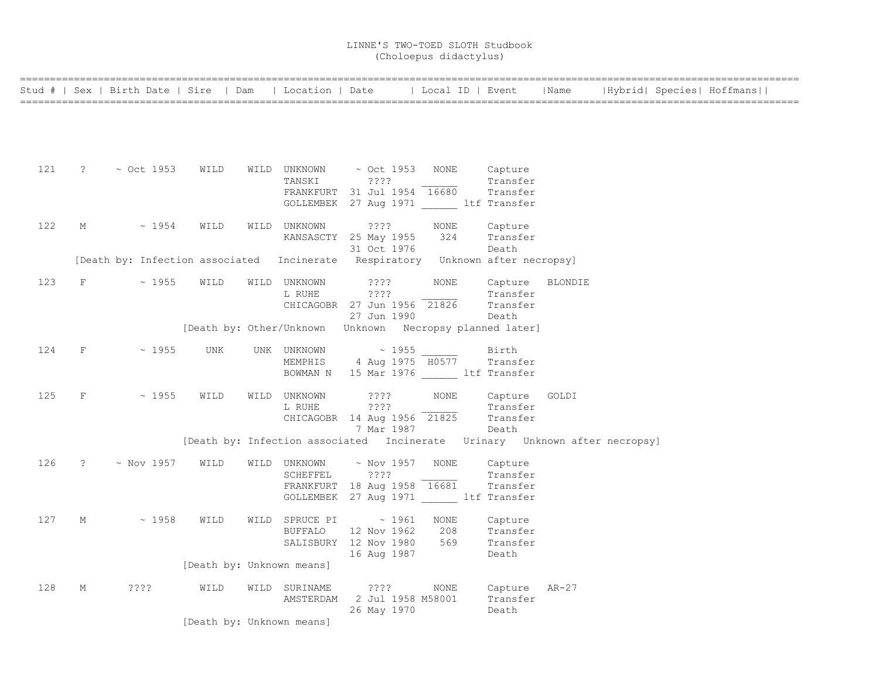# LINNE'S TWO-TOED SLOTH Studbook
## (Choloepus didactylus)

| Stud # | Sex | Birth Date | Sire | Dam | Location | Date | Local ID | Event | Name | Hybrid | Species | Hoffmans |
|---|---|---|---|---|---|---|---|---|---|---|---|---|
| 121 | ? | ~ Oct 1953 | WILD | WILD | UNKNOWN | ~ Oct 1953 | NONE | Capture | | | | |
| | | | | | TANSKI | ???? | ______ | Transfer | | | | |
| | | | | | FRANKFURT | 31 Jul 1954 | 16680 | Transfer | | | | |
| | | | | | GOLLEMBEK | 27 Aug 1971 | ______ ltf | Transfer | | | | |
| 122 | M | ~ 1954 | WILD | WILD | UNKNOWN | ???? | NONE | Capture | | | | |
| | | | | | KANSASCTY | 25 May 1955 | 324 | Transfer | | | | |
| | | | | | | 31 Oct 1976 | | Death | | | | |
| | [Death by: Infection associated Incinerate Respiratory Unknown after necropsy] | | | | | | | | | | | |
| 123 | F | ~ 1955 | WILD | WILD | UNKNOWN | ???? | NONE | Capture | BLONDIE | | | |
| | | | | | L RUHE | ???? | ______ | Transfer | | | | |
| | | | | | CHICAGOBR | 27 Jun 1956 | 21826 | Transfer | | | | |
| | | | | | | 27 Jun 1990 | | Death | | | | |
| | | | [Death by: Other/Unknown Unknown Necropsy planned later] | | | | | | | | | |
| 124 | F | ~ 1955 | UNK | UNK | UNKNOWN | ~ 1955 | ______ | Birth | | | | |
| | | | | | MEMPHIS | 4 Aug 1975 | H0577 | Transfer | | | | |
| | | | | | BOWMAN N | 15 Mar 1976 | ______ ltf | Transfer | | | | |
| 125 | F | ~ 1955 | WILD | WILD | UNKNOWN | ???? | NONE | Capture | GOLDI | | | |
| | | | | | L RUHE | ???? | ______ | Transfer | | | | |
| | | | | | CHICAGOBR | 14 Aug 1956 | 21825 | Transfer | | | | |
| | | | | | | 7 Mar 1987 | | Death | | | | |
| | | | [Death by: Infection associated Incinerate Urinary Unknown after necropsy] | | | | | | | | | |
| 126 | ? | ~ Nov 1957 | WILD | WILD | UNKNOWN | ~ Nov 1957 | NONE | Capture | | | | |
| | | | | | SCHEFFEL | ???? | ______ | Transfer | | | | |
| | | | | | FRANKFURT | 18 Aug 1958 | 16681 | Transfer | | | | |
| | | | | | GOLLEMBEK | 27 Aug 1971 | ______ ltf | Transfer | | | | |
| 127 | M | ~ 1958 | WILD | WILD | SPRUCE PI | ~ 1961 | NONE | Capture | | | | |
| | | | | | BUFFALO | 12 Nov 1962 | 208 | Transfer | | | | |
| | | | | | SALISBURY | 12 Nov 1980 | 569 | Transfer | | | | |
| | | | | | | 16 Aug 1987 | | Death | | | | |
| | | | [Death by: Unknown means] | | | | | | | | | |
| 128 | M | ???? | WILD | WILD | SURINAME | ???? | NONE | Capture | AR-27 | | | |
| | | | | | AMSTERDAM | 2 Jul 1958 | M58001 | Transfer | | | | |
| | | | | | | 26 May 1970 | | Death | | | | |
| | | | [Death by: Unknown means] | | | | | | | | | |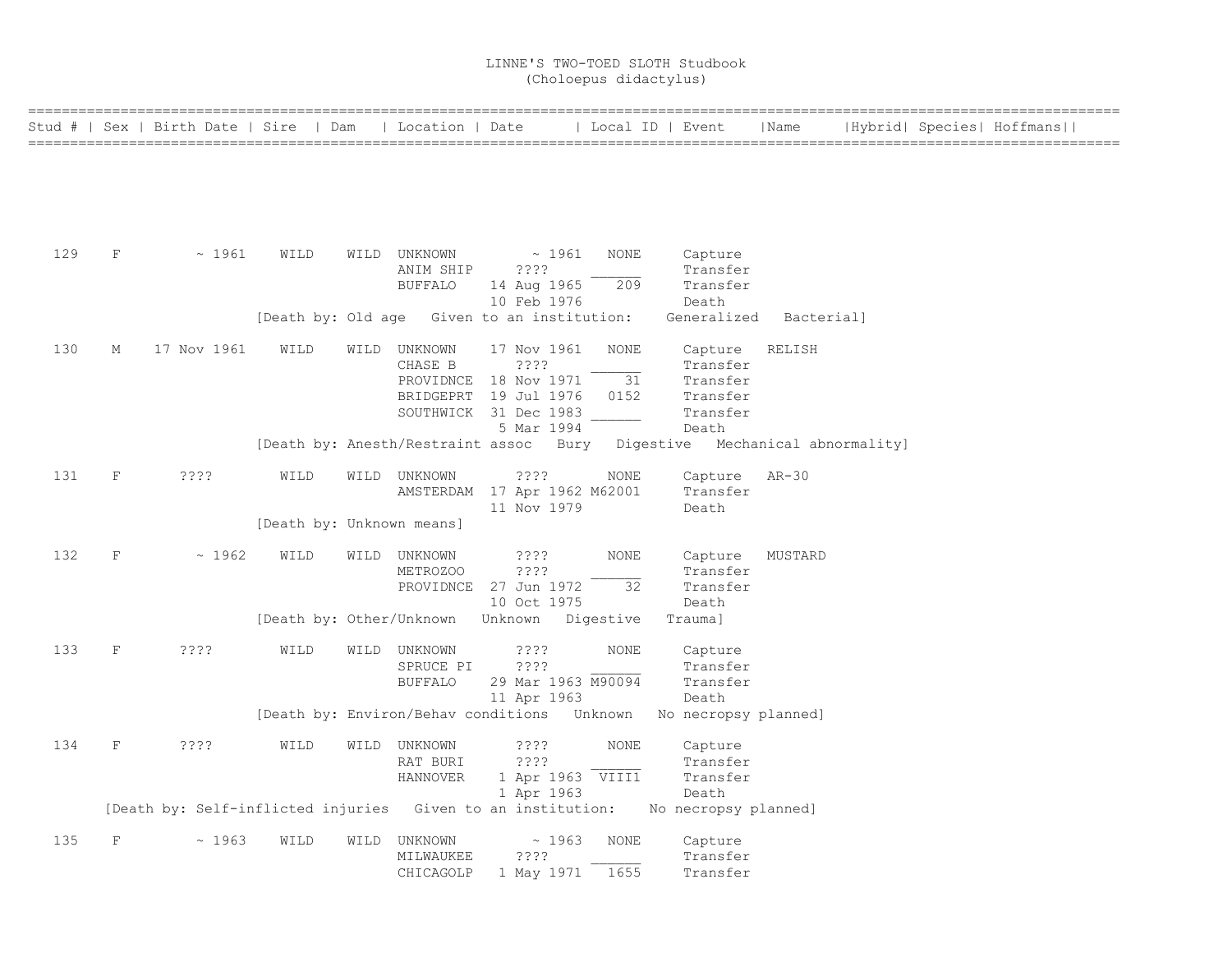# LINNE'S TWO-TOED SLOTH Studbook
(Choloepus didactylus)

| Stud # | Sex | Birth Date | Sire | Dam | Location | Date | Local ID | Event | Name | Hybrid | Species | Hoffmans |
|---|---|---|---|---|---|---|---|---|---|---|---|---|
| 129 | F | ~ 1961 | WILD | WILD | UNKNOWN | ~ 1961 | NONE | Capture | | | | |
| | | | | | ANIM SHIP | ???? | ______ | Transfer | | | | |
| | | | | | BUFFALO | 14 Aug 1965 | 209 | Transfer | | | | |
| | | | | | | 10 Feb 1976 | | Death | | | | |
| | | | [Death by: Old age   Given to an institution:   Generalized   Bacterial] | | | | | | | | | |
| 130 | M | 17 Nov 1961 | WILD | WILD | UNKNOWN | 17 Nov 1961 | NONE | Capture | RELISH | | | |
| | | | | | CHASE B | ???? | ______ | Transfer | | | | |
| | | | | | PROVIDNCE | 18 Nov 1971 | 31 | Transfer | | | | |
| | | | | | BRIDGEPRT | 19 Jul 1976 | 0152 | Transfer | | | | |
| | | | | | SOUTHWICK | 31 Dec 1983 | ______ | Transfer | | | | |
| | | | | | | 5 Mar 1994 | | Death | | | | |
| | | | [Death by: Anesth/Restraint assoc   Bury   Digestive   Mechanical abnormality] | | | | | | | | | |
| 131 | F | ???? | WILD | WILD | UNKNOWN | ???? | NONE | Capture | AR-30 | | | |
| | | | | | AMSTERDAM | 17 Apr 1962 | M62001 | Transfer | | | | |
| | | | | | | 11 Nov 1979 | | Death | | | | |
| | | | [Death by: Unknown means] | | | | | | | | | |
| 132 | F | ~ 1962 | WILD | WILD | UNKNOWN | ???? | NONE | Capture | MUSTARD | | | |
| | | | | | METROZOO | ???? | ______ | Transfer | | | | |
| | | | | | PROVIDNCE | 27 Jun 1972 | 32 | Transfer | | | | |
| | | | | | | 10 Oct 1975 | | Death | | | | |
| | | | [Death by: Other/Unknown   Unknown   Digestive   Trauma] | | | | | | | | | |
| 133 | F | ???? | WILD | WILD | UNKNOWN | ???? | NONE | Capture | | | | |
| | | | | | SPRUCE PI | ???? | ______ | Transfer | | | | |
| | | | | | BUFFALO | 29 Mar 1963 | M90094 | Transfer | | | | |
| | | | | | | 11 Apr 1963 | | Death | | | | |
| | | | [Death by: Environ/Behav conditions   Unknown   No necropsy planned] | | | | | | | | | |
| 134 | F | ???? | WILD | WILD | UNKNOWN | ???? | NONE | Capture | | | | |
| | | | | | RAT BURI | ???? | ______ | Transfer | | | | |
| | | | | | HANNOVER | 1 Apr 1963 | VIII1 | Transfer | | | | |
| | | | | | | 1 Apr 1963 | | Death | | | | |
| | [Death by: Self-inflicted injuries   Given to an institution:   No necropsy planned] | | | | | | | | | | | |
| 135 | F | ~ 1963 | WILD | WILD | UNKNOWN | ~ 1963 | NONE | Capture | | | | |
| | | | | | MILWAUKEE | ???? | ______ | Transfer | | | | |
| | | | | | CHICAGOLP | 1 May 1971 | 1655 | Transfer | | | | |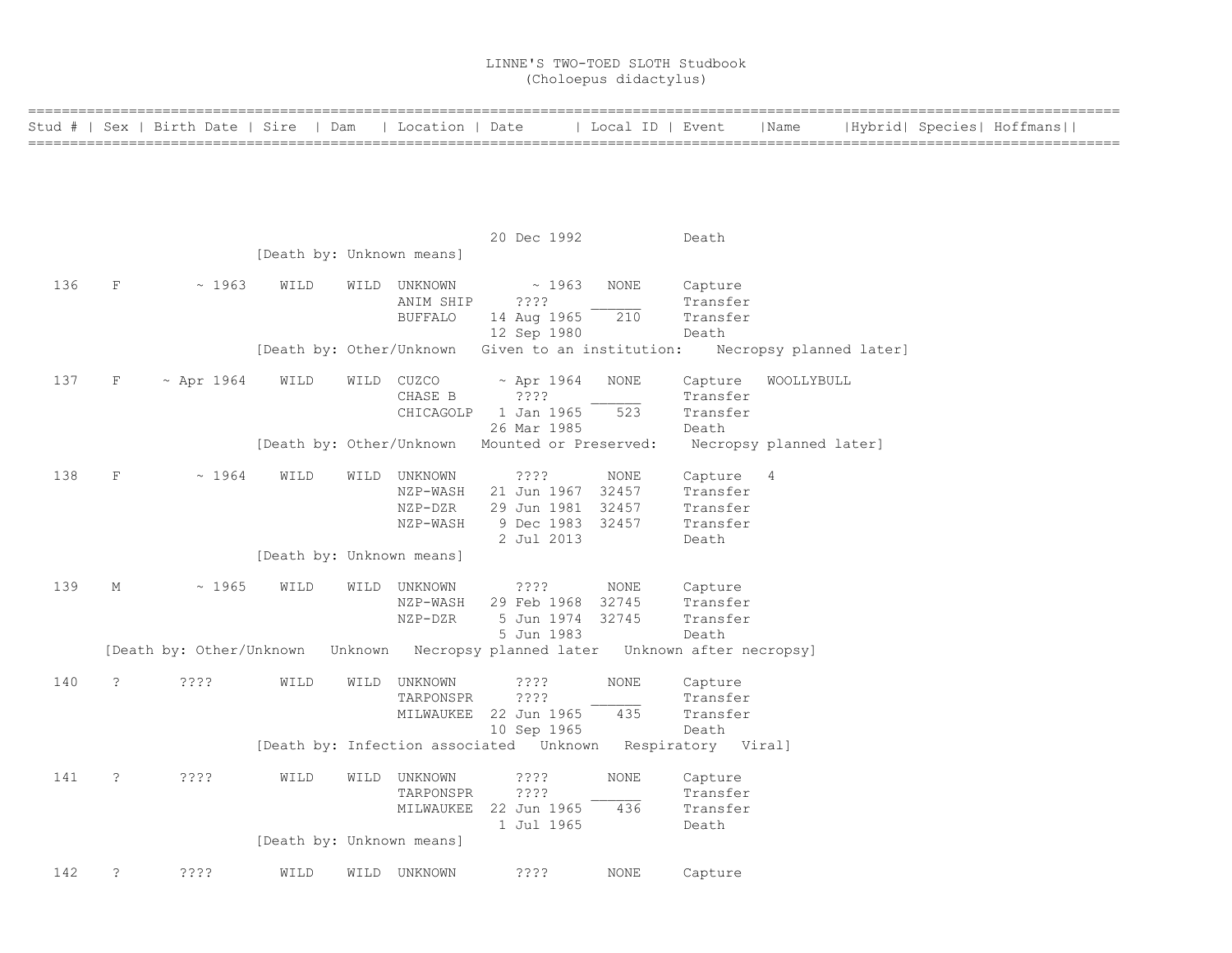# LINNE'S TWO-TOED SLOTH Studbook
(Choloepus didactylus)

| Stud # | Sex | Birth Date | Sire | Dam | Location | Date | Local ID | Event | Name | Hybrid | Species | Hoffmans |
|---|---|---|---|---|---|---|---|---|---|---|---|---|
| | | | | | | 20 Dec 1992 | | Death | | | | |
| | | | [Death by: Unknown means] | | | | | | | | | |
| 136 | F | ~ 1963 | WILD | WILD | UNKNOWN | ~ 1963 | NONE | Capture | | | | |
| | | | | | ANIM SHIP | ???? | ______ | Transfer | | | | |
| | | | | | BUFFALO | 14 Aug 1965 | 210 | Transfer | | | | |
| | | | | | | 12 Sep 1980 | | Death | | | | |
| | | | [Death by: Other/Unknown Given to an institution: Necropsy planned later] | | | | | | | | | |
| 137 | F | ~ Apr 1964 | WILD | WILD | CUZCO | ~ Apr 1964 | NONE | Capture | WOOLLYBULL | | | |
| | | | | | CHASE B | ???? | ______ | Transfer | | | | |
| | | | | | CHICAGOLP | 1 Jan 1965 | 523 | Transfer | | | | |
| | | | | | | 26 Mar 1985 | | Death | | | | |
| | | | [Death by: Other/Unknown Mounted or Preserved: Necropsy planned later] | | | | | | | | | |
| 138 | F | ~ 1964 | WILD | WILD | UNKNOWN | ???? | NONE | Capture | 4 | | | |
| | | | | | NZP-WASH | 21 Jun 1967 | 32457 | Transfer | | | | |
| | | | | | NZP-DZR | 29 Jun 1981 | 32457 | Transfer | | | | |
| | | | | | NZP-WASH | 9 Dec 1983 | 32457 | Transfer | | | | |
| | | | | | | 2 Jul 2013 | | Death | | | | |
| | | | [Death by: Unknown means] | | | | | | | | | |
| 139 | M | ~ 1965 | WILD | WILD | UNKNOWN | ???? | NONE | Capture | | | | |
| | | | | | NZP-WASH | 29 Feb 1968 | 32745 | Transfer | | | | |
| | | | | | NZP-DZR | 5 Jun 1974 | 32745 | Transfer | | | | |
| | | | | | | 5 Jun 1983 | | Death | | | | |
| | [Death by: Other/Unknown Unknown Necropsy planned later Unknown after necropsy] | | | | | | | | | | | |
| 140 | ? | ???? | WILD | WILD | UNKNOWN | ???? | NONE | Capture | | | | |
| | | | | | TARPONSPR | ???? | ______ | Transfer | | | | |
| | | | | | MILWAUKEE | 22 Jun 1965 | 435 | Transfer | | | | |
| | | | | | | 10 Sep 1965 | | Death | | | | |
| | | | [Death by: Infection associated Unknown Respiratory Viral] | | | | | | | | | |
| 141 | ? | ???? | WILD | WILD | UNKNOWN | ???? | NONE | Capture | | | | |
| | | | | | TARPONSPR | ???? | ______ | Transfer | | | | |
| | | | | | MILWAUKEE | 22 Jun 1965 | 436 | Transfer | | | | |
| | | | | | | 1 Jul 1965 | | Death | | | | |
| | | | [Death by: Unknown means] | | | | | | | | | |
| 142 | ? | ???? | WILD | WILD | UNKNOWN | ???? | NONE | Capture | | | | |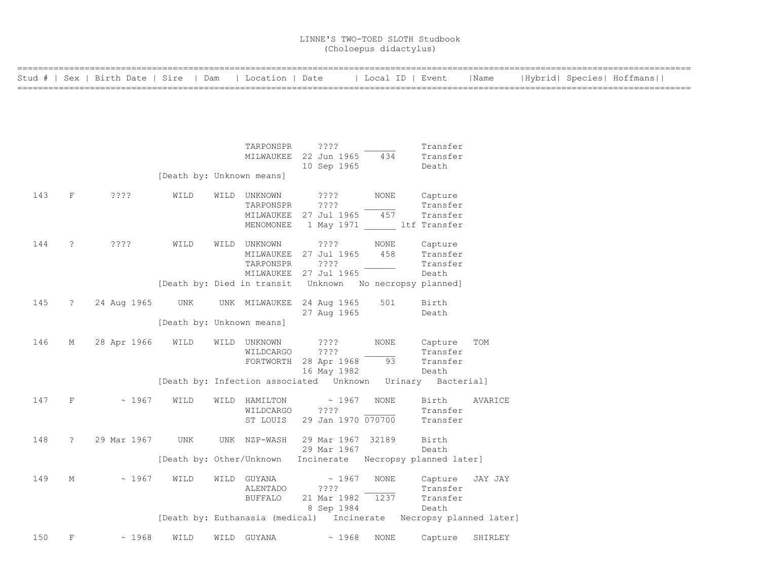# LINNE'S TWO-TOED SLOTH Studbook
(Choloepus didactylus)

| Stud # | Sex | Birth Date | Sire | Dam | Location | Date | Local ID | Event | Name | Hybrid | Species | Hoffmans |
|---|---|---|---|---|---|---|---|---|---|---|---|---|
| | | | | | TARPONSPR | ???? | ______ | Transfer | | | | |
| | | | | | MILWAUKEE | 22 Jun 1965 | 434 | Transfer | | | | |
| | | | | | | 10 Sep 1965 | | Death | | | | |
| | | | [Death by: Unknown means] | | | | | | | | | |
| 143 | F | ???? | WILD | WILD | UNKNOWN | ???? | NONE | Capture | | | | |
| | | | | | TARPONSPR | ???? | ______ | Transfer | | | | |
| | | | | | MILWAUKEE | 27 Jul 1965 | 457 | Transfer | | | | |
| | | | | | MENOMONEE | 1 May 1971 | ______ ltf | Transfer | | | | |
| 144 | ? | ???? | WILD | WILD | UNKNOWN | ???? | NONE | Capture | | | | |
| | | | | | MILWAUKEE | 27 Jul 1965 | 458 | Transfer | | | | |
| | | | | | TARPONSPR | ???? | ______ | Transfer | | | | |
| | | | | | MILWAUKEE | 27 Jul 1965 | | Death | | | | |
| | | | [Death by: Died in transit Unknown No necropsy planned] | | | | | | | | | |
| 145 | ? | 24 Aug 1965 | UNK | UNK | MILWAUKEE | 24 Aug 1965 | 501 | Birth | | | | |
| | | | | | | 27 Aug 1965 | | Death | | | | |
| | | | [Death by: Unknown means] | | | | | | | | | |
| 146 | M | 28 Apr 1966 | WILD | WILD | UNKNOWN | ???? | NONE | Capture | TOM | | | |
| | | | | | WILDCARGO | ???? | ______ | Transfer | | | | |
| | | | | | FORTWORTH | 28 Apr 1968 | 93 | Transfer | | | | |
| | | | | | | 16 May 1982 | | Death | | | | |
| | | | [Death by: Infection associated Unknown Urinary Bacterial] | | | | | | | | | |
| 147 | F | ~ 1967 | WILD | WILD | HAMILTON | ~ 1967 | NONE | Birth | AVARICE | | | |
| | | | | | WILDCARGO | ???? | ______ | Transfer | | | | |
| | | | | | ST LOUIS | 29 Jan 1970 | 070700 | Transfer | | | | |
| 148 | ? | 29 Mar 1967 | UNK | UNK | NZP-WASH | 29 Mar 1967 | 32189 | Birth | | | | |
| | | | | | | 29 Mar 1967 | | Death | | | | |
| | | | [Death by: Other/Unknown Incinerate Necropsy planned later] | | | | | | | | | |
| 149 | M | ~ 1967 | WILD | WILD | GUYANA | ~ 1967 | NONE | Capture | JAY JAY | | | |
| | | | | | ALENTADO | ???? | ______ | Transfer | | | | |
| | | | | | BUFFALO | 21 Mar 1982 | 1237 | Transfer | | | | |
| | | | | | | 8 Sep 1984 | | Death | | | | |
| | | | [Death by: Euthanasia (medical) Incinerate Necropsy planned later] | | | | | | | | | |
| 150 | F | ~ 1968 | WILD | WILD | GUYANA | ~ 1968 | NONE | Capture | SHIRLEY | | | |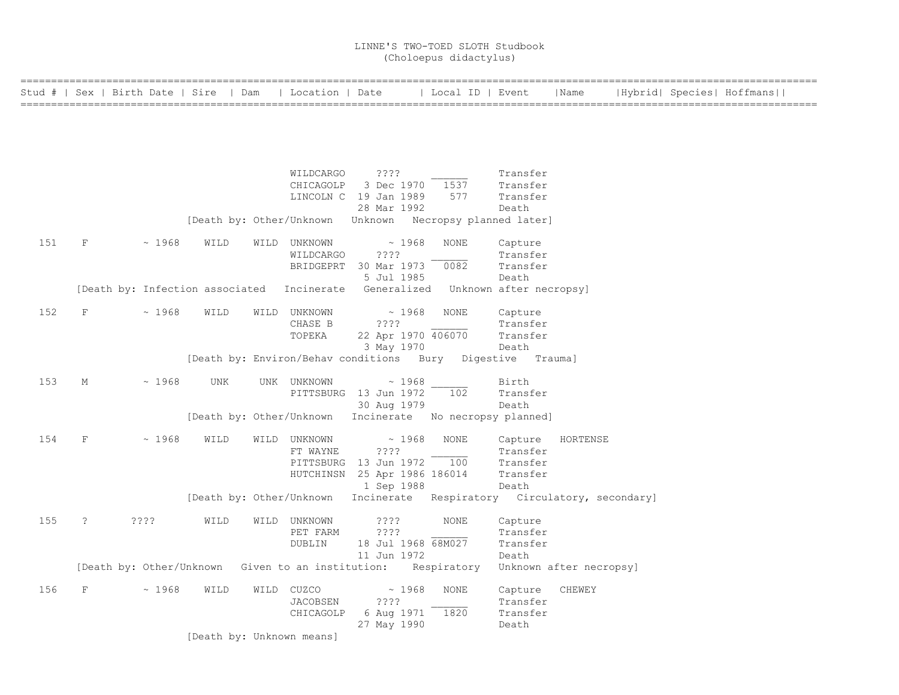# LINNE'S TWO-TOED SLOTH Studbook
## (Choloepus didactylus)

| Stud # | Sex | Birth Date | Sire | Dam | Location | Date | Local ID | Event | Name | Hybrid | Species | Hoffmans |
|---|---|---|---|---|---|---|---|---|---|---|---|---|
| | | | | | WILDCARGO | ???? | ______ | Transfer | | | | |
| | | | | | CHICAGOLP | 3 Dec 1970 | 1537 | Transfer | | | | |
| | | | | | LINCOLN C | 19 Jan 1989 | 577 | Transfer | | | | |
| | | | | | | 28 Mar 1992 | | Death | | | | |
| | | | [Death by: Other/Unknown Unknown Necropsy planned later] | | | | | | | | | |
| 151 | F | ~ 1968 | WILD | WILD | UNKNOWN | ~ 1968 | NONE | Capture | | | | |
| | | | | | WILDCARGO | ???? | ______ | Transfer | | | | |
| | | | | | BRIDGEPRT | 30 Mar 1973 | 0082 | Transfer | | | | |
| | | | | | | 5 Jul 1985 | | Death | | | | |
| | [Death by: Infection associated Incinerate Generalized Unknown after necropsy] | | | | | | | | | | | |
| 152 | F | ~ 1968 | WILD | WILD | UNKNOWN | ~ 1968 | NONE | Capture | | | | |
| | | | | | CHASE B | ???? | ______ | Transfer | | | | |
| | | | | | TOPEKA | 22 Apr 1970 | 406070 | Transfer | | | | |
| | | | | | | 3 May 1970 | | Death | | | | |
| | | | [Death by: Environ/Behav conditions Bury Digestive Trauma] | | | | | | | | | |
| 153 | M | ~ 1968 | UNK | UNK | UNKNOWN | ~ 1968 | ______ | Birth | | | | |
| | | | | | PITTSBURG | 13 Jun 1972 | 102 | Transfer | | | | |
| | | | | | | 30 Aug 1979 | | Death | | | | |
| | | | [Death by: Other/Unknown Incinerate No necropsy planned] | | | | | | | | | |
| 154 | F | ~ 1968 | WILD | WILD | UNKNOWN | ~ 1968 | NONE | Capture | HORTENSE | | | |
| | | | | | FT WAYNE | ???? | ______ | Transfer | | | | |
| | | | | | PITTSBURG | 13 Jun 1972 | 100 | Transfer | | | | |
| | | | | | HUTCHINSN | 25 Apr 1986 | 186014 | Transfer | | | | |
| | | | | | | 1 Sep 1988 | | Death | | | | |
| | | | [Death by: Other/Unknown Incinerate Respiratory Circulatory, secondary] | | | | | | | | | |
| 155 | ? | ???? | WILD | WILD | UNKNOWN | ???? | NONE | Capture | | | | |
| | | | | | PET FARM | ???? | ______ | Transfer | | | | |
| | | | | | DUBLIN | 18 Jul 1968 | 68M027 | Transfer | | | | |
| | | | | | | 11 Jun 1972 | | Death | | | | |
| | [Death by: Other/Unknown Given to an institution: Respiratory Unknown after necropsy] | | | | | | | | | | | |
| 156 | F | ~ 1968 | WILD | WILD | CUZCO | ~ 1968 | NONE | Capture | CHEWEY | | | |
| | | | | | JACOBSEN | ???? | ______ | Transfer | | | | |
| | | | | | CHICAGOLP | 6 Aug 1971 | 1820 | Transfer | | | | |
| | | | | | | 27 May 1990 | | Death | | | | |
| | | | [Death by: Unknown means] | | | | | | | | | |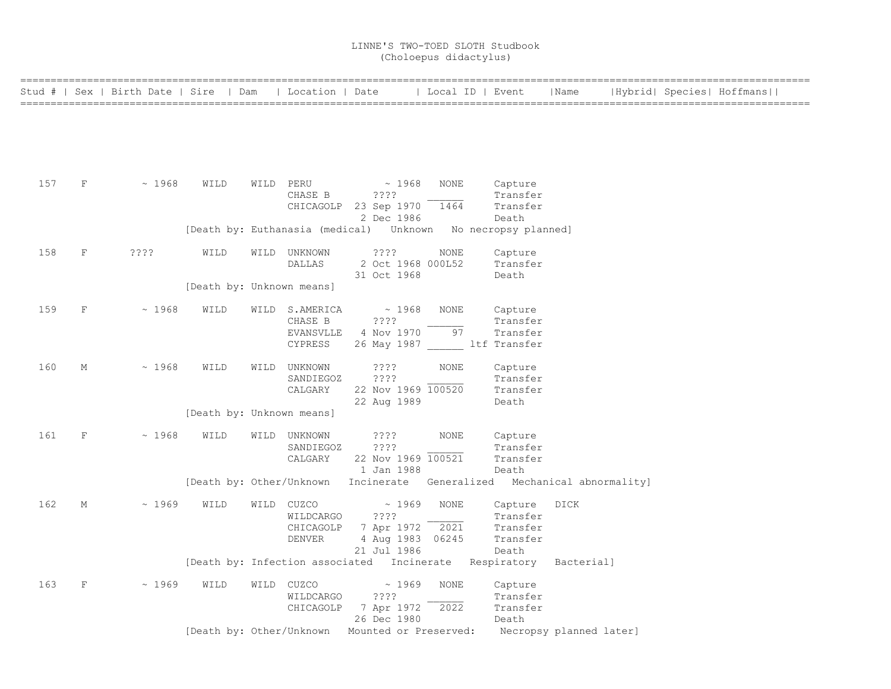# LINNE'S TWO-TOED SLOTH Studbook
(Choloepus didactylus)

| Stud # | Sex | Birth Date | Sire | Dam | Location | Date | Local ID | Event | Name | Hybrid | Species | Hoffmans |
|---|---|---|---|---|---|---|---|---|---|---|---|---|
| 157 | F | ~ 1968 | WILD | WILD | PERU | ~ 1968 | NONE | Capture | | | | |
| | | | | | CHASE B | ???? | ______ | Transfer | | | | |
| | | | | | CHICAGOLP | 23 Sep 1970 | 1464 | Transfer | | | | |
| | | | | | | 2 Dec 1986 | | Death | | | | |
| | | | [Death by: Euthanasia (medical) Unknown No necropsy planned] | | | | | | | | | |
| 158 | F | ???? | WILD | WILD | UNKNOWN | ???? | NONE | Capture | | | | |
| | | | | | DALLAS | 2 Oct 1968 | 000L52 | Transfer | | | | |
| | | | | | | 31 Oct 1968 | | Death | | | | |
| | | | [Death by: Unknown means] | | | | | | | | | |
| 159 | F | ~ 1968 | WILD | WILD | S.AMERICA | ~ 1968 | NONE | Capture | | | | |
| | | | | | CHASE B | ???? | ______ | Transfer | | | | |
| | | | | | EVANSVLLE | 4 Nov 1970 | 97 | Transfer | | | | |
| | | | | | CYPRESS | 26 May 1987 | ______ ltf | Transfer | | | | |
| 160 | M | ~ 1968 | WILD | WILD | UNKNOWN | ???? | NONE | Capture | | | | |
| | | | | | SANDIEGOZ | ???? | ______ | Transfer | | | | |
| | | | | | CALGARY | 22 Nov 1969 | 100520 | Transfer | | | | |
| | | | | | | 22 Aug 1989 | | Death | | | | |
| | | | [Death by: Unknown means] | | | | | | | | | |
| 161 | F | ~ 1968 | WILD | WILD | UNKNOWN | ???? | NONE | Capture | | | | |
| | | | | | SANDIEGOZ | ???? | ______ | Transfer | | | | |
| | | | | | CALGARY | 22 Nov 1969 | 100521 | Transfer | | | | |
| | | | | | | 1 Jan 1988 | | Death | | | | |
| | | | [Death by: Other/Unknown Incinerate Generalized Mechanical abnormality] | | | | | | | | | |
| 162 | M | ~ 1969 | WILD | WILD | CUZCO | ~ 1969 | NONE | Capture | DICK | | | |
| | | | | | WILDCARGO | ???? | ______ | Transfer | | | | |
| | | | | | CHICAGOLP | 7 Apr 1972 | 2021 | Transfer | | | | |
| | | | | | DENVER | 4 Aug 1983 | 06245 | Transfer | | | | |
| | | | | | | 21 Jul 1986 | | Death | | | | |
| | | | [Death by: Infection associated Incinerate Respiratory Bacterial] | | | | | | | | | |
| 163 | F | ~ 1969 | WILD | WILD | CUZCO | ~ 1969 | NONE | Capture | | | | |
| | | | | | WILDCARGO | ???? | ______ | Transfer | | | | |
| | | | | | CHICAGOLP | 7 Apr 1972 | 2022 | Transfer | | | | |
| | | | | | | 26 Dec 1980 | | Death | | | | |
| | | | [Death by: Other/Unknown Mounted or Preserved: Necropsy planned later] | | | | | | | | | |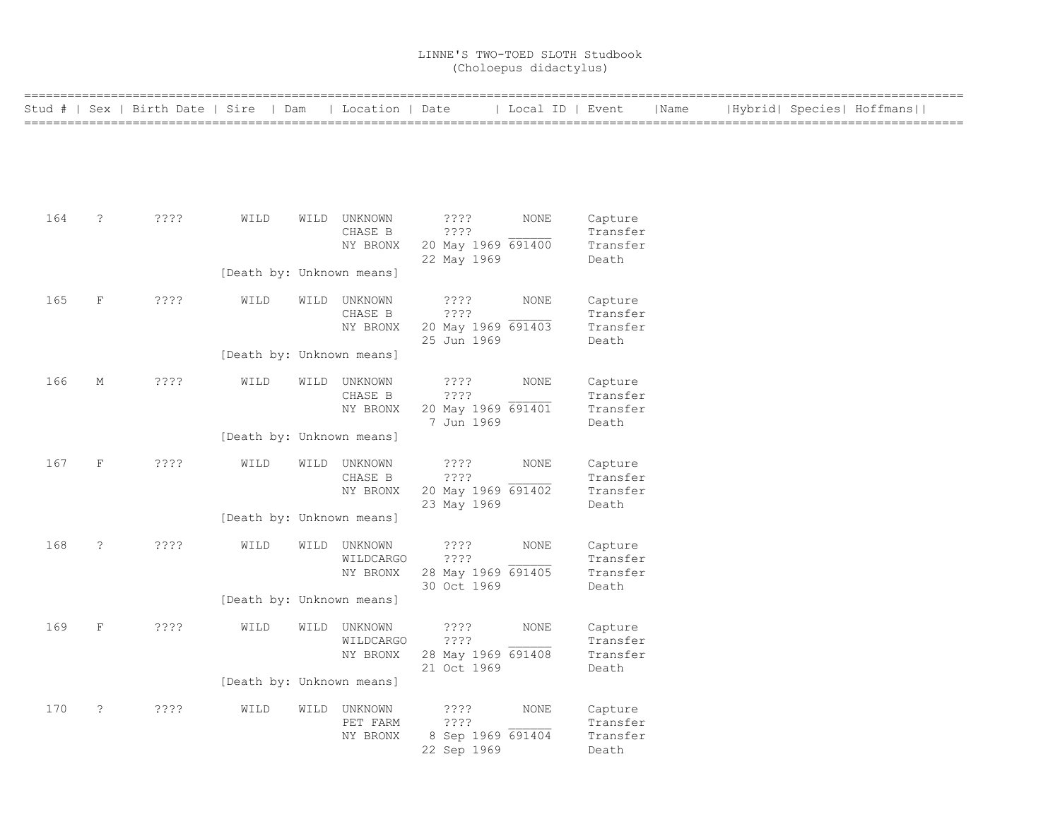# LINNE'S TWO-TOED SLOTH Studbook
(Choloepus didactylus)

| Stud # | Sex | Birth Date | Sire | Dam | Location | Date | Local ID | Event | Name | Hybrid | Species | Hoffmans |
|---|---|---|---|---|---|---|---|---|---|---|---|---|
| 164 | ? | ???? | WILD | WILD | UNKNOWN | ???? | NONE | Capture | | | | |
| | | | | | CHASE B | ???? | ______ | Transfer | | | | |
| | | | | | NY BRONX | 20 May 1969 | 691400 | Transfer | | | | |
| | | | | | | 22 May 1969 | | Death | | | | |
| | | | [Death by: Unknown means] | | | | | | | | | |
| 165 | F | ???? | WILD | WILD | UNKNOWN | ???? | NONE | Capture | | | | |
| | | | | | CHASE B | ???? | ______ | Transfer | | | | |
| | | | | | NY BRONX | 20 May 1969 | 691403 | Transfer | | | | |
| | | | | | | 25 Jun 1969 | | Death | | | | |
| | | | [Death by: Unknown means] | | | | | | | | | |
| 166 | M | ???? | WILD | WILD | UNKNOWN | ???? | NONE | Capture | | | | |
| | | | | | CHASE B | ???? | ______ | Transfer | | | | |
| | | | | | NY BRONX | 20 May 1969 | 691401 | Transfer | | | | |
| | | | | | | 7 Jun 1969 | | Death | | | | |
| | | | [Death by: Unknown means] | | | | | | | | | |
| 167 | F | ???? | WILD | WILD | UNKNOWN | ???? | NONE | Capture | | | | |
| | | | | | CHASE B | ???? | ______ | Transfer | | | | |
| | | | | | NY BRONX | 20 May 1969 | 691402 | Transfer | | | | |
| | | | | | | 23 May 1969 | | Death | | | | |
| | | | [Death by: Unknown means] | | | | | | | | | |
| 168 | ? | ???? | WILD | WILD | UNKNOWN | ???? | NONE | Capture | | | | |
| | | | | | WILDCARGO | ???? | ______ | Transfer | | | | |
| | | | | | NY BRONX | 28 May 1969 | 691405 | Transfer | | | | |
| | | | | | | 30 Oct 1969 | | Death | | | | |
| | | | [Death by: Unknown means] | | | | | | | | | |
| 169 | F | ???? | WILD | WILD | UNKNOWN | ???? | NONE | Capture | | | | |
| | | | | | WILDCARGO | ???? | ______ | Transfer | | | | |
| | | | | | NY BRONX | 28 May 1969 | 691408 | Transfer | | | | |
| | | | | | | 21 Oct 1969 | | Death | | | | |
| | | | [Death by: Unknown means] | | | | | | | | | |
| 170 | ? | ???? | WILD | WILD | UNKNOWN | ???? | NONE | Capture | | | | |
| | | | | | PET FARM | ???? | ______ | Transfer | | | | |
| | | | | | NY BRONX | 8 Sep 1969 | 691404 | Transfer | | | | |
| | | | | | | 22 Sep 1969 | | Death | | | | |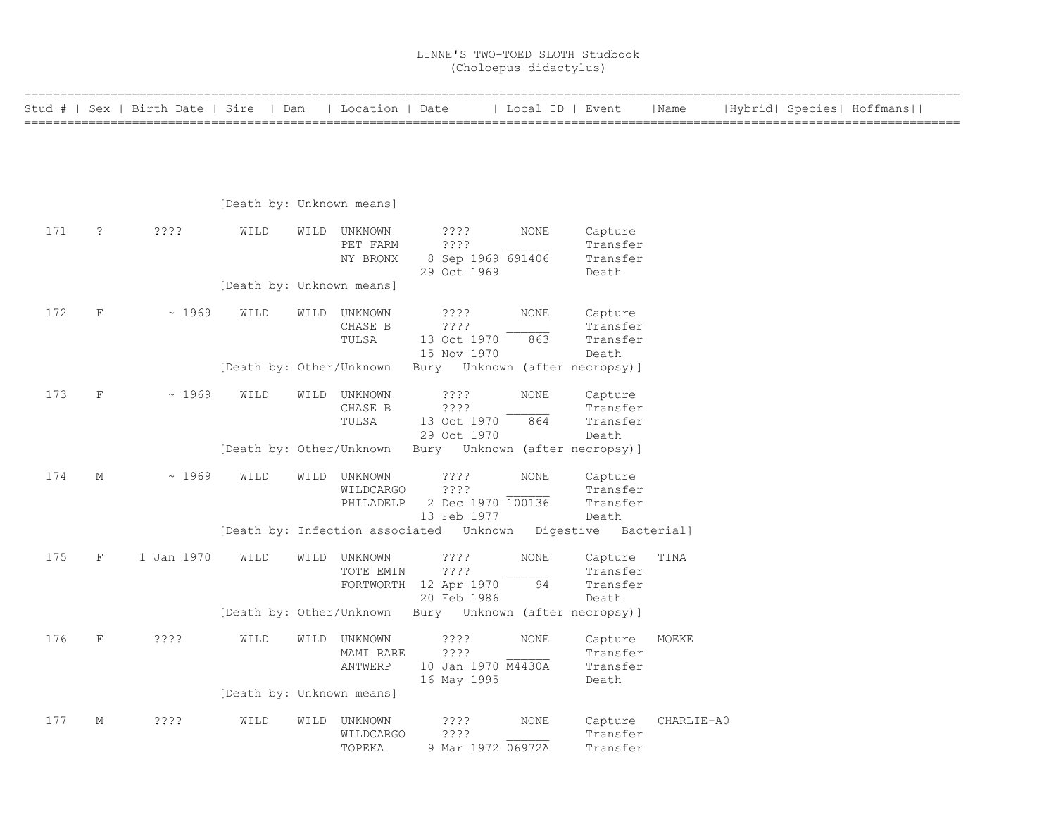# LINNE'S TWO-TOED SLOTH Studbook
## (Choloepus didactylus)

| Stud # | Sex | Birth Date | Sire | Dam | Location | Date | Local ID | Event | Name | Hybrid | Species | Hoffmans |
|---|---|---|---|---|---|---|---|---|---|---|---|---|
| | | | [Death by: Unknown means] | | | | | | | | | |
| 171 | ? | ???? | WILD | WILD | UNKNOWN | ???? | NONE | Capture | | | | |
| | | | | | PET FARM | ???? | ______ | Transfer | | | | |
| | | | | | NY BRONX | 8 Sep 1969 | 691406 | Transfer | | | | |
| | | | | | | 29 Oct 1969 | | Death | | | | |
| | | | [Death by: Unknown means] | | | | | | | | | |
| 172 | F | ~ 1969 | WILD | WILD | UNKNOWN | ???? | NONE | Capture | | | | |
| | | | | | CHASE B | ???? | ______ | Transfer | | | | |
| | | | | | TULSA | 13 Oct 1970 | 863 | Transfer | | | | |
| | | | | | | 15 Nov 1970 | | Death | | | | |
| | | | [Death by: Other/Unknown Bury Unknown (after necropsy)] | | | | | | | | | |
| 173 | F | ~ 1969 | WILD | WILD | UNKNOWN | ???? | NONE | Capture | | | | |
| | | | | | CHASE B | ???? | ______ | Transfer | | | | |
| | | | | | TULSA | 13 Oct 1970 | 864 | Transfer | | | | |
| | | | | | | 29 Oct 1970 | | Death | | | | |
| | | | [Death by: Other/Unknown Bury Unknown (after necropsy)] | | | | | | | | | |
| 174 | M | ~ 1969 | WILD | WILD | UNKNOWN | ???? | NONE | Capture | | | | |
| | | | | | WILDCARGO | ???? | ______ | Transfer | | | | |
| | | | | | PHILADELP | 2 Dec 1970 | 100136 | Transfer | | | | |
| | | | | | | 13 Feb 1977 | | Death | | | | |
| | | | [Death by: Infection associated Unknown Digestive Bacterial] | | | | | | | | | |
| 175 | F | 1 Jan 1970 | WILD | WILD | UNKNOWN | ???? | NONE | Capture | TINA | | | |
| | | | | | TOTE EMIN | ???? | ______ | Transfer | | | | |
| | | | | | FORTWORTH | 12 Apr 1970 | 94 | Transfer | | | | |
| | | | | | | 20 Feb 1986 | | Death | | | | |
| | | | [Death by: Other/Unknown Bury Unknown (after necropsy)] | | | | | | | | | |
| 176 | F | ???? | WILD | WILD | UNKNOWN | ???? | NONE | Capture | MOEKE | | | |
| | | | | | MAMI RARE | ???? | ______ | Transfer | | | | |
| | | | | | ANTWERP | 10 Jan 1970 | M4430A | Transfer | | | | |
| | | | | | | 16 May 1995 | | Death | | | | |
| | | | [Death by: Unknown means] | | | | | | | | | |
| 177 | M | ???? | WILD | WILD | UNKNOWN | ???? | NONE | Capture | CHARLIE-A0 | | | |
| | | | | | WILDCARGO | ???? | ______ | Transfer | | | | |
| | | | | | TOPEKA | 9 Mar 1972 | 06972A | Transfer | | | | |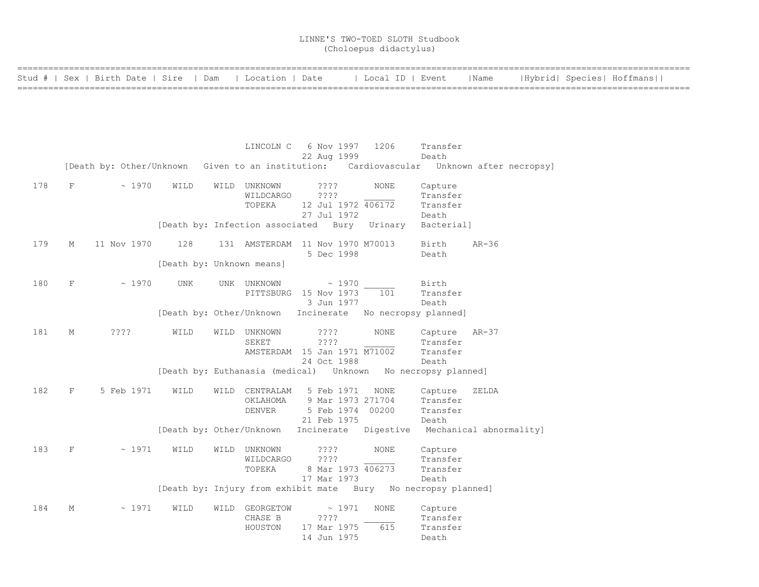# LINNE'S TWO-TOED SLOTH Studbook
(Choloepus didactylus)

| Stud # | Sex | Birth Date | Sire | Dam | Location | Date | Local ID | Event | Name | Hybrid | Species | Hoffmans |
|---|---|---|---|---|---|---|---|---|---|---|---|---|
| | | | | | LINCOLN C | 6 Nov 1997 | 1206 | Transfer | | | | |
| | | | | | | 22 Aug 1999 | | Death | | | | |
| [Death by: Other/Unknown Given to an institution: Cardiovascular Unknown after necropsy] | | | | | | | | | | | | |
| 178 | F | ~ 1970 | WILD | WILD | UNKNOWN | ???? | NONE | Capture | | | | |
| | | | | | WILDCARGO | ???? | ______ | Transfer | | | | |
| | | | | | TOPEKA | 12 Jul 1972 | 406172 | Transfer | | | | |
| | | | | | | 27 Jul 1972 | | Death | | | | |
| [Death by: Infection associated Bury Urinary Bacterial] | | | | | | | | | | | | |
| 179 | M | 11 Nov 1970 | 128 | 131 | AMSTERDAM | 11 Nov 1970 | M70013 | Birth | AR-36 | | | |
| | | | | | | 5 Dec 1998 | | Death | | | | |
| [Death by: Unknown means] | | | | | | | | | | | | |
| 180 | F | ~ 1970 | UNK | UNK | UNKNOWN | ~ 1970 | ______ | Birth | | | | |
| | | | | | PITTSBURG | 15 Nov 1973 | 101 | Transfer | | | | |
| | | | | | | 3 Jun 1977 | | Death | | | | |
| [Death by: Other/Unknown Incinerate No necropsy planned] | | | | | | | | | | | | |
| 181 | M | ???? | WILD | WILD | UNKNOWN | ???? | NONE | Capture | AR-37 | | | |
| | | | | | SEKET | ???? | ______ | Transfer | | | | |
| | | | | | AMSTERDAM | 15 Jan 1971 | M71002 | Transfer | | | | |
| | | | | | | 24 Oct 1988 | | Death | | | | |
| [Death by: Euthanasia (medical) Unknown No necropsy planned] | | | | | | | | | | | | |
| 182 | F | 5 Feb 1971 | WILD | WILD | CENTRALAM | 5 Feb 1971 | NONE | Capture | ZELDA | | | |
| | | | | | OKLAHOMA | 9 Mar 1973 | 271704 | Transfer | | | | |
| | | | | | DENVER | 5 Feb 1974 | 00200 | Transfer | | | | |
| | | | | | | 21 Feb 1975 | | Death | | | | |
| [Death by: Other/Unknown Incinerate Digestive Mechanical abnormality] | | | | | | | | | | | | |
| 183 | F | ~ 1971 | WILD | WILD | UNKNOWN | ???? | NONE | Capture | | | | |
| | | | | | WILDCARGO | ???? | ______ | Transfer | | | | |
| | | | | | TOPEKA | 8 Mar 1973 | 406273 | Transfer | | | | |
| | | | | | | 17 Mar 1973 | | Death | | | | |
| [Death by: Injury from exhibit mate Bury No necropsy planned] | | | | | | | | | | | | |
| 184 | M | ~ 1971 | WILD | WILD | GEORGETOW | ~ 1971 | NONE | Capture | | | | |
| | | | | | CHASE B | ???? | ______ | Transfer | | | | |
| | | | | | HOUSTON | 17 Mar 1975 | 615 | Transfer | | | | |
| | | | | | | 14 Jun 1975 | | Death | | | | |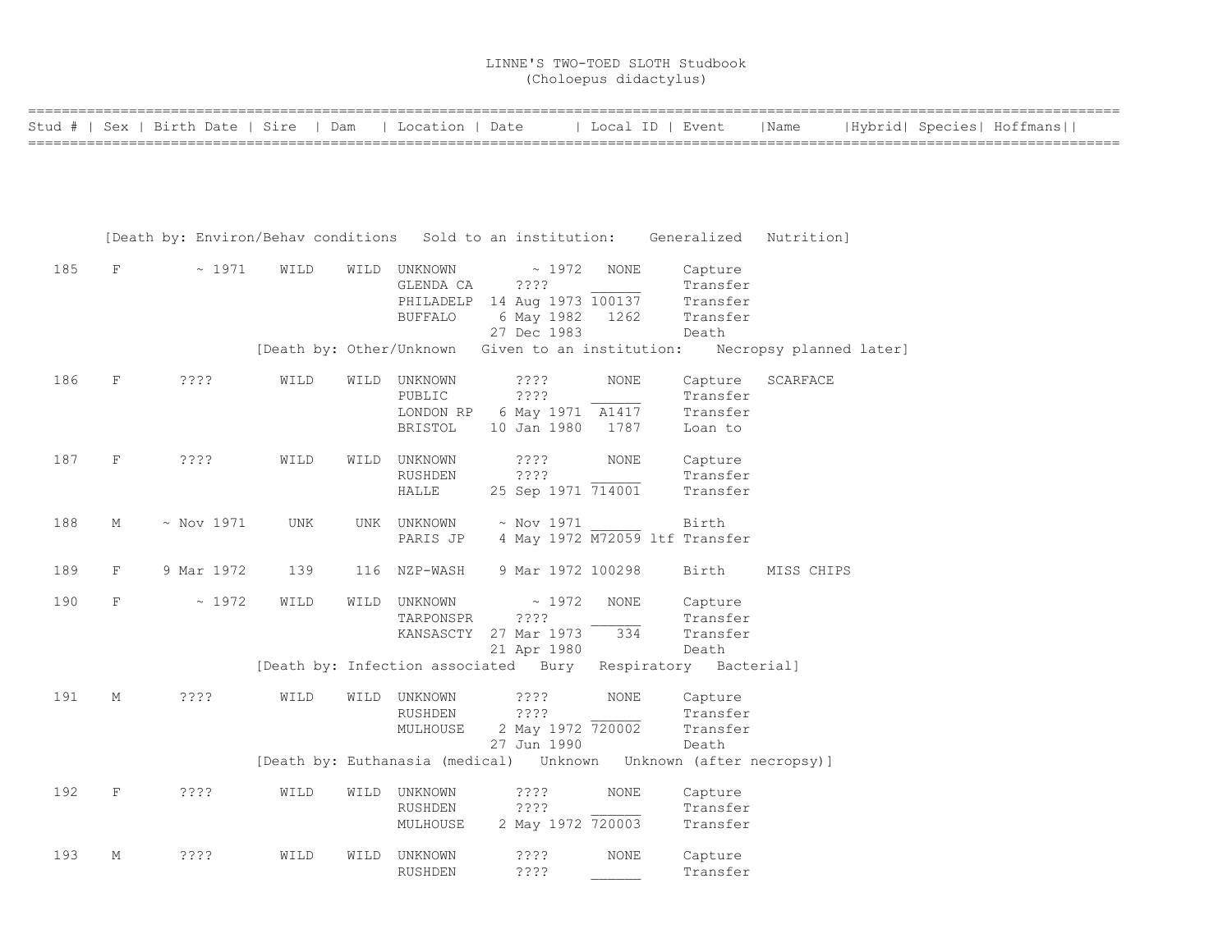# LINNE'S TWO-TOED SLOTH Studbook
## (Choloepus didactylus)

| Stud # | Sex | Birth Date | Sire | Dam | Location | Date | Local ID | Event | Name | Hybrid | Species | Hoffmans |
|---|---|---|---|---|---|---|---|---|---|---|---|---|

[Death by: Environ/Behav conditions   Sold to an institution:   Generalized   Nutrition]

| Stud # | Sex | Birth Date | Sire | Dam | Location | Date | Local ID | Event | Name |
|---|---|---|---|---|---|---|---|---|---|
| 185 | F | ~ 1971 | WILD | WILD | UNKNOWN | ~ 1972 | NONE | Capture | |
| | | | | | GLENDA CA | ???? | ______ | Transfer | |
| | | | | | PHILADELP | 14 Aug 1973 | 100137 | Transfer | |
| | | | | | BUFFALO | 6 May 1982 | 1262 | Transfer | |
| | | | | | | 27 Dec 1983 | | Death | |
| | | | [Death by: Other/Unknown   Given to an institution:   Necropsy planned later] | | | | | | |
| 186 | F | ???? | WILD | WILD | UNKNOWN | ???? | NONE | Capture | SCARFACE |
| | | | | | PUBLIC | ???? | ______ | Transfer | |
| | | | | | LONDON RP | 6 May 1971 | A1417 | Transfer | |
| | | | | | BRISTOL | 10 Jan 1980 | 1787 | Loan to | |
| 187 | F | ???? | WILD | WILD | UNKNOWN | ???? | NONE | Capture | |
| | | | | | RUSHDEN | ???? | ______ | Transfer | |
| | | | | | HALLE | 25 Sep 1971 | 714001 | Transfer | |
| 188 | M | ~ Nov 1971 | UNK | UNK | UNKNOWN | ~ Nov 1971 | ______ | Birth | |
| | | | | | PARIS JP | 4 May 1972 | M72059 ltf | Transfer | |
| 189 | F | 9 Mar 1972 | 139 | 116 | NZP-WASH | 9 Mar 1972 | 100298 | Birth | MISS CHIPS |
| 190 | F | ~ 1972 | WILD | WILD | UNKNOWN | ~ 1972 | NONE | Capture | |
| | | | | | TARPONSPR | ???? | ______ | Transfer | |
| | | | | | KANSASCTY | 27 Mar 1973 | 334 | Transfer | |
| | | | | | | 21 Apr 1980 | | Death | |
| | | | [Death by: Infection associated   Bury   Respiratory   Bacterial] | | | | | | |
| 191 | M | ???? | WILD | WILD | UNKNOWN | ???? | NONE | Capture | |
| | | | | | RUSHDEN | ???? | ______ | Transfer | |
| | | | | | MULHOUSE | 2 May 1972 | 720002 | Transfer | |
| | | | | | | 27 Jun 1990 | | Death | |
| | | | [Death by: Euthanasia (medical)   Unknown   Unknown (after necropsy)] | | | | | | |
| 192 | F | ???? | WILD | WILD | UNKNOWN | ???? | NONE | Capture | |
| | | | | | RUSHDEN | ???? | ______ | Transfer | |
| | | | | | MULHOUSE | 2 May 1972 | 720003 | Transfer | |
| 193 | M | ???? | WILD | WILD | UNKNOWN | ???? | NONE | Capture | |
| | | | | | RUSHDEN | ???? | ______ | Transfer | |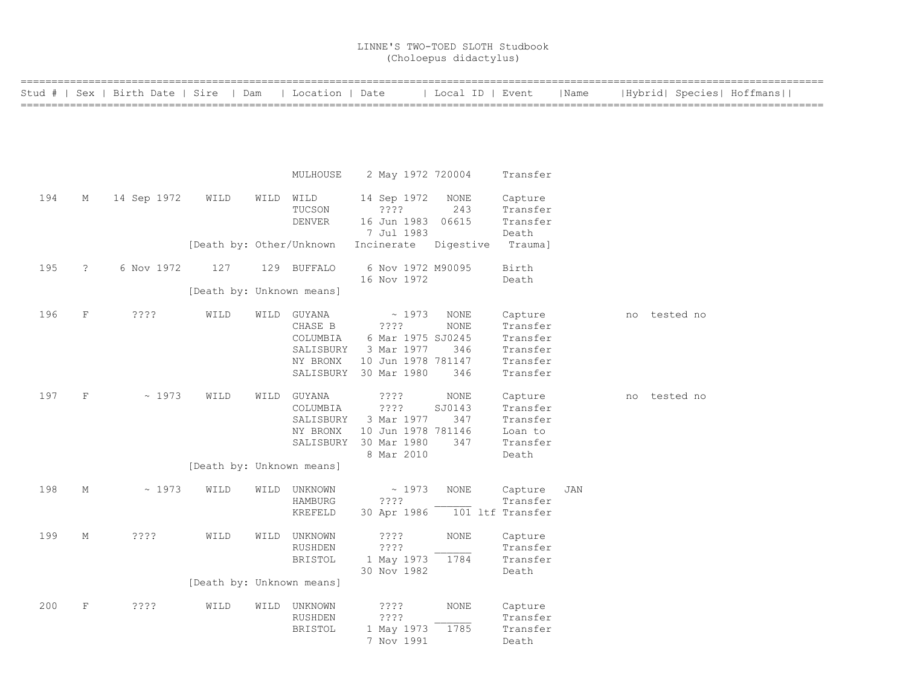# LINNE'S TWO-TOED SLOTH Studbook
(Choloepus didactylus)

| Stud # | Sex | Birth Date | Sire | Dam | Location | Date | Local ID | Event | Name | Hybrid | Species | Hoffmans |
|---|---|---|---|---|---|---|---|---|---|---|---|---|
| | | | | | MULHOUSE | 2 May 1972 | 720004 | Transfer | | | | |
| 194 | M | 14 Sep 1972 | WILD | WILD | WILD | 14 Sep 1972 | NONE | Capture | | | | |
| | | | | | TUCSON | ???? | 243 | Transfer | | | | |
| | | | | | DENVER | 16 Jun 1983 | 06615 | Transfer | | | | |
| | | | | | | 7 Jul 1983 | | Death | | | | |
| | | | [Death by: Other/Unknown | | Incinerate | | Digestive | Trauma] | | | | |
| 195 | ? | 6 Nov 1972 | 127 | 129 | BUFFALO | 6 Nov 1972 | M90095 | Birth | | | | |
| | | | | | | 16 Nov 1972 | | Death | | | | |
| | | | [Death by: Unknown means] | | | | | | | | | |
| 196 | F | ???? | WILD | WILD | GUYANA | ~ 1973 | NONE | Capture | | no | tested | no |
| | | | | | CHASE B | ???? | NONE | Transfer | | | | |
| | | | | | COLUMBIA | 6 Mar 1975 | SJ0245 | Transfer | | | | |
| | | | | | SALISBURY | 3 Mar 1977 | 346 | Transfer | | | | |
| | | | | | NY BRONX | 10 Jun 1978 | 781147 | Transfer | | | | |
| | | | | | SALISBURY | 30 Mar 1980 | 346 | Transfer | | | | |
| 197 | F | ~ 1973 | WILD | WILD | GUYANA | ???? | NONE | Capture | | no | tested | no |
| | | | | | COLUMBIA | ???? | SJ0143 | Transfer | | | | |
| | | | | | SALISBURY | 3 Mar 1977 | 347 | Transfer | | | | |
| | | | | | NY BRONX | 10 Jun 1978 | 781146 | Loan to | | | | |
| | | | | | SALISBURY | 30 Mar 1980 | 347 | Transfer | | | | |
| | | | | | | 8 Mar 2010 | | Death | | | | |
| | | | [Death by: Unknown means] | | | | | | | | | |
| 198 | M | ~ 1973 | WILD | WILD | UNKNOWN | ~ 1973 | NONE | Capture | JAN | | | |
| | | | | | HAMBURG | ???? | ______ | Transfer | | | | |
| | | | | | KREFELD | 30 Apr 1986 | 101 ltf | Transfer | | | | |
| 199 | M | ???? | WILD | WILD | UNKNOWN | ???? | NONE | Capture | | | | |
| | | | | | RUSHDEN | ???? | ______ | Transfer | | | | |
| | | | | | BRISTOL | 1 May 1973 | 1784 | Transfer | | | | |
| | | | | | | 30 Nov 1982 | | Death | | | | |
| | | | [Death by: Unknown means] | | | | | | | | | |
| 200 | F | ???? | WILD | WILD | UNKNOWN | ???? | NONE | Capture | | | | |
| | | | | | RUSHDEN | ???? | ______ | Transfer | | | | |
| | | | | | BRISTOL | 1 May 1973 | 1785 | Transfer | | | | |
| | | | | | | 7 Nov 1991 | | Death | | | | |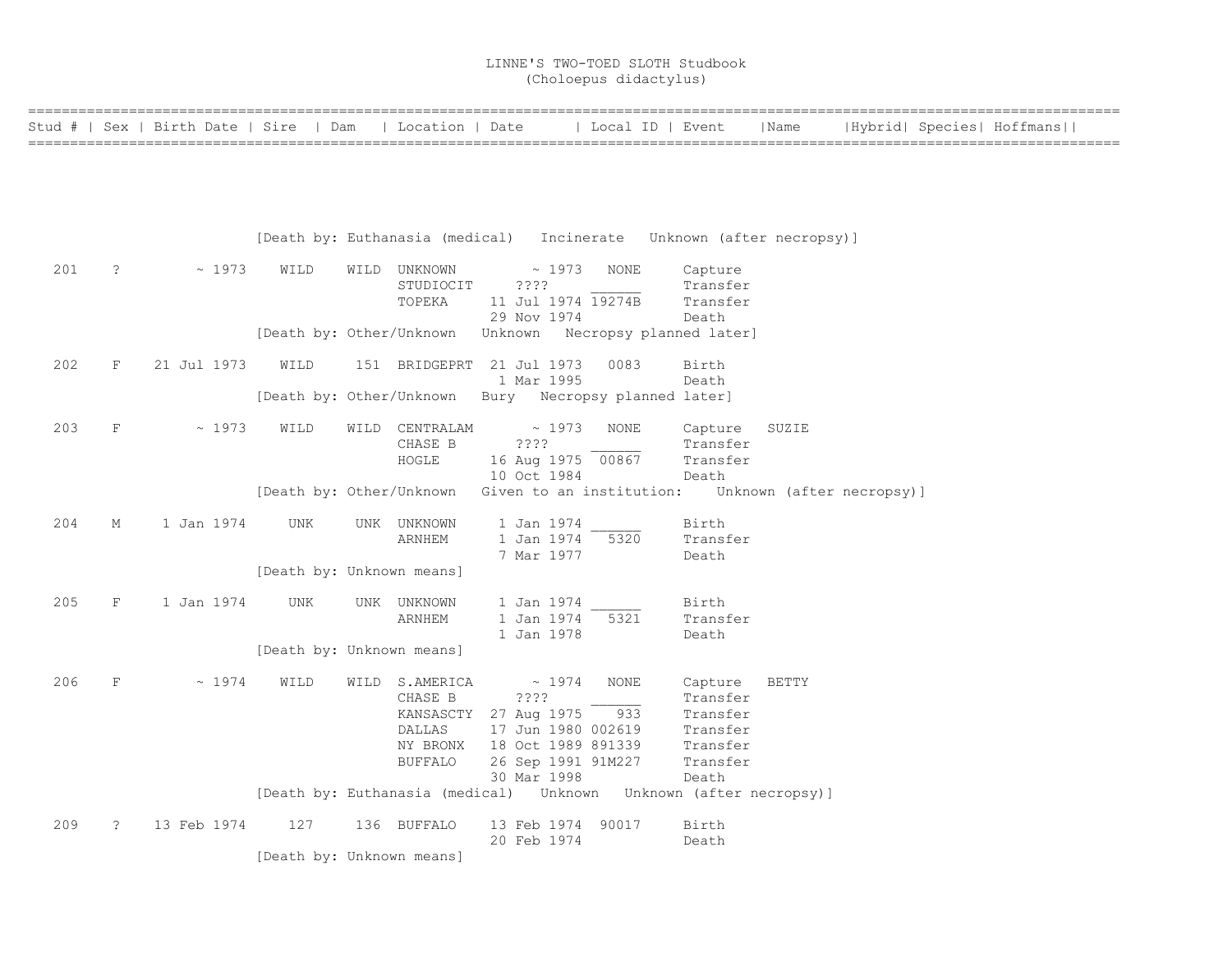# LINNE'S TWO-TOED SLOTH Studbook
## (Choloepus didactylus)

| Stud # | Sex | Birth Date | Sire | Dam | Location | Date | Local ID | Event | Name | Hybrid | Species | Hoffmans |
|---|---|---|---|---|---|---|---|---|---|---|---|---|
| | | | [Death by: Euthanasia (medical) Incinerate Unknown (after necropsy)] | | | | | | | | | |
| 201 | ? | ~ 1973 | WILD | WILD | UNKNOWN | ~ 1973 | NONE | Capture | | | | |
| | | | | | STUDIOCIT | ???? | ______ | Transfer | | | | |
| | | | | | TOPEKA | 11 Jul 1974 | 19274B | Transfer | | | | |
| | | | | | | 29 Nov 1974 | | Death | | | | |
| | | | [Death by: Other/Unknown Unknown Necropsy planned later] | | | | | | | | | |
| 202 | F | 21 Jul 1973 | WILD | 151 | BRIDGEPRT | 21 Jul 1973 | 0083 | Birth | | | | |
| | | | | | | 1 Mar 1995 | | Death | | | | |
| | | | [Death by: Other/Unknown Bury Necropsy planned later] | | | | | | | | | |
| 203 | F | ~ 1973 | WILD | WILD | CENTRALAM | ~ 1973 | NONE | Capture | SUZIE | | | |
| | | | | | CHASE B | ???? | ______ | Transfer | | | | |
| | | | | | HOGLE | 16 Aug 1975 | 00867 | Transfer | | | | |
| | | | | | | 10 Oct 1984 | | Death | | | | |
| | | | [Death by: Other/Unknown Given to an institution: Unknown (after necropsy)] | | | | | | | | | |
| 204 | M | 1 Jan 1974 | UNK | UNK | UNKNOWN | 1 Jan 1974 | ______ | Birth | | | | |
| | | | | | ARNHEM | 1 Jan 1974 | 5320 | Transfer | | | | |
| | | | | | | 7 Mar 1977 | | Death | | | | |
| | | | [Death by: Unknown means] | | | | | | | | | |
| 205 | F | 1 Jan 1974 | UNK | UNK | UNKNOWN | 1 Jan 1974 | ______ | Birth | | | | |
| | | | | | ARNHEM | 1 Jan 1974 | 5321 | Transfer | | | | |
| | | | | | | 1 Jan 1978 | | Death | | | | |
| | | | [Death by: Unknown means] | | | | | | | | | |
| 206 | F | ~ 1974 | WILD | WILD | S.AMERICA | ~ 1974 | NONE | Capture | BETTY | | | |
| | | | | | CHASE B | ???? | ______ | Transfer | | | | |
| | | | | | KANSASCTY | 27 Aug 1975 | 933 | Transfer | | | | |
| | | | | | DALLAS | 17 Jun 1980 | 002619 | Transfer | | | | |
| | | | | | NY BRONX | 18 Oct 1989 | 891339 | Transfer | | | | |
| | | | | | BUFFALO | 26 Sep 1991 | 91M227 | Transfer | | | | |
| | | | | | | 30 Mar 1998 | | Death | | | | |
| | | | [Death by: Euthanasia (medical) Unknown Unknown (after necropsy)] | | | | | | | | | |
| 209 | ? | 13 Feb 1974 | 127 | 136 | BUFFALO | 13 Feb 1974 | 90017 | Birth | | | | |
| | | | | | | 20 Feb 1974 | | Death | | | | |
| | | | [Death by: Unknown means] | | | | | | | | | |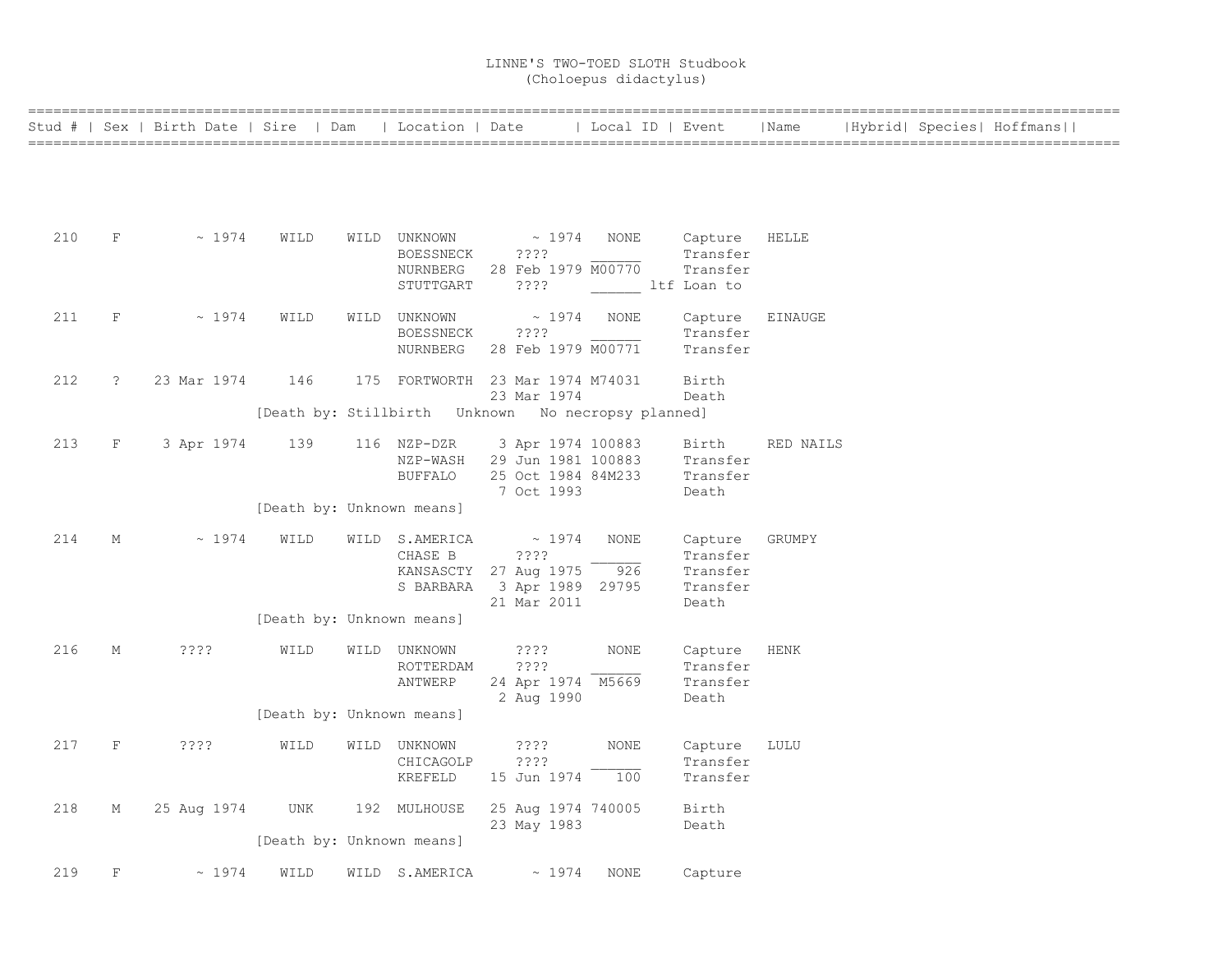# LINNE'S TWO-TOED SLOTH Studbook
## (Choloepus didactylus)

| Stud # | Sex | Birth Date | Sire | Dam | Location | Date | Local ID | Event | Name | Hybrid | Species | Hoffmans |
|---|---|---|---|---|---|---|---|---|---|---|---|---|
| 210 | F | ~ 1974 | WILD | WILD | UNKNOWN | ~ 1974 | NONE | Capture | HELLE | | | |
| | | | | | BOESSNECK | ???? | ______ | Transfer | | | | |
| | | | | | NURNBERG | 28 Feb 1979 | M00770 | Transfer | | | | |
| | | | | | STUTTGART | ???? | ______ ltf | Loan to | | | | |
| 211 | F | ~ 1974 | WILD | WILD | UNKNOWN | ~ 1974 | NONE | Capture | EINAUGE | | | |
| | | | | | BOESSNECK | ???? | ______ | Transfer | | | | |
| | | | | | NURNBERG | 28 Feb 1979 | M00771 | Transfer | | | | |
| 212 | ? | 23 Mar 1974 | 146 | 175 | FORTWORTH | 23 Mar 1974 | M74031 | Birth | | | | |
| | | | | | | 23 Mar 1974 | | Death | | | | |
| | | | [Death by: Stillbirth Unknown No necropsy planned] | | | | | | | | | |
| 213 | F | 3 Apr 1974 | 139 | 116 | NZP-DZR | 3 Apr 1974 | 100883 | Birth | RED NAILS | | | |
| | | | | | NZP-WASH | 29 Jun 1981 | 100883 | Transfer | | | | |
| | | | | | BUFFALO | 25 Oct 1984 | 84M233 | Transfer | | | | |
| | | | | | | 7 Oct 1993 | | Death | | | | |
| | | | [Death by: Unknown means] | | | | | | | | | |
| 214 | M | ~ 1974 | WILD | WILD | S.AMERICA | ~ 1974 | NONE | Capture | GRUMPY | | | |
| | | | | | CHASE B | ???? | ______ | Transfer | | | | |
| | | | | | KANSASCTY | 27 Aug 1975 | 926 | Transfer | | | | |
| | | | | | S BARBARA | 3 Apr 1989 | 29795 | Transfer | | | | |
| | | | | | | 21 Mar 2011 | | Death | | | | |
| | | | [Death by: Unknown means] | | | | | | | | | |
| 216 | M | ???? | WILD | WILD | UNKNOWN | ???? | NONE | Capture | HENK | | | |
| | | | | | ROTTERDAM | ???? | ______ | Transfer | | | | |
| | | | | | ANTWERP | 24 Apr 1974 | M5669 | Transfer | | | | |
| | | | | | | 2 Aug 1990 | | Death | | | | |
| | | | [Death by: Unknown means] | | | | | | | | | |
| 217 | F | ???? | WILD | WILD | UNKNOWN | ???? | NONE | Capture | LULU | | | |
| | | | | | CHICAGOLP | ???? | ______ | Transfer | | | | |
| | | | | | KREFELD | 15 Jun 1974 | 100 | Transfer | | | | |
| 218 | M | 25 Aug 1974 | UNK | 192 | MULHOUSE | 25 Aug 1974 | 740005 | Birth | | | | |
| | | | | | | 23 May 1983 | | Death | | | | |
| | | | [Death by: Unknown means] | | | | | | | | | |
| 219 | F | ~ 1974 | WILD | WILD | S.AMERICA | ~ 1974 | NONE | Capture | | | | |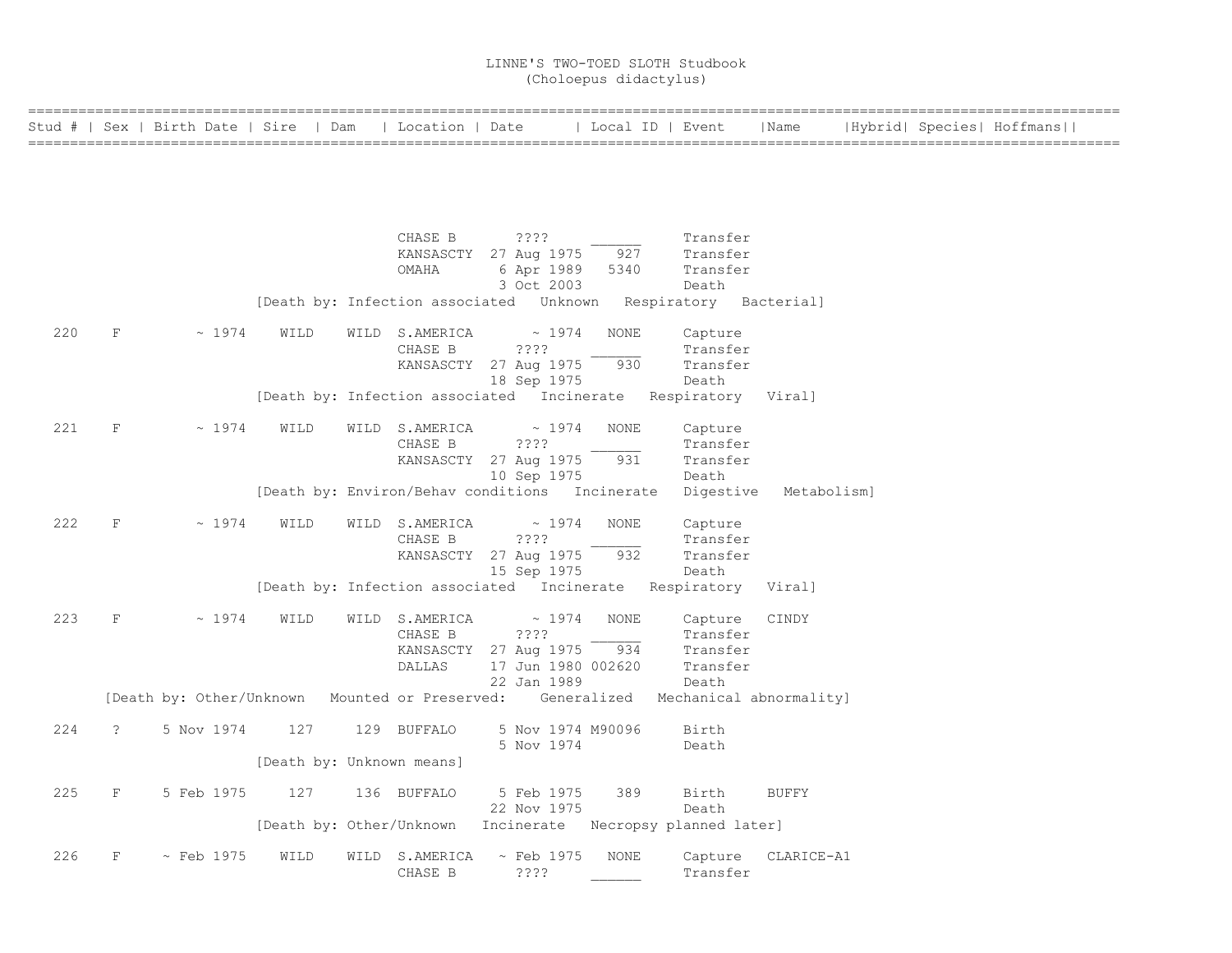LINNE'S TWO-TOED SLOTH Studbook
(Choloepus didactylus)

| Stud # | Sex | Birth Date | Sire | Dam | Location | Date | Local ID | Event | Name | Hybrid | Species | Hoffmans |
|---|---|---|---|---|---|---|---|---|---|---|---|---|
| | | | | | CHASE B | ???? | ______ | Transfer | | | | |
| | | | | | KANSASCTY | 27 Aug 1975 | 927 | Transfer | | | | |
| | | | | | OMAHA | 6 Apr 1989 | 5340 | Transfer | | | | |
| | | | | | | 3 Oct 2003 | | Death | | | | |
| | | | [Death by: Infection associated Unknown Respiratory Bacterial] | | | | | | | | | |
| 220 | F | ~ 1974 | WILD | WILD | S.AMERICA | ~ 1974 | NONE | Capture | | | | |
| | | | | | CHASE B | ???? | ______ | Transfer | | | | |
| | | | | | KANSASCTY | 27 Aug 1975 | 930 | Transfer | | | | |
| | | | | | | 18 Sep 1975 | | Death | | | | |
| | | | [Death by: Infection associated Incinerate Respiratory Viral] | | | | | | | | | |
| 221 | F | ~ 1974 | WILD | WILD | S.AMERICA | ~ 1974 | NONE | Capture | | | | |
| | | | | | CHASE B | ???? | ______ | Transfer | | | | |
| | | | | | KANSASCTY | 27 Aug 1975 | 931 | Transfer | | | | |
| | | | | | | 10 Sep 1975 | | Death | | | | |
| | | | [Death by: Environ/Behav conditions Incinerate Digestive Metabolism] | | | | | | | | | |
| 222 | F | ~ 1974 | WILD | WILD | S.AMERICA | ~ 1974 | NONE | Capture | | | | |
| | | | | | CHASE B | ???? | ______ | Transfer | | | | |
| | | | | | KANSASCTY | 27 Aug 1975 | 932 | Transfer | | | | |
| | | | | | | 15 Sep 1975 | | Death | | | | |
| | | | [Death by: Infection associated Incinerate Respiratory Viral] | | | | | | | | | |
| 223 | F | ~ 1974 | WILD | WILD | S.AMERICA | ~ 1974 | NONE | Capture | CINDY | | | |
| | | | | | CHASE B | ???? | ______ | Transfer | | | | |
| | | | | | KANSASCTY | 27 Aug 1975 | 934 | Transfer | | | | |
| | | | | | DALLAS | 17 Jun 1980 | 002620 | Transfer | | | | |
| | | | | | | 22 Jan 1989 | | Death | | | | |
| | | [Death by: Other/Unknown Mounted or Preserved: Generalized Mechanical abnormality] | | | | | | | | | | |
| 224 | ? | 5 Nov 1974 | 127 | 129 | BUFFALO | 5 Nov 1974 | M90096 | Birth | | | | |
| | | | | | | 5 Nov 1974 | | Death | | | | |
| | | | [Death by: Unknown means] | | | | | | | | | |
| 225 | F | 5 Feb 1975 | 127 | 136 | BUFFALO | 5 Feb 1975 | 389 | Birth | BUFFY | | | |
| | | | | | | 22 Nov 1975 | | Death | | | | |
| | | | [Death by: Other/Unknown Incinerate Necropsy planned later] | | | | | | | | | |
| 226 | F | ~ Feb 1975 | WILD | WILD | S.AMERICA | ~ Feb 1975 | NONE | Capture | CLARICE-A1 | | | |
| | | | | | CHASE B | ???? | ______ | Transfer | | | | |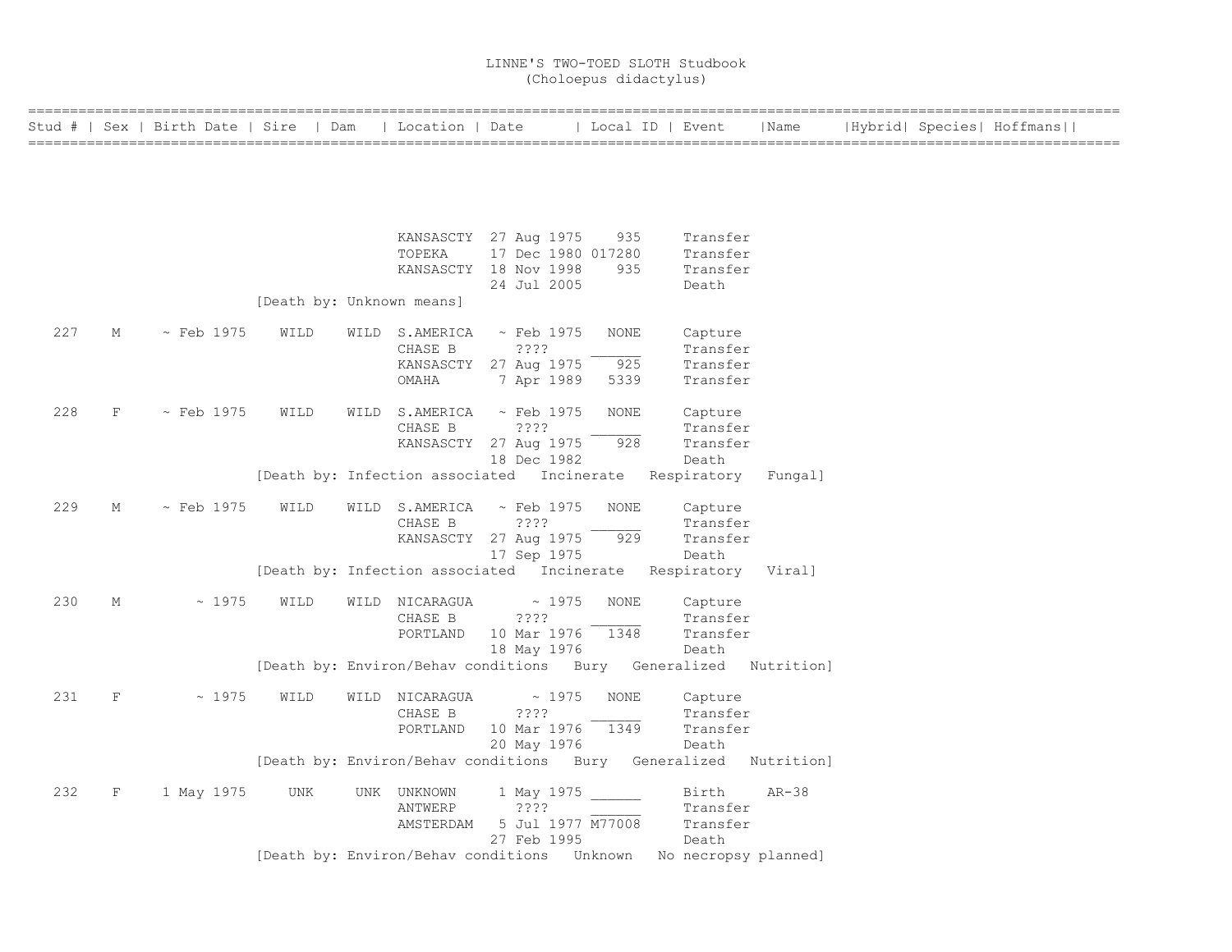# LINNE'S TWO-TOED SLOTH Studbook
## (Choloepus didactylus)

| Stud # | Sex | Birth Date | Sire | Dam | Location | Date | Local ID | Event | Name | Hybrid | Species | Hoffmans |
|---|---|---|---|---|---|---|---|---|---|---|---|---|
| | | | | | KANSASCTY | 27 Aug 1975 | 935 | Transfer | | | | |
| | | | | | TOPEKA | 17 Dec 1980 | 017280 | Transfer | | | | |
| | | | | | KANSASCTY | 18 Nov 1998 | 935 | Transfer | | | | |
| | | | | | | 24 Jul 2005 | | Death | | | | |
| | | | [Death by: Unknown means] | | | | | | | | | |
| 227 | M | ~ Feb 1975 | WILD | WILD | S.AMERICA | ~ Feb 1975 | NONE | Capture | | | | |
| | | | | | CHASE B | ???? | ______ | Transfer | | | | |
| | | | | | KANSASCTY | 27 Aug 1975 | 925 | Transfer | | | | |
| | | | | | OMAHA | 7 Apr 1989 | 5339 | Transfer | | | | |
| 228 | F | ~ Feb 1975 | WILD | WILD | S.AMERICA | ~ Feb 1975 | NONE | Capture | | | | |
| | | | | | CHASE B | ???? | ______ | Transfer | | | | |
| | | | | | KANSASCTY | 27 Aug 1975 | 928 | Transfer | | | | |
| | | | | | | 18 Dec 1982 | | Death | | | | |
| | | | [Death by: Infection associated Incinerate Respiratory Fungal] | | | | | | | | | |
| 229 | M | ~ Feb 1975 | WILD | WILD | S.AMERICA | ~ Feb 1975 | NONE | Capture | | | | |
| | | | | | CHASE B | ???? | ______ | Transfer | | | | |
| | | | | | KANSASCTY | 27 Aug 1975 | 929 | Transfer | | | | |
| | | | | | | 17 Sep 1975 | | Death | | | | |
| | | | [Death by: Infection associated Incinerate Respiratory Viral] | | | | | | | | | |
| 230 | M | ~ 1975 | WILD | WILD | NICARAGUA | ~ 1975 | NONE | Capture | | | | |
| | | | | | CHASE B | ???? | ______ | Transfer | | | | |
| | | | | | PORTLAND | 10 Mar 1976 | 1348 | Transfer | | | | |
| | | | | | | 18 May 1976 | | Death | | | | |
| | | | [Death by: Environ/Behav conditions Bury Generalized Nutrition] | | | | | | | | | |
| 231 | F | ~ 1975 | WILD | WILD | NICARAGUA | ~ 1975 | NONE | Capture | | | | |
| | | | | | CHASE B | ???? | ______ | Transfer | | | | |
| | | | | | PORTLAND | 10 Mar 1976 | 1349 | Transfer | | | | |
| | | | | | | 20 May 1976 | | Death | | | | |
| | | | [Death by: Environ/Behav conditions Bury Generalized Nutrition] | | | | | | | | | |
| 232 | F | 1 May 1975 | UNK | UNK | UNKNOWN | 1 May 1975 | ______ | Birth | AR-38 | | | |
| | | | | | ANTWERP | ???? | ______ | Transfer | | | | |
| | | | | | AMSTERDAM | 5 Jul 1977 | M77008 | Transfer | | | | |
| | | | | | | 27 Feb 1995 | | Death | | | | |
| | | | [Death by: Environ/Behav conditions Unknown No necropsy planned] | | | | | | | | | |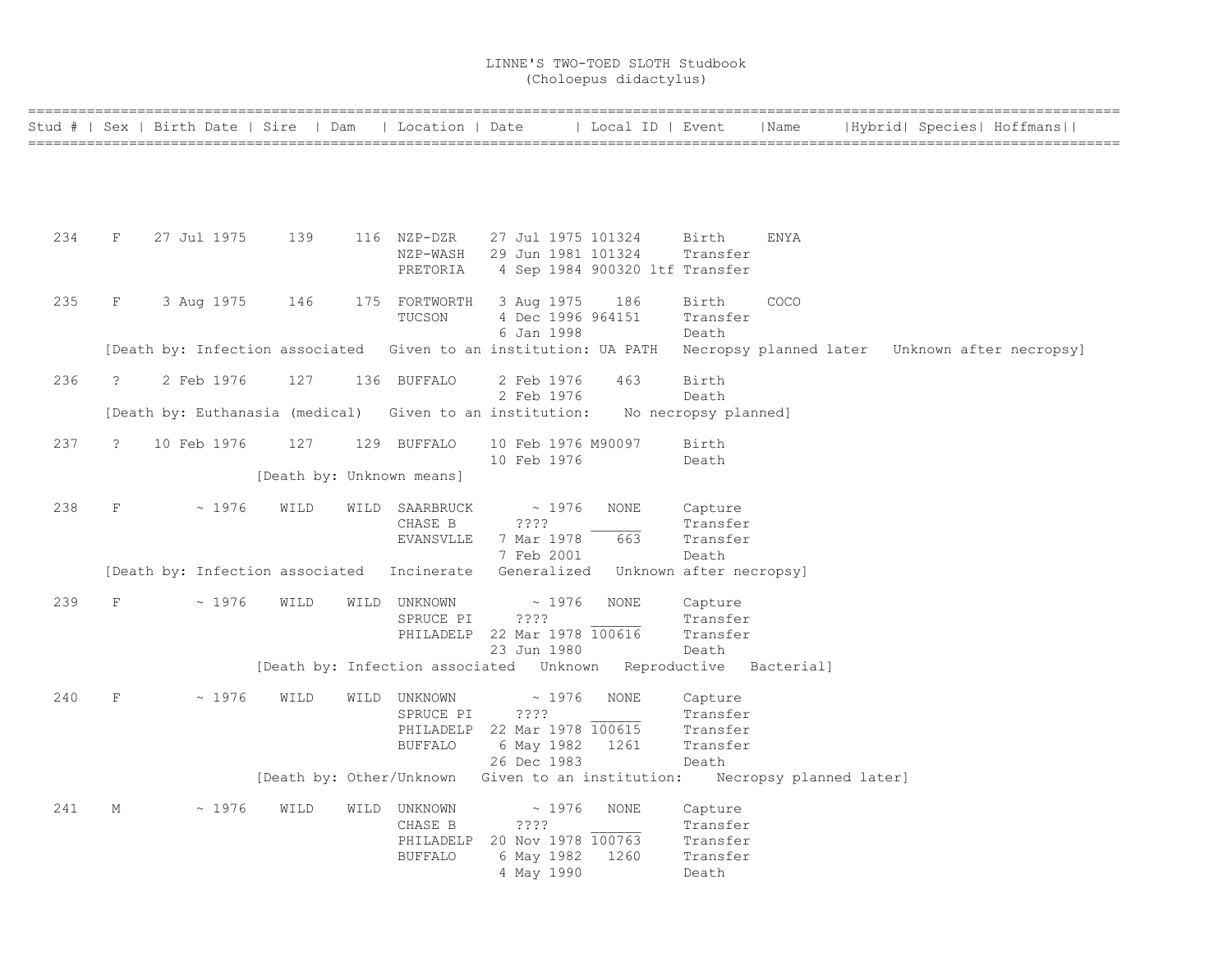# LINNE'S TWO-TOED SLOTH Studbook
## (Choloepus didactylus)

| Stud # | Sex | Birth Date | Sire | Dam | Location | Date | Local ID | Event | Name | Hybrid | Species | Hoffmans |
|---|---|---|---|---|---|---|---|---|---|---|---|---|
| 234 | F | 27 Jul 1975 | 139 | 116 | NZP-DZR | 27 Jul 1975 | 101324 | Birth | ENYA | | | |
| | | | | | NZP-WASH | 29 Jun 1981 | 101324 | Transfer | | | | |
| | | | | | PRETORIA | 4 Sep 1984 | 900320 ltf | Transfer | | | | |
| 235 | F | 3 Aug 1975 | 146 | 175 | FORTWORTH | 3 Aug 1975 | 186 | Birth | COCO | | | |
| | | | | | TUCSON | 4 Dec 1996 | 964151 | Transfer | | | | |
| | | | | | | 6 Jan 1998 | | Death | | | | |
| [Death by: Infection associated   Given to an institution: UA PATH   Necropsy planned later   Unknown after necropsy] | | | | | | | | | | | | |
| 236 | ? | 2 Feb 1976 | 127 | 136 | BUFFALO | 2 Feb 1976 | 463 | Birth | | | | |
| | | | | | | 2 Feb 1976 | | Death | | | | |
| [Death by: Euthanasia (medical)   Given to an institution:   No necropsy planned] | | | | | | | | | | | | |
| 237 | ? | 10 Feb 1976 | 127 | 129 | BUFFALO | 10 Feb 1976 | M90097 | Birth | | | | |
| | | | | | | 10 Feb 1976 | | Death | | | | |
| [Death by: Unknown means] | | | | | | | | | | | | |
| 238 | F | ~ 1976 | WILD | WILD | SAARBRUCK | ~ 1976 | NONE | Capture | | | | |
| | | | | | CHASE B | ???? | ______ | Transfer | | | | |
| | | | | | EVANSVLLE | 7 Mar 1978 | 663 | Transfer | | | | |
| | | | | | | 7 Feb 2001 | | Death | | | | |
| [Death by: Infection associated   Incinerate   Generalized   Unknown after necropsy] | | | | | | | | | | | | |
| 239 | F | ~ 1976 | WILD | WILD | UNKNOWN | ~ 1976 | NONE | Capture | | | | |
| | | | | | SPRUCE PI | ???? | ______ | Transfer | | | | |
| | | | | | PHILADELP | 22 Mar 1978 | 100616 | Transfer | | | | |
| | | | | | | 23 Jun 1980 | | Death | | | | |
| [Death by: Infection associated   Unknown   Reproductive   Bacterial] | | | | | | | | | | | | |
| 240 | F | ~ 1976 | WILD | WILD | UNKNOWN | ~ 1976 | NONE | Capture | | | | |
| | | | | | SPRUCE PI | ???? | ______ | Transfer | | | | |
| | | | | | PHILADELP | 22 Mar 1978 | 100615 | Transfer | | | | |
| | | | | | BUFFALO | 6 May 1982 | 1261 | Transfer | | | | |
| | | | | | | 26 Dec 1983 | | Death | | | | |
| [Death by: Other/Unknown   Given to an institution:   Necropsy planned later] | | | | | | | | | | | | |
| 241 | M | ~ 1976 | WILD | WILD | UNKNOWN | ~ 1976 | NONE | Capture | | | | |
| | | | | | CHASE B | ???? | ______ | Transfer | | | | |
| | | | | | PHILADELP | 20 Nov 1978 | 100763 | Transfer | | | | |
| | | | | | BUFFALO | 6 May 1982 | 1260 | Transfer | | | | |
| | | | | | | 4 May 1990 | | Death | | | | |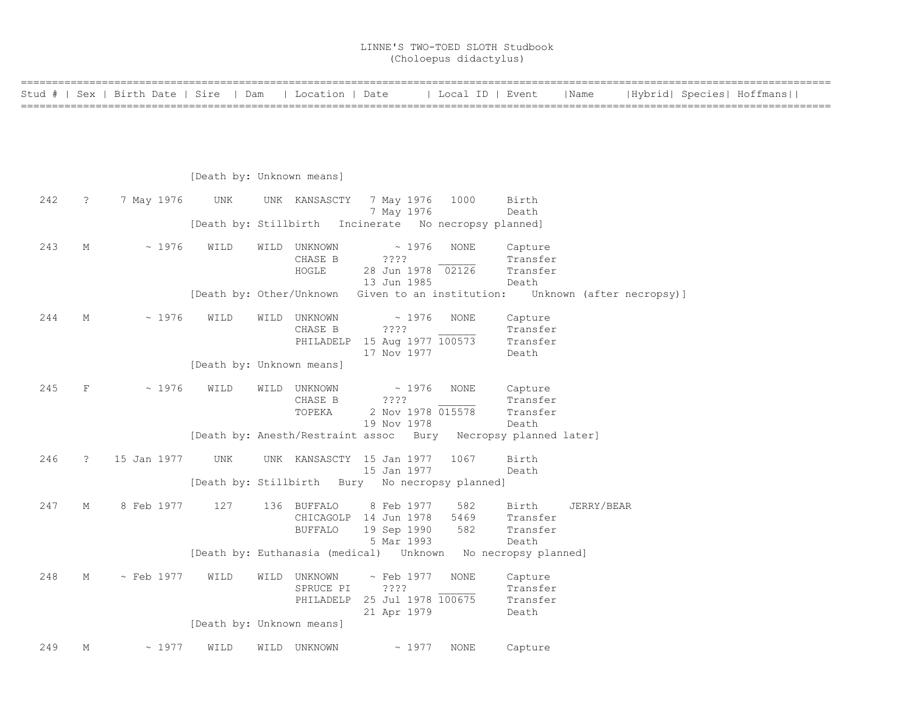# LINNE'S TWO-TOED SLOTH Studbook
## (Choloepus didactylus)

| Stud # | Sex | Birth Date | Sire | Dam | Location | Date | Local ID | Event | Name | Hybrid | Species | Hoffmans |
|---|---|---|---|---|---|---|---|---|---|---|---|---|
| | | | [Death by: Unknown means] | | | | | | | | | |
| 242 | ? | 7 May 1976 | UNK | UNK | KANSASCTY | 7 May 1976 | 1000 | Birth | | | | |
| | | | | | | 7 May 1976 | | Death | | | | |
| | | | [Death by: Stillbirth Incinerate No necropsy planned] | | | | | | | | | |
| 243 | M | ~ 1976 | WILD | WILD | UNKNOWN | ~ 1976 | NONE | Capture | | | | |
| | | | | | CHASE B | ???? | ______ | Transfer | | | | |
| | | | | | HOGLE | 28 Jun 1978 | 02126 | Transfer | | | | |
| | | | | | | 13 Jun 1985 | | Death | | | | |
| | | | [Death by: Other/Unknown Given to an institution: Unknown (after necropsy)] | | | | | | | | | |
| 244 | M | ~ 1976 | WILD | WILD | UNKNOWN | ~ 1976 | NONE | Capture | | | | |
| | | | | | CHASE B | ???? | ______ | Transfer | | | | |
| | | | | | PHILADELP | 15 Aug 1977 | 100573 | Transfer | | | | |
| | | | | | | 17 Nov 1977 | | Death | | | | |
| | | | [Death by: Unknown means] | | | | | | | | | |
| 245 | F | ~ 1976 | WILD | WILD | UNKNOWN | ~ 1976 | NONE | Capture | | | | |
| | | | | | CHASE B | ???? | ______ | Transfer | | | | |
| | | | | | TOPEKA | 2 Nov 1978 | 015578 | Transfer | | | | |
| | | | | | | 19 Nov 1978 | | Death | | | | |
| | | | [Death by: Anesth/Restraint assoc Bury Necropsy planned later] | | | | | | | | | |
| 246 | ? | 15 Jan 1977 | UNK | UNK | KANSASCTY | 15 Jan 1977 | 1067 | Birth | | | | |
| | | | | | | 15 Jan 1977 | | Death | | | | |
| | | | [Death by: Stillbirth Bury No necropsy planned] | | | | | | | | | |
| 247 | M | 8 Feb 1977 | 127 | 136 | BUFFALO | 8 Feb 1977 | 582 | Birth | JERRY/BEAR | | | |
| | | | | | CHICAGOLP | 14 Jun 1978 | 5469 | Transfer | | | | |
| | | | | | BUFFALO | 19 Sep 1990 | 582 | Transfer | | | | |
| | | | | | | 5 Mar 1993 | | Death | | | | |
| | | | [Death by: Euthanasia (medical) Unknown No necropsy planned] | | | | | | | | | |
| 248 | M | ~ Feb 1977 | WILD | WILD | UNKNOWN | ~ Feb 1977 | NONE | Capture | | | | |
| | | | | | SPRUCE PI | ???? | ______ | Transfer | | | | |
| | | | | | PHILADELP | 25 Jul 1978 | 100675 | Transfer | | | | |
| | | | | | | 21 Apr 1979 | | Death | | | | |
| | | | [Death by: Unknown means] | | | | | | | | | |
| 249 | M | ~ 1977 | WILD | WILD | UNKNOWN | ~ 1977 | NONE | Capture | | | | |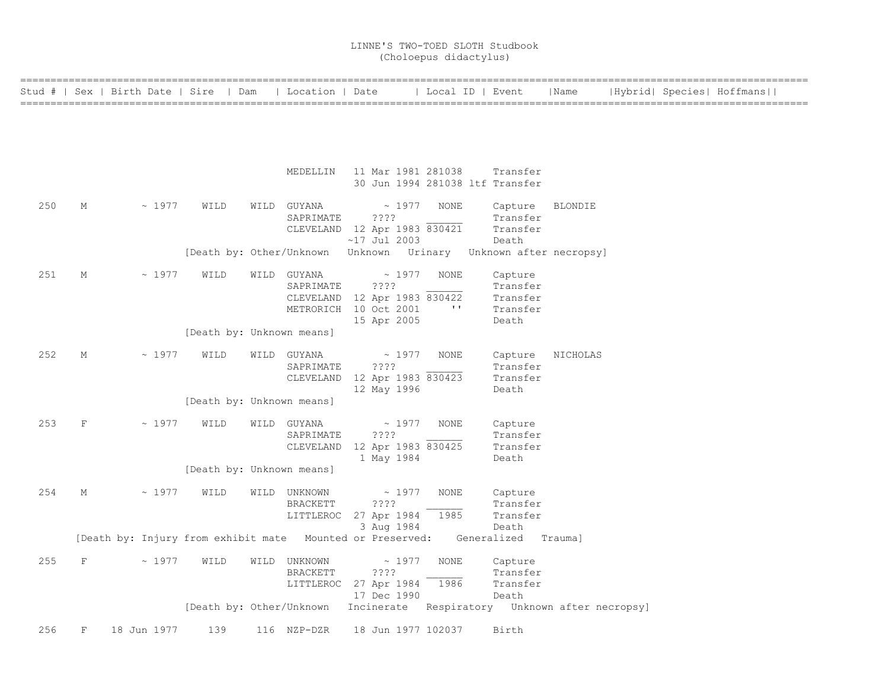# LINNE'S TWO-TOED SLOTH Studbook
(Choloepus didactylus)

| Stud # | Sex | Birth Date | Sire | Dam | Location | Date | Local ID | Event | Name | Hybrid | Species | Hoffmans |
|---|---|---|---|---|---|---|---|---|---|---|---|---|
| | | | | | MEDELLIN | 11 Mar 1981 | 281038 | Transfer | | | | |
| | | | | | | 30 Jun 1994 | 281038 ltf | Transfer | | | | |
| 250 | M | ~ 1977 | WILD | WILD | GUYANA | ~ 1977 | NONE | Capture | BLONDIE | | | |
| | | | | | SAPRIMATE | ???? | ______ | Transfer | | | | |
| | | | | | CLEVELAND | 12 Apr 1983 | 830421 | Transfer | | | | |
| | | | | | | ~17 Jul 2003 | | Death | | | | |
| | | | [Death by: Other/Unknown Unknown Urinary Unknown after necropsy] | | | | | | | | | |
| 251 | M | ~ 1977 | WILD | WILD | GUYANA | ~ 1977 | NONE | Capture | | | | |
| | | | | | SAPRIMATE | ???? | ______ | Transfer | | | | |
| | | | | | CLEVELAND | 12 Apr 1983 | 830422 | Transfer | | | | |
| | | | | | METRORICH | 10 Oct 2001 | '' | Transfer | | | | |
| | | | | | | 15 Apr 2005 | | Death | | | | |
| | | | [Death by: Unknown means] | | | | | | | | | |
| 252 | M | ~ 1977 | WILD | WILD | GUYANA | ~ 1977 | NONE | Capture | NICHOLAS | | | |
| | | | | | SAPRIMATE | ???? | ______ | Transfer | | | | |
| | | | | | CLEVELAND | 12 Apr 1983 | 830423 | Transfer | | | | |
| | | | | | | 12 May 1996 | | Death | | | | |
| | | | [Death by: Unknown means] | | | | | | | | | |
| 253 | F | ~ 1977 | WILD | WILD | GUYANA | ~ 1977 | NONE | Capture | | | | |
| | | | | | SAPRIMATE | ???? | ______ | Transfer | | | | |
| | | | | | CLEVELAND | 12 Apr 1983 | 830425 | Transfer | | | | |
| | | | | | | 1 May 1984 | | Death | | | | |
| | | | [Death by: Unknown means] | | | | | | | | | |
| 254 | M | ~ 1977 | WILD | WILD | UNKNOWN | ~ 1977 | NONE | Capture | | | | |
| | | | | | BRACKETT | ???? | ______ | Transfer | | | | |
| | | | | | LITTLEROC | 27 Apr 1984 | 1985 | Transfer | | | | |
| | | | | | | 3 Aug 1984 | | Death | | | | |
| | [Death by: Injury from exhibit mate Mounted or Preserved: Generalized Trauma] | | | | | | | | | | | |
| 255 | F | ~ 1977 | WILD | WILD | UNKNOWN | ~ 1977 | NONE | Capture | | | | |
| | | | | | BRACKETT | ???? | ______ | Transfer | | | | |
| | | | | | LITTLEROC | 27 Apr 1984 | 1986 | Transfer | | | | |
| | | | | | | 17 Dec 1990 | | Death | | | | |
| | | | [Death by: Other/Unknown Incinerate Respiratory Unknown after necropsy] | | | | | | | | | |
| 256 | F | 18 Jun 1977 | 139 | 116 | NZP-DZR | 18 Jun 1977 | 102037 | Birth | | | | |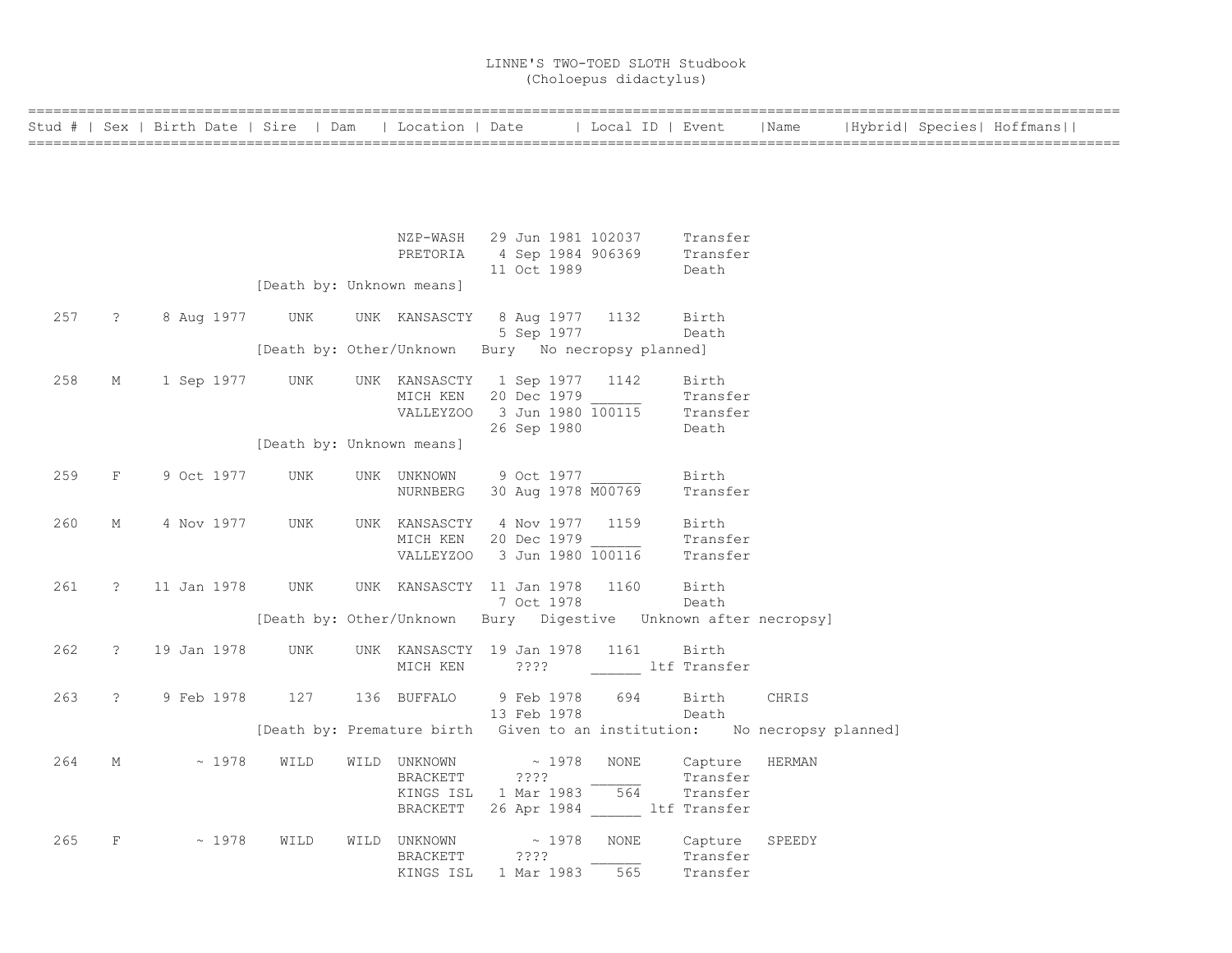# LINNE'S TWO-TOED SLOTH Studbook
## (Choloepus didactylus)

| Stud # | Sex | Birth Date | Sire | Dam | Location | Date | Local ID | Event | Name | Hybrid | Species | Hoffmans |
|---|---|---|---|---|---|---|---|---|---|---|---|---|
| | | | | | NZP-WASH | 29 Jun 1981 | 102037 | Transfer | | | | |
| | | | | | PRETORIA | 4 Sep 1984 | 906369 | Transfer | | | | |
| | | | | | | 11 Oct 1989 | | Death | | | | |
| | | | [Death by: Unknown means] | | | | | | | | | |
| 257 | ? | 8 Aug 1977 | UNK | UNK | KANSASCTY | 8 Aug 1977 | 1132 | Birth | | | | |
| | | | | | | 5 Sep 1977 | | Death | | | | |
| | | | [Death by: Other/Unknown Bury No necropsy planned] | | | | | | | | | |
| 258 | M | 1 Sep 1977 | UNK | UNK | KANSASCTY | 1 Sep 1977 | 1142 | Birth | | | | |
| | | | | | MICH KEN | 20 Dec 1979 | ______ | Transfer | | | | |
| | | | | | VALLEYZOO | 3 Jun 1980 | 100115 | Transfer | | | | |
| | | | | | | 26 Sep 1980 | | Death | | | | |
| | | | [Death by: Unknown means] | | | | | | | | | |
| 259 | F | 9 Oct 1977 | UNK | UNK | UNKNOWN | 9 Oct 1977 | ______ | Birth | | | | |
| | | | | | NURNBERG | 30 Aug 1978 | M00769 | Transfer | | | | |
| 260 | M | 4 Nov 1977 | UNK | UNK | KANSASCTY | 4 Nov 1977 | 1159 | Birth | | | | |
| | | | | | MICH KEN | 20 Dec 1979 | ______ | Transfer | | | | |
| | | | | | VALLEYZOO | 3 Jun 1980 | 100116 | Transfer | | | | |
| 261 | ? | 11 Jan 1978 | UNK | UNK | KANSASCTY | 11 Jan 1978 | 1160 | Birth | | | | |
| | | | | | | 7 Oct 1978 | | Death | | | | |
| | | | [Death by: Other/Unknown Bury Digestive Unknown after necropsy] | | | | | | | | | |
| 262 | ? | 19 Jan 1978 | UNK | UNK | KANSASCTY | 19 Jan 1978 | 1161 | Birth | | | | |
| | | | | | MICH KEN | ???? | ______ ltf | Transfer | | | | |
| 263 | ? | 9 Feb 1978 | 127 | 136 | BUFFALO | 9 Feb 1978 | 694 | Birth | CHRIS | | | |
| | | | | | | 13 Feb 1978 | | Death | | | | |
| | | | [Death by: Premature birth Given to an institution: No necropsy planned] | | | | | | | | | |
| 264 | M | ~ 1978 | WILD | WILD | UNKNOWN | ~ 1978 | NONE | Capture | HERMAN | | | |
| | | | | | BRACKETT | ???? | ______ | Transfer | | | | |
| | | | | | KINGS ISL | 1 Mar 1983 | 564 | Transfer | | | | |
| | | | | | BRACKETT | 26 Apr 1984 | ______ ltf | Transfer | | | | |
| 265 | F | ~ 1978 | WILD | WILD | UNKNOWN | ~ 1978 | NONE | Capture | SPEEDY | | | |
| | | | | | BRACKETT | ???? | ______ | Transfer | | | | |
| | | | | | KINGS ISL | 1 Mar 1983 | 565 | Transfer | | | | |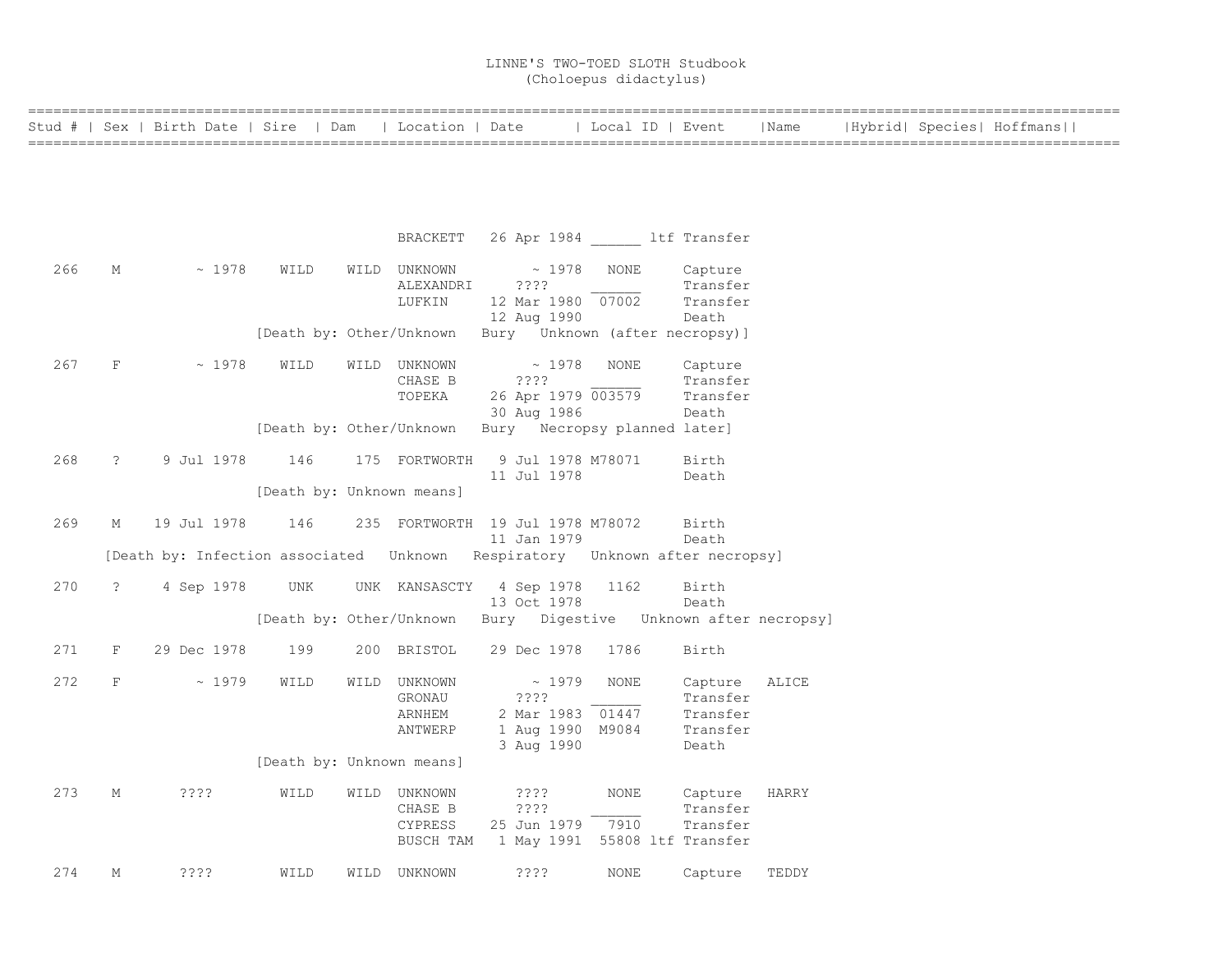LINNE'S TWO-TOED SLOTH Studbook
(Choloepus didactylus)

```
==================================================================================================================================
Stud # | Sex | Birth Date | Sire  | Dam   | Location | Date      | Local ID | Event    |Name     |Hybrid| Species| Hoffmans||
==================================================================================================================================




                                        BRACKETT   26 Apr 1984 ______ ltf Transfer

   266    M         ~ 1978    WILD    WILD  UNKNOWN         ~ 1978   NONE     Capture
                                        ALEXANDRI     ????     ______     Transfer
                                        LUFKIN     12 Mar 1980  07002     Transfer
                                                   12 Aug 1990            Death
                      [Death by: Other/Unknown   Bury   Unknown (after necropsy)]

   267    F         ~ 1978    WILD    WILD  UNKNOWN         ~ 1978   NONE     Capture
                                        CHASE B       ????     ______     Transfer
                                        TOPEKA     26 Apr 1979 003579     Transfer
                                                   30 Aug 1986            Death
                      [Death by: Other/Unknown   Bury   Necropsy planned later]

   268    ?     9 Jul 1978     146     175  FORTWORTH   9 Jul 1978 M78071     Birth
                                                   11 Jul 1978            Death
                      [Death by: Unknown means]

   269    M    19 Jul 1978     146     235  FORTWORTH  19 Jul 1978 M78072     Birth
                                                   11 Jan 1979            Death
       [Death by: Infection associated   Unknown   Respiratory   Unknown after necropsy]

   270    ?     4 Sep 1978     UNK     UNK  KANSASCTY   4 Sep 1978   1162     Birth
                                                   13 Oct 1978            Death
                      [Death by: Other/Unknown   Bury   Digestive   Unknown after necropsy]

   271    F    29 Dec 1978     199     200  BRISTOL    29 Dec 1978   1786     Birth

   272    F         ~ 1979    WILD    WILD  UNKNOWN         ~ 1979   NONE     Capture   ALICE
                                        GRONAU        ????     ______     Transfer
                                        ARNHEM      2 Mar 1983  01447     Transfer
                                        ANTWERP     1 Aug 1990  M9084     Transfer
                                                    3 Aug 1990            Death
                      [Death by: Unknown means]

   273    M       ????        WILD    WILD  UNKNOWN       ????      NONE     Capture   HARRY
                                        CHASE B       ????     ______     Transfer
                                        CYPRESS    25 Jun 1979   7910     Transfer
                                        BUSCH TAM   1 May 1991  55808 ltf Transfer

   274    M       ????        WILD    WILD  UNKNOWN       ????      NONE     Capture   TEDDY
```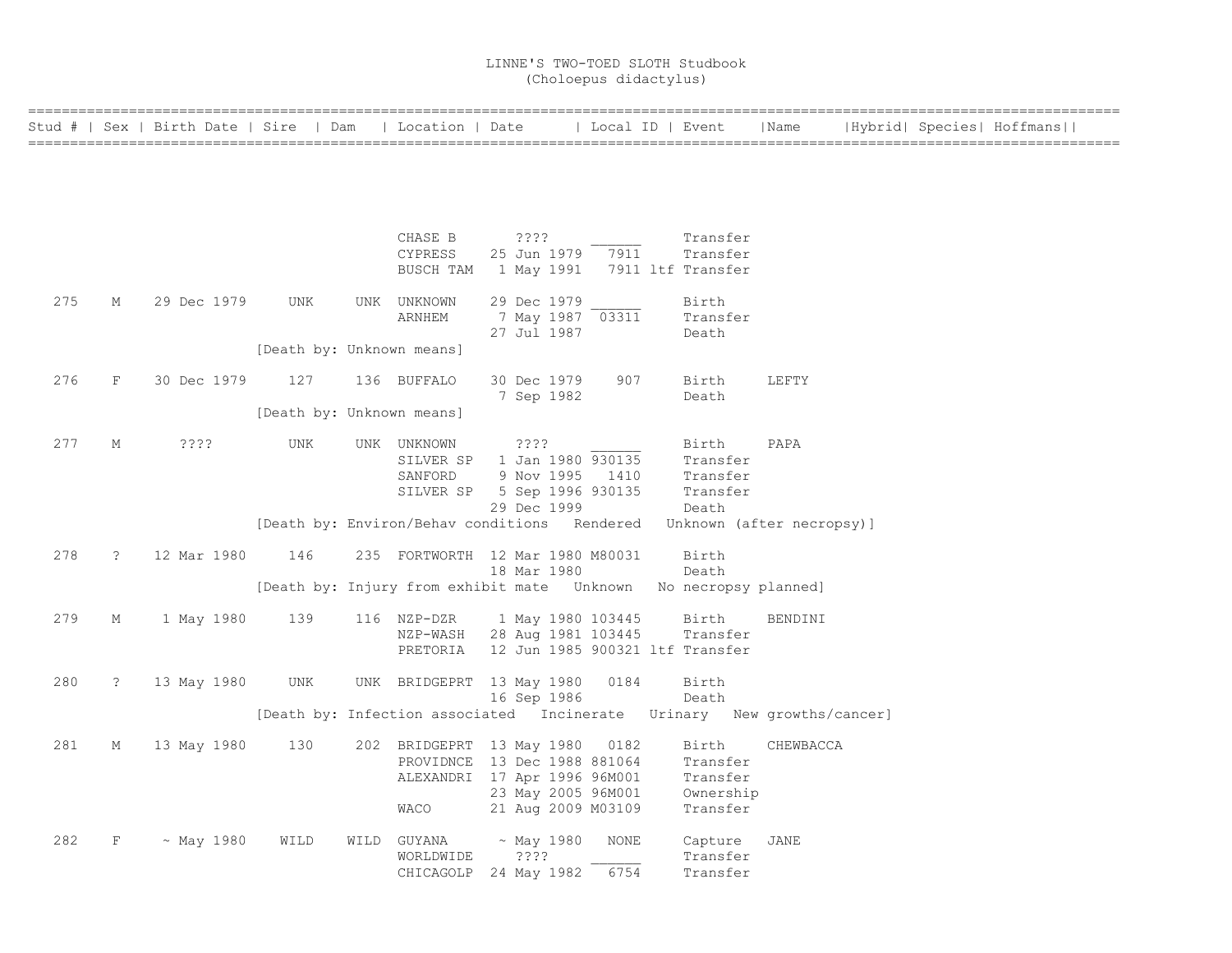# LINNE'S TWO-TOED SLOTH Studbook
(Choloepus didactylus)

| Stud # | Sex | Birth Date | Sire | Dam | Location | Date | Local ID | Event | Name | Hybrid | Species | Hoffmans |
|---|---|---|---|---|---|---|---|---|---|---|---|---|
| | | | | | CHASE B | ???? | ______ | Transfer | | | | |
| | | | | | CYPRESS | 25 Jun 1979 | 7911 | Transfer | | | | |
| | | | | | BUSCH TAM | 1 May 1991 | 7911 ltf | Transfer | | | | |
| 275 | M | 29 Dec 1979 | UNK | UNK | UNKNOWN | 29 Dec 1979 | ______ | Birth | | | | |
| | | | | | ARNHEM | 7 May 1987 | 03311 | Transfer | | | | |
| | | | | | | 27 Jul 1987 | | Death | | | | |
| | | | [Death by: Unknown means] | | | | | | | | | |
| 276 | F | 30 Dec 1979 | 127 | 136 | BUFFALO | 30 Dec 1979 | 907 | Birth | LEFTY | | | |
| | | | | | | 7 Sep 1982 | | Death | | | | |
| | | | [Death by: Unknown means] | | | | | | | | | |
| 277 | M | ???? | UNK | UNK | UNKNOWN | ???? | ______ | Birth | PAPA | | | |
| | | | | | SILVER SP | 1 Jan 1980 | 930135 | Transfer | | | | |
| | | | | | SANFORD | 9 Nov 1995 | 1410 | Transfer | | | | |
| | | | | | SILVER SP | 5 Sep 1996 | 930135 | Transfer | | | | |
| | | | | | | 29 Dec 1999 | | Death | | | | |
| | | | [Death by: Environ/Behav conditions Rendered Unknown (after necropsy)] | | | | | | | | | |
| 278 | ? | 12 Mar 1980 | 146 | 235 | FORTWORTH | 12 Mar 1980 | M80031 | Birth | | | | |
| | | | | | | 18 Mar 1980 | | Death | | | | |
| | | | [Death by: Injury from exhibit mate Unknown No necropsy planned] | | | | | | | | | |
| 279 | M | 1 May 1980 | 139 | 116 | NZP-DZR | 1 May 1980 | 103445 | Birth | BENDINI | | | |
| | | | | | NZP-WASH | 28 Aug 1981 | 103445 | Transfer | | | | |
| | | | | | PRETORIA | 12 Jun 1985 | 900321 ltf | Transfer | | | | |
| 280 | ? | 13 May 1980 | UNK | UNK | BRIDGEPRT | 13 May 1980 | 0184 | Birth | | | | |
| | | | | | | 16 Sep 1986 | | Death | | | | |
| | | | [Death by: Infection associated Incinerate Urinary New growths/cancer] | | | | | | | | | |
| 281 | M | 13 May 1980 | 130 | 202 | BRIDGEPRT | 13 May 1980 | 0182 | Birth | CHEWBACCA | | | |
| | | | | | PROVIDNCE | 13 Dec 1988 | 881064 | Transfer | | | | |
| | | | | | ALEXANDRI | 17 Apr 1996 | 96M001 | Transfer | | | | |
| | | | | | | 23 May 2005 | 96M001 | Ownership | | | | |
| | | | | | WACO | 21 Aug 2009 | M03109 | Transfer | | | | |
| 282 | F | ~ May 1980 | WILD | WILD | GUYANA | ~ May 1980 | NONE | Capture | JANE | | | |
| | | | | | WORLDWIDE | ???? | ______ | Transfer | | | | |
| | | | | | CHICAGOLP | 24 May 1982 | 6754 | Transfer | | | | |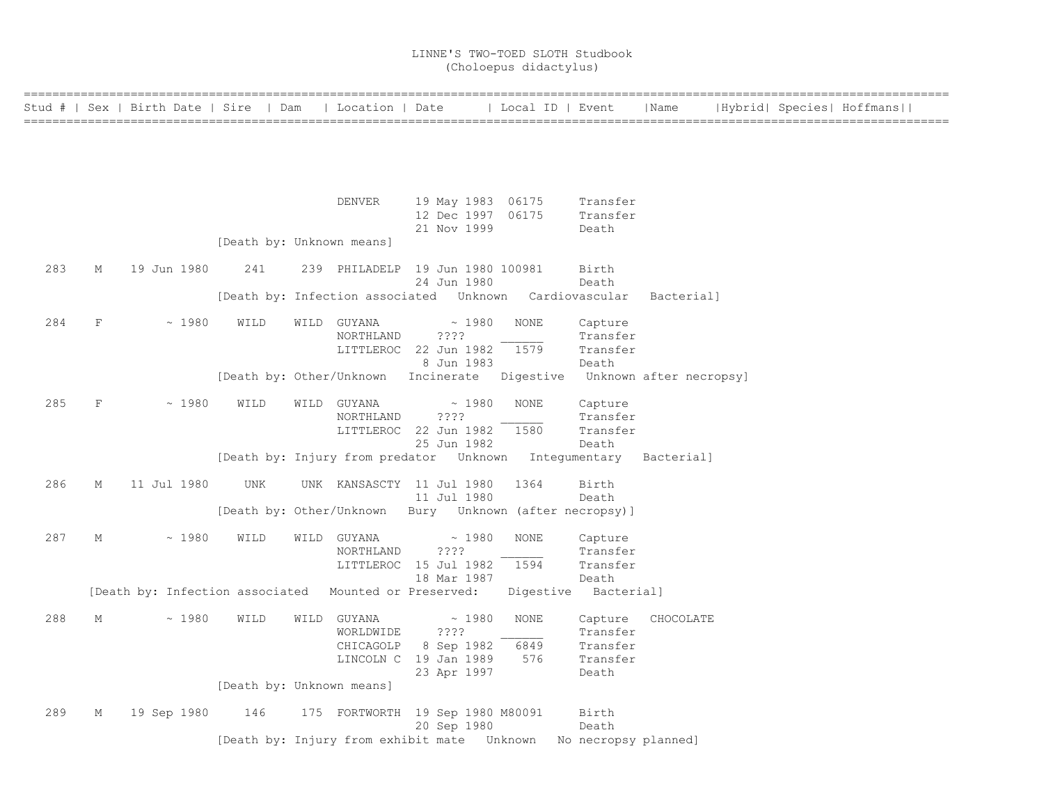# LINNE'S TWO-TOED SLOTH Studbook
## (Choloepus didactylus)

| Stud # | Sex | Birth Date | Sire | Dam | Location | Date | Local ID | Event | Name | Hybrid | Species | Hoffmans |
|---|---|---|---|---|---|---|---|---|---|---|---|---|
| | | | | | DENVER | 19 May 1983 | 06175 | Transfer | | | | |
| | | | | | | 12 Dec 1997 | 06175 | Transfer | | | | |
| | | | | | | 21 Nov 1999 | | Death | | | | |
| | | | [Death by: Unknown means] | | | | | | | | | |
| 283 | M | 19 Jun 1980 | 241 | 239 | PHILADELP | 19 Jun 1980 | 100981 | Birth | | | | |
| | | | | | | 24 Jun 1980 | | Death | | | | |
| | | | [Death by: Infection associated Unknown Cardiovascular Bacterial] | | | | | | | | | |
| 284 | F | ~ 1980 | WILD | WILD | GUYANA | ~ 1980 | NONE | Capture | | | | |
| | | | | | NORTHLAND | ???? | ______ | Transfer | | | | |
| | | | | | LITTLEROC | 22 Jun 1982 | 1579 | Transfer | | | | |
| | | | | | | 8 Jun 1983 | | Death | | | | |
| | | | [Death by: Other/Unknown Incinerate Digestive Unknown after necropsy] | | | | | | | | | |
| 285 | F | ~ 1980 | WILD | WILD | GUYANA | ~ 1980 | NONE | Capture | | | | |
| | | | | | NORTHLAND | ???? | ______ | Transfer | | | | |
| | | | | | LITTLEROC | 22 Jun 1982 | 1580 | Transfer | | | | |
| | | | | | | 25 Jun 1982 | | Death | | | | |
| | | | [Death by: Injury from predator Unknown Integumentary Bacterial] | | | | | | | | | |
| 286 | M | 11 Jul 1980 | UNK | UNK | KANSASCTY | 11 Jul 1980 | 1364 | Birth | | | | |
| | | | | | | 11 Jul 1980 | | Death | | | | |
| | | | [Death by: Other/Unknown Bury Unknown (after necropsy)] | | | | | | | | | |
| 287 | M | ~ 1980 | WILD | WILD | GUYANA | ~ 1980 | NONE | Capture | | | | |
| | | | | | NORTHLAND | ???? | ______ | Transfer | | | | |
| | | | | | LITTLEROC | 15 Jul 1982 | 1594 | Transfer | | | | |
| | | | | | | 18 Mar 1987 | | Death | | | | |
| | | [Death by: Infection associated Mounted or Preserved: Digestive Bacterial] | | | | | | | | | | |
| 288 | M | ~ 1980 | WILD | WILD | GUYANA | ~ 1980 | NONE | Capture | CHOCOLATE | | | |
| | | | | | WORLDWIDE | ???? | ______ | Transfer | | | | |
| | | | | | CHICAGOLP | 8 Sep 1982 | 6849 | Transfer | | | | |
| | | | | | LINCOLN C | 19 Jan 1989 | 576 | Transfer | | | | |
| | | | | | | 23 Apr 1997 | | Death | | | | |
| | | | [Death by: Unknown means] | | | | | | | | | |
| 289 | M | 19 Sep 1980 | 146 | 175 | FORTWORTH | 19 Sep 1980 | M80091 | Birth | | | | |
| | | | | | | 20 Sep 1980 | | Death | | | | |
| | | | [Death by: Injury from exhibit mate Unknown No necropsy planned] | | | | | | | | | |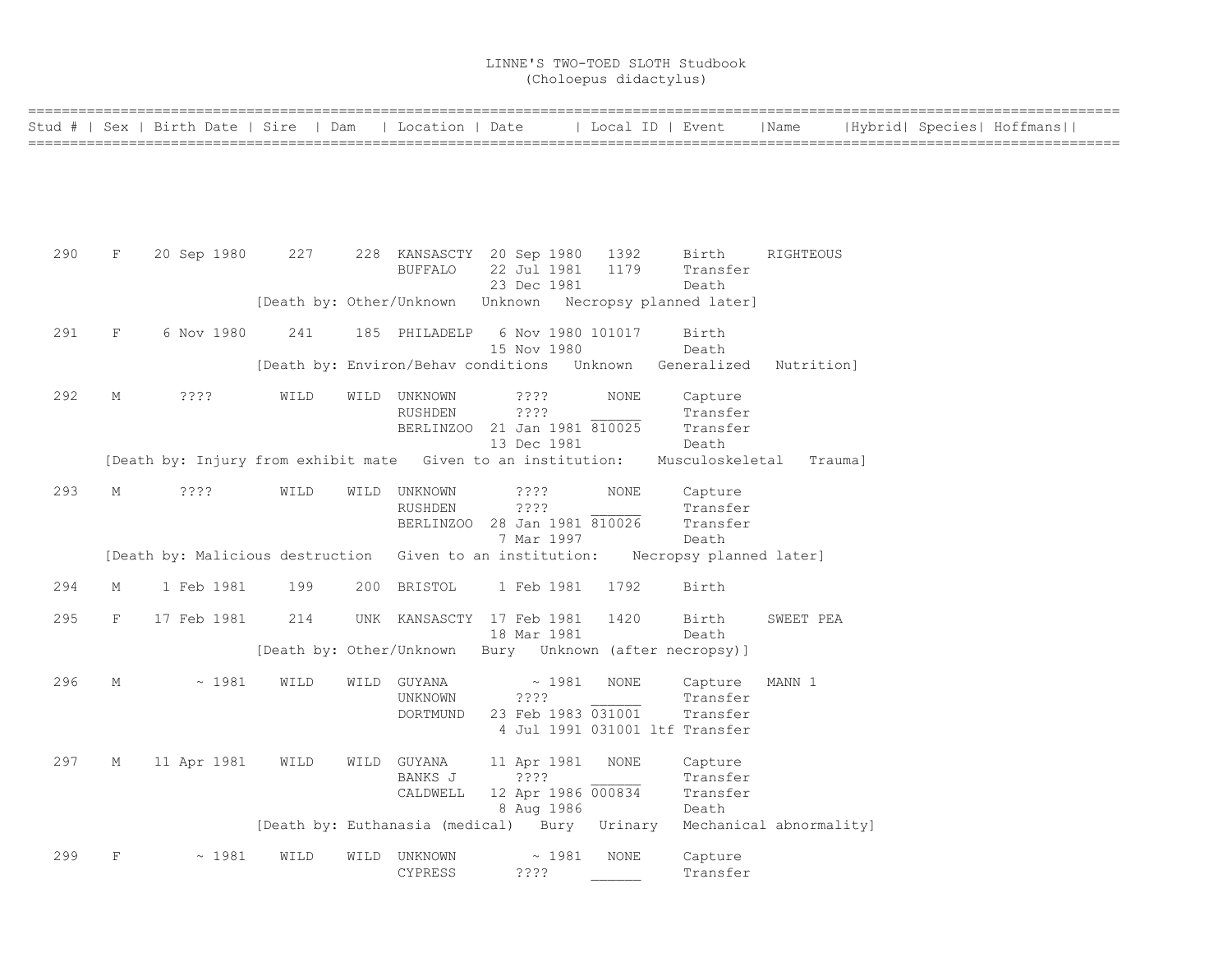LINNE'S TWO-TOED SLOTH Studbook
(Choloepus didactylus)

| Stud # | Sex | Birth Date | Sire | Dam | Location | Date | Local ID | Event | Name | Hybrid | Species | Hoffmans |
|---|---|---|---|---|---|---|---|---|---|---|---|---|
| 290 | F | 20 Sep 1980 | 227 | 228 | KANSASCTY | 20 Sep 1980 | 1392 | Birth | RIGHTEOUS | | | |
| | | | | | BUFFALO | 22 Jul 1981 | 1179 | Transfer | | | | |
| | | | | | | 23 Dec 1981 | | Death | | | | |
| | | [Death by: Other/Unknown   Unknown   Necropsy planned later] | | | | | | | | | | |
| 291 | F | 6 Nov 1980 | 241 | 185 | PHILADELP | 6 Nov 1980 | 101017 | Birth | | | | |
| | | | | | | 15 Nov 1980 | | Death | | | | |
| | | [Death by: Environ/Behav conditions   Unknown   Generalized   Nutrition] | | | | | | | | | | |
| 292 | M | ???? | WILD | WILD | UNKNOWN | ???? | NONE | Capture | | | | |
| | | | | | RUSHDEN | ???? | ______ | Transfer | | | | |
| | | | | | BERLINZOO | 21 Jan 1981 | 810025 | Transfer | | | | |
| | | | | | | 13 Dec 1981 | | Death | | | | |
| | [Death by: Injury from exhibit mate   Given to an institution:   Musculoskeletal   Trauma] | | | | | | | | | | | |
| 293 | M | ???? | WILD | WILD | UNKNOWN | ???? | NONE | Capture | | | | |
| | | | | | RUSHDEN | ???? | ______ | Transfer | | | | |
| | | | | | BERLINZOO | 28 Jan 1981 | 810026 | Transfer | | | | |
| | | | | | | 7 Mar 1997 | | Death | | | | |
| | [Death by: Malicious destruction   Given to an institution:   Necropsy planned later] | | | | | | | | | | | |
| 294 | M | 1 Feb 1981 | 199 | 200 | BRISTOL | 1 Feb 1981 | 1792 | Birth | | | | |
| 295 | F | 17 Feb 1981 | 214 | UNK | KANSASCTY | 17 Feb 1981 | 1420 | Birth | SWEET PEA | | | |
| | | | | | | 18 Mar 1981 | | Death | | | | |
| | | [Death by: Other/Unknown   Bury   Unknown (after necropsy)] | | | | | | | | | | |
| 296 | M | ~ 1981 | WILD | WILD | GUYANA | ~ 1981 | NONE | Capture | MANN 1 | | | |
| | | | | | UNKNOWN | ???? | ______ | Transfer | | | | |
| | | | | | DORTMUND | 23 Feb 1983 | 031001 | Transfer | | | | |
| | | | | | | 4 Jul 1991 | 031001 ltf | Transfer | | | | |
| 297 | M | 11 Apr 1981 | WILD | WILD | GUYANA | 11 Apr 1981 | NONE | Capture | | | | |
| | | | | | BANKS J | ???? | ______ | Transfer | | | | |
| | | | | | CALDWELL | 12 Apr 1986 | 000834 | Transfer | | | | |
| | | | | | | 8 Aug 1986 | | Death | | | | |
| | | [Death by: Euthanasia (medical)   Bury   Urinary   Mechanical abnormality] | | | | | | | | | | |
| 299 | F | ~ 1981 | WILD | WILD | UNKNOWN | ~ 1981 | NONE | Capture | | | | |
| | | | | | CYPRESS | ???? | ______ | Transfer | | | | |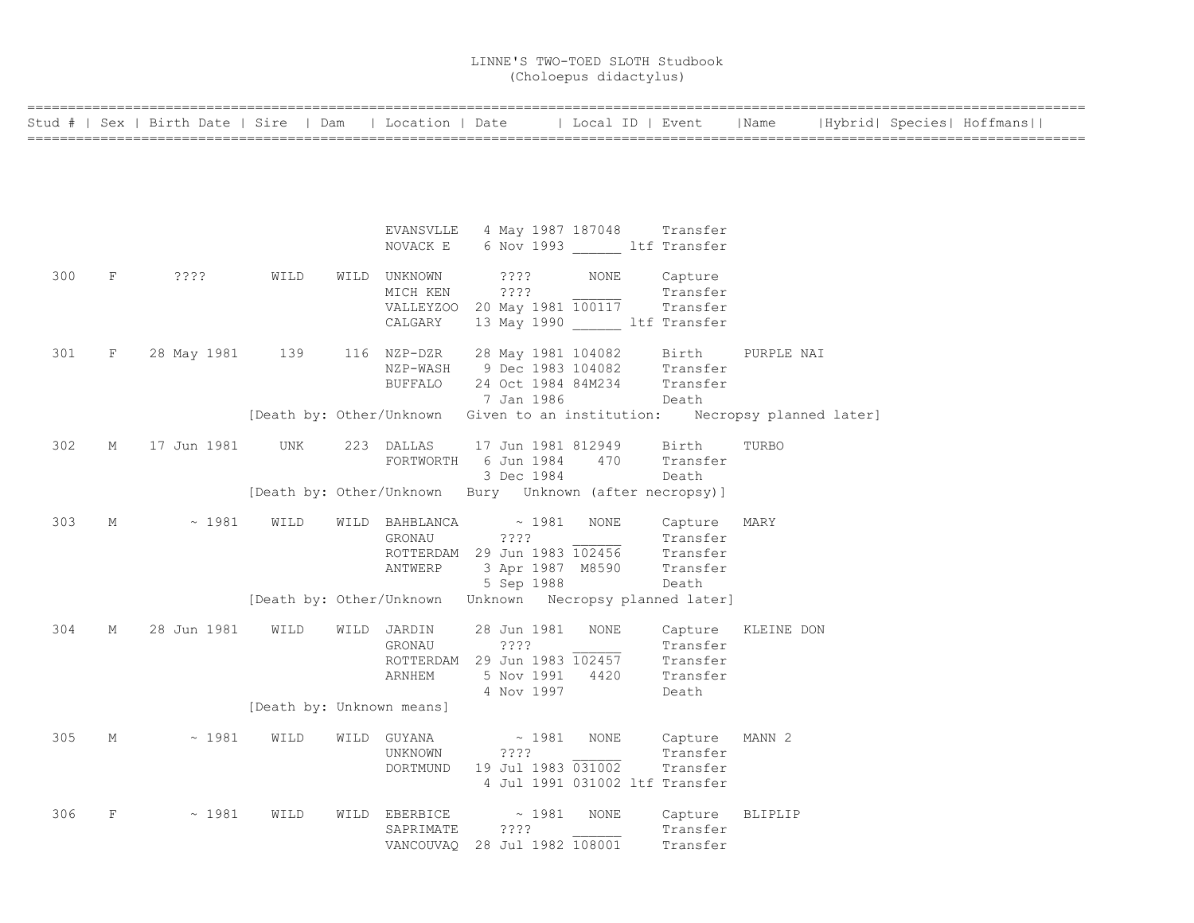# LINNE'S TWO-TOED SLOTH Studbook
(Choloepus didactylus)

| Stud # | Sex | Birth Date | Sire | Dam | Location | Date | Local ID | Event | Name | Hybrid | Species | Hoffmans |
|---|---|---|---|---|---|---|---|---|---|---|---|---|
| | | | | | EVANSVLLE | 4 May 1987 | 187048 | Transfer | | | | |
| | | | | | NOVACK E | 6 Nov 1993 | ______ ltf | Transfer | | | | |
| 300 | F | ???? | WILD | WILD | UNKNOWN | ???? | NONE | Capture | | | | |
| | | | | | MICH KEN | ???? | ______ | Transfer | | | | |
| | | | | | VALLEYZOO | 20 May 1981 | 100117 | Transfer | | | | |
| | | | | | CALGARY | 13 May 1990 | ______ ltf | Transfer | | | | |
| 301 | F | 28 May 1981 | 139 | 116 | NZP-DZR | 28 May 1981 | 104082 | Birth | PURPLE NAI | | | |
| | | | | | NZP-WASH | 9 Dec 1983 | 104082 | Transfer | | | | |
| | | | | | BUFFALO | 24 Oct 1984 | 84M234 | Transfer | | | | |
| | | | | | | 7 Jan 1986 | | Death | | | | |
| | | | [Death by: Other/Unknown | | Given to an institution: | | Necropsy planned later] | | | | | |
| 302 | M | 17 Jun 1981 | UNK | 223 | DALLAS | 17 Jun 1981 | 812949 | Birth | TURBO | | | |
| | | | | | FORTWORTH | 6 Jun 1984 | 470 | Transfer | | | | |
| | | | | | | 3 Dec 1984 | | Death | | | | |
| | | | [Death by: Other/Unknown | | Bury | Unknown (after necropsy)] | | | | | | |
| 303 | M | ~ 1981 | WILD | WILD | BAHBLANCA | ~ 1981 | NONE | Capture | MARY | | | |
| | | | | | GRONAU | ???? | ______ | Transfer | | | | |
| | | | | | ROTTERDAM | 29 Jun 1983 | 102456 | Transfer | | | | |
| | | | | | ANTWERP | 3 Apr 1987 | M8590 | Transfer | | | | |
| | | | | | | 5 Sep 1988 | | Death | | | | |
| | | | [Death by: Other/Unknown | | Unknown | Necropsy planned later] | | | | | | |
| 304 | M | 28 Jun 1981 | WILD | WILD | JARDIN | 28 Jun 1981 | NONE | Capture | KLEINE DON | | | |
| | | | | | GRONAU | ???? | ______ | Transfer | | | | |
| | | | | | ROTTERDAM | 29 Jun 1983 | 102457 | Transfer | | | | |
| | | | | | ARNHEM | 5 Nov 1991 | 4420 | Transfer | | | | |
| | | | | | | 4 Nov 1997 | | Death | | | | |
| | | | [Death by: Unknown means] | | | | | | | | | |
| 305 | M | ~ 1981 | WILD | WILD | GUYANA | ~ 1981 | NONE | Capture | MANN 2 | | | |
| | | | | | UNKNOWN | ???? | ______ | Transfer | | | | |
| | | | | | DORTMUND | 19 Jul 1983 | 031002 | Transfer | | | | |
| | | | | | | 4 Jul 1991 | 031002 ltf | Transfer | | | | |
| 306 | F | ~ 1981 | WILD | WILD | EBERBICE | ~ 1981 | NONE | Capture | BLIPLIP | | | |
| | | | | | SAPRIMATE | ???? | ______ | Transfer | | | | |
| | | | | | VANCOUVAQ | 28 Jul 1982 | 108001 | Transfer | | | | |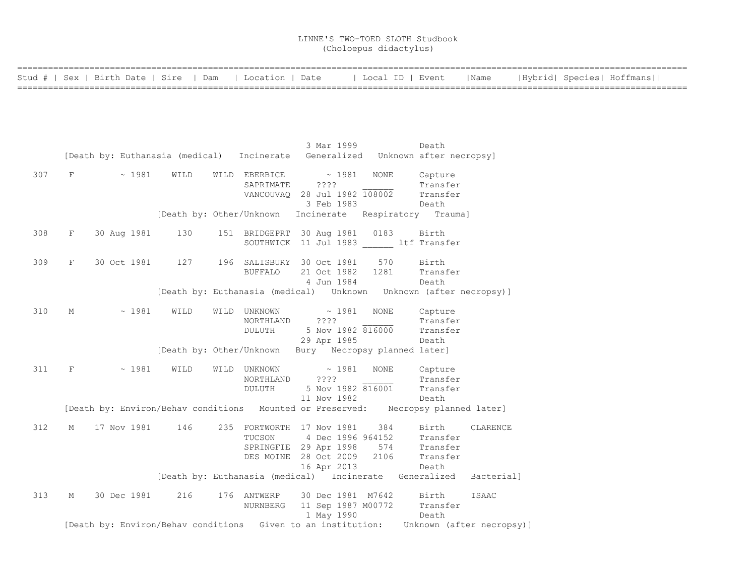# LINNE'S TWO-TOED SLOTH Studbook
(Choloepus didactylus)

| Stud # | Sex | Birth Date | Sire | Dam | Location | Date | Local ID | Event | Name | Hybrid | Species | Hoffmans |
|---|---|---|---|---|---|---|---|---|---|---|---|---|
| | | | | | | 3 Mar 1999 | | Death | | | | |
| [Death by: Euthanasia (medical) Incinerate Generalized Unknown after necropsy] | | | | | | | | | | | | |
| 307 | F | ~ 1981 | WILD | WILD | EBERBICE | ~ 1981 | NONE | Capture | | | | |
| | | | | | SAPRIMATE | ???? | ______ | Transfer | | | | |
| | | | | | VANCOUVAQ | 28 Jul 1982 | 108002 | Transfer | | | | |
| | | | | | | 3 Feb 1983 | | Death | | | | |
| [Death by: Other/Unknown Incinerate Respiratory Trauma] | | | | | | | | | | | | |
| 308 | F | 30 Aug 1981 | 130 | 151 | BRIDGEPRT | 30 Aug 1981 | 0183 | Birth | | | | |
| | | | | | SOUTHWICK | 11 Jul 1983 | ______ ltf | Transfer | | | | |
| 309 | F | 30 Oct 1981 | 127 | 196 | SALISBURY | 30 Oct 1981 | 570 | Birth | | | | |
| | | | | | BUFFALO | 21 Oct 1982 | 1281 | Transfer | | | | |
| | | | | | | 4 Jun 1984 | | Death | | | | |
| [Death by: Euthanasia (medical) Unknown Unknown (after necropsy)] | | | | | | | | | | | | |
| 310 | M | ~ 1981 | WILD | WILD | UNKNOWN | ~ 1981 | NONE | Capture | | | | |
| | | | | | NORTHLAND | ???? | ______ | Transfer | | | | |
| | | | | | DULUTH | 5 Nov 1982 | 816000 | Transfer | | | | |
| | | | | | | 29 Apr 1985 | | Death | | | | |
| [Death by: Other/Unknown Bury Necropsy planned later] | | | | | | | | | | | | |
| 311 | F | ~ 1981 | WILD | WILD | UNKNOWN | ~ 1981 | NONE | Capture | | | | |
| | | | | | NORTHLAND | ???? | ______ | Transfer | | | | |
| | | | | | DULUTH | 5 Nov 1982 | 816001 | Transfer | | | | |
| | | | | | | 11 Nov 1982 | | Death | | | | |
| [Death by: Environ/Behav conditions Mounted or Preserved: Necropsy planned later] | | | | | | | | | | | | |
| 312 | M | 17 Nov 1981 | 146 | 235 | FORTWORTH | 17 Nov 1981 | 384 | Birth | CLARENCE | | | |
| | | | | | TUCSON | 4 Dec 1996 | 964152 | Transfer | | | | |
| | | | | | SPRINGFIE | 29 Apr 1998 | 574 | Transfer | | | | |
| | | | | | DES MOINE | 28 Oct 2009 | 2106 | Transfer | | | | |
| | | | | | | 16 Apr 2013 | | Death | | | | |
| [Death by: Euthanasia (medical) Incinerate Generalized Bacterial] | | | | | | | | | | | | |
| 313 | M | 30 Dec 1981 | 216 | 176 | ANTWERP | 30 Dec 1981 | M7642 | Birth | ISAAC | | | |
| | | | | | NURNBERG | 11 Sep 1987 | M00772 | Transfer | | | | |
| | | | | | | 1 May 1990 | | Death | | | | |
| [Death by: Environ/Behav conditions Given to an institution: Unknown (after necropsy)] | | | | | | | | | | | | |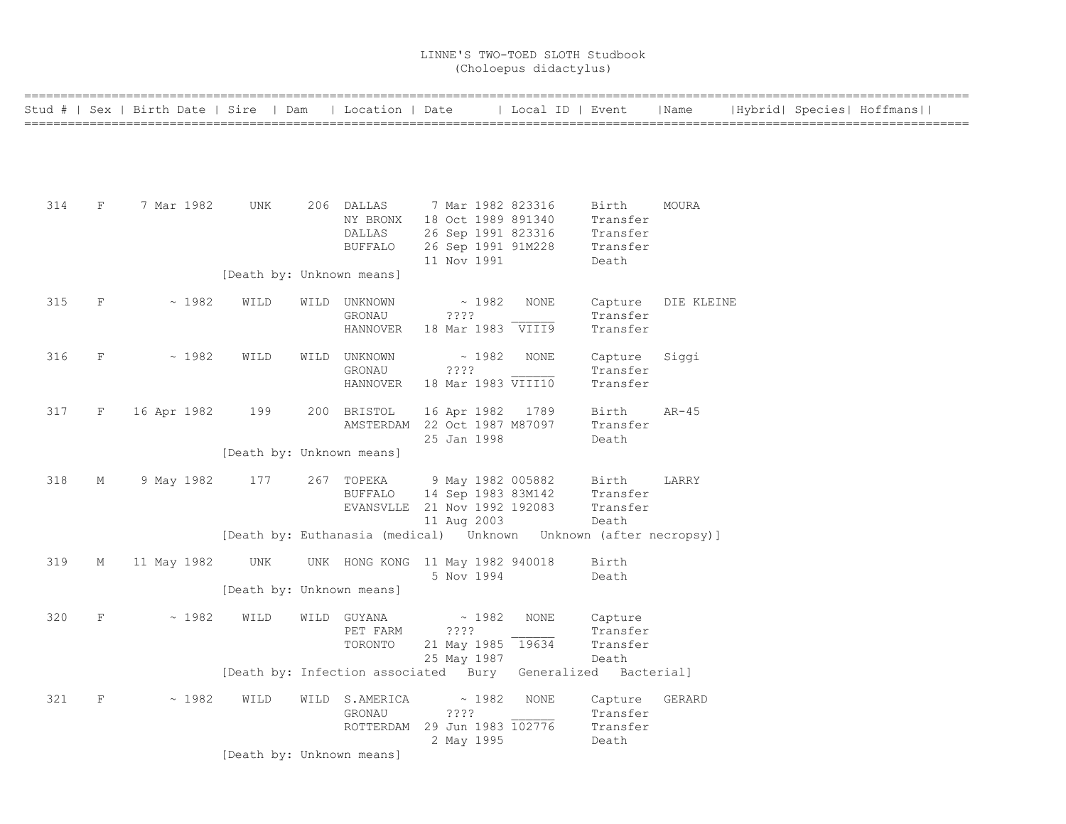# LINNE'S TWO-TOED SLOTH Studbook
## (Choloepus didactylus)

| Stud # | Sex | Birth Date | Sire | Dam | Location | Date | Local ID | Event | Name | Hybrid | Species | Hoffmans |
|---|---|---|---|---|---|---|---|---|---|---|---|---|
| 314 | F | 7 Mar 1982 | UNK | 206 | DALLAS | 7 Mar 1982 | 823316 | Birth | MOURA | | | |
| | | | | | NY BRONX | 18 Oct 1989 | 891340 | Transfer | | | | |
| | | | | | DALLAS | 26 Sep 1991 | 823316 | Transfer | | | | |
| | | | | | BUFFALO | 26 Sep 1991 | 91M228 | Transfer | | | | |
| | | | | | | 11 Nov 1991 | | Death | | | | |
| | | | [Death by: Unknown means] | | | | | | | | | |
| 315 | F | ~ 1982 | WILD | WILD | UNKNOWN | ~ 1982 | NONE | Capture | DIE KLEINE | | | |
| | | | | | GRONAU | ???? | ______ | Transfer | | | | |
| | | | | | HANNOVER | 18 Mar 1983 | VIII9 | Transfer | | | | |
| 316 | F | ~ 1982 | WILD | WILD | UNKNOWN | ~ 1982 | NONE | Capture | Siggi | | | |
| | | | | | GRONAU | ???? | ______ | Transfer | | | | |
| | | | | | HANNOVER | 18 Mar 1983 | VIII10 | Transfer | | | | |
| 317 | F | 16 Apr 1982 | 199 | 200 | BRISTOL | 16 Apr 1982 | 1789 | Birth | AR-45 | | | |
| | | | | | AMSTERDAM | 22 Oct 1987 | M87097 | Transfer | | | | |
| | | | | | | 25 Jan 1998 | | Death | | | | |
| | | | [Death by: Unknown means] | | | | | | | | | |
| 318 | M | 9 May 1982 | 177 | 267 | TOPEKA | 9 May 1982 | 005882 | Birth | LARRY | | | |
| | | | | | BUFFALO | 14 Sep 1983 | 83M142 | Transfer | | | | |
| | | | | | EVANSVLLE | 21 Nov 1992 | 192083 | Transfer | | | | |
| | | | | | | 11 Aug 2003 | | Death | | | | |
| | | | [Death by: Euthanasia (medical) Unknown Unknown (after necropsy)] | | | | | | | | | |
| 319 | M | 11 May 1982 | UNK | UNK | HONG KONG | 11 May 1982 | 940018 | Birth | | | | |
| | | | | | | 5 Nov 1994 | | Death | | | | |
| | | | [Death by: Unknown means] | | | | | | | | | |
| 320 | F | ~ 1982 | WILD | WILD | GUYANA | ~ 1982 | NONE | Capture | | | | |
| | | | | | PET FARM | ???? | ______ | Transfer | | | | |
| | | | | | TORONTO | 21 May 1985 | 19634 | Transfer | | | | |
| | | | | | | 25 May 1987 | | Death | | | | |
| | | | [Death by: Infection associated Bury Generalized Bacterial] | | | | | | | | | |
| 321 | F | ~ 1982 | WILD | WILD | S.AMERICA | ~ 1982 | NONE | Capture | GERARD | | | |
| | | | | | GRONAU | ???? | ______ | Transfer | | | | |
| | | | | | ROTTERDAM | 29 Jun 1983 | 102776 | Transfer | | | | |
| | | | | | | 2 May 1995 | | Death | | | | |
| | | | [Death by: Unknown means] | | | | | | | | | |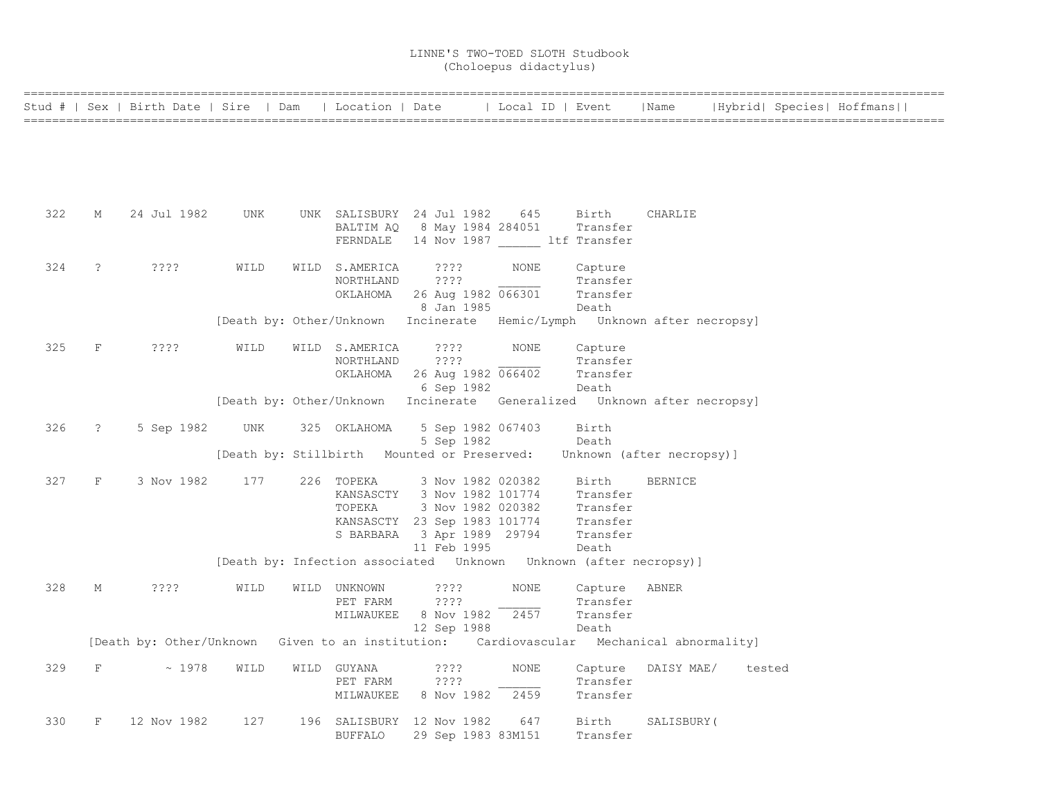# LINNE'S TWO-TOED SLOTH Studbook
## (Choloepus didactylus)

| Stud # | Sex | Birth Date | Sire | Dam | Location | Date | Local ID | Event | Name | Hybrid | Species | Hoffmans |
|---|---|---|---|---|---|---|---|---|---|---|---|---|
| 322 | M | 24 Jul 1982 | UNK | UNK | SALISBURY | 24 Jul 1982 | 645 | Birth | CHARLIE | | | |
| | | | | | BALTIM AQ | 8 May 1984 | 284051 | Transfer | | | | |
| | | | | | FERNDALE | 14 Nov 1987 | ______ ltf | Transfer | | | | |
| 324 | ? | ???? | WILD | WILD | S.AMERICA | ???? | NONE | Capture | | | | |
| | | | | | NORTHLAND | ???? | ______ | Transfer | | | | |
| | | | | | OKLAHOMA | 26 Aug 1982 | 066301 | Transfer | | | | |
| | | | | | | 8 Jan 1985 | | Death | | | | |
| [Death by: Other/Unknown Incinerate Hemic/Lymph Unknown after necropsy] | | | | | | | | | | | | |
| 325 | F | ???? | WILD | WILD | S.AMERICA | ???? | NONE | Capture | | | | |
| | | | | | NORTHLAND | ???? | ______ | Transfer | | | | |
| | | | | | OKLAHOMA | 26 Aug 1982 | 066402 | Transfer | | | | |
| | | | | | | 6 Sep 1982 | | Death | | | | |
| [Death by: Other/Unknown Incinerate Generalized Unknown after necropsy] | | | | | | | | | | | | |
| 326 | ? | 5 Sep 1982 | UNK | 325 | OKLAHOMA | 5 Sep 1982 | 067403 | Birth | | | | |
| | | | | | | 5 Sep 1982 | | Death | | | | |
| [Death by: Stillbirth Mounted or Preserved: Unknown (after necropsy)] | | | | | | | | | | | | |
| 327 | F | 3 Nov 1982 | 177 | 226 | TOPEKA | 3 Nov 1982 | 020382 | Birth | BERNICE | | | |
| | | | | | KANSASCTY | 3 Nov 1982 | 101774 | Transfer | | | | |
| | | | | | TOPEKA | 3 Nov 1982 | 020382 | Transfer | | | | |
| | | | | | KANSASCTY | 23 Sep 1983 | 101774 | Transfer | | | | |
| | | | | | S BARBARA | 3 Apr 1989 | 29794 | Transfer | | | | |
| | | | | | | 11 Feb 1995 | | Death | | | | |
| [Death by: Infection associated Unknown Unknown (after necropsy)] | | | | | | | | | | | | |
| 328 | M | ???? | WILD | WILD | UNKNOWN | ???? | NONE | Capture | ABNER | | | |
| | | | | | PET FARM | ???? | ______ | Transfer | | | | |
| | | | | | MILWAUKEE | 8 Nov 1982 | 2457 | Transfer | | | | |
| | | | | | | 12 Sep 1988 | | Death | | | | |
| [Death by: Other/Unknown Given to an institution: Cardiovascular Mechanical abnormality] | | | | | | | | | | | | |
| 329 | F | ~ 1978 | WILD | WILD | GUYANA | ???? | NONE | Capture | DAISY MAE/ | tested | | |
| | | | | | PET FARM | ???? | ______ | Transfer | | | | |
| | | | | | MILWAUKEE | 8 Nov 1982 | 2459 | Transfer | | | | |
| 330 | F | 12 Nov 1982 | 127 | 196 | SALISBURY | 12 Nov 1982 | 647 | Birth | SALISBURY( | | | |
| | | | | | BUFFALO | 29 Sep 1983 | 83M151 | Transfer | | | | |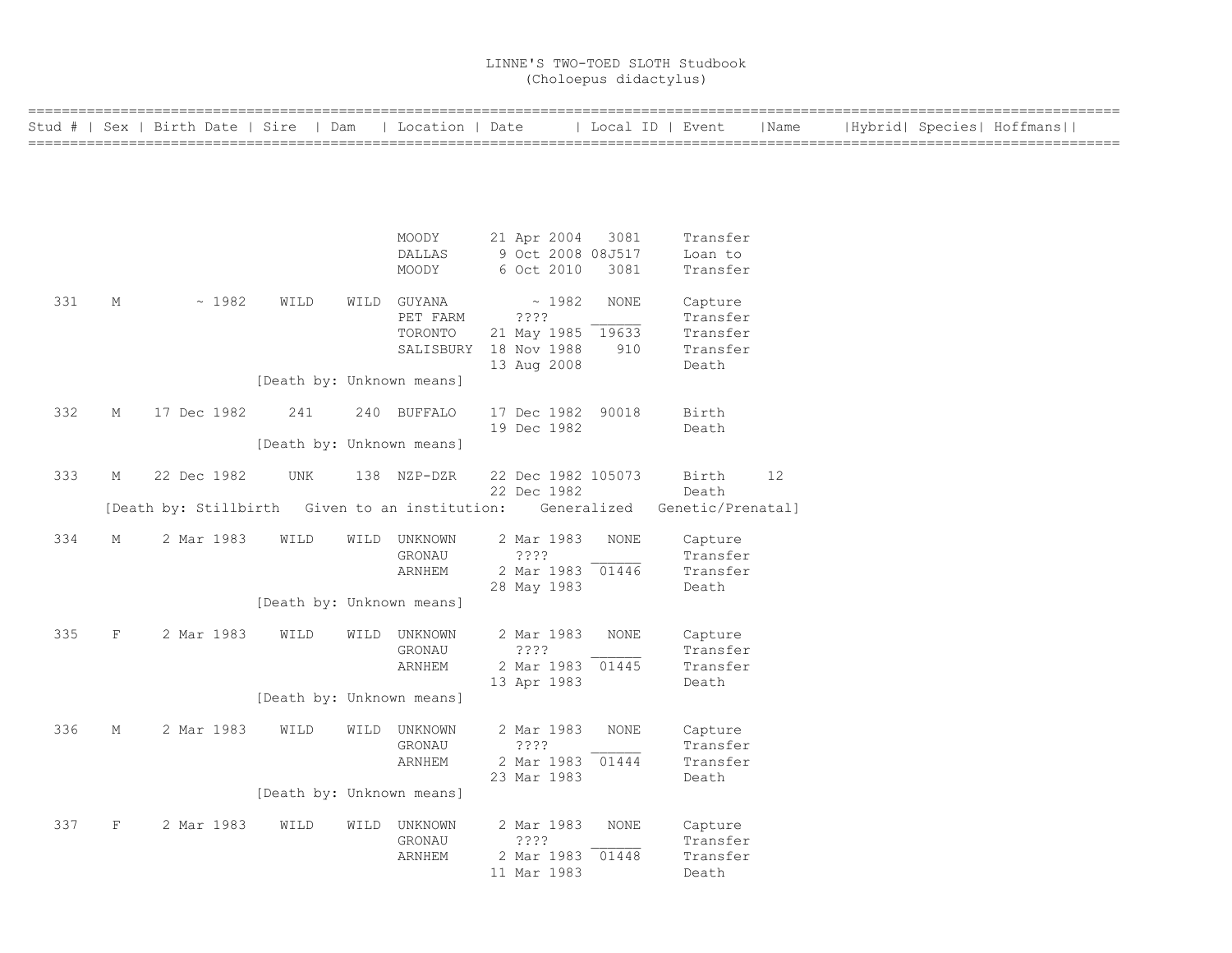# LINNE'S TWO-TOED SLOTH Studbook
## (Choloepus didactylus)

| Stud # | Sex | Birth Date | Sire | Dam | Location | Date | Local ID | Event | Name | Hybrid | Species | Hoffmans |
|---|---|---|---|---|---|---|---|---|---|---|---|---|
| | | | | | MOODY | 21 Apr 2004 | 3081 | Transfer | | | | |
| | | | | | DALLAS | 9 Oct 2008 | 08J517 | Loan to | | | | |
| | | | | | MOODY | 6 Oct 2010 | 3081 | Transfer | | | | |
| 331 | M | ~ 1982 | WILD | WILD | GUYANA | ~ 1982 | NONE | Capture | | | | |
| | | | | | PET FARM | ???? | ______ | Transfer | | | | |
| | | | | | TORONTO | 21 May 1985 | 19633 | Transfer | | | | |
| | | | | | SALISBURY | 18 Nov 1988 | 910 | Transfer | | | | |
| | | | | | | 13 Aug 2008 | | Death | | | | |
| | | | [Death by: Unknown means] | | | | | | | | | |
| 332 | M | 17 Dec 1982 | 241 | 240 | BUFFALO | 17 Dec 1982 | 90018 | Birth | | | | |
| | | | | | | 19 Dec 1982 | | Death | | | | |
| | | | [Death by: Unknown means] | | | | | | | | | |
| 333 | M | 22 Dec 1982 | UNK | 138 | NZP-DZR | 22 Dec 1982 | 105073 | Birth | 12 | | | |
| | | | | | | 22 Dec 1982 | | Death | | | | |
| | [Death by: Stillbirth Given to an institution: Generalized Genetic/Prenatal] | | | | | | | | | | | |
| 334 | M | 2 Mar 1983 | WILD | WILD | UNKNOWN | 2 Mar 1983 | NONE | Capture | | | | |
| | | | | | GRONAU | ???? | ______ | Transfer | | | | |
| | | | | | ARNHEM | 2 Mar 1983 | 01446 | Transfer | | | | |
| | | | | | | 28 May 1983 | | Death | | | | |
| | | | [Death by: Unknown means] | | | | | | | | | |
| 335 | F | 2 Mar 1983 | WILD | WILD | UNKNOWN | 2 Mar 1983 | NONE | Capture | | | | |
| | | | | | GRONAU | ???? | ______ | Transfer | | | | |
| | | | | | ARNHEM | 2 Mar 1983 | 01445 | Transfer | | | | |
| | | | | | | 13 Apr 1983 | | Death | | | | |
| | | | [Death by: Unknown means] | | | | | | | | | |
| 336 | M | 2 Mar 1983 | WILD | WILD | UNKNOWN | 2 Mar 1983 | NONE | Capture | | | | |
| | | | | | GRONAU | ???? | ______ | Transfer | | | | |
| | | | | | ARNHEM | 2 Mar 1983 | 01444 | Transfer | | | | |
| | | | | | | 23 Mar 1983 | | Death | | | | |
| | | | [Death by: Unknown means] | | | | | | | | | |
| 337 | F | 2 Mar 1983 | WILD | WILD | UNKNOWN | 2 Mar 1983 | NONE | Capture | | | | |
| | | | | | GRONAU | ???? | ______ | Transfer | | | | |
| | | | | | ARNHEM | 2 Mar 1983 | 01448 | Transfer | | | | |
| | | | | | | 11 Mar 1983 | | Death | | | | |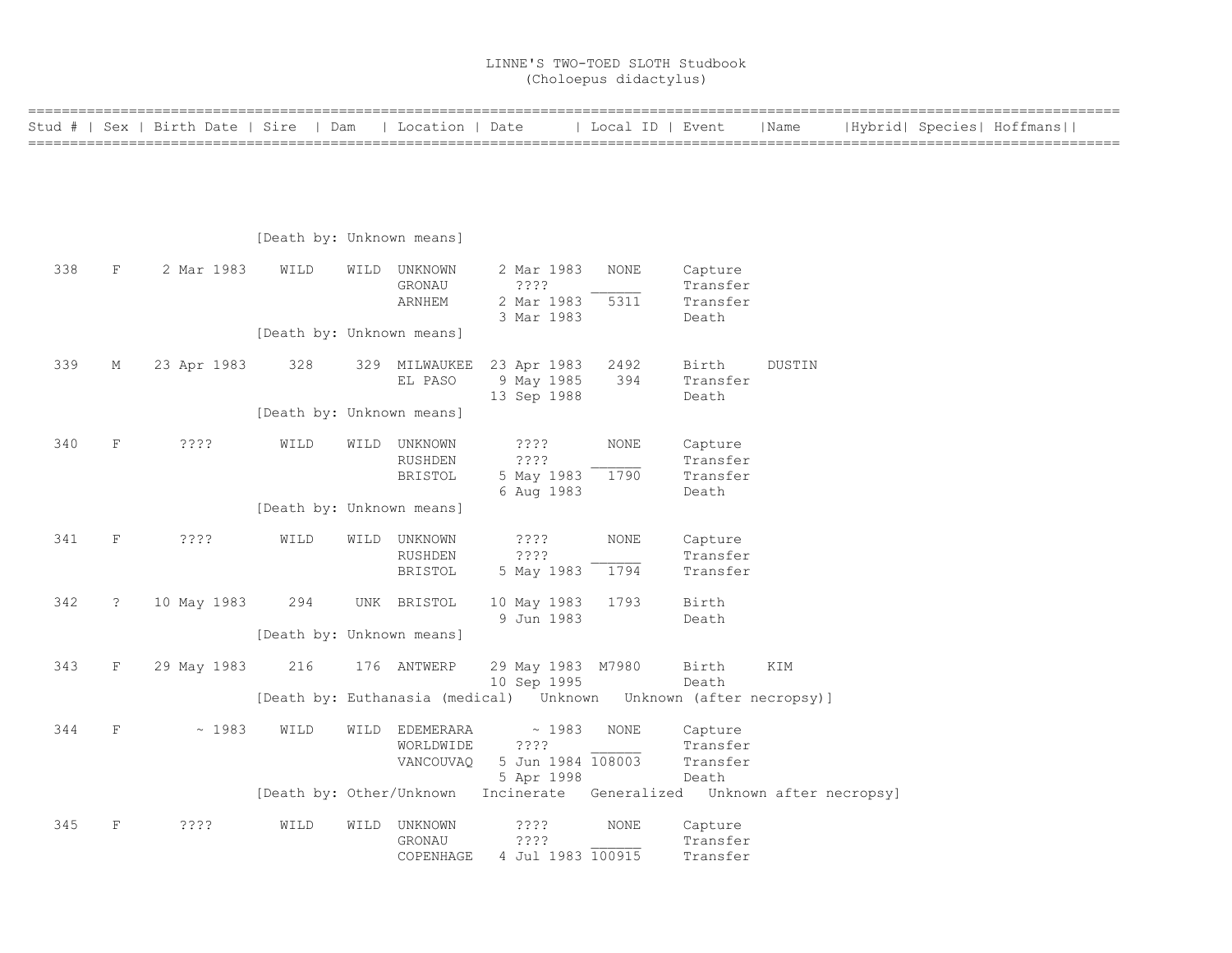# LINNE'S TWO-TOED SLOTH Studbook
(Choloepus didactylus)

| Stud # | Sex | Birth Date | Sire | Dam | Location | Date | Local ID | Event | Name | Hybrid | Species | Hoffmans |
|---|---|---|---|---|---|---|---|---|---|---|---|---|
| | | | [Death by: Unknown means] | | | | | | | | | |
| 338 | F | 2 Mar 1983 | WILD | WILD | UNKNOWN | 2 Mar 1983 | NONE | Capture | | | | |
| | | | | | GRONAU | ???? | ______ | Transfer | | | | |
| | | | | | ARNHEM | 2 Mar 1983 | 5311 | Transfer | | | | |
| | | | | | | 3 Mar 1983 | | Death | | | | |
| | | | [Death by: Unknown means] | | | | | | | | | |
| 339 | M | 23 Apr 1983 | 328 | 329 | MILWAUKEE | 23 Apr 1983 | 2492 | Birth | DUSTIN | | | |
| | | | | | EL PASO | 9 May 1985 | 394 | Transfer | | | | |
| | | | | | | 13 Sep 1988 | | Death | | | | |
| | | | [Death by: Unknown means] | | | | | | | | | |
| 340 | F | ???? | WILD | WILD | UNKNOWN | ???? | NONE | Capture | | | | |
| | | | | | RUSHDEN | ???? | ______ | Transfer | | | | |
| | | | | | BRISTOL | 5 May 1983 | 1790 | Transfer | | | | |
| | | | | | | 6 Aug 1983 | | Death | | | | |
| | | | [Death by: Unknown means] | | | | | | | | | |
| 341 | F | ???? | WILD | WILD | UNKNOWN | ???? | NONE | Capture | | | | |
| | | | | | RUSHDEN | ???? | ______ | Transfer | | | | |
| | | | | | BRISTOL | 5 May 1983 | 1794 | Transfer | | | | |
| 342 | ? | 10 May 1983 | 294 | UNK | BRISTOL | 10 May 1983 | 1793 | Birth | | | | |
| | | | | | | 9 Jun 1983 | | Death | | | | |
| | | | [Death by: Unknown means] | | | | | | | | | |
| 343 | F | 29 May 1983 | 216 | 176 | ANTWERP | 29 May 1983 | M7980 | Birth | KIM | | | |
| | | | | | | 10 Sep 1995 | | Death | | | | |
| | | | [Death by: Euthanasia (medical) Unknown Unknown (after necropsy)] | | | | | | | | | |
| 344 | F | ~ 1983 | WILD | WILD | EDEMERARA | ~ 1983 | NONE | Capture | | | | |
| | | | | | WORLDWIDE | ???? | ______ | Transfer | | | | |
| | | | | | VANCOUVAQ | 5 Jun 1984 | 108003 | Transfer | | | | |
| | | | | | | 5 Apr 1998 | | Death | | | | |
| | | | [Death by: Other/Unknown Incinerate Generalized Unknown after necropsy] | | | | | | | | | |
| 345 | F | ???? | WILD | WILD | UNKNOWN | ???? | NONE | Capture | | | | |
| | | | | | GRONAU | ???? | ______ | Transfer | | | | |
| | | | | | COPENHAGE | 4 Jul 1983 | 100915 | Transfer | | | | |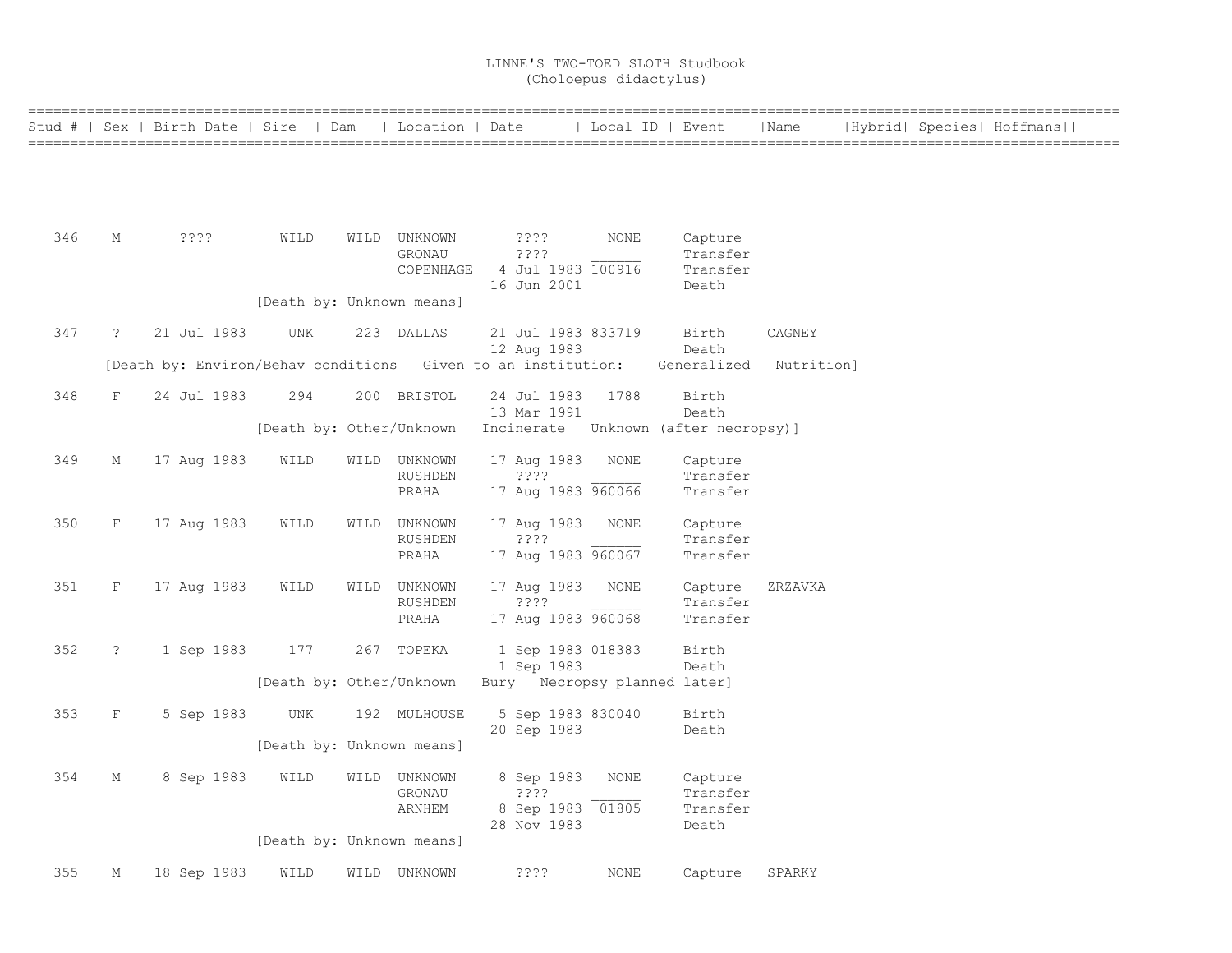# LINNE'S TWO-TOED SLOTH Studbook
## (Choloepus didactylus)

| Stud # | Sex | Birth Date | Sire | Dam | Location | Date | Local ID | Event | Name | Hybrid | Species | Hoffmans |
|---|---|---|---|---|---|---|---|---|---|---|---|---|
| 346 | M | ???? | WILD | WILD | UNKNOWN | ???? | NONE | Capture | | | | |
| | | | | | GRONAU | ???? | ______ | Transfer | | | | |
| | | | | | COPENHAGE | 4 Jul 1983 | 100916 | Transfer | | | | |
| | | | | | | 16 Jun 2001 | | Death | | | | |
| | | | [Death by: Unknown means] | | | | | | | | | |
| 347 | ? | 21 Jul 1983 | UNK | 223 | DALLAS | 21 Jul 1983 | 833719 | Birth | CAGNEY | | | |
| | | | | | | 12 Aug 1983 | | Death | | | | |
| | [Death by: Environ/Behav conditions Given to an institution: Generalized Nutrition] | | | | | | | | | | | |
| 348 | F | 24 Jul 1983 | 294 | 200 | BRISTOL | 24 Jul 1983 | 1788 | Birth | | | | |
| | | | | | | 13 Mar 1991 | | Death | | | | |
| | | | [Death by: Other/Unknown Incinerate Unknown (after necropsy)] | | | | | | | | | |
| 349 | M | 17 Aug 1983 | WILD | WILD | UNKNOWN | 17 Aug 1983 | NONE | Capture | | | | |
| | | | | | RUSHDEN | ???? | ______ | Transfer | | | | |
| | | | | | PRAHA | 17 Aug 1983 | 960066 | Transfer | | | | |
| 350 | F | 17 Aug 1983 | WILD | WILD | UNKNOWN | 17 Aug 1983 | NONE | Capture | | | | |
| | | | | | RUSHDEN | ???? | ______ | Transfer | | | | |
| | | | | | PRAHA | 17 Aug 1983 | 960067 | Transfer | | | | |
| 351 | F | 17 Aug 1983 | WILD | WILD | UNKNOWN | 17 Aug 1983 | NONE | Capture | ZRZAVKA | | | |
| | | | | | RUSHDEN | ???? | ______ | Transfer | | | | |
| | | | | | PRAHA | 17 Aug 1983 | 960068 | Transfer | | | | |
| 352 | ? | 1 Sep 1983 | 177 | 267 | TOPEKA | 1 Sep 1983 | 018383 | Birth | | | | |
| | | | | | | 1 Sep 1983 | | Death | | | | |
| | | | [Death by: Other/Unknown Bury Necropsy planned later] | | | | | | | | | |
| 353 | F | 5 Sep 1983 | UNK | 192 | MULHOUSE | 5 Sep 1983 | 830040 | Birth | | | | |
| | | | | | | 20 Sep 1983 | | Death | | | | |
| | | | [Death by: Unknown means] | | | | | | | | | |
| 354 | M | 8 Sep 1983 | WILD | WILD | UNKNOWN | 8 Sep 1983 | NONE | Capture | | | | |
| | | | | | GRONAU | ???? | ______ | Transfer | | | | |
| | | | | | ARNHEM | 8 Sep 1983 | 01805 | Transfer | | | | |
| | | | | | | 28 Nov 1983 | | Death | | | | |
| | | | [Death by: Unknown means] | | | | | | | | | |
| 355 | M | 18 Sep 1983 | WILD | WILD | UNKNOWN | ???? | NONE | Capture | SPARKY | | | |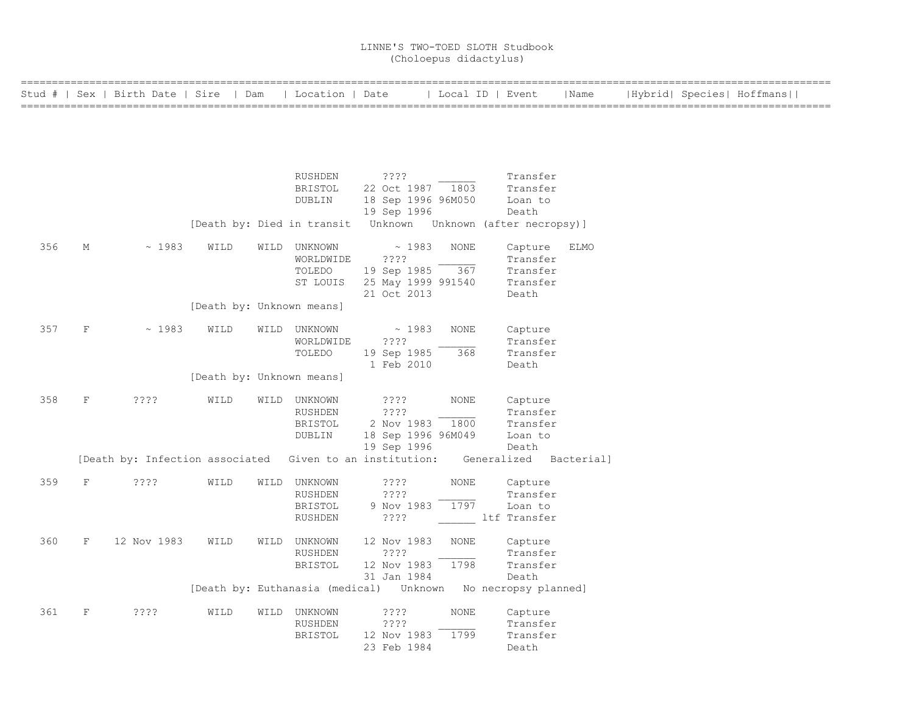# LINNE'S TWO-TOED SLOTH Studbook
## (Choloepus didactylus)

| Stud # | Sex | Birth Date | Sire | Dam | Location | Date | Local ID | Event | Name | Hybrid | Species | Hoffmans |
|---|---|---|---|---|---|---|---|---|---|---|---|---|
| | | | | | RUSHDEN | ???? | ______ | Transfer | | | | |
| | | | | | BRISTOL | 22 Oct 1987 | 1803 | Transfer | | | | |
| | | | | | DUBLIN | 18 Sep 1996 | 96M050 | Loan to | | | | |
| | | | | | | 19 Sep 1996 | | Death | | | | |
| | | | [Death by: Died in transit Unknown Unknown (after necropsy)] | | | | | | | | | |
| 356 | M | ~ 1983 | WILD | WILD | UNKNOWN | ~ 1983 | NONE | Capture | ELMO | | | |
| | | | | | WORLDWIDE | ???? | ______ | Transfer | | | | |
| | | | | | TOLEDO | 19 Sep 1985 | 367 | Transfer | | | | |
| | | | | | ST LOUIS | 25 May 1999 | 991540 | Transfer | | | | |
| | | | | | | 21 Oct 2013 | | Death | | | | |
| | | | [Death by: Unknown means] | | | | | | | | | |
| 357 | F | ~ 1983 | WILD | WILD | UNKNOWN | ~ 1983 | NONE | Capture | | | | |
| | | | | | WORLDWIDE | ???? | ______ | Transfer | | | | |
| | | | | | TOLEDO | 19 Sep 1985 | 368 | Transfer | | | | |
| | | | | | | 1 Feb 2010 | | Death | | | | |
| | | | [Death by: Unknown means] | | | | | | | | | |
| 358 | F | ???? | WILD | WILD | UNKNOWN | ???? | NONE | Capture | | | | |
| | | | | | RUSHDEN | ???? | ______ | Transfer | | | | |
| | | | | | BRISTOL | 2 Nov 1983 | 1800 | Transfer | | | | |
| | | | | | DUBLIN | 18 Sep 1996 | 96M049 | Loan to | | | | |
| | | | | | | 19 Sep 1996 | | Death | | | | |
| | [Death by: Infection associated Given to an institution: Generalized Bacterial] | | | | | | | | | | | |
| 359 | F | ???? | WILD | WILD | UNKNOWN | ???? | NONE | Capture | | | | |
| | | | | | RUSHDEN | ???? | ______ | Transfer | | | | |
| | | | | | BRISTOL | 9 Nov 1983 | 1797 | Loan to | | | | |
| | | | | | RUSHDEN | ???? | ______ ltf | Transfer | | | | |
| 360 | F | 12 Nov 1983 | WILD | WILD | UNKNOWN | 12 Nov 1983 | NONE | Capture | | | | |
| | | | | | RUSHDEN | ???? | ______ | Transfer | | | | |
| | | | | | BRISTOL | 12 Nov 1983 | 1798 | Transfer | | | | |
| | | | | | | 31 Jan 1984 | | Death | | | | |
| | | | [Death by: Euthanasia (medical) Unknown No necropsy planned] | | | | | | | | | |
| 361 | F | ???? | WILD | WILD | UNKNOWN | ???? | NONE | Capture | | | | |
| | | | | | RUSHDEN | ???? | ______ | Transfer | | | | |
| | | | | | BRISTOL | 12 Nov 1983 | 1799 | Transfer | | | | |
| | | | | | | 23 Feb 1984 | | Death | | | | |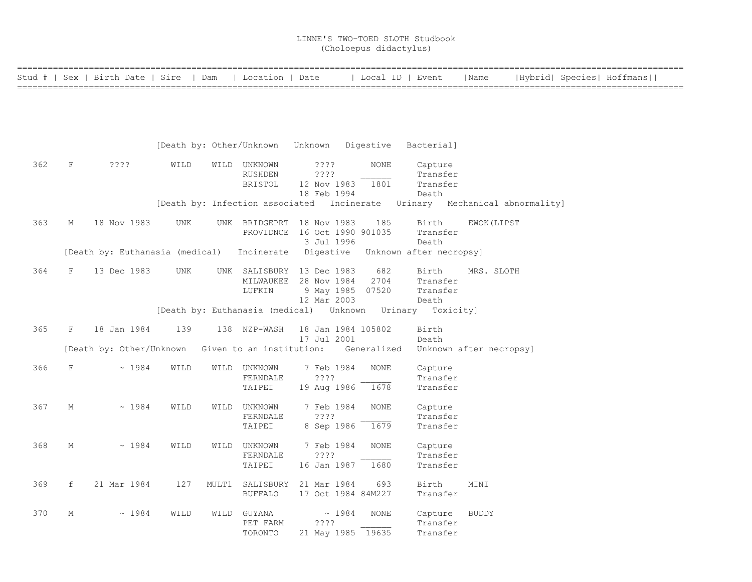# LINNE'S TWO-TOED SLOTH Studbook
(Choloepus didactylus)

| Stud # | Sex | Birth Date | Sire | Dam | Location | Date | Local ID | Event | Name | Hybrid | Species | Hoffmans |
|---|---|---|---|---|---|---|---|---|---|---|---|---|
| | | | | | | | | | | | | |
| [Death by: Other/Unknown Unknown Digestive Bacterial] | | | | | | | | | | | | |
| 362 | F | ???? | WILD | WILD | UNKNOWN | ???? | NONE | Capture | | | | |
| | | | | | RUSHDEN | ???? | ______ | Transfer | | | | |
| | | | | | BRISTOL | 12 Nov 1983 | 1801 | Transfer | | | | |
| | | | | | | 18 Feb 1994 | | Death | | | | |
| [Death by: Infection associated Incinerate Urinary Mechanical abnormality] | | | | | | | | | | | | |
| 363 | M | 18 Nov 1983 | UNK | UNK | BRIDGEPRT | 18 Nov 1983 | 185 | Birth | EWOK(LIPST | | | |
| | | | | | PROVIDNCE | 16 Oct 1990 | 901035 | Transfer | | | | |
| | | | | | | 3 Jul 1996 | | Death | | | | |
| [Death by: Euthanasia (medical) Incinerate Digestive Unknown after necropsy] | | | | | | | | | | | | |
| 364 | F | 13 Dec 1983 | UNK | UNK | SALISBURY | 13 Dec 1983 | 682 | Birth | MRS. SLOTH | | | |
| | | | | | MILWAUKEE | 28 Nov 1984 | 2704 | Transfer | | | | |
| | | | | | LUFKIN | 9 May 1985 | 07520 | Transfer | | | | |
| | | | | | | 12 Mar 2003 | | Death | | | | |
| [Death by: Euthanasia (medical) Unknown Urinary Toxicity] | | | | | | | | | | | | |
| 365 | F | 18 Jan 1984 | 139 | 138 | NZP-WASH | 18 Jan 1984 | 105802 | Birth | | | | |
| | | | | | | 17 Jul 2001 | | Death | | | | |
| [Death by: Other/Unknown Given to an institution: Generalized Unknown after necropsy] | | | | | | | | | | | | |
| 366 | F | ~ 1984 | WILD | WILD | UNKNOWN | 7 Feb 1984 | NONE | Capture | | | | |
| | | | | | FERNDALE | ???? | ______ | Transfer | | | | |
| | | | | | TAIPEI | 19 Aug 1986 | 1678 | Transfer | | | | |
| 367 | M | ~ 1984 | WILD | WILD | UNKNOWN | 7 Feb 1984 | NONE | Capture | | | | |
| | | | | | FERNDALE | ???? | ______ | Transfer | | | | |
| | | | | | TAIPEI | 8 Sep 1986 | 1679 | Transfer | | | | |
| 368 | M | ~ 1984 | WILD | WILD | UNKNOWN | 7 Feb 1984 | NONE | Capture | | | | |
| | | | | | FERNDALE | ???? | ______ | Transfer | | | | |
| | | | | | TAIPEI | 16 Jan 1987 | 1680 | Transfer | | | | |
| 369 | f | 21 Mar 1984 | 127 | MULT1 | SALISBURY | 21 Mar 1984 | 693 | Birth | MINI | | | |
| | | | | | BUFFALO | 17 Oct 1984 | 84M227 | Transfer | | | | |
| 370 | M | ~ 1984 | WILD | WILD | GUYANA | ~ 1984 | NONE | Capture | BUDDY | | | |
| | | | | | PET FARM | ???? | ______ | Transfer | | | | |
| | | | | | TORONTO | 21 May 1985 | 19635 | Transfer | | | | |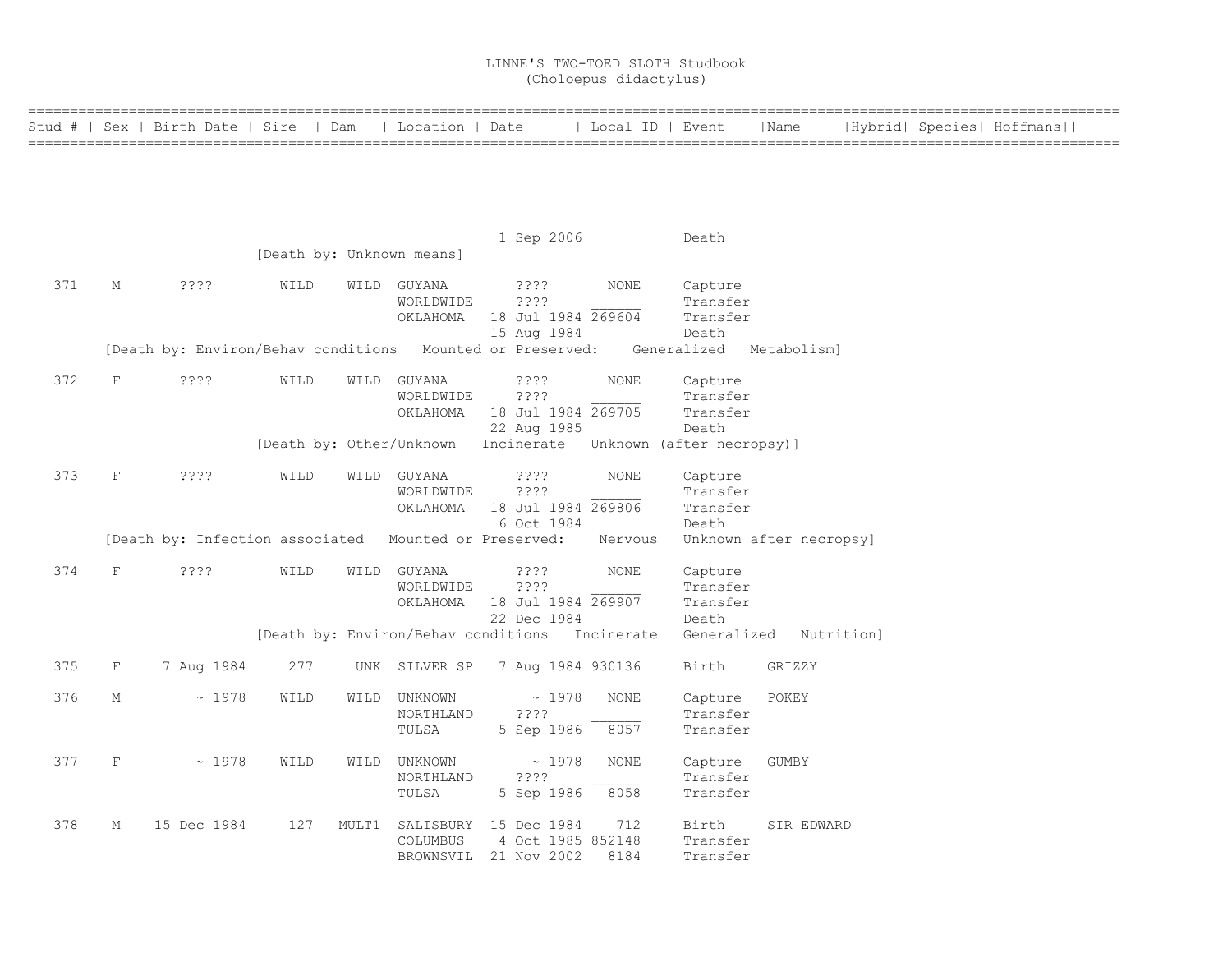# LINNE'S TWO-TOED SLOTH Studbook
(Choloepus didactylus)

| Stud # | Sex | Birth Date | Sire | Dam | Location | Date | Local ID | Event | Name | Hybrid | Species | Hoffmans |
|---|---|---|---|---|---|---|---|---|---|---|---|---|
| | | | | | | 1 Sep 2006 | | Death | | | | |
| [Death by: Unknown means] | | | | | | | | | | | | |
| 371 | M | ???? | WILD | WILD | GUYANA | ???? | NONE | Capture | | | | |
| | | | | | WORLDWIDE | ???? | ______ | Transfer | | | | |
| | | | | | OKLAHOMA | 18 Jul 1984 | 269604 | Transfer | | | | |
| | | | | | | 15 Aug 1984 | | Death | | | | |
| [Death by: Environ/Behav conditions   Mounted or Preserved:   Generalized   Metabolism] | | | | | | | | | | | | |
| 372 | F | ???? | WILD | WILD | GUYANA | ???? | NONE | Capture | | | | |
| | | | | | WORLDWIDE | ???? | ______ | Transfer | | | | |
| | | | | | OKLAHOMA | 18 Jul 1984 | 269705 | Transfer | | | | |
| | | | | | | 22 Aug 1985 | | Death | | | | |
| [Death by: Other/Unknown   Incinerate   Unknown (after necropsy)] | | | | | | | | | | | | |
| 373 | F | ???? | WILD | WILD | GUYANA | ???? | NONE | Capture | | | | |
| | | | | | WORLDWIDE | ???? | ______ | Transfer | | | | |
| | | | | | OKLAHOMA | 18 Jul 1984 | 269806 | Transfer | | | | |
| | | | | | | 6 Oct 1984 | | Death | | | | |
| [Death by: Infection associated   Mounted or Preserved:   Nervous   Unknown after necropsy] | | | | | | | | | | | | |
| 374 | F | ???? | WILD | WILD | GUYANA | ???? | NONE | Capture | | | | |
| | | | | | WORLDWIDE | ???? | ______ | Transfer | | | | |
| | | | | | OKLAHOMA | 18 Jul 1984 | 269907 | Transfer | | | | |
| | | | | | | 22 Dec 1984 | | Death | | | | |
| [Death by: Environ/Behav conditions   Incinerate   Generalized   Nutrition] | | | | | | | | | | | | |
| 375 | F | 7 Aug 1984 | 277 | UNK | SILVER SP | 7 Aug 1984 | 930136 | Birth | GRIZZY | | | |
| 376 | M | ~ 1978 | WILD | WILD | UNKNOWN | ~ 1978 | NONE | Capture | POKEY | | | |
| | | | | | NORTHLAND | ???? | ______ | Transfer | | | | |
| | | | | | TULSA | 5 Sep 1986 | 8057 | Transfer | | | | |
| 377 | F | ~ 1978 | WILD | WILD | UNKNOWN | ~ 1978 | NONE | Capture | GUMBY | | | |
| | | | | | NORTHLAND | ???? | ______ | Transfer | | | | |
| | | | | | TULSA | 5 Sep 1986 | 8058 | Transfer | | | | |
| 378 | M | 15 Dec 1984 | 127 | MULT1 | SALISBURY | 15 Dec 1984 | 712 | Birth | SIR EDWARD | | | |
| | | | | | COLUMBUS | 4 Oct 1985 | 852148 | Transfer | | | | |
| | | | | | BROWNSVIL | 21 Nov 2002 | 8184 | Transfer | | | | |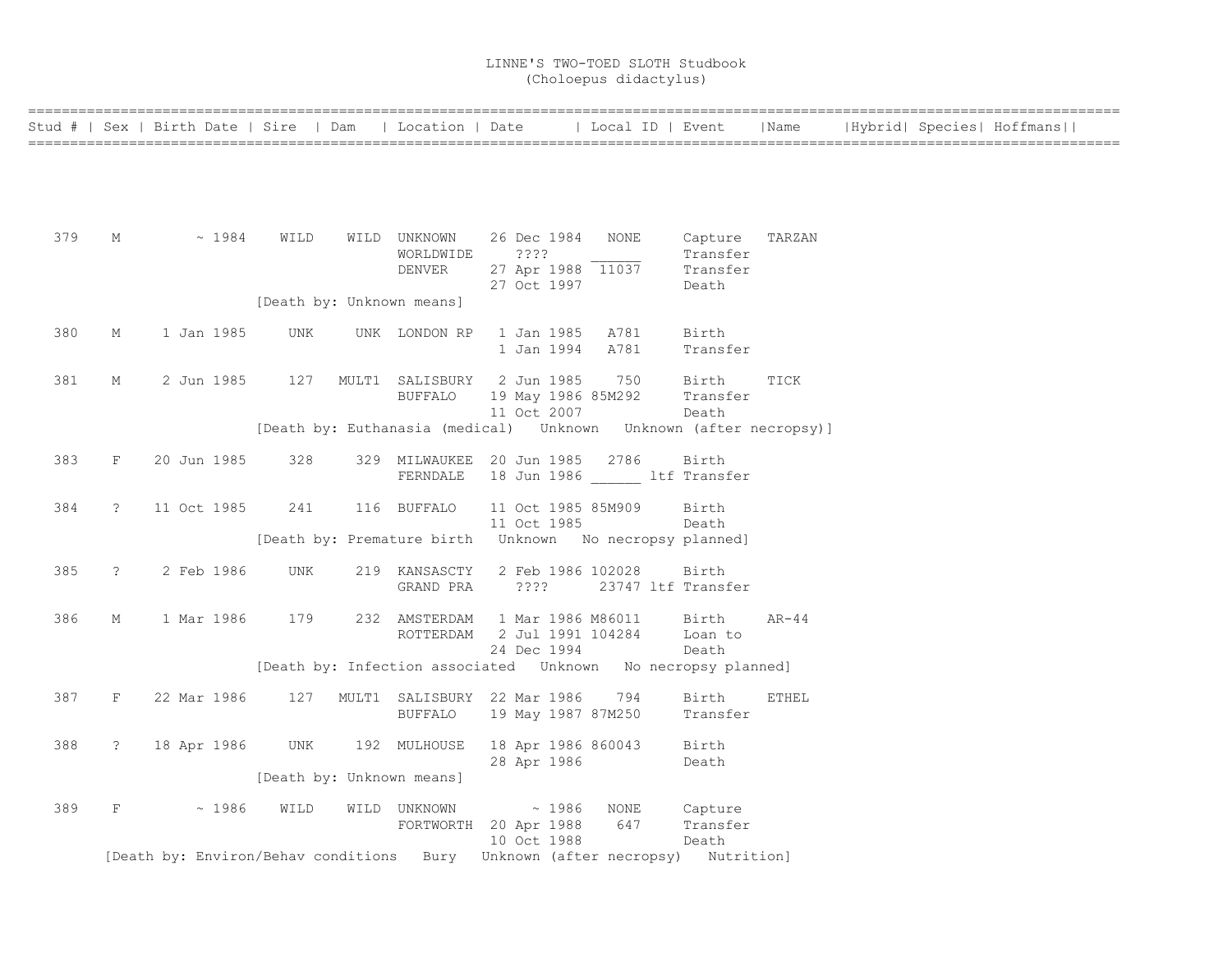# LINNE'S TWO-TOED SLOTH Studbook
## (Choloepus didactylus)

| Stud # | Sex | Birth Date | Sire | Dam | Location | Date | Local ID | Event | Name | Hybrid | Species | Hoffmans |
|---|---|---|---|---|---|---|---|---|---|---|---|---|
| 379 | M | ~ 1984 | WILD | WILD | UNKNOWN | 26 Dec 1984 | NONE | Capture | TARZAN | | | |
| | | | | | WORLDWIDE | ???? | ______ | Transfer | | | | |
| | | | | | DENVER | 27 Apr 1988 | 11037 | Transfer | | | | |
| | | | | | | 27 Oct 1997 | | Death | | | | |
| | | | [Death by: Unknown means] | | | | | | | | | |
| 380 | M | 1 Jan 1985 | UNK | UNK | LONDON RP | 1 Jan 1985 | A781 | Birth | | | | |
| | | | | | | 1 Jan 1994 | A781 | Transfer | | | | |
| 381 | M | 2 Jun 1985 | 127 | MULT1 | SALISBURY | 2 Jun 1985 | 750 | Birth | TICK | | | |
| | | | | | BUFFALO | 19 May 1986 | 85M292 | Transfer | | | | |
| | | | | | | 11 Oct 2007 | | Death | | | | |
| | | | [Death by: Euthanasia (medical) Unknown Unknown (after necropsy)] | | | | | | | | | |
| 383 | F | 20 Jun 1985 | 328 | 329 | MILWAUKEE | 20 Jun 1985 | 2786 | Birth | | | | |
| | | | | | FERNDALE | 18 Jun 1986 | ______ ltf | Transfer | | | | |
| 384 | ? | 11 Oct 1985 | 241 | 116 | BUFFALO | 11 Oct 1985 | 85M909 | Birth | | | | |
| | | | | | | 11 Oct 1985 | | Death | | | | |
| | | | [Death by: Premature birth Unknown No necropsy planned] | | | | | | | | | |
| 385 | ? | 2 Feb 1986 | UNK | 219 | KANSASCTY | 2 Feb 1986 | 102028 | Birth | | | | |
| | | | | | GRAND PRA | ???? | 23747 ltf | Transfer | | | | |
| 386 | M | 1 Mar 1986 | 179 | 232 | AMSTERDAM | 1 Mar 1986 | M86011 | Birth | AR-44 | | | |
| | | | | | ROTTERDAM | 2 Jul 1991 | 104284 | Loan to | | | | |
| | | | | | | 24 Dec 1994 | | Death | | | | |
| | | | [Death by: Infection associated Unknown No necropsy planned] | | | | | | | | | |
| 387 | F | 22 Mar 1986 | 127 | MULT1 | SALISBURY | 22 Mar 1986 | 794 | Birth | ETHEL | | | |
| | | | | | BUFFALO | 19 May 1987 | 87M250 | Transfer | | | | |
| 388 | ? | 18 Apr 1986 | UNK | 192 | MULHOUSE | 18 Apr 1986 | 860043 | Birth | | | | |
| | | | | | | 28 Apr 1986 | | Death | | | | |
| | | | [Death by: Unknown means] | | | | | | | | | |
| 389 | F | ~ 1986 | WILD | WILD | UNKNOWN | ~ 1986 | NONE | Capture | | | | |
| | | | | | FORTWORTH | 20 Apr 1988 | 647 | Transfer | | | | |
| | | | | | | 10 Oct 1988 | | Death | | | | |
| | | [Death by: Environ/Behav conditions Bury Unknown (after necropsy) Nutrition] | | | | | | | | | | |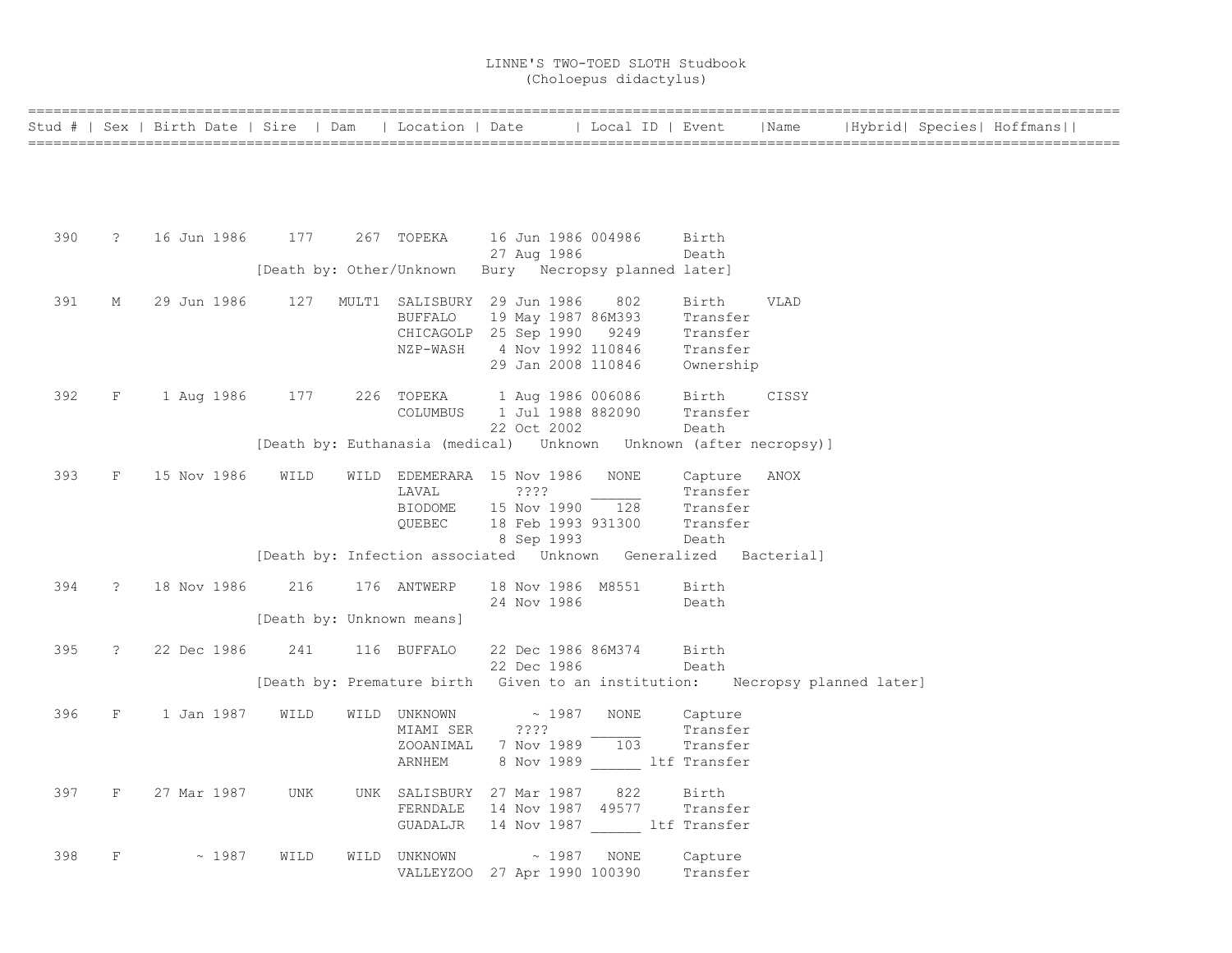# LINNE'S TWO-TOED SLOTH Studbook
(Choloepus didactylus)

| Stud # | Sex | Birth Date | Sire | Dam | Location | Date | Local ID | Event | Name | Hybrid | Species | Hoffmans |
|---|---|---|---|---|---|---|---|---|---|---|---|---|
| 390 | ? | 16 Jun 1986 | 177 | 267 | TOPEKA | 16 Jun 1986 | 004986 | Birth | | | | |
| | | | | | | 27 Aug 1986 | | Death | | | | |
| | | | [Death by: Other/Unknown Bury Necropsy planned later] | | | | | | | | | |
| 391 | M | 29 Jun 1986 | 127 | MULT1 | SALISBURY | 29 Jun 1986 | 802 | Birth | VLAD | | | |
| | | | | | BUFFALO | 19 May 1987 | 86M393 | Transfer | | | | |
| | | | | | CHICAGOLP | 25 Sep 1990 | 9249 | Transfer | | | | |
| | | | | | NZP-WASH | 4 Nov 1992 | 110846 | Transfer | | | | |
| | | | | | | 29 Jan 2008 | 110846 | Ownership | | | | |
| 392 | F | 1 Aug 1986 | 177 | 226 | TOPEKA | 1 Aug 1986 | 006086 | Birth | CISSY | | | |
| | | | | | COLUMBUS | 1 Jul 1988 | 882090 | Transfer | | | | |
| | | | | | | 22 Oct 2002 | | Death | | | | |
| | | | [Death by: Euthanasia (medical) Unknown Unknown (after necropsy)] | | | | | | | | | |
| 393 | F | 15 Nov 1986 | WILD | WILD | EDEMERARA | 15 Nov 1986 | NONE | Capture | ANOX | | | |
| | | | | | LAVAL | ???? | ______ | Transfer | | | | |
| | | | | | BIODOME | 15 Nov 1990 | 128 | Transfer | | | | |
| | | | | | QUEBEC | 18 Feb 1993 | 931300 | Transfer | | | | |
| | | | | | | 8 Sep 1993 | | Death | | | | |
| | | | [Death by: Infection associated Unknown Generalized Bacterial] | | | | | | | | | |
| 394 | ? | 18 Nov 1986 | 216 | 176 | ANTWERP | 18 Nov 1986 | M8551 | Birth | | | | |
| | | | | | | 24 Nov 1986 | | Death | | | | |
| | | | [Death by: Unknown means] | | | | | | | | | |
| 395 | ? | 22 Dec 1986 | 241 | 116 | BUFFALO | 22 Dec 1986 | 86M374 | Birth | | | | |
| | | | | | | 22 Dec 1986 | | Death | | | | |
| | | | [Death by: Premature birth Given to an institution: Necropsy planned later] | | | | | | | | | |
| 396 | F | 1 Jan 1987 | WILD | WILD | UNKNOWN | ~ 1987 | NONE | Capture | | | | |
| | | | | | MIAMI SER | ???? | ______ | Transfer | | | | |
| | | | | | ZOOANIMAL | 7 Nov 1989 | 103 | Transfer | | | | |
| | | | | | ARNHEM | 8 Nov 1989 | ______ ltf | Transfer | | | | |
| 397 | F | 27 Mar 1987 | UNK | UNK | SALISBURY | 27 Mar 1987 | 822 | Birth | | | | |
| | | | | | FERNDALE | 14 Nov 1987 | 49577 | Transfer | | | | |
| | | | | | GUADALJR | 14 Nov 1987 | ______ ltf | Transfer | | | | |
| 398 | F | ~ 1987 | WILD | WILD | UNKNOWN | ~ 1987 | NONE | Capture | | | | |
| | | | | | VALLEYZOO | 27 Apr 1990 | 100390 | Transfer | | | | |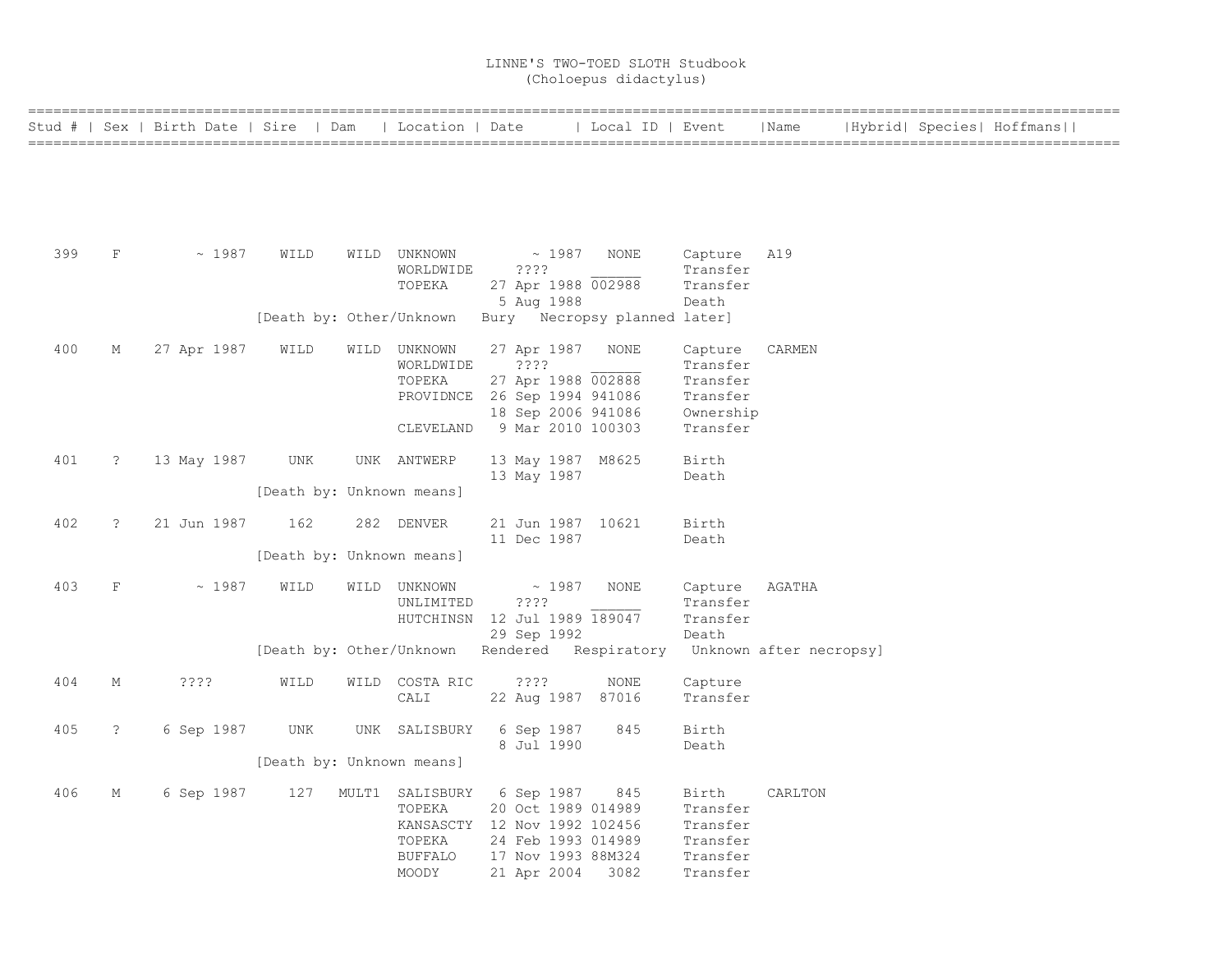# LINNE'S TWO-TOED SLOTH Studbook
(Choloepus didactylus)

| Stud # | Sex | Birth Date | Sire | Dam | Location | Date | Local ID | Event | Name | Hybrid | Species | Hoffmans |
|---|---|---|---|---|---|---|---|---|---|---|---|---|
| 399 | F | ~ 1987 | WILD | WILD | UNKNOWN | ~ 1987 | NONE | Capture | A19 | | | |
| | | | | | WORLDWIDE | ???? | ______ | Transfer | | | | |
| | | | | | TOPEKA | 27 Apr 1988 | 002988 | Transfer | | | | |
| | | | | | | 5 Aug 1988 | | Death | | | | |
| | | | [Death by: Other/Unknown Bury Necropsy planned later] | | | | | | | | | |
| 400 | M | 27 Apr 1987 | WILD | WILD | UNKNOWN | 27 Apr 1987 | NONE | Capture | CARMEN | | | |
| | | | | | WORLDWIDE | ???? | ______ | Transfer | | | | |
| | | | | | TOPEKA | 27 Apr 1988 | 002888 | Transfer | | | | |
| | | | | | PROVIDNCE | 26 Sep 1994 | 941086 | Transfer | | | | |
| | | | | | | 18 Sep 2006 | 941086 | Ownership | | | | |
| | | | | | CLEVELAND | 9 Mar 2010 | 100303 | Transfer | | | | |
| 401 | ? | 13 May 1987 | UNK | UNK | ANTWERP | 13 May 1987 | M8625 | Birth | | | | |
| | | | | | | 13 May 1987 | | Death | | | | |
| | | | [Death by: Unknown means] | | | | | | | | | |
| 402 | ? | 21 Jun 1987 | 162 | 282 | DENVER | 21 Jun 1987 | 10621 | Birth | | | | |
| | | | | | | 11 Dec 1987 | | Death | | | | |
| | | | [Death by: Unknown means] | | | | | | | | | |
| 403 | F | ~ 1987 | WILD | WILD | UNKNOWN | ~ 1987 | NONE | Capture | AGATHA | | | |
| | | | | | UNLIMITED | ???? | ______ | Transfer | | | | |
| | | | | | HUTCHINSN | 12 Jul 1989 | 189047 | Transfer | | | | |
| | | | | | | 29 Sep 1992 | | Death | | | | |
| | | | [Death by: Other/Unknown Rendered Respiratory Unknown after necropsy] | | | | | | | | | |
| 404 | M | ???? | WILD | WILD | COSTA RIC | ???? | NONE | Capture | | | | |
| | | | | | CALI | 22 Aug 1987 | 87016 | Transfer | | | | |
| 405 | ? | 6 Sep 1987 | UNK | UNK | SALISBURY | 6 Sep 1987 | 845 | Birth | | | | |
| | | | | | | 8 Jul 1990 | | Death | | | | |
| | | | [Death by: Unknown means] | | | | | | | | | |
| 406 | M | 6 Sep 1987 | 127 | MULT1 | SALISBURY | 6 Sep 1987 | 845 | Birth | CARLTON | | | |
| | | | | | TOPEKA | 20 Oct 1989 | 014989 | Transfer | | | | |
| | | | | | KANSASCTY | 12 Nov 1992 | 102456 | Transfer | | | | |
| | | | | | TOPEKA | 24 Feb 1993 | 014989 | Transfer | | | | |
| | | | | | BUFFALO | 17 Nov 1993 | 88M324 | Transfer | | | | |
| | | | | | MOODY | 21 Apr 2004 | 3082 | Transfer | | | | |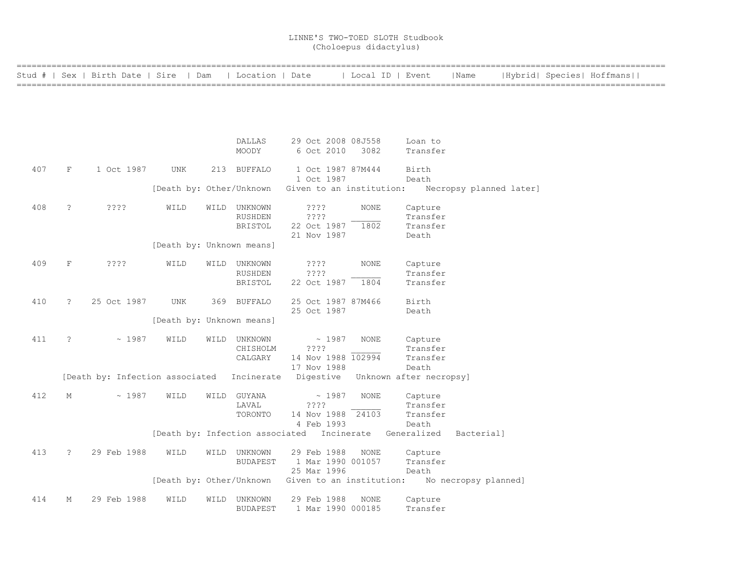# LINNE'S TWO-TOED SLOTH Studbook
## (Choloepus didactylus)

| Stud # | Sex | Birth Date | Sire | Dam | Location | Date | Local ID | Event | Name | Hybrid | Species | Hoffmans |
|---|---|---|---|---|---|---|---|---|---|---|---|---|
| | | | | | DALLAS | 29 Oct 2008 | 08J558 | Loan to | | | | |
| | | | | | MOODY | 6 Oct 2010 | 3082 | Transfer | | | | |
| 407 | F | 1 Oct 1987 | UNK | 213 | BUFFALO | 1 Oct 1987 | 87M444 | Birth | | | | |
| | | | | | | 1 Oct 1987 | | Death | | | | |
| | | [Death by: Other/Unknown Given to an institution: Necropsy planned later] | | | | | | | | | | |
| 408 | ? | ???? | WILD | WILD | UNKNOWN | ???? | NONE | Capture | | | | |
| | | | | | RUSHDEN | ???? | ______ | Transfer | | | | |
| | | | | | BRISTOL | 22 Oct 1987 | 1802 | Transfer | | | | |
| | | | | | | 21 Nov 1987 | | Death | | | | |
| | | [Death by: Unknown means] | | | | | | | | | | |
| 409 | F | ???? | WILD | WILD | UNKNOWN | ???? | NONE | Capture | | | | |
| | | | | | RUSHDEN | ???? | ______ | Transfer | | | | |
| | | | | | BRISTOL | 22 Oct 1987 | 1804 | Transfer | | | | |
| 410 | ? | 25 Oct 1987 | UNK | 369 | BUFFALO | 25 Oct 1987 | 87M466 | Birth | | | | |
| | | | | | | 25 Oct 1987 | | Death | | | | |
| | | [Death by: Unknown means] | | | | | | | | | | |
| 411 | ? | ~ 1987 | WILD | WILD | UNKNOWN | ~ 1987 | NONE | Capture | | | | |
| | | | | | CHISHOLM | ???? | ______ | Transfer | | | | |
| | | | | | CALGARY | 14 Nov 1988 | 102994 | Transfer | | | | |
| | | | | | | 17 Nov 1988 | | Death | | | | |
| | [Death by: Infection associated Incinerate Digestive Unknown after necropsy] | | | | | | | | | | | |
| 412 | M | ~ 1987 | WILD | WILD | GUYANA | ~ 1987 | NONE | Capture | | | | |
| | | | | | LAVAL | ???? | ______ | Transfer | | | | |
| | | | | | TORONTO | 14 Nov 1988 | 24103 | Transfer | | | | |
| | | | | | | 4 Feb 1993 | | Death | | | | |
| | | [Death by: Infection associated Incinerate Generalized Bacterial] | | | | | | | | | | |
| 413 | ? | 29 Feb 1988 | WILD | WILD | UNKNOWN | 29 Feb 1988 | NONE | Capture | | | | |
| | | | | | BUDAPEST | 1 Mar 1990 | 001057 | Transfer | | | | |
| | | | | | | 25 Mar 1996 | | Death | | | | |
| | | [Death by: Other/Unknown Given to an institution: No necropsy planned] | | | | | | | | | | |
| 414 | M | 29 Feb 1988 | WILD | WILD | UNKNOWN | 29 Feb 1988 | NONE | Capture | | | | |
| | | | | | BUDAPEST | 1 Mar 1990 | 000185 | Transfer | | | | |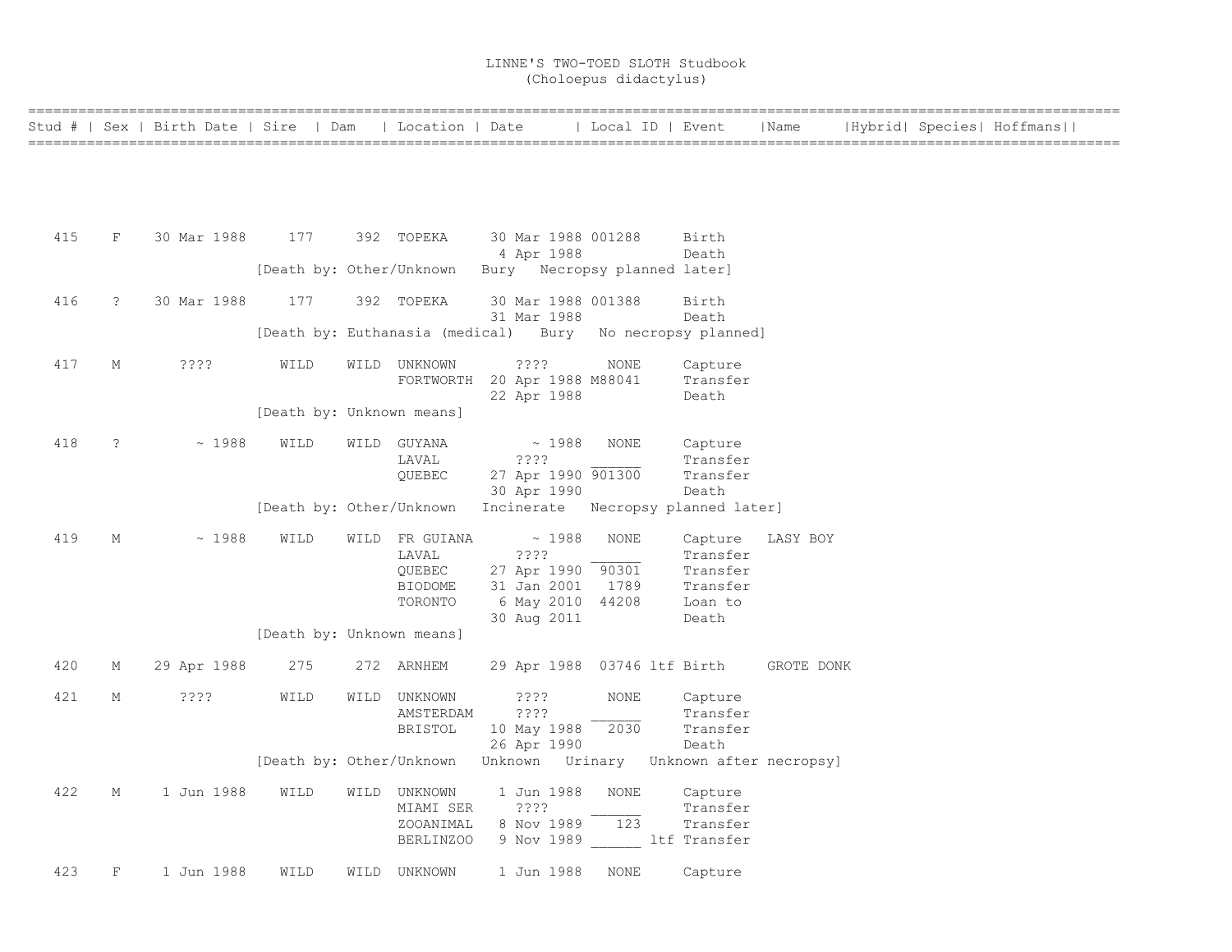# LINNE'S TWO-TOED SLOTH Studbook
(Choloepus didactylus)

| Stud # | Sex | Birth Date | Sire | Dam | Location | Date | Local ID | Event | Name | Hybrid | Species | Hoffmans |
|---|---|---|---|---|---|---|---|---|---|---|---|---|
| 415 | F | 30 Mar 1988 | 177 | 392 | TOPEKA | 30 Mar 1988 | 001288 | Birth | | | | |
| | | | | | | 4 Apr 1988 | | Death | | | | |
| | | | [Death by: Other/Unknown Bury Necropsy planned later] | | | | | | | | | |
| 416 | ? | 30 Mar 1988 | 177 | 392 | TOPEKA | 30 Mar 1988 | 001388 | Birth | | | | |
| | | | | | | 31 Mar 1988 | | Death | | | | |
| | | | [Death by: Euthanasia (medical) Bury No necropsy planned] | | | | | | | | | |
| 417 | M | ???? | WILD | WILD | UNKNOWN | ???? | NONE | Capture | | | | |
| | | | | | FORTWORTH | 20 Apr 1988 | M88041 | Transfer | | | | |
| | | | | | | 22 Apr 1988 | | Death | | | | |
| | | | [Death by: Unknown means] | | | | | | | | | |
| 418 | ? | ~ 1988 | WILD | WILD | GUYANA | ~ 1988 | NONE | Capture | | | | |
| | | | | | LAVAL | ???? | ______ | Transfer | | | | |
| | | | | | QUEBEC | 27 Apr 1990 | 901300 | Transfer | | | | |
| | | | | | | 30 Apr 1990 | | Death | | | | |
| | | | [Death by: Other/Unknown Incinerate Necropsy planned later] | | | | | | | | | |
| 419 | M | ~ 1988 | WILD | WILD | FR GUIANA | ~ 1988 | NONE | Capture | LASY BOY | | | |
| | | | | | LAVAL | ???? | ______ | Transfer | | | | |
| | | | | | QUEBEC | 27 Apr 1990 | 90301 | Transfer | | | | |
| | | | | | BIODOME | 31 Jan 2001 | 1789 | Transfer | | | | |
| | | | | | TORONTO | 6 May 2010 | 44208 | Loan to | | | | |
| | | | | | | 30 Aug 2011 | | Death | | | | |
| | | | [Death by: Unknown means] | | | | | | | | | |
| 420 | M | 29 Apr 1988 | 275 | 272 | ARNHEM | 29 Apr 1988 | 03746 ltf | Birth | GROTE DONK | | | |
| 421 | M | ???? | WILD | WILD | UNKNOWN | ???? | NONE | Capture | | | | |
| | | | | | AMSTERDAM | ???? | ______ | Transfer | | | | |
| | | | | | BRISTOL | 10 May 1988 | 2030 | Transfer | | | | |
| | | | | | | 26 Apr 1990 | | Death | | | | |
| | | | [Death by: Other/Unknown Unknown Urinary Unknown after necropsy] | | | | | | | | | |
| 422 | M | 1 Jun 1988 | WILD | WILD | UNKNOWN | 1 Jun 1988 | NONE | Capture | | | | |
| | | | | | MIAMI SER | ???? | ______ | Transfer | | | | |
| | | | | | ZOOANIMAL | 8 Nov 1989 | 123 | Transfer | | | | |
| | | | | | BERLINZOO | 9 Nov 1989 | ______ ltf | Transfer | | | | |
| 423 | F | 1 Jun 1988 | WILD | WILD | UNKNOWN | 1 Jun 1988 | NONE | Capture | | | | |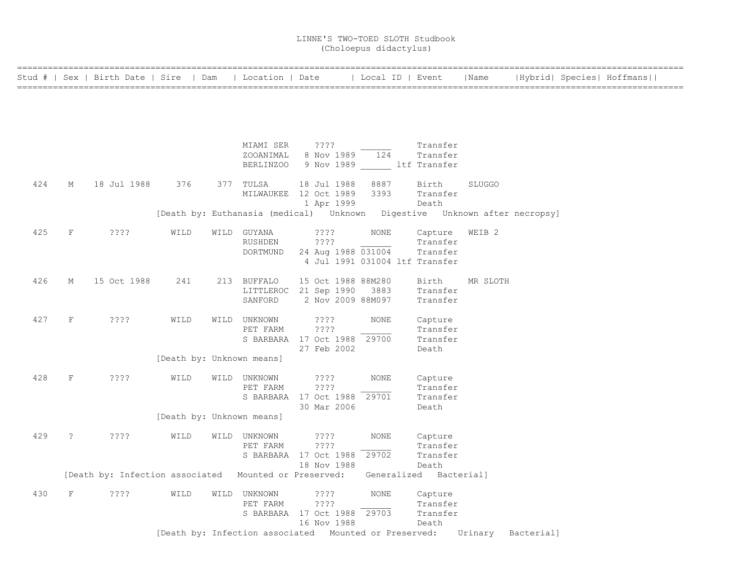# LINNE'S TWO-TOED SLOTH Studbook
## (Choloepus didactylus)

| Stud # | Sex | Birth Date | Sire | Dam | Location | Date | Local ID | Event | Name | Hybrid | Species | Hoffmans |
|---|---|---|---|---|---|---|---|---|---|---|---|---|
| | | | | | MIAMI SER | ???? | ______ | Transfer | | | | |
| | | | | | ZOOANIMAL | 8 Nov 1989 | 124 | Transfer | | | | |
| | | | | | BERLINZOO | 9 Nov 1989 | ______ ltf | Transfer | | | | |
| 424 | M | 18 Jul 1988 | 376 | 377 | TULSA | 18 Jul 1988 | 8887 | Birth | SLUGGO | | | |
| | | | | | MILWAUKEE | 12 Oct 1989 | 3393 | Transfer | | | | |
| | | | | | | 1 Apr 1999 | | Death | | | | |
| | | | [Death by: Euthanasia (medical) Unknown Digestive Unknown after necropsy] | | | | | | | | | |
| 425 | F | ???? | WILD | WILD | GUYANA | ???? | NONE | Capture | WEIB 2 | | | |
| | | | | | RUSHDEN | ???? | ______ | Transfer | | | | |
| | | | | | DORTMUND | 24 Aug 1988 | 031004 | Transfer | | | | |
| | | | | | | 4 Jul 1991 | 031004 ltf | Transfer | | | | |
| 426 | M | 15 Oct 1988 | 241 | 213 | BUFFALO | 15 Oct 1988 | 88M280 | Birth | MR SLOTH | | | |
| | | | | | LITTLEROC | 21 Sep 1990 | 3883 | Transfer | | | | |
| | | | | | SANFORD | 2 Nov 2009 | 88M097 | Transfer | | | | |
| 427 | F | ???? | WILD | WILD | UNKNOWN | ???? | NONE | Capture | | | | |
| | | | | | PET FARM | ???? | ______ | Transfer | | | | |
| | | | | | S BARBARA | 17 Oct 1988 | 29700 | Transfer | | | | |
| | | | | | | 27 Feb 2002 | | Death | | | | |
| | | | [Death by: Unknown means] | | | | | | | | | |
| 428 | F | ???? | WILD | WILD | UNKNOWN | ???? | NONE | Capture | | | | |
| | | | | | PET FARM | ???? | ______ | Transfer | | | | |
| | | | | | S BARBARA | 17 Oct 1988 | 29701 | Transfer | | | | |
| | | | | | | 30 Mar 2006 | | Death | | | | |
| | | | [Death by: Unknown means] | | | | | | | | | |
| 429 | ? | ???? | WILD | WILD | UNKNOWN | ???? | NONE | Capture | | | | |
| | | | | | PET FARM | ???? | ______ | Transfer | | | | |
| | | | | | S BARBARA | 17 Oct 1988 | 29702 | Transfer | | | | |
| | | | | | | 18 Nov 1988 | | Death | | | | |
| | [Death by: Infection associated Mounted or Preserved: Generalized Bacterial] | | | | | | | | | | | |
| 430 | F | ???? | WILD | WILD | UNKNOWN | ???? | NONE | Capture | | | | |
| | | | | | PET FARM | ???? | ______ | Transfer | | | | |
| | | | | | S BARBARA | 17 Oct 1988 | 29703 | Transfer | | | | |
| | | | | | | 16 Nov 1988 | | Death | | | | |
| | | | [Death by: Infection associated Mounted or Preserved: Urinary Bacterial] | | | | | | | | | |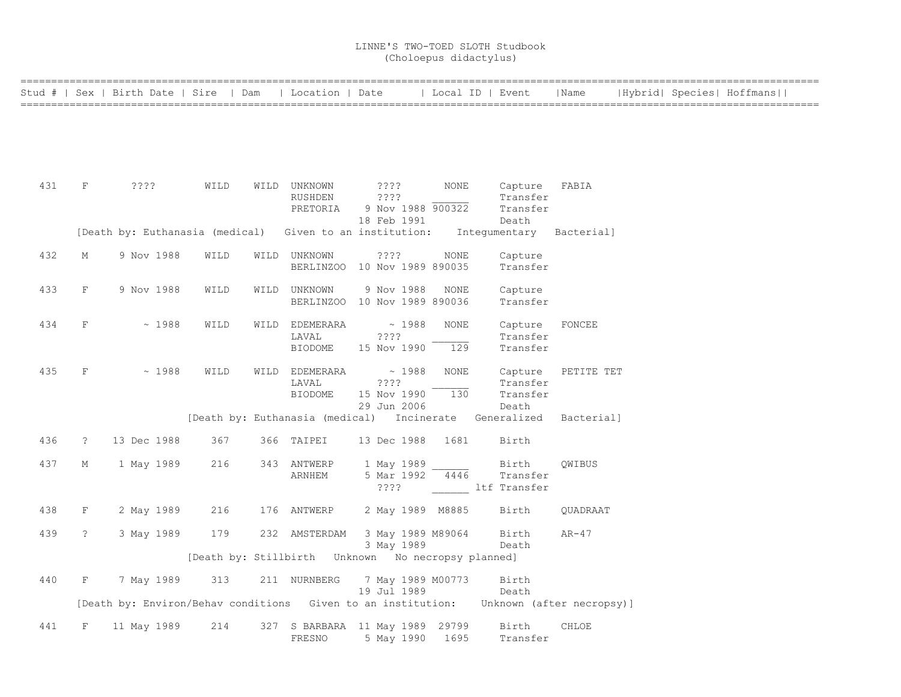# LINNE'S TWO-TOED SLOTH Studbook
## (Choloepus didactylus)

| Stud # | Sex | Birth Date | Sire | Dam | Location | Date | Local ID | Event | Name | Hybrid | Species | Hoffmans |
|---|---|---|---|---|---|---|---|---|---|---|---|---|
| 431 | F | ???? | WILD | WILD | UNKNOWN | ???? | NONE | Capture | FABIA | | | |
| | | | | | RUSHDEN | ???? | ______ | Transfer | | | | |
| | | | | | PRETORIA | 9 Nov 1988 | 900322 | Transfer | | | | |
| | | | | | | 18 Feb 1991 | | Death | | | | |
| | [Death by: Euthanasia (medical) Given to an institution: Integumentary Bacterial] | | | | | | | | | | | |
| 432 | M | 9 Nov 1988 | WILD | WILD | UNKNOWN | ???? | NONE | Capture | | | | |
| | | | | | BERLINZOO | 10 Nov 1989 | 890035 | Transfer | | | | |
| 433 | F | 9 Nov 1988 | WILD | WILD | UNKNOWN | 9 Nov 1988 | NONE | Capture | | | | |
| | | | | | BERLINZOO | 10 Nov 1989 | 890036 | Transfer | | | | |
| 434 | F | ~ 1988 | WILD | WILD | EDEMERARA | ~ 1988 | NONE | Capture | FONCEE | | | |
| | | | | | LAVAL | ???? | ______ | Transfer | | | | |
| | | | | | BIODOME | 15 Nov 1990 | 129 | Transfer | | | | |
| 435 | F | ~ 1988 | WILD | WILD | EDEMERARA | ~ 1988 | NONE | Capture | PETITE TET | | | |
| | | | | | LAVAL | ???? | ______ | Transfer | | | | |
| | | | | | BIODOME | 15 Nov 1990 | 130 | Transfer | | | | |
| | | | | | | 29 Jun 2006 | | Death | | | | |
| | [Death by: Euthanasia (medical) Incinerate Generalized Bacterial] | | | | | | | | | | | |
| 436 | ? | 13 Dec 1988 | 367 | 366 | TAIPEI | 13 Dec 1988 | 1681 | Birth | | | | |
| 437 | M | 1 May 1989 | 216 | 343 | ANTWERP | 1 May 1989 | ______ | Birth | QWIBUS | | | |
| | | | | | ARNHEM | 5 Mar 1992 | 4446 | Transfer | | | | |
| | | | | | | ???? | ______ ltf | Transfer | | | | |
| 438 | F | 2 May 1989 | 216 | 176 | ANTWERP | 2 May 1989 | M8885 | Birth | QUADRAAT | | | |
| 439 | ? | 3 May 1989 | 179 | 232 | AMSTERDAM | 3 May 1989 | M89064 | Birth | AR-47 | | | |
| | | | | | | 3 May 1989 | | Death | | | | |
| | [Death by: Stillbirth Unknown No necropsy planned] | | | | | | | | | | | |
| 440 | F | 7 May 1989 | 313 | 211 | NURNBERG | 7 May 1989 | M00773 | Birth | | | | |
| | | | | | | 19 Jul 1989 | | Death | | | | |
| | [Death by: Environ/Behav conditions Given to an institution: Unknown (after necropsy)] | | | | | | | | | | | |
| 441 | F | 11 May 1989 | 214 | 327 | S BARBARA | 11 May 1989 | 29799 | Birth | CHLOE | | | |
| | | | | | FRESNO | 5 May 1990 | 1695 | Transfer | | | | |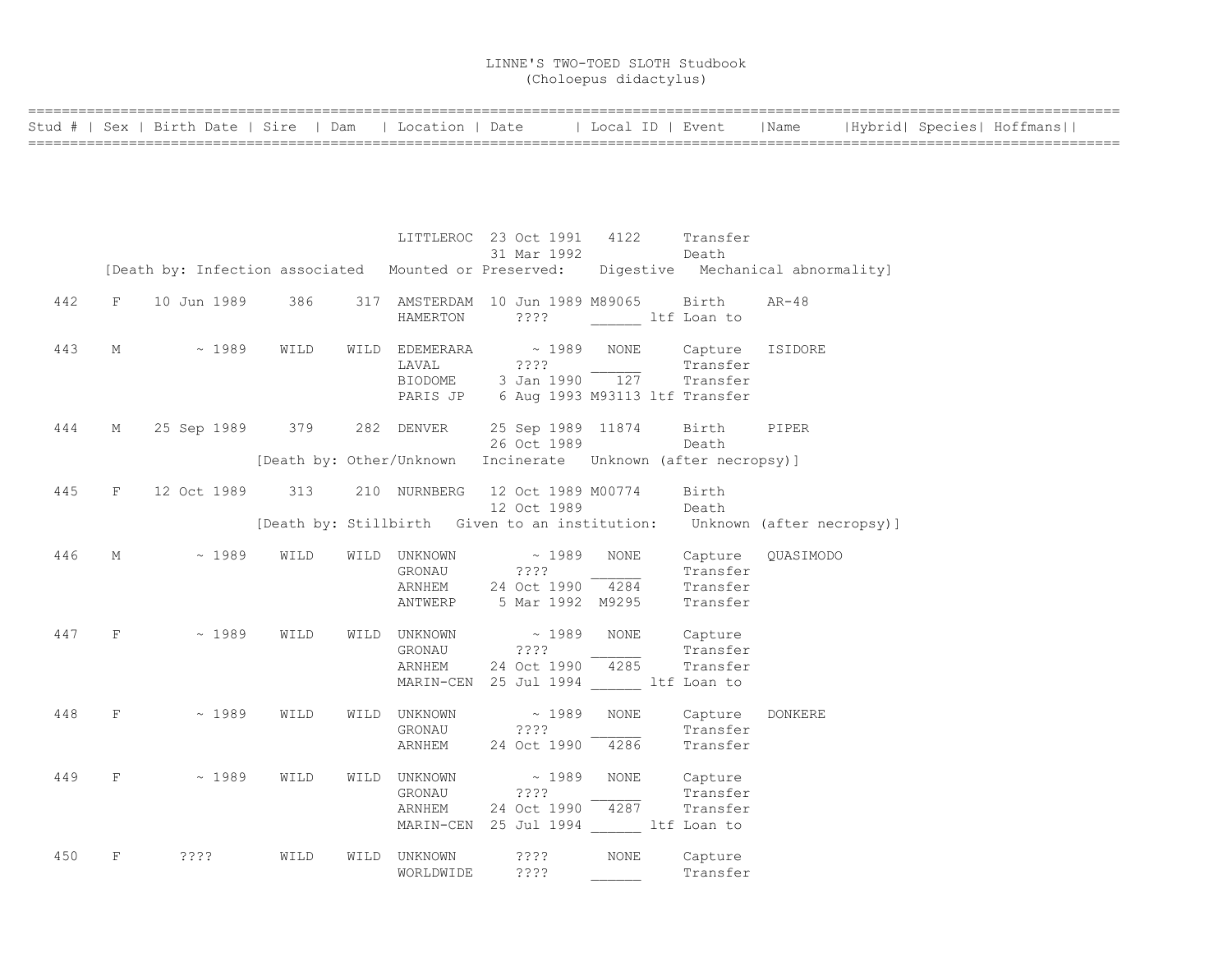# LINNE'S TWO-TOED SLOTH Studbook
(Choloepus didactylus)

| Stud # | Sex | Birth Date | Sire | Dam | Location | Date | Local ID | Event | Name | Hybrid | Species | Hoffmans |
|---|---|---|---|---|---|---|---|---|---|---|---|---|
| | | | | | LITTLEROC | 23 Oct 1991 | 4122 | Transfer | | | | |
| | | | | | | 31 Mar 1992 | | Death | | | | |
| [Death by: Infection associated Mounted or Preserved: Digestive Mechanical abnormality] | | | | | | | | | | | | |
| 442 | F | 10 Jun 1989 | 386 | 317 | AMSTERDAM | 10 Jun 1989 | M89065 | Birth | AR-48 | | | |
| | | | | | HAMERTON | ???? | ______ ltf | Loan to | | | | |
| 443 | M | ~ 1989 | WILD | WILD | EDEMERARA | ~ 1989 | NONE | Capture | ISIDORE | | | |
| | | | | | LAVAL | ???? | ______ | Transfer | | | | |
| | | | | | BIODOME | 3 Jan 1990 | 127 | Transfer | | | | |
| | | | | | PARIS JP | 6 Aug 1993 | M93113 ltf | Transfer | | | | |
| 444 | M | 25 Sep 1989 | 379 | 282 | DENVER | 25 Sep 1989 | 11874 | Birth | PIPER | | | |
| | | | | | | 26 Oct 1989 | | Death | | | | |
| [Death by: Other/Unknown Incinerate Unknown (after necropsy)] | | | | | | | | | | | | |
| 445 | F | 12 Oct 1989 | 313 | 210 | NURNBERG | 12 Oct 1989 | M00774 | Birth | | | | |
| | | | | | | 12 Oct 1989 | | Death | | | | |
| [Death by: Stillbirth Given to an institution: Unknown (after necropsy)] | | | | | | | | | | | | |
| 446 | M | ~ 1989 | WILD | WILD | UNKNOWN | ~ 1989 | NONE | Capture | QUASIMODO | | | |
| | | | | | GRONAU | ???? | ______ | Transfer | | | | |
| | | | | | ARNHEM | 24 Oct 1990 | 4284 | Transfer | | | | |
| | | | | | ANTWERP | 5 Mar 1992 | M9295 | Transfer | | | | |
| 447 | F | ~ 1989 | WILD | WILD | UNKNOWN | ~ 1989 | NONE | Capture | | | | |
| | | | | | GRONAU | ???? | ______ | Transfer | | | | |
| | | | | | ARNHEM | 24 Oct 1990 | 4285 | Transfer | | | | |
| | | | | | MARIN-CEN | 25 Jul 1994 | ______ ltf | Loan to | | | | |
| 448 | F | ~ 1989 | WILD | WILD | UNKNOWN | ~ 1989 | NONE | Capture | DONKERE | | | |
| | | | | | GRONAU | ???? | ______ | Transfer | | | | |
| | | | | | ARNHEM | 24 Oct 1990 | 4286 | Transfer | | | | |
| 449 | F | ~ 1989 | WILD | WILD | UNKNOWN | ~ 1989 | NONE | Capture | | | | |
| | | | | | GRONAU | ???? | ______ | Transfer | | | | |
| | | | | | ARNHEM | 24 Oct 1990 | 4287 | Transfer | | | | |
| | | | | | MARIN-CEN | 25 Jul 1994 | ______ ltf | Loan to | | | | |
| 450 | F | ???? | WILD | WILD | UNKNOWN | ???? | NONE | Capture | | | | |
| | | | | | WORLDWIDE | ???? | ______ | Transfer | | | | |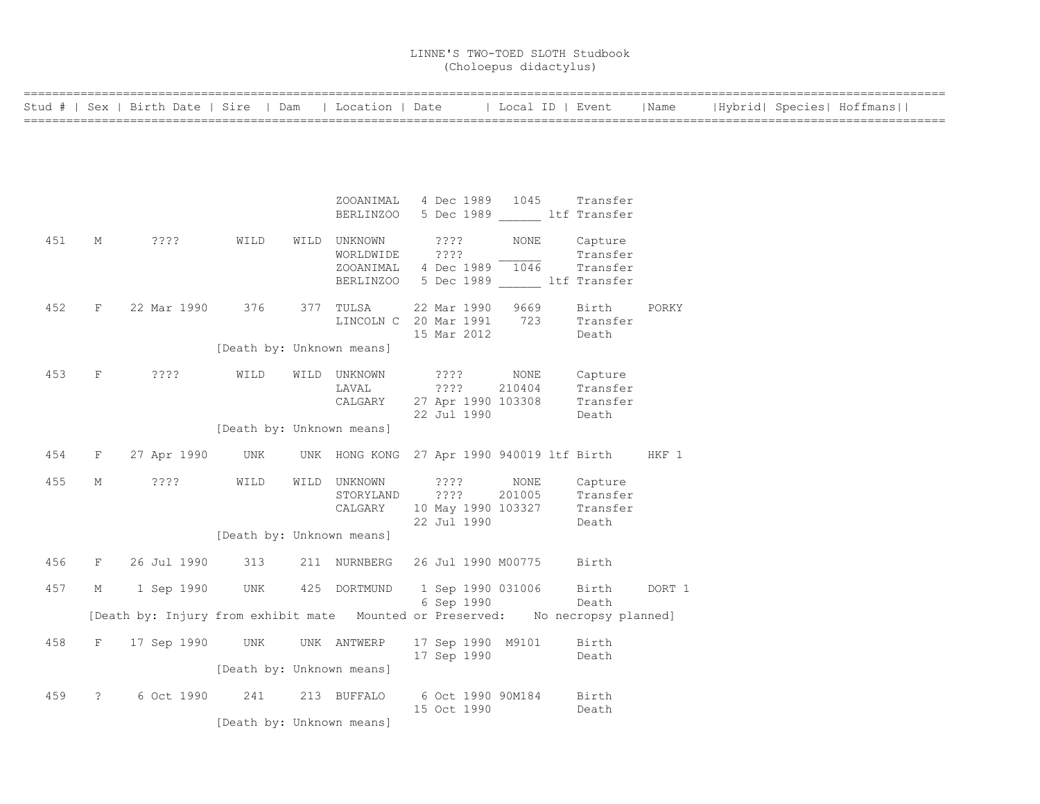# LINNE'S TWO-TOED SLOTH Studbook
(Choloepus didactylus)

| Stud # | Sex | Birth Date | Sire | Dam | Location | Date | Local ID | Event | Name | Hybrid | Species | Hoffmans |
|---|---|---|---|---|---|---|---|---|---|---|---|---|
| | | | | | ZOOANIMAL | 4 Dec 1989 | 1045 | Transfer | | | | |
| | | | | | BERLINZOO | 5 Dec 1989 | ______ ltf | Transfer | | | | |
| 451 | M | ???? | WILD | WILD | UNKNOWN | ???? | NONE | Capture | | | | |
| | | | | | WORLDWIDE | ???? | ______ | Transfer | | | | |
| | | | | | ZOOANIMAL | 4 Dec 1989 | 1046 | Transfer | | | | |
| | | | | | BERLINZOO | 5 Dec 1989 | ______ ltf | Transfer | | | | |
| 452 | F | 22 Mar 1990 | 376 | 377 | TULSA | 22 Mar 1990 | 9669 | Birth | PORKY | | | |
| | | | | | LINCOLN C | 20 Mar 1991 | 723 | Transfer | | | | |
| | | | | | | 15 Mar 2012 | | Death | | | | |
| | | | [Death by: Unknown means] | | | | | | | | | |
| 453 | F | ???? | WILD | WILD | UNKNOWN | ???? | NONE | Capture | | | | |
| | | | | | LAVAL | ???? | 210404 | Transfer | | | | |
| | | | | | CALGARY | 27 Apr 1990 | 103308 | Transfer | | | | |
| | | | | | | 22 Jul 1990 | | Death | | | | |
| | | | [Death by: Unknown means] | | | | | | | | | |
| 454 | F | 27 Apr 1990 | UNK | UNK | HONG KONG | 27 Apr 1990 | 940019 ltf | Birth | HKF 1 | | | |
| 455 | M | ???? | WILD | WILD | UNKNOWN | ???? | NONE | Capture | | | | |
| | | | | | STORYLAND | ???? | 201005 | Transfer | | | | |
| | | | | | CALGARY | 10 May 1990 | 103327 | Transfer | | | | |
| | | | | | | 22 Jul 1990 | | Death | | | | |
| | | | [Death by: Unknown means] | | | | | | | | | |
| 456 | F | 26 Jul 1990 | 313 | 211 | NURNBERG | 26 Jul 1990 | M00775 | Birth | | | | |
| 457 | M | 1 Sep 1990 | UNK | 425 | DORTMUND | 1 Sep 1990 | 031006 | Birth | DORT 1 | | | |
| | | | | | | 6 Sep 1990 | | Death | | | | |
| | [Death by: Injury from exhibit mate Mounted or Preserved: No necropsy planned] | | | | | | | | | | | |
| 458 | F | 17 Sep 1990 | UNK | UNK | ANTWERP | 17 Sep 1990 | M9101 | Birth | | | | |
| | | | | | | 17 Sep 1990 | | Death | | | | |
| | | | [Death by: Unknown means] | | | | | | | | | |
| 459 | ? | 6 Oct 1990 | 241 | 213 | BUFFALO | 6 Oct 1990 | 90M184 | Birth | | | | |
| | | | | | | 15 Oct 1990 | | Death | | | | |
| | | | [Death by: Unknown means] | | | | | | | | | |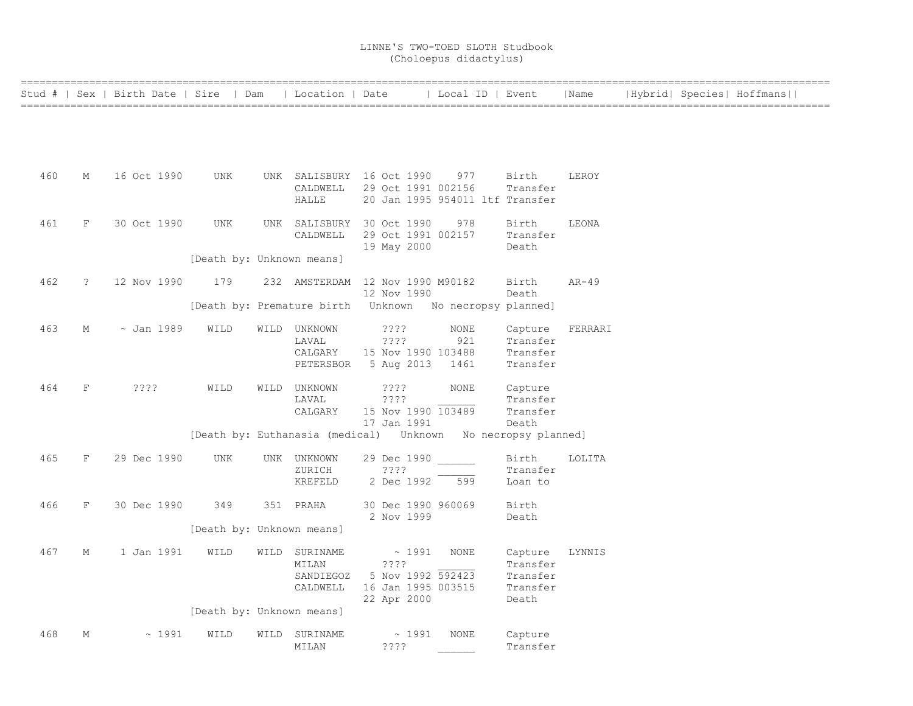# LINNE'S TWO-TOED SLOTH Studbook
(Choloepus didactylus)

| Stud # | Sex | Birth Date | Sire | Dam | Location | Date | Local ID | Event | Name | Hybrid | Species | Hoffmans |
|---|---|---|---|---|---|---|---|---|---|---|---|---|
| 460 | M | 16 Oct 1990 | UNK | UNK | SALISBURY | 16 Oct 1990 | 977 | Birth | LEROY | | | |
| | | | | | CALDWELL | 29 Oct 1991 | 002156 | Transfer | | | | |
| | | | | | HALLE | 20 Jan 1995 | 954011 ltf | Transfer | | | | |
| 461 | F | 30 Oct 1990 | UNK | UNK | SALISBURY | 30 Oct 1990 | 978 | Birth | LEONA | | | |
| | | | | | CALDWELL | 29 Oct 1991 | 002157 | Transfer | | | | |
| | | | | | | 19 May 2000 | | Death | | | | |
| | | | [Death by: Unknown means] | | | | | | | | | |
| 462 | ? | 12 Nov 1990 | 179 | 232 | AMSTERDAM | 12 Nov 1990 | M90182 | Birth | AR-49 | | | |
| | | | | | | 12 Nov 1990 | | Death | | | | |
| | | | [Death by: Premature birth Unknown No necropsy planned] | | | | | | | | | |
| 463 | M | ~ Jan 1989 | WILD | WILD | UNKNOWN | ???? | NONE | Capture | FERRARI | | | |
| | | | | | LAVAL | ???? | 921 | Transfer | | | | |
| | | | | | CALGARY | 15 Nov 1990 | 103488 | Transfer | | | | |
| | | | | | PETERSBOR | 5 Aug 2013 | 1461 | Transfer | | | | |
| 464 | F | ???? | WILD | WILD | UNKNOWN | ???? | NONE | Capture | | | | |
| | | | | | LAVAL | ???? | ______ | Transfer | | | | |
| | | | | | CALGARY | 15 Nov 1990 | 103489 | Transfer | | | | |
| | | | | | | 17 Jan 1991 | | Death | | | | |
| | | | [Death by: Euthanasia (medical) Unknown No necropsy planned] | | | | | | | | | |
| 465 | F | 29 Dec 1990 | UNK | UNK | UNKNOWN | 29 Dec 1990 | ______ | Birth | LOLITA | | | |
| | | | | | ZURICH | ???? | ______ | Transfer | | | | |
| | | | | | KREFELD | 2 Dec 1992 | 599 | Loan to | | | | |
| 466 | F | 30 Dec 1990 | 349 | 351 | PRAHA | 30 Dec 1990 | 960069 | Birth | | | | |
| | | | | | | 2 Nov 1999 | | Death | | | | |
| | | | [Death by: Unknown means] | | | | | | | | | |
| 467 | M | 1 Jan 1991 | WILD | WILD | SURINAME | ~ 1991 | NONE | Capture | LYNNIS | | | |
| | | | | | MILAN | ???? | ______ | Transfer | | | | |
| | | | | | SANDIEGOZ | 5 Nov 1992 | 592423 | Transfer | | | | |
| | | | | | CALDWELL | 16 Jan 1995 | 003515 | Transfer | | | | |
| | | | | | | 22 Apr 2000 | | Death | | | | |
| | | | [Death by: Unknown means] | | | | | | | | | |
| 468 | M | ~ 1991 | WILD | WILD | SURINAME | ~ 1991 | NONE | Capture | | | | |
| | | | | | MILAN | ???? | ______ | Transfer | | | | |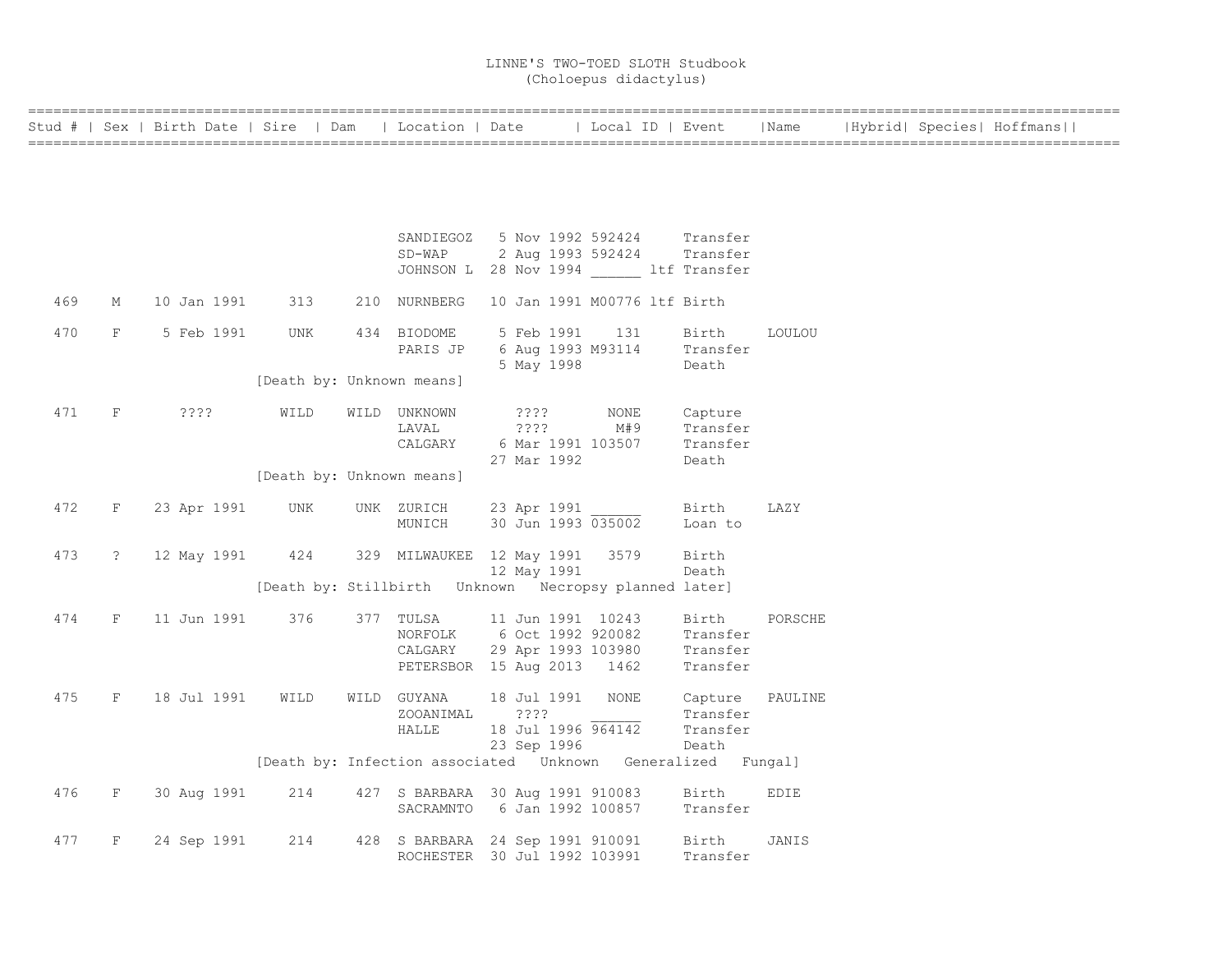# LINNE'S TWO-TOED SLOTH Studbook
(Choloepus didactylus)

| Stud # | Sex | Birth Date | Sire | Dam | Location | Date | Local ID | Event | Name | Hybrid | Species | Hoffmans |
|---|---|---|---|---|---|---|---|---|---|---|---|---|
| | | | | | SANDIEGOZ | 5 Nov 1992 | 592424 | Transfer | | | | |
| | | | | | SD-WAP | 2 Aug 1993 | 592424 | Transfer | | | | |
| | | | | | JOHNSON L | 28 Nov 1994 | ______ ltf | Transfer | | | | |
| 469 | M | 10 Jan 1991 | 313 | 210 | NURNBERG | 10 Jan 1991 | M00776 ltf | Birth | | | | |
| 470 | F | 5 Feb 1991 | UNK | 434 | BIODOME | 5 Feb 1991 | 131 | Birth | LOULOU | | | |
| | | | | | PARIS JP | 6 Aug 1993 | M93114 | Transfer | | | | |
| | | | | | | 5 May 1998 | | Death | | | | |
| | | | [Death by: Unknown means] | | | | | | | | | |
| 471 | F | ???? | WILD | WILD | UNKNOWN | ???? | NONE | Capture | | | | |
| | | | | | LAVAL | ???? | M#9 | Transfer | | | | |
| | | | | | CALGARY | 6 Mar 1991 | 103507 | Transfer | | | | |
| | | | | | | 27 Mar 1992 | | Death | | | | |
| | | | [Death by: Unknown means] | | | | | | | | | |
| 472 | F | 23 Apr 1991 | UNK | UNK | ZURICH | 23 Apr 1991 | ______ | Birth | LAZY | | | |
| | | | | | MUNICH | 30 Jun 1993 | 035002 | Loan to | | | | |
| 473 | ? | 12 May 1991 | 424 | 329 | MILWAUKEE | 12 May 1991 | 3579 | Birth | | | | |
| | | | | | | 12 May 1991 | | Death | | | | |
| | | | [Death by: Stillbirth Unknown Necropsy planned later] | | | | | | | | | |
| 474 | F | 11 Jun 1991 | 376 | 377 | TULSA | 11 Jun 1991 | 10243 | Birth | PORSCHE | | | |
| | | | | | NORFOLK | 6 Oct 1992 | 920082 | Transfer | | | | |
| | | | | | CALGARY | 29 Apr 1993 | 103980 | Transfer | | | | |
| | | | | | PETERSBOR | 15 Aug 2013 | 1462 | Transfer | | | | |
| 475 | F | 18 Jul 1991 | WILD | WILD | GUYANA | 18 Jul 1991 | NONE | Capture | PAULINE | | | |
| | | | | | ZOOANIMAL | ???? | ______ | Transfer | | | | |
| | | | | | HALLE | 18 Jul 1996 | 964142 | Transfer | | | | |
| | | | | | | 23 Sep 1996 | | Death | | | | |
| | | | [Death by: Infection associated Unknown Generalized Fungal] | | | | | | | | | |
| 476 | F | 30 Aug 1991 | 214 | 427 | S BARBARA | 30 Aug 1991 | 910083 | Birth | EDIE | | | |
| | | | | | SACRAMNTO | 6 Jan 1992 | 100857 | Transfer | | | | |
| 477 | F | 24 Sep 1991 | 214 | 428 | S BARBARA | 24 Sep 1991 | 910091 | Birth | JANIS | | | |
| | | | | | ROCHESTER | 30 Jul 1992 | 103991 | Transfer | | | | |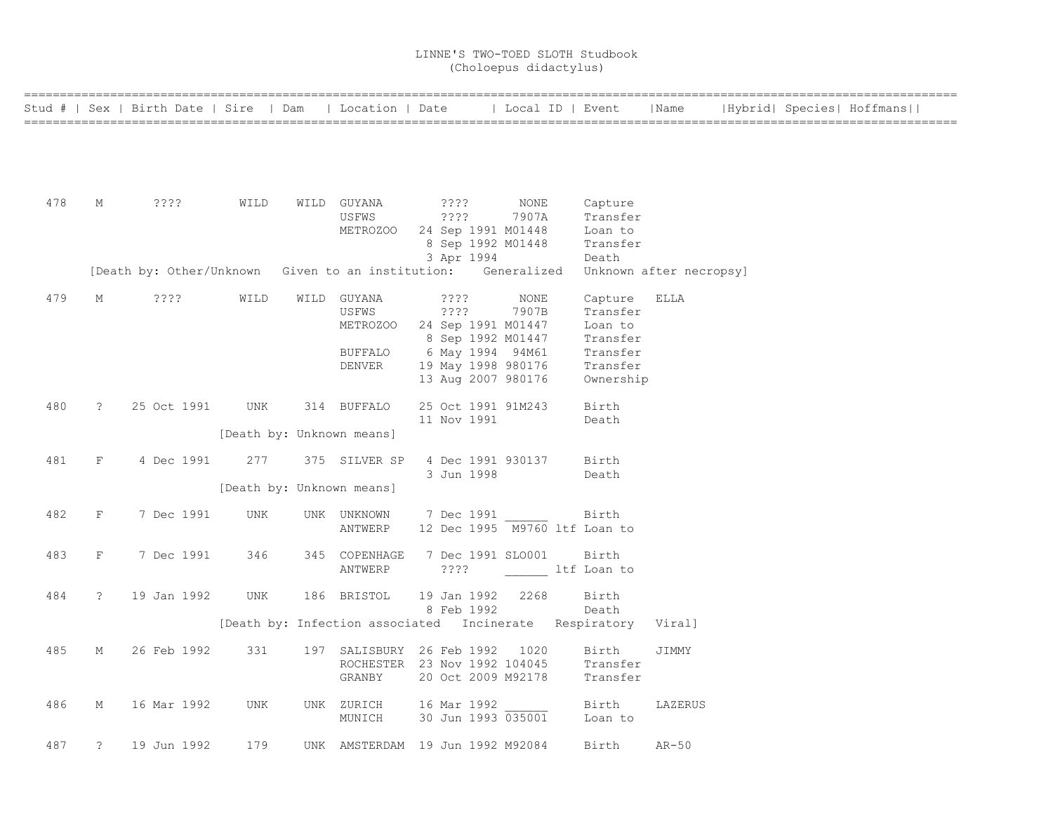# LINNE'S TWO-TOED SLOTH Studbook
(Choloepus didactylus)

| Stud # | Sex | Birth Date | Sire | Dam | Location | Date | Local ID | Event | Name | Hybrid | Species | Hoffmans |
|---|---|---|---|---|---|---|---|---|---|---|---|---|
| 478 | M | ???? | WILD | WILD | GUYANA | ???? | NONE | Capture | | | | |
| | | | | | USFWS | ???? | 7907A | Transfer | | | | |
| | | | | | METROZOO | 24 Sep 1991 | M01448 | Loan to | | | | |
| | | | | | | 8 Sep 1992 | M01448 | Transfer | | | | |
| | | | | | | 3 Apr 1994 | | Death | | | | |
| | | [Death by: Other/Unknown Given to an institution: Generalized Unknown after necropsy] | | | | | | | | | | |
| 479 | M | ???? | WILD | WILD | GUYANA | ???? | NONE | Capture | ELLA | | | |
| | | | | | USFWS | ???? | 7907B | Transfer | | | | |
| | | | | | METROZOO | 24 Sep 1991 | M01447 | Loan to | | | | |
| | | | | | | 8 Sep 1992 | M01447 | Transfer | | | | |
| | | | | | BUFFALO | 6 May 1994 | 94M61 | Transfer | | | | |
| | | | | | DENVER | 19 May 1998 | 980176 | Transfer | | | | |
| | | | | | | 13 Aug 2007 | 980176 | Ownership | | | | |
| 480 | ? | 25 Oct 1991 | UNK | 314 | BUFFALO | 25 Oct 1991 | 91M243 | Birth | | | | |
| | | | | | | 11 Nov 1991 | | Death | | | | |
| | | | [Death by: Unknown means] | | | | | | | | | |
| 481 | F | 4 Dec 1991 | 277 | 375 | SILVER SP | 4 Dec 1991 | 930137 | Birth | | | | |
| | | | | | | 3 Jun 1998 | | Death | | | | |
| | | | [Death by: Unknown means] | | | | | | | | | |
| 482 | F | 7 Dec 1991 | UNK | UNK | UNKNOWN | 7 Dec 1991 | ______ | Birth | | | | |
| | | | | | ANTWERP | 12 Dec 1995 | M9760 ltf | Loan to | | | | |
| 483 | F | 7 Dec 1991 | 346 | 345 | COPENHAGE | 7 Dec 1991 | SLO001 | Birth | | | | |
| | | | | | ANTWERP | ???? | ______ ltf | Loan to | | | | |
| 484 | ? | 19 Jan 1992 | UNK | 186 | BRISTOL | 19 Jan 1992 | 2268 | Birth | | | | |
| | | | | | | 8 Feb 1992 | | Death | | | | |
| | | | [Death by: Infection associated Incinerate Respiratory Viral] | | | | | | | | | |
| 485 | M | 26 Feb 1992 | 331 | 197 | SALISBURY | 26 Feb 1992 | 1020 | Birth | JIMMY | | | |
| | | | | | ROCHESTER | 23 Nov 1992 | 104045 | Transfer | | | | |
| | | | | | GRANBY | 20 Oct 2009 | M92178 | Transfer | | | | |
| 486 | M | 16 Mar 1992 | UNK | UNK | ZURICH | 16 Mar 1992 | ______ | Birth | LAZERUS | | | |
| | | | | | MUNICH | 30 Jun 1993 | 035001 | Loan to | | | | |
| 487 | ? | 19 Jun 1992 | 179 | UNK | AMSTERDAM | 19 Jun 1992 | M92084 | Birth | AR-50 | | | |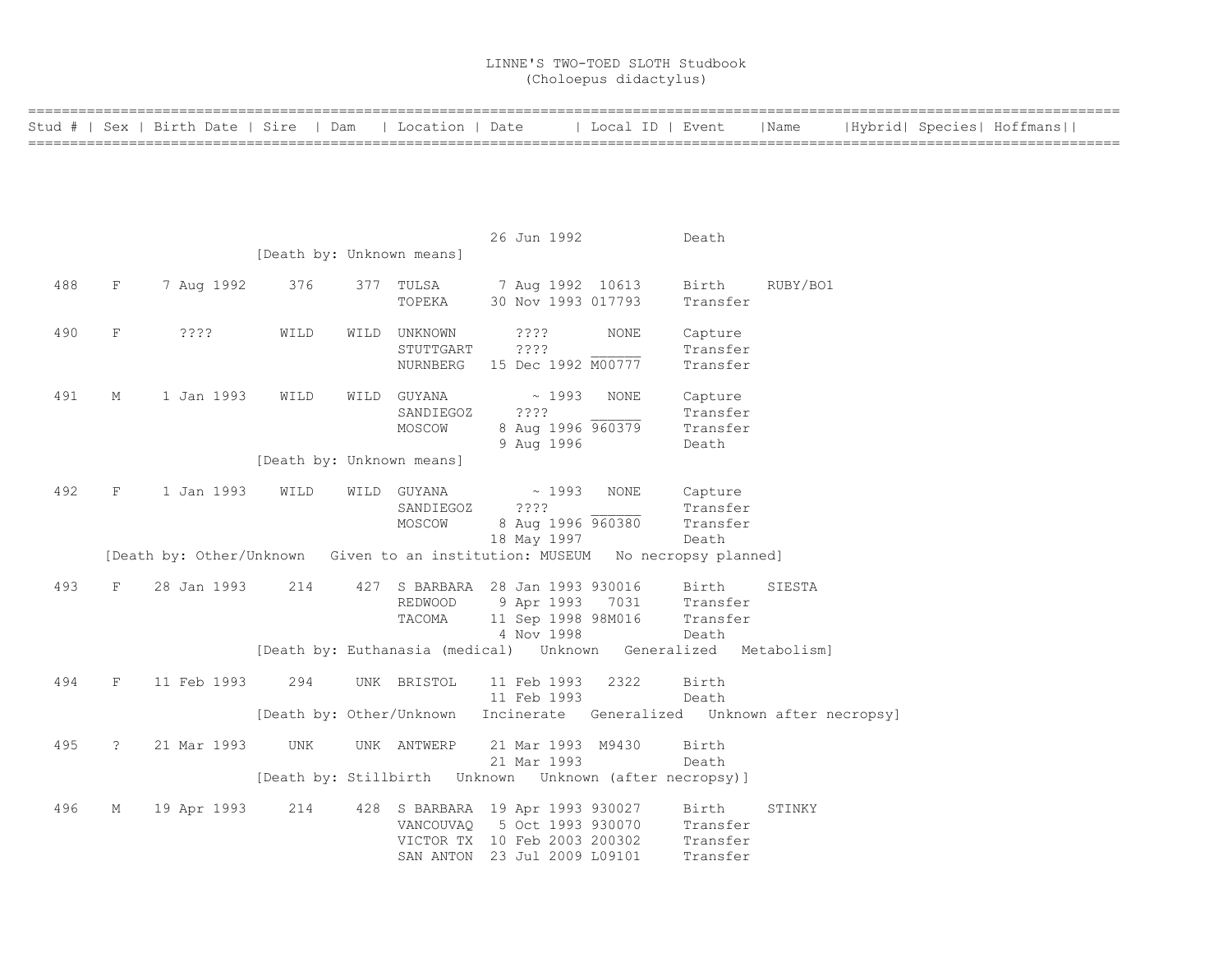# LINNE'S TWO-TOED SLOTH Studbook
(Choloepus didactylus)

| Stud # | Sex | Birth Date | Sire | Dam | Location | Date | Local ID | Event | Name | Hybrid | Species | Hoffmans |
|---|---|---|---|---|---|---|---|---|---|---|---|---|
| | | | | | | 26 Jun 1992 | | Death | | | | |
| | | | [Death by: Unknown means] | | | | | | | | | |
| 488 | F | 7 Aug 1992 | 376 | 377 | TULSA | 7 Aug 1992 | 10613 | Birth | RUBY/BO1 | | | |
| | | | | | TOPEKA | 30 Nov 1993 | 017793 | Transfer | | | | |
| 490 | F | ???? | WILD | WILD | UNKNOWN | ???? | NONE | Capture | | | | |
| | | | | | STUTTGART | ???? | ______ | Transfer | | | | |
| | | | | | NURNBERG | 15 Dec 1992 | M00777 | Transfer | | | | |
| 491 | M | 1 Jan 1993 | WILD | WILD | GUYANA | ~ 1993 | NONE | Capture | | | | |
| | | | | | SANDIEGOZ | ???? | ______ | Transfer | | | | |
| | | | | | MOSCOW | 8 Aug 1996 | 960379 | Transfer | | | | |
| | | | | | | 9 Aug 1996 | | Death | | | | |
| | | | [Death by: Unknown means] | | | | | | | | | |
| 492 | F | 1 Jan 1993 | WILD | WILD | GUYANA | ~ 1993 | NONE | Capture | | | | |
| | | | | | SANDIEGOZ | ???? | ______ | Transfer | | | | |
| | | | | | MOSCOW | 8 Aug 1996 | 960380 | Transfer | | | | |
| | | | | | | 18 May 1997 | | Death | | | | |
| | [Death by: Other/Unknown Given to an institution: MUSEUM No necropsy planned] | | | | | | | | | | | |
| 493 | F | 28 Jan 1993 | 214 | 427 | S BARBARA | 28 Jan 1993 | 930016 | Birth | SIESTA | | | |
| | | | | | REDWOOD | 9 Apr 1993 | 7031 | Transfer | | | | |
| | | | | | TACOMA | 11 Sep 1998 | 98M016 | Transfer | | | | |
| | | | | | | 4 Nov 1998 | | Death | | | | |
| | | | [Death by: Euthanasia (medical) Unknown Generalized Metabolism] | | | | | | | | | |
| 494 | F | 11 Feb 1993 | 294 | UNK | BRISTOL | 11 Feb 1993 | 2322 | Birth | | | | |
| | | | | | | 11 Feb 1993 | | Death | | | | |
| | | | [Death by: Other/Unknown Incinerate Generalized Unknown after necropsy] | | | | | | | | | |
| 495 | ? | 21 Mar 1993 | UNK | UNK | ANTWERP | 21 Mar 1993 | M9430 | Birth | | | | |
| | | | | | | 21 Mar 1993 | | Death | | | | |
| | | | [Death by: Stillbirth Unknown Unknown (after necropsy)] | | | | | | | | | |
| 496 | M | 19 Apr 1993 | 214 | 428 | S BARBARA | 19 Apr 1993 | 930027 | Birth | STINKY | | | |
| | | | | | VANCOUVAQ | 5 Oct 1993 | 930070 | Transfer | | | | |
| | | | | | VICTOR TX | 10 Feb 2003 | 200302 | Transfer | | | | |
| | | | | | SAN ANTON | 23 Jul 2009 | L09101 | Transfer | | | | |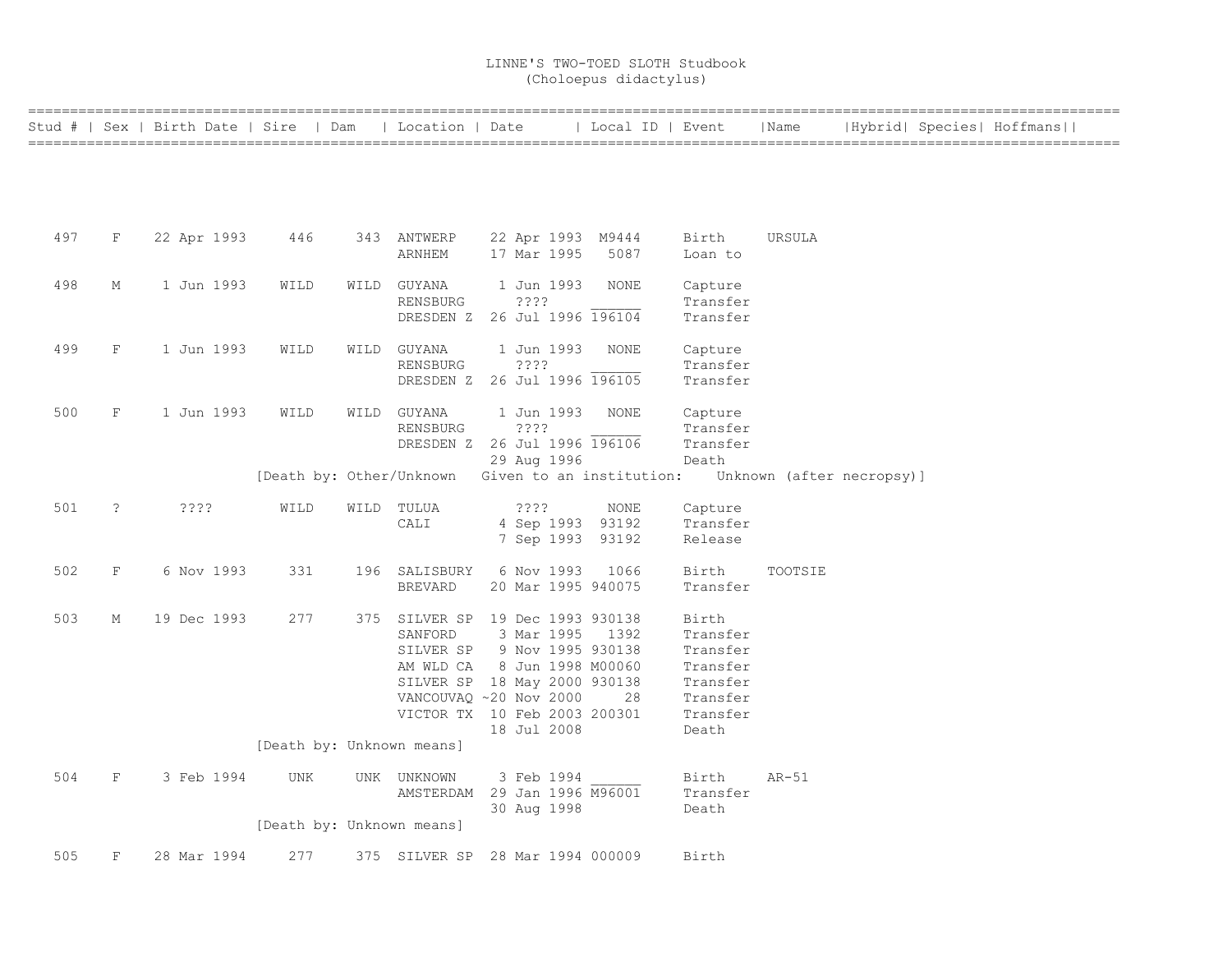# LINNE'S TWO-TOED SLOTH Studbook
## (Choloepus didactylus)

| Stud # | Sex | Birth Date | Sire | Dam | Location | Date | Local ID | Event | Name | Hybrid | Species | Hoffmans |
|---|---|---|---|---|---|---|---|---|---|---|---|---|
| 497 | F | 22 Apr 1993 | 446 | 343 | ANTWERP | 22 Apr 1993 | M9444 | Birth | URSULA | | | |
| | | | | | ARNHEM | 17 Mar 1995 | 5087 | Loan to | | | | |
| 498 | M | 1 Jun 1993 | WILD | WILD | GUYANA | 1 Jun 1993 | NONE | Capture | | | | |
| | | | | | RENSBURG | ???? | ______ | Transfer | | | | |
| | | | | | DRESDEN Z | 26 Jul 1996 | 196104 | Transfer | | | | |
| 499 | F | 1 Jun 1993 | WILD | WILD | GUYANA | 1 Jun 1993 | NONE | Capture | | | | |
| | | | | | RENSBURG | ???? | ______ | Transfer | | | | |
| | | | | | DRESDEN Z | 26 Jul 1996 | 196105 | Transfer | | | | |
| 500 | F | 1 Jun 1993 | WILD | WILD | GUYANA | 1 Jun 1993 | NONE | Capture | | | | |
| | | | | | RENSBURG | ???? | ______ | Transfer | | | | |
| | | | | | DRESDEN Z | 26 Jul 1996 | 196106 | Transfer | | | | |
| | | | | | | 29 Aug 1996 | | Death | | | | |
| | | | [Death by: Other/Unknown Given to an institution: Unknown (after necropsy)] | | | | | | | | | |
| 501 | ? | ???? | WILD | WILD | TULUA | ???? | NONE | Capture | | | | |
| | | | | | CALI | 4 Sep 1993 | 93192 | Transfer | | | | |
| | | | | | | 7 Sep 1993 | 93192 | Release | | | | |
| 502 | F | 6 Nov 1993 | 331 | 196 | SALISBURY | 6 Nov 1993 | 1066 | Birth | TOOTSIE | | | |
| | | | | | BREVARD | 20 Mar 1995 | 940075 | Transfer | | | | |
| 503 | M | 19 Dec 1993 | 277 | 375 | SILVER SP | 19 Dec 1993 | 930138 | Birth | | | | |
| | | | | | SANFORD | 3 Mar 1995 | 1392 | Transfer | | | | |
| | | | | | SILVER SP | 9 Nov 1995 | 930138 | Transfer | | | | |
| | | | | | AM WLD CA | 8 Jun 1998 | M00060 | Transfer | | | | |
| | | | | | SILVER SP | 18 May 2000 | 930138 | Transfer | | | | |
| | | | | | VANCOUVAQ | ~20 Nov 2000 | 28 | Transfer | | | | |
| | | | | | VICTOR TX | 10 Feb 2003 | 200301 | Transfer | | | | |
| | | | | | | 18 Jul 2008 | | Death | | | | |
| | | | [Death by: Unknown means] | | | | | | | | | |
| 504 | F | 3 Feb 1994 | UNK | UNK | UNKNOWN | 3 Feb 1994 | ______ | Birth | AR-51 | | | |
| | | | | | AMSTERDAM | 29 Jan 1996 | M96001 | Transfer | | | | |
| | | | | | | 30 Aug 1998 | | Death | | | | |
| | | | [Death by: Unknown means] | | | | | | | | | |
| 505 | F | 28 Mar 1994 | 277 | 375 | SILVER SP | 28 Mar 1994 | 000009 | Birth | | | | |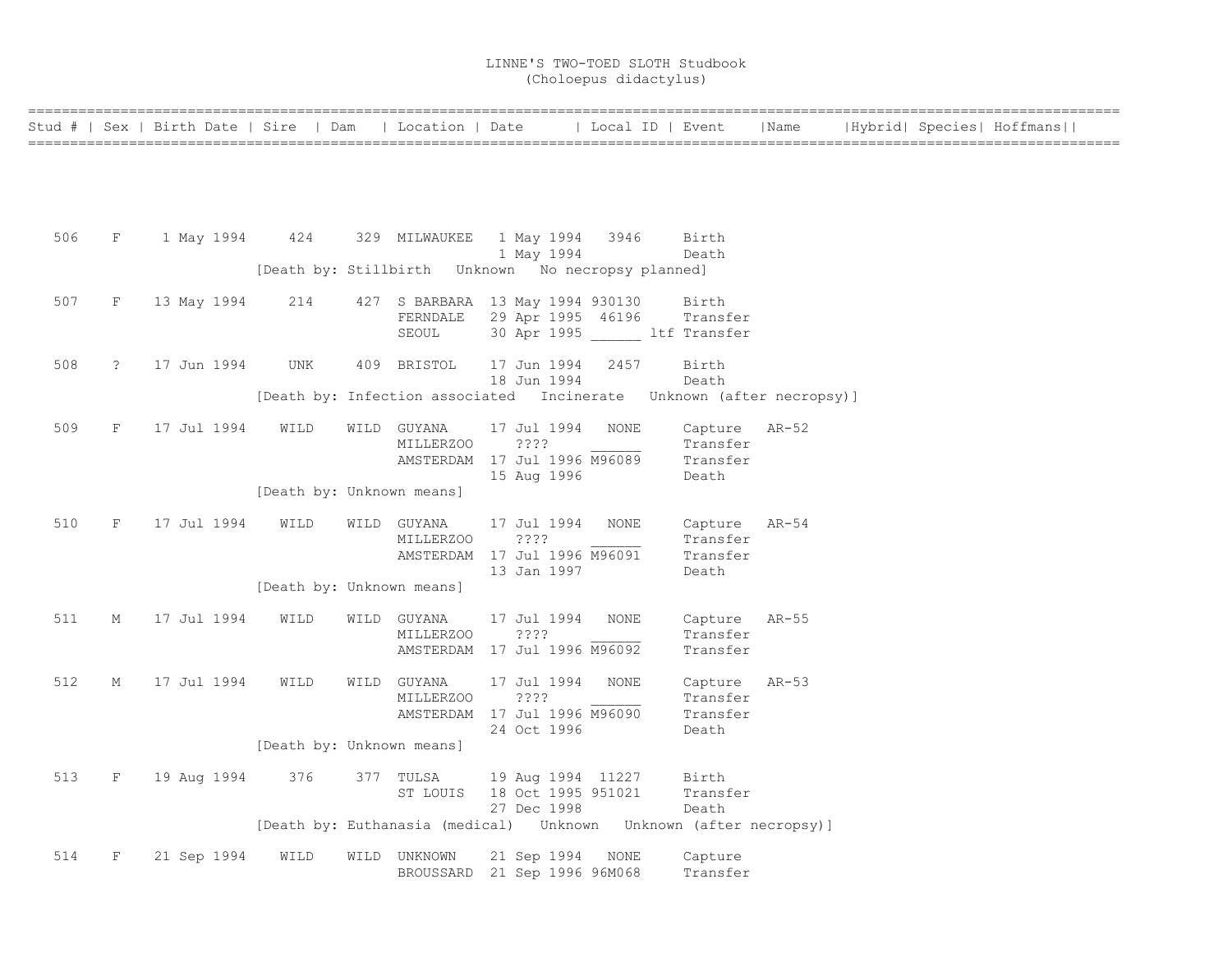# LINNE'S TWO-TOED SLOTH Studbook
## (Choloepus didactylus)

| Stud # | Sex | Birth Date | Sire | Dam | Location | Date | Local ID | Event | Name | Hybrid | Species | Hoffmans |
|---|---|---|---|---|---|---|---|---|---|---|---|---|
| 506 | F | 1 May 1994 | 424 | 329 | MILWAUKEE | 1 May 1994 | 3946 | Birth | | | | |
| | | | | | | 1 May 1994 | | Death | | | | |
| | | | [Death by: Stillbirth Unknown No necropsy planned] | | | | | | | | | |
| 507 | F | 13 May 1994 | 214 | 427 | S BARBARA | 13 May 1994 | 930130 | Birth | | | | |
| | | | | | FERNDALE | 29 Apr 1995 | 46196 | Transfer | | | | |
| | | | | | SEOUL | 30 Apr 1995 | ______ ltf | Transfer | | | | |
| 508 | ? | 17 Jun 1994 | UNK | 409 | BRISTOL | 17 Jun 1994 | 2457 | Birth | | | | |
| | | | | | | 18 Jun 1994 | | Death | | | | |
| | | | [Death by: Infection associated Incinerate Unknown (after necropsy)] | | | | | | | | | |
| 509 | F | 17 Jul 1994 | WILD | WILD | GUYANA | 17 Jul 1994 | NONE | Capture | AR-52 | | | |
| | | | | | MILLERZOO | ???? | ______ | Transfer | | | | |
| | | | | | AMSTERDAM | 17 Jul 1996 | M96089 | Transfer | | | | |
| | | | | | | 15 Aug 1996 | | Death | | | | |
| | | | [Death by: Unknown means] | | | | | | | | | |
| 510 | F | 17 Jul 1994 | WILD | WILD | GUYANA | 17 Jul 1994 | NONE | Capture | AR-54 | | | |
| | | | | | MILLERZOO | ???? | ______ | Transfer | | | | |
| | | | | | AMSTERDAM | 17 Jul 1996 | M96091 | Transfer | | | | |
| | | | | | | 13 Jan 1997 | | Death | | | | |
| | | | [Death by: Unknown means] | | | | | | | | | |
| 511 | M | 17 Jul 1994 | WILD | WILD | GUYANA | 17 Jul 1994 | NONE | Capture | AR-55 | | | |
| | | | | | MILLERZOO | ???? | ______ | Transfer | | | | |
| | | | | | AMSTERDAM | 17 Jul 1996 | M96092 | Transfer | | | | |
| 512 | M | 17 Jul 1994 | WILD | WILD | GUYANA | 17 Jul 1994 | NONE | Capture | AR-53 | | | |
| | | | | | MILLERZOO | ???? | ______ | Transfer | | | | |
| | | | | | AMSTERDAM | 17 Jul 1996 | M96090 | Transfer | | | | |
| | | | | | | 24 Oct 1996 | | Death | | | | |
| | | | [Death by: Unknown means] | | | | | | | | | |
| 513 | F | 19 Aug 1994 | 376 | 377 | TULSA | 19 Aug 1994 | 11227 | Birth | | | | |
| | | | | | ST LOUIS | 18 Oct 1995 | 951021 | Transfer | | | | |
| | | | | | | 27 Dec 1998 | | Death | | | | |
| | | | [Death by: Euthanasia (medical) Unknown Unknown (after necropsy)] | | | | | | | | | |
| 514 | F | 21 Sep 1994 | WILD | WILD | UNKNOWN | 21 Sep 1994 | NONE | Capture | | | | |
| | | | | | BROUSSARD | 21 Sep 1996 | 96M068 | Transfer | | | | |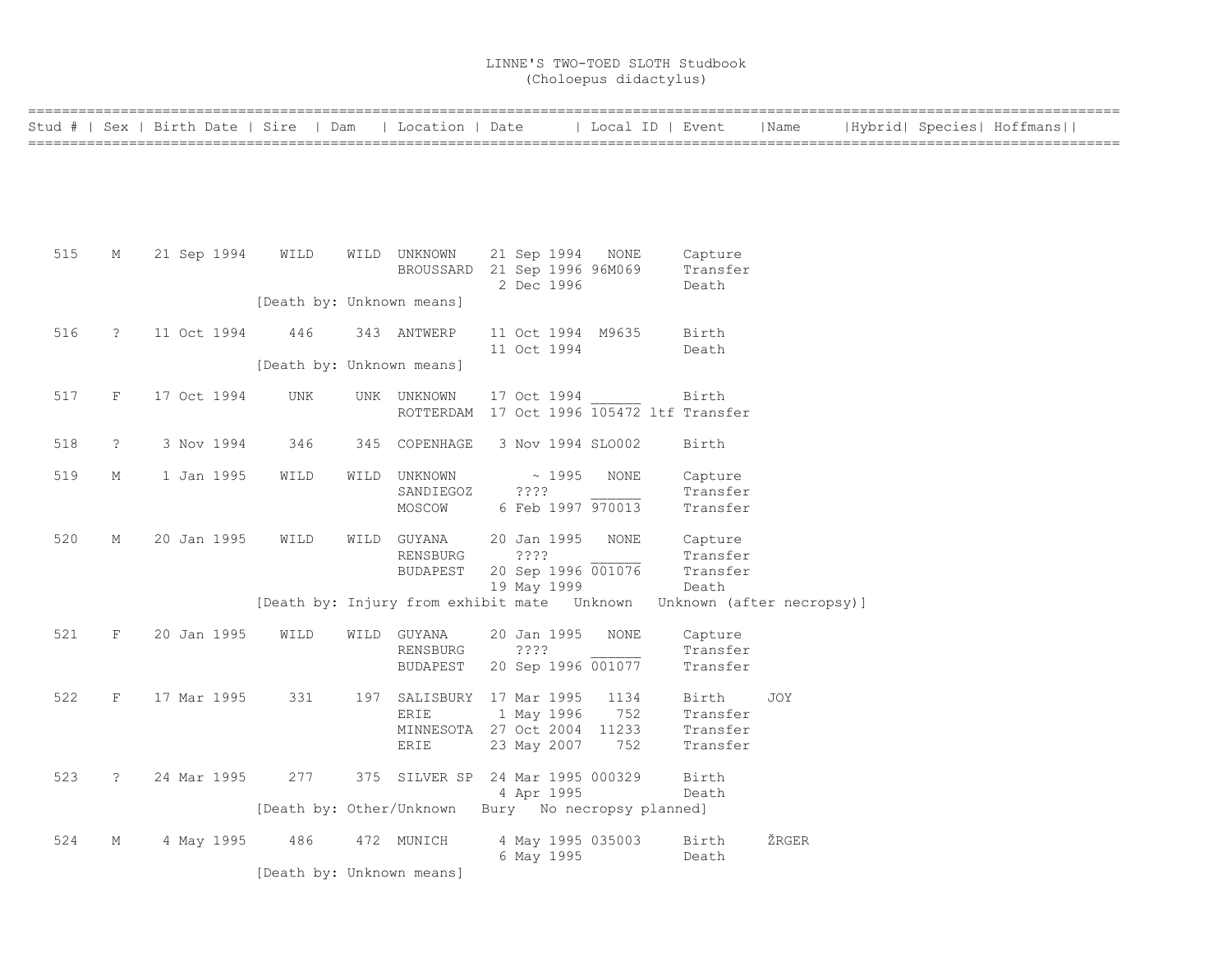# LINNE'S TWO-TOED SLOTH Studbook
(Choloepus didactylus)

| Stud # | Sex | Birth Date | Sire | Dam | Location | Date | Local ID | Event | Name | Hybrid | Species | Hoffmans |
|---|---|---|---|---|---|---|---|---|---|---|---|---|
| 515 | M | 21 Sep 1994 | WILD | WILD | UNKNOWN | 21 Sep 1994 | NONE | Capture | | | | |
| | | | | | BROUSSARD | 21 Sep 1996 | 96M069 | Transfer | | | | |
| | | | | | | 2 Dec 1996 | | Death | | | | |
| | | | [Death by: Unknown means] | | | | | | | | | |
| 516 | ? | 11 Oct 1994 | 446 | 343 | ANTWERP | 11 Oct 1994 | M9635 | Birth | | | | |
| | | | | | | 11 Oct 1994 | | Death | | | | |
| | | | [Death by: Unknown means] | | | | | | | | | |
| 517 | F | 17 Oct 1994 | UNK | UNK | UNKNOWN | 17 Oct 1994 | ______ | Birth | | | | |
| | | | | | ROTTERDAM | 17 Oct 1996 | 105472 ltf | Transfer | | | | |
| 518 | ? | 3 Nov 1994 | 346 | 345 | COPENHAGE | 3 Nov 1994 | SLO002 | Birth | | | | |
| 519 | M | 1 Jan 1995 | WILD | WILD | UNKNOWN | ~ 1995 | NONE | Capture | | | | |
| | | | | | SANDIEGOZ | ???? | ______ | Transfer | | | | |
| | | | | | MOSCOW | 6 Feb 1997 | 970013 | Transfer | | | | |
| 520 | M | 20 Jan 1995 | WILD | WILD | GUYANA | 20 Jan 1995 | NONE | Capture | | | | |
| | | | | | RENSBURG | ???? | ______ | Transfer | | | | |
| | | | | | BUDAPEST | 20 Sep 1996 | 001076 | Transfer | | | | |
| | | | | | | 19 May 1999 | | Death | | | | |
| | | | [Death by: Injury from exhibit mate Unknown Unknown (after necropsy)] | | | | | | | | | |
| 521 | F | 20 Jan 1995 | WILD | WILD | GUYANA | 20 Jan 1995 | NONE | Capture | | | | |
| | | | | | RENSBURG | ???? | ______ | Transfer | | | | |
| | | | | | BUDAPEST | 20 Sep 1996 | 001077 | Transfer | | | | |
| 522 | F | 17 Mar 1995 | 331 | 197 | SALISBURY | 17 Mar 1995 | 1134 | Birth | JOY | | | |
| | | | | | ERIE | 1 May 1996 | 752 | Transfer | | | | |
| | | | | | MINNESOTA | 27 Oct 2004 | 11233 | Transfer | | | | |
| | | | | | ERIE | 23 May 2007 | 752 | Transfer | | | | |
| 523 | ? | 24 Mar 1995 | 277 | 375 | SILVER SP | 24 Mar 1995 | 000329 | Birth | | | | |
| | | | | | | 4 Apr 1995 | | Death | | | | |
| | | | [Death by: Other/Unknown Bury No necropsy planned] | | | | | | | | | |
| 524 | M | 4 May 1995 | 486 | 472 | MUNICH | 4 May 1995 | 035003 | Birth | ŽRGER | | | |
| | | | | | | 6 May 1995 | | Death | | | | |
| | | | [Death by: Unknown means] | | | | | | | | | |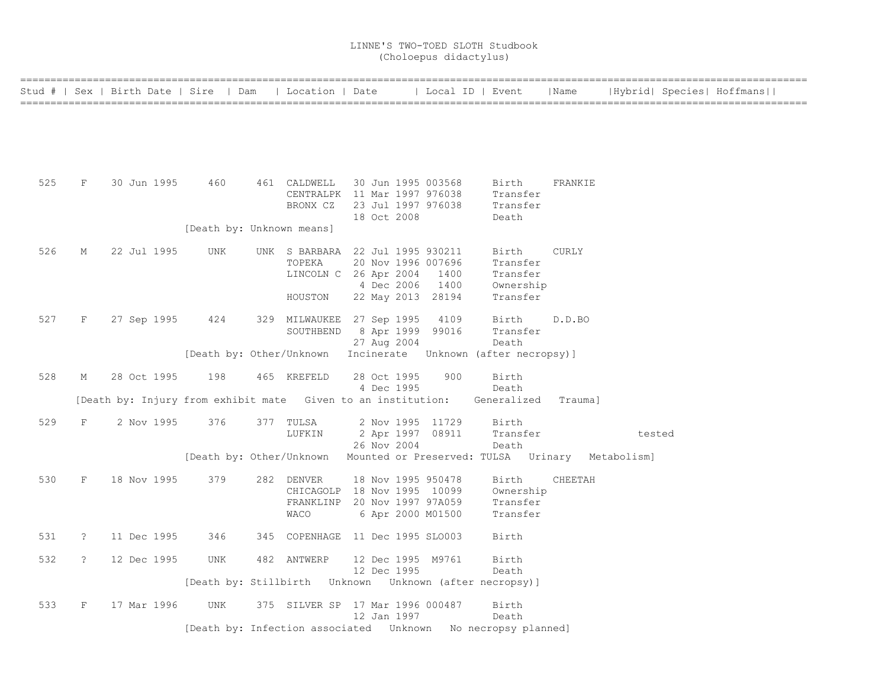# LINNE'S TWO-TOED SLOTH Studbook
## (Choloepus didactylus)

| Stud # | Sex | Birth Date | Sire | Dam | Location | Date | Local ID | Event | Name | Hybrid | Species | Hoffmans |
|---|---|---|---|---|---|---|---|---|---|---|---|---|
| 525 | F | 30 Jun 1995 | 460 | 461 | CALDWELL | 30 Jun 1995 | 003568 | Birth | FRANKIE | | | |
| | | | | | CENTRALPK | 11 Mar 1997 | 976038 | Transfer | | | | |
| | | | | | BRONX CZ | 23 Jul 1997 | 976038 | Transfer | | | | |
| | | | | | | 18 Oct 2008 | | Death | | | | |
| | | | [Death by: Unknown means] | | | | | | | | | |
| 526 | M | 22 Jul 1995 | UNK | UNK | S BARBARA | 22 Jul 1995 | 930211 | Birth | CURLY | | | |
| | | | | | TOPEKA | 20 Nov 1996 | 007696 | Transfer | | | | |
| | | | | | LINCOLN C | 26 Apr 2004 | 1400 | Transfer | | | | |
| | | | | | | 4 Dec 2006 | 1400 | Ownership | | | | |
| | | | | | HOUSTON | 22 May 2013 | 28194 | Transfer | | | | |
| 527 | F | 27 Sep 1995 | 424 | 329 | MILWAUKEE | 27 Sep 1995 | 4109 | Birth | D.D.BO | | | |
| | | | | | SOUTHBEND | 8 Apr 1999 | 99016 | Transfer | | | | |
| | | | | | | 27 Aug 2004 | | Death | | | | |
| | | | [Death by: Other/Unknown Incinerate Unknown (after necropsy)] | | | | | | | | | |
| 528 | M | 28 Oct 1995 | 198 | 465 | KREFELD | 28 Oct 1995 | 900 | Birth | | | | |
| | | | | | | 4 Dec 1995 | | Death | | | | |
| | | [Death by: Injury from exhibit mate Given to an institution: Generalized Trauma] | | | | | | | | | | |
| 529 | F | 2 Nov 1995 | 376 | 377 | TULSA | 2 Nov 1995 | 11729 | Birth | | | | |
| | | | | | LUFKIN | 2 Apr 1997 | 08911 | Transfer | | | tested | |
| | | | | | | 26 Nov 2004 | | Death | | | | |
| | | | [Death by: Other/Unknown Mounted or Preserved: TULSA Urinary Metabolism] | | | | | | | | | |
| 530 | F | 18 Nov 1995 | 379 | 282 | DENVER | 18 Nov 1995 | 950478 | Birth | CHEETAH | | | |
| | | | | | CHICAGOLP | 18 Nov 1995 | 10099 | Ownership | | | | |
| | | | | | FRANKLINP | 20 Nov 1997 | 97A059 | Transfer | | | | |
| | | | | | WACO | 6 Apr 2000 | M01500 | Transfer | | | | |
| 531 | ? | 11 Dec 1995 | 346 | 345 | COPENHAGE | 11 Dec 1995 | SLO003 | Birth | | | | |
| 532 | ? | 12 Dec 1995 | UNK | 482 | ANTWERP | 12 Dec 1995 | M9761 | Birth | | | | |
| | | | | | | 12 Dec 1995 | | Death | | | | |
| | | | [Death by: Stillbirth Unknown Unknown (after necropsy)] | | | | | | | | | |
| 533 | F | 17 Mar 1996 | UNK | 375 | SILVER SP | 17 Mar 1996 | 000487 | Birth | | | | |
| | | | | | | 12 Jan 1997 | | Death | | | | |
| | | | [Death by: Infection associated Unknown No necropsy planned] | | | | | | | | | |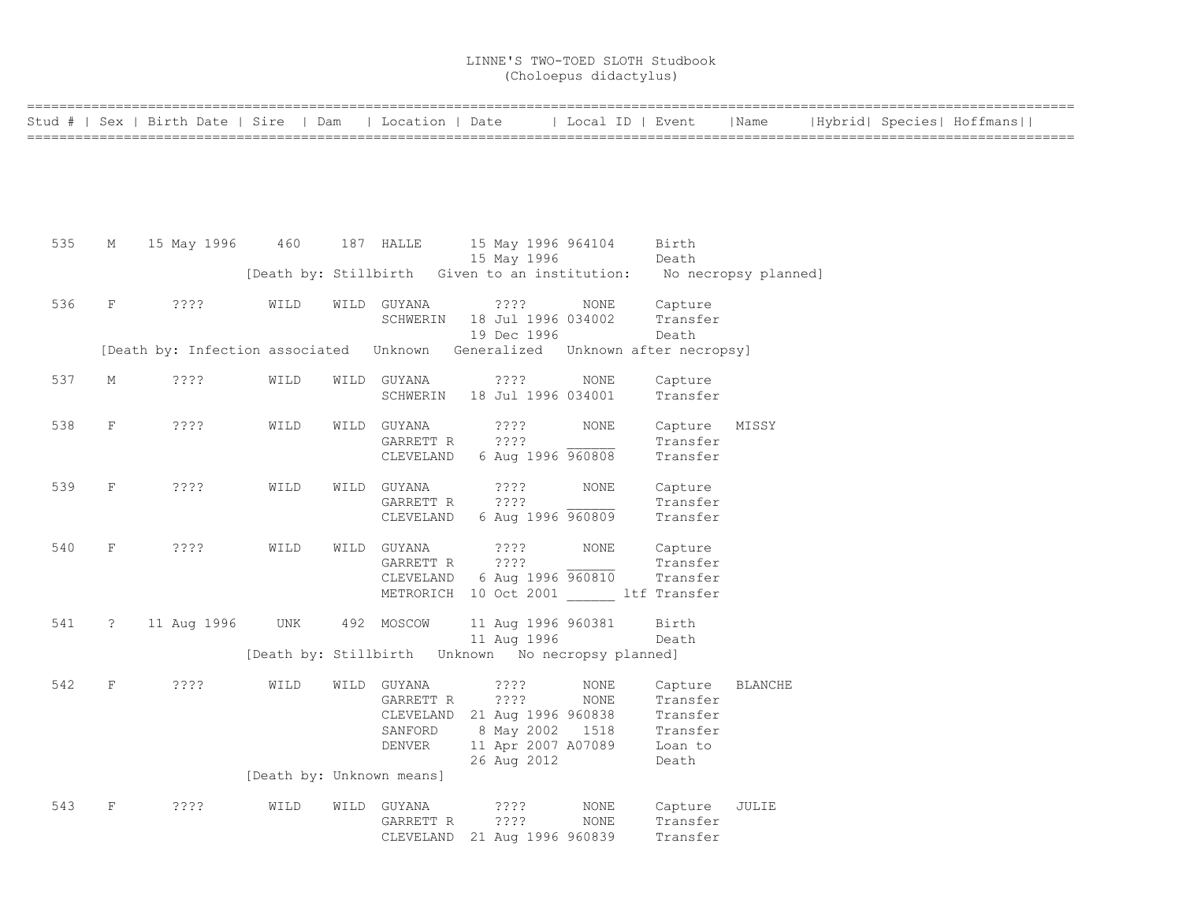# LINNE'S TWO-TOED SLOTH Studbook
## (Choloepus didactylus)

| Stud # | Sex | Birth Date | Sire | Dam | Location | Date | Local ID | Event | Name | Hybrid | Species | Hoffmans |
|---|---|---|---|---|---|---|---|---|---|---|---|---|
| 535 | M | 15 May 1996 | 460 | 187 | HALLE | 15 May 1996 | 964104 | Birth | | | | |
| | | | | | | 15 May 1996 | | Death | | | | |
| | | | [Death by: Stillbirth Given to an institution: No necropsy planned] | | | | | | | | | |
| 536 | F | ???? | WILD | WILD | GUYANA | ???? | NONE | Capture | | | | |
| | | | | | SCHWERIN | 18 Jul 1996 | 034002 | Transfer | | | | |
| | | | | | | 19 Dec 1996 | | Death | | | | |
| | [Death by: Infection associated Unknown Generalized Unknown after necropsy] | | | | | | | | | | | |
| 537 | M | ???? | WILD | WILD | GUYANA | ???? | NONE | Capture | | | | |
| | | | | | SCHWERIN | 18 Jul 1996 | 034001 | Transfer | | | | |
| 538 | F | ???? | WILD | WILD | GUYANA | ???? | NONE | Capture | MISSY | | | |
| | | | | | GARRETT R | ???? | ______ | Transfer | | | | |
| | | | | | CLEVELAND | 6 Aug 1996 | 960808 | Transfer | | | | |
| 539 | F | ???? | WILD | WILD | GUYANA | ???? | NONE | Capture | | | | |
| | | | | | GARRETT R | ???? | ______ | Transfer | | | | |
| | | | | | CLEVELAND | 6 Aug 1996 | 960809 | Transfer | | | | |
| 540 | F | ???? | WILD | WILD | GUYANA | ???? | NONE | Capture | | | | |
| | | | | | GARRETT R | ???? | ______ | Transfer | | | | |
| | | | | | CLEVELAND | 6 Aug 1996 | 960810 | Transfer | | | | |
| | | | | | METRORICH | 10 Oct 2001 | ______ ltf | Transfer | | | | |
| 541 | ? | 11 Aug 1996 | UNK | 492 | MOSCOW | 11 Aug 1996 | 960381 | Birth | | | | |
| | | | | | | 11 Aug 1996 | | Death | | | | |
| | | | [Death by: Stillbirth Unknown No necropsy planned] | | | | | | | | | |
| 542 | F | ???? | WILD | WILD | GUYANA | ???? | NONE | Capture | BLANCHE | | | |
| | | | | | GARRETT R | ???? | NONE | Transfer | | | | |
| | | | | | CLEVELAND | 21 Aug 1996 | 960838 | Transfer | | | | |
| | | | | | SANFORD | 8 May 2002 | 1518 | Transfer | | | | |
| | | | | | DENVER | 11 Apr 2007 | A07089 | Loan to | | | | |
| | | | | | | 26 Aug 2012 | | Death | | | | |
| | | | [Death by: Unknown means] | | | | | | | | | |
| 543 | F | ???? | WILD | WILD | GUYANA | ???? | NONE | Capture | JULIE | | | |
| | | | | | GARRETT R | ???? | NONE | Transfer | | | | |
| | | | | | CLEVELAND | 21 Aug 1996 | 960839 | Transfer | | | | |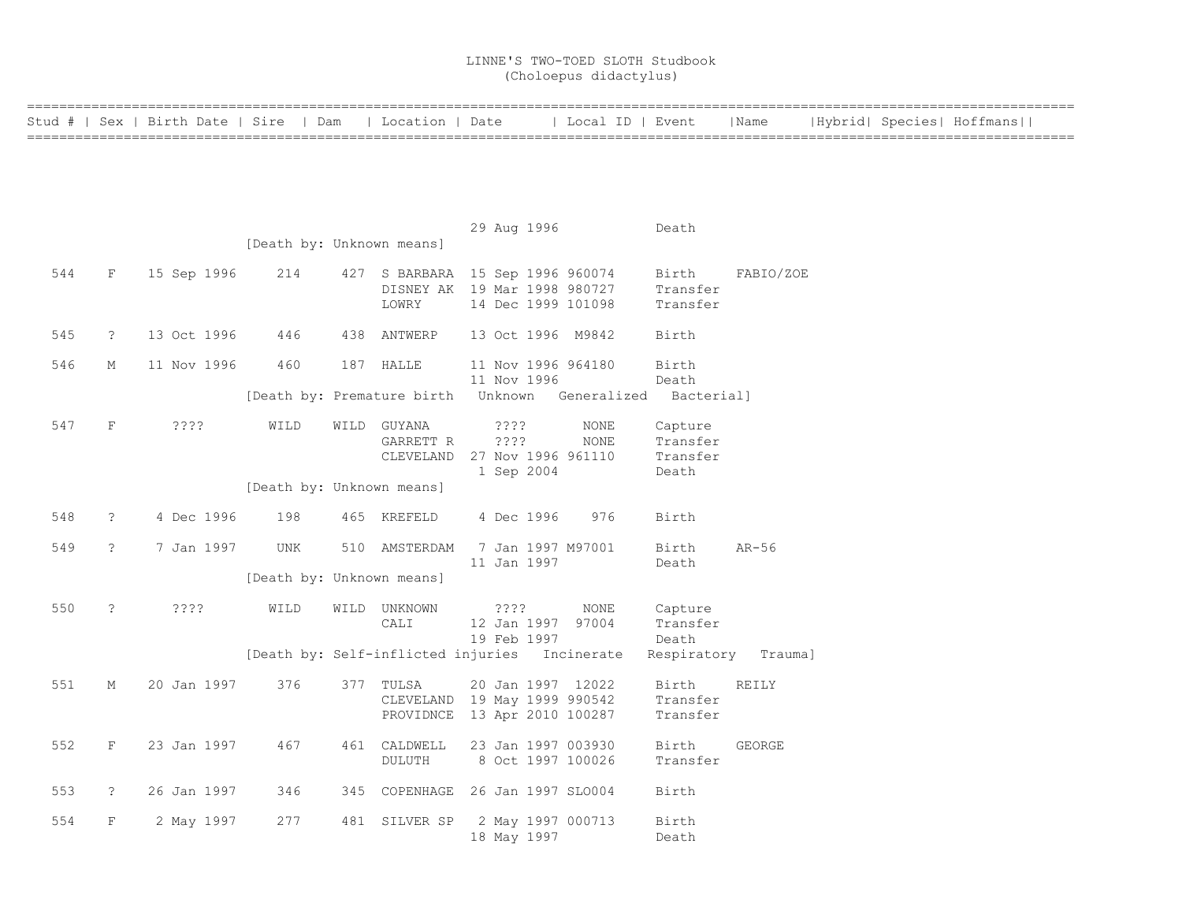# LINNE'S TWO-TOED SLOTH Studbook
## (Choloepus didactylus)

| Stud # | Sex | Birth Date | Sire | Dam | Location | Date | Local ID | Event | Name | Hybrid | Species | Hoffmans |
|---|---|---|---|---|---|---|---|---|---|---|---|---|
| | | | | | | 29 Aug 1996 | | Death | | | | |
| | | | [Death by: Unknown means] | | | | | | | | | |
| 544 | F | 15 Sep 1996 | 214 | 427 | S BARBARA | 15 Sep 1996 | 960074 | Birth | FABIO/ZOE | | | |
| | | | | | DISNEY AK | 19 Mar 1998 | 980727 | Transfer | | | | |
| | | | | | LOWRY | 14 Dec 1999 | 101098 | Transfer | | | | |
| 545 | ? | 13 Oct 1996 | 446 | 438 | ANTWERP | 13 Oct 1996 | M9842 | Birth | | | | |
| 546 | M | 11 Nov 1996 | 460 | 187 | HALLE | 11 Nov 1996 | 964180 | Birth | | | | |
| | | | | | | 11 Nov 1996 | | Death | | | | |
| | | | [Death by: Premature birth Unknown Generalized Bacterial] | | | | | | | | | |
| 547 | F | ???? | WILD | WILD | GUYANA | ???? | NONE | Capture | | | | |
| | | | | | GARRETT R | ???? | NONE | Transfer | | | | |
| | | | | | CLEVELAND | 27 Nov 1996 | 961110 | Transfer | | | | |
| | | | | | | 1 Sep 2004 | | Death | | | | |
| | | | [Death by: Unknown means] | | | | | | | | | |
| 548 | ? | 4 Dec 1996 | 198 | 465 | KREFELD | 4 Dec 1996 | 976 | Birth | | | | |
| 549 | ? | 7 Jan 1997 | UNK | 510 | AMSTERDAM | 7 Jan 1997 | M97001 | Birth | AR-56 | | | |
| | | | | | | 11 Jan 1997 | | Death | | | | |
| | | | [Death by: Unknown means] | | | | | | | | | |
| 550 | ? | ???? | WILD | WILD | UNKNOWN | ???? | NONE | Capture | | | | |
| | | | | | CALI | 12 Jan 1997 | 97004 | Transfer | | | | |
| | | | | | | 19 Feb 1997 | | Death | | | | |
| | | | [Death by: Self-inflicted injuries Incinerate Respiratory Trauma] | | | | | | | | | |
| 551 | M | 20 Jan 1997 | 376 | 377 | TULSA | 20 Jan 1997 | 12022 | Birth | REILY | | | |
| | | | | | CLEVELAND | 19 May 1999 | 990542 | Transfer | | | | |
| | | | | | PROVIDNCE | 13 Apr 2010 | 100287 | Transfer | | | | |
| 552 | F | 23 Jan 1997 | 467 | 461 | CALDWELL | 23 Jan 1997 | 003930 | Birth | GEORGE | | | |
| | | | | | DULUTH | 8 Oct 1997 | 100026 | Transfer | | | | |
| 553 | ? | 26 Jan 1997 | 346 | 345 | COPENHAGE | 26 Jan 1997 | SLO004 | Birth | | | | |
| 554 | F | 2 May 1997 | 277 | 481 | SILVER SP | 2 May 1997 | 000713 | Birth | | | | |
| | | | | | | 18 May 1997 | | Death | | | | |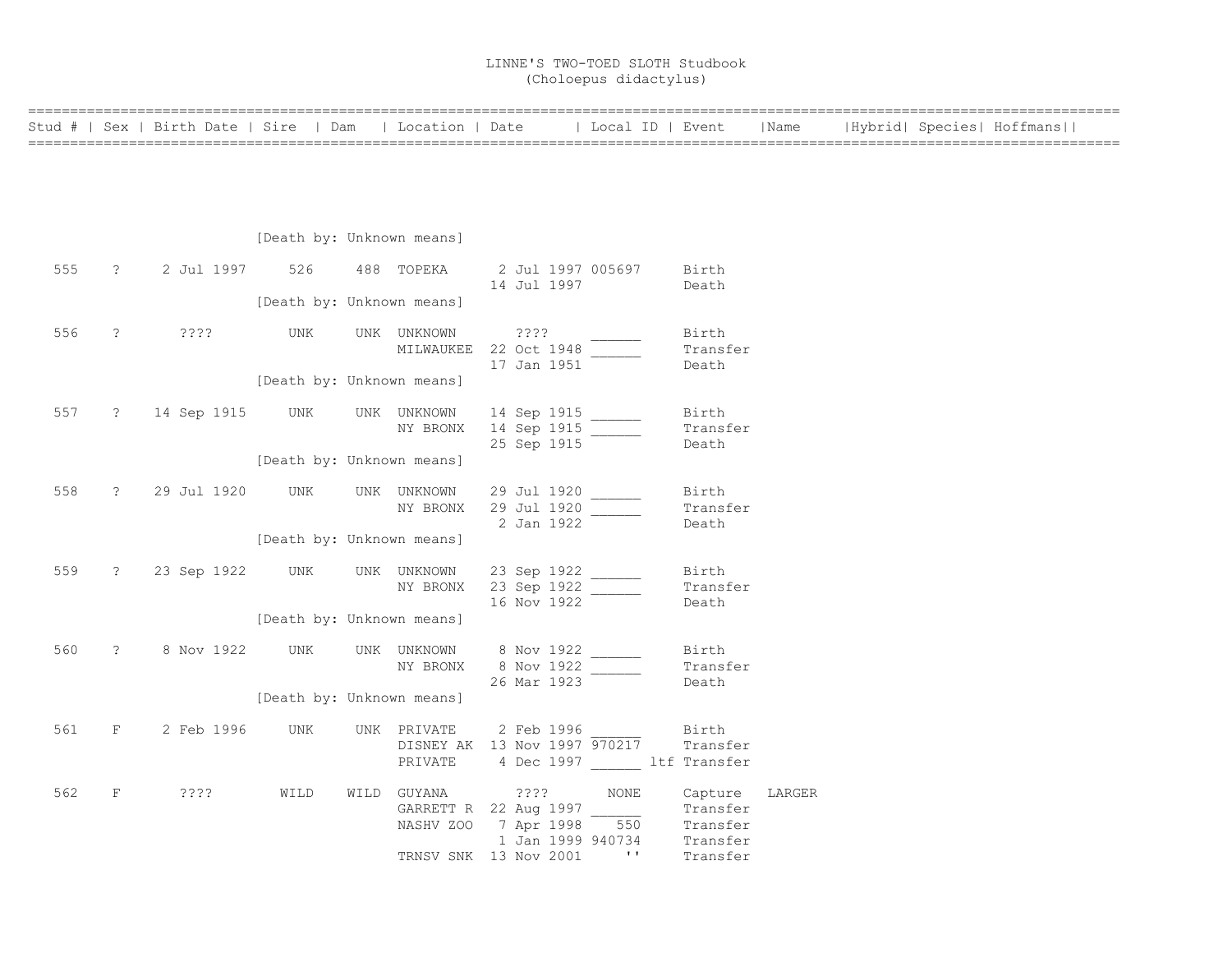# LINNE'S TWO-TOED SLOTH Studbook
## (Choloepus didactylus)

| Stud # | Sex | Birth Date | Sire | Dam | Location | Date | Local ID | Event | Name | Hybrid | Species | Hoffmans |
|---|---|---|---|---|---|---|---|---|---|---|---|---|
| | | | [Death by: Unknown means] | | | | | | | | | |
| 555 | ? | 2 Jul 1997 | 526 | 488 | TOPEKA | 2 Jul 1997 | 005697 | Birth | | | | |
| | | | | | | 14 Jul 1997 | | Death | | | | |
| | | | [Death by: Unknown means] | | | | | | | | | |
| 556 | ? | ???? | UNK | UNK | UNKNOWN | ???? | ______ | Birth | | | | |
| | | | | | MILWAUKEE | 22 Oct 1948 | ______ | Transfer | | | | |
| | | | | | | 17 Jan 1951 | | Death | | | | |
| | | | [Death by: Unknown means] | | | | | | | | | |
| 557 | ? | 14 Sep 1915 | UNK | UNK | UNKNOWN | 14 Sep 1915 | ______ | Birth | | | | |
| | | | | | NY BRONX | 14 Sep 1915 | ______ | Transfer | | | | |
| | | | | | | 25 Sep 1915 | | Death | | | | |
| | | | [Death by: Unknown means] | | | | | | | | | |
| 558 | ? | 29 Jul 1920 | UNK | UNK | UNKNOWN | 29 Jul 1920 | ______ | Birth | | | | |
| | | | | | NY BRONX | 29 Jul 1920 | ______ | Transfer | | | | |
| | | | | | | 2 Jan 1922 | | Death | | | | |
| | | | [Death by: Unknown means] | | | | | | | | | |
| 559 | ? | 23 Sep 1922 | UNK | UNK | UNKNOWN | 23 Sep 1922 | ______ | Birth | | | | |
| | | | | | NY BRONX | 23 Sep 1922 | ______ | Transfer | | | | |
| | | | | | | 16 Nov 1922 | | Death | | | | |
| | | | [Death by: Unknown means] | | | | | | | | | |
| 560 | ? | 8 Nov 1922 | UNK | UNK | UNKNOWN | 8 Nov 1922 | ______ | Birth | | | | |
| | | | | | NY BRONX | 8 Nov 1922 | ______ | Transfer | | | | |
| | | | | | | 26 Mar 1923 | | Death | | | | |
| | | | [Death by: Unknown means] | | | | | | | | | |
| 561 | F | 2 Feb 1996 | UNK | UNK | PRIVATE | 2 Feb 1996 | ______ | Birth | | | | |
| | | | | | DISNEY AK | 13 Nov 1997 | 970217 | Transfer | | | | |
| | | | | | PRIVATE | 4 Dec 1997 | ______ ltf | Transfer | | | | |
| 562 | F | ???? | WILD | WILD | GUYANA | ???? | NONE | Capture | LARGER | | | |
| | | | | | GARRETT R | 22 Aug 1997 | ______ | Transfer | | | | |
| | | | | | NASHV ZOO | 7 Apr 1998 | 550 | Transfer | | | | |
| | | | | | | 1 Jan 1999 | 940734 | Transfer | | | | |
| | | | | | TRNSV SNK | 13 Nov 2001 | '' | Transfer | | | | |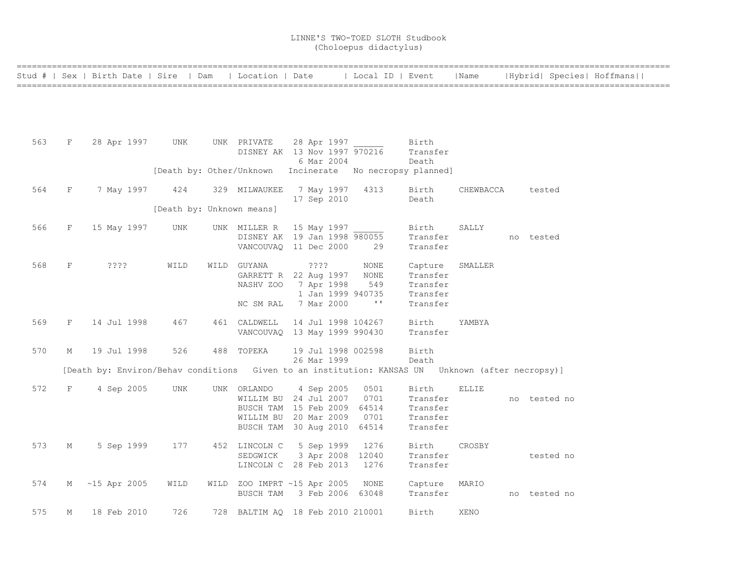# LINNE'S TWO-TOED SLOTH Studbook
(Choloepus didactylus)

| Stud # | Sex | Birth Date | Sire | Dam | Location | Date | Local ID | Event | Name | Hybrid | Species | Hoffmans |
|---|---|---|---|---|---|---|---|---|---|---|---|---|
| 563 | F | 28 Apr 1997 | UNK | UNK | PRIVATE | 28 Apr 1997 | ______ | Birth | | | | |
| | | | | | DISNEY AK | 13 Nov 1997 | 970216 | Transfer | | | | |
| | | | | | | 6 Mar 2004 | | Death | | | | |
| | | [Death by: Other/Unknown   Incinerate   No necropsy planned] | | | | | | | | | | |
| 564 | F | 7 May 1997 | 424 | 329 | MILWAUKEE | 7 May 1997 | 4313 | Birth | CHEWBACCA | | tested | |
| | | | | | | 17 Sep 2010 | | Death | | | | |
| | | [Death by: Unknown means] | | | | | | | | | | |
| 566 | F | 15 May 1997 | UNK | UNK | MILLER R | 15 May 1997 | ______ | Birth | SALLY | | | |
| | | | | | DISNEY AK | 19 Jan 1998 | 980055 | Transfer | | no | tested | |
| | | | | | VANCOUVAQ | 11 Dec 2000 | 29 | Transfer | | | | |
| 568 | F | ???? | WILD | WILD | GUYANA | ???? | NONE | Capture | SMALLER | | | |
| | | | | | GARRETT R | 22 Aug 1997 | NONE | Transfer | | | | |
| | | | | | NASHV ZOO | 7 Apr 1998 | 549 | Transfer | | | | |
| | | | | | | 1 Jan 1999 | 940735 | Transfer | | | | |
| | | | | | NC SM RAL | 7 Mar 2000 | '' | Transfer | | | | |
| 569 | F | 14 Jul 1998 | 467 | 461 | CALDWELL | 14 Jul 1998 | 104267 | Birth | YAMBYA | | | |
| | | | | | VANCOUVAQ | 13 May 1999 | 990430 | Transfer | | | | |
| 570 | M | 19 Jul 1998 | 526 | 488 | TOPEKA | 19 Jul 1998 | 002598 | Birth | | | | |
| | | | | | | 26 Mar 1999 | | Death | | | | |
| | | [Death by: Environ/Behav conditions   Given to an institution: KANSAS UN   Unknown (after necropsy)] | | | | | | | | | | |
| 572 | F | 4 Sep 2005 | UNK | UNK | ORLANDO | 4 Sep 2005 | 0501 | Birth | ELLIE | | | |
| | | | | | WILLIM BU | 24 Jul 2007 | 0701 | Transfer | | no | tested | no |
| | | | | | BUSCH TAM | 15 Feb 2009 | 64514 | Transfer | | | | |
| | | | | | WILLIM BU | 20 Mar 2009 | 0701 | Transfer | | | | |
| | | | | | BUSCH TAM | 30 Aug 2010 | 64514 | Transfer | | | | |
| 573 | M | 5 Sep 1999 | 177 | 452 | LINCOLN C | 5 Sep 1999 | 1276 | Birth | CROSBY | | | |
| | | | | | SEDGWICK | 3 Apr 2008 | 12040 | Transfer | | | tested | no |
| | | | | | LINCOLN C | 28 Feb 2013 | 1276 | Transfer | | | | |
| 574 | M | ~15 Apr 2005 | WILD | WILD | ZOO IMPRT | ~15 Apr 2005 | NONE | Capture | MARIO | | | |
| | | | | | BUSCH TAM | 3 Feb 2006 | 63048 | Transfer | | no | tested | no |
| 575 | M | 18 Feb 2010 | 726 | 728 | BALTIM AQ | 18 Feb 2010 | 210001 | Birth | XENO | | | |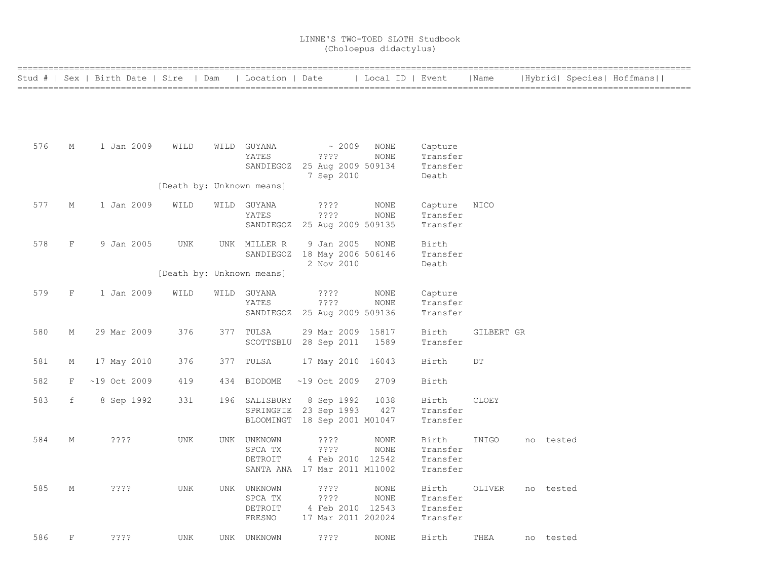# LINNE'S TWO-TOED SLOTH Studbook
## (Choloepus didactylus)

| Stud # | Sex | Birth Date | Sire | Dam | Location | Date | Local ID | Event | Name | Hybrid | Species | Hoffmans |
|---|---|---|---|---|---|---|---|---|---|---|---|---|
| 576 | M | 1 Jan 2009 | WILD | WILD | GUYANA | ~ 2009 | NONE | Capture | | | | |
| | | | | | YATES | ???? | NONE | Transfer | | | | |
| | | | | | SANDIEGOZ | 25 Aug 2009 | 509134 | Transfer | | | | |
| | | | | | | 7 Sep 2010 | | Death | | | | |
| | | | [Death by: Unknown means] | | | | | | | | | |
| 577 | M | 1 Jan 2009 | WILD | WILD | GUYANA | ???? | NONE | Capture | NICO | | | |
| | | | | | YATES | ???? | NONE | Transfer | | | | |
| | | | | | SANDIEGOZ | 25 Aug 2009 | 509135 | Transfer | | | | |
| 578 | F | 9 Jan 2005 | UNK | UNK | MILLER R | 9 Jan 2005 | NONE | Birth | | | | |
| | | | | | SANDIEGOZ | 18 May 2006 | 506146 | Transfer | | | | |
| | | | | | | 2 Nov 2010 | | Death | | | | |
| | | | [Death by: Unknown means] | | | | | | | | | |
| 579 | F | 1 Jan 2009 | WILD | WILD | GUYANA | ???? | NONE | Capture | | | | |
| | | | | | YATES | ???? | NONE | Transfer | | | | |
| | | | | | SANDIEGOZ | 25 Aug 2009 | 509136 | Transfer | | | | |
| 580 | M | 29 Mar 2009 | 376 | 377 | TULSA | 29 Mar 2009 | 15817 | Birth | GILBERT GR | | | |
| | | | | | SCOTTSBLU | 28 Sep 2011 | 1589 | Transfer | | | | |
| 581 | M | 17 May 2010 | 376 | 377 | TULSA | 17 May 2010 | 16043 | Birth | DT | | | |
| 582 | F | ~19 Oct 2009 | 419 | 434 | BIODOME | ~19 Oct 2009 | 2709 | Birth | | | | |
| 583 | f | 8 Sep 1992 | 331 | 196 | SALISBURY | 8 Sep 1992 | 1038 | Birth | CLOEY | | | |
| | | | | | SPRINGFIE | 23 Sep 1993 | 427 | Transfer | | | | |
| | | | | | BLOOMINGT | 18 Sep 2001 | M01047 | Transfer | | | | |
| 584 | M | ???? | UNK | UNK | UNKNOWN | ???? | NONE | Birth | INIGO | no | tested | |
| | | | | | SPCA TX | ???? | NONE | Transfer | | | | |
| | | | | | DETROIT | 4 Feb 2010 | 12542 | Transfer | | | | |
| | | | | | SANTA ANA | 17 Mar 2011 | M11002 | Transfer | | | | |
| 585 | M | ???? | UNK | UNK | UNKNOWN | ???? | NONE | Birth | OLIVER | no | tested | |
| | | | | | SPCA TX | ???? | NONE | Transfer | | | | |
| | | | | | DETROIT | 4 Feb 2010 | 12543 | Transfer | | | | |
| | | | | | FRESNO | 17 Mar 2011 | 202024 | Transfer | | | | |
| 586 | F | ???? | UNK | UNK | UNKNOWN | ???? | NONE | Birth | THEA | no | tested | |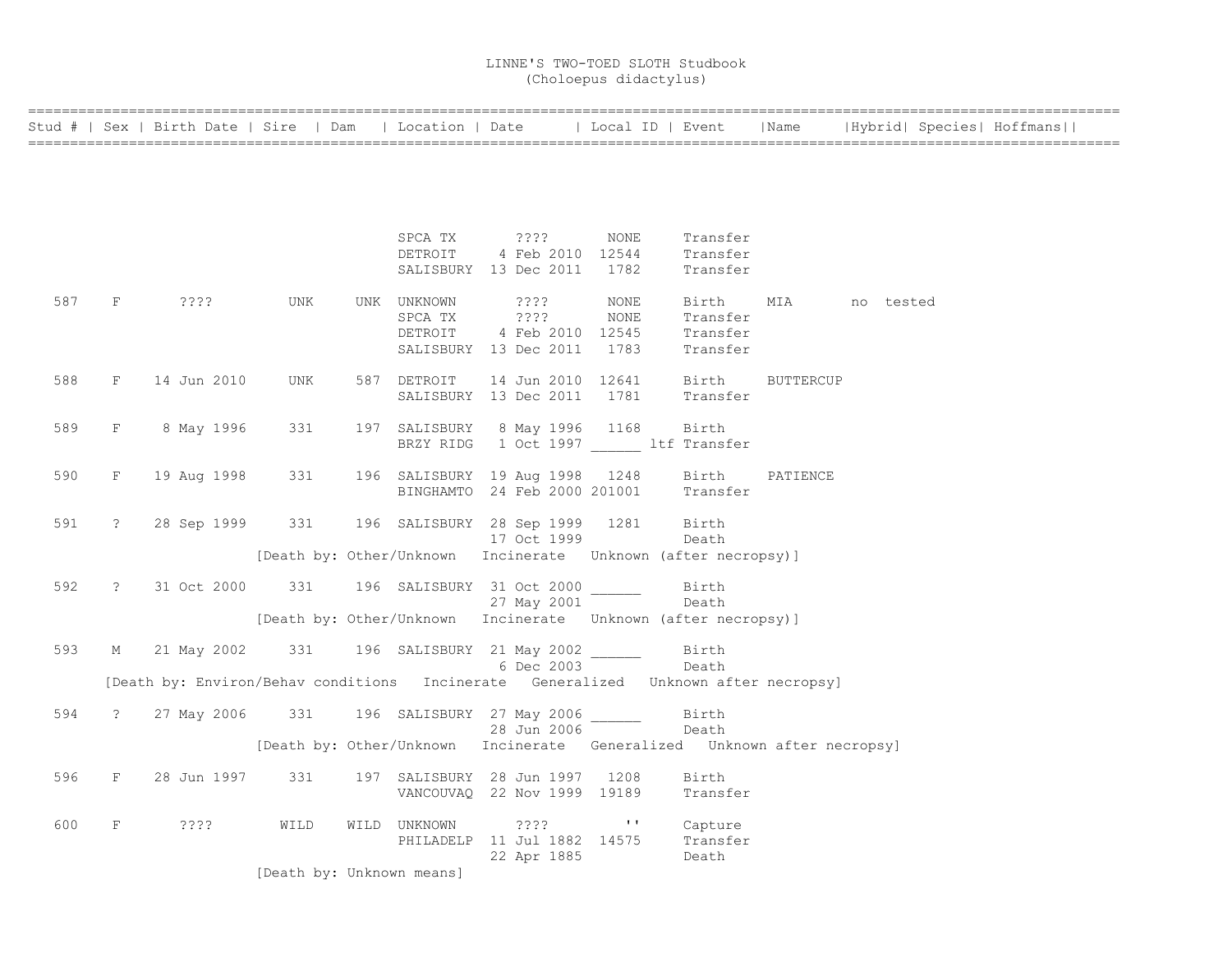# LINNE'S TWO-TOED SLOTH Studbook
(Choloepus didactylus)

| Stud # | Sex | Birth Date | Sire | Dam | Location | Date | Local ID | Event | Name | Hybrid | Species | Hoffmans |
|---|---|---|---|---|---|---|---|---|---|---|---|---|
| | | | | | SPCA TX | ???? | NONE | Transfer | | | | |
| | | | | | DETROIT | 4 Feb 2010 | 12544 | Transfer | | | | |
| | | | | | SALISBURY | 13 Dec 2011 | 1782 | Transfer | | | | |
| 587 | F | ???? | UNK | UNK | UNKNOWN | ???? | NONE | Birth | MIA | no | tested | |
| | | | | | SPCA TX | ???? | NONE | Transfer | | | | |
| | | | | | DETROIT | 4 Feb 2010 | 12545 | Transfer | | | | |
| | | | | | SALISBURY | 13 Dec 2011 | 1783 | Transfer | | | | |
| 588 | F | 14 Jun 2010 | UNK | 587 | DETROIT | 14 Jun 2010 | 12641 | Birth | BUTTERCUP | | | |
| | | | | | SALISBURY | 13 Dec 2011 | 1781 | Transfer | | | | |
| 589 | F | 8 May 1996 | 331 | 197 | SALISBURY | 8 May 1996 | 1168 | Birth | | | | |
| | | | | | BRZY RIDG | 1 Oct 1997 | ______ ltf | Transfer | | | | |
| 590 | F | 19 Aug 1998 | 331 | 196 | SALISBURY | 19 Aug 1998 | 1248 | Birth | PATIENCE | | | |
| | | | | | BINGHAMTO | 24 Feb 2000 | 201001 | Transfer | | | | |
| 591 | ? | 28 Sep 1999 | 331 | 196 | SALISBURY | 28 Sep 1999 | 1281 | Birth | | | | |
| | | | | | | 17 Oct 1999 | | Death | | | | |
| | | | [Death by: Other/Unknown | | Incinerate | Unknown (after necropsy)] | | | | | | |
| 592 | ? | 31 Oct 2000 | 331 | 196 | SALISBURY | 31 Oct 2000 | ______ | Birth | | | | |
| | | | | | | 27 May 2001 | | Death | | | | |
| | | | [Death by: Other/Unknown | | Incinerate | Unknown (after necropsy)] | | | | | | |
| 593 | M | 21 May 2002 | 331 | 196 | SALISBURY | 21 May 2002 | ______ | Birth | | | | |
| | | | | | | 6 Dec 2003 | | Death | | | | |
| | | [Death by: Environ/Behav conditions | | | Incinerate | Generalized | Unknown after necropsy] | | | | | |
| 594 | ? | 27 May 2006 | 331 | 196 | SALISBURY | 27 May 2006 | ______ | Birth | | | | |
| | | | | | | 28 Jun 2006 | | Death | | | | |
| | | | [Death by: Other/Unknown | | Incinerate | Generalized | Unknown after necropsy] | | | | | |
| 596 | F | 28 Jun 1997 | 331 | 197 | SALISBURY | 28 Jun 1997 | 1208 | Birth | | | | |
| | | | | | VANCOUVAQ | 22 Nov 1999 | 19189 | Transfer | | | | |
| 600 | F | ???? | WILD | WILD | UNKNOWN | ???? | '' | Capture | | | | |
| | | | | | PHILADELP | 11 Jul 1882 | 14575 | Transfer | | | | |
| | | | | | | 22 Apr 1885 | | Death | | | | |
| | | | [Death by: Unknown means] | | | | | | | | | |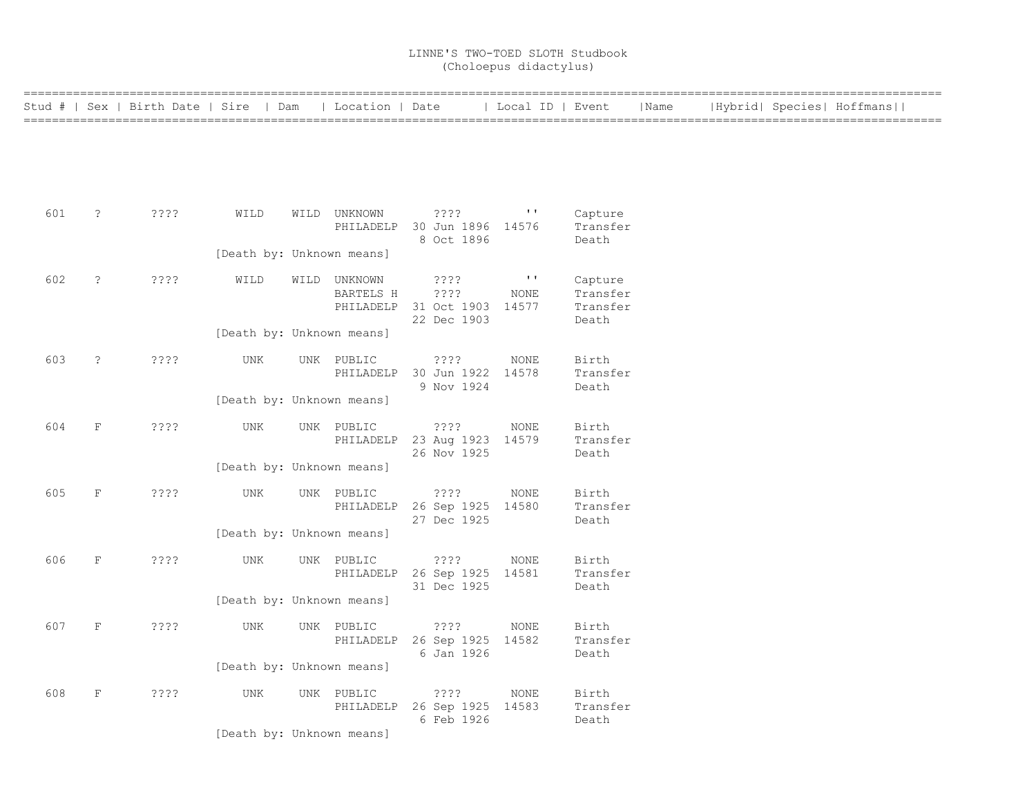LINNE'S TWO-TOED SLOTH Studbook
(Choloepus didactylus)

| Stud # | Sex | Birth Date | Sire | Dam | Location | Date | Local ID | Event | Name | Hybrid | Species | Hoffmans |
|---|---|---|---|---|---|---|---|---|---|---|---|---|
| 601 | ? | ???? | WILD | WILD | UNKNOWN | ???? | '' | Capture | | | | |
| | | | | | PHILADELP | 30 Jun 1896 | 14576 | Transfer | | | | |
| | | | | | | 8 Oct 1896 | | Death | | | | |
| | | | [Death by: Unknown means] | | | | | | | | | |
| 602 | ? | ???? | WILD | WILD | UNKNOWN | ???? | '' | Capture | | | | |
| | | | | | BARTELS H | ???? | NONE | Transfer | | | | |
| | | | | | PHILADELP | 31 Oct 1903 | 14577 | Transfer | | | | |
| | | | | | | 22 Dec 1903 | | Death | | | | |
| | | | [Death by: Unknown means] | | | | | | | | | |
| 603 | ? | ???? | UNK | UNK | PUBLIC | ???? | NONE | Birth | | | | |
| | | | | | PHILADELP | 30 Jun 1922 | 14578 | Transfer | | | | |
| | | | | | | 9 Nov 1924 | | Death | | | | |
| | | | [Death by: Unknown means] | | | | | | | | | |
| 604 | F | ???? | UNK | UNK | PUBLIC | ???? | NONE | Birth | | | | |
| | | | | | PHILADELP | 23 Aug 1923 | 14579 | Transfer | | | | |
| | | | | | | 26 Nov 1925 | | Death | | | | |
| | | | [Death by: Unknown means] | | | | | | | | | |
| 605 | F | ???? | UNK | UNK | PUBLIC | ???? | NONE | Birth | | | | |
| | | | | | PHILADELP | 26 Sep 1925 | 14580 | Transfer | | | | |
| | | | | | | 27 Dec 1925 | | Death | | | | |
| | | | [Death by: Unknown means] | | | | | | | | | |
| 606 | F | ???? | UNK | UNK | PUBLIC | ???? | NONE | Birth | | | | |
| | | | | | PHILADELP | 26 Sep 1925 | 14581 | Transfer | | | | |
| | | | | | | 31 Dec 1925 | | Death | | | | |
| | | | [Death by: Unknown means] | | | | | | | | | |
| 607 | F | ???? | UNK | UNK | PUBLIC | ???? | NONE | Birth | | | | |
| | | | | | PHILADELP | 26 Sep 1925 | 14582 | Transfer | | | | |
| | | | | | | 6 Jan 1926 | | Death | | | | |
| | | | [Death by: Unknown means] | | | | | | | | | |
| 608 | F | ???? | UNK | UNK | PUBLIC | ???? | NONE | Birth | | | | |
| | | | | | PHILADELP | 26 Sep 1925 | 14583 | Transfer | | | | |
| | | | | | | 6 Feb 1926 | | Death | | | | |
| | | | [Death by: Unknown means] | | | | | | | | | |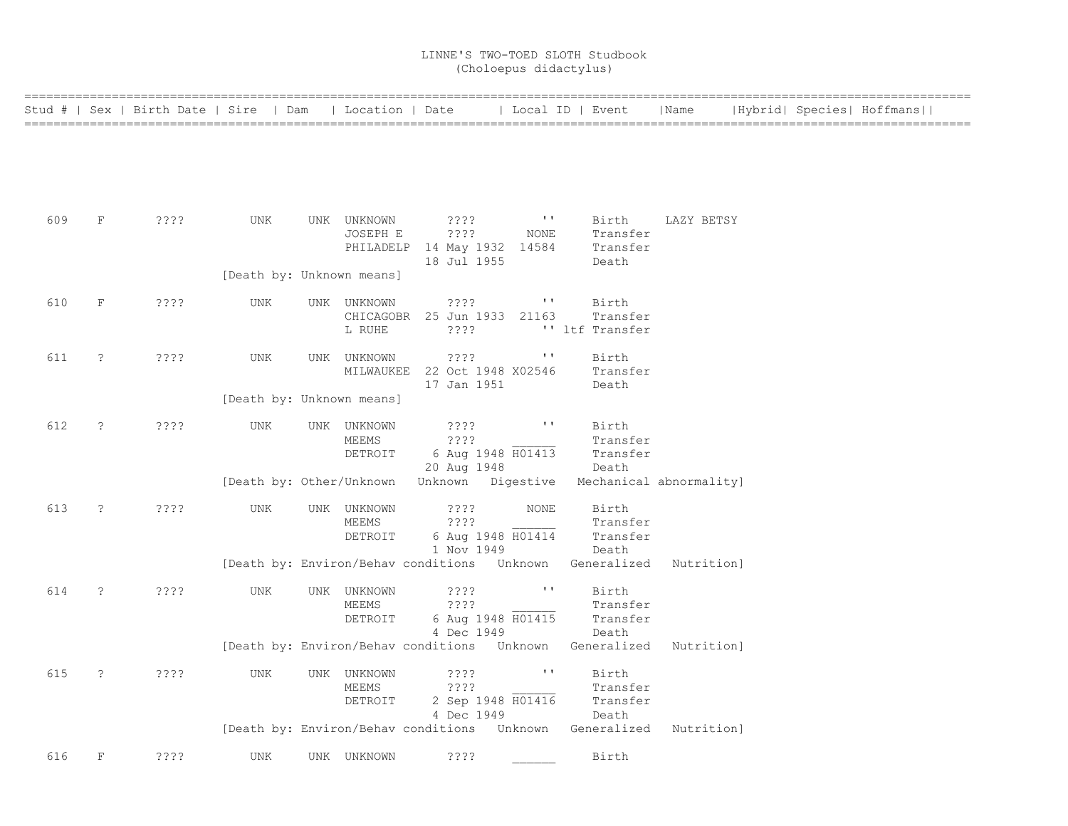LINNE'S TWO-TOED SLOTH Studbook
(Choloepus didactylus)

| Stud # | Sex | Birth Date | Sire | Dam | Location | Date | Local ID | Event | Name | Hybrid | Species | Hoffmans |
|---|---|---|---|---|---|---|---|---|---|---|---|---|
| 609 | F | ???? | UNK | UNK | UNKNOWN | ???? | '' | Birth | LAZY BETSY | | | |
| | | | | | JOSEPH E | ???? | NONE | Transfer | | | | |
| | | | | | PHILADELP | 14 May 1932 | 14584 | Transfer | | | | |
| | | | | | | 18 Jul 1955 | | Death | | | | |
| | | | [Death by: Unknown means] | | | | | | | | | |
| 610 | F | ???? | UNK | UNK | UNKNOWN | ???? | '' | Birth | | | | |
| | | | | | CHICAGOBR | 25 Jun 1933 | 21163 | Transfer | | | | |
| | | | | | L RUHE | ???? | '' ltf | Transfer | | | | |
| 611 | ? | ???? | UNK | UNK | UNKNOWN | ???? | '' | Birth | | | | |
| | | | | | MILWAUKEE | 22 Oct 1948 | X02546 | Transfer | | | | |
| | | | | | | 17 Jan 1951 | | Death | | | | |
| | | | [Death by: Unknown means] | | | | | | | | | |
| 612 | ? | ???? | UNK | UNK | UNKNOWN | ???? | '' | Birth | | | | |
| | | | | | MEEMS | ???? | ______ | Transfer | | | | |
| | | | | | DETROIT | 6 Aug 1948 | H01413 | Transfer | | | | |
| | | | | | | 20 Aug 1948 | | Death | | | | |
| | | | [Death by: Other/Unknown Unknown Digestive Mechanical abnormality] | | | | | | | | | |
| 613 | ? | ???? | UNK | UNK | UNKNOWN | ???? | NONE | Birth | | | | |
| | | | | | MEEMS | ???? | ______ | Transfer | | | | |
| | | | | | DETROIT | 6 Aug 1948 | H01414 | Transfer | | | | |
| | | | | | | 1 Nov 1949 | | Death | | | | |
| | | | [Death by: Environ/Behav conditions Unknown Generalized Nutrition] | | | | | | | | | |
| 614 | ? | ???? | UNK | UNK | UNKNOWN | ???? | '' | Birth | | | | |
| | | | | | MEEMS | ???? | ______ | Transfer | | | | |
| | | | | | DETROIT | 6 Aug 1948 | H01415 | Transfer | | | | |
| | | | | | | 4 Dec 1949 | | Death | | | | |
| | | | [Death by: Environ/Behav conditions Unknown Generalized Nutrition] | | | | | | | | | |
| 615 | ? | ???? | UNK | UNK | UNKNOWN | ???? | '' | Birth | | | | |
| | | | | | MEEMS | ???? | ______ | Transfer | | | | |
| | | | | | DETROIT | 2 Sep 1948 | H01416 | Transfer | | | | |
| | | | | | | 4 Dec 1949 | | Death | | | | |
| | | | [Death by: Environ/Behav conditions Unknown Generalized Nutrition] | | | | | | | | | |
| 616 | F | ???? | UNK | UNK | UNKNOWN | ???? | ______ | Birth | | | | |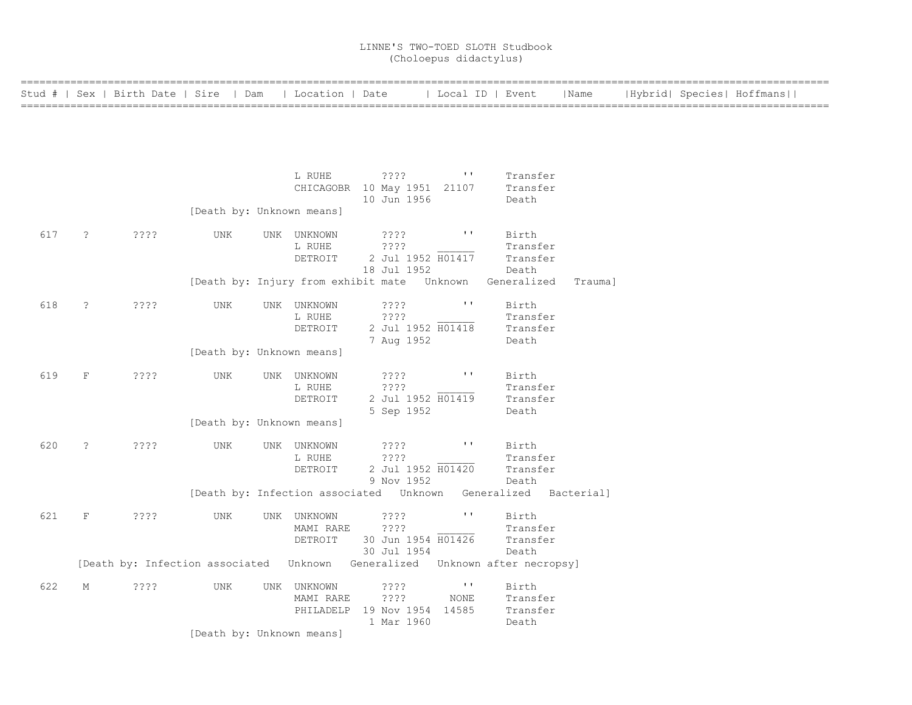# LINNE'S TWO-TOED SLOTH Studbook
## (Choloepus didactylus)

| Stud # | Sex | Birth Date | Sire | Dam | Location | Date | Local ID | Event | Name | Hybrid | Species | Hoffmans |
|---|---|---|---|---|---|---|---|---|---|---|---|---|
| | | | | | L RUHE | ???? | '' | Transfer | | | | |
| | | | | | CHICAGOBR | 10 May 1951 | 21107 | Transfer | | | | |
| | | | | | | 10 Jun 1956 | | Death | | | | |
| | | | [Death by: Unknown means] | | | | | | | | | |
| 617 | ? | ???? | UNK | UNK | UNKNOWN | ???? | '' | Birth | | | | |
| | | | | | L RUHE | ???? | ______ | Transfer | | | | |
| | | | | | DETROIT | 2 Jul 1952 | H01417 | Transfer | | | | |
| | | | | | | 18 Jul 1952 | | Death | | | | |
| | | | [Death by: Injury from exhibit mate Unknown Generalized Trauma] | | | | | | | | | |
| 618 | ? | ???? | UNK | UNK | UNKNOWN | ???? | '' | Birth | | | | |
| | | | | | L RUHE | ???? | ______ | Transfer | | | | |
| | | | | | DETROIT | 2 Jul 1952 | H01418 | Transfer | | | | |
| | | | | | | 7 Aug 1952 | | Death | | | | |
| | | | [Death by: Unknown means] | | | | | | | | | |
| 619 | F | ???? | UNK | UNK | UNKNOWN | ???? | '' | Birth | | | | |
| | | | | | L RUHE | ???? | ______ | Transfer | | | | |
| | | | | | DETROIT | 2 Jul 1952 | H01419 | Transfer | | | | |
| | | | | | | 5 Sep 1952 | | Death | | | | |
| | | | [Death by: Unknown means] | | | | | | | | | |
| 620 | ? | ???? | UNK | UNK | UNKNOWN | ???? | '' | Birth | | | | |
| | | | | | L RUHE | ???? | ______ | Transfer | | | | |
| | | | | | DETROIT | 2 Jul 1952 | H01420 | Transfer | | | | |
| | | | | | | 9 Nov 1952 | | Death | | | | |
| | | | [Death by: Infection associated Unknown Generalized Bacterial] | | | | | | | | | |
| 621 | F | ???? | UNK | UNK | UNKNOWN | ???? | '' | Birth | | | | |
| | | | | | MAMI RARE | ???? | ______ | Transfer | | | | |
| | | | | | DETROIT | 30 Jun 1954 | H01426 | Transfer | | | | |
| | | | | | | 30 Jul 1954 | | Death | | | | |
| | | [Death by: Infection associated Unknown Generalized Unknown after necropsy] | | | | | | | | | | |
| 622 | M | ???? | UNK | UNK | UNKNOWN | ???? | '' | Birth | | | | |
| | | | | | MAMI RARE | ???? | NONE | Transfer | | | | |
| | | | | | PHILADELP | 19 Nov 1954 | 14585 | Transfer | | | | |
| | | | | | | 1 Mar 1960 | | Death | | | | |
| | | | [Death by: Unknown means] | | | | | | | | | |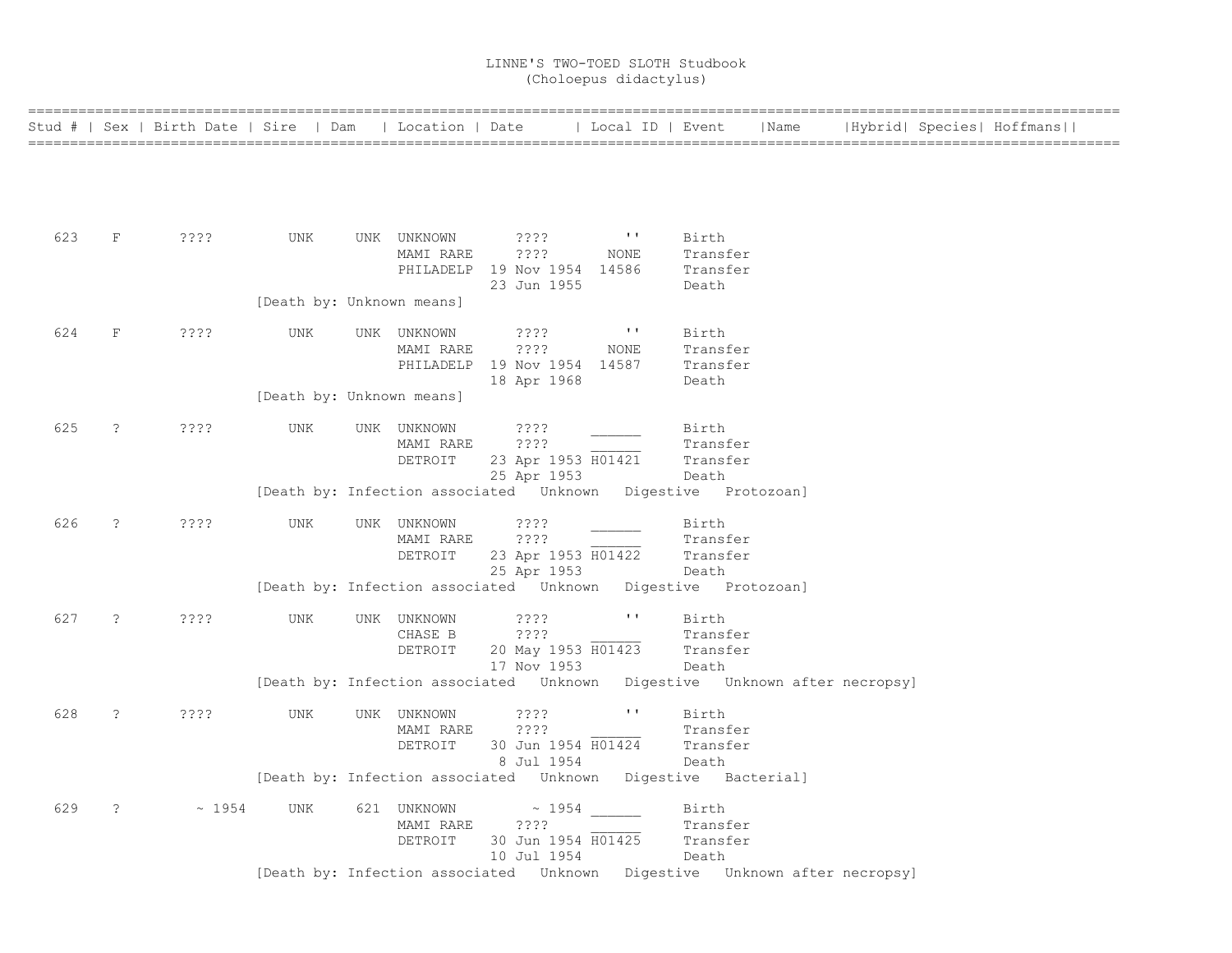# LINNE'S TWO-TOED SLOTH Studbook
(Choloepus didactylus)

| Stud # | Sex | Birth Date | Sire | Dam | Location | Date | Local ID | Event | Name | Hybrid | Species | Hoffmans |
|---|---|---|---|---|---|---|---|---|---|---|---|---|
| 623 | F | ???? | UNK | UNK | UNKNOWN | ???? | '' | Birth | | | | |
| | | | | | MAMI RARE | ???? | NONE | Transfer | | | | |
| | | | | | PHILADELP | 19 Nov 1954 | 14586 | Transfer | | | | |
| | | | | | | 23 Jun 1955 | | Death | | | | |
| | | | [Death by: Unknown means] | | | | | | | | | |
| 624 | F | ???? | UNK | UNK | UNKNOWN | ???? | '' | Birth | | | | |
| | | | | | MAMI RARE | ???? | NONE | Transfer | | | | |
| | | | | | PHILADELP | 19 Nov 1954 | 14587 | Transfer | | | | |
| | | | | | | 18 Apr 1968 | | Death | | | | |
| | | | [Death by: Unknown means] | | | | | | | | | |
| 625 | ? | ???? | UNK | UNK | UNKNOWN | ???? | ______ | Birth | | | | |
| | | | | | MAMI RARE | ???? | ______ | Transfer | | | | |
| | | | | | DETROIT | 23 Apr 1953 | H01421 | Transfer | | | | |
| | | | | | | 25 Apr 1953 | | Death | | | | |
| | | | [Death by: Infection associated Unknown Digestive Protozoan] | | | | | | | | | |
| 626 | ? | ???? | UNK | UNK | UNKNOWN | ???? | ______ | Birth | | | | |
| | | | | | MAMI RARE | ???? | ______ | Transfer | | | | |
| | | | | | DETROIT | 23 Apr 1953 | H01422 | Transfer | | | | |
| | | | | | | 25 Apr 1953 | | Death | | | | |
| | | | [Death by: Infection associated Unknown Digestive Protozoan] | | | | | | | | | |
| 627 | ? | ???? | UNK | UNK | UNKNOWN | ???? | '' | Birth | | | | |
| | | | | | CHASE B | ???? | ______ | Transfer | | | | |
| | | | | | DETROIT | 20 May 1953 | H01423 | Transfer | | | | |
| | | | | | | 17 Nov 1953 | | Death | | | | |
| | | | [Death by: Infection associated Unknown Digestive Unknown after necropsy] | | | | | | | | | |
| 628 | ? | ???? | UNK | UNK | UNKNOWN | ???? | '' | Birth | | | | |
| | | | | | MAMI RARE | ???? | ______ | Transfer | | | | |
| | | | | | DETROIT | 30 Jun 1954 | H01424 | Transfer | | | | |
| | | | | | | 8 Jul 1954 | | Death | | | | |
| | | | [Death by: Infection associated Unknown Digestive Bacterial] | | | | | | | | | |
| 629 | ? | ~ 1954 | UNK | 621 | UNKNOWN | ~ 1954 | ______ | Birth | | | | |
| | | | | | MAMI RARE | ???? | ______ | Transfer | | | | |
| | | | | | DETROIT | 30 Jun 1954 | H01425 | Transfer | | | | |
| | | | | | | 10 Jul 1954 | | Death | | | | |
| | | | [Death by: Infection associated Unknown Digestive Unknown after necropsy] | | | | | | | | | |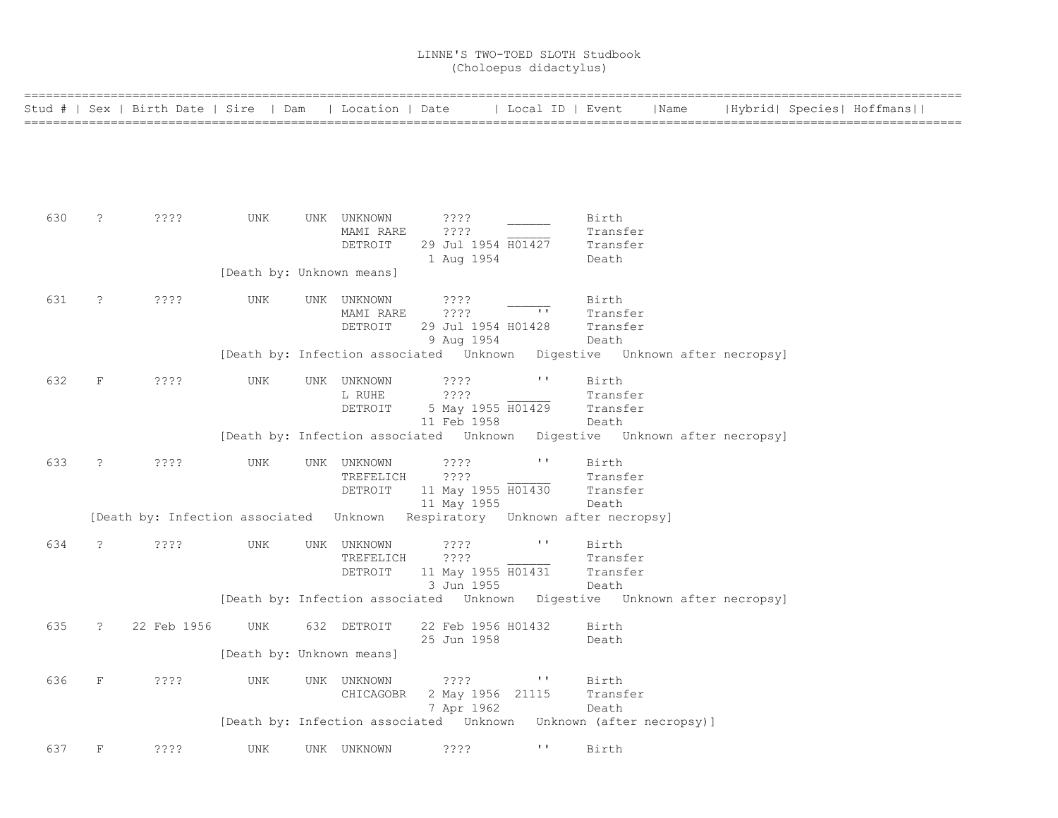# LINNE'S TWO-TOED SLOTH Studbook
(Choloepus didactylus)

| Stud # | Sex | Birth Date | Sire | Dam | Location | Date | Local ID | Event | Name | Hybrid | Species | Hoffmans |
|---|---|---|---|---|---|---|---|---|---|---|---|---|
| 630 | ? | ???? | UNK | UNK | UNKNOWN | ???? | ______ | Birth | | | | |
| | | | | | MAMI RARE | ???? | ______ | Transfer | | | | |
| | | | | | DETROIT | 29 Jul 1954 | H01427 | Transfer | | | | |
| | | | | | | 1 Aug 1954 | | Death | | | | |
| | | | [Death by: Unknown means] | | | | | | | | | |
| 631 | ? | ???? | UNK | UNK | UNKNOWN | ???? | ______ | Birth | | | | |
| | | | | | MAMI RARE | ???? | '' | Transfer | | | | |
| | | | | | DETROIT | 29 Jul 1954 | H01428 | Transfer | | | | |
| | | | | | | 9 Aug 1954 | | Death | | | | |
| | | | [Death by: Infection associated Unknown Digestive Unknown after necropsy] | | | | | | | | | |
| 632 | F | ???? | UNK | UNK | UNKNOWN | ???? | '' | Birth | | | | |
| | | | | | L RUHE | ???? | ______ | Transfer | | | | |
| | | | | | DETROIT | 5 May 1955 | H01429 | Transfer | | | | |
| | | | | | | 11 Feb 1958 | | Death | | | | |
| | | | [Death by: Infection associated Unknown Digestive Unknown after necropsy] | | | | | | | | | |
| 633 | ? | ???? | UNK | UNK | UNKNOWN | ???? | '' | Birth | | | | |
| | | | | | TREFELICH | ???? | ______ | Transfer | | | | |
| | | | | | DETROIT | 11 May 1955 | H01430 | Transfer | | | | |
| | | | | | | 11 May 1955 | | Death | | | | |
| | [Death by: Infection associated Unknown Respiratory Unknown after necropsy] | | | | | | | | | | | |
| 634 | ? | ???? | UNK | UNK | UNKNOWN | ???? | '' | Birth | | | | |
| | | | | | TREFELICH | ???? | ______ | Transfer | | | | |
| | | | | | DETROIT | 11 May 1955 | H01431 | Transfer | | | | |
| | | | | | | 3 Jun 1955 | | Death | | | | |
| | | | [Death by: Infection associated Unknown Digestive Unknown after necropsy] | | | | | | | | | |
| 635 | ? | 22 Feb 1956 | UNK | 632 | DETROIT | 22 Feb 1956 | H01432 | Birth | | | | |
| | | | | | | 25 Jun 1958 | | Death | | | | |
| | | | [Death by: Unknown means] | | | | | | | | | |
| 636 | F | ???? | UNK | UNK | UNKNOWN | ???? | '' | Birth | | | | |
| | | | | | CHICAGOBR | 2 May 1956 | 21115 | Transfer | | | | |
| | | | | | | 7 Apr 1962 | | Death | | | | |
| | | | [Death by: Infection associated Unknown Unknown (after necropsy)] | | | | | | | | | |
| 637 | F | ???? | UNK | UNK | UNKNOWN | ???? | '' | Birth | | | | |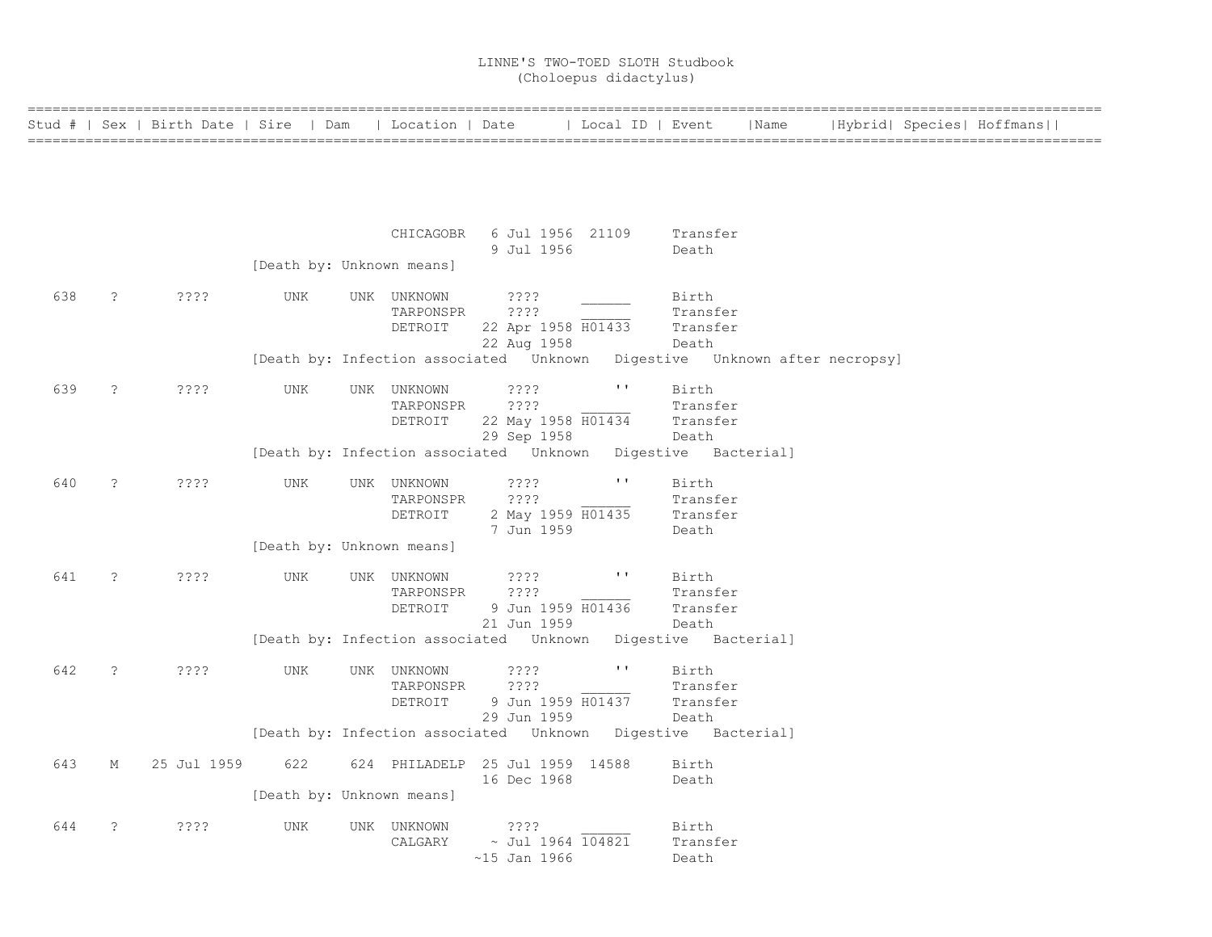# LINNE'S TWO-TOED SLOTH Studbook
(Choloepus didactylus)

| Stud # | Sex | Birth Date | Sire | Dam | Location | Date | Local ID | Event | Name | Hybrid | Species | Hoffmans |
|---|---|---|---|---|---|---|---|---|---|---|---|---|
| | | | | | CHICAGOBR | 6 Jul 1956 | 21109 | Transfer | | | | |
| | | | | | | 9 Jul 1956 | | Death | | | | |
| | | | [Death by: Unknown means] | | | | | | | | | |
| 638 | ? | ???? | UNK | UNK | UNKNOWN | ???? | ______ | Birth | | | | |
| | | | | | TARPONSPR | ???? | ______ | Transfer | | | | |
| | | | | | DETROIT | 22 Apr 1958 | H01433 | Transfer | | | | |
| | | | | | | 22 Aug 1958 | | Death | | | | |
| | | | [Death by: Infection associated Unknown Digestive Unknown after necropsy] | | | | | | | | | |
| 639 | ? | ???? | UNK | UNK | UNKNOWN | ???? | '' | Birth | | | | |
| | | | | | TARPONSPR | ???? | ______ | Transfer | | | | |
| | | | | | DETROIT | 22 May 1958 | H01434 | Transfer | | | | |
| | | | | | | 29 Sep 1958 | | Death | | | | |
| | | | [Death by: Infection associated Unknown Digestive Bacterial] | | | | | | | | | |
| 640 | ? | ???? | UNK | UNK | UNKNOWN | ???? | '' | Birth | | | | |
| | | | | | TARPONSPR | ???? | ______ | Transfer | | | | |
| | | | | | DETROIT | 2 May 1959 | H01435 | Transfer | | | | |
| | | | | | | 7 Jun 1959 | | Death | | | | |
| | | | [Death by: Unknown means] | | | | | | | | | |
| 641 | ? | ???? | UNK | UNK | UNKNOWN | ???? | '' | Birth | | | | |
| | | | | | TARPONSPR | ???? | ______ | Transfer | | | | |
| | | | | | DETROIT | 9 Jun 1959 | H01436 | Transfer | | | | |
| | | | | | | 21 Jun 1959 | | Death | | | | |
| | | | [Death by: Infection associated Unknown Digestive Bacterial] | | | | | | | | | |
| 642 | ? | ???? | UNK | UNK | UNKNOWN | ???? | '' | Birth | | | | |
| | | | | | TARPONSPR | ???? | ______ | Transfer | | | | |
| | | | | | DETROIT | 9 Jun 1959 | H01437 | Transfer | | | | |
| | | | | | | 29 Jun 1959 | | Death | | | | |
| | | | [Death by: Infection associated Unknown Digestive Bacterial] | | | | | | | | | |
| 643 | M | 25 Jul 1959 | 622 | 624 | PHILADELP | 25 Jul 1959 | 14588 | Birth | | | | |
| | | | | | | 16 Dec 1968 | | Death | | | | |
| | | | [Death by: Unknown means] | | | | | | | | | |
| 644 | ? | ???? | UNK | UNK | UNKNOWN | ???? | ______ | Birth | | | | |
| | | | | | CALGARY | ~ Jul 1964 | 104821 | Transfer | | | | |
| | | | | | | ~15 Jan 1966 | | Death | | | | |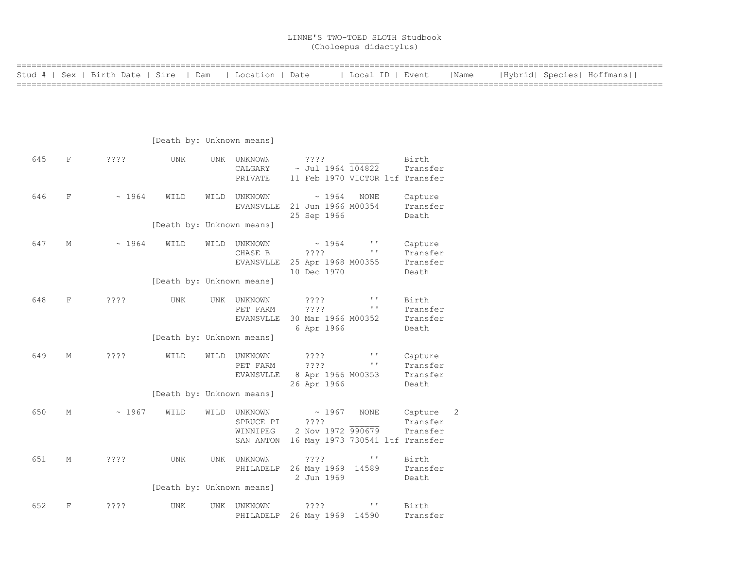LINNE'S TWO-TOED SLOTH Studbook
(Choloepus didactylus)

| Stud # | Sex | Birth Date | Sire | Dam | Location | Date | Local ID | Event | Name | Hybrid | Species | Hoffmans |
|---|---|---|---|---|---|---|---|---|---|---|---|---|
| | | | [Death by: Unknown means] | | | | | | | | | |
| 645 | F | ???? | UNK | UNK | UNKNOWN | ???? | ______ | Birth | | | | |
| | | | | | CALGARY | ~ Jul 1964 | 104822 | Transfer | | | | |
| | | | | | PRIVATE | 11 Feb 1970 | VICTOR ltf | Transfer | | | | |
| 646 | F | ~ 1964 | WILD | WILD | UNKNOWN | ~ 1964 | NONE | Capture | | | | |
| | | | | | EVANSVLLE | 21 Jun 1966 | M00354 | Transfer | | | | |
| | | | | | | 25 Sep 1966 | | Death | | | | |
| | | | [Death by: Unknown means] | | | | | | | | | |
| 647 | M | ~ 1964 | WILD | WILD | UNKNOWN | ~ 1964 | '' | Capture | | | | |
| | | | | | CHASE B | ???? | '' | Transfer | | | | |
| | | | | | EVANSVLLE | 25 Apr 1968 | M00355 | Transfer | | | | |
| | | | | | | 10 Dec 1970 | | Death | | | | |
| | | | [Death by: Unknown means] | | | | | | | | | |
| 648 | F | ???? | UNK | UNK | UNKNOWN | ???? | '' | Birth | | | | |
| | | | | | PET FARM | ???? | '' | Transfer | | | | |
| | | | | | EVANSVLLE | 30 Mar 1966 | M00352 | Transfer | | | | |
| | | | | | | 6 Apr 1966 | | Death | | | | |
| | | | [Death by: Unknown means] | | | | | | | | | |
| 649 | M | ???? | WILD | WILD | UNKNOWN | ???? | '' | Capture | | | | |
| | | | | | PET FARM | ???? | '' | Transfer | | | | |
| | | | | | EVANSVLLE | 8 Apr 1966 | M00353 | Transfer | | | | |
| | | | | | | 26 Apr 1966 | | Death | | | | |
| | | | [Death by: Unknown means] | | | | | | | | | |
| 650 | M | ~ 1967 | WILD | WILD | UNKNOWN | ~ 1967 | NONE | Capture | 2 | | | |
| | | | | | SPRUCE PI | ???? | ______ | Transfer | | | | |
| | | | | | WINNIPEG | 2 Nov 1972 | 990679 | Transfer | | | | |
| | | | | | SAN ANTON | 16 May 1973 | 730541 ltf | Transfer | | | | |
| 651 | M | ???? | UNK | UNK | UNKNOWN | ???? | '' | Birth | | | | |
| | | | | | PHILADELP | 26 May 1969 | 14589 | Transfer | | | | |
| | | | | | | 2 Jun 1969 | | Death | | | | |
| | | | [Death by: Unknown means] | | | | | | | | | |
| 652 | F | ???? | UNK | UNK | UNKNOWN | ???? | '' | Birth | | | | |
| | | | | | PHILADELP | 26 May 1969 | 14590 | Transfer | | | | |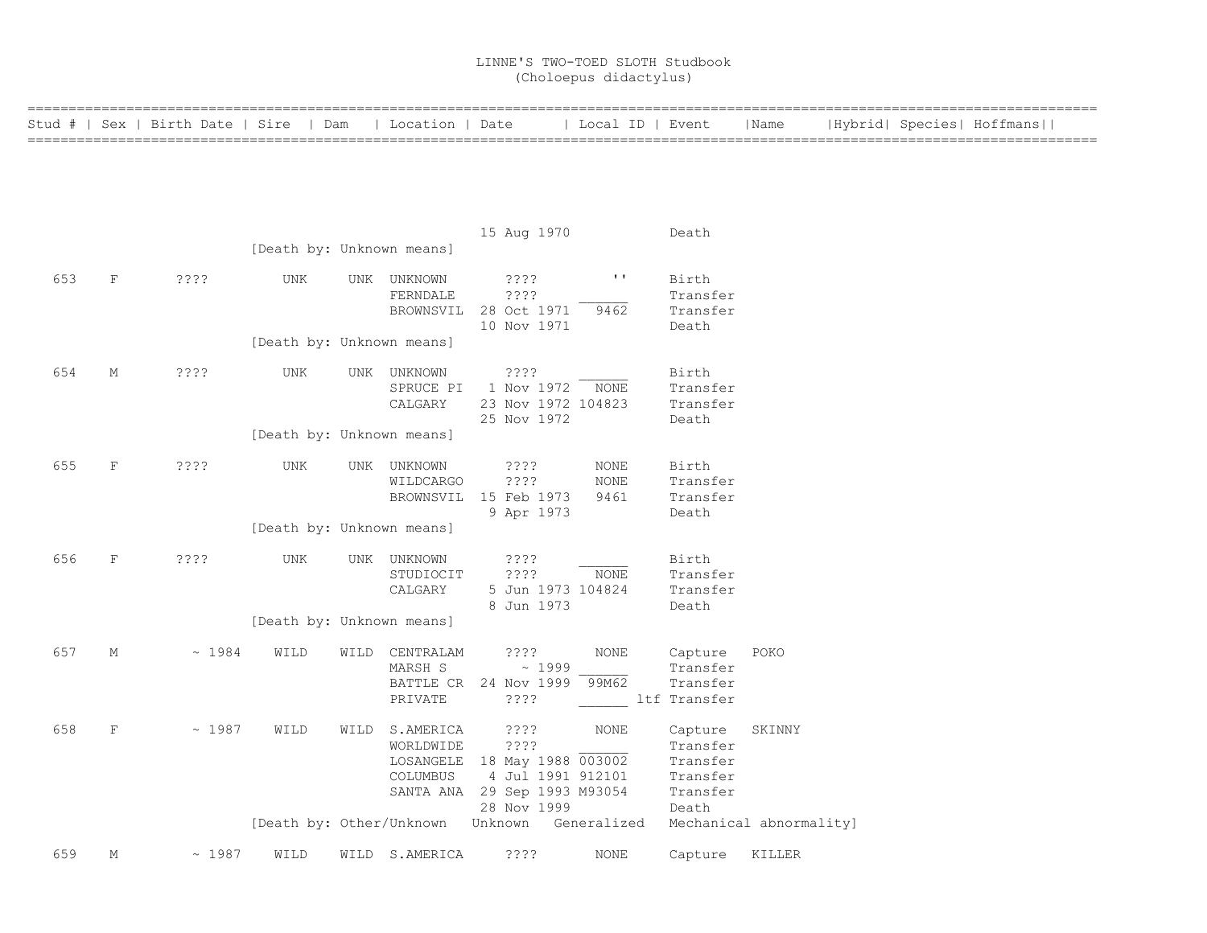LINNE'S TWO-TOED SLOTH Studbook
(Choloepus didactylus)

| Stud # | Sex | Birth Date | Sire | Dam | Location | Date | Local ID | Event | Name | Hybrid | Species | Hoffmans |
|---|---|---|---|---|---|---|---|---|---|---|---|---|
| | | | | | | 15 Aug 1970 | | Death | | | | |
| | | | [Death by: Unknown means] | | | | | | | | | |
| 653 | F | ???? | UNK | UNK | UNKNOWN | ???? | '' | Birth | | | | |
| | | | | | FERNDALE | ???? | ______ | Transfer | | | | |
| | | | | | BROWNSVIL | 28 Oct 1971 | 9462 | Transfer | | | | |
| | | | | | | 10 Nov 1971 | | Death | | | | |
| | | | [Death by: Unknown means] | | | | | | | | | |
| 654 | M | ???? | UNK | UNK | UNKNOWN | ???? | ______ | Birth | | | | |
| | | | | | SPRUCE PI | 1 Nov 1972 | NONE | Transfer | | | | |
| | | | | | CALGARY | 23 Nov 1972 | 104823 | Transfer | | | | |
| | | | | | | 25 Nov 1972 | | Death | | | | |
| | | | [Death by: Unknown means] | | | | | | | | | |
| 655 | F | ???? | UNK | UNK | UNKNOWN | ???? | NONE | Birth | | | | |
| | | | | | WILDCARGO | ???? | NONE | Transfer | | | | |
| | | | | | BROWNSVIL | 15 Feb 1973 | 9461 | Transfer | | | | |
| | | | | | | 9 Apr 1973 | | Death | | | | |
| | | | [Death by: Unknown means] | | | | | | | | | |
| 656 | F | ???? | UNK | UNK | UNKNOWN | ???? | ______ | Birth | | | | |
| | | | | | STUDIOCIT | ???? | NONE | Transfer | | | | |
| | | | | | CALGARY | 5 Jun 1973 | 104824 | Transfer | | | | |
| | | | | | | 8 Jun 1973 | | Death | | | | |
| | | | [Death by: Unknown means] | | | | | | | | | |
| 657 | M | ~ 1984 | WILD | WILD | CENTRALAM | ???? | NONE | Capture | POKO | | | |
| | | | | | MARSH S | ~ 1999 | ______ | Transfer | | | | |
| | | | | | BATTLE CR | 24 Nov 1999 | 99M62 | Transfer | | | | |
| | | | | | PRIVATE | ???? | ______ ltf | Transfer | | | | |
| 658 | F | ~ 1987 | WILD | WILD | S.AMERICA | ???? | NONE | Capture | SKINNY | | | |
| | | | | | WORLDWIDE | ???? | ______ | Transfer | | | | |
| | | | | | LOSANGELE | 18 May 1988 | 003002 | Transfer | | | | |
| | | | | | COLUMBUS | 4 Jul 1991 | 912101 | Transfer | | | | |
| | | | | | SANTA ANA | 29 Sep 1993 | M93054 | Transfer | | | | |
| | | | | | | 28 Nov 1999 | | Death | | | | |
| | | | [Death by: Other/Unknown Unknown Generalized Mechanical abnormality] | | | | | | | | | |
| 659 | M | ~ 1987 | WILD | WILD | S.AMERICA | ???? | NONE | Capture | KILLER | | | |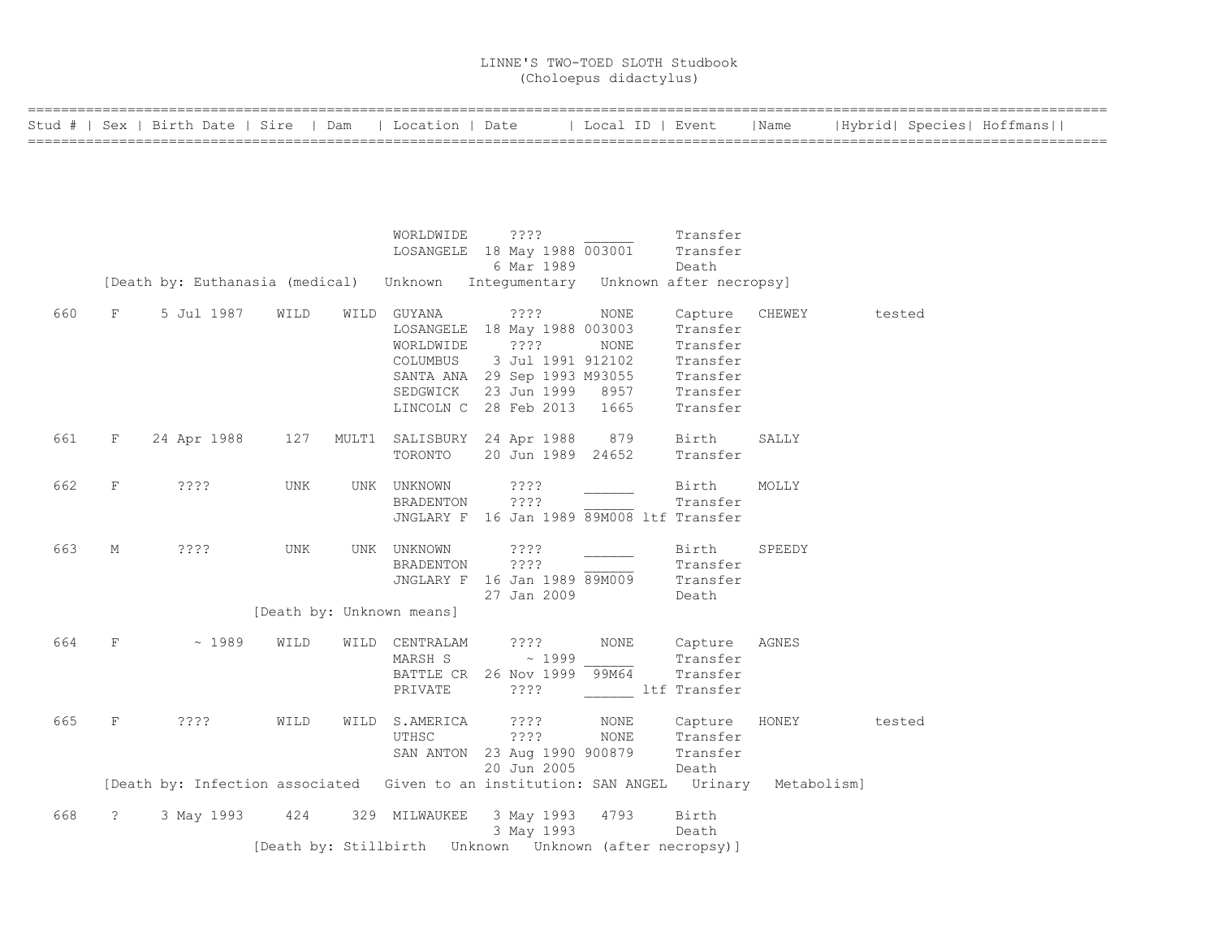# LINNE'S TWO-TOED SLOTH Studbook
## (Choloepus didactylus)

| Stud # | Sex | Birth Date | Sire | Dam | Location | Date | Local ID | Event | Name | Hybrid | Species | Hoffmans |
|---|---|---|---|---|---|---|---|---|---|---|---|---|
| | | | | | WORLDWIDE | ???? | ______ | Transfer | | | | |
| | | | | | LOSANGELE | 18 May 1988 | 003001 | Transfer | | | | |
| | | | | | | 6 Mar 1989 | | Death | | | | |
| [Death by: Euthanasia (medical) Unknown Integumentary Unknown after necropsy] | | | | | | | | | | | | |
| 660 | F | 5 Jul 1987 | WILD | WILD | GUYANA | ???? | NONE | Capture | CHEWEY | | tested | |
| | | | | | LOSANGELE | 18 May 1988 | 003003 | Transfer | | | | |
| | | | | | WORLDWIDE | ???? | NONE | Transfer | | | | |
| | | | | | COLUMBUS | 3 Jul 1991 | 912102 | Transfer | | | | |
| | | | | | SANTA ANA | 29 Sep 1993 | M93055 | Transfer | | | | |
| | | | | | SEDGWICK | 23 Jun 1999 | 8957 | Transfer | | | | |
| | | | | | LINCOLN C | 28 Feb 2013 | 1665 | Transfer | | | | |
| 661 | F | 24 Apr 1988 | 127 | MULT1 | SALISBURY | 24 Apr 1988 | 879 | Birth | SALLY | | | |
| | | | | | TORONTO | 20 Jun 1989 | 24652 | Transfer | | | | |
| 662 | F | ???? | UNK | UNK | UNKNOWN | ???? | ______ | Birth | MOLLY | | | |
| | | | | | BRADENTON | ???? | ______ | Transfer | | | | |
| | | | | | JNGLARY F | 16 Jan 1989 | 89M008 ltf | Transfer | | | | |
| 663 | M | ???? | UNK | UNK | UNKNOWN | ???? | ______ | Birth | SPEEDY | | | |
| | | | | | BRADENTON | ???? | ______ | Transfer | | | | |
| | | | | | JNGLARY F | 16 Jan 1989 | 89M009 | Transfer | | | | |
| | | | | | | 27 Jan 2009 | | Death | | | | |
| [Death by: Unknown means] | | | | | | | | | | | | |
| 664 | F | ~ 1989 | WILD | WILD | CENTRALAM | ???? | NONE | Capture | AGNES | | | |
| | | | | | MARSH S | ~ 1999 | ______ | Transfer | | | | |
| | | | | | BATTLE CR | 26 Nov 1999 | 99M64 | Transfer | | | | |
| | | | | | PRIVATE | ???? | ______ ltf | Transfer | | | | |
| 665 | F | ???? | WILD | WILD | S.AMERICA | ???? | NONE | Capture | HONEY | | tested | |
| | | | | | UTHSC | ???? | NONE | Transfer | | | | |
| | | | | | SAN ANTON | 23 Aug 1990 | 900879 | Transfer | | | | |
| | | | | | | 20 Jun 2005 | | Death | | | | |
| [Death by: Infection associated Given to an institution: SAN ANGEL Urinary Metabolism] | | | | | | | | | | | | |
| 668 | ? | 3 May 1993 | 424 | 329 | MILWAUKEE | 3 May 1993 | 4793 | Birth | | | | |
| | | | | | | 3 May 1993 | | Death | | | | |
| [Death by: Stillbirth Unknown Unknown (after necropsy)] | | | | | | | | | | | | |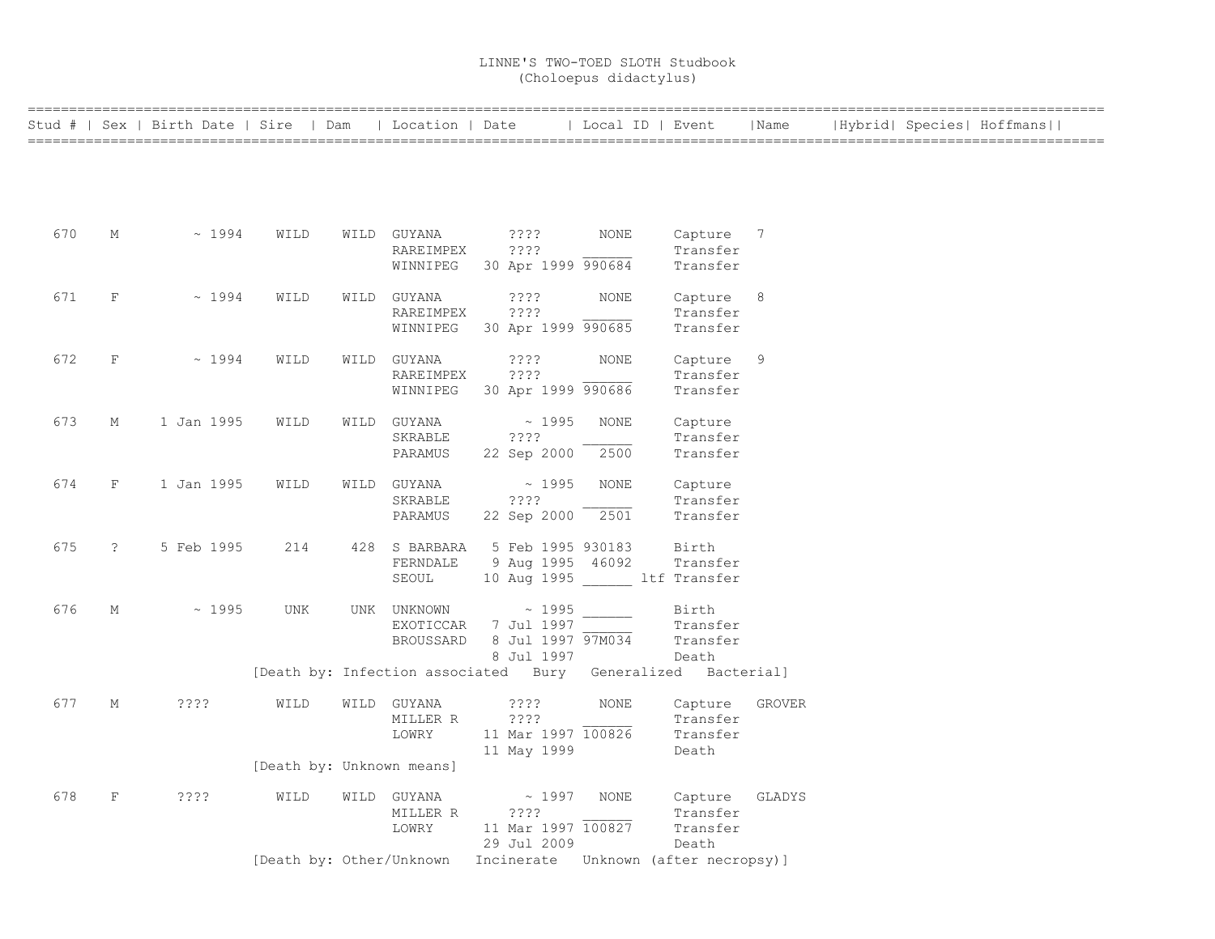# LINNE'S TWO-TOED SLOTH Studbook
## (Choloepus didactylus)

| Stud # | Sex | Birth Date | Sire | Dam | Location | Date | Local ID | Event | Name | Hybrid | Species | Hoffmans |
|---|---|---|---|---|---|---|---|---|---|---|---|---|
| 670 | M | ~ 1994 | WILD | WILD | GUYANA | ???? | NONE | Capture | 7 | | | |
| | | | | | RAREIMPEX | ???? | ______ | Transfer | | | | |
| | | | | | WINNIPEG | 30 Apr 1999 | 990684 | Transfer | | | | |
| 671 | F | ~ 1994 | WILD | WILD | GUYANA | ???? | NONE | Capture | 8 | | | |
| | | | | | RAREIMPEX | ???? | ______ | Transfer | | | | |
| | | | | | WINNIPEG | 30 Apr 1999 | 990685 | Transfer | | | | |
| 672 | F | ~ 1994 | WILD | WILD | GUYANA | ???? | NONE | Capture | 9 | | | |
| | | | | | RAREIMPEX | ???? | ______ | Transfer | | | | |
| | | | | | WINNIPEG | 30 Apr 1999 | 990686 | Transfer | | | | |
| 673 | M | 1 Jan 1995 | WILD | WILD | GUYANA | ~ 1995 | NONE | Capture | | | | |
| | | | | | SKRABLE | ???? | ______ | Transfer | | | | |
| | | | | | PARAMUS | 22 Sep 2000 | 2500 | Transfer | | | | |
| 674 | F | 1 Jan 1995 | WILD | WILD | GUYANA | ~ 1995 | NONE | Capture | | | | |
| | | | | | SKRABLE | ???? | ______ | Transfer | | | | |
| | | | | | PARAMUS | 22 Sep 2000 | 2501 | Transfer | | | | |
| 675 | ? | 5 Feb 1995 | 214 | 428 | S BARBARA | 5 Feb 1995 | 930183 | Birth | | | | |
| | | | | | FERNDALE | 9 Aug 1995 | 46092 | Transfer | | | | |
| | | | | | SEOUL | 10 Aug 1995 | ______ ltf | Transfer | | | | |
| 676 | M | ~ 1995 | UNK | UNK | UNKNOWN | ~ 1995 | ______ | Birth | | | | |
| | | | | | EXOTICCAR | 7 Jul 1997 | ______ | Transfer | | | | |
| | | | | | BROUSSARD | 8 Jul 1997 | 97M034 | Transfer | | | | |
| | | | | | | 8 Jul 1997 | | Death | | | | |
| | | | [Death by: Infection associated Bury Generalized Bacterial] | | | | | | | | | |
| 677 | M | ???? | WILD | WILD | GUYANA | ???? | NONE | Capture | GROVER | | | |
| | | | | | MILLER R | ???? | ______ | Transfer | | | | |
| | | | | | LOWRY | 11 Mar 1997 | 100826 | Transfer | | | | |
| | | | | | | 11 May 1999 | | Death | | | | |
| | | | [Death by: Unknown means] | | | | | | | | | |
| 678 | F | ???? | WILD | WILD | GUYANA | ~ 1997 | NONE | Capture | GLADYS | | | |
| | | | | | MILLER R | ???? | ______ | Transfer | | | | |
| | | | | | LOWRY | 11 Mar 1997 | 100827 | Transfer | | | | |
| | | | | | | 29 Jul 2009 | | Death | | | | |
| | | | [Death by: Other/Unknown Incinerate Unknown (after necropsy)] | | | | | | | | | |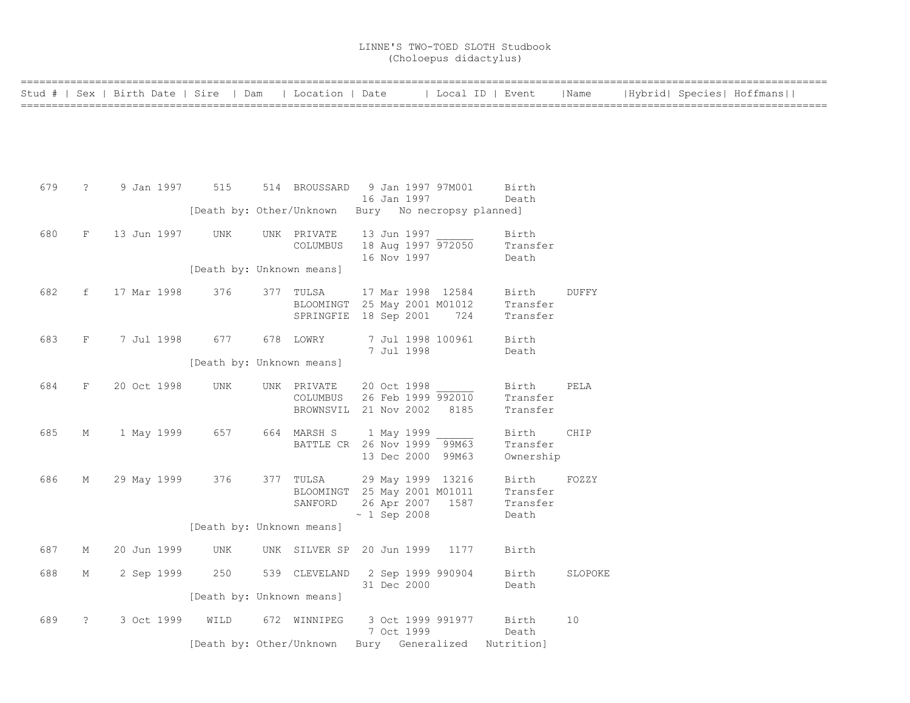# LINNE'S TWO-TOED SLOTH Studbook
## (Choloepus didactylus)

| Stud # | Sex | Birth Date | Sire | Dam | Location | Date | Local ID | Event | Name | Hybrid | Species | Hoffmans |
|---|---|---|---|---|---|---|---|---|---|---|---|---|
| 679 | ? | 9 Jan 1997 | 515 | 514 | BROUSSARD | 9 Jan 1997 | 97M001 | Birth | | | | |
| | | | | | | 16 Jan 1997 | | Death | | | | |
| | | | [Death by: Other/Unknown Bury No necropsy planned] | | | | | | | | | |
| 680 | F | 13 Jun 1997 | UNK | UNK | PRIVATE | 13 Jun 1997 | ______ | Birth | | | | |
| | | | | | COLUMBUS | 18 Aug 1997 | 972050 | Transfer | | | | |
| | | | | | | 16 Nov 1997 | | Death | | | | |
| | | | [Death by: Unknown means] | | | | | | | | | |
| 682 | f | 17 Mar 1998 | 376 | 377 | TULSA | 17 Mar 1998 | 12584 | Birth | DUFFY | | | |
| | | | | | BLOOMINGT | 25 May 2001 | M01012 | Transfer | | | | |
| | | | | | SPRINGFIE | 18 Sep 2001 | 724 | Transfer | | | | |
| 683 | F | 7 Jul 1998 | 677 | 678 | LOWRY | 7 Jul 1998 | 100961 | Birth | | | | |
| | | | | | | 7 Jul 1998 | | Death | | | | |
| | | | [Death by: Unknown means] | | | | | | | | | |
| 684 | F | 20 Oct 1998 | UNK | UNK | PRIVATE | 20 Oct 1998 | ______ | Birth | PELA | | | |
| | | | | | COLUMBUS | 26 Feb 1999 | 992010 | Transfer | | | | |
| | | | | | BROWNSVIL | 21 Nov 2002 | 8185 | Transfer | | | | |
| 685 | M | 1 May 1999 | 657 | 664 | MARSH S | 1 May 1999 | ______ | Birth | CHIP | | | |
| | | | | | BATTLE CR | 26 Nov 1999 | 99M63 | Transfer | | | | |
| | | | | | | 13 Dec 2000 | 99M63 | Ownership | | | | |
| 686 | M | 29 May 1999 | 376 | 377 | TULSA | 29 May 1999 | 13216 | Birth | FOZZY | | | |
| | | | | | BLOOMINGT | 25 May 2001 | M01011 | Transfer | | | | |
| | | | | | SANFORD | 26 Apr 2007 | 1587 | Transfer | | | | |
| | | | | | | ~ 1 Sep 2008 | | Death | | | | |
| | | | [Death by: Unknown means] | | | | | | | | | |
| 687 | M | 20 Jun 1999 | UNK | UNK | SILVER SP | 20 Jun 1999 | 1177 | Birth | | | | |
| 688 | M | 2 Sep 1999 | 250 | 539 | CLEVELAND | 2 Sep 1999 | 990904 | Birth | SLOPOKE | | | |
| | | | | | | 31 Dec 2000 | | Death | | | | |
| | | | [Death by: Unknown means] | | | | | | | | | |
| 689 | ? | 3 Oct 1999 | WILD | 672 | WINNIPEG | 3 Oct 1999 | 991977 | Birth | 10 | | | |
| | | | | | | 7 Oct 1999 | | Death | | | | |
| | | | [Death by: Other/Unknown Bury Generalized Nutrition] | | | | | | | | | |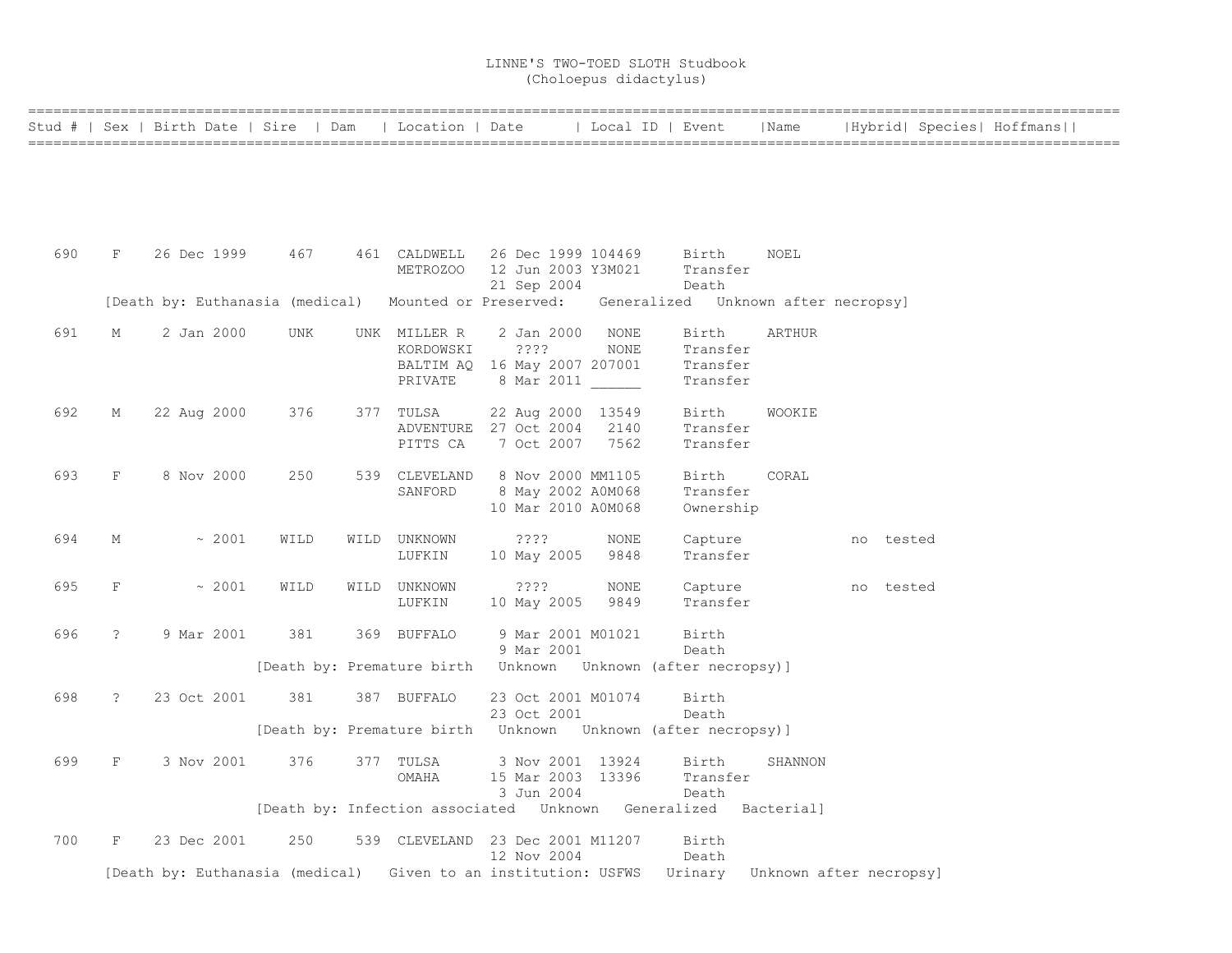# LINNE'S TWO-TOED SLOTH Studbook
## (Choloepus didactylus)

| Stud # | Sex | Birth Date | Sire | Dam | Location | Date | Local ID | Event | Name | Hybrid | Species | Hoffmans |
|---|---|---|---|---|---|---|---|---|---|---|---|---|
| 690 | F | 26 Dec 1999 | 467 | 461 | CALDWELL | 26 Dec 1999 | 104469 | Birth | NOEL | | | |
| | | | | | METROZOO | 12 Jun 2003 | Y3M021 | Transfer | | | | |
| | | | | | | 21 Sep 2004 | | Death | | | | |
| [Death by: Euthanasia (medical) Mounted or Preserved: Generalized Unknown after necropsy] | | | | | | | | | | | | |
| 691 | M | 2 Jan 2000 | UNK | UNK | MILLER R | 2 Jan 2000 | NONE | Birth | ARTHUR | | | |
| | | | | | KORDOWSKI | ???? | NONE | Transfer | | | | |
| | | | | | BALTIM AQ | 16 May 2007 | 207001 | Transfer | | | | |
| | | | | | PRIVATE | 8 Mar 2011 | ______ | Transfer | | | | |
| 692 | M | 22 Aug 2000 | 376 | 377 | TULSA | 22 Aug 2000 | 13549 | Birth | WOOKIE | | | |
| | | | | | ADVENTURE | 27 Oct 2004 | 2140 | Transfer | | | | |
| | | | | | PITTS CA | 7 Oct 2007 | 7562 | Transfer | | | | |
| 693 | F | 8 Nov 2000 | 250 | 539 | CLEVELAND | 8 Nov 2000 | MM1105 | Birth | CORAL | | | |
| | | | | | SANFORD | 8 May 2002 | A0M068 | Transfer | | | | |
| | | | | | | 10 Mar 2010 | A0M068 | Ownership | | | | |
| 694 | M | ~ 2001 | WILD | WILD | UNKNOWN | ???? | NONE | Capture | | no | tested | |
| | | | | | LUFKIN | 10 May 2005 | 9848 | Transfer | | | | |
| 695 | F | ~ 2001 | WILD | WILD | UNKNOWN | ???? | NONE | Capture | | no | tested | |
| | | | | | LUFKIN | 10 May 2005 | 9849 | Transfer | | | | |
| 696 | ? | 9 Mar 2001 | 381 | 369 | BUFFALO | 9 Mar 2001 | M01021 | Birth | | | | |
| | | | | | | 9 Mar 2001 | | Death | | | | |
| [Death by: Premature birth Unknown Unknown (after necropsy)] | | | | | | | | | | | | |
| 698 | ? | 23 Oct 2001 | 381 | 387 | BUFFALO | 23 Oct 2001 | M01074 | Birth | | | | |
| | | | | | | 23 Oct 2001 | | Death | | | | |
| [Death by: Premature birth Unknown Unknown (after necropsy)] | | | | | | | | | | | | |
| 699 | F | 3 Nov 2001 | 376 | 377 | TULSA | 3 Nov 2001 | 13924 | Birth | SHANNON | | | |
| | | | | | OMAHA | 15 Mar 2003 | 13396 | Transfer | | | | |
| | | | | | | 3 Jun 2004 | | Death | | | | |
| [Death by: Infection associated Unknown Generalized Bacterial] | | | | | | | | | | | | |
| 700 | F | 23 Dec 2001 | 250 | 539 | CLEVELAND | 23 Dec 2001 | M11207 | Birth | | | | |
| | | | | | | 12 Nov 2004 | | Death | | | | |
| [Death by: Euthanasia (medical) Given to an institution: USFWS Urinary Unknown after necropsy] | | | | | | | | | | | | |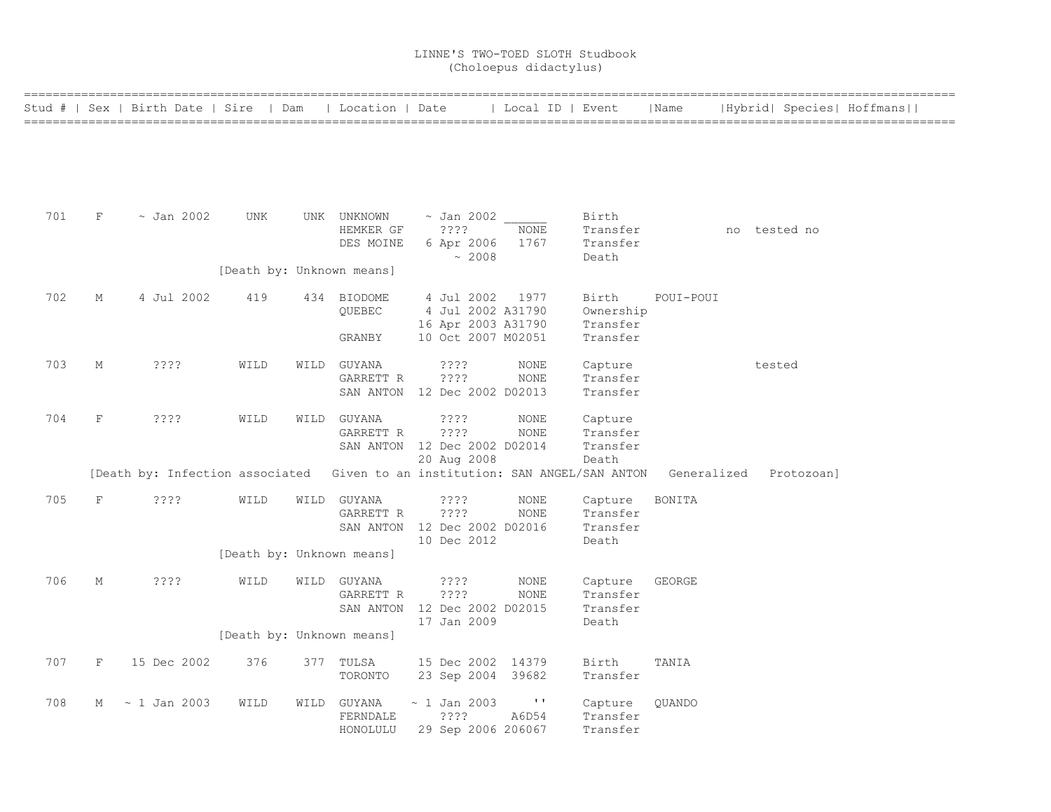# LINNE'S TWO-TOED SLOTH Studbook
## (Choloepus didactylus)

| Stud # | Sex | Birth Date | Sire | Dam | Location | Date | Local ID | Event | Name | Hybrid | Species | Hoffmans |
|---|---|---|---|---|---|---|---|---|---|---|---|---|
| 701 | F | ~ Jan 2002 | UNK | UNK | UNKNOWN | ~ Jan 2002 | ______ | Birth | | | | |
| | | | | | HEMKER GF | ???? | NONE | Transfer | | no | tested | no |
| | | | | | DES MOINE | 6 Apr 2006 | 1767 | Transfer | | | | |
| | | | | | | ~ 2008 | | Death | | | | |
| | | | [Death by: Unknown means] | | | | | | | | | |
| 702 | M | 4 Jul 2002 | 419 | 434 | BIODOME | 4 Jul 2002 | 1977 | Birth | POUI-POUI | | | |
| | | | | | QUEBEC | 4 Jul 2002 | A31790 | Ownership | | | | |
| | | | | | | 16 Apr 2003 | A31790 | Transfer | | | | |
| | | | | | GRANBY | 10 Oct 2007 | M02051 | Transfer | | | | |
| 703 | M | ???? | WILD | WILD | GUYANA | ???? | NONE | Capture | | | tested | |
| | | | | | GARRETT R | ???? | NONE | Transfer | | | | |
| | | | | | SAN ANTON | 12 Dec 2002 | D02013 | Transfer | | | | |
| 704 | F | ???? | WILD | WILD | GUYANA | ???? | NONE | Capture | | | | |
| | | | | | GARRETT R | ???? | NONE | Transfer | | | | |
| | | | | | SAN ANTON | 12 Dec 2002 | D02014 | Transfer | | | | |
| | | | | | | 20 Aug 2008 | | Death | | | | |
| | [Death by: Infection associated Given to an institution: SAN ANGEL/SAN ANTON Generalized Protozoan] | | | | | | | | | | | |
| 705 | F | ???? | WILD | WILD | GUYANA | ???? | NONE | Capture | BONITA | | | |
| | | | | | GARRETT R | ???? | NONE | Transfer | | | | |
| | | | | | SAN ANTON | 12 Dec 2002 | D02016 | Transfer | | | | |
| | | | | | | 10 Dec 2012 | | Death | | | | |
| | | | [Death by: Unknown means] | | | | | | | | | |
| 706 | M | ???? | WILD | WILD | GUYANA | ???? | NONE | Capture | GEORGE | | | |
| | | | | | GARRETT R | ???? | NONE | Transfer | | | | |
| | | | | | SAN ANTON | 12 Dec 2002 | D02015 | Transfer | | | | |
| | | | | | | 17 Jan 2009 | | Death | | | | |
| | | | [Death by: Unknown means] | | | | | | | | | |
| 707 | F | 15 Dec 2002 | 376 | 377 | TULSA | 15 Dec 2002 | 14379 | Birth | TANIA | | | |
| | | | | | TORONTO | 23 Sep 2004 | 39682 | Transfer | | | | |
| 708 | M | ~ 1 Jan 2003 | WILD | WILD | GUYANA | ~ 1 Jan 2003 | '' | Capture | QUANDO | | | |
| | | | | | FERNDALE | ???? | A6D54 | Transfer | | | | |
| | | | | | HONOLULU | 29 Sep 2006 | 206067 | Transfer | | | | |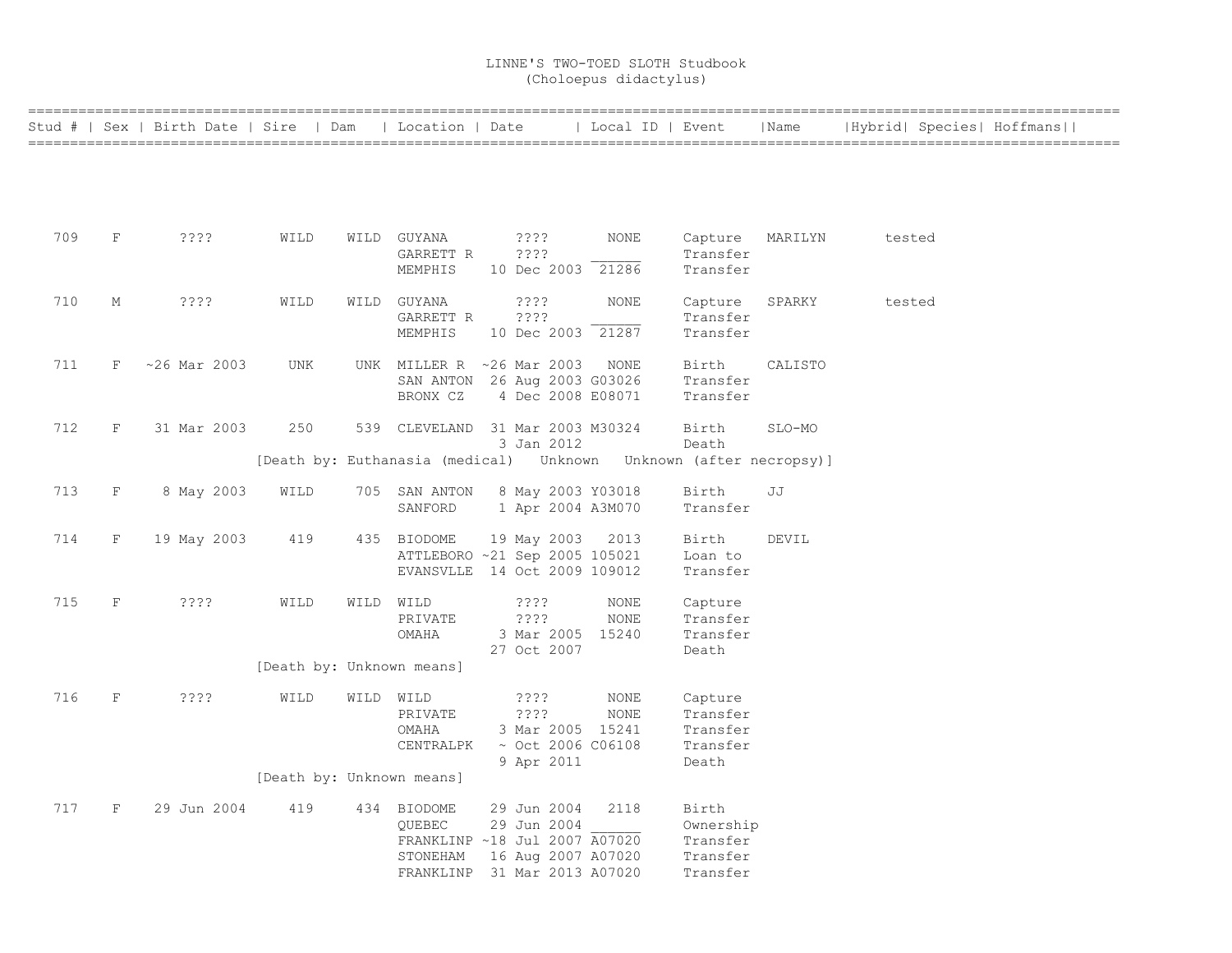# LINNE'S TWO-TOED SLOTH Studbook
(Choloepus didactylus)

| Stud # | Sex | Birth Date | Sire | Dam | Location | Date | Local ID | Event | Name | Hybrid | Species | Hoffmans |
|---|---|---|---|---|---|---|---|---|---|---|---|---|
| 709 | F | ???? | WILD | WILD | GUYANA | ???? | NONE | Capture | MARILYN | tested | | |
| | | | | | GARRETT R | ???? | ______ | Transfer | | | | |
| | | | | | MEMPHIS | 10 Dec 2003 | 21286 | Transfer | | | | |
| 710 | M | ???? | WILD | WILD | GUYANA | ???? | NONE | Capture | SPARKY | tested | | |
| | | | | | GARRETT R | ???? | ______ | Transfer | | | | |
| | | | | | MEMPHIS | 10 Dec 2003 | 21287 | Transfer | | | | |
| 711 | F | ~26 Mar 2003 | UNK | UNK | MILLER R | ~26 Mar 2003 | NONE | Birth | CALISTO | | | |
| | | | | | SAN ANTON | 26 Aug 2003 | G03026 | Transfer | | | | |
| | | | | | BRONX CZ | 4 Dec 2008 | E08071 | Transfer | | | | |
| 712 | F | 31 Mar 2003 | 250 | 539 | CLEVELAND | 31 Mar 2003 | M30324 | Birth | SLO-MO | | | |
| | | | | | | 3 Jan 2012 | | Death | | | | |
| | | | [Death by: Euthanasia (medical) Unknown Unknown (after necropsy)] | | | | | | | | | |
| 713 | F | 8 May 2003 | WILD | 705 | SAN ANTON | 8 May 2003 | Y03018 | Birth | JJ | | | |
| | | | | | SANFORD | 1 Apr 2004 | A3M070 | Transfer | | | | |
| 714 | F | 19 May 2003 | 419 | 435 | BIODOME | 19 May 2003 | 2013 | Birth | DEVIL | | | |
| | | | | | ATTLEBORO | ~21 Sep 2005 | 105021 | Loan to | | | | |
| | | | | | EVANSVLLE | 14 Oct 2009 | 109012 | Transfer | | | | |
| 715 | F | ???? | WILD | WILD | WILD | ???? | NONE | Capture | | | | |
| | | | | | PRIVATE | ???? | NONE | Transfer | | | | |
| | | | | | OMAHA | 3 Mar 2005 | 15240 | Transfer | | | | |
| | | | | | | 27 Oct 2007 | | Death | | | | |
| | | | [Death by: Unknown means] | | | | | | | | | |
| 716 | F | ???? | WILD | WILD | WILD | ???? | NONE | Capture | | | | |
| | | | | | PRIVATE | ???? | NONE | Transfer | | | | |
| | | | | | OMAHA | 3 Mar 2005 | 15241 | Transfer | | | | |
| | | | | | CENTRALPK | ~ Oct 2006 | C06108 | Transfer | | | | |
| | | | | | | 9 Apr 2011 | | Death | | | | |
| | | | [Death by: Unknown means] | | | | | | | | | |
| 717 | F | 29 Jun 2004 | 419 | 434 | BIODOME | 29 Jun 2004 | 2118 | Birth | | | | |
| | | | | | QUEBEC | 29 Jun 2004 | ______ | Ownership | | | | |
| | | | | | FRANKLINP | ~18 Jul 2007 | A07020 | Transfer | | | | |
| | | | | | STONEHAM | 16 Aug 2007 | A07020 | Transfer | | | | |
| | | | | | FRANKLINP | 31 Mar 2013 | A07020 | Transfer | | | | |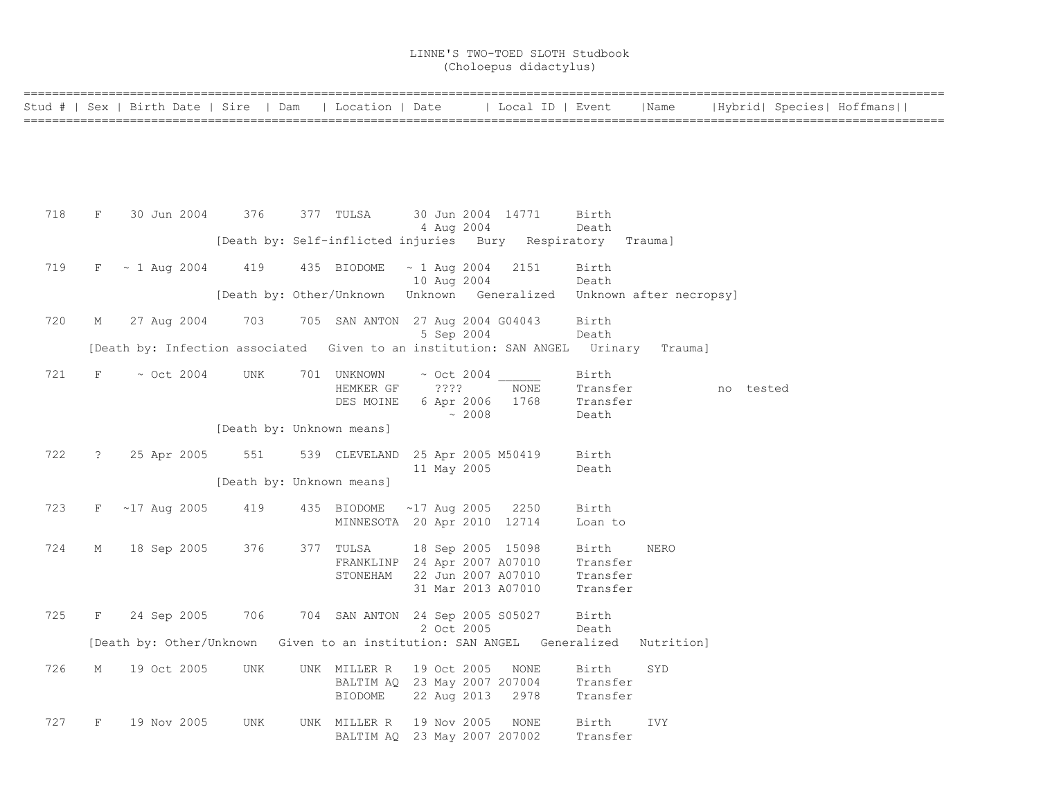# LINNE'S TWO-TOED SLOTH Studbook
(Choloepus didactylus)

| Stud # | Sex | Birth Date | Sire | Dam | Location | Date | Local ID | Event | Name | Hybrid | Species | Hoffmans |
|---|---|---|---|---|---|---|---|---|---|---|---|---|
| 718 | F | 30 Jun 2004 | 376 | 377 | TULSA | 30 Jun 2004 | 14771 | Birth | | | | |
| | | | | | | 4 Aug 2004 | | Death | | | | |
| | | [Death by: Self-inflicted injuries Bury Respiratory Trauma] | | | | | | | | | | |
| 719 | F | ~ 1 Aug 2004 | 419 | 435 | BIODOME | ~ 1 Aug 2004 | 2151 | Birth | | | | |
| | | | | | | 10 Aug 2004 | | Death | | | | |
| | | [Death by: Other/Unknown Unknown Generalized Unknown after necropsy] | | | | | | | | | | |
| 720 | M | 27 Aug 2004 | 703 | 705 | SAN ANTON | 27 Aug 2004 | G04043 | Birth | | | | |
| | | | | | | 5 Sep 2004 | | Death | | | | |
| | [Death by: Infection associated Given to an institution: SAN ANGEL Urinary Trauma] | | | | | | | | | | | |
| 721 | F | ~ Oct 2004 | UNK | 701 | UNKNOWN | ~ Oct 2004 | ______ | Birth | | | | |
| | | | | | HEMKER GF | ???? | NONE | Transfer | | no | tested | |
| | | | | | DES MOINE | 6 Apr 2006 | 1768 | Transfer | | | | |
| | | | | | | ~ 2008 | | Death | | | | |
| | | [Death by: Unknown means] | | | | | | | | | | |
| 722 | ? | 25 Apr 2005 | 551 | 539 | CLEVELAND | 25 Apr 2005 | M50419 | Birth | | | | |
| | | | | | | 11 May 2005 | | Death | | | | |
| | | [Death by: Unknown means] | | | | | | | | | | |
| 723 | F | ~17 Aug 2005 | 419 | 435 | BIODOME | ~17 Aug 2005 | 2250 | Birth | | | | |
| | | | | | MINNESOTA | 20 Apr 2010 | 12714 | Loan to | | | | |
| 724 | M | 18 Sep 2005 | 376 | 377 | TULSA | 18 Sep 2005 | 15098 | Birth | NERO | | | |
| | | | | | FRANKLINP | 24 Apr 2007 | A07010 | Transfer | | | | |
| | | | | | STONEHAM | 22 Jun 2007 | A07010 | Transfer | | | | |
| | | | | | | 31 Mar 2013 | A07010 | Transfer | | | | |
| 725 | F | 24 Sep 2005 | 706 | 704 | SAN ANTON | 24 Sep 2005 | S05027 | Birth | | | | |
| | | | | | | 2 Oct 2005 | | Death | | | | |
| | [Death by: Other/Unknown Given to an institution: SAN ANGEL Generalized Nutrition] | | | | | | | | | | | |
| 726 | M | 19 Oct 2005 | UNK | UNK | MILLER R | 19 Oct 2005 | NONE | Birth | SYD | | | |
| | | | | | BALTIM AQ | 23 May 2007 | 207004 | Transfer | | | | |
| | | | | | BIODOME | 22 Aug 2013 | 2978 | Transfer | | | | |
| 727 | F | 19 Nov 2005 | UNK | UNK | MILLER R | 19 Nov 2005 | NONE | Birth | IVY | | | |
| | | | | | BALTIM AQ | 23 May 2007 | 207002 | Transfer | | | | |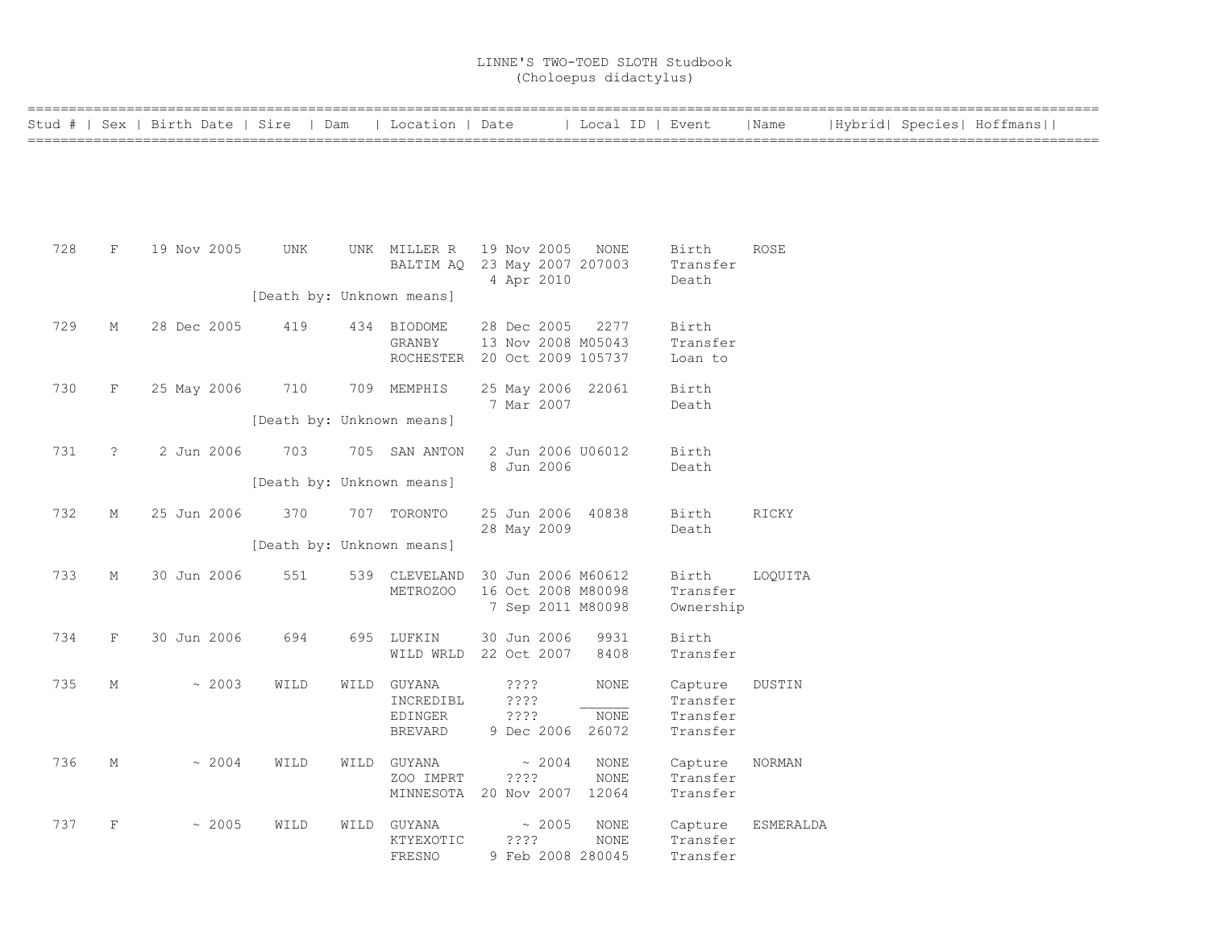# LINNE'S TWO-TOED SLOTH Studbook
## (Choloepus didactylus)

| Stud # | Sex | Birth Date | Sire | Dam | Location | Date | Local ID | Event | Name | Hybrid | Species | Hoffmans |
|---|---|---|---|---|---|---|---|---|---|---|---|---|
| 728 | F | 19 Nov 2005 | UNK | UNK | MILLER R | 19 Nov 2005 | NONE | Birth | ROSE | | | |
| | | | | | BALTIM AQ | 23 May 2007 | 207003 | Transfer | | | | |
| | | | | | | 4 Apr 2010 | | Death | | | | |
| | | | [Death by: Unknown means] | | | | | | | | | |
| 729 | M | 28 Dec 2005 | 419 | 434 | BIODOME | 28 Dec 2005 | 2277 | Birth | | | | |
| | | | | | GRANBY | 13 Nov 2008 | M05043 | Transfer | | | | |
| | | | | | ROCHESTER | 20 Oct 2009 | 105737 | Loan to | | | | |
| 730 | F | 25 May 2006 | 710 | 709 | MEMPHIS | 25 May 2006 | 22061 | Birth | | | | |
| | | | | | | 7 Mar 2007 | | Death | | | | |
| | | | [Death by: Unknown means] | | | | | | | | | |
| 731 | ? | 2 Jun 2006 | 703 | 705 | SAN ANTON | 2 Jun 2006 | U06012 | Birth | | | | |
| | | | | | | 8 Jun 2006 | | Death | | | | |
| | | | [Death by: Unknown means] | | | | | | | | | |
| 732 | M | 25 Jun 2006 | 370 | 707 | TORONTO | 25 Jun 2006 | 40838 | Birth | RICKY | | | |
| | | | | | | 28 May 2009 | | Death | | | | |
| | | | [Death by: Unknown means] | | | | | | | | | |
| 733 | M | 30 Jun 2006 | 551 | 539 | CLEVELAND | 30 Jun 2006 | M60612 | Birth | LOQUITA | | | |
| | | | | | METROZOO | 16 Oct 2008 | M80098 | Transfer | | | | |
| | | | | | | 7 Sep 2011 | M80098 | Ownership | | | | |
| 734 | F | 30 Jun 2006 | 694 | 695 | LUFKIN | 30 Jun 2006 | 9931 | Birth | | | | |
| | | | | | WILD WRLD | 22 Oct 2007 | 8408 | Transfer | | | | |
| 735 | M | ~ 2003 | WILD | WILD | GUYANA | ???? | NONE | Capture | DUSTIN | | | |
| | | | | | INCREDIBL | ???? | ______ | Transfer | | | | |
| | | | | | EDINGER | ???? | NONE | Transfer | | | | |
| | | | | | BREVARD | 9 Dec 2006 | 26072 | Transfer | | | | |
| 736 | M | ~ 2004 | WILD | WILD | GUYANA | ~ 2004 | NONE | Capture | NORMAN | | | |
| | | | | | ZOO IMPRT | ???? | NONE | Transfer | | | | |
| | | | | | MINNESOTA | 20 Nov 2007 | 12064 | Transfer | | | | |
| 737 | F | ~ 2005 | WILD | WILD | GUYANA | ~ 2005 | NONE | Capture | ESMERALDA | | | |
| | | | | | KTYEXOTIC | ???? | NONE | Transfer | | | | |
| | | | | | FRESNO | 9 Feb 2008 | 280045 | Transfer | | | | |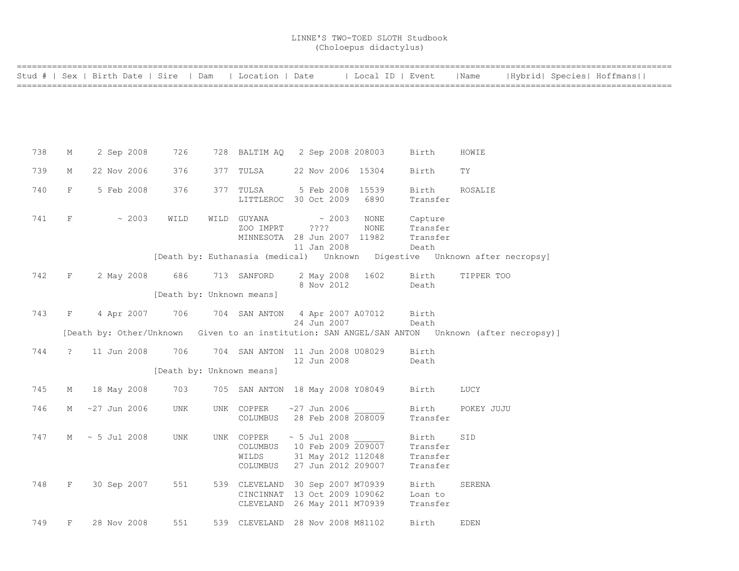# LINNE'S TWO-TOED SLOTH Studbook
## (Choloepus didactylus)

| Stud # | Sex | Birth Date | Sire | Dam | Location | Date | Local ID | Event | Name | Hybrid | Species | Hoffmans |
|---|---|---|---|---|---|---|---|---|---|---|---|---|
| 738 | M | 2 Sep 2008 | 726 | 728 | BALTIM AQ | 2 Sep 2008 | 208003 | Birth | HOWIE | | | |
| 739 | M | 22 Nov 2006 | 376 | 377 | TULSA | 22 Nov 2006 | 15304 | Birth | TY | | | |
| 740 | F | 5 Feb 2008 | 376 | 377 | TULSA | 5 Feb 2008 | 15539 | Birth | ROSALIE | | | |
| | | | | | LITTLEROC | 30 Oct 2009 | 6890 | Transfer | | | | |
| 741 | F | ~ 2003 | WILD | WILD | GUYANA | ~ 2003 | NONE | Capture | | | | |
| | | | | | ZOO IMPRT | ???? | NONE | Transfer | | | | |
| | | | | | MINNESOTA | 28 Jun 2007 | 11982 | Transfer | | | | |
| | | | | | | 11 Jan 2008 | | Death | | | | |
| | | | [Death by: Euthanasia (medical) Unknown Digestive Unknown after necropsy] | | | | | | | | | |
| 742 | F | 2 May 2008 | 686 | 713 | SANFORD | 2 May 2008 | 1602 | Birth | TIPPER TOO | | | |
| | | | | | | 8 Nov 2012 | | Death | | | | |
| | | | [Death by: Unknown means] | | | | | | | | | |
| 743 | F | 4 Apr 2007 | 706 | 704 | SAN ANTON | 4 Apr 2007 | A07012 | Birth | | | | |
| | | | | | | 24 Jun 2007 | | Death | | | | |
| | [Death by: Other/Unknown Given to an institution: SAN ANGEL/SAN ANTON Unknown (after necropsy)] | | | | | | | | | | | |
| 744 | ? | 11 Jun 2008 | 706 | 704 | SAN ANTON | 11 Jun 2008 | U08029 | Birth | | | | |
| | | | | | | 12 Jun 2008 | | Death | | | | |
| | | | [Death by: Unknown means] | | | | | | | | | |
| 745 | M | 18 May 2008 | 703 | 705 | SAN ANTON | 18 May 2008 | Y08049 | Birth | LUCY | | | |
| 746 | M | ~27 Jun 2006 | UNK | UNK | COPPER | ~27 Jun 2006 | ______ | Birth | POKEY JUJU | | | |
| | | | | | COLUMBUS | 28 Feb 2008 | 208009 | Transfer | | | | |
| 747 | M | ~ 5 Jul 2008 | UNK | UNK | COPPER | ~ 5 Jul 2008 | ______ | Birth | SID | | | |
| | | | | | COLUMBUS | 10 Feb 2009 | 209007 | Transfer | | | | |
| | | | | | WILDS | 31 May 2012 | 112048 | Transfer | | | | |
| | | | | | COLUMBUS | 27 Jun 2012 | 209007 | Transfer | | | | |
| 748 | F | 30 Sep 2007 | 551 | 539 | CLEVELAND | 30 Sep 2007 | M70939 | Birth | SERENA | | | |
| | | | | | CINCINNAT | 13 Oct 2009 | 109062 | Loan to | | | | |
| | | | | | CLEVELAND | 26 May 2011 | M70939 | Transfer | | | | |
| 749 | F | 28 Nov 2008 | 551 | 539 | CLEVELAND | 28 Nov 2008 | M81102 | Birth | EDEN | | | |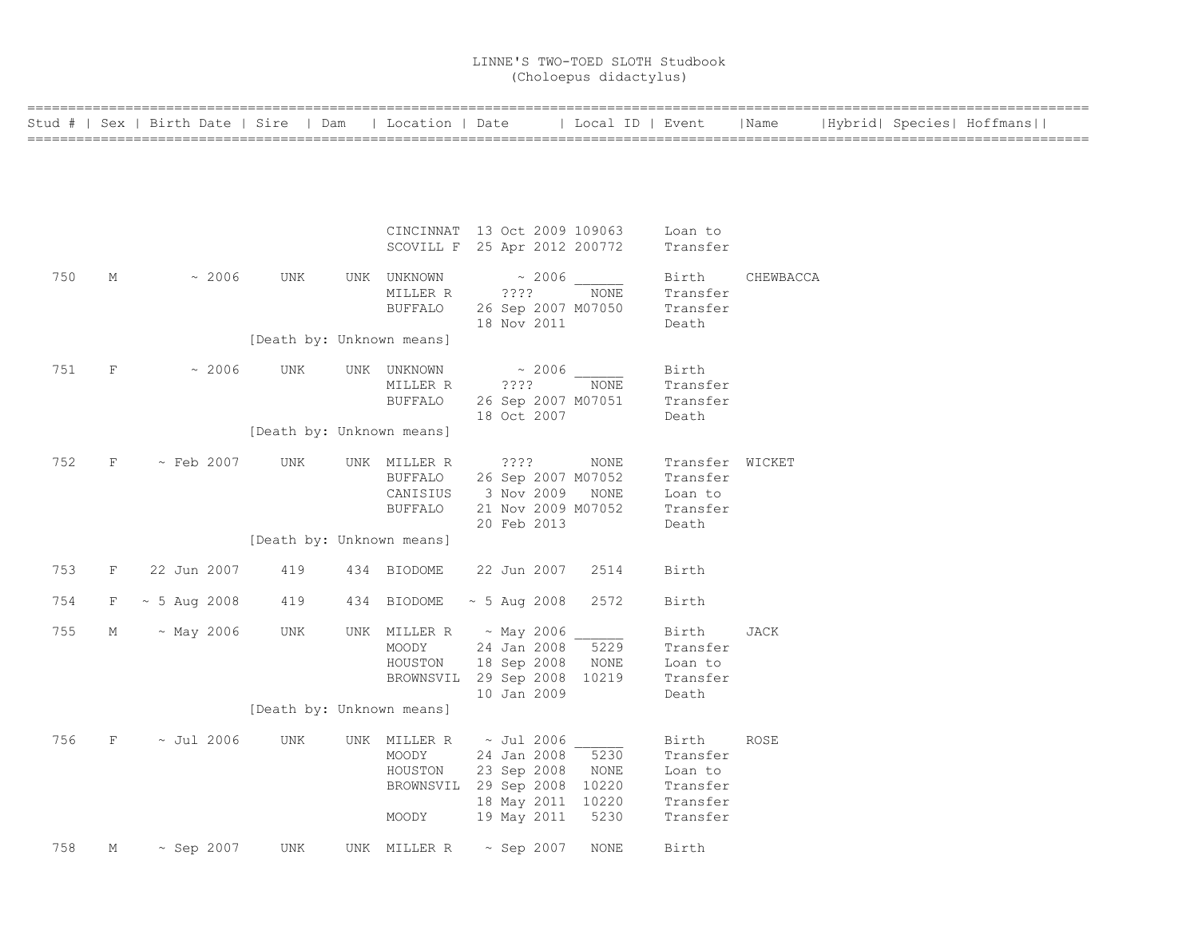# LINNE'S TWO-TOED SLOTH Studbook
## (Choloepus didactylus)

| Stud # | Sex | Birth Date | Sire | Dam | Location | Date | Local ID | Event | Name | Hybrid | Species | Hoffmans |
|---|---|---|---|---|---|---|---|---|---|---|---|---|
| | | | | | CINCINNAT | 13 Oct 2009 | 109063 | Loan to | | | | |
| | | | | | SCOVILL F | 25 Apr 2012 | 200772 | Transfer | | | | |
| 750 | M | ~ 2006 | UNK | UNK | UNKNOWN | ~ 2006 | ______ | Birth | CHEWBACCA | | | |
| | | | | | MILLER R | ???? | NONE | Transfer | | | | |
| | | | | | BUFFALO | 26 Sep 2007 | M07050 | Transfer | | | | |
| | | | | | | 18 Nov 2011 | | Death | | | | |
| | | | [Death by: Unknown means] | | | | | | | | | |
| 751 | F | ~ 2006 | UNK | UNK | UNKNOWN | ~ 2006 | ______ | Birth | | | | |
| | | | | | MILLER R | ???? | NONE | Transfer | | | | |
| | | | | | BUFFALO | 26 Sep 2007 | M07051 | Transfer | | | | |
| | | | | | | 18 Oct 2007 | | Death | | | | |
| | | | [Death by: Unknown means] | | | | | | | | | |
| 752 | F | ~ Feb 2007 | UNK | UNK | MILLER R | ???? | NONE | Transfer | WICKET | | | |
| | | | | | BUFFALO | 26 Sep 2007 | M07052 | Transfer | | | | |
| | | | | | CANISIUS | 3 Nov 2009 | NONE | Loan to | | | | |
| | | | | | BUFFALO | 21 Nov 2009 | M07052 | Transfer | | | | |
| | | | | | | 20 Feb 2013 | | Death | | | | |
| | | | [Death by: Unknown means] | | | | | | | | | |
| 753 | F | 22 Jun 2007 | 419 | 434 | BIODOME | 22 Jun 2007 | 2514 | Birth | | | | |
| 754 | F | ~ 5 Aug 2008 | 419 | 434 | BIODOME | ~ 5 Aug 2008 | 2572 | Birth | | | | |
| 755 | M | ~ May 2006 | UNK | UNK | MILLER R | ~ May 2006 | ______ | Birth | JACK | | | |
| | | | | | MOODY | 24 Jan 2008 | 5229 | Transfer | | | | |
| | | | | | HOUSTON | 18 Sep 2008 | NONE | Loan to | | | | |
| | | | | | BROWNSVIL | 29 Sep 2008 | 10219 | Transfer | | | | |
| | | | | | | 10 Jan 2009 | | Death | | | | |
| | | | [Death by: Unknown means] | | | | | | | | | |
| 756 | F | ~ Jul 2006 | UNK | UNK | MILLER R | ~ Jul 2006 | ______ | Birth | ROSE | | | |
| | | | | | MOODY | 24 Jan 2008 | 5230 | Transfer | | | | |
| | | | | | HOUSTON | 23 Sep 2008 | NONE | Loan to | | | | |
| | | | | | BROWNSVIL | 29 Sep 2008 | 10220 | Transfer | | | | |
| | | | | | | 18 May 2011 | 10220 | Transfer | | | | |
| | | | | | MOODY | 19 May 2011 | 5230 | Transfer | | | | |
| 758 | M | ~ Sep 2007 | UNK | UNK | MILLER R | ~ Sep 2007 | NONE | Birth | | | | |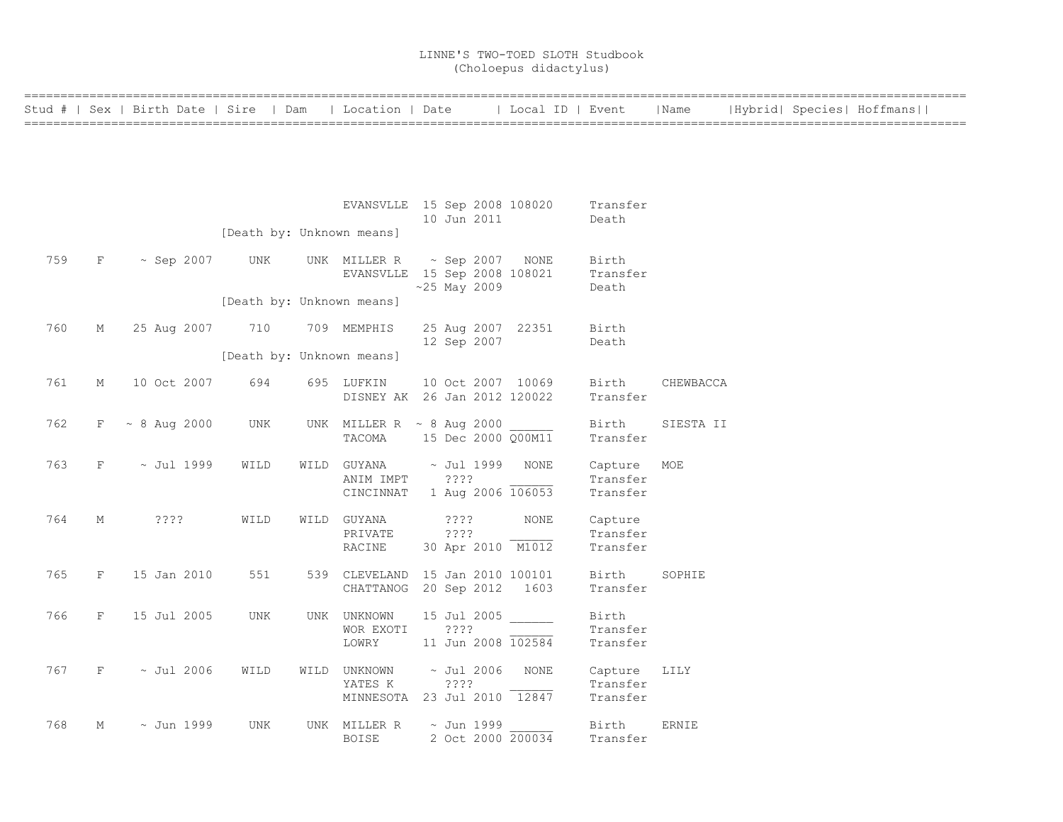# LINNE'S TWO-TOED SLOTH Studbook
(Choloepus didactylus)

| Stud # | Sex | Birth Date | Sire | Dam | Location | Date | Local ID | Event | Name | Hybrid | Species | Hoffmans |
|---|---|---|---|---|---|---|---|---|---|---|---|---|
| | | | | | EVANSVLLE | 15 Sep 2008 | 108020 | Transfer | | | | |
| | | | | | | 10 Jun 2011 | | Death | | | | |
| | | | [Death by: Unknown means] | | | | | | | | | |
| 759 | F | ~ Sep 2007 | UNK | UNK | MILLER R | ~ Sep 2007 | NONE | Birth | | | | |
| | | | | | EVANSVLLE | 15 Sep 2008 | 108021 | Transfer | | | | |
| | | | | | | ~25 May 2009 | | Death | | | | |
| | | | [Death by: Unknown means] | | | | | | | | | |
| 760 | M | 25 Aug 2007 | 710 | 709 | MEMPHIS | 25 Aug 2007 | 22351 | Birth | | | | |
| | | | | | | 12 Sep 2007 | | Death | | | | |
| | | | [Death by: Unknown means] | | | | | | | | | |
| 761 | M | 10 Oct 2007 | 694 | 695 | LUFKIN | 10 Oct 2007 | 10069 | Birth | CHEWBACCA | | | |
| | | | | | DISNEY AK | 26 Jan 2012 | 120022 | Transfer | | | | |
| 762 | F | ~ 8 Aug 2000 | UNK | UNK | MILLER R | ~ 8 Aug 2000 | ______ | Birth | SIESTA II | | | |
| | | | | | TACOMA | 15 Dec 2000 | Q00M11 | Transfer | | | | |
| 763 | F | ~ Jul 1999 | WILD | WILD | GUYANA | ~ Jul 1999 | NONE | Capture | MOE | | | |
| | | | | | ANIM IMPT | ???? | ______ | Transfer | | | | |
| | | | | | CINCINNAT | 1 Aug 2006 | 106053 | Transfer | | | | |
| 764 | M | ???? | WILD | WILD | GUYANA | ???? | NONE | Capture | | | | |
| | | | | | PRIVATE | ???? | ______ | Transfer | | | | |
| | | | | | RACINE | 30 Apr 2010 | M1012 | Transfer | | | | |
| 765 | F | 15 Jan 2010 | 551 | 539 | CLEVELAND | 15 Jan 2010 | 100101 | Birth | SOPHIE | | | |
| | | | | | CHATTANOG | 20 Sep 2012 | 1603 | Transfer | | | | |
| 766 | F | 15 Jul 2005 | UNK | UNK | UNKNOWN | 15 Jul 2005 | ______ | Birth | | | | |
| | | | | | WOR EXOTI | ???? | ______ | Transfer | | | | |
| | | | | | LOWRY | 11 Jun 2008 | 102584 | Transfer | | | | |
| 767 | F | ~ Jul 2006 | WILD | WILD | UNKNOWN | ~ Jul 2006 | NONE | Capture | LILY | | | |
| | | | | | YATES K | ???? | ______ | Transfer | | | | |
| | | | | | MINNESOTA | 23 Jul 2010 | 12847 | Transfer | | | | |
| 768 | M | ~ Jun 1999 | UNK | UNK | MILLER R | ~ Jun 1999 | ______ | Birth | ERNIE | | | |
| | | | | | BOISE | 2 Oct 2000 | 200034 | Transfer | | | | |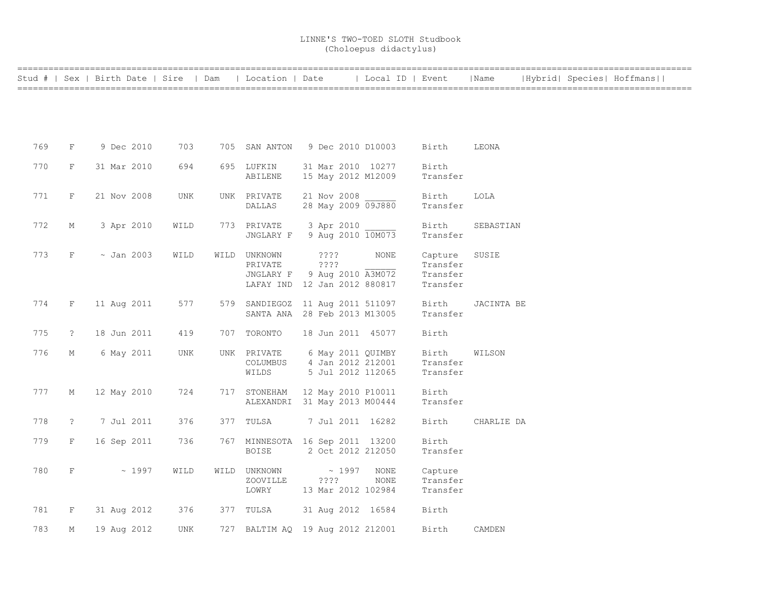# LINNE'S TWO-TOED SLOTH Studbook
## (Choloepus didactylus)

| Stud # | Sex | Birth Date | Sire | Dam | Location | Date | Local ID | Event | Name | Hybrid | Species | Hoffmans |
|---|---|---|---|---|---|---|---|---|---|---|---|---|
| 769 | F | 9 Dec 2010 | 703 | 705 | SAN ANTON | 9 Dec 2010 | D10003 | Birth | LEONA | | | |
| 770 | F | 31 Mar 2010 | 694 | 695 | LUFKIN | 31 Mar 2010 | 10277 | Birth | | | | |
| | | | | | ABILENE | 15 May 2012 | M12009 | Transfer | | | | |
| 771 | F | 21 Nov 2008 | UNK | UNK | PRIVATE | 21 Nov 2008 | ______ | Birth | LOLA | | | |
| | | | | | DALLAS | 28 May 2009 | 09J880 | Transfer | | | | |
| 772 | M | 3 Apr 2010 | WILD | 773 | PRIVATE | 3 Apr 2010 | ______ | Birth | SEBASTIAN | | | |
| | | | | | JNGLARY F | 9 Aug 2010 | 10M073 | Transfer | | | | |
| 773 | F | ~ Jan 2003 | WILD | WILD | UNKNOWN | ???? | NONE | Capture | SUSIE | | | |
| | | | | | PRIVATE | ???? | ______ | Transfer | | | | |
| | | | | | JNGLARY F | 9 Aug 2010 | A3M072 | Transfer | | | | |
| | | | | | LAFAY IND | 12 Jan 2012 | 880817 | Transfer | | | | |
| 774 | F | 11 Aug 2011 | 577 | 579 | SANDIEGOZ | 11 Aug 2011 | 511097 | Birth | JACINTA BE | | | |
| | | | | | SANTA ANA | 28 Feb 2013 | M13005 | Transfer | | | | |
| 775 | ? | 18 Jun 2011 | 419 | 707 | TORONTO | 18 Jun 2011 | 45077 | Birth | | | | |
| 776 | M | 6 May 2011 | UNK | UNK | PRIVATE | 6 May 2011 | QUIMBY | Birth | WILSON | | | |
| | | | | | COLUMBUS | 4 Jan 2012 | 212001 | Transfer | | | | |
| | | | | | WILDS | 5 Jul 2012 | 112065 | Transfer | | | | |
| 777 | M | 12 May 2010 | 724 | 717 | STONEHAM | 12 May 2010 | P10011 | Birth | | | | |
| | | | | | ALEXANDRI | 31 May 2013 | M00444 | Transfer | | | | |
| 778 | ? | 7 Jul 2011 | 376 | 377 | TULSA | 7 Jul 2011 | 16282 | Birth | CHARLIE DA | | | |
| 779 | F | 16 Sep 2011 | 736 | 767 | MINNESOTA | 16 Sep 2011 | 13200 | Birth | | | | |
| | | | | | BOISE | 2 Oct 2012 | 212050 | Transfer | | | | |
| 780 | F | ~ 1997 | WILD | WILD | UNKNOWN | ~ 1997 | NONE | Capture | | | | |
| | | | | | ZOOVILLE | ???? | NONE | Transfer | | | | |
| | | | | | LOWRY | 13 Mar 2012 | 102984 | Transfer | | | | |
| 781 | F | 31 Aug 2012 | 376 | 377 | TULSA | 31 Aug 2012 | 16584 | Birth | | | | |
| 783 | M | 19 Aug 2012 | UNK | 727 | BALTIM AQ | 19 Aug 2012 | 212001 | Birth | CAMDEN | | | |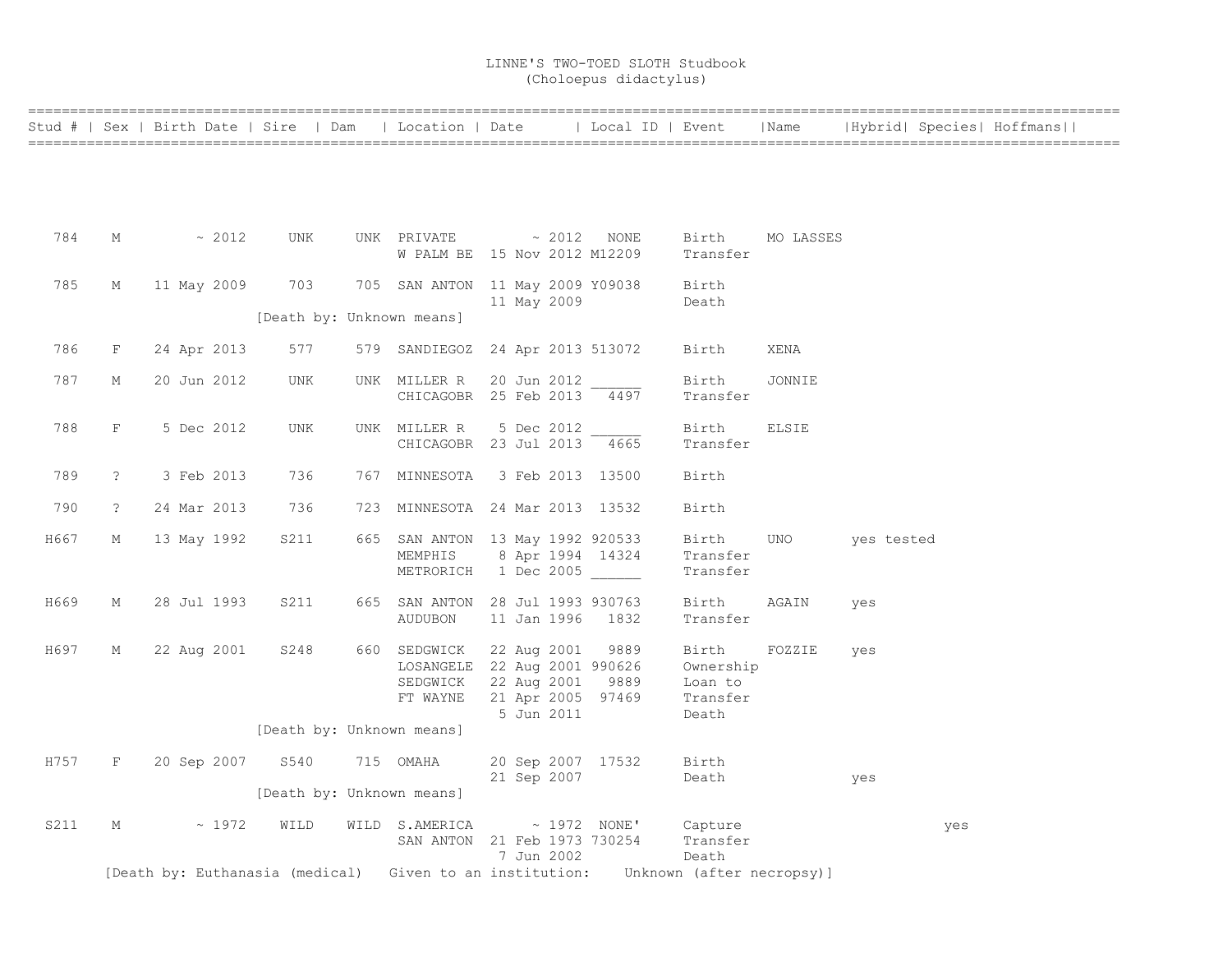LINNE'S TWO-TOED SLOTH Studbook
(Choloepus didactylus)

| Stud # | Sex | Birth Date | Sire | Dam | Location | Date | Local ID | Event | Name | Hybrid | Species | Hoffmans |
|---|---|---|---|---|---|---|---|---|---|---|---|---|
| 784 | M | ~ 2012 | UNK | UNK | PRIVATE | ~ 2012 | NONE | Birth | MO LASSES | | | |
| | | | | | W PALM BE | 15 Nov 2012 | M12209 | Transfer | | | | |
| 785 | M | 11 May 2009 | 703 | 705 | SAN ANTON | 11 May 2009 | Y09038 | Birth | | | | |
| | | | | | | 11 May 2009 | | Death | | | | |
| | | | [Death by: Unknown means] | | | | | | | | | |
| 786 | F | 24 Apr 2013 | 577 | 579 | SANDIEGOZ | 24 Apr 2013 | 513072 | Birth | XENA | | | |
| 787 | M | 20 Jun 2012 | UNK | UNK | MILLER R | 20 Jun 2012 | ______ | Birth | JONNIE | | | |
| | | | | | CHICAGOBR | 25 Feb 2013 | 4497 | Transfer | | | | |
| 788 | F | 5 Dec 2012 | UNK | UNK | MILLER R | 5 Dec 2012 | ______ | Birth | ELSIE | | | |
| | | | | | CHICAGOBR | 23 Jul 2013 | 4665 | Transfer | | | | |
| 789 | ? | 3 Feb 2013 | 736 | 767 | MINNESOTA | 3 Feb 2013 | 13500 | Birth | | | | |
| 790 | ? | 24 Mar 2013 | 736 | 723 | MINNESOTA | 24 Mar 2013 | 13532 | Birth | | | | |
| H667 | M | 13 May 1992 | S211 | 665 | SAN ANTON | 13 May 1992 | 920533 | Birth | UNO | yes tested | | |
| | | | | | MEMPHIS | 8 Apr 1994 | 14324 | Transfer | | | | |
| | | | | | METRORICH | 1 Dec 2005 | ______ | Transfer | | | | |
| H669 | M | 28 Jul 1993 | S211 | 665 | SAN ANTON | 28 Jul 1993 | 930763 | Birth | AGAIN | yes | | |
| | | | | | AUDUBON | 11 Jan 1996 | 1832 | Transfer | | | | |
| H697 | M | 22 Aug 2001 | S248 | 660 | SEDGWICK | 22 Aug 2001 | 9889 | Birth | FOZZIE | yes | | |
| | | | | | LOSANGELE | 22 Aug 2001 | 990626 | Ownership | | | | |
| | | | | | SEDGWICK | 22 Aug 2001 | 9889 | Loan to | | | | |
| | | | | | FT WAYNE | 21 Apr 2005 | 97469 | Transfer | | | | |
| | | | | | | 5 Jun 2011 | | Death | | | | |
| | | | [Death by: Unknown means] | | | | | | | | | |
| H757 | F | 20 Sep 2007 | S540 | 715 | OMAHA | 20 Sep 2007 | 17532 | Birth | | | | |
| | | | | | | 21 Sep 2007 | | Death | | yes | | |
| | | | [Death by: Unknown means] | | | | | | | | | |
| S211 | M | ~ 1972 | WILD | WILD | S.AMERICA | ~ 1972 | NONE' | Capture | | | yes | |
| | | | | | SAN ANTON | 21 Feb 1973 | 730254 | Transfer | | | | |
| | | | | | | 7 Jun 2002 | | Death | | | | |
| | | [Death by: Euthanasia (medical) Given to an institution: Unknown (after necropsy)] | | | | | | | | | | |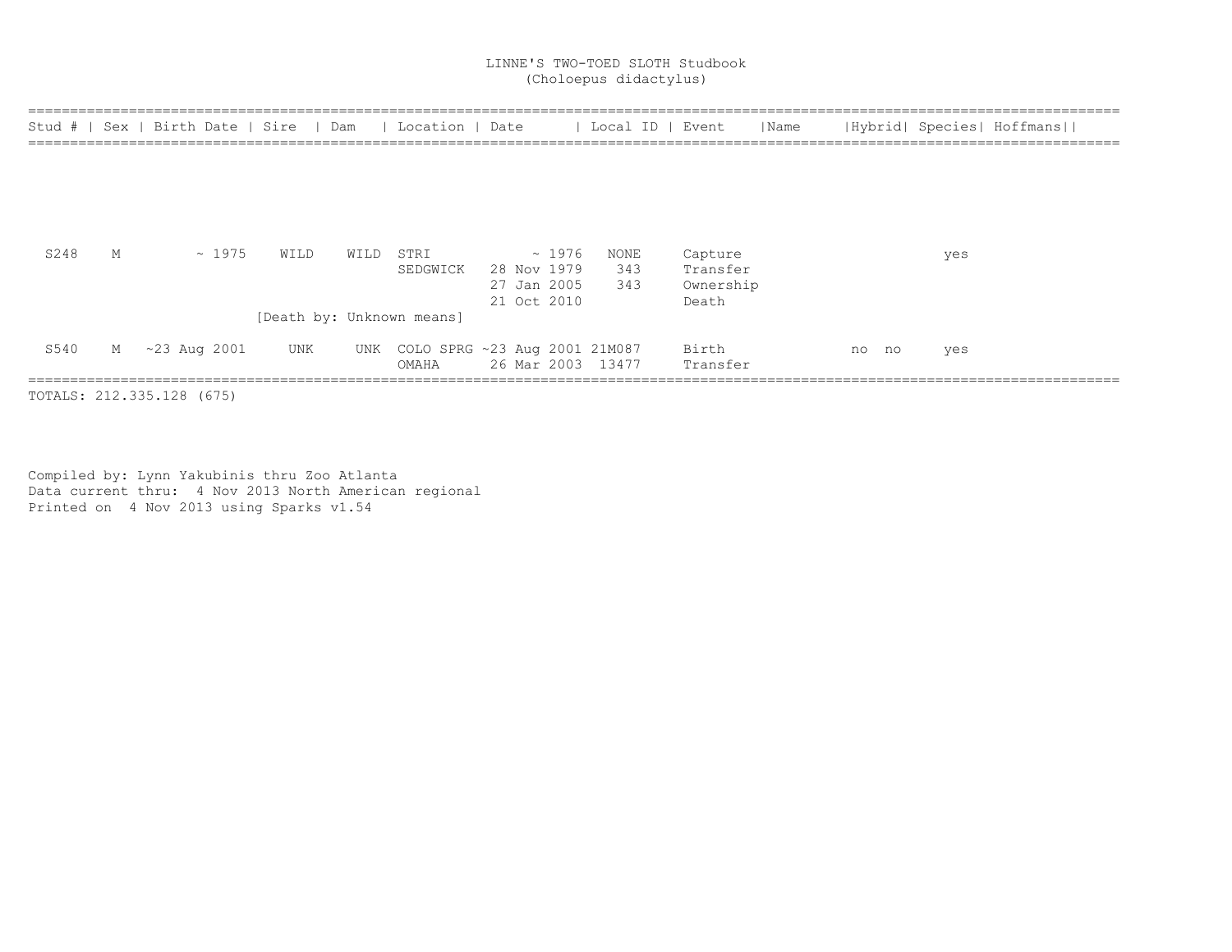LINNE'S TWO-TOED SLOTH Studbook
(Choloepus didactylus)

| Stud # | Sex | Birth Date | Sire | Dam | Location | Date | Local ID | Event | Name | Hybrid | Species | Hoffmans |
|---|---|---|---|---|---|---|---|---|---|---|---|---|
| S248 | M | ~ 1975 | WILD | WILD | STRI | ~ 1976 | NONE | Capture | | | | yes |
| | | | | | SEDGWICK | 28 Nov 1979 | 343 | Transfer | | | | |
| | | | | | | 27 Jan 2005 | 343 | Ownership | | | | |
| | | | | | | 21 Oct 2010 | | Death | | | | |
| | | | [Death by: Unknown means] | | | | | | | | | |
| S540 | M | ~23 Aug 2001 | UNK | UNK | COLO SPRG | ~23 Aug 2001 | 21M087 | Birth | | no | no | yes |
| | | | | | OMAHA | 26 Mar 2003 | 13477 | Transfer | | | | |

TOTALS: 212.335.128 (675)

Compiled by: Lynn Yakubinis thru Zoo Atlanta
Data current thru: 4 Nov 2013 North American regional
Printed on 4 Nov 2013 using Sparks v1.54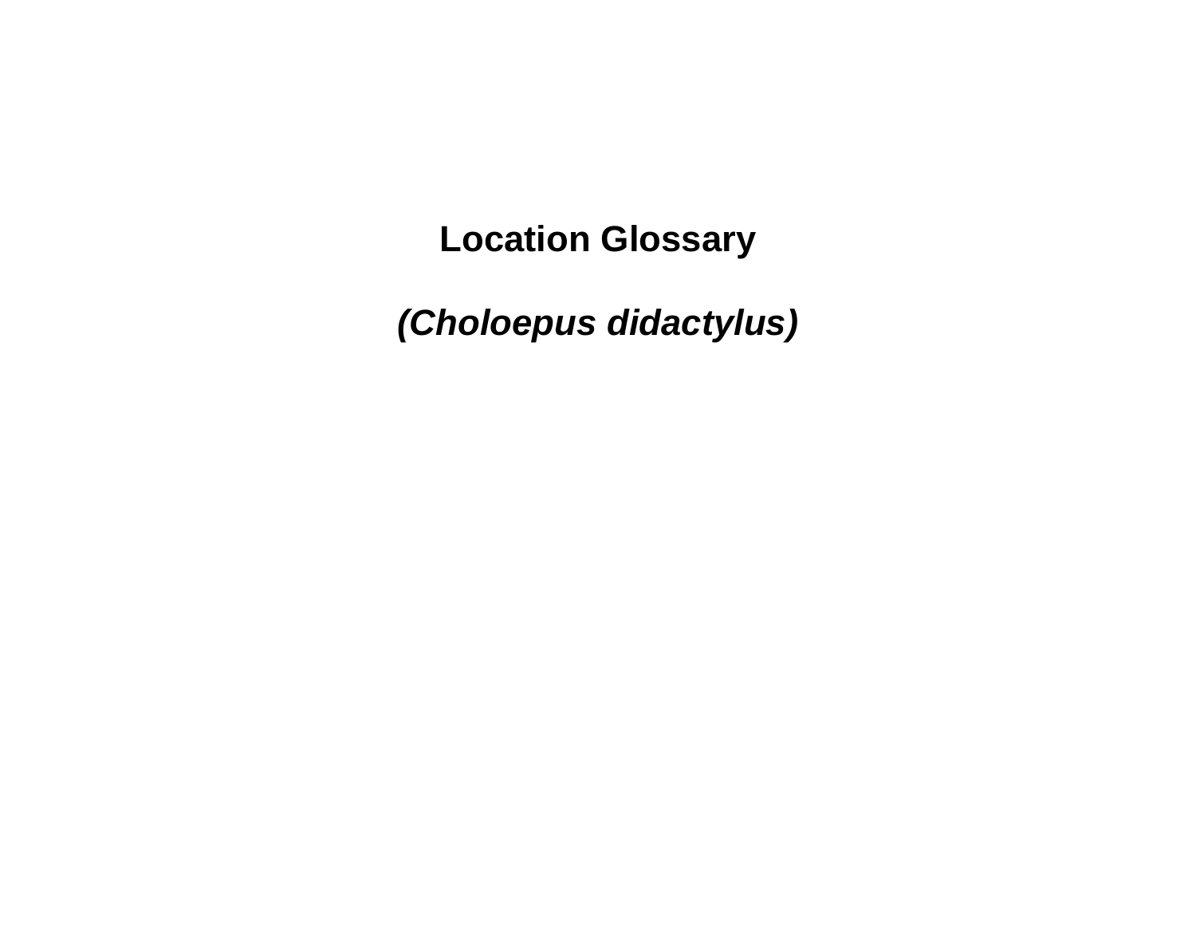# Location Glossary

***(Choloepus didactylus)***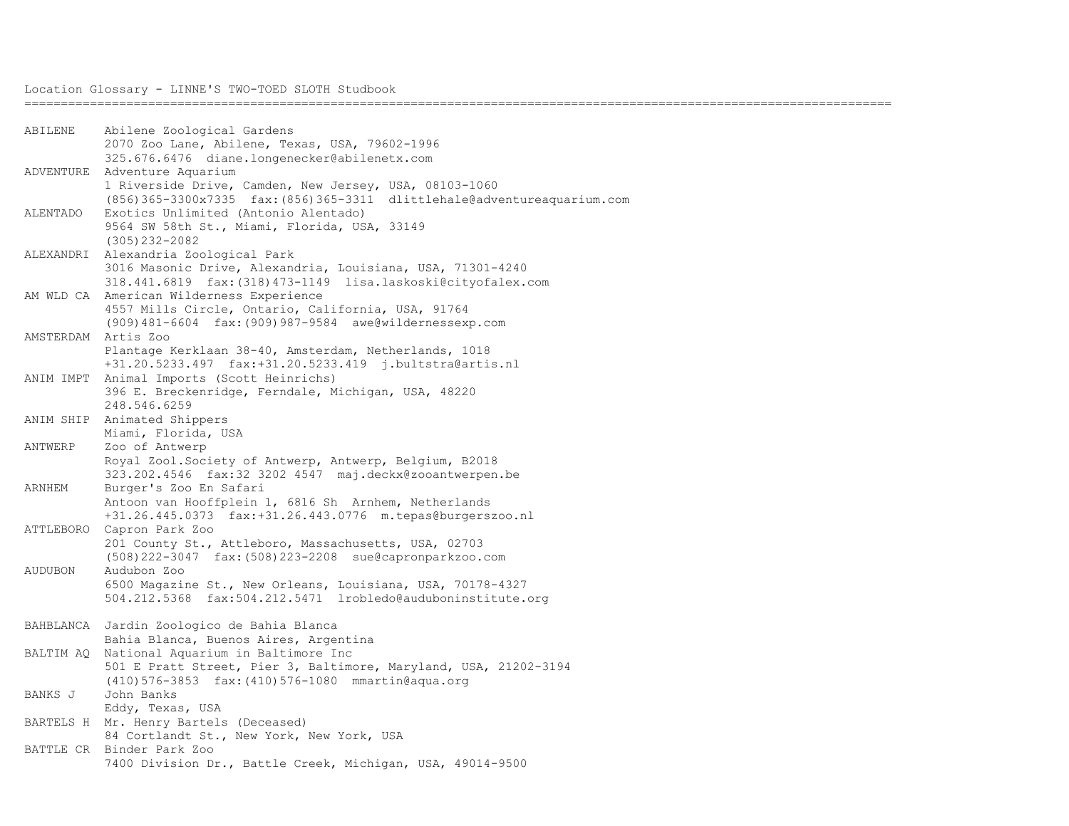Location Glossary - LINNE'S TWO-TOED SLOTH Studbook

```
ABILENE    Abilene Zoological Gardens
           2070 Zoo Lane, Abilene, Texas, USA, 79602-1996
           325.676.6476  diane.longenecker@abilenetx.com
ADVENTURE  Adventure Aquarium
           1 Riverside Drive, Camden, New Jersey, USA, 08103-1060
           (856)365-3300x7335  fax:(856)365-3311  dlittlehale@adventureaquarium.com
ALENTADO   Exotics Unlimited (Antonio Alentado)
           9564 SW 58th St., Miami, Florida, USA, 33149
           (305)232-2082
ALEXANDRI  Alexandria Zoological Park
           3016 Masonic Drive, Alexandria, Louisiana, USA, 71301-4240
           318.441.6819  fax:(318)473-1149  lisa.laskoski@cityofalex.com
AM WLD CA  American Wilderness Experience
           4557 Mills Circle, Ontario, California, USA, 91764
           (909)481-6604  fax:(909)987-9584  awe@wildernessexp.com
AMSTERDAM  Artis Zoo
           Plantage Kerklaan 38-40, Amsterdam, Netherlands, 1018
           +31.20.5233.497  fax:+31.20.5233.419  j.bultstra@artis.nl
ANIM IMPT  Animal Imports (Scott Heinrichs)
           396 E. Breckenridge, Ferndale, Michigan, USA, 48220
           248.546.6259
ANIM SHIP  Animated Shippers
           Miami, Florida, USA
ANTWERP    Zoo of Antwerp
           Royal Zool.Society of Antwerp, Antwerp, Belgium, B2018
           323.202.4546  fax:32 3202 4547  maj.deckx@zooantwerpen.be
ARNHEM     Burger's Zoo En Safari
           Antoon van Hooffplein 1, 6816 Sh  Arnhem, Netherlands
           +31.26.445.0373  fax:+31.26.443.0776  m.tepas@burgerszoo.nl
ATTLEBORO  Capron Park Zoo
           201 County St., Attleboro, Massachusetts, USA, 02703
           (508)222-3047  fax:(508)223-2208  sue@capronparkzoo.com
AUDUBON    Audubon Zoo
           6500 Magazine St., New Orleans, Louisiana, USA, 70178-4327
           504.212.5368  fax:504.212.5471  lrobledo@auduboninstitute.org

BAHBLANCA  Jardin Zoologico de Bahia Blanca
           Bahia Blanca, Buenos Aires, Argentina
BALTIM AQ  National Aquarium in Baltimore Inc
           501 E Pratt Street, Pier 3, Baltimore, Maryland, USA, 21202-3194
           (410)576-3853  fax:(410)576-1080  mmartin@aqua.org
BANKS J    John Banks
           Eddy, Texas, USA
BARTELS H  Mr. Henry Bartels (Deceased)
           84 Cortlandt St., New York, New York, USA
BATTLE CR  Binder Park Zoo
           7400 Division Dr., Battle Creek, Michigan, USA, 49014-9500
```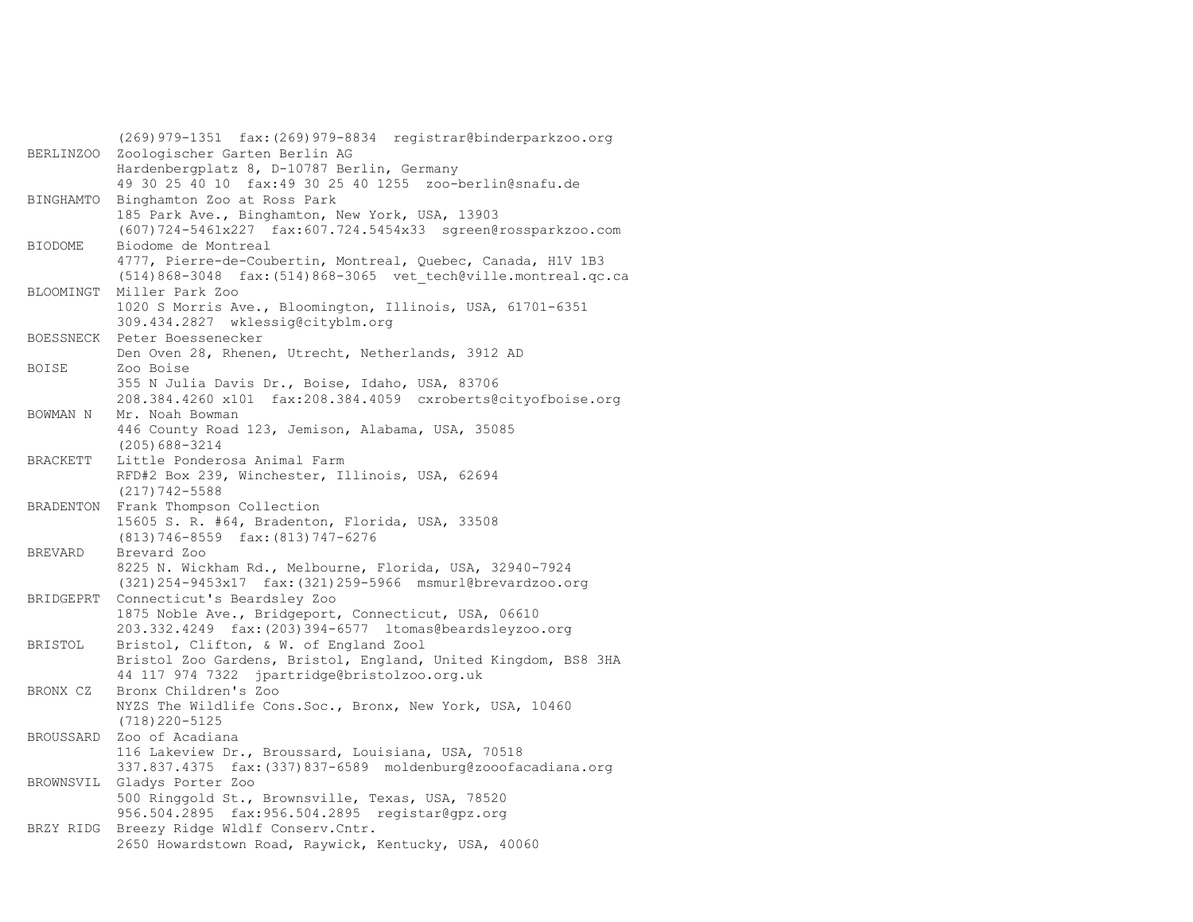```
          (269)979-1351  fax:(269)979-8834  registrar@binderparkzoo.org
BERLINZOO  Zoologischer Garten Berlin AG
          Hardenbergplatz 8, D-10787 Berlin, Germany
          49 30 25 40 10  fax:49 30 25 40 1255  zoo-berlin@snafu.de
BINGHAMTO  Binghamton Zoo at Ross Park
          185 Park Ave., Binghamton, New York, USA, 13903
          (607)724-5461x227  fax:607.724.5454x33  sgreen@rossparkzoo.com
BIODOME    Biodome de Montreal
          4777, Pierre-de-Coubertin, Montreal, Quebec, Canada, H1V 1B3
          (514)868-3048  fax:(514)868-3065  vet_tech@ville.montreal.qc.ca
BLOOMINGT  Miller Park Zoo
          1020 S Morris Ave., Bloomington, Illinois, USA, 61701-6351
          309.434.2827  wklessig@cityblm.org
BOESSNECK  Peter Boessenecker
          Den Oven 28, Rhenen, Utrecht, Netherlands, 3912 AD
BOISE      Zoo Boise
          355 N Julia Davis Dr., Boise, Idaho, USA, 83706
          208.384.4260 x101  fax:208.384.4059  cxroberts@cityofboise.org
BOWMAN N   Mr. Noah Bowman
          446 County Road 123, Jemison, Alabama, USA, 35085
          (205)688-3214
BRACKETT   Little Ponderosa Animal Farm
          RFD#2 Box 239, Winchester, Illinois, USA, 62694
          (217)742-5588
BRADENTON  Frank Thompson Collection
          15605 S. R. #64, Bradenton, Florida, USA, 33508
          (813)746-8559  fax:(813)747-6276
BREVARD    Brevard Zoo
          8225 N. Wickham Rd., Melbourne, Florida, USA, 32940-7924
          (321)254-9453x17  fax:(321)259-5966  msmurl@brevardzoo.org
BRIDGEPRT  Connecticut's Beardsley Zoo
          1875 Noble Ave., Bridgeport, Connecticut, USA, 06610
          203.332.4249  fax:(203)394-6577  ltomas@beardsleyzoo.org
BRISTOL    Bristol, Clifton, & W. of England Zool
          Bristol Zoo Gardens, Bristol, England, United Kingdom, BS8 3HA
          44 117 974 7322  jpartridge@bristolzoo.org.uk
BRONX CZ   Bronx Children's Zoo
          NYZS The Wildlife Cons.Soc., Bronx, New York, USA, 10460
          (718)220-5125
BROUSSARD  Zoo of Acadiana
          116 Lakeview Dr., Broussard, Louisiana, USA, 70518
          337.837.4375  fax:(337)837-6589  moldenburg@zooofacadiana.org
BROWNSVIL  Gladys Porter Zoo
          500 Ringgold St., Brownsville, Texas, USA, 78520
          956.504.2895  fax:956.504.2895  registar@gpz.org
BRZY RIDG  Breezy Ridge Wldlf Conserv.Cntr.
          2650 Howardstown Road, Raywick, Kentucky, USA, 40060
```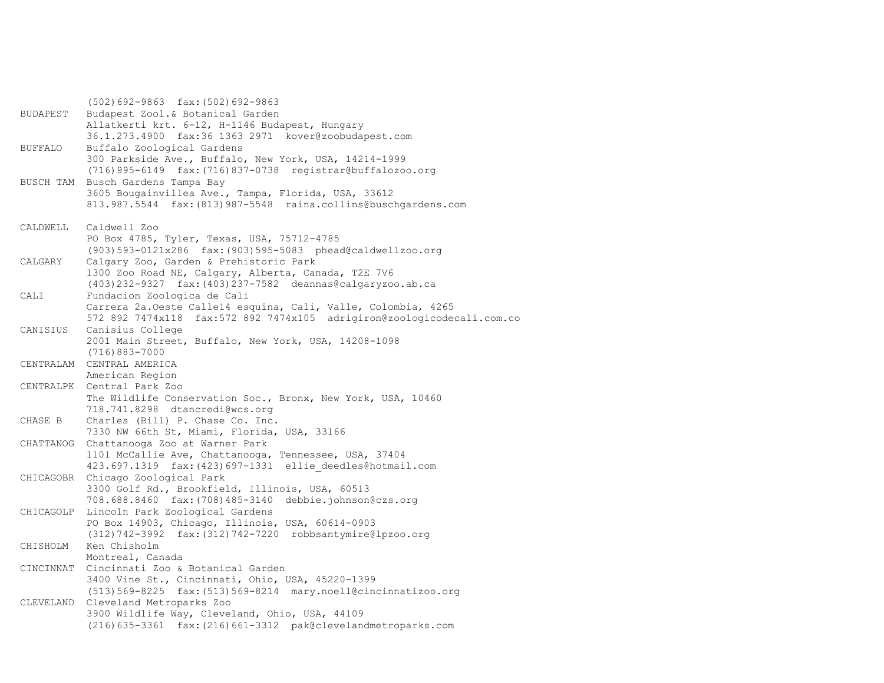```
          (502)692-9863  fax:(502)692-9863
BUDAPEST  Budapest Zool.& Botanical Garden
          Allatkerti krt. 6-12, H-1146 Budapest, Hungary
          36.1.273.4900  fax:36 1363 2971  kover@zoobudapest.com
BUFFALO   Buffalo Zoological Gardens
          300 Parkside Ave., Buffalo, New York, USA, 14214-1999
          (716)995-6149  fax:(716)837-0738  registrar@buffalozoo.org
BUSCH TAM Busch Gardens Tampa Bay
          3605 Bougainvillea Ave., Tampa, Florida, USA, 33612
          813.987.5544  fax:(813)987-5548  raina.collins@buschgardens.com

CALDWELL  Caldwell Zoo
          PO Box 4785, Tyler, Texas, USA, 75712-4785
          (903)593-0121x286  fax:(903)595-5083  phead@caldwellzoo.org
CALGARY   Calgary Zoo, Garden & Prehistoric Park
          1300 Zoo Road NE, Calgary, Alberta, Canada, T2E 7V6
          (403)232-9327  fax:(403)237-7582  deannas@calgaryzoo.ab.ca
CALI      Fundacion Zoologica de Cali
          Carrera 2a.Oeste Calle14 esquina, Cali, Valle, Colombia, 4265
          572 892 7474x118  fax:572 892 7474x105  adrigiron@zoologicodecali.com.co
CANISIUS  Canisius College
          2001 Main Street, Buffalo, New York, USA, 14208-1098
          (716)883-7000
CENTRALAM CENTRAL AMERICA
          American Region
CENTRALPK Central Park Zoo
          The Wildlife Conservation Soc., Bronx, New York, USA, 10460
          718.741.8298  dtancredi@wcs.org
CHASE B   Charles (Bill) P. Chase Co. Inc.
          7330 NW 66th St, Miami, Florida, USA, 33166
CHATTANOG Chattanooga Zoo at Warner Park
          1101 McCallie Ave, Chattanooga, Tennessee, USA, 37404
          423.697.1319  fax:(423)697-1331  ellie_deedles@hotmail.com
CHICAGOBR Chicago Zoological Park
          3300 Golf Rd., Brookfield, Illinois, USA, 60513
          708.688.8460  fax:(708)485-3140  debbie.johnson@czs.org
CHICAGOLP Lincoln Park Zoological Gardens
          PO Box 14903, Chicago, Illinois, USA, 60614-0903
          (312)742-3992  fax:(312)742-7220  robbsantymire@lpzoo.org
CHISHOLM  Ken Chisholm
          Montreal, Canada
CINCINNAT Cincinnati Zoo & Botanical Garden
          3400 Vine St., Cincinnati, Ohio, USA, 45220-1399
          (513)569-8225  fax:(513)569-8214  mary.noell@cincinnatizoo.org
CLEVELAND Cleveland Metroparks Zoo
          3900 Wildlife Way, Cleveland, Ohio, USA, 44109
          (216)635-3361  fax:(216)661-3312  pak@clevelandmetroparks.com
```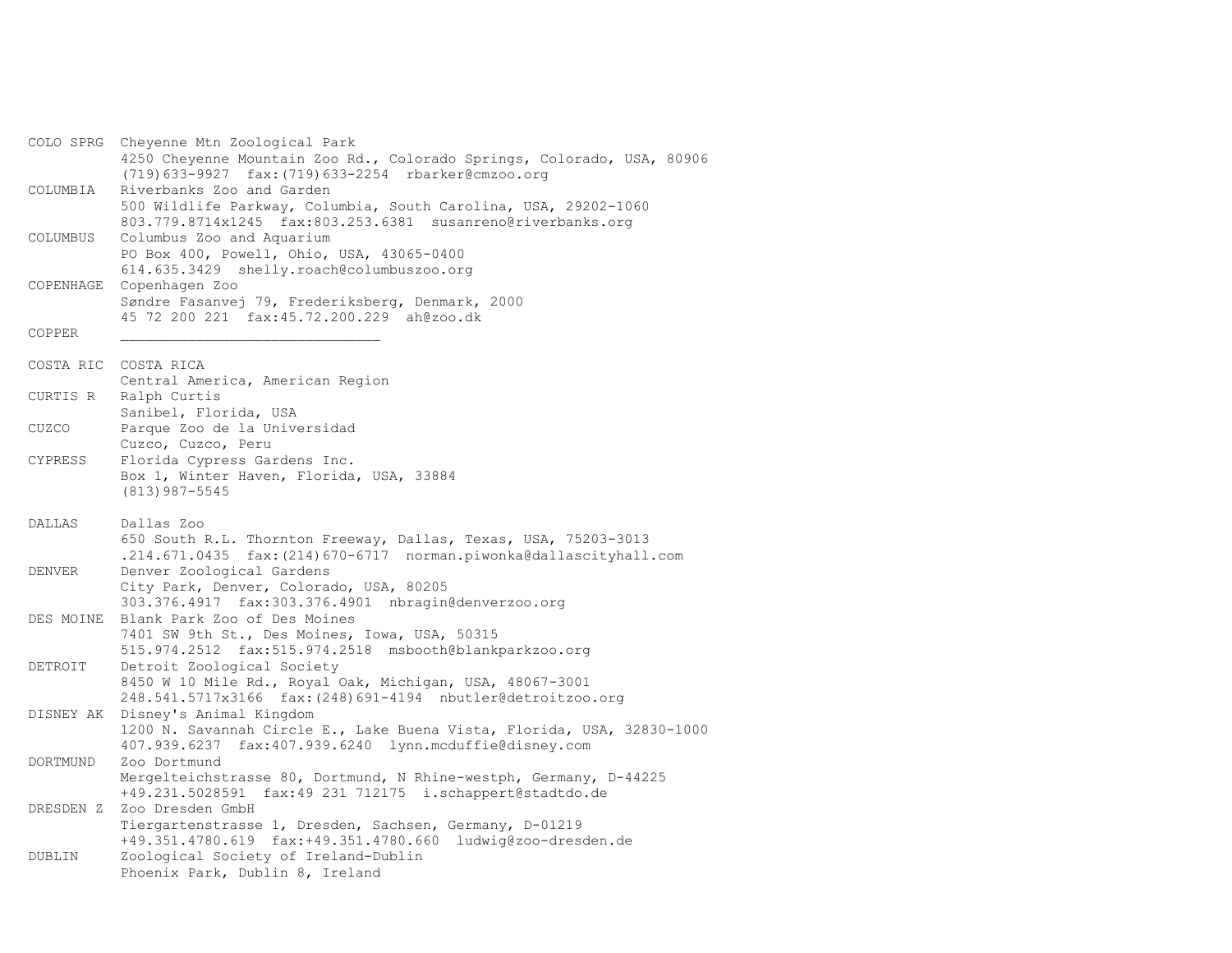```
COLO SPRG  Cheyenne Mtn Zoological Park
           4250 Cheyenne Mountain Zoo Rd., Colorado Springs, Colorado, USA, 80906
           (719)633-9927  fax:(719)633-2254  rbarker@cmzoo.org
COLUMBIA   Riverbanks Zoo and Garden
           500 Wildlife Parkway, Columbia, South Carolina, USA, 29202-1060
           803.779.8714x1245  fax:803.253.6381  susanreno@riverbanks.org
COLUMBUS   Columbus Zoo and Aquarium
           PO Box 400, Powell, Ohio, USA, 43065-0400
           614.635.3429  shelly.roach@columbuszoo.org
COPENHAGE  Copenhagen Zoo
           Søndre Fasanvej 79, Frederiksberg, Denmark, 2000
           45 72 200 221  fax:45.72.200.229  ah@zoo.dk
COPPER     ______________________________

COSTA RIC  COSTA RICA
           Central America, American Region
CURTIS R   Ralph Curtis
           Sanibel, Florida, USA
CUZCO      Parque Zoo de la Universidad
           Cuzco, Cuzco, Peru
CYPRESS    Florida Cypress Gardens Inc.
           Box 1, Winter Haven, Florida, USA, 33884
           (813)987-5545

DALLAS     Dallas Zoo
           650 South R.L. Thornton Freeway, Dallas, Texas, USA, 75203-3013
           .214.671.0435  fax:(214)670-6717  norman.piwonka@dallascityhall.com
DENVER     Denver Zoological Gardens
           City Park, Denver, Colorado, USA, 80205
           303.376.4917  fax:303.376.4901  nbragin@denverzoo.org
DES MOINE  Blank Park Zoo of Des Moines
           7401 SW 9th St., Des Moines, Iowa, USA, 50315
           515.974.2512  fax:515.974.2518  msbooth@blankparkzoo.org
DETROIT    Detroit Zoological Society
           8450 W 10 Mile Rd., Royal Oak, Michigan, USA, 48067-3001
           248.541.5717x3166  fax:(248)691-4194  nbutler@detroitzoo.org
DISNEY AK  Disney's Animal Kingdom
           1200 N. Savannah Circle E., Lake Buena Vista, Florida, USA, 32830-1000
           407.939.6237  fax:407.939.6240  lynn.mcduffie@disney.com
DORTMUND   Zoo Dortmund
           Mergelteichstrasse 80, Dortmund, N Rhine-westph, Germany, D-44225
           +49.231.5028591  fax:49 231 712175  i.schappert@stadtdo.de
DRESDEN Z  Zoo Dresden GmbH
           Tiergartenstrasse 1, Dresden, Sachsen, Germany, D-01219
           +49.351.4780.619  fax:+49.351.4780.660  ludwig@zoo-dresden.de
DUBLIN     Zoological Society of Ireland-Dublin
           Phoenix Park, Dublin 8, Ireland
```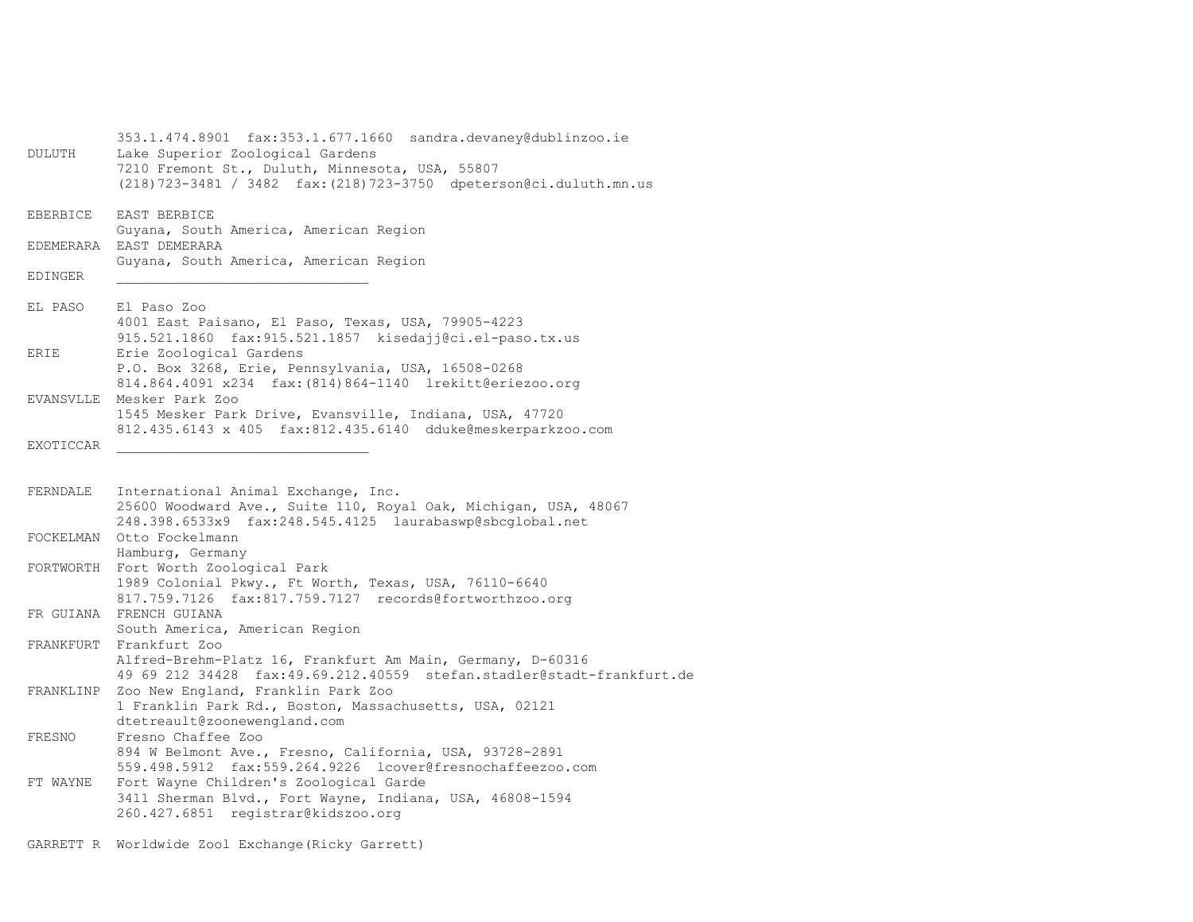```
          353.1.474.8901  fax:353.1.677.1660  sandra.devaney@dublinzoo.ie
DULUTH    Lake Superior Zoological Gardens
          7210 Fremont St., Duluth, Minnesota, USA, 55807
          (218)723-3481 / 3482  fax:(218)723-3750  dpeterson@ci.duluth.mn.us

EBERBICE  EAST BERBICE
          Guyana, South America, American Region
EDEMERARA EAST DEMERARA
          Guyana, South America, American Region
EDINGER   ______________________________

EL PASO   El Paso Zoo
          4001 East Paisano, El Paso, Texas, USA, 79905-4223
          915.521.1860  fax:915.521.1857  kisedajj@ci.el-paso.tx.us
ERIE      Erie Zoological Gardens
          P.O. Box 3268, Erie, Pennsylvania, USA, 16508-0268
          814.864.4091 x234  fax:(814)864-1140  lrekitt@eriezoo.org
EVANSVLLE Mesker Park Zoo
          1545 Mesker Park Drive, Evansville, Indiana, USA, 47720
          812.435.6143 x 405  fax:812.435.6140  dduke@meskerparkzoo.com
EXOTICCAR ______________________________


FERNDALE  International Animal Exchange, Inc.
          25600 Woodward Ave., Suite 110, Royal Oak, Michigan, USA, 48067
          248.398.6533x9  fax:248.545.4125  laurabaswp@sbcglobal.net
FOCKELMAN Otto Fockelmann
          Hamburg, Germany
FORTWORTH Fort Worth Zoological Park
          1989 Colonial Pkwy., Ft Worth, Texas, USA, 76110-6640
          817.759.7126  fax:817.759.7127  records@fortworthzoo.org
FR GUIANA FRENCH GUIANA
          South America, American Region
FRANKFURT Frankfurt Zoo
          Alfred-Brehm-Platz 16, Frankfurt Am Main, Germany, D-60316
          49 69 212 34428  fax:49.69.212.40559  stefan.stadler@stadt-frankfurt.de
FRANKLINP Zoo New England, Franklin Park Zoo
          1 Franklin Park Rd., Boston, Massachusetts, USA, 02121
          dtetreault@zoonewengland.com
FRESNO    Fresno Chaffee Zoo
          894 W Belmont Ave., Fresno, California, USA, 93728-2891
          559.498.5912  fax:559.264.9226  lcover@fresnochaffeezoo.com
FT WAYNE  Fort Wayne Children's Zoological Garde
          3411 Sherman Blvd., Fort Wayne, Indiana, USA, 46808-1594
          260.427.6851  registrar@kidszoo.org

GARRETT R Worldwide Zool Exchange(Ricky Garrett)
```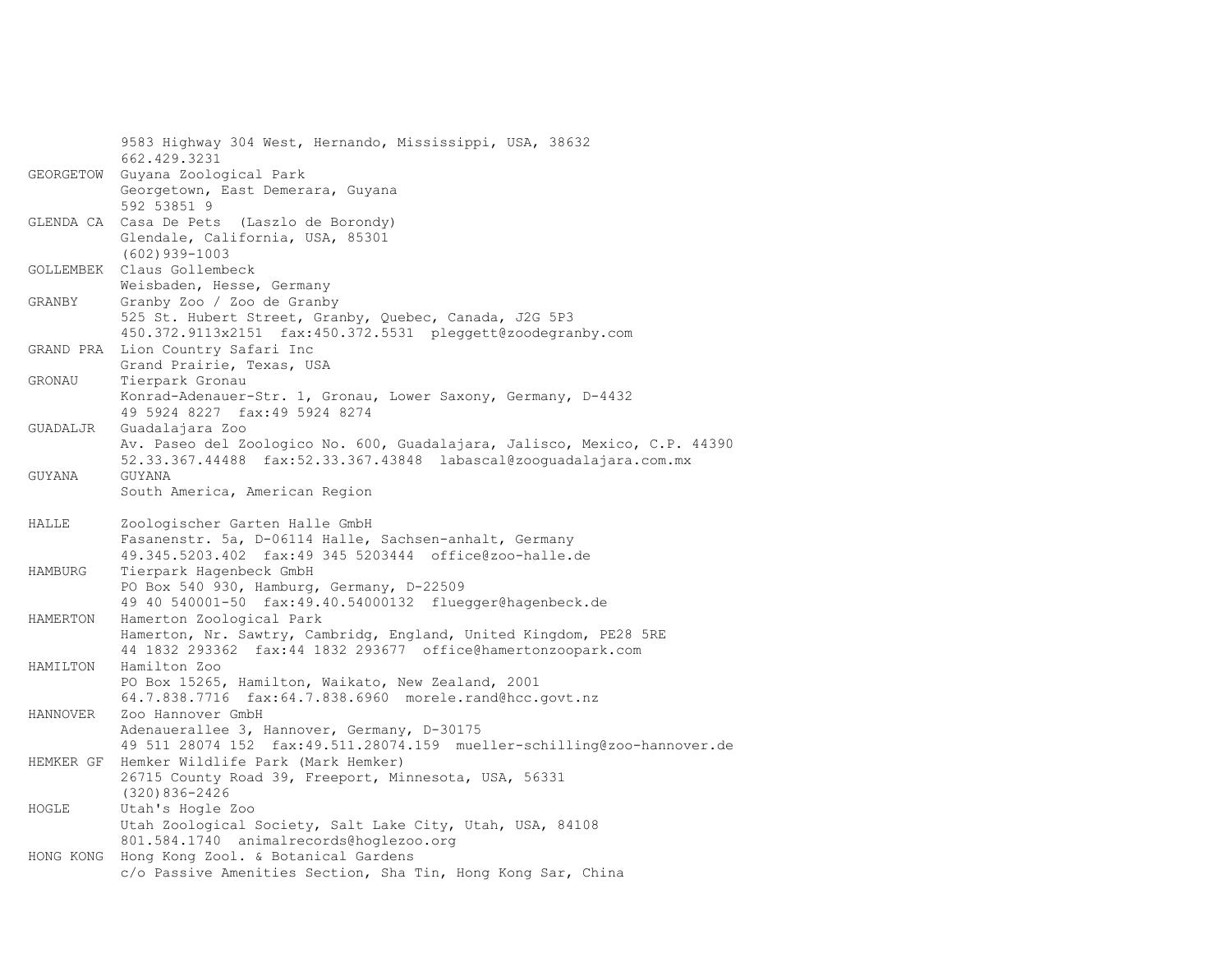```
          9583 Highway 304 West, Hernando, Mississippi, USA, 38632
          662.429.3231
GEORGETOW  Guyana Zoological Park
          Georgetown, East Demerara, Guyana
          592 53851 9
GLENDA CA  Casa De Pets  (Laszlo de Borondy)
          Glendale, California, USA, 85301
          (602)939-1003
GOLLEMBEK  Claus Gollembeck
          Weisbaden, Hesse, Germany
GRANBY     Granby Zoo / Zoo de Granby
          525 St. Hubert Street, Granby, Quebec, Canada, J2G 5P3
          450.372.9113x2151  fax:450.372.5531  pleggett@zoodegranby.com
GRAND PRA  Lion Country Safari Inc
          Grand Prairie, Texas, USA
GRONAU     Tierpark Gronau
          Konrad-Adenauer-Str. 1, Gronau, Lower Saxony, Germany, D-4432
          49 5924 8227  fax:49 5924 8274
GUADALJR   Guadalajara Zoo
          Av. Paseo del Zoologico No. 600, Guadalajara, Jalisco, Mexico, C.P. 44390
          52.33.367.44488  fax:52.33.367.43848  labascal@zooguadalajara.com.mx
GUYANA     GUYANA
          South America, American Region

HALLE      Zoologischer Garten Halle GmbH
          Fasanenstr. 5a, D-06114 Halle, Sachsen-anhalt, Germany
          49.345.5203.402  fax:49 345 5203444  office@zoo-halle.de
HAMBURG    Tierpark Hagenbeck GmbH
          PO Box 540 930, Hamburg, Germany, D-22509
          49 40 540001-50  fax:49.40.54000132  fluegger@hagenbeck.de
HAMERTON   Hamerton Zoological Park
          Hamerton, Nr. Sawtry, Cambridg, England, United Kingdom, PE28 5RE
          44 1832 293362  fax:44 1832 293677  office@hamertonzoopark.com
HAMILTON   Hamilton Zoo
          PO Box 15265, Hamilton, Waikato, New Zealand, 2001
          64.7.838.7716  fax:64.7.838.6960  morele.rand@hcc.govt.nz
HANNOVER   Zoo Hannover GmbH
          Adenauerallee 3, Hannover, Germany, D-30175
          49 511 28074 152  fax:49.511.28074.159  mueller-schilling@zoo-hannover.de
HEMKER GF  Hemker Wildlife Park (Mark Hemker)
          26715 County Road 39, Freeport, Minnesota, USA, 56331
          (320)836-2426
HOGLE      Utah's Hogle Zoo
          Utah Zoological Society, Salt Lake City, Utah, USA, 84108
          801.584.1740  animalrecords@hoglezoo.org
HONG KONG  Hong Kong Zool. & Botanical Gardens
          c/o Passive Amenities Section, Sha Tin, Hong Kong Sar, China
```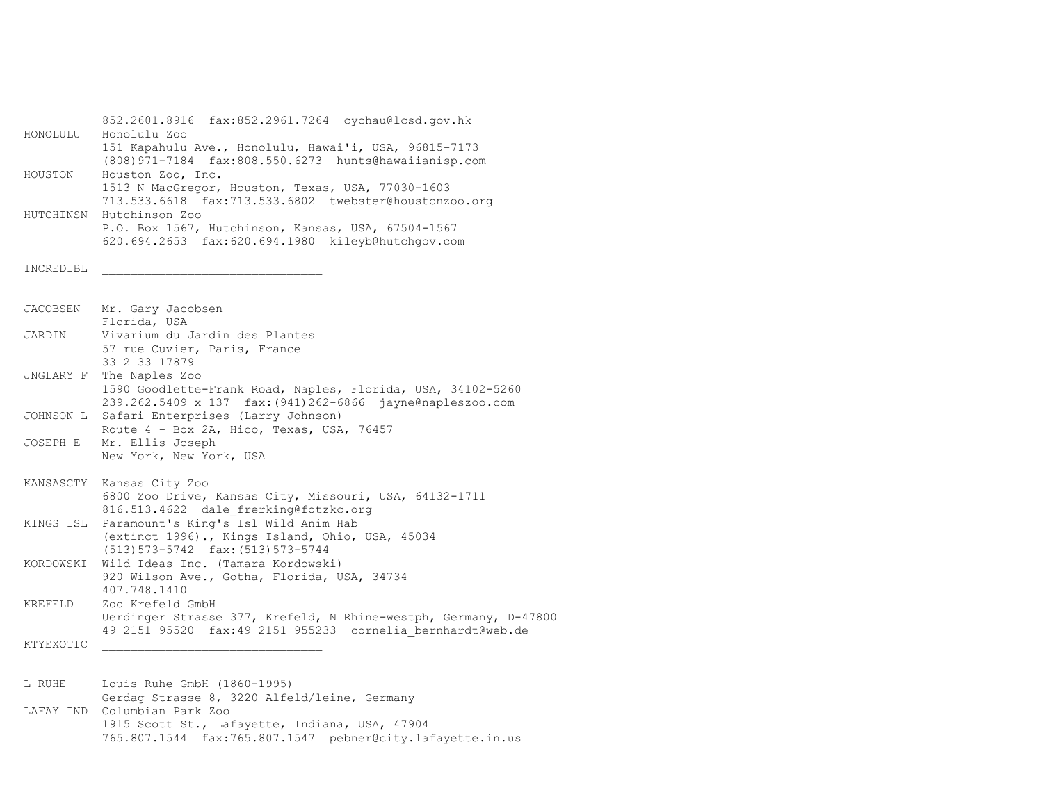852.2601.8916  fax:852.2961.7264  cychau@lcsd.gov.hk

HONOLULU   Honolulu Zoo
           151 Kapahulu Ave., Honolulu, Hawai'i, USA, 96815-7173
           (808)971-7184  fax:808.550.6273  hunts@hawaiianisp.com

HOUSTON    Houston Zoo, Inc.
           1513 N MacGregor, Houston, Texas, USA, 77030-1603
           713.533.6618  fax:713.533.6802  twebster@houstonzoo.org

HUTCHINSN  Hutchinson Zoo
           P.O. Box 1567, Hutchinson, Kansas, USA, 67504-1567
           620.694.2653  fax:620.694.1980  kileyb@hutchgov.com

INCREDIBL  ______________________________

JACOBSEN   Mr. Gary Jacobsen
           Florida, USA

JARDIN     Vivarium du Jardin des Plantes
           57 rue Cuvier, Paris, France
           33 2 33 17879

JNGLARY F  The Naples Zoo
           1590 Goodlette-Frank Road, Naples, Florida, USA, 34102-5260
           239.262.5409 x 137  fax:(941)262-6866  jayne@napleszoo.com

JOHNSON L  Safari Enterprises (Larry Johnson)
           Route 4 - Box 2A, Hico, Texas, USA, 76457

JOSEPH E   Mr. Ellis Joseph
           New York, New York, USA

KANSASCTY  Kansas City Zoo
           6800 Zoo Drive, Kansas City, Missouri, USA, 64132-1711
           816.513.4622  dale_frerking@fotzkc.org

KINGS ISL  Paramount's King's Isl Wild Anim Hab
           (extinct 1996)., Kings Island, Ohio, USA, 45034
           (513)573-5742  fax:(513)573-5744

KORDOWSKI  Wild Ideas Inc. (Tamara Kordowski)
           920 Wilson Ave., Gotha, Florida, USA, 34734
           407.748.1410

KREFELD    Zoo Krefeld GmbH
           Uerdinger Strasse 377, Krefeld, N Rhine-westph, Germany, D-47800
           49 2151 95520  fax:49 2151 955233  cornelia_bernhardt@web.de

KTYEXOTIC  ______________________________

L RUHE     Louis Ruhe GmbH (1860-1995)
           Gerdag Strasse 8, 3220 Alfeld/leine, Germany

LAFAY IND  Columbian Park Zoo
           1915 Scott St., Lafayette, Indiana, USA, 47904
           765.807.1544  fax:765.807.1547  pebner@city.lafayette.in.us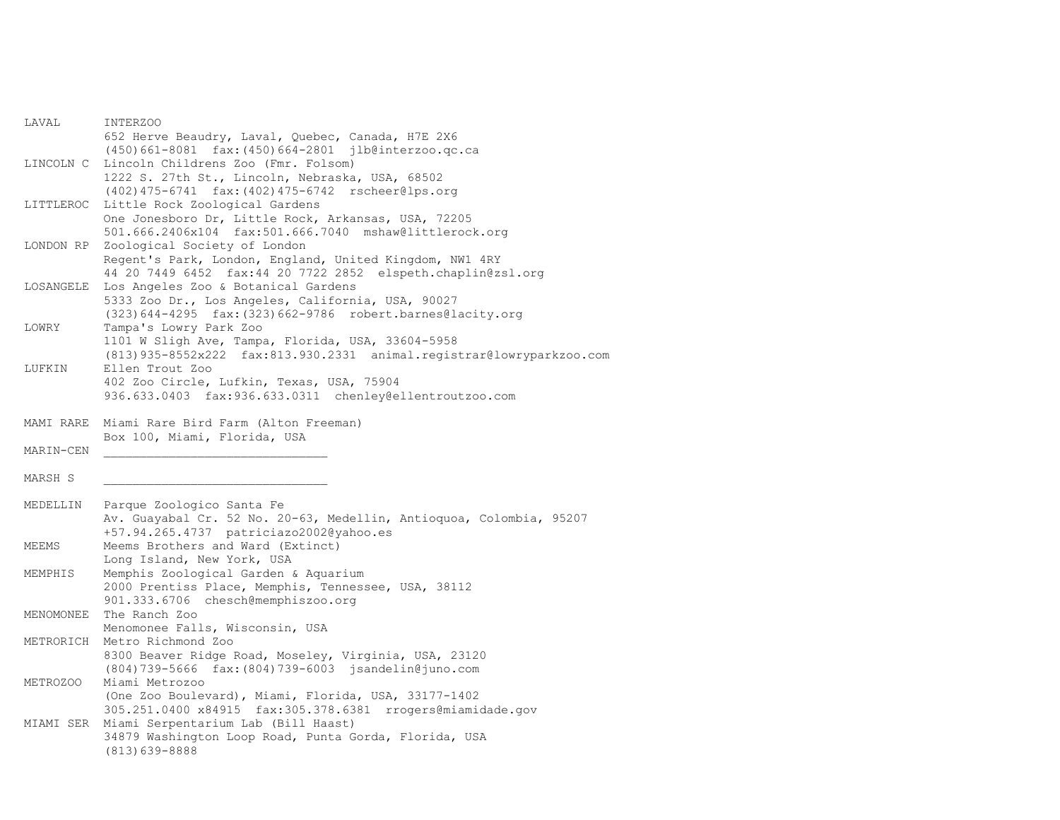```
LAVAL      INTERZOO
           652 Herve Beaudry, Laval, Quebec, Canada, H7E 2X6
           (450)661-8081  fax:(450)664-2801  jlb@interzoo.qc.ca
LINCOLN C  Lincoln Childrens Zoo (Fmr. Folsom)
           1222 S. 27th St., Lincoln, Nebraska, USA, 68502
           (402)475-6741  fax:(402)475-6742  rscheer@lps.org
LITTLEROC  Little Rock Zoological Gardens
           One Jonesboro Dr, Little Rock, Arkansas, USA, 72205
           501.666.2406x104  fax:501.666.7040  mshaw@littlerock.org
LONDON RP  Zoological Society of London
           Regent's Park, London, England, United Kingdom, NW1 4RY
           44 20 7449 6452  fax:44 20 7722 2852  elspeth.chaplin@zsl.org
LOSANGELE  Los Angeles Zoo & Botanical Gardens
           5333 Zoo Dr., Los Angeles, California, USA, 90027
           (323)644-4295  fax:(323)662-9786  robert.barnes@lacity.org
LOWRY      Tampa's Lowry Park Zoo
           1101 W Sligh Ave, Tampa, Florida, USA, 33604-5958
           (813)935-8552x222  fax:813.930.2331  animal.registrar@lowryparkzoo.com
LUFKIN     Ellen Trout Zoo
           402 Zoo Circle, Lufkin, Texas, USA, 75904
           936.633.0403  fax:936.633.0311  chenley@ellentroutzoo.com

MAMI RARE  Miami Rare Bird Farm (Alton Freeman)
           Box 100, Miami, Florida, USA
MARIN-CEN  ______________________________

MARSH S    ______________________________

MEDELLIN   Parque Zoologico Santa Fe
           Av. Guayabal Cr. 52 No. 20-63, Medellin, Antioquoa, Colombia, 95207
           +57.94.265.4737  patriciazo2002@yahoo.es
MEEMS      Meems Brothers and Ward (Extinct)
           Long Island, New York, USA
MEMPHIS    Memphis Zoological Garden & Aquarium
           2000 Prentiss Place, Memphis, Tennessee, USA, 38112
           901.333.6706  chesch@memphiszoo.org
MENOMONEE  The Ranch Zoo
           Menomonee Falls, Wisconsin, USA
METRORICH  Metro Richmond Zoo
           8300 Beaver Ridge Road, Moseley, Virginia, USA, 23120
           (804)739-5666  fax:(804)739-6003  jsandelin@juno.com
METROZOO   Miami Metrozoo
           (One Zoo Boulevard), Miami, Florida, USA, 33177-1402
           305.251.0400 x84915  fax:305.378.6381  rrogers@miamidade.gov
MIAMI SER  Miami Serpentarium Lab (Bill Haast)
           34879 Washington Loop Road, Punta Gorda, Florida, USA
           (813)639-8888
```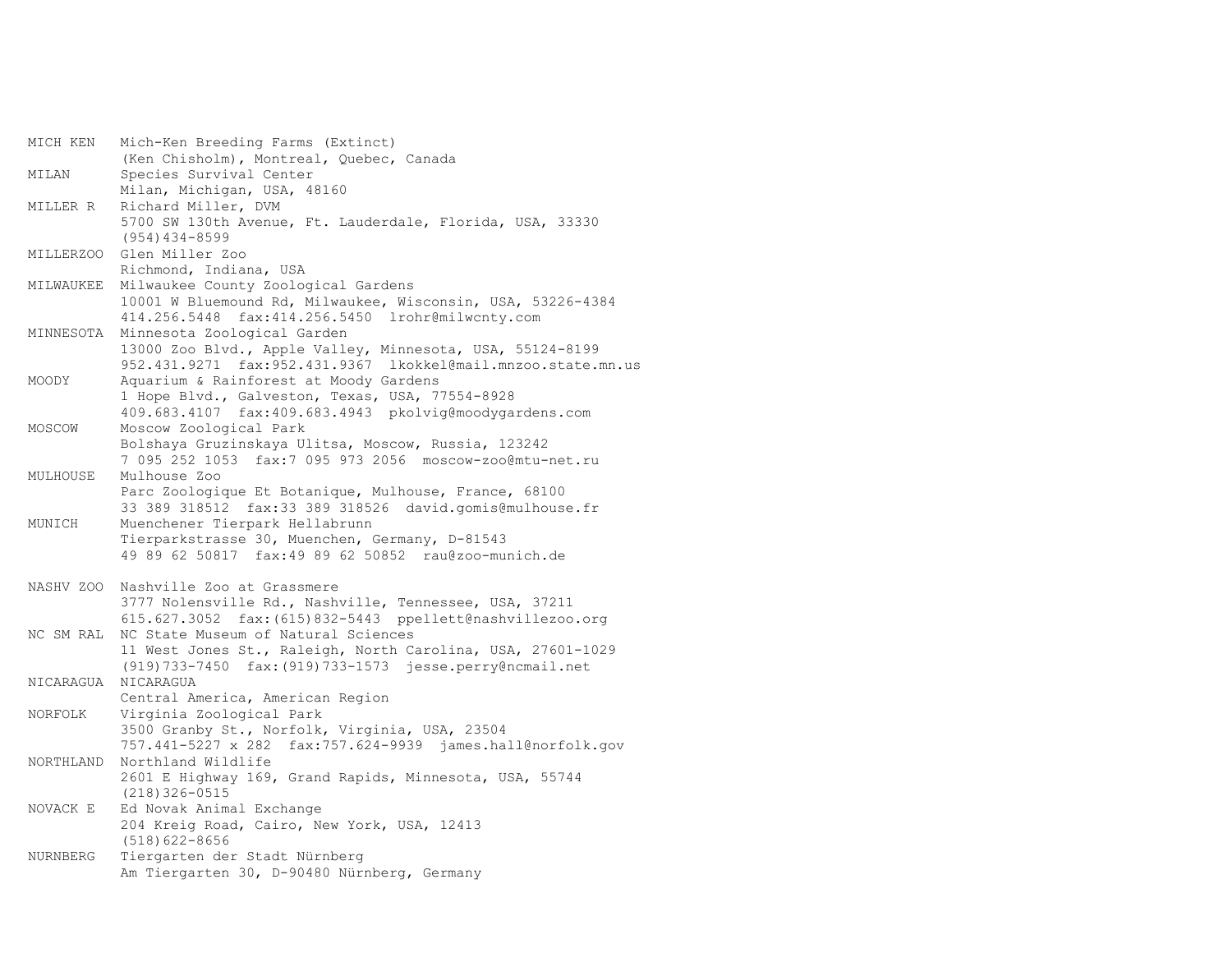```
MICH KEN   Mich-Ken Breeding Farms (Extinct)
           (Ken Chisholm), Montreal, Quebec, Canada
MILAN      Species Survival Center
           Milan, Michigan, USA, 48160
MILLER R   Richard Miller, DVM
           5700 SW 130th Avenue, Ft. Lauderdale, Florida, USA, 33330
           (954)434-8599
MILLERZOO  Glen Miller Zoo
           Richmond, Indiana, USA
MILWAUKEE  Milwaukee County Zoological Gardens
           10001 W Bluemound Rd, Milwaukee, Wisconsin, USA, 53226-4384
           414.256.5448  fax:414.256.5450  lrohr@milwcnty.com
MINNESOTA  Minnesota Zoological Garden
           13000 Zoo Blvd., Apple Valley, Minnesota, USA, 55124-8199
           952.431.9271  fax:952.431.9367  lkokkel@mail.mnzoo.state.mn.us
MOODY      Aquarium & Rainforest at Moody Gardens
           1 Hope Blvd., Galveston, Texas, USA, 77554-8928
           409.683.4107  fax:409.683.4943  pkolvig@moodygardens.com
MOSCOW     Moscow Zoological Park
           Bolshaya Gruzinskaya Ulitsa, Moscow, Russia, 123242
           7 095 252 1053  fax:7 095 973 2056  moscow-zoo@mtu-net.ru
MULHOUSE   Mulhouse Zoo
           Parc Zoologique Et Botanique, Mulhouse, France, 68100
           33 389 318512  fax:33 389 318526  david.gomis@mulhouse.fr
MUNICH     Muenchener Tierpark Hellabrunn
           Tierparkstrasse 30, Muenchen, Germany, D-81543
           49 89 62 50817  fax:49 89 62 50852  rau@zoo-munich.de

NASHV ZOO  Nashville Zoo at Grassmere
           3777 Nolensville Rd., Nashville, Tennessee, USA, 37211
           615.627.3052  fax:(615)832-5443  ppellett@nashvillezoo.org
NC SM RAL  NC State Museum of Natural Sciences
           11 West Jones St., Raleigh, North Carolina, USA, 27601-1029
           (919)733-7450  fax:(919)733-1573  jesse.perry@ncmail.net
NICARAGUA  NICARAGUA
           Central America, American Region
NORFOLK    Virginia Zoological Park
           3500 Granby St., Norfolk, Virginia, USA, 23504
           757.441-5227 x 282  fax:757.624-9939  james.hall@norfolk.gov
NORTHLAND  Northland Wildlife
           2601 E Highway 169, Grand Rapids, Minnesota, USA, 55744
           (218)326-0515
NOVACK E   Ed Novak Animal Exchange
           204 Kreig Road, Cairo, New York, USA, 12413
           (518)622-8656
NURNBERG   Tiergarten der Stadt Nürnberg
           Am Tiergarten 30, D-90480 Nürnberg, Germany
```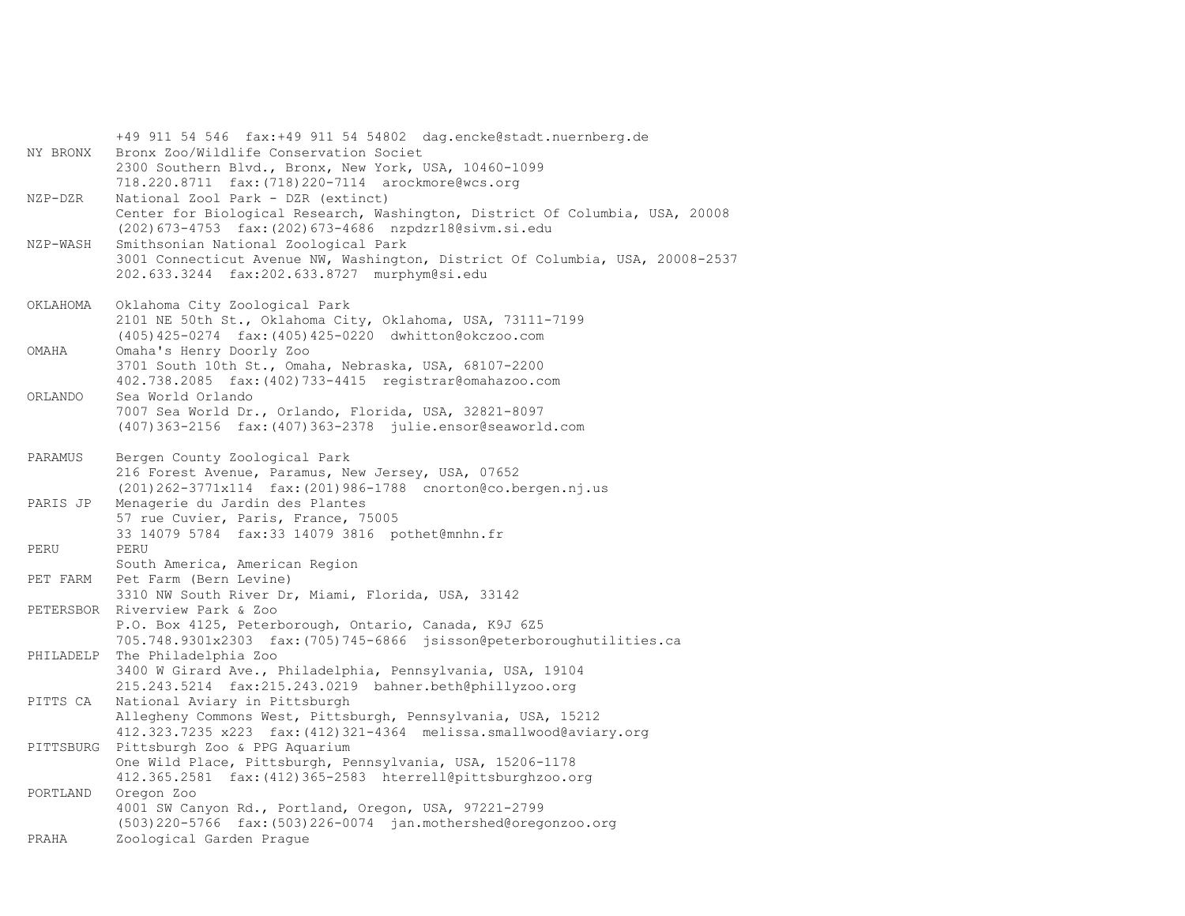```
          +49 911 54 546  fax:+49 911 54 54802  dag.encke@stadt.nuernberg.de
NY BRONX   Bronx Zoo/Wildlife Conservation Societ
           2300 Southern Blvd., Bronx, New York, USA, 10460-1099
           718.220.8711  fax:(718)220-7114  arockmore@wcs.org
NZP-DZR    National Zool Park - DZR (extinct)
           Center for Biological Research, Washington, District Of Columbia, USA, 20008
           (202)673-4753  fax:(202)673-4686  nzpdzr18@sivm.si.edu
NZP-WASH   Smithsonian National Zoological Park
           3001 Connecticut Avenue NW, Washington, District Of Columbia, USA, 20008-2537
           202.633.3244  fax:202.633.8727  murphym@si.edu

OKLAHOMA   Oklahoma City Zoological Park
           2101 NE 50th St., Oklahoma City, Oklahoma, USA, 73111-7199
           (405)425-0274  fax:(405)425-0220  dwhitton@okczoo.com
OMAHA      Omaha's Henry Doorly Zoo
           3701 South 10th St., Omaha, Nebraska, USA, 68107-2200
           402.738.2085  fax:(402)733-4415  registrar@omahazoo.com
ORLANDO    Sea World Orlando
           7007 Sea World Dr., Orlando, Florida, USA, 32821-8097
           (407)363-2156  fax:(407)363-2378  julie.ensor@seaworld.com

PARAMUS    Bergen County Zoological Park
           216 Forest Avenue, Paramus, New Jersey, USA, 07652
           (201)262-3771x114  fax:(201)986-1788  cnorton@co.bergen.nj.us
PARIS JP   Menagerie du Jardin des Plantes
           57 rue Cuvier, Paris, France, 75005
           33 14079 5784  fax:33 14079 3816  pothet@mnhn.fr
PERU       PERU
           South America, American Region
PET FARM   Pet Farm (Bern Levine)
           3310 NW South River Dr, Miami, Florida, USA, 33142
PETERSBOR  Riverview Park & Zoo
           P.O. Box 4125, Peterborough, Ontario, Canada, K9J 6Z5
           705.748.9301x2303  fax:(705)745-6866  jsisson@peterboroughutilities.ca
PHILADELP  The Philadelphia Zoo
           3400 W Girard Ave., Philadelphia, Pennsylvania, USA, 19104
           215.243.5214  fax:215.243.0219  bahner.beth@phillyzoo.org
PITTS CA   National Aviary in Pittsburgh
           Allegheny Commons West, Pittsburgh, Pennsylvania, USA, 15212
           412.323.7235 x223  fax:(412)321-4364  melissa.smallwood@aviary.org
PITTSBURG  Pittsburgh Zoo & PPG Aquarium
           One Wild Place, Pittsburgh, Pennsylvania, USA, 15206-1178
           412.365.2581  fax:(412)365-2583  hterrell@pittsburghzoo.org
PORTLAND   Oregon Zoo
           4001 SW Canyon Rd., Portland, Oregon, USA, 97221-2799
           (503)220-5766  fax:(503)226-0074  jan.mothershed@oregonzoo.org
PRAHA      Zoological Garden Prague
```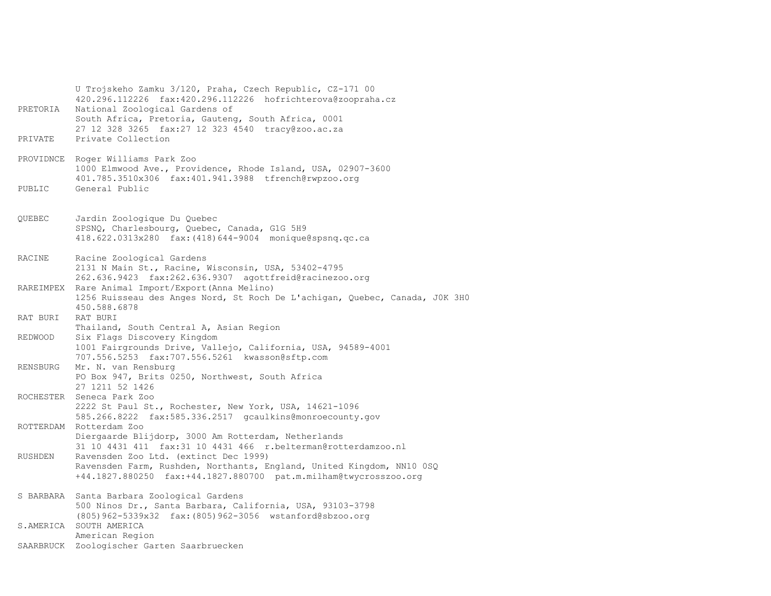```
          U Trojskeho Zamku 3/120, Praha, Czech Republic, CZ-171 00
          420.296.112226  fax:420.296.112226  hofrichterova@zoopraha.cz
PRETORIA  National Zoological Gardens of
          South Africa, Pretoria, Gauteng, South Africa, 0001
          27 12 328 3265  fax:27 12 323 4540  tracy@zoo.ac.za
PRIVATE   Private Collection

PROVIDNCE Roger Williams Park Zoo
          1000 Elmwood Ave., Providence, Rhode Island, USA, 02907-3600
          401.785.3510x306  fax:401.941.3988  tfrench@rwpzoo.org
PUBLIC    General Public


QUEBEC    Jardin Zoologique Du Quebec
          SPSNQ, Charlesbourg, Quebec, Canada, G1G 5H9
          418.622.0313x280  fax:(418)644-9004  monique@spsnq.qc.ca

RACINE    Racine Zoological Gardens
          2131 N Main St., Racine, Wisconsin, USA, 53402-4795
          262.636.9423  fax:262.636.9307  agottfreid@racinezoo.org
RAREIMPEX Rare Animal Import/Export(Anna Melino)
          1256 Ruisseau des Anges Nord, St Roch De L'achigan, Quebec, Canada, J0K 3H0
          450.588.6878
RAT BURI  RAT BURI
          Thailand, South Central A, Asian Region
REDWOOD   Six Flags Discovery Kingdom
          1001 Fairgrounds Drive, Vallejo, California, USA, 94589-4001
          707.556.5253  fax:707.556.5261  kwasson@sftp.com
RENSBURG  Mr. N. van Rensburg
          PO Box 947, Brits 0250, Northwest, South Africa
          27 1211 52 1426
ROCHESTER Seneca Park Zoo
          2222 St Paul St., Rochester, New York, USA, 14621-1096
          585.266.8222  fax:585.336.2517  gcaulkins@monroecounty.gov
ROTTERDAM Rotterdam Zoo
          Diergaarde Blijdorp, 3000 Am Rotterdam, Netherlands
          31 10 4431 411  fax:31 10 4431 466  r.belterman@rotterdamzoo.nl
RUSHDEN   Ravensden Zoo Ltd. (extinct Dec 1999)
          Ravensden Farm, Rushden, Northants, England, United Kingdom, NN10 0SQ
          +44.1827.880250  fax:+44.1827.880700  pat.m.milham@twycrosszoo.org

S BARBARA Santa Barbara Zoological Gardens
          500 Ninos Dr., Santa Barbara, California, USA, 93103-3798
          (805)962-5339x32  fax:(805)962-3056  wstanford@sbzoo.org
S.AMERICA SOUTH AMERICA
          American Region
SAARBRUCK Zoologischer Garten Saarbruecken
```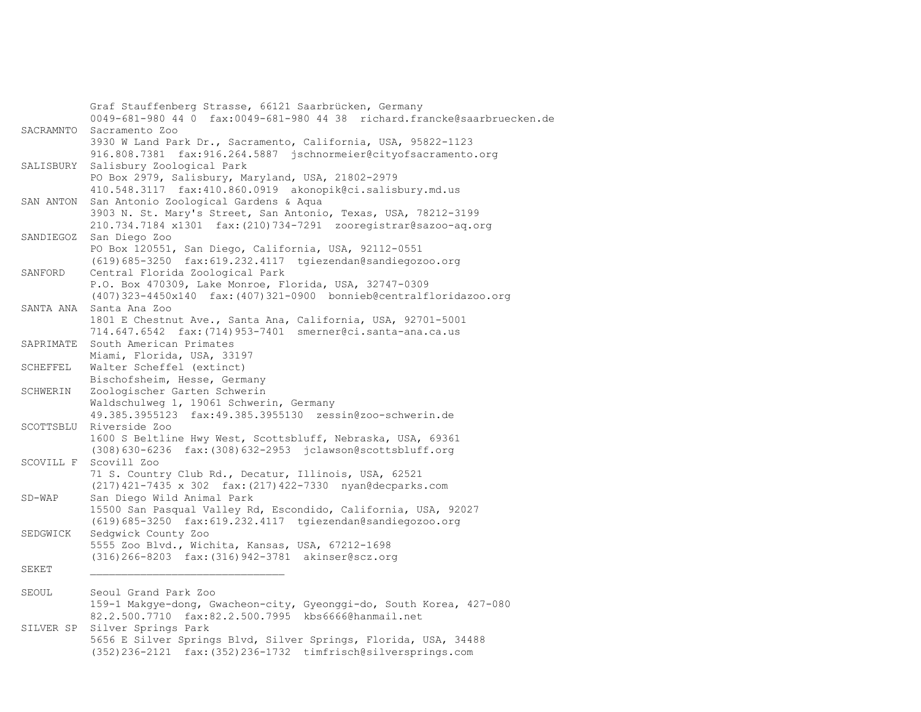```
          Graf Stauffenberg Strasse, 66121 Saarbrücken, Germany
          0049-681-980 44 0  fax:0049-681-980 44 38  richard.francke@saarbruecken.de
SACRAMNTO Sacramento Zoo
          3930 W Land Park Dr., Sacramento, California, USA, 95822-1123
          916.808.7381  fax:916.264.5887  jschnormeier@cityofsacramento.org
SALISBURY Salisbury Zoological Park
          PO Box 2979, Salisbury, Maryland, USA, 21802-2979
          410.548.3117  fax:410.860.0919  akonopik@ci.salisbury.md.us
SAN ANTON San Antonio Zoological Gardens & Aqua
          3903 N. St. Mary's Street, San Antonio, Texas, USA, 78212-3199
          210.734.7184 x1301  fax:(210)734-7291  zooregistrar@sazoo-aq.org
SANDIEGOZ San Diego Zoo
          PO Box 120551, San Diego, California, USA, 92112-0551
          (619)685-3250  fax:619.232.4117  tgiezendan@sandiegozoo.org
SANFORD   Central Florida Zoological Park
          P.O. Box 470309, Lake Monroe, Florida, USA, 32747-0309
          (407)323-4450x140  fax:(407)321-0900  bonnieb@centralfloridazoo.org
SANTA ANA Santa Ana Zoo
          1801 E Chestnut Ave., Santa Ana, California, USA, 92701-5001
          714.647.6542  fax:(714)953-7401  smerner@ci.santa-ana.ca.us
SAPRIMATE South American Primates
          Miami, Florida, USA, 33197
SCHEFFEL  Walter Scheffel (extinct)
          Bischofsheim, Hesse, Germany
SCHWERIN  Zoologischer Garten Schwerin
          Waldschulweg 1, 19061 Schwerin, Germany
          49.385.3955123  fax:49.385.3955130  zessin@zoo-schwerin.de
SCOTTSBLU Riverside Zoo
          1600 S Beltline Hwy West, Scottsbluff, Nebraska, USA, 69361
          (308)630-6236  fax:(308)632-2953  jclawson@scottsbluff.org
SCOVILL F Scovill Zoo
          71 S. Country Club Rd., Decatur, Illinois, USA, 62521
          (217)421-7435 x 302  fax:(217)422-7330  nyan@decparks.com
SD-WAP    San Diego Wild Animal Park
          15500 San Pasqual Valley Rd, Escondido, California, USA, 92027
          (619)685-3250  fax:619.232.4117  tgiezendan@sandiegozoo.org
SEDGWICK  Sedgwick County Zoo
          5555 Zoo Blvd., Wichita, Kansas, USA, 67212-1698
          (316)266-8203  fax:(316)942-3781  akinser@scz.org
SEKET     ______________________________

SEOUL     Seoul Grand Park Zoo
          159-1 Makgye-dong, Gwacheon-city, Gyeonggi-do, South Korea, 427-080
          82.2.500.7710  fax:82.2.500.7995  kbs6666@hanmail.net
SILVER SP Silver Springs Park
          5656 E Silver Springs Blvd, Silver Springs, Florida, USA, 34488
          (352)236-2121  fax:(352)236-1732  timfrisch@silversprings.com
```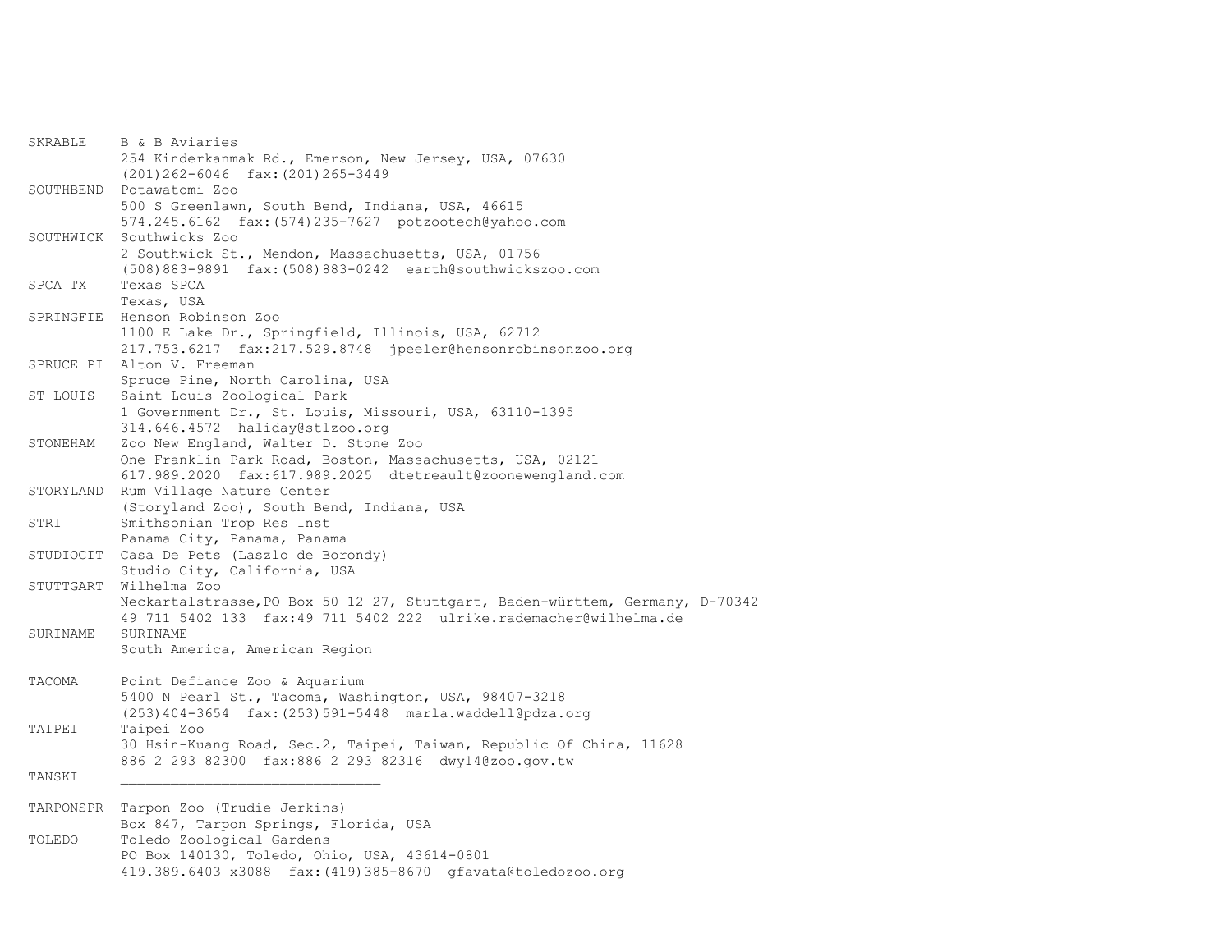| Code | Institution |
|---|---|
| SKRABLE | B & B Aviaries<br>254 Kinderkanmak Rd., Emerson, New Jersey, USA, 07630<br>(201)262-6046  fax:(201)265-3449 |
| SOUTHBEND | Potawatomi Zoo<br>500 S Greenlawn, South Bend, Indiana, USA, 46615<br>574.245.6162  fax:(574)235-7627  potzootech@yahoo.com |
| SOUTHWICK | Southwicks Zoo<br>2 Southwick St., Mendon, Massachusetts, USA, 01756<br>(508)883-9891  fax:(508)883-0242  earth@southwickszoo.com |
| SPCA TX | Texas SPCA<br>Texas, USA |
| SPRINGFIE | Henson Robinson Zoo<br>1100 E Lake Dr., Springfield, Illinois, USA, 62712<br>217.753.6217  fax:217.529.8748  jpeeler@hensonrobinsonzoo.org |
| SPRUCE PI | Alton V. Freeman<br>Spruce Pine, North Carolina, USA |
| ST LOUIS | Saint Louis Zoological Park<br>1 Government Dr., St. Louis, Missouri, USA, 63110-1395<br>314.646.4572  haliday@stlzoo.org |
| STONEHAM | Zoo New England, Walter D. Stone Zoo<br>One Franklin Park Road, Boston, Massachusetts, USA, 02121<br>617.989.2020  fax:617.989.2025  dtetreault@zoonewengland.com |
| STORYLAND | Rum Village Nature Center<br>(Storyland Zoo), South Bend, Indiana, USA |
| STRI | Smithsonian Trop Res Inst<br>Panama City, Panama, Panama |
| STUDIOCIT | Casa De Pets (Laszlo de Borondy)<br>Studio City, California, USA |
| STUTTGART | Wilhelma Zoo<br>Neckartalstrasse,PO Box 50 12 27, Stuttgart, Baden-württem, Germany, D-70342<br>49 711 5402 133  fax:49 711 5402 222  ulrike.rademacher@wilhelma.de |
| SURINAME | SURINAME<br>South America, American Region |
| TACOMA | Point Defiance Zoo & Aquarium<br>5400 N Pearl St., Tacoma, Washington, USA, 98407-3218<br>(253)404-3654  fax:(253)591-5448  marla.waddell@pdza.org |
| TAIPEI | Taipei Zoo<br>30 Hsin-Kuang Road, Sec.2, Taipei, Taiwan, Republic Of China, 11628<br>886 2 293 82300  fax:886 2 293 82316  dwy14@zoo.gov.tw |
| TANSKI | ______________________________ |
| TARPONSPR | Tarpon Zoo (Trudie Jerkins)<br>Box 847, Tarpon Springs, Florida, USA |
| TOLEDO | Toledo Zoological Gardens<br>PO Box 140130, Toledo, Ohio, USA, 43614-0801<br>419.389.6403 x3088  fax:(419)385-8670  gfavata@toledozoo.org |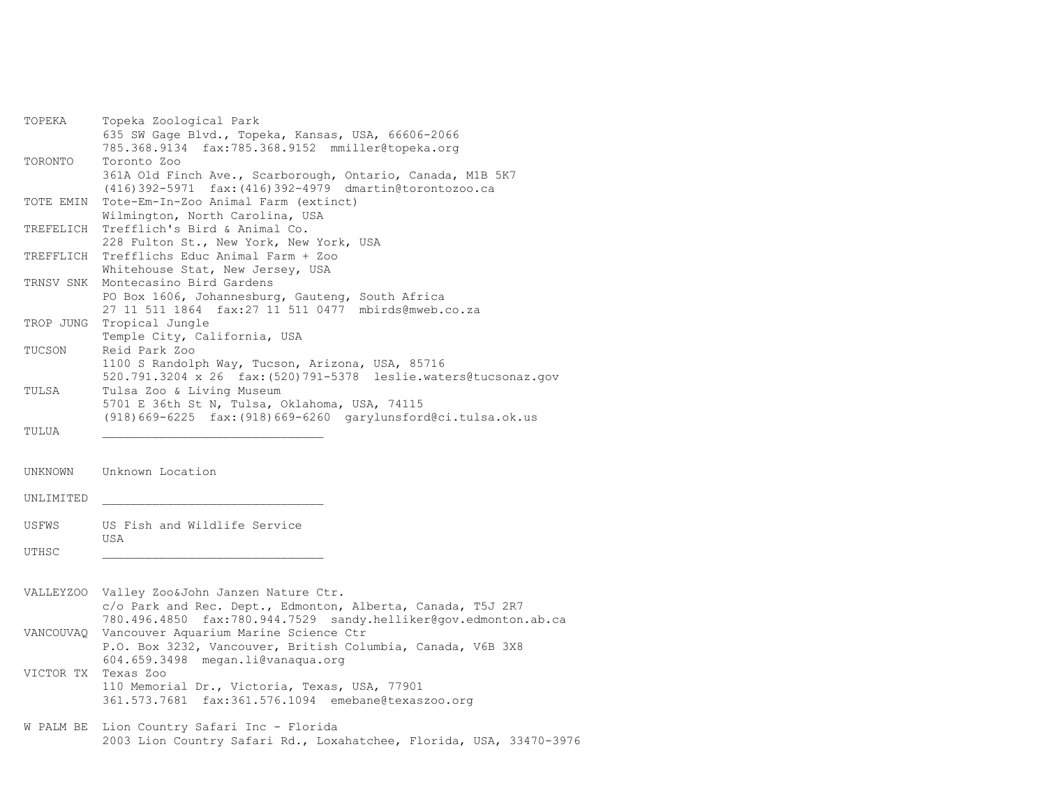```
TOPEKA     Topeka Zoological Park
           635 SW Gage Blvd., Topeka, Kansas, USA, 66606-2066
           785.368.9134  fax:785.368.9152  mmiller@topeka.org
TORONTO    Toronto Zoo
           361A Old Finch Ave., Scarborough, Ontario, Canada, M1B 5K7
           (416)392-5971  fax:(416)392-4979  dmartin@torontozoo.ca
TOTE EMIN  Tote-Em-In-Zoo Animal Farm (extinct)
           Wilmington, North Carolina, USA
TREFELICH  Trefflich's Bird & Animal Co.
           228 Fulton St., New York, New York, USA
TREFFLICH  Trefflichs Educ Animal Farm + Zoo
           Whitehouse Stat, New Jersey, USA
TRNSV SNK  Montecasino Bird Gardens
           PO Box 1606, Johannesburg, Gauteng, South Africa
           27 11 511 1864  fax:27 11 511 0477  mbirds@mweb.co.za
TROP JUNG  Tropical Jungle
           Temple City, California, USA
TUCSON     Reid Park Zoo
           1100 S Randolph Way, Tucson, Arizona, USA, 85716
           520.791.3204 x 26  fax:(520)791-5378  leslie.waters@tucsonaz.gov
TULSA      Tulsa Zoo & Living Museum
           5701 E 36th St N, Tulsa, Oklahoma, USA, 74115
           (918)669-6225  fax:(918)669-6260  garylunsford@ci.tulsa.ok.us
TULUA      ______________________________


UNKNOWN    Unknown Location

UNLIMITED  ______________________________

USFWS      US Fish and Wildlife Service
           USA
UTHSC      ______________________________


VALLEYZOO  Valley Zoo&John Janzen Nature Ctr.
           c/o Park and Rec. Dept., Edmonton, Alberta, Canada, T5J 2R7
           780.496.4850  fax:780.944.7529  sandy.helliker@gov.edmonton.ab.ca
VANCOUVAQ  Vancouver Aquarium Marine Science Ctr
           P.O. Box 3232, Vancouver, British Columbia, Canada, V6B 3X8
           604.659.3498  megan.li@vanaqua.org
VICTOR TX  Texas Zoo
           110 Memorial Dr., Victoria, Texas, USA, 77901
           361.573.7681  fax:361.576.1094  emebane@texaszoo.org

W PALM BE  Lion Country Safari Inc - Florida
           2003 Lion Country Safari Rd., Loxahatchee, Florida, USA, 33470-3976
```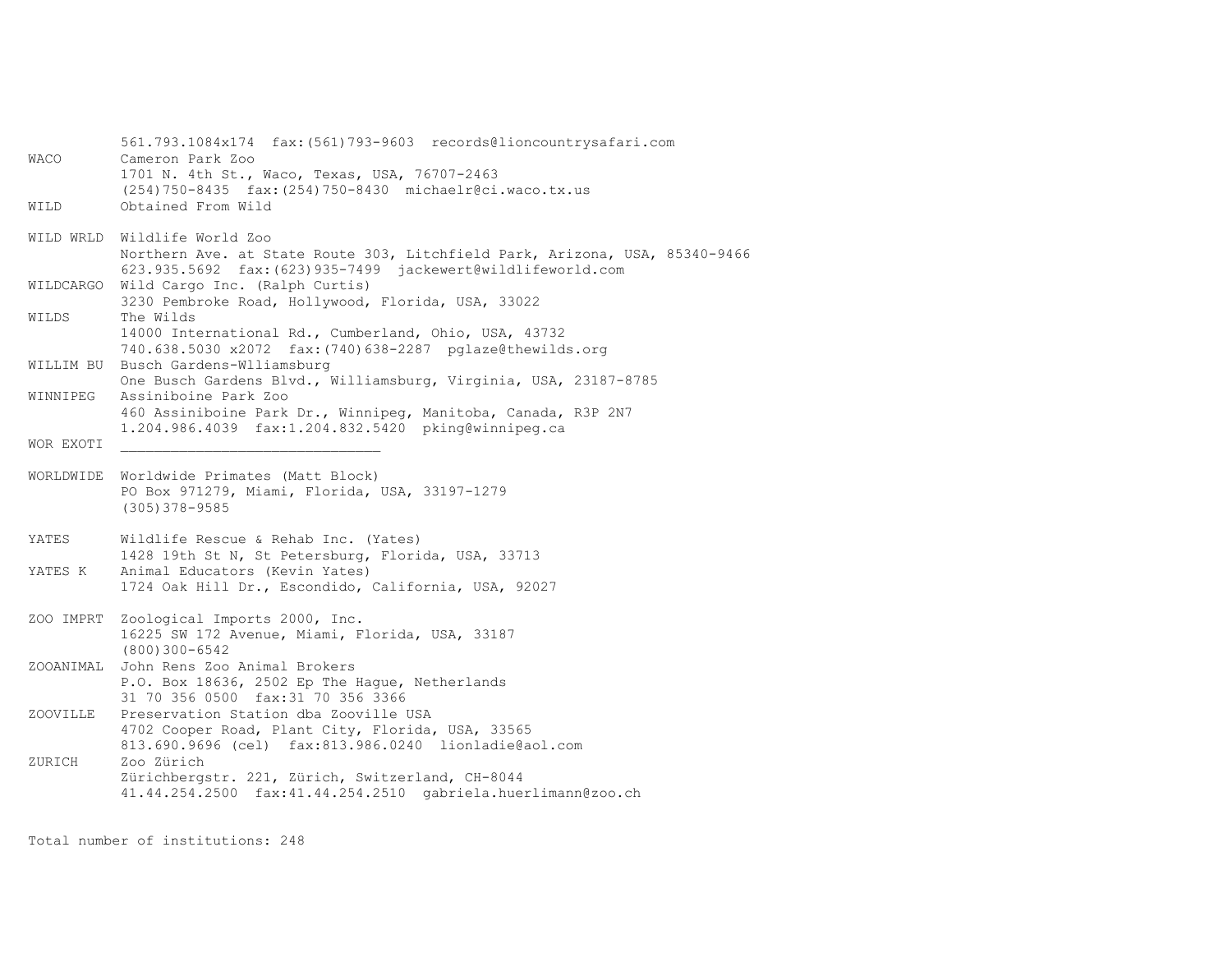```
          561.793.1084x174  fax:(561)793-9603  records@lioncountrysafari.com
WACO      Cameron Park Zoo
          1701 N. 4th St., Waco, Texas, USA, 76707-2463
          (254)750-8435  fax:(254)750-8430  michaelr@ci.waco.tx.us
WILD      Obtained From Wild

WILD WRLD Wildlife World Zoo
          Northern Ave. at State Route 303, Litchfield Park, Arizona, USA, 85340-9466
          623.935.5692  fax:(623)935-7499  jackewert@wildlifeworld.com
WILDCARGO Wild Cargo Inc. (Ralph Curtis)
          3230 Pembroke Road, Hollywood, Florida, USA, 33022
WILDS     The Wilds
          14000 International Rd., Cumberland, Ohio, USA, 43732
          740.638.5030 x2072  fax:(740)638-2287  pglaze@thewilds.org
WILLIM BU Busch Gardens-Wlliamsburg
          One Busch Gardens Blvd., Williamsburg, Virginia, USA, 23187-8785
WINNIPEG  Assiniboine Park Zoo
          460 Assiniboine Park Dr., Winnipeg, Manitoba, Canada, R3P 2N7
          1.204.986.4039  fax:1.204.832.5420  pking@winnipeg.ca
WOR EXOTI ______________________________

WORLDWIDE Worldwide Primates (Matt Block)
          PO Box 971279, Miami, Florida, USA, 33197-1279
          (305)378-9585

YATES     Wildlife Rescue & Rehab Inc. (Yates)
          1428 19th St N, St Petersburg, Florida, USA, 33713
YATES K   Animal Educators (Kevin Yates)
          1724 Oak Hill Dr., Escondido, California, USA, 92027

ZOO IMPRT Zoological Imports 2000, Inc.
          16225 SW 172 Avenue, Miami, Florida, USA, 33187
          (800)300-6542
ZOOANIMAL John Rens Zoo Animal Brokers
          P.O. Box 18636, 2502 Ep The Hague, Netherlands
          31 70 356 0500  fax:31 70 356 3366
ZOOVILLE  Preservation Station dba Zooville USA
          4702 Cooper Road, Plant City, Florida, USA, 33565
          813.690.9696 (cel)  fax:813.986.0240  lionladie@aol.com
ZURICH    Zoo Zürich
          Zürichbergstr. 221, Zürich, Switzerland, CH-8044
          41.44.254.2500  fax:41.44.254.2510  gabriela.huerlimann@zoo.ch


Total number of institutions: 248
```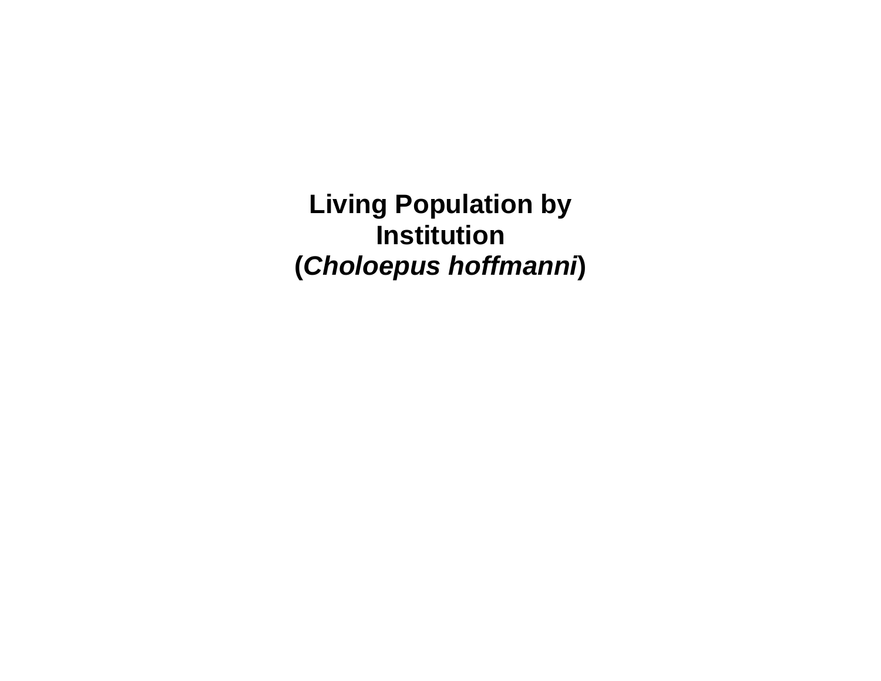# Living Population by Institution (*Choloepus hoffmanni*)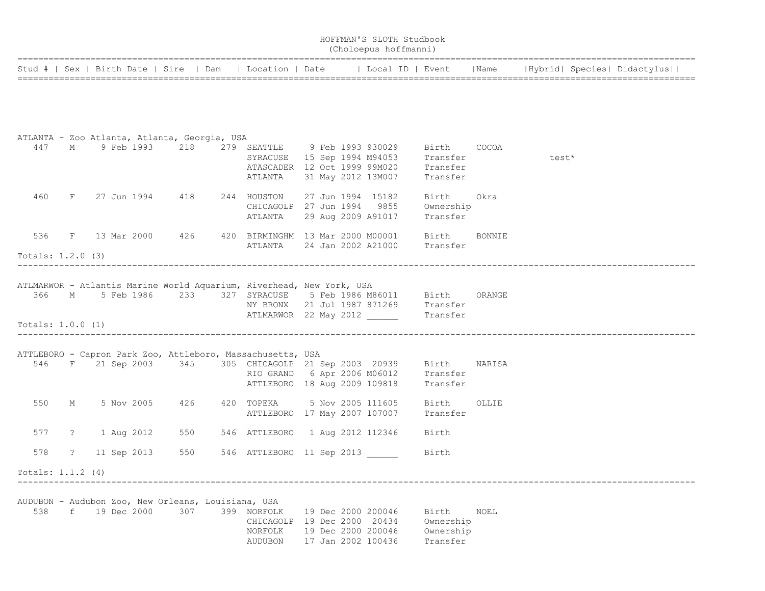HOFFMAN'S SLOTH Studbook
(Choloepus hoffmanni)

| Stud # | Sex | Birth Date | Sire | Dam | Location | Date | Local ID | Event | Name | Hybrid | Species | Didactylus |
|---|---|---|---|---|---|---|---|---|---|---|---|---|

**ATLANTA - Zoo Atlanta, Atlanta, Georgia, USA**

| Stud # | Sex | Birth Date | Sire | Dam | Location | Date | Local ID | Event | Name | Hybrid | Species | Didactylus |
|---|---|---|---|---|---|---|---|---|---|---|---|---|
| 447 | M | 9 Feb 1993 | 218 | 279 | SEATTLE | 9 Feb 1993 | 930029 | Birth | COCOA | | | |
| | | | | | SYRACUSE | 15 Sep 1994 | M94053 | Transfer | | | test* | |
| | | | | | ATASCADER | 12 Oct 1999 | 99M020 | Transfer | | | | |
| | | | | | ATLANTA | 31 May 2012 | 13M007 | Transfer | | | | |
| 460 | F | 27 Jun 1994 | 418 | 244 | HOUSTON | 27 Jun 1994 | 15182 | Birth | Okra | | | |
| | | | | | CHICAGOLP | 27 Jun 1994 | 9855 | Ownership | | | | |
| | | | | | ATLANTA | 29 Aug 2009 | A91017 | Transfer | | | | |
| 536 | F | 13 Mar 2000 | 426 | 420 | BIRMINGHM | 13 Mar 2000 | M00001 | Birth | BONNIE | | | |
| | | | | | ATLANTA | 24 Jan 2002 | A21000 | Transfer | | | | |

Totals: 1.2.0 (3)

**ATLMARWOR - Atlantis Marine World Aquarium, Riverhead, New York, USA**

| Stud # | Sex | Birth Date | Sire | Dam | Location | Date | Local ID | Event | Name | Hybrid | Species | Didactylus |
|---|---|---|---|---|---|---|---|---|---|---|---|---|
| 366 | M | 5 Feb 1986 | 233 | 327 | SYRACUSE | 5 Feb 1986 | M86011 | Birth | ORANGE | | | |
| | | | | | NY BRONX | 21 Jul 1987 | 871269 | Transfer | | | | |
| | | | | | ATLMARWOR | 22 May 2012 | ______ | Transfer | | | | |

Totals: 1.0.0 (1)

**ATTLEBORO - Capron Park Zoo, Attleboro, Massachusetts, USA**

| Stud # | Sex | Birth Date | Sire | Dam | Location | Date | Local ID | Event | Name | Hybrid | Species | Didactylus |
|---|---|---|---|---|---|---|---|---|---|---|---|---|
| 546 | F | 21 Sep 2003 | 345 | 305 | CHICAGOLP | 21 Sep 2003 | 20939 | Birth | NARISA | | | |
| | | | | | RIO GRAND | 6 Apr 2006 | M06012 | Transfer | | | | |
| | | | | | ATTLEBORO | 18 Aug 2009 | 109818 | Transfer | | | | |
| 550 | M | 5 Nov 2005 | 426 | 420 | TOPEKA | 5 Nov 2005 | 111605 | Birth | OLLIE | | | |
| | | | | | ATTLEBORO | 17 May 2007 | 107007 | Transfer | | | | |
| 577 | ? | 1 Aug 2012 | 550 | 546 | ATTLEBORO | 1 Aug 2012 | 112346 | Birth | | | | |
| 578 | ? | 11 Sep 2013 | 550 | 546 | ATTLEBORO | 11 Sep 2013 | ______ | Birth | | | | |

Totals: 1.1.2 (4)

**AUDUBON - Audubon Zoo, New Orleans, Louisiana, USA**

| Stud # | Sex | Birth Date | Sire | Dam | Location | Date | Local ID | Event | Name | Hybrid | Species | Didactylus |
|---|---|---|---|---|---|---|---|---|---|---|---|---|
| 538 | f | 19 Dec 2000 | 307 | 399 | NORFOLK | 19 Dec 2000 | 200046 | Birth | NOEL | | | |
| | | | | | CHICAGOLP | 19 Dec 2000 | 20434 | Ownership | | | | |
| | | | | | NORFOLK | 19 Dec 2000 | 200046 | Ownership | | | | |
| | | | | | AUDUBON | 17 Jan 2002 | 100436 | Transfer | | | | |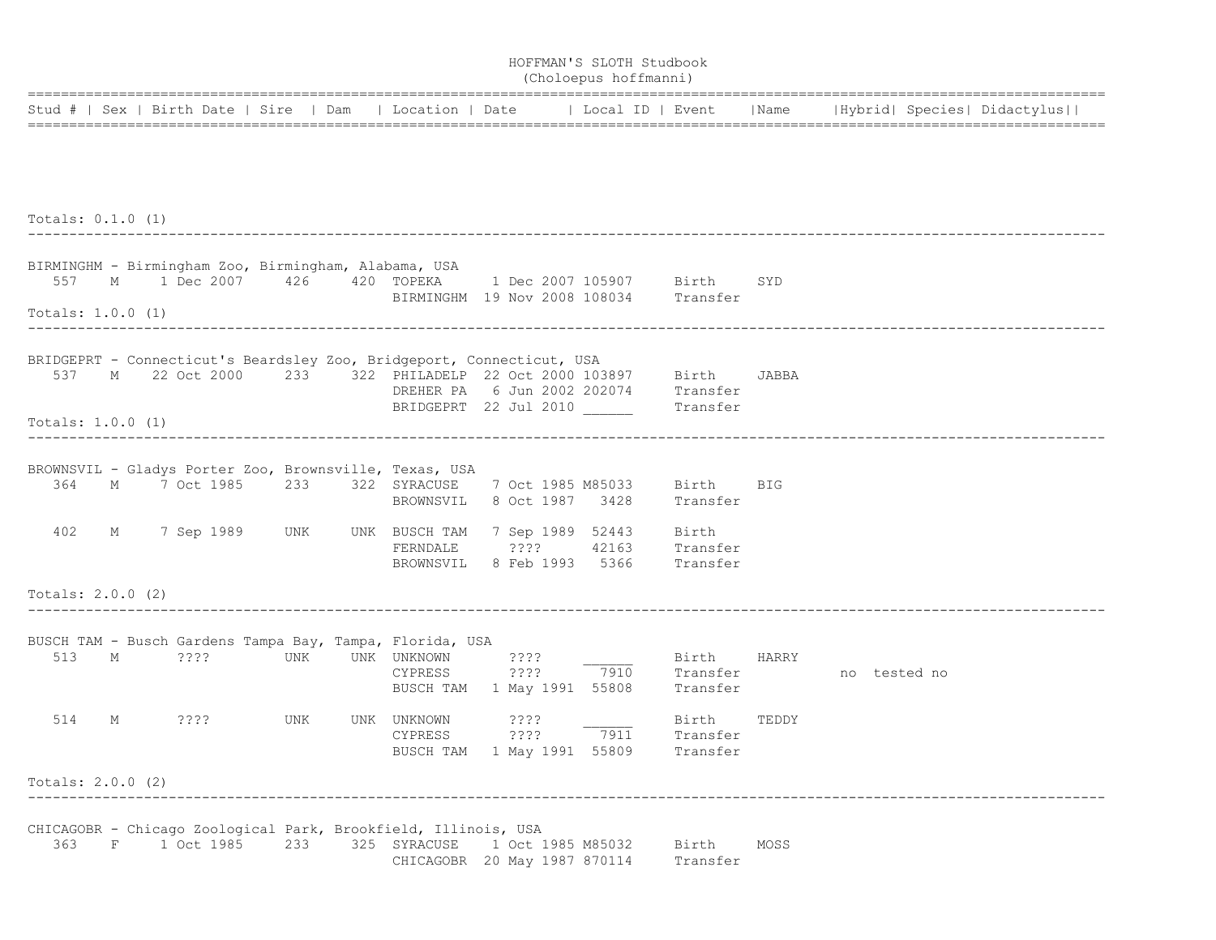HOFFMAN'S SLOTH Studbook
(Choloepus hoffmanni)

| Stud # | Sex | Birth Date | Sire | Dam | Location | Date | Local ID | Event | Name | Hybrid | Species | Didactylus |
|---|---|---|---|---|---|---|---|---|---|---|---|---|

Totals: 0.1.0 (1)

---

BIRMINGHM - Birmingham Zoo, Birmingham, Alabama, USA

| Stud # | Sex | Birth Date | Sire | Dam | Location | Date | Local ID | Event | Name | Hybrid | Species | Didactylus |
|---|---|---|---|---|---|---|---|---|---|---|---|---|
| 557 | M | 1 Dec 2007 | 426 | 420 | TOPEKA | 1 Dec 2007 | 105907 | Birth | SYD | | | |
| | | | | | BIRMINGHM | 19 Nov 2008 | 108034 | Transfer | | | | |

Totals: 1.0.0 (1)

---

BRIDGEPRT - Connecticut's Beardsley Zoo, Bridgeport, Connecticut, USA

| Stud # | Sex | Birth Date | Sire | Dam | Location | Date | Local ID | Event | Name | Hybrid | Species | Didactylus |
|---|---|---|---|---|---|---|---|---|---|---|---|---|
| 537 | M | 22 Oct 2000 | 233 | 322 | PHILADELP | 22 Oct 2000 | 103897 | Birth | JABBA | | | |
| | | | | | DREHER PA | 6 Jun 2002 | 202074 | Transfer | | | | |
| | | | | | BRIDGEPRT | 22 Jul 2010 | ______ | Transfer | | | | |

Totals: 1.0.0 (1)

---

BROWNSVIL - Gladys Porter Zoo, Brownsville, Texas, USA

| Stud # | Sex | Birth Date | Sire | Dam | Location | Date | Local ID | Event | Name | Hybrid | Species | Didactylus |
|---|---|---|---|---|---|---|---|---|---|---|---|---|
| 364 | M | 7 Oct 1985 | 233 | 322 | SYRACUSE | 7 Oct 1985 | M85033 | Birth | BIG | | | |
| | | | | | BROWNSVIL | 8 Oct 1987 | 3428 | Transfer | | | | |
| 402 | M | 7 Sep 1989 | UNK | UNK | BUSCH TAM | 7 Sep 1989 | 52443 | Birth | | | | |
| | | | | | FERNDALE | ???? | 42163 | Transfer | | | | |
| | | | | | BROWNSVIL | 8 Feb 1993 | 5366 | Transfer | | | | |

Totals: 2.0.0 (2)

---

BUSCH TAM - Busch Gardens Tampa Bay, Tampa, Florida, USA

| Stud # | Sex | Birth Date | Sire | Dam | Location | Date | Local ID | Event | Name | Hybrid | Species | Didactylus |
|---|---|---|---|---|---|---|---|---|---|---|---|---|
| 513 | M | ???? | UNK | UNK | UNKNOWN | ???? | ______ | Birth | HARRY | | | |
| | | | | | CYPRESS | ???? | 7910 | Transfer | | no | tested | no |
| | | | | | BUSCH TAM | 1 May 1991 | 55808 | Transfer | | | | |
| 514 | M | ???? | UNK | UNK | UNKNOWN | ???? | ______ | Birth | TEDDY | | | |
| | | | | | CYPRESS | ???? | 7911 | Transfer | | | | |
| | | | | | BUSCH TAM | 1 May 1991 | 55809 | Transfer | | | | |

Totals: 2.0.0 (2)

---

CHICAGOBR - Chicago Zoological Park, Brookfield, Illinois, USA

| Stud # | Sex | Birth Date | Sire | Dam | Location | Date | Local ID | Event | Name | Hybrid | Species | Didactylus |
|---|---|---|---|---|---|---|---|---|---|---|---|---|
| 363 | F | 1 Oct 1985 | 233 | 325 | SYRACUSE | 1 Oct 1985 | M85032 | Birth | MOSS | | | |
| | | | | | CHICAGOBR | 20 May 1987 | 870114 | Transfer | | | | |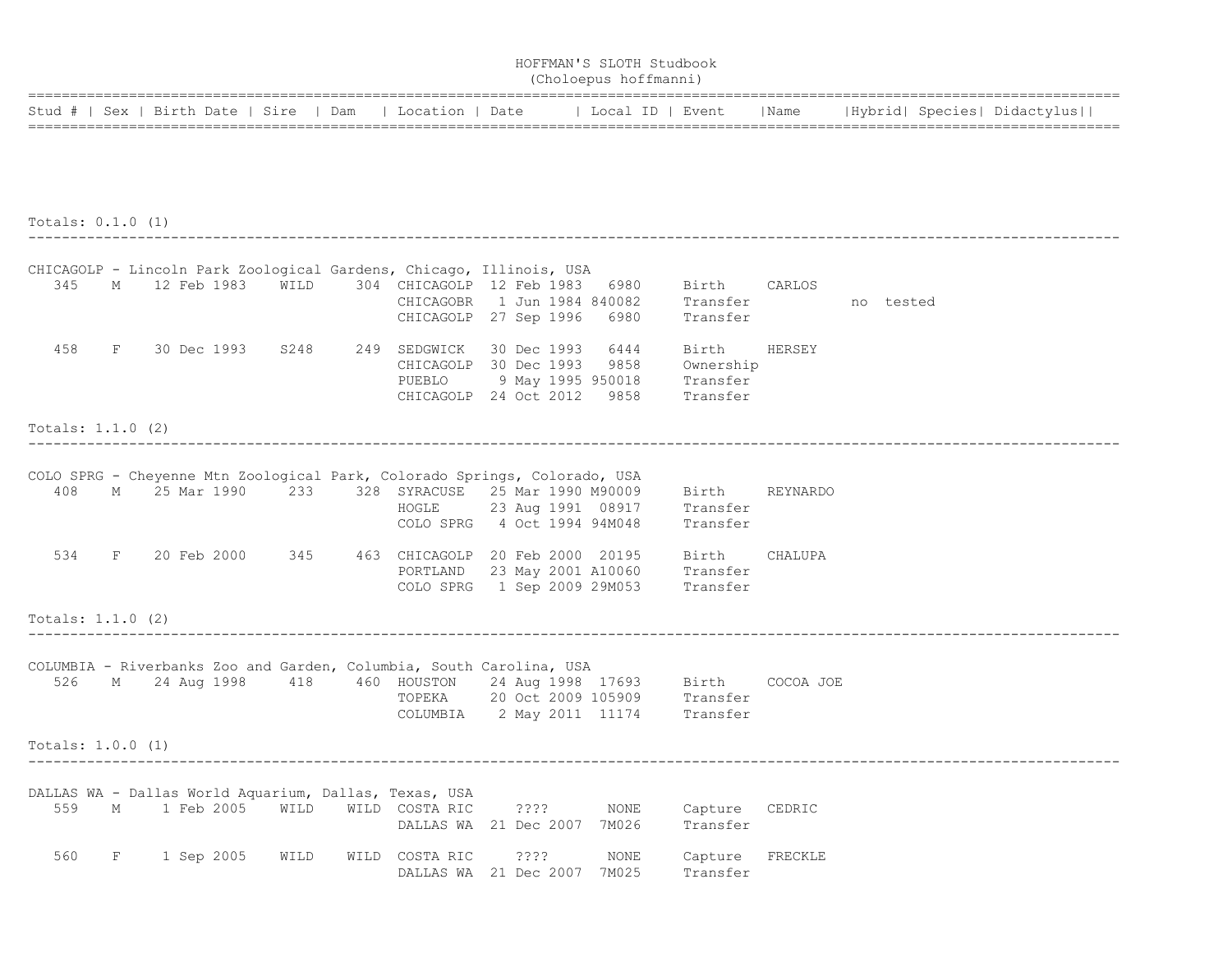# HOFFMAN'S SLOTH Studbook
(Choloepus hoffmanni)

| Stud # | Sex | Birth Date | Sire | Dam | Location | Date | Local ID | Event | Name | Hybrid | Species | Didactylus |
|---|---|---|---|---|---|---|---|---|---|---|---|---|

Totals: 0.1.0 (1)

---

**CHICAGOLP - Lincoln Park Zoological Gardens, Chicago, Illinois, USA**

| Stud # | Sex | Birth Date | Sire | Dam | Location | Date | Local ID | Event | Name | Hybrid | Species | Didactylus |
|---|---|---|---|---|---|---|---|---|---|---|---|---|
| 345 | M | 12 Feb 1983 | WILD | 304 | CHICAGOLP | 12 Feb 1983 | 6980 | Birth | CARLOS | | | |
| | | | | | CHICAGOBR | 1 Jun 1984 | 840082 | Transfer | | no | tested | |
| | | | | | CHICAGOLP | 27 Sep 1996 | 6980 | Transfer | | | | |
| 458 | F | 30 Dec 1993 | S248 | 249 | SEDGWICK | 30 Dec 1993 | 6444 | Birth | HERSEY | | | |
| | | | | | CHICAGOLP | 30 Dec 1993 | 9858 | Ownership | | | | |
| | | | | | PUEBLO | 9 May 1995 | 950018 | Transfer | | | | |
| | | | | | CHICAGOLP | 24 Oct 2012 | 9858 | Transfer | | | | |

Totals: 1.1.0 (2)

---

**COLO SPRG - Cheyenne Mtn Zoological Park, Colorado Springs, Colorado, USA**

| Stud # | Sex | Birth Date | Sire | Dam | Location | Date | Local ID | Event | Name | Hybrid | Species | Didactylus |
|---|---|---|---|---|---|---|---|---|---|---|---|---|
| 408 | M | 25 Mar 1990 | 233 | 328 | SYRACUSE | 25 Mar 1990 | M90009 | Birth | REYNARDO | | | |
| | | | | | HOGLE | 23 Aug 1991 | 08917 | Transfer | | | | |
| | | | | | COLO SPRG | 4 Oct 1994 | 94M048 | Transfer | | | | |
| 534 | F | 20 Feb 2000 | 345 | 463 | CHICAGOLP | 20 Feb 2000 | 20195 | Birth | CHALUPA | | | |
| | | | | | PORTLAND | 23 May 2001 | A10060 | Transfer | | | | |
| | | | | | COLO SPRG | 1 Sep 2009 | 29M053 | Transfer | | | | |

Totals: 1.1.0 (2)

---

**COLUMBIA - Riverbanks Zoo and Garden, Columbia, South Carolina, USA**

| Stud # | Sex | Birth Date | Sire | Dam | Location | Date | Local ID | Event | Name | Hybrid | Species | Didactylus |
|---|---|---|---|---|---|---|---|---|---|---|---|---|
| 526 | M | 24 Aug 1998 | 418 | 460 | HOUSTON | 24 Aug 1998 | 17693 | Birth | COCOA JOE | | | |
| | | | | | TOPEKA | 20 Oct 2009 | 105909 | Transfer | | | | |
| | | | | | COLUMBIA | 2 May 2011 | 11174 | Transfer | | | | |

Totals: 1.0.0 (1)

---

**DALLAS WA - Dallas World Aquarium, Dallas, Texas, USA**

| Stud # | Sex | Birth Date | Sire | Dam | Location | Date | Local ID | Event | Name | Hybrid | Species | Didactylus |
|---|---|---|---|---|---|---|---|---|---|---|---|---|
| 559 | M | 1 Feb 2005 | WILD | WILD | COSTA RIC | ???? | NONE | Capture | CEDRIC | | | |
| | | | | | DALLAS WA | 21 Dec 2007 | 7M026 | Transfer | | | | |
| 560 | F | 1 Sep 2005 | WILD | WILD | COSTA RIC | ???? | NONE | Capture | FRECKLE | | | |
| | | | | | DALLAS WA | 21 Dec 2007 | 7M025 | Transfer | | | | |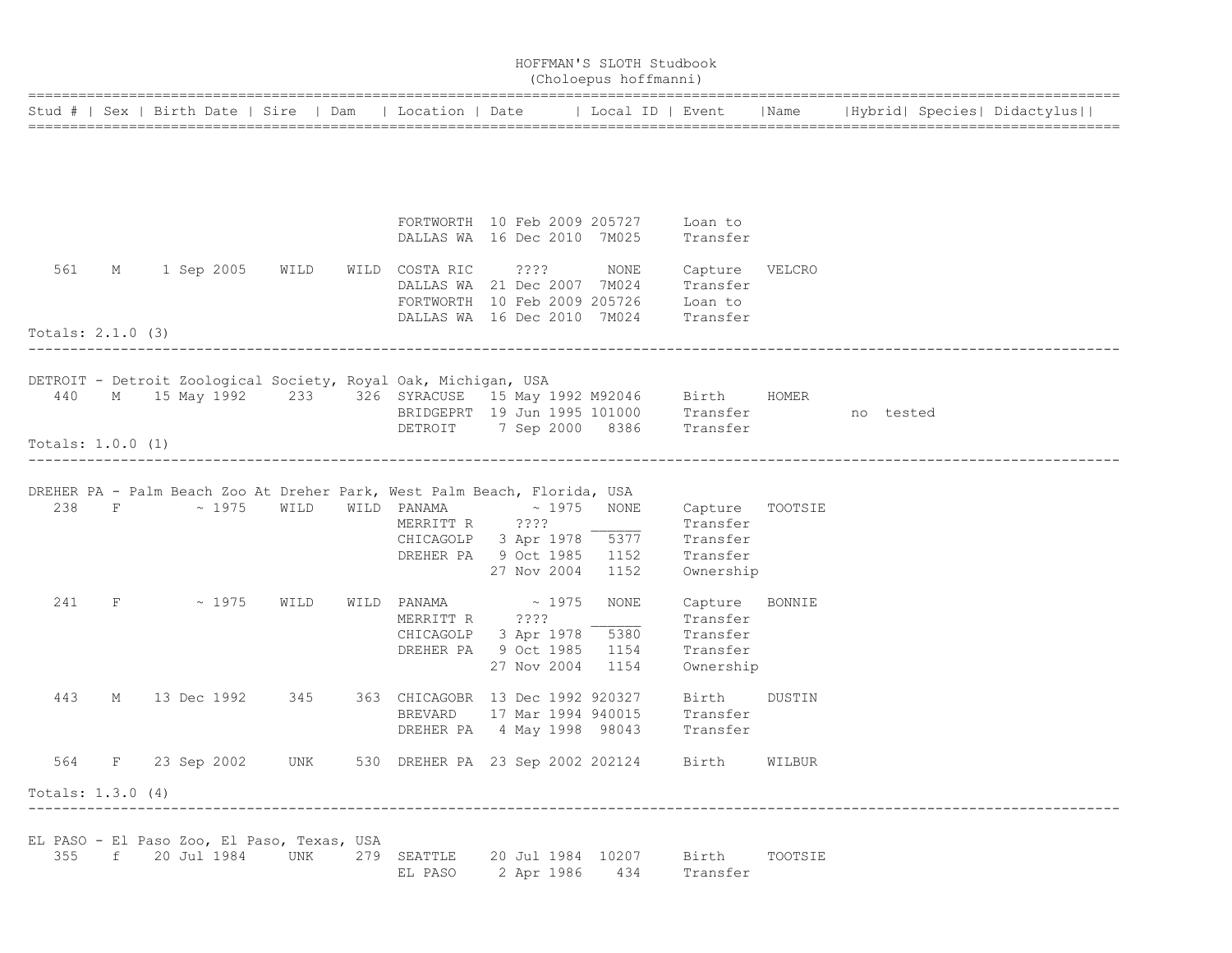# HOFFMAN'S SLOTH Studbook
## (Choloepus hoffmanni)

| Stud # | Sex | Birth Date | Sire | Dam | Location | Date | Local ID | Event | Name | Hybrid | Species | Didactylus |
|---|---|---|---|---|---|---|---|---|---|---|---|---|
| | | | | | FORTWORTH | 10 Feb 2009 | 205727 | Loan to | | | | |
| | | | | | DALLAS WA | 16 Dec 2010 | 7M025 | Transfer | | | | |
| 561 | M | 1 Sep 2005 | WILD | WILD | COSTA RIC | ???? | NONE | Capture | VELCRO | | | |
| | | | | | DALLAS WA | 21 Dec 2007 | 7M024 | Transfer | | | | |
| | | | | | FORTWORTH | 10 Feb 2009 | 205726 | Loan to | | | | |
| | | | | | DALLAS WA | 16 Dec 2010 | 7M024 | Transfer | | | | |

Totals: 2.1.0 (3)

---

DETROIT - Detroit Zoological Society, Royal Oak, Michigan, USA

| Stud # | Sex | Birth Date | Sire | Dam | Location | Date | Local ID | Event | Name | Hybrid | Species | Didactylus |
|---|---|---|---|---|---|---|---|---|---|---|---|---|
| 440 | M | 15 May 1992 | 233 | 326 | SYRACUSE | 15 May 1992 | M92046 | Birth | HOMER | | | |
| | | | | | BRIDGEPRT | 19 Jun 1995 | 101000 | Transfer | | no | tested | |
| | | | | | DETROIT | 7 Sep 2000 | 8386 | Transfer | | | | |

Totals: 1.0.0 (1)

---

DREHER PA - Palm Beach Zoo At Dreher Park, West Palm Beach, Florida, USA

| Stud # | Sex | Birth Date | Sire | Dam | Location | Date | Local ID | Event | Name | Hybrid | Species | Didactylus |
|---|---|---|---|---|---|---|---|---|---|---|---|---|
| 238 | F | ~ 1975 | WILD | WILD | PANAMA | ~ 1975 | NONE | Capture | TOOTSIE | | | |
| | | | | | MERRITT R | ???? | ______ | Transfer | | | | |
| | | | | | CHICAGOLP | 3 Apr 1978 | 5377 | Transfer | | | | |
| | | | | | DREHER PA | 9 Oct 1985 | 1152 | Transfer | | | | |
| | | | | | | 27 Nov 2004 | 1152 | Ownership | | | | |
| 241 | F | ~ 1975 | WILD | WILD | PANAMA | ~ 1975 | NONE | Capture | BONNIE | | | |
| | | | | | MERRITT R | ???? | ______ | Transfer | | | | |
| | | | | | CHICAGOLP | 3 Apr 1978 | 5380 | Transfer | | | | |
| | | | | | DREHER PA | 9 Oct 1985 | 1154 | Transfer | | | | |
| | | | | | | 27 Nov 2004 | 1154 | Ownership | | | | |
| 443 | M | 13 Dec 1992 | 345 | 363 | CHICAGOBR | 13 Dec 1992 | 920327 | Birth | DUSTIN | | | |
| | | | | | BREVARD | 17 Mar 1994 | 940015 | Transfer | | | | |
| | | | | | DREHER PA | 4 May 1998 | 98043 | Transfer | | | | |
| 564 | F | 23 Sep 2002 | UNK | 530 | DREHER PA | 23 Sep 2002 | 202124 | Birth | WILBUR | | | |

Totals: 1.3.0 (4)

---

EL PASO - El Paso Zoo, El Paso, Texas, USA

| Stud # | Sex | Birth Date | Sire | Dam | Location | Date | Local ID | Event | Name | Hybrid | Species | Didactylus |
|---|---|---|---|---|---|---|---|---|---|---|---|---|
| 355 | f | 20 Jul 1984 | UNK | 279 | SEATTLE | 20 Jul 1984 | 10207 | Birth | TOOTSIE | | | |
| | | | | | EL PASO | 2 Apr 1986 | 434 | Transfer | | | | |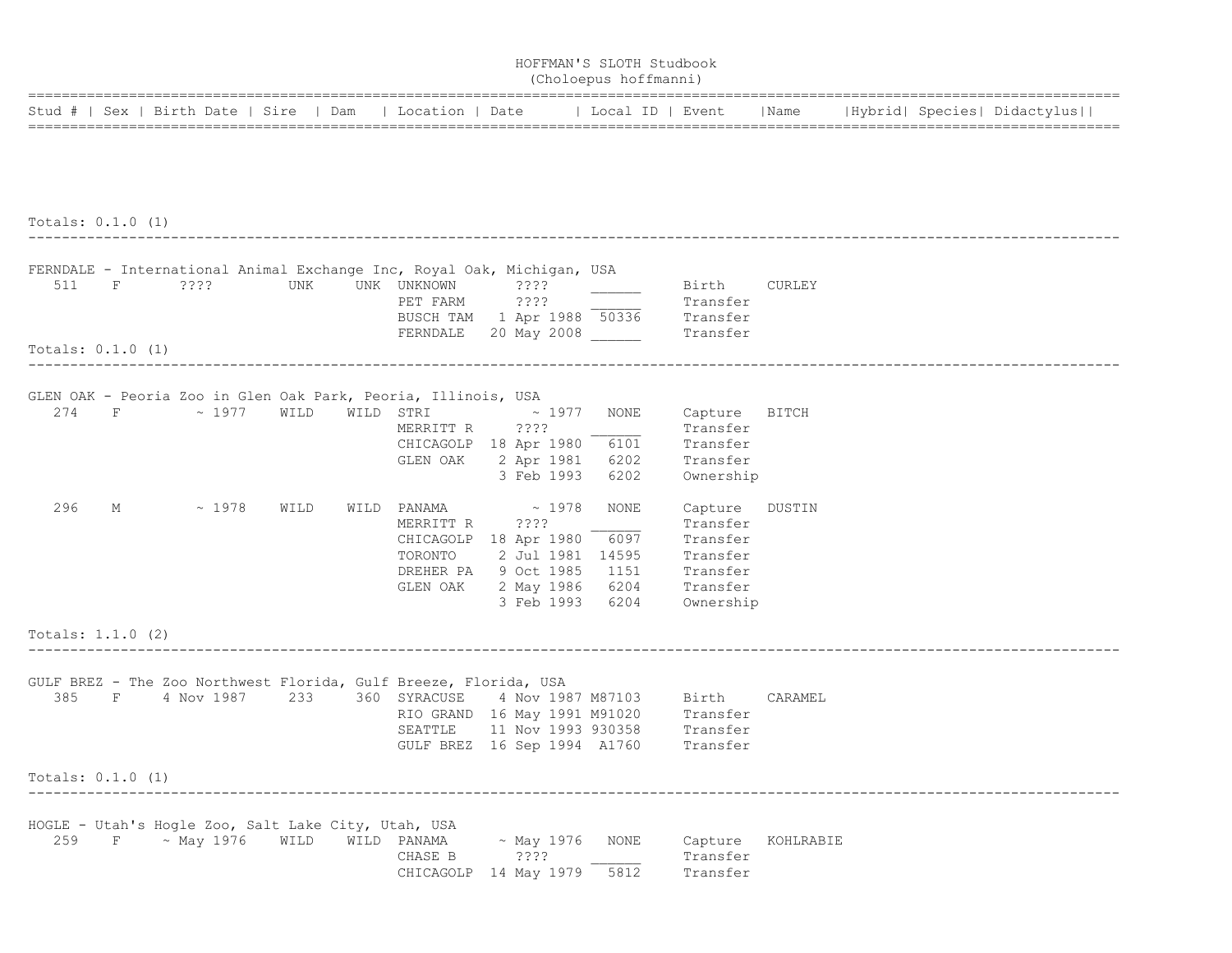HOFFMAN'S SLOTH Studbook
(Choloepus hoffmanni)

| Stud # | Sex | Birth Date | Sire | Dam | Location | Date | Local ID | Event | Name | Hybrid | Species | Didactylus |
|---|---|---|---|---|---|---|---|---|---|---|---|---|

Totals: 0.1.0 (1)

---

FERNDALE - International Animal Exchange Inc, Royal Oak, Michigan, USA

| Stud # | Sex | Birth Date | Sire | Dam | Location | Date | Local ID | Event | Name |
|---|---|---|---|---|---|---|---|---|---|
| 511 | F | ???? | UNK | UNK | UNKNOWN | ???? | ______ | Birth | CURLEY |
| | | | | | PET FARM | ???? | ______ | Transfer | |
| | | | | | BUSCH TAM | 1 Apr 1988 | 50336 | Transfer | |
| | | | | | FERNDALE | 20 May 2008 | ______ | Transfer | |

Totals: 0.1.0 (1)

---

GLEN OAK - Peoria Zoo in Glen Oak Park, Peoria, Illinois, USA

| Stud # | Sex | Birth Date | Sire | Dam | Location | Date | Local ID | Event | Name |
|---|---|---|---|---|---|---|---|---|---|
| 274 | F | ~ 1977 | WILD | WILD | STRI | ~ 1977 | NONE | Capture | BITCH |
| | | | | | MERRITT R | ???? | ______ | Transfer | |
| | | | | | CHICAGOLP | 18 Apr 1980 | 6101 | Transfer | |
| | | | | | GLEN OAK | 2 Apr 1981 | 6202 | Transfer | |
| | | | | | | 3 Feb 1993 | 6202 | Ownership | |
| 296 | M | ~ 1978 | WILD | WILD | PANAMA | ~ 1978 | NONE | Capture | DUSTIN |
| | | | | | MERRITT R | ???? | ______ | Transfer | |
| | | | | | CHICAGOLP | 18 Apr 1980 | 6097 | Transfer | |
| | | | | | TORONTO | 2 Jul 1981 | 14595 | Transfer | |
| | | | | | DREHER PA | 9 Oct 1985 | 1151 | Transfer | |
| | | | | | GLEN OAK | 2 May 1986 | 6204 | Transfer | |
| | | | | | | 3 Feb 1993 | 6204 | Ownership | |

Totals: 1.1.0 (2)

---

GULF BREZ - The Zoo Northwest Florida, Gulf Breeze, Florida, USA

| Stud # | Sex | Birth Date | Sire | Dam | Location | Date | Local ID | Event | Name |
|---|---|---|---|---|---|---|---|---|---|
| 385 | F | 4 Nov 1987 | 233 | 360 | SYRACUSE | 4 Nov 1987 | M87103 | Birth | CARAMEL |
| | | | | | RIO GRAND | 16 May 1991 | M91020 | Transfer | |
| | | | | | SEATTLE | 11 Nov 1993 | 930358 | Transfer | |
| | | | | | GULF BREZ | 16 Sep 1994 | A1760 | Transfer | |

Totals: 0.1.0 (1)

---

HOGLE - Utah's Hogle Zoo, Salt Lake City, Utah, USA

| Stud # | Sex | Birth Date | Sire | Dam | Location | Date | Local ID | Event | Name |
|---|---|---|---|---|---|---|---|---|---|
| 259 | F | ~ May 1976 | WILD | WILD | PANAMA | ~ May 1976 | NONE | Capture | KOHLRABIE |
| | | | | | CHASE B | ???? | ______ | Transfer | |
| | | | | | CHICAGOLP | 14 May 1979 | 5812 | Transfer | |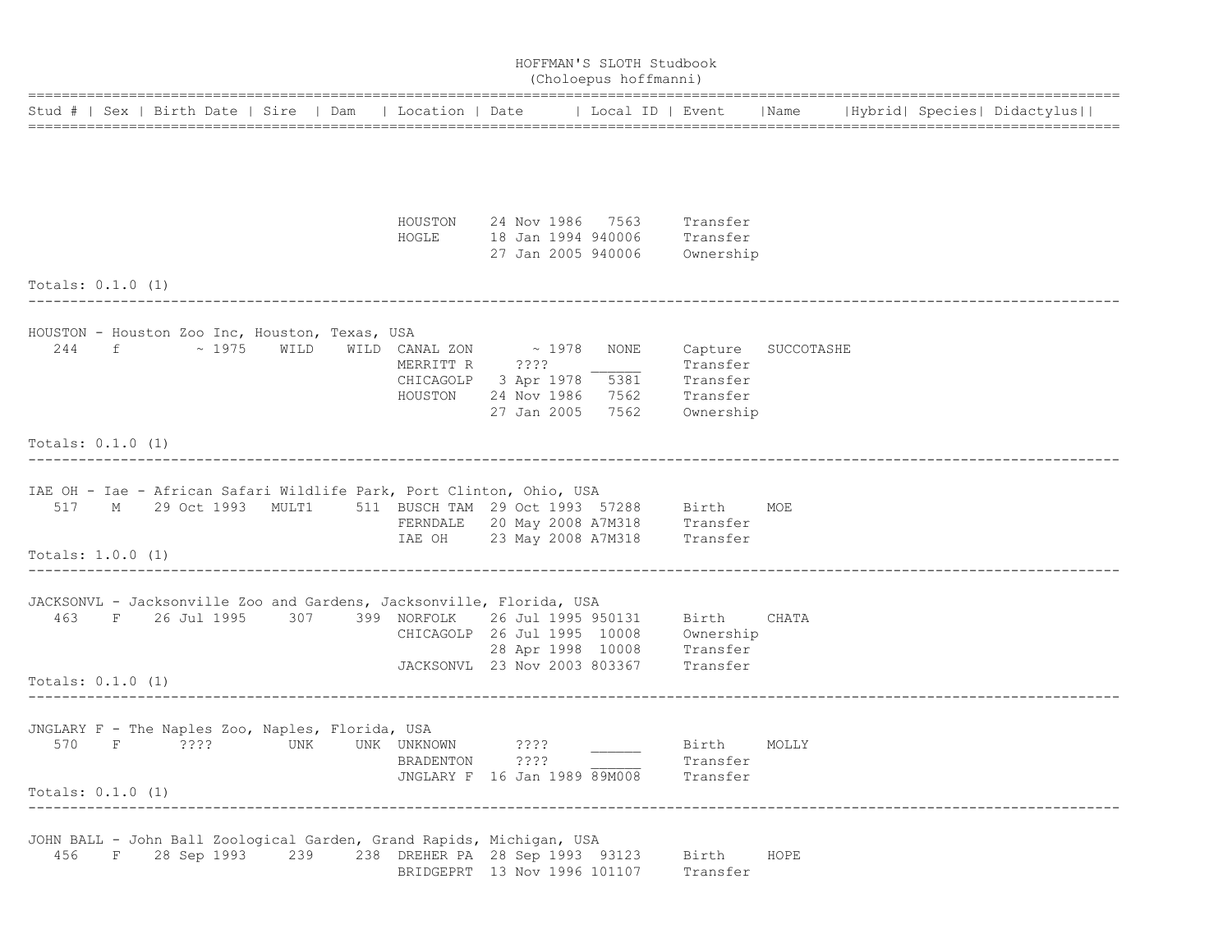# HOFFMAN'S SLOTH Studbook
## (Choloepus hoffmanni)

| Stud # | Sex | Birth Date | Sire | Dam | Location | Date | Local ID | Event | Name | Hybrid | Species | Didactylus |
|---|---|---|---|---|---|---|---|---|---|---|---|---|
| | | | | | HOUSTON | 24 Nov 1986 | 7563 | Transfer | | | | |
| | | | | | HOGLE | 18 Jan 1994 | 940006 | Transfer | | | | |
| | | | | | | 27 Jan 2005 | 940006 | Ownership | | | | |

Totals: 0.1.0 (1)

HOUSTON - Houston Zoo Inc, Houston, Texas, USA

| Stud # | Sex | Birth Date | Sire | Dam | Location | Date | Local ID | Event | Name |
|---|---|---|---|---|---|---|---|---|---|
| 244 | f | ~ 1975 | WILD | WILD | CANAL ZON | ~ 1978 | NONE | Capture | SUCCOTASHE |
| | | | | | MERRITT R | ???? | ______ | Transfer | |
| | | | | | CHICAGOLP | 3 Apr 1978 | 5381 | Transfer | |
| | | | | | HOUSTON | 24 Nov 1986 | 7562 | Transfer | |
| | | | | | | 27 Jan 2005 | 7562 | Ownership | |

Totals: 0.1.0 (1)

IAE OH - Iae - African Safari Wildlife Park, Port Clinton, Ohio, USA

| Stud # | Sex | Birth Date | Sire | Dam | Location | Date | Local ID | Event | Name |
|---|---|---|---|---|---|---|---|---|---|
| 517 | M | 29 Oct 1993 | MULT1 | 511 | BUSCH TAM | 29 Oct 1993 | 57288 | Birth | MOE |
| | | | | | FERNDALE | 20 May 2008 | A7M318 | Transfer | |
| | | | | | IAE OH | 23 May 2008 | A7M318 | Transfer | |

Totals: 1.0.0 (1)

JACKSONVL - Jacksonville Zoo and Gardens, Jacksonville, Florida, USA

| Stud # | Sex | Birth Date | Sire | Dam | Location | Date | Local ID | Event | Name |
|---|---|---|---|---|---|---|---|---|---|
| 463 | F | 26 Jul 1995 | 307 | 399 | NORFOLK | 26 Jul 1995 | 950131 | Birth | CHATA |
| | | | | | CHICAGOLP | 26 Jul 1995 | 10008 | Ownership | |
| | | | | | | 28 Apr 1998 | 10008 | Transfer | |
| | | | | | JACKSONVL | 23 Nov 2003 | 803367 | Transfer | |

Totals: 0.1.0 (1)

JNGLARY F - The Naples Zoo, Naples, Florida, USA

| Stud # | Sex | Birth Date | Sire | Dam | Location | Date | Local ID | Event | Name |
|---|---|---|---|---|---|---|---|---|---|
| 570 | F | ???? | UNK | UNK | UNKNOWN | ???? | ______ | Birth | MOLLY |
| | | | | | BRADENTON | ???? | ______ | Transfer | |
| | | | | | JNGLARY F | 16 Jan 1989 | 89M008 | Transfer | |

Totals: 0.1.0 (1)

JOHN BALL - John Ball Zoological Garden, Grand Rapids, Michigan, USA

| Stud # | Sex | Birth Date | Sire | Dam | Location | Date | Local ID | Event | Name |
|---|---|---|---|---|---|---|---|---|---|
| 456 | F | 28 Sep 1993 | 239 | 238 | DREHER PA | 28 Sep 1993 | 93123 | Birth | HOPE |
| | | | | | BRIDGEPRT | 13 Nov 1996 | 101107 | Transfer | |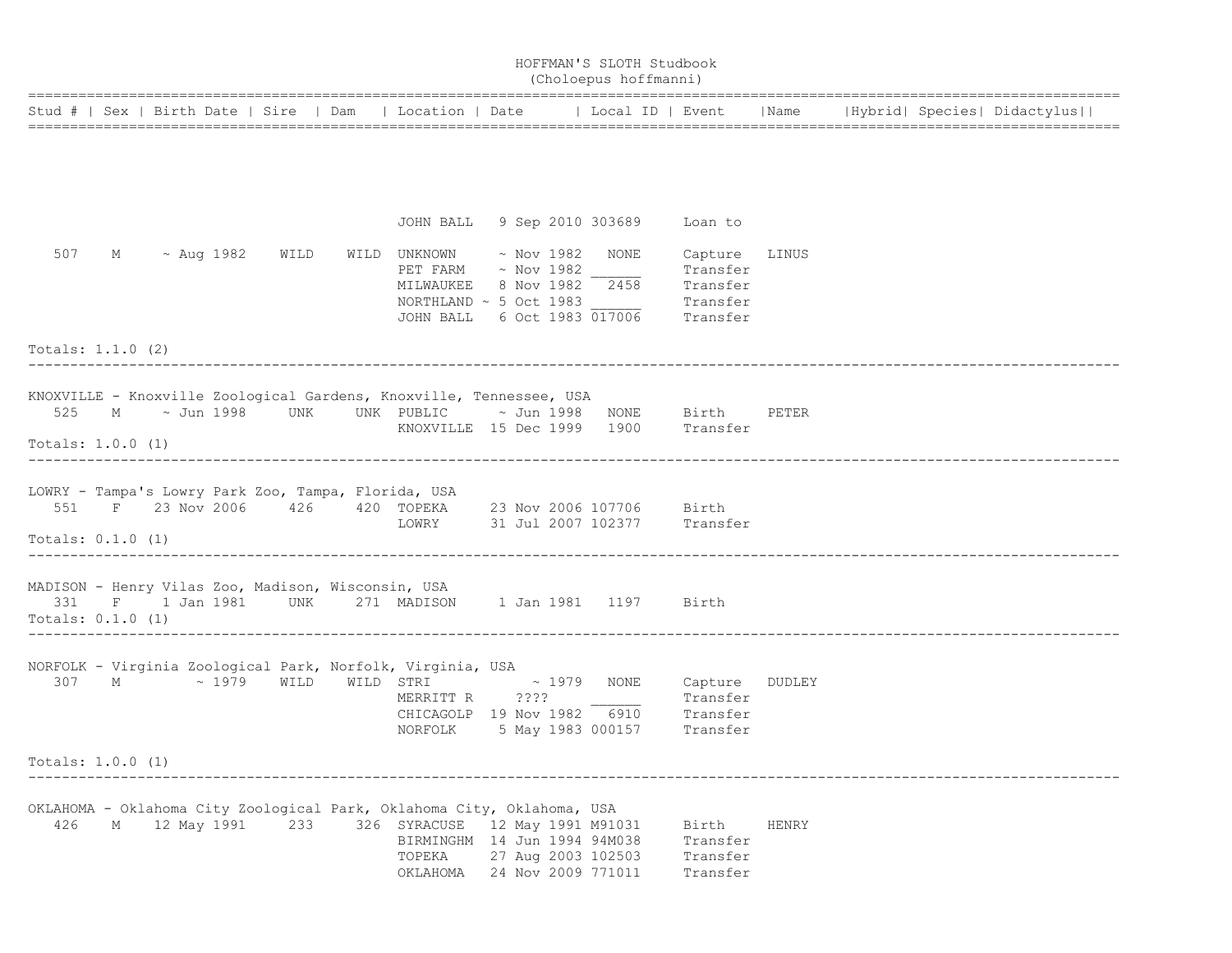# HOFFMAN'S SLOTH Studbook
(Choloepus hoffmanni)

| Stud # | Sex | Birth Date | Sire | Dam | Location | Date | Local ID | Event | Name | Hybrid | Species | Didactylus |
|---|---|---|---|---|---|---|---|---|---|---|---|---|
| | | | | | JOHN BALL | 9 Sep 2010 | 303689 | Loan to | | | | |
| 507 | M | ~ Aug 1982 | WILD | WILD | UNKNOWN | ~ Nov 1982 | NONE | Capture | LINUS | | | |
| | | | | | PET FARM | ~ Nov 1982 | ______ | Transfer | | | | |
| | | | | | MILWAUKEE | 8 Nov 1982 | 2458 | Transfer | | | | |
| | | | | | NORTHLAND | ~ 5 Oct 1983 | ______ | Transfer | | | | |
| | | | | | JOHN BALL | 6 Oct 1983 | 017006 | Transfer | | | | |

Totals: 1.1.0 (2)

---

KNOXVILLE - Knoxville Zoological Gardens, Knoxville, Tennessee, USA

| Stud # | Sex | Birth Date | Sire | Dam | Location | Date | Local ID | Event | Name |
|---|---|---|---|---|---|---|---|---|---|
| 525 | M | ~ Jun 1998 | UNK | UNK | PUBLIC | ~ Jun 1998 | NONE | Birth | PETER |
| | | | | | KNOXVILLE | 15 Dec 1999 | 1900 | Transfer | |

Totals: 1.0.0 (1)

---

LOWRY - Tampa's Lowry Park Zoo, Tampa, Florida, USA

| Stud # | Sex | Birth Date | Sire | Dam | Location | Date | Local ID | Event | Name |
|---|---|---|---|---|---|---|---|---|---|
| 551 | F | 23 Nov 2006 | 426 | 420 | TOPEKA | 23 Nov 2006 | 107706 | Birth | |
| | | | | | LOWRY | 31 Jul 2007 | 102377 | Transfer | |

Totals: 0.1.0 (1)

---

MADISON - Henry Vilas Zoo, Madison, Wisconsin, USA

| Stud # | Sex | Birth Date | Sire | Dam | Location | Date | Local ID | Event | Name |
|---|---|---|---|---|---|---|---|---|---|
| 331 | F | 1 Jan 1981 | UNK | 271 | MADISON | 1 Jan 1981 | 1197 | Birth | |

Totals: 0.1.0 (1)

---

NORFOLK - Virginia Zoological Park, Norfolk, Virginia, USA

| Stud # | Sex | Birth Date | Sire | Dam | Location | Date | Local ID | Event | Name |
|---|---|---|---|---|---|---|---|---|---|
| 307 | M | ~ 1979 | WILD | WILD | STRI | ~ 1979 | NONE | Capture | DUDLEY |
| | | | | | MERRITT R | ???? | ______ | Transfer | |
| | | | | | CHICAGOLP | 19 Nov 1982 | 6910 | Transfer | |
| | | | | | NORFOLK | 5 May 1983 | 000157 | Transfer | |

Totals: 1.0.0 (1)

---

OKLAHOMA - Oklahoma City Zoological Park, Oklahoma City, Oklahoma, USA

| Stud # | Sex | Birth Date | Sire | Dam | Location | Date | Local ID | Event | Name |
|---|---|---|---|---|---|---|---|---|---|
| 426 | M | 12 May 1991 | 233 | 326 | SYRACUSE | 12 May 1991 | M91031 | Birth | HENRY |
| | | | | | BIRMINGHM | 14 Jun 1994 | 94M038 | Transfer | |
| | | | | | TOPEKA | 27 Aug 2003 | 102503 | Transfer | |
| | | | | | OKLAHOMA | 24 Nov 2009 | 771011 | Transfer | |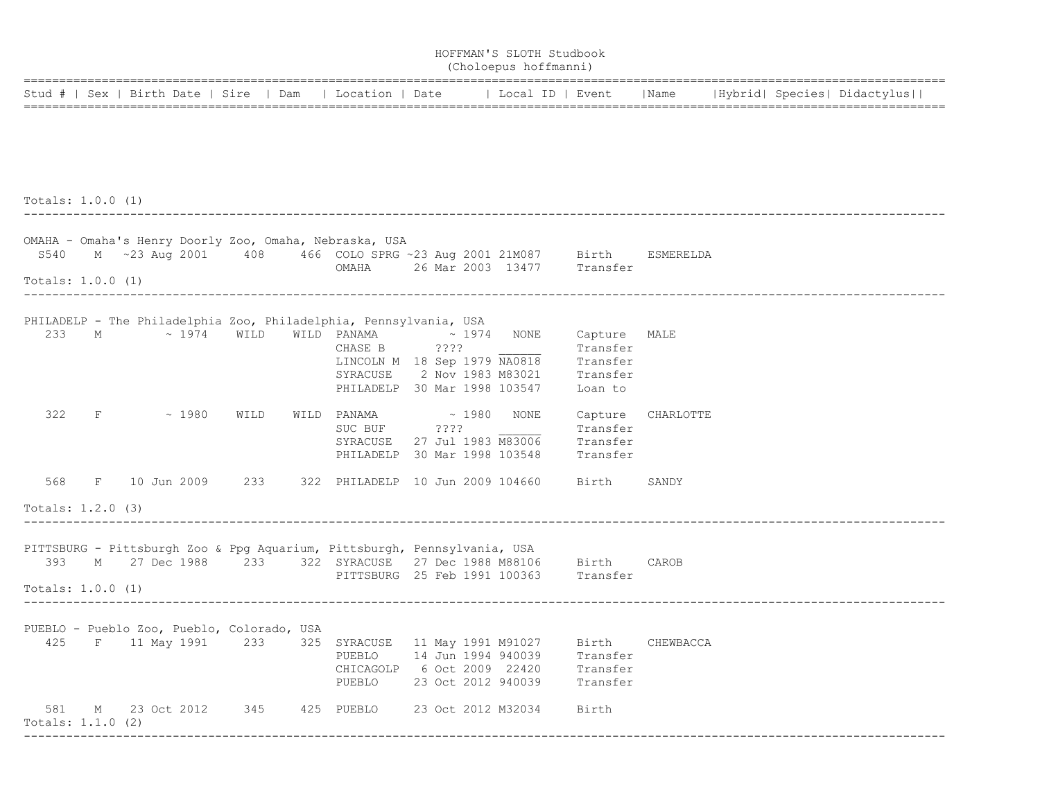# HOFFMAN'S SLOTH Studbook
## (Choloepus hoffmanni)

| Stud # | Sex | Birth Date | Sire | Dam | Location | Date | Local ID | Event | Name | Hybrid | Species | Didactylus |
|---|---|---|---|---|---|---|---|---|---|---|---|---|

Totals: 1.0.0 (1)

---

**OMAHA - Omaha's Henry Doorly Zoo, Omaha, Nebraska, USA**

| Stud # | Sex | Birth Date | Sire | Dam | Location | Date | Local ID | Event | Name |
|---|---|---|---|---|---|---|---|---|---|
| S540 | M | ~23 Aug 2001 | 408 | 466 | COLO SPRG | ~23 Aug 2001 | 21M087 | Birth | ESMERELDA |
| | | | | | OMAHA | 26 Mar 2003 | 13477 | Transfer | |

Totals: 1.0.0 (1)

---

**PHILADELP - The Philadelphia Zoo, Philadelphia, Pennsylvania, USA**

| Stud # | Sex | Birth Date | Sire | Dam | Location | Date | Local ID | Event | Name |
|---|---|---|---|---|---|---|---|---|---|
| 233 | M | ~ 1974 | WILD | WILD | PANAMA | ~ 1974 | NONE | Capture | MALE |
| | | | | | CHASE B | ???? | ______ | Transfer | |
| | | | | | LINCOLN M | 18 Sep 1979 | NA0818 | Transfer | |
| | | | | | SYRACUSE | 2 Nov 1983 | M83021 | Transfer | |
| | | | | | PHILADELP | 30 Mar 1998 | 103547 | Loan to | |
| 322 | F | ~ 1980 | WILD | WILD | PANAMA | ~ 1980 | NONE | Capture | CHARLOTTE |
| | | | | | SUC BUF | ???? | ______ | Transfer | |
| | | | | | SYRACUSE | 27 Jul 1983 | M83006 | Transfer | |
| | | | | | PHILADELP | 30 Mar 1998 | 103548 | Transfer | |
| 568 | F | 10 Jun 2009 | 233 | 322 | PHILADELP | 10 Jun 2009 | 104660 | Birth | SANDY |

Totals: 1.2.0 (3)

---

**PITTSBURG - Pittsburgh Zoo & Ppg Aquarium, Pittsburgh, Pennsylvania, USA**

| Stud # | Sex | Birth Date | Sire | Dam | Location | Date | Local ID | Event | Name |
|---|---|---|---|---|---|---|---|---|---|
| 393 | M | 27 Dec 1988 | 233 | 322 | SYRACUSE | 27 Dec 1988 | M88106 | Birth | CAROB |
| | | | | | PITTSBURG | 25 Feb 1991 | 100363 | Transfer | |

Totals: 1.0.0 (1)

---

**PUEBLO - Pueblo Zoo, Pueblo, Colorado, USA**

| Stud # | Sex | Birth Date | Sire | Dam | Location | Date | Local ID | Event | Name |
|---|---|---|---|---|---|---|---|---|---|
| 425 | F | 11 May 1991 | 233 | 325 | SYRACUSE | 11 May 1991 | M91027 | Birth | CHEWBACCA |
| | | | | | PUEBLO | 14 Jun 1994 | 940039 | Transfer | |
| | | | | | CHICAGOLP | 6 Oct 2009 | 22420 | Transfer | |
| | | | | | PUEBLO | 23 Oct 2012 | 940039 | Transfer | |
| 581 | M | 23 Oct 2012 | 345 | 425 | PUEBLO | 23 Oct 2012 | M32034 | Birth | |

Totals: 1.1.0 (2)

---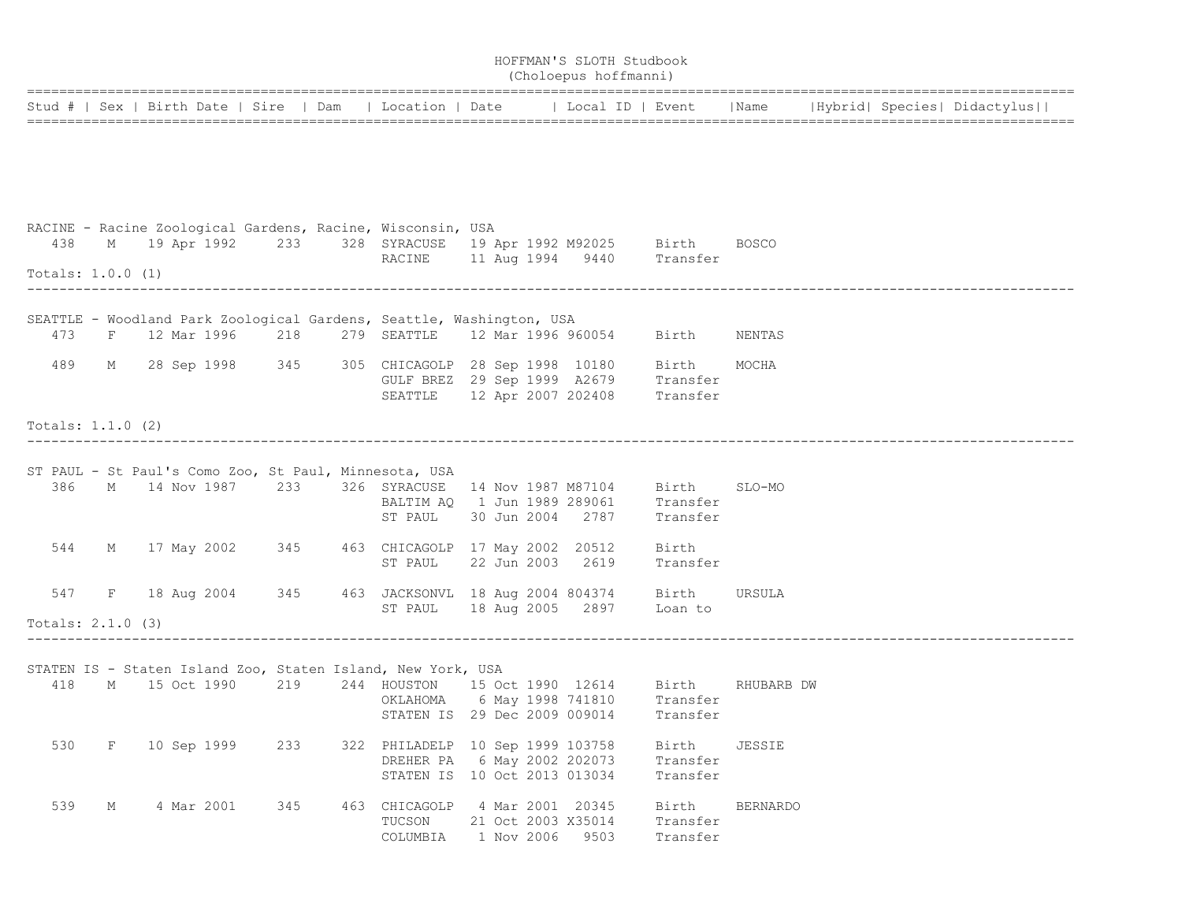# HOFFMAN'S SLOTH Studbook
## (Choloepus hoffmanni)

| Stud # | Sex | Birth Date | Sire | Dam | Location | Date | Local ID | Event | Name | Hybrid | Species | Didactylus |
|---|---|---|---|---|---|---|---|---|---|---|---|---|

**RACINE - Racine Zoological Gardens, Racine, Wisconsin, USA**

| Stud # | Sex | Birth Date | Sire | Dam | Location | Date | Local ID | Event | Name |
|---|---|---|---|---|---|---|---|---|---|
| 438 | M | 19 Apr 1992 | 233 | 328 | SYRACUSE | 19 Apr 1992 | M92025 | Birth | BOSCO |
| | | | | | RACINE | 11 Aug 1994 | 9440 | Transfer | |

Totals: 1.0.0 (1)

---

**SEATTLE - Woodland Park Zoological Gardens, Seattle, Washington, USA**

| Stud # | Sex | Birth Date | Sire | Dam | Location | Date | Local ID | Event | Name |
|---|---|---|---|---|---|---|---|---|---|
| 473 | F | 12 Mar 1996 | 218 | 279 | SEATTLE | 12 Mar 1996 | 960054 | Birth | NENTAS |
| 489 | M | 28 Sep 1998 | 345 | 305 | CHICAGOLP | 28 Sep 1998 | 10180 | Birth | MOCHA |
| | | | | | GULF BREZ | 29 Sep 1999 | A2679 | Transfer | |
| | | | | | SEATTLE | 12 Apr 2007 | 202408 | Transfer | |

Totals: 1.1.0 (2)

---

**ST PAUL - St Paul's Como Zoo, St Paul, Minnesota, USA**

| Stud # | Sex | Birth Date | Sire | Dam | Location | Date | Local ID | Event | Name |
|---|---|---|---|---|---|---|---|---|---|
| 386 | M | 14 Nov 1987 | 233 | 326 | SYRACUSE | 14 Nov 1987 | M87104 | Birth | SLO-MO |
| | | | | | BALTIM AQ | 1 Jun 1989 | 289061 | Transfer | |
| | | | | | ST PAUL | 30 Jun 2004 | 2787 | Transfer | |
| 544 | M | 17 May 2002 | 345 | 463 | CHICAGOLP | 17 May 2002 | 20512 | Birth | |
| | | | | | ST PAUL | 22 Jun 2003 | 2619 | Transfer | |
| 547 | F | 18 Aug 2004 | 345 | 463 | JACKSONVL | 18 Aug 2004 | 804374 | Birth | URSULA |
| | | | | | ST PAUL | 18 Aug 2005 | 2897 | Loan to | |

Totals: 2.1.0 (3)

---

**STATEN IS - Staten Island Zoo, Staten Island, New York, USA**

| Stud # | Sex | Birth Date | Sire | Dam | Location | Date | Local ID | Event | Name |
|---|---|---|---|---|---|---|---|---|---|
| 418 | M | 15 Oct 1990 | 219 | 244 | HOUSTON | 15 Oct 1990 | 12614 | Birth | RHUBARB DW |
| | | | | | OKLAHOMA | 6 May 1998 | 741810 | Transfer | |
| | | | | | STATEN IS | 29 Dec 2009 | 009014 | Transfer | |
| 530 | F | 10 Sep 1999 | 233 | 322 | PHILADELP | 10 Sep 1999 | 103758 | Birth | JESSIE |
| | | | | | DREHER PA | 6 May 2002 | 202073 | Transfer | |
| | | | | | STATEN IS | 10 Oct 2013 | 013034 | Transfer | |
| 539 | M | 4 Mar 2001 | 345 | 463 | CHICAGOLP | 4 Mar 2001 | 20345 | Birth | BERNARDO |
| | | | | | TUCSON | 21 Oct 2003 | X35014 | Transfer | |
| | | | | | COLUMBIA | 1 Nov 2006 | 9503 | Transfer | |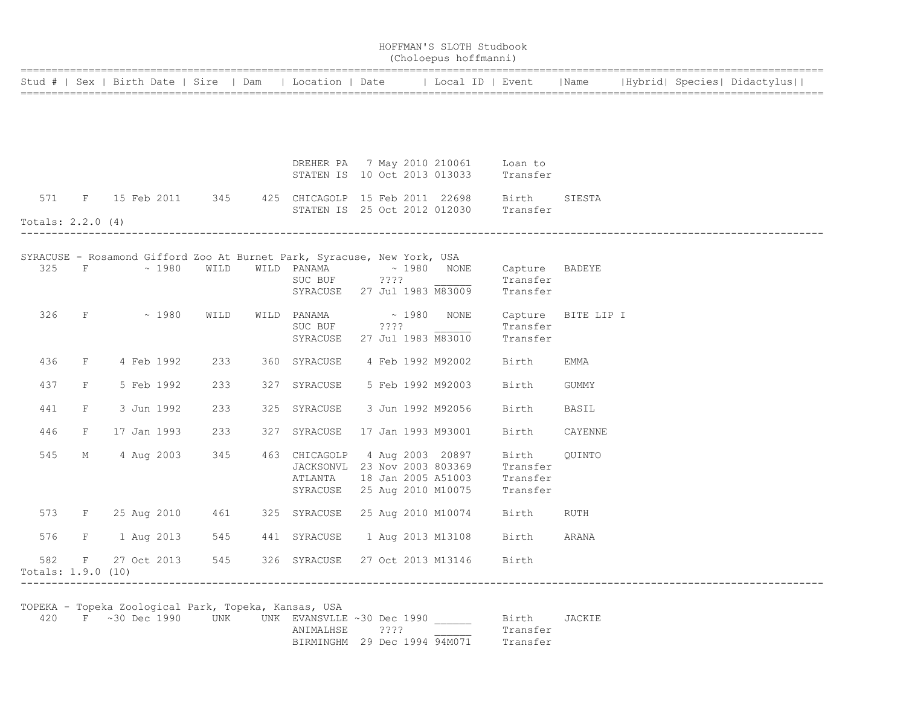# HOFFMAN'S SLOTH Studbook
## (Choloepus hoffmanni)

| Stud # | Sex | Birth Date | Sire | Dam | Location | Date | Local ID | Event | Name | Hybrid | Species | Didactylus |
|---|---|---|---|---|---|---|---|---|---|---|---|---|
| | | | | | DREHER PA | 7 May 2010 | 210061 | Loan to | | | | |
| | | | | | STATEN IS | 10 Oct 2013 | 013033 | Transfer | | | | |
| 571 | F | 15 Feb 2011 | 345 | 425 | CHICAGOLP | 15 Feb 2011 | 22698 | Birth | SIESTA | | | |
| | | | | | STATEN IS | 25 Oct 2012 | 012030 | Transfer | | | | |

Totals: 2.2.0 (4)

---

SYRACUSE - Rosamond Gifford Zoo At Burnet Park, Syracuse, New York, USA

| Stud # | Sex | Birth Date | Sire | Dam | Location | Date | Local ID | Event | Name |
|---|---|---|---|---|---|---|---|---|---|
| 325 | F | ~ 1980 | WILD | WILD | PANAMA | ~ 1980 | NONE | Capture | BADEYE |
| | | | | | SUC BUF | ???? | ______ | Transfer | |
| | | | | | SYRACUSE | 27 Jul 1983 | M83009 | Transfer | |
| 326 | F | ~ 1980 | WILD | WILD | PANAMA | ~ 1980 | NONE | Capture | BITE LIP I |
| | | | | | SUC BUF | ???? | ______ | Transfer | |
| | | | | | SYRACUSE | 27 Jul 1983 | M83010 | Transfer | |
| 436 | F | 4 Feb 1992 | 233 | 360 | SYRACUSE | 4 Feb 1992 | M92002 | Birth | EMMA |
| 437 | F | 5 Feb 1992 | 233 | 327 | SYRACUSE | 5 Feb 1992 | M92003 | Birth | GUMMY |
| 441 | F | 3 Jun 1992 | 233 | 325 | SYRACUSE | 3 Jun 1992 | M92056 | Birth | BASIL |
| 446 | F | 17 Jan 1993 | 233 | 327 | SYRACUSE | 17 Jan 1993 | M93001 | Birth | CAYENNE |
| 545 | M | 4 Aug 2003 | 345 | 463 | CHICAGOLP | 4 Aug 2003 | 20897 | Birth | QUINTO |
| | | | | | JACKSONVL | 23 Nov 2003 | 803369 | Transfer | |
| | | | | | ATLANTA | 18 Jan 2005 | A51003 | Transfer | |
| | | | | | SYRACUSE | 25 Aug 2010 | M10075 | Transfer | |
| 573 | F | 25 Aug 2010 | 461 | 325 | SYRACUSE | 25 Aug 2010 | M10074 | Birth | RUTH |
| 576 | F | 1 Aug 2013 | 545 | 441 | SYRACUSE | 1 Aug 2013 | M13108 | Birth | ARANA |
| 582 | F | 27 Oct 2013 | 545 | 326 | SYRACUSE | 27 Oct 2013 | M13146 | Birth | |

Totals: 1.9.0 (10)

---

TOPEKA - Topeka Zoological Park, Topeka, Kansas, USA

| Stud # | Sex | Birth Date | Sire | Dam | Location | Date | Local ID | Event | Name |
|---|---|---|---|---|---|---|---|---|---|
| 420 | F | ~30 Dec 1990 | UNK | UNK | EVANSVLLE | ~30 Dec 1990 | ______ | Birth | JACKIE |
| | | | | | ANIMALHSE | ???? | ______ | Transfer | |
| | | | | | BIRMINGHM | 29 Dec 1994 | 94M071 | Transfer | |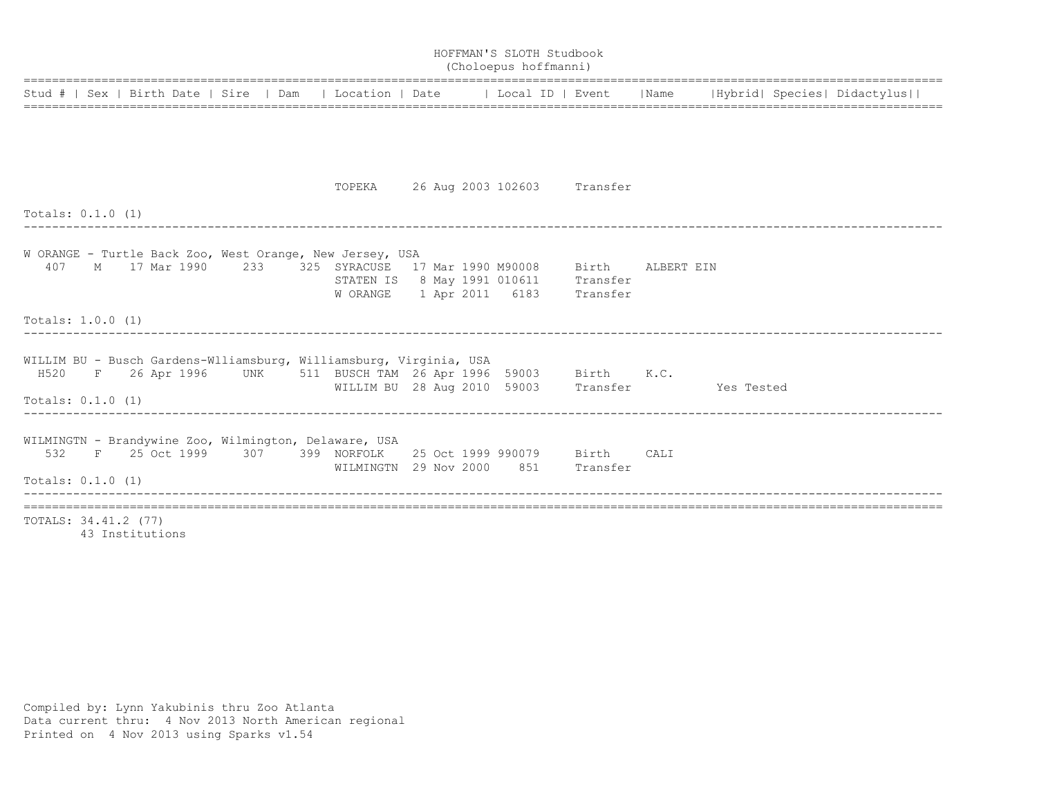# HOFFMAN'S SLOTH Studbook
## (Choloepus hoffmanni)

| Stud # | Sex | Birth Date | Sire | Dam | Location | Date | Local ID | Event | Name | Hybrid | Species | Didactylus |
|---|---|---|---|---|---|---|---|---|---|---|---|---|
| | | | | | TOPEKA | 26 Aug 2003 | 102603 | Transfer | | | | |

Totals: 0.1.0 (1)

---

W ORANGE - Turtle Back Zoo, West Orange, New Jersey, USA

| Stud # | Sex | Birth Date | Sire | Dam | Location | Date | Local ID | Event | Name | Hybrid | Species | Didactylus |
|---|---|---|---|---|---|---|---|---|---|---|---|---|
| 407 | M | 17 Mar 1990 | 233 | 325 | SYRACUSE | 17 Mar 1990 | M90008 | Birth | ALBERT EIN | | | |
| | | | | | STATEN IS | 8 May 1991 | 010611 | Transfer | | | | |
| | | | | | W ORANGE | 1 Apr 2011 | 6183 | Transfer | | | | |

Totals: 1.0.0 (1)

---

WILLIM BU - Busch Gardens-Wlliamsburg, Williamsburg, Virginia, USA

| Stud # | Sex | Birth Date | Sire | Dam | Location | Date | Local ID | Event | Name | Hybrid | Species | Didactylus |
|---|---|---|---|---|---|---|---|---|---|---|---|---|
| H520 | F | 26 Apr 1996 | UNK | 511 | BUSCH TAM | 26 Apr 1996 | 59003 | Birth | K.C. | | | |
| | | | | | WILLIM BU | 28 Aug 2010 | 59003 | Transfer | | Yes | Tested | |

Totals: 0.1.0 (1)

---

WILMINGTN - Brandywine Zoo, Wilmington, Delaware, USA

| Stud # | Sex | Birth Date | Sire | Dam | Location | Date | Local ID | Event | Name | Hybrid | Species | Didactylus |
|---|---|---|---|---|---|---|---|---|---|---|---|---|
| 532 | F | 25 Oct 1999 | 307 | 399 | NORFOLK | 25 Oct 1999 | 990079 | Birth | CALI | | | |
| | | | | | WILMINGTN | 29 Nov 2000 | 851 | Transfer | | | | |

Totals: 0.1.0 (1)

---

TOTALS: 34.41.2 (77)
43 Institutions

Compiled by: Lynn Yakubinis thru Zoo Atlanta
Data current thru: 4 Nov 2013 North American regional
Printed on 4 Nov 2013 using Sparks v1.54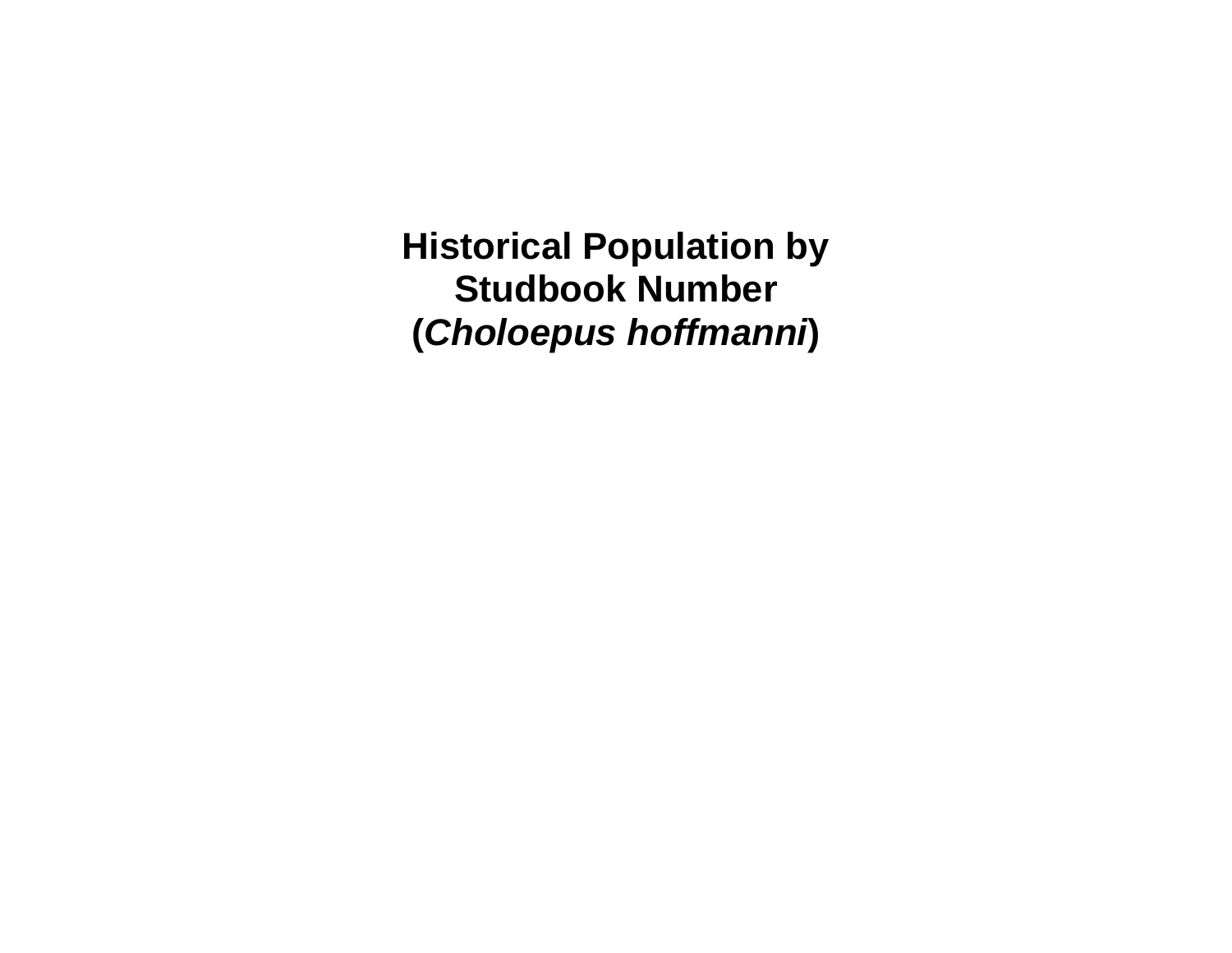# Historical Population by Studbook Number (*Choloepus hoffmanni*)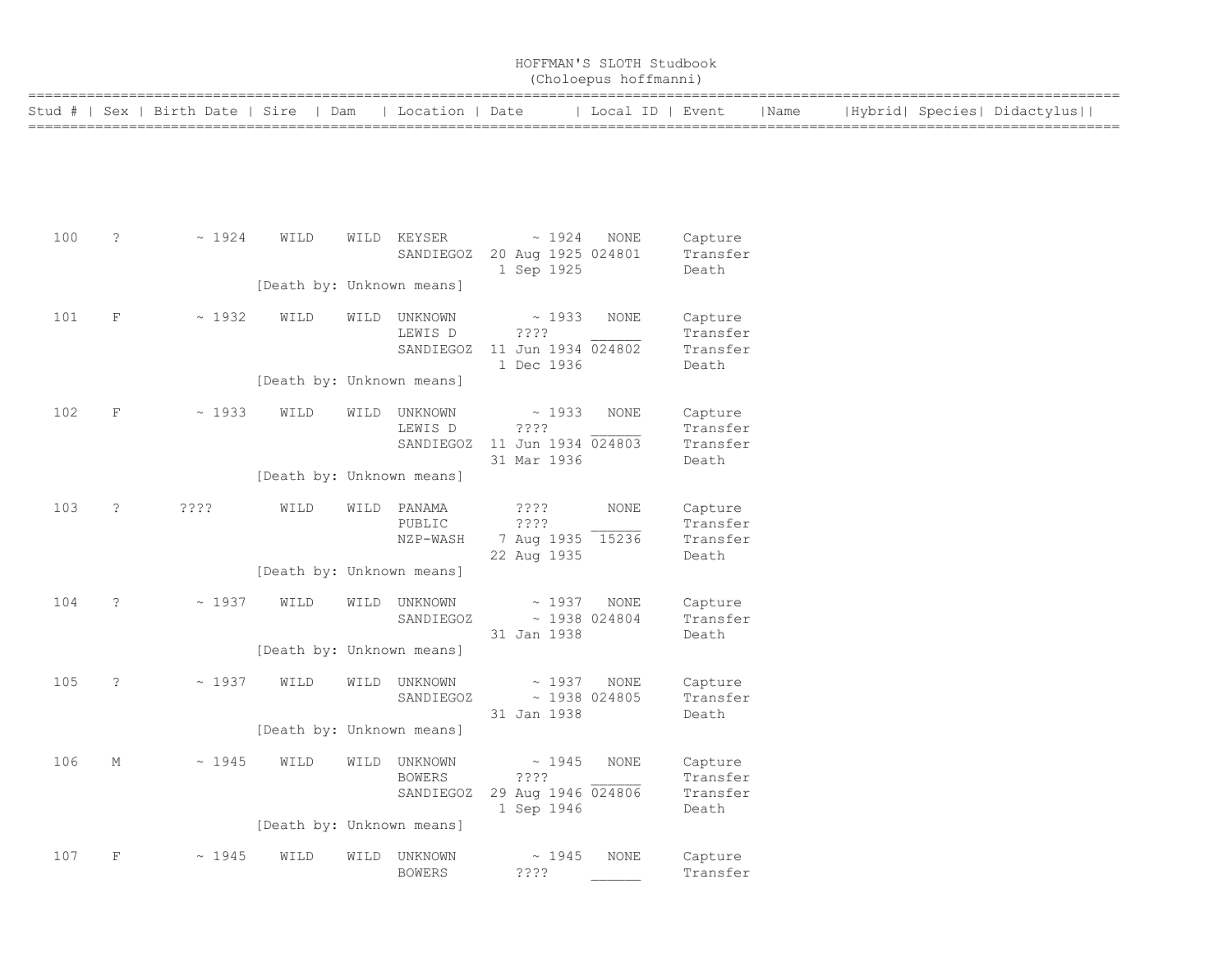HOFFMAN'S SLOTH Studbook
(Choloepus hoffmanni)

| Stud # | Sex | Birth Date | Sire | Dam | Location | Date | Local ID | Event | Name | Hybrid | Species | Didactylus |
|---|---|---|---|---|---|---|---|---|---|---|---|---|
| 100 | ? | ~ 1924 | WILD | WILD | KEYSER | ~ 1924 | NONE | Capture | | | | |
| | | | | | SANDIEGOZ | 20 Aug 1925 | 024801 | Transfer | | | | |
| | | | | | | 1 Sep 1925 | | Death | | | | |
| | | | [Death by: Unknown means] | | | | | | | | | |
| 101 | F | ~ 1932 | WILD | WILD | UNKNOWN | ~ 1933 | NONE | Capture | | | | |
| | | | | | LEWIS D | ???? | ______ | Transfer | | | | |
| | | | | | SANDIEGOZ | 11 Jun 1934 | 024802 | Transfer | | | | |
| | | | | | | 1 Dec 1936 | | Death | | | | |
| | | | [Death by: Unknown means] | | | | | | | | | |
| 102 | F | ~ 1933 | WILD | WILD | UNKNOWN | ~ 1933 | NONE | Capture | | | | |
| | | | | | LEWIS D | ???? | ______ | Transfer | | | | |
| | | | | | SANDIEGOZ | 11 Jun 1934 | 024803 | Transfer | | | | |
| | | | | | | 31 Mar 1936 | | Death | | | | |
| | | | [Death by: Unknown means] | | | | | | | | | |
| 103 | ? | ???? | WILD | WILD | PANAMA | ???? | NONE | Capture | | | | |
| | | | | | PUBLIC | ???? | ______ | Transfer | | | | |
| | | | | | NZP-WASH | 7 Aug 1935 | 15236 | Transfer | | | | |
| | | | | | | 22 Aug 1935 | | Death | | | | |
| | | | [Death by: Unknown means] | | | | | | | | | |
| 104 | ? | ~ 1937 | WILD | WILD | UNKNOWN | ~ 1937 | NONE | Capture | | | | |
| | | | | | SANDIEGOZ | ~ 1938 | 024804 | Transfer | | | | |
| | | | | | | 31 Jan 1938 | | Death | | | | |
| | | | [Death by: Unknown means] | | | | | | | | | |
| 105 | ? | ~ 1937 | WILD | WILD | UNKNOWN | ~ 1937 | NONE | Capture | | | | |
| | | | | | SANDIEGOZ | ~ 1938 | 024805 | Transfer | | | | |
| | | | | | | 31 Jan 1938 | | Death | | | | |
| | | | [Death by: Unknown means] | | | | | | | | | |
| 106 | M | ~ 1945 | WILD | WILD | UNKNOWN | ~ 1945 | NONE | Capture | | | | |
| | | | | | BOWERS | ???? | ______ | Transfer | | | | |
| | | | | | SANDIEGOZ | 29 Aug 1946 | 024806 | Transfer | | | | |
| | | | | | | 1 Sep 1946 | | Death | | | | |
| | | | [Death by: Unknown means] | | | | | | | | | |
| 107 | F | ~ 1945 | WILD | WILD | UNKNOWN | ~ 1945 | NONE | Capture | | | | |
| | | | | | BOWERS | ???? | ______ | Transfer | | | | |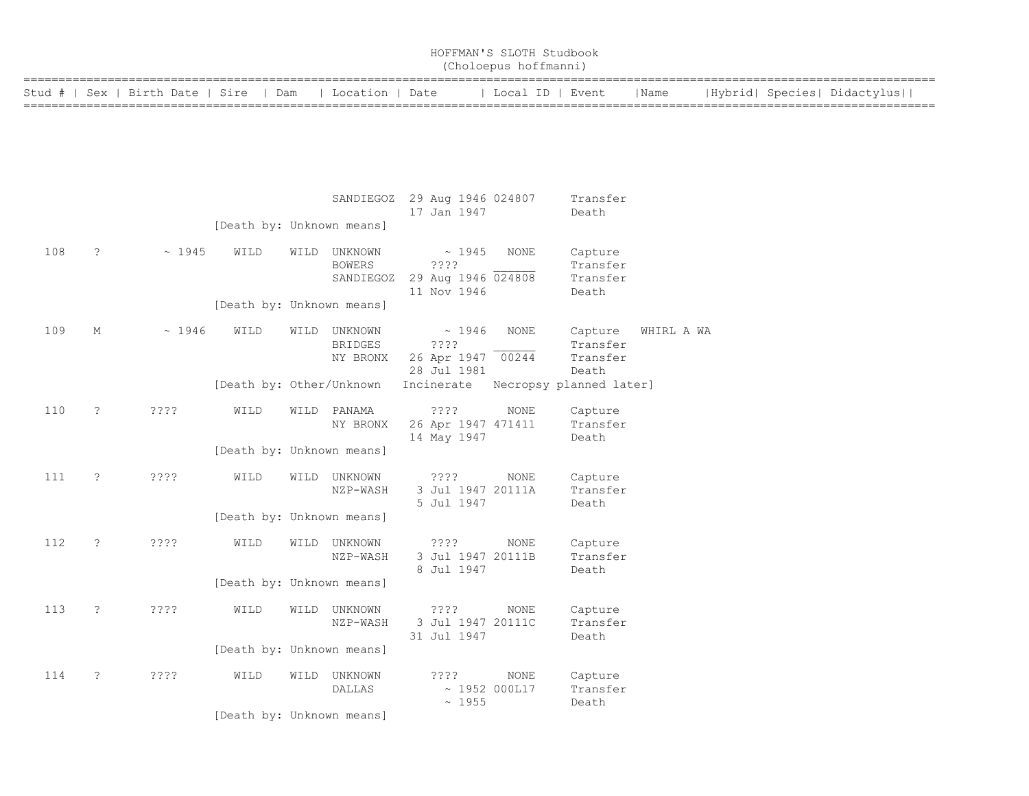# HOFFMAN'S SLOTH Studbook
(Choloepus hoffmanni)

| Stud # | Sex | Birth Date | Sire | Dam | Location | Date | Local ID | Event | Name | Hybrid | Species | Didactylus |
|---|---|---|---|---|---|---|---|---|---|---|---|---|
| | | | | | SANDIEGOZ | 29 Aug 1946 | 024807 | Transfer | | | | |
| | | | | | | 17 Jan 1947 | | Death | | | | |
| | | | [Death by: Unknown means] | | | | | | | | | |
| 108 | ? | ~ 1945 | WILD | WILD | UNKNOWN | ~ 1945 | NONE | Capture | | | | |
| | | | | | BOWERS | ???? | ______ | Transfer | | | | |
| | | | | | SANDIEGOZ | 29 Aug 1946 | 024808 | Transfer | | | | |
| | | | | | | 11 Nov 1946 | | Death | | | | |
| | | | [Death by: Unknown means] | | | | | | | | | |
| 109 | M | ~ 1946 | WILD | WILD | UNKNOWN | ~ 1946 | NONE | Capture | WHIRL A WA | | | |
| | | | | | BRIDGES | ???? | ______ | Transfer | | | | |
| | | | | | NY BRONX | 26 Apr 1947 | 00244 | Transfer | | | | |
| | | | | | | 28 Jul 1981 | | Death | | | | |
| | | | [Death by: Other/Unknown Incinerate Necropsy planned later] | | | | | | | | | |
| 110 | ? | ???? | WILD | WILD | PANAMA | ???? | NONE | Capture | | | | |
| | | | | | NY BRONX | 26 Apr 1947 | 471411 | Transfer | | | | |
| | | | | | | 14 May 1947 | | Death | | | | |
| | | | [Death by: Unknown means] | | | | | | | | | |
| 111 | ? | ???? | WILD | WILD | UNKNOWN | ???? | NONE | Capture | | | | |
| | | | | | NZP-WASH | 3 Jul 1947 | 20111A | Transfer | | | | |
| | | | | | | 5 Jul 1947 | | Death | | | | |
| | | | [Death by: Unknown means] | | | | | | | | | |
| 112 | ? | ???? | WILD | WILD | UNKNOWN | ???? | NONE | Capture | | | | |
| | | | | | NZP-WASH | 3 Jul 1947 | 20111B | Transfer | | | | |
| | | | | | | 8 Jul 1947 | | Death | | | | |
| | | | [Death by: Unknown means] | | | | | | | | | |
| 113 | ? | ???? | WILD | WILD | UNKNOWN | ???? | NONE | Capture | | | | |
| | | | | | NZP-WASH | 3 Jul 1947 | 20111C | Transfer | | | | |
| | | | | | | 31 Jul 1947 | | Death | | | | |
| | | | [Death by: Unknown means] | | | | | | | | | |
| 114 | ? | ???? | WILD | WILD | UNKNOWN | ???? | NONE | Capture | | | | |
| | | | | | DALLAS | ~ 1952 | 000L17 | Transfer | | | | |
| | | | | | | ~ 1955 | | Death | | | | |
| | | | [Death by: Unknown means] | | | | | | | | | |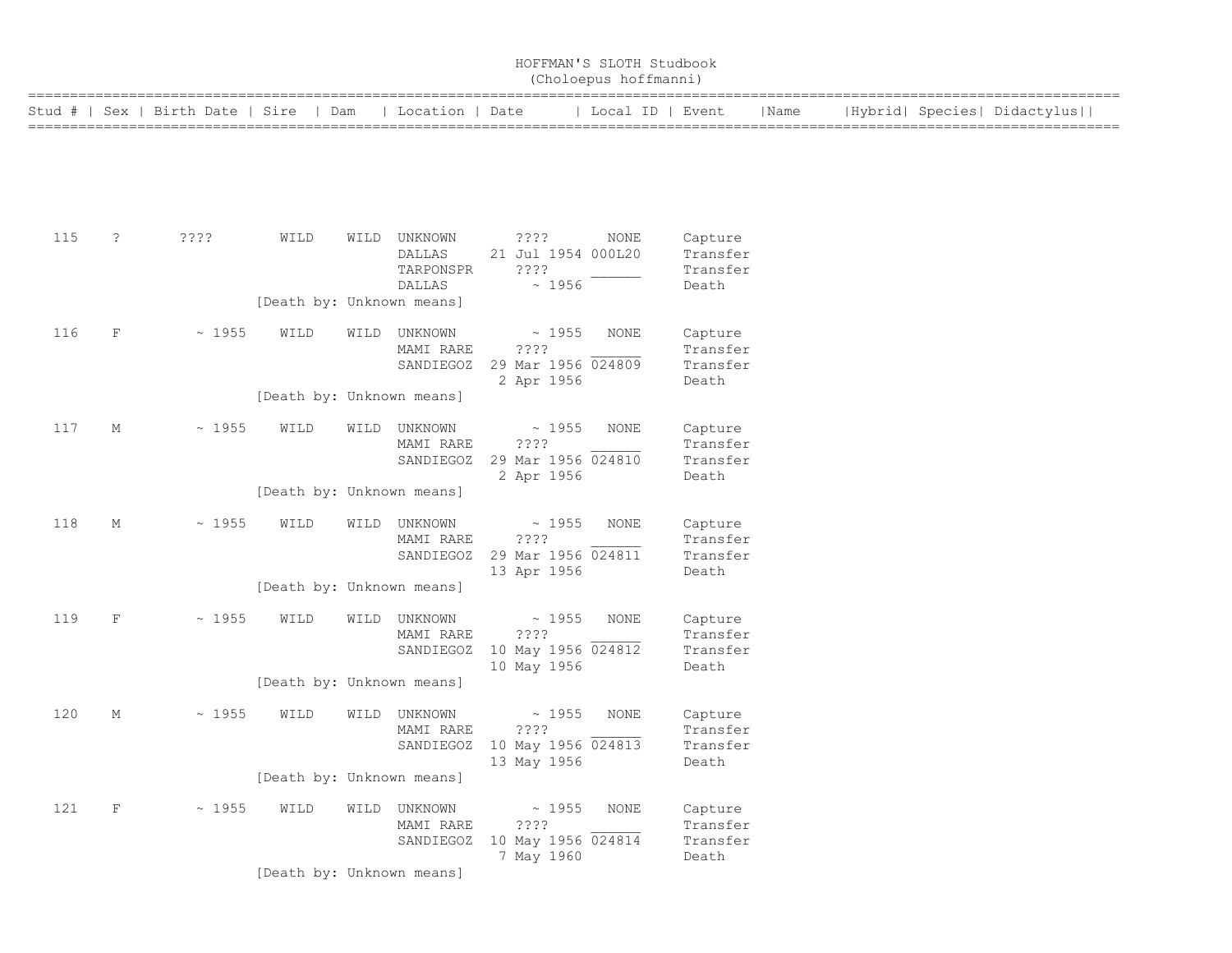# HOFFMAN'S SLOTH Studbook
## (Choloepus hoffmanni)

| Stud # | Sex | Birth Date | Sire | Dam | Location | Date | Local ID | Event | Name | Hybrid | Species | Didactylus |
|---|---|---|---|---|---|---|---|---|---|---|---|---|
| 115 | ? | ???? | WILD | WILD | UNKNOWN | ???? | NONE | Capture | | | | |
| | | | | | DALLAS | 21 Jul 1954 | 000L20 | Transfer | | | | |
| | | | | | TARPONSPR | ???? | ______ | Transfer | | | | |
| | | | | | DALLAS | ~ 1956 | | Death | | | | |
| | | | [Death by: Unknown means] | | | | | | | | | |
| 116 | F | ~ 1955 | WILD | WILD | UNKNOWN | ~ 1955 | NONE | Capture | | | | |
| | | | | | MAMI RARE | ???? | ______ | Transfer | | | | |
| | | | | | SANDIEGOZ | 29 Mar 1956 | 024809 | Transfer | | | | |
| | | | | | | 2 Apr 1956 | | Death | | | | |
| | | | [Death by: Unknown means] | | | | | | | | | |
| 117 | M | ~ 1955 | WILD | WILD | UNKNOWN | ~ 1955 | NONE | Capture | | | | |
| | | | | | MAMI RARE | ???? | ______ | Transfer | | | | |
| | | | | | SANDIEGOZ | 29 Mar 1956 | 024810 | Transfer | | | | |
| | | | | | | 2 Apr 1956 | | Death | | | | |
| | | | [Death by: Unknown means] | | | | | | | | | |
| 118 | M | ~ 1955 | WILD | WILD | UNKNOWN | ~ 1955 | NONE | Capture | | | | |
| | | | | | MAMI RARE | ???? | ______ | Transfer | | | | |
| | | | | | SANDIEGOZ | 29 Mar 1956 | 024811 | Transfer | | | | |
| | | | | | | 13 Apr 1956 | | Death | | | | |
| | | | [Death by: Unknown means] | | | | | | | | | |
| 119 | F | ~ 1955 | WILD | WILD | UNKNOWN | ~ 1955 | NONE | Capture | | | | |
| | | | | | MAMI RARE | ???? | ______ | Transfer | | | | |
| | | | | | SANDIEGOZ | 10 May 1956 | 024812 | Transfer | | | | |
| | | | | | | 10 May 1956 | | Death | | | | |
| | | | [Death by: Unknown means] | | | | | | | | | |
| 120 | M | ~ 1955 | WILD | WILD | UNKNOWN | ~ 1955 | NONE | Capture | | | | |
| | | | | | MAMI RARE | ???? | ______ | Transfer | | | | |
| | | | | | SANDIEGOZ | 10 May 1956 | 024813 | Transfer | | | | |
| | | | | | | 13 May 1956 | | Death | | | | |
| | | | [Death by: Unknown means] | | | | | | | | | |
| 121 | F | ~ 1955 | WILD | WILD | UNKNOWN | ~ 1955 | NONE | Capture | | | | |
| | | | | | MAMI RARE | ???? | ______ | Transfer | | | | |
| | | | | | SANDIEGOZ | 10 May 1956 | 024814 | Transfer | | | | |
| | | | | | | 7 May 1960 | | Death | | | | |
| | | | [Death by: Unknown means] | | | | | | | | | |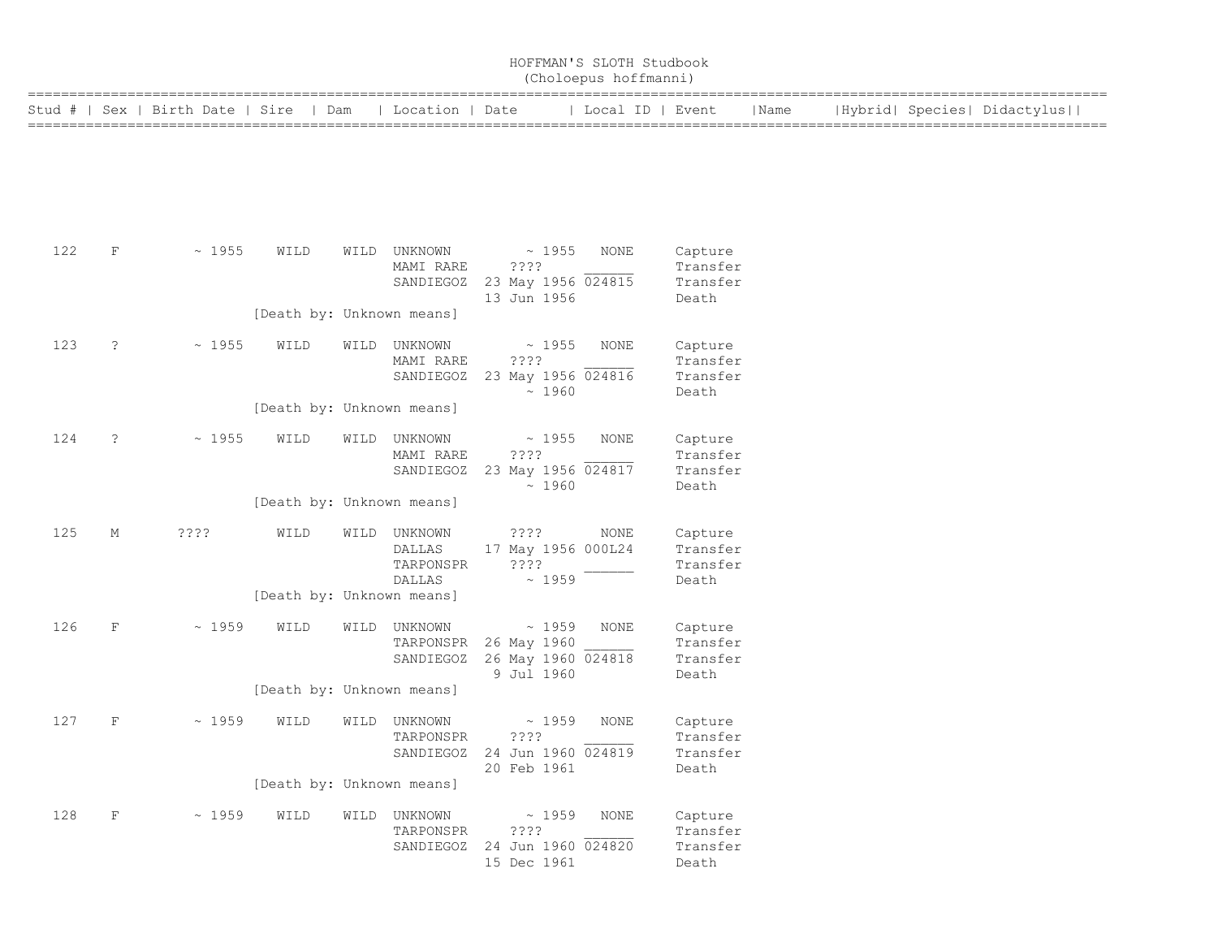# HOFFMAN'S SLOTH Studbook
## (Choloepus hoffmanni)

| Stud # | Sex | Birth Date | Sire | Dam | Location | Date | Local ID | Event | Name | Hybrid | Species | Didactylus |
|---|---|---|---|---|---|---|---|---|---|---|---|---|
| 122 | F | ~ 1955 | WILD | WILD | UNKNOWN | ~ 1955 | NONE | Capture | | | | |
| | | | | | MAMI RARE | ???? | ______ | Transfer | | | | |
| | | | | | SANDIEGOZ | 23 May 1956 | 024815 | Transfer | | | | |
| | | | | | | 13 Jun 1956 | | Death | | | | |
| | | | [Death by: Unknown means] | | | | | | | | | |
| 123 | ? | ~ 1955 | WILD | WILD | UNKNOWN | ~ 1955 | NONE | Capture | | | | |
| | | | | | MAMI RARE | ???? | ______ | Transfer | | | | |
| | | | | | SANDIEGOZ | 23 May 1956 | 024816 | Transfer | | | | |
| | | | | | | ~ 1960 | | Death | | | | |
| | | | [Death by: Unknown means] | | | | | | | | | |
| 124 | ? | ~ 1955 | WILD | WILD | UNKNOWN | ~ 1955 | NONE | Capture | | | | |
| | | | | | MAMI RARE | ???? | ______ | Transfer | | | | |
| | | | | | SANDIEGOZ | 23 May 1956 | 024817 | Transfer | | | | |
| | | | | | | ~ 1960 | | Death | | | | |
| | | | [Death by: Unknown means] | | | | | | | | | |
| 125 | M | ???? | WILD | WILD | UNKNOWN | ???? | NONE | Capture | | | | |
| | | | | | DALLAS | 17 May 1956 | 000L24 | Transfer | | | | |
| | | | | | TARPONSPR | ???? | ______ | Transfer | | | | |
| | | | | | DALLAS | ~ 1959 | | Death | | | | |
| | | | [Death by: Unknown means] | | | | | | | | | |
| 126 | F | ~ 1959 | WILD | WILD | UNKNOWN | ~ 1959 | NONE | Capture | | | | |
| | | | | | TARPONSPR | 26 May 1960 | ______ | Transfer | | | | |
| | | | | | SANDIEGOZ | 26 May 1960 | 024818 | Transfer | | | | |
| | | | | | | 9 Jul 1960 | | Death | | | | |
| | | | [Death by: Unknown means] | | | | | | | | | |
| 127 | F | ~ 1959 | WILD | WILD | UNKNOWN | ~ 1959 | NONE | Capture | | | | |
| | | | | | TARPONSPR | ???? | ______ | Transfer | | | | |
| | | | | | SANDIEGOZ | 24 Jun 1960 | 024819 | Transfer | | | | |
| | | | | | | 20 Feb 1961 | | Death | | | | |
| | | | [Death by: Unknown means] | | | | | | | | | |
| 128 | F | ~ 1959 | WILD | WILD | UNKNOWN | ~ 1959 | NONE | Capture | | | | |
| | | | | | TARPONSPR | ???? | ______ | Transfer | | | | |
| | | | | | SANDIEGOZ | 24 Jun 1960 | 024820 | Transfer | | | | |
| | | | | | | 15 Dec 1961 | | Death | | | | |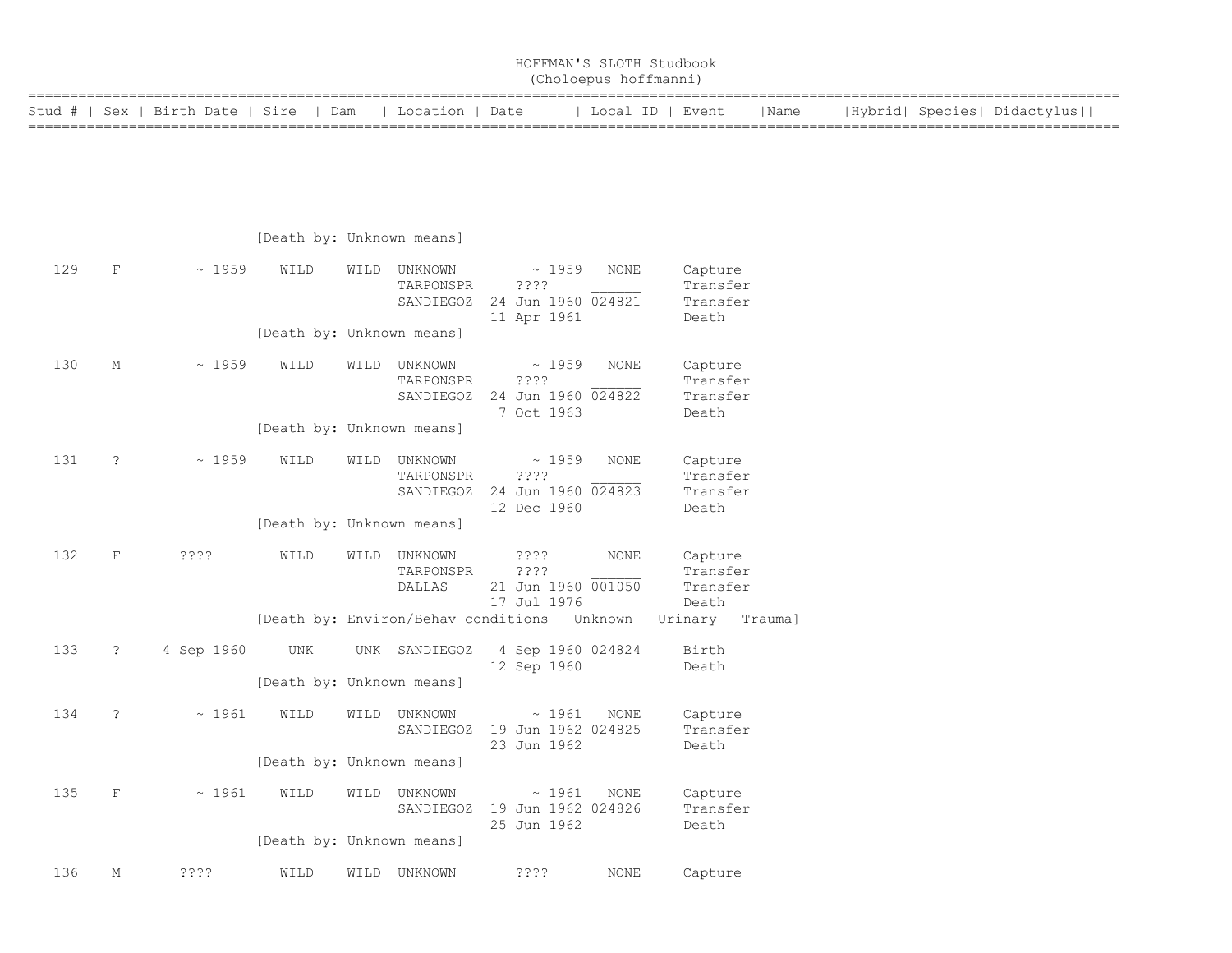# HOFFMAN'S SLOTH Studbook
(Choloepus hoffmanni)

| Stud # | Sex | Birth Date | Sire | Dam | Location | Date | Local ID | Event | Name | Hybrid | Species | Didactylus |
|---|---|---|---|---|---|---|---|---|---|---|---|---|
| | | | [Death by: Unknown means] | | | | | | | | | |
| 129 | F | ~ 1959 | WILD | WILD | UNKNOWN | ~ 1959 | NONE | Capture | | | | |
| | | | | | TARPONSPR | ???? | ______ | Transfer | | | | |
| | | | | | SANDIEGOZ | 24 Jun 1960 | 024821 | Transfer | | | | |
| | | | | | | 11 Apr 1961 | | Death | | | | |
| | | | [Death by: Unknown means] | | | | | | | | | |
| 130 | M | ~ 1959 | WILD | WILD | UNKNOWN | ~ 1959 | NONE | Capture | | | | |
| | | | | | TARPONSPR | ???? | ______ | Transfer | | | | |
| | | | | | SANDIEGOZ | 24 Jun 1960 | 024822 | Transfer | | | | |
| | | | | | | 7 Oct 1963 | | Death | | | | |
| | | | [Death by: Unknown means] | | | | | | | | | |
| 131 | ? | ~ 1959 | WILD | WILD | UNKNOWN | ~ 1959 | NONE | Capture | | | | |
| | | | | | TARPONSPR | ???? | ______ | Transfer | | | | |
| | | | | | SANDIEGOZ | 24 Jun 1960 | 024823 | Transfer | | | | |
| | | | | | | 12 Dec 1960 | | Death | | | | |
| | | | [Death by: Unknown means] | | | | | | | | | |
| 132 | F | ???? | WILD | WILD | UNKNOWN | ???? | NONE | Capture | | | | |
| | | | | | TARPONSPR | ???? | ______ | Transfer | | | | |
| | | | | | DALLAS | 21 Jun 1960 | 001050 | Transfer | | | | |
| | | | | | | 17 Jul 1976 | | Death | | | | |
| | | | [Death by: Environ/Behav conditions Unknown Urinary Trauma] | | | | | | | | | |
| 133 | ? | 4 Sep 1960 | UNK | UNK | SANDIEGOZ | 4 Sep 1960 | 024824 | Birth | | | | |
| | | | | | | 12 Sep 1960 | | Death | | | | |
| | | | [Death by: Unknown means] | | | | | | | | | |
| 134 | ? | ~ 1961 | WILD | WILD | UNKNOWN | ~ 1961 | NONE | Capture | | | | |
| | | | | | SANDIEGOZ | 19 Jun 1962 | 024825 | Transfer | | | | |
| | | | | | | 23 Jun 1962 | | Death | | | | |
| | | | [Death by: Unknown means] | | | | | | | | | |
| 135 | F | ~ 1961 | WILD | WILD | UNKNOWN | ~ 1961 | NONE | Capture | | | | |
| | | | | | SANDIEGOZ | 19 Jun 1962 | 024826 | Transfer | | | | |
| | | | | | | 25 Jun 1962 | | Death | | | | |
| | | | [Death by: Unknown means] | | | | | | | | | |
| 136 | M | ???? | WILD | WILD | UNKNOWN | ???? | NONE | Capture | | | | |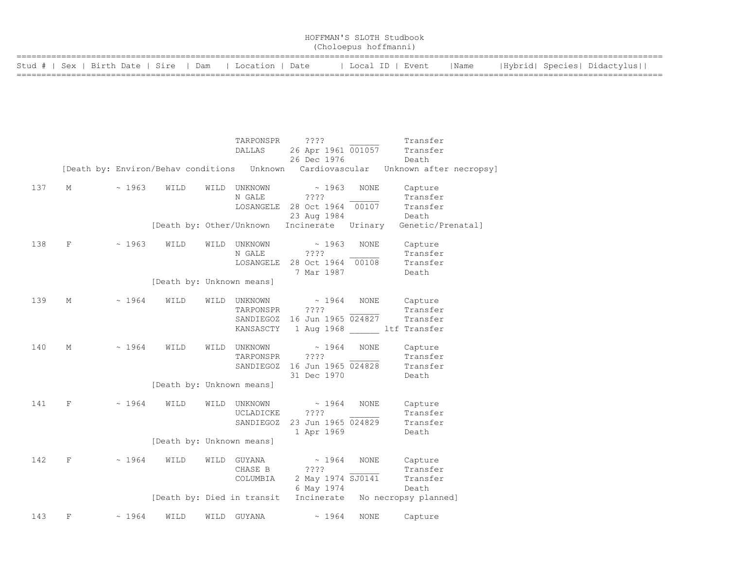# HOFFMAN'S SLOTH Studbook
## (Choloepus hoffmanni)

| Stud # | Sex | Birth Date | Sire | Dam | Location | Date | Local ID | Event | Name | Hybrid | Species | Didactylus |
|---|---|---|---|---|---|---|---|---|---|---|---|---|
| | | | | | TARPONSPR | ???? | ______ | Transfer | | | | |
| | | | | | DALLAS | 26 Apr 1961 | 001057 | Transfer | | | | |
| | | | | | | 26 Dec 1976 | | Death | | | | |
| [Death by: Environ/Behav conditions Unknown Cardiovascular Unknown after necropsy] | | | | | | | | | | | | |
| 137 | M | ~ 1963 | WILD | WILD | UNKNOWN | ~ 1963 | NONE | Capture | | | | |
| | | | | | N GALE | ???? | ______ | Transfer | | | | |
| | | | | | LOSANGELE | 28 Oct 1964 | 00107 | Transfer | | | | |
| | | | | | | 23 Aug 1984 | | Death | | | | |
| [Death by: Other/Unknown Incinerate Urinary Genetic/Prenatal] | | | | | | | | | | | | |
| 138 | F | ~ 1963 | WILD | WILD | UNKNOWN | ~ 1963 | NONE | Capture | | | | |
| | | | | | N GALE | ???? | ______ | Transfer | | | | |
| | | | | | LOSANGELE | 28 Oct 1964 | 00108 | Transfer | | | | |
| | | | | | | 7 Mar 1987 | | Death | | | | |
| [Death by: Unknown means] | | | | | | | | | | | | |
| 139 | M | ~ 1964 | WILD | WILD | UNKNOWN | ~ 1964 | NONE | Capture | | | | |
| | | | | | TARPONSPR | ???? | ______ | Transfer | | | | |
| | | | | | SANDIEGOZ | 16 Jun 1965 | 024827 | Transfer | | | | |
| | | | | | KANSASCTY | 1 Aug 1968 | ______ | ltf Transfer | | | | |
| 140 | M | ~ 1964 | WILD | WILD | UNKNOWN | ~ 1964 | NONE | Capture | | | | |
| | | | | | TARPONSPR | ???? | ______ | Transfer | | | | |
| | | | | | SANDIEGOZ | 16 Jun 1965 | 024828 | Transfer | | | | |
| | | | | | | 31 Dec 1970 | | Death | | | | |
| [Death by: Unknown means] | | | | | | | | | | | | |
| 141 | F | ~ 1964 | WILD | WILD | UNKNOWN | ~ 1964 | NONE | Capture | | | | |
| | | | | | UCLADICKE | ???? | ______ | Transfer | | | | |
| | | | | | SANDIEGOZ | 23 Jun 1965 | 024829 | Transfer | | | | |
| | | | | | | 1 Apr 1969 | | Death | | | | |
| [Death by: Unknown means] | | | | | | | | | | | | |
| 142 | F | ~ 1964 | WILD | WILD | GUYANA | ~ 1964 | NONE | Capture | | | | |
| | | | | | CHASE B | ???? | ______ | Transfer | | | | |
| | | | | | COLUMBIA | 2 May 1974 | SJ0141 | Transfer | | | | |
| | | | | | | 6 May 1974 | | Death | | | | |
| [Death by: Died in transit Incinerate No necropsy planned] | | | | | | | | | | | | |
| 143 | F | ~ 1964 | WILD | WILD | GUYANA | ~ 1964 | NONE | Capture | | | | |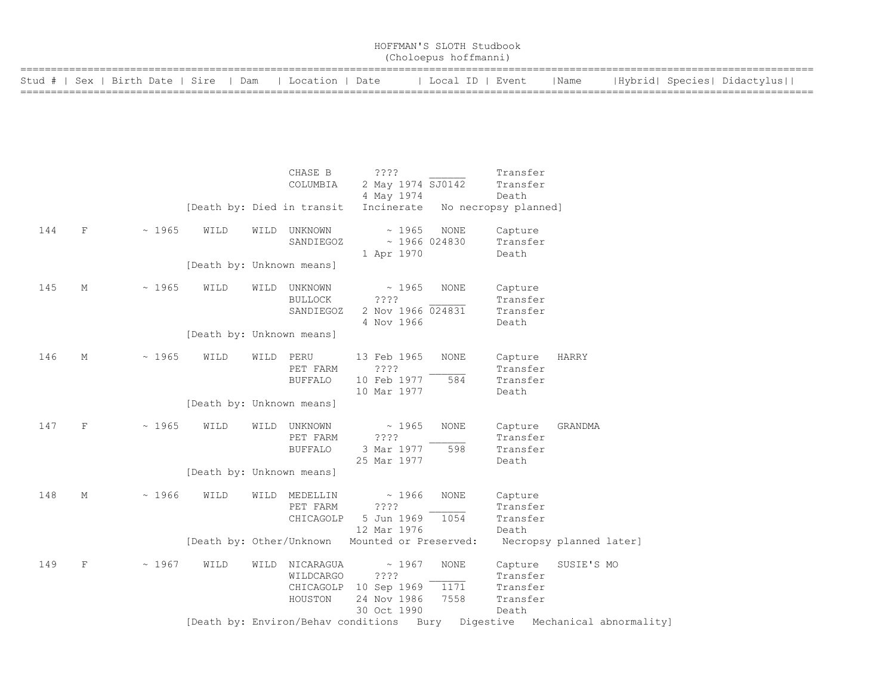# HOFFMAN'S SLOTH Studbook
## (Choloepus hoffmanni)

| Stud # | Sex | Birth Date | Sire | Dam | Location | Date | Local ID | Event | Name | Hybrid | Species | Didactylus |
|---|---|---|---|---|---|---|---|---|---|---|---|---|
| | | | | | CHASE B | ???? | ______ | Transfer | | | | |
| | | | | | COLUMBIA | 2 May 1974 | SJ0142 | Transfer | | | | |
| | | | | | | 4 May 1974 | | Death | | | | |
| | | | [Death by: Died in transit   Incinerate   No necropsy planned] | | | | | | | | | |
| 144 | F | ~ 1965 | WILD | WILD | UNKNOWN | ~ 1965 | NONE | Capture | | | | |
| | | | | | SANDIEGOZ | ~ 1966 | 024830 | Transfer | | | | |
| | | | | | | 1 Apr 1970 | | Death | | | | |
| | | | [Death by: Unknown means] | | | | | | | | | |
| 145 | M | ~ 1965 | WILD | WILD | UNKNOWN | ~ 1965 | NONE | Capture | | | | |
| | | | | | BULLOCK | ???? | ______ | Transfer | | | | |
| | | | | | SANDIEGOZ | 2 Nov 1966 | 024831 | Transfer | | | | |
| | | | | | | 4 Nov 1966 | | Death | | | | |
| | | | [Death by: Unknown means] | | | | | | | | | |
| 146 | M | ~ 1965 | WILD | WILD | PERU | 13 Feb 1965 | NONE | Capture | HARRY | | | |
| | | | | | PET FARM | ???? | ______ | Transfer | | | | |
| | | | | | BUFFALO | 10 Feb 1977 | 584 | Transfer | | | | |
| | | | | | | 10 Mar 1977 | | Death | | | | |
| | | | [Death by: Unknown means] | | | | | | | | | |
| 147 | F | ~ 1965 | WILD | WILD | UNKNOWN | ~ 1965 | NONE | Capture | GRANDMA | | | |
| | | | | | PET FARM | ???? | ______ | Transfer | | | | |
| | | | | | BUFFALO | 3 Mar 1977 | 598 | Transfer | | | | |
| | | | | | | 25 Mar 1977 | | Death | | | | |
| | | | [Death by: Unknown means] | | | | | | | | | |
| 148 | M | ~ 1966 | WILD | WILD | MEDELLIN | ~ 1966 | NONE | Capture | | | | |
| | | | | | PET FARM | ???? | ______ | Transfer | | | | |
| | | | | | CHICAGOLP | 5 Jun 1969 | 1054 | Transfer | | | | |
| | | | | | | 12 Mar 1976 | | Death | | | | |
| | | | [Death by: Other/Unknown   Mounted or Preserved:   Necropsy planned later] | | | | | | | | | |
| 149 | F | ~ 1967 | WILD | WILD | NICARAGUA | ~ 1967 | NONE | Capture | SUSIE'S MO | | | |
| | | | | | WILDCARGO | ???? | ______ | Transfer | | | | |
| | | | | | CHICAGOLP | 10 Sep 1969 | 1171 | Transfer | | | | |
| | | | | | HOUSTON | 24 Nov 1986 | 7558 | Transfer | | | | |
| | | | | | | 30 Oct 1990 | | Death | | | | |
| | | | [Death by: Environ/Behav conditions   Bury   Digestive   Mechanical abnormality] | | | | | | | | | |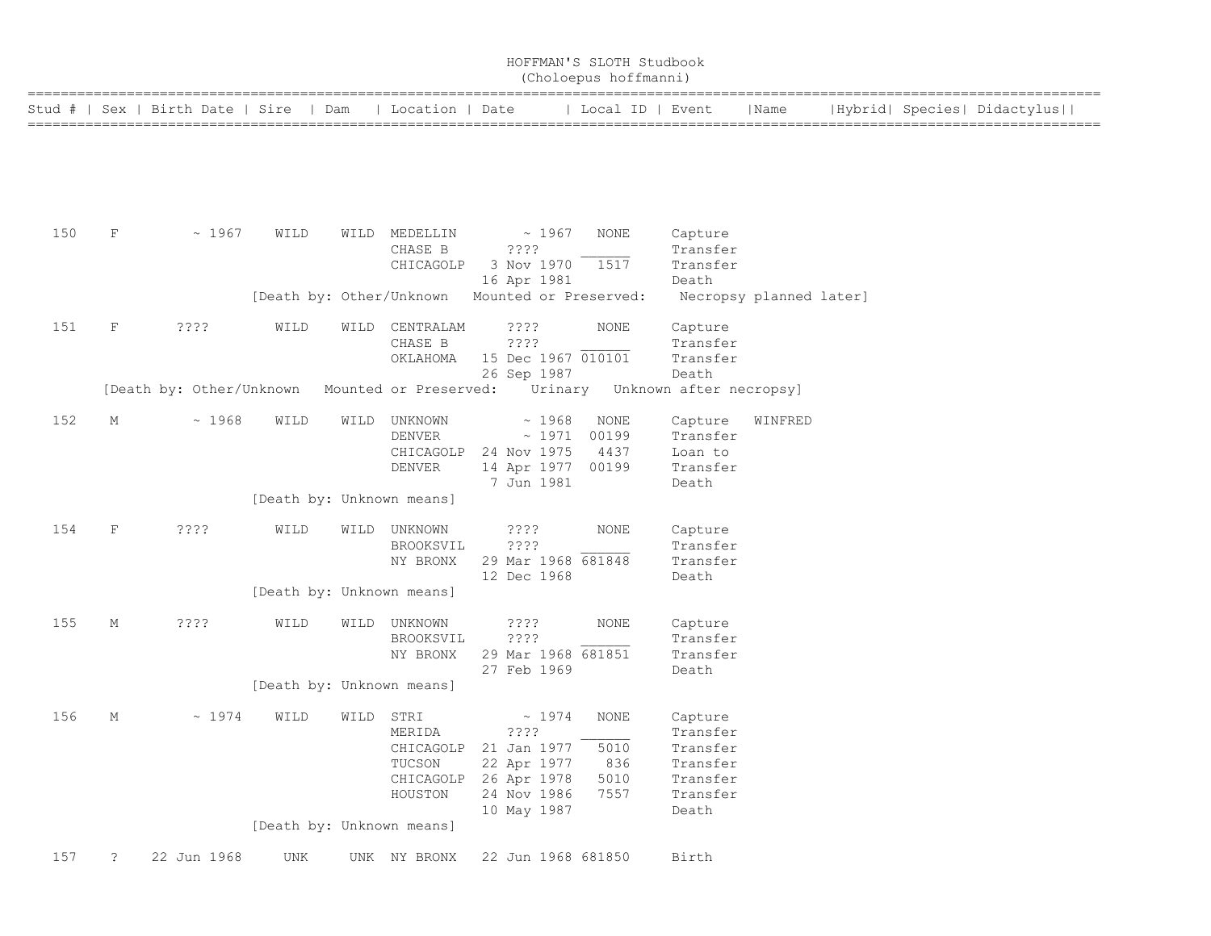# HOFFMAN'S SLOTH Studbook
## (Choloepus hoffmanni)

| Stud # | Sex | Birth Date | Sire | Dam | Location | Date | Local ID | Event | Name | Hybrid | Species | Didactylus |
|---|---|---|---|---|---|---|---|---|---|---|---|---|
| 150 | F | ~ 1967 | WILD | WILD | MEDELLIN | ~ 1967 | NONE | Capture | | | | |
| | | | | | CHASE B | ???? | ______ | Transfer | | | | |
| | | | | | CHICAGOLP | 3 Nov 1970 | 1517 | Transfer | | | | |
| | | | | | | 16 Apr 1981 | | Death | | | | |
| | | | [Death by: Other/Unknown | Mounted or Preserved: | Necropsy planned later] | | | | | | | |
| 151 | F | ???? | WILD | WILD | CENTRALAM | ???? | NONE | Capture | | | | |
| | | | | | CHASE B | ???? | ______ | Transfer | | | | |
| | | | | | OKLAHOMA | 15 Dec 1967 | 010101 | Transfer | | | | |
| | | | | | | 26 Sep 1987 | | Death | | | | |
| | [Death by: Other/Unknown | Mounted or Preserved: | Urinary | Unknown after necropsy] | | | | | | | | |
| 152 | M | ~ 1968 | WILD | WILD | UNKNOWN | ~ 1968 | NONE | Capture | WINFRED | | | |
| | | | | | DENVER | ~ 1971 | 00199 | Transfer | | | | |
| | | | | | CHICAGOLP | 24 Nov 1975 | 4437 | Loan to | | | | |
| | | | | | DENVER | 14 Apr 1977 | 00199 | Transfer | | | | |
| | | | | | | 7 Jun 1981 | | Death | | | | |
| | | | [Death by: Unknown means] | | | | | | | | | |
| 154 | F | ???? | WILD | WILD | UNKNOWN | ???? | NONE | Capture | | | | |
| | | | | | BROOKSVIL | ???? | ______ | Transfer | | | | |
| | | | | | NY BRONX | 29 Mar 1968 | 681848 | Transfer | | | | |
| | | | | | | 12 Dec 1968 | | Death | | | | |
| | | | [Death by: Unknown means] | | | | | | | | | |
| 155 | M | ???? | WILD | WILD | UNKNOWN | ???? | NONE | Capture | | | | |
| | | | | | BROOKSVIL | ???? | ______ | Transfer | | | | |
| | | | | | NY BRONX | 29 Mar 1968 | 681851 | Transfer | | | | |
| | | | | | | 27 Feb 1969 | | Death | | | | |
| | | | [Death by: Unknown means] | | | | | | | | | |
| 156 | M | ~ 1974 | WILD | WILD | STRI | ~ 1974 | NONE | Capture | | | | |
| | | | | | MERIDA | ???? | ______ | Transfer | | | | |
| | | | | | CHICAGOLP | 21 Jan 1977 | 5010 | Transfer | | | | |
| | | | | | TUCSON | 22 Apr 1977 | 836 | Transfer | | | | |
| | | | | | CHICAGOLP | 26 Apr 1978 | 5010 | Transfer | | | | |
| | | | | | HOUSTON | 24 Nov 1986 | 7557 | Transfer | | | | |
| | | | | | | 10 May 1987 | | Death | | | | |
| | | | [Death by: Unknown means] | | | | | | | | | |
| 157 | ? | 22 Jun 1968 | UNK | UNK | NY BRONX | 22 Jun 1968 | 681850 | Birth | | | | |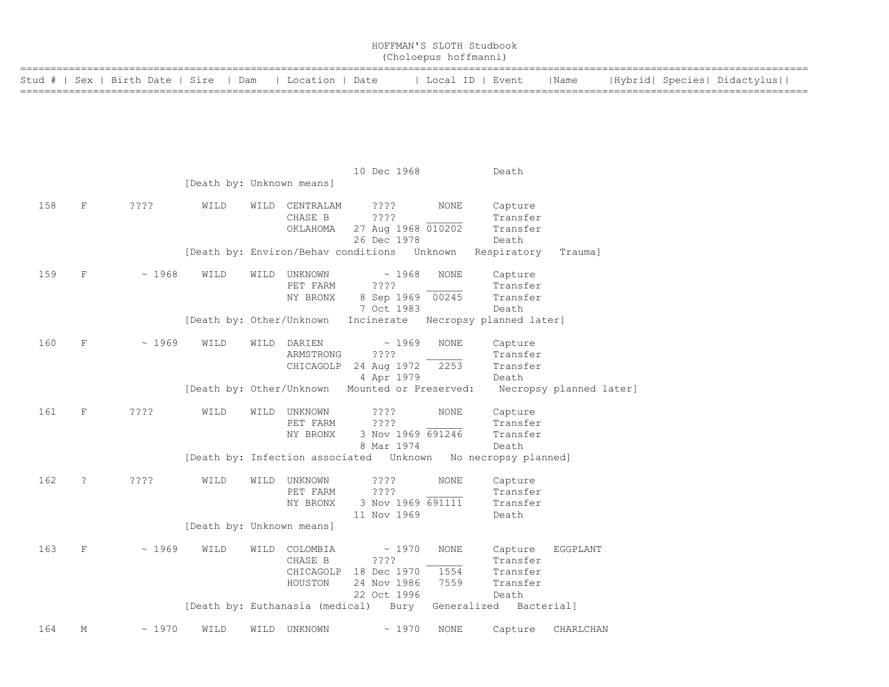# HOFFMAN'S SLOTH Studbook
## (Choloepus hoffmanni)

| Stud # | Sex | Birth Date | Sire | Dam | Location | Date | Local ID | Event | Name | Hybrid | Species | Didactylus |
|---|---|---|---|---|---|---|---|---|---|---|---|---|
| | | | | | | 10 Dec 1968 | | Death | | | | |
| | | | [Death by: Unknown means] | | | | | | | | | |
| 158 | F | ???? | WILD | WILD | CENTRALAM | ???? | NONE | Capture | | | | |
| | | | | | CHASE B | ???? | ______ | Transfer | | | | |
| | | | | | OKLAHOMA | 27 Aug 1968 | 010202 | Transfer | | | | |
| | | | | | | 26 Dec 1978 | | Death | | | | |
| | | | [Death by: Environ/Behav conditions Unknown Respiratory Trauma] | | | | | | | | | |
| 159 | F | ~ 1968 | WILD | WILD | UNKNOWN | ~ 1968 | NONE | Capture | | | | |
| | | | | | PET FARM | ???? | ______ | Transfer | | | | |
| | | | | | NY BRONX | 8 Sep 1969 | 00245 | Transfer | | | | |
| | | | | | | 7 Oct 1983 | | Death | | | | |
| | | | [Death by: Other/Unknown Incinerate Necropsy planned later] | | | | | | | | | |
| 160 | F | ~ 1969 | WILD | WILD | DARIEN | ~ 1969 | NONE | Capture | | | | |
| | | | | | ARMSTRONG | ???? | ______ | Transfer | | | | |
| | | | | | CHICAGOLP | 24 Aug 1972 | 2253 | Transfer | | | | |
| | | | | | | 4 Apr 1979 | | Death | | | | |
| | | | [Death by: Other/Unknown Mounted or Preserved: Necropsy planned later] | | | | | | | | | |
| 161 | F | ???? | WILD | WILD | UNKNOWN | ???? | NONE | Capture | | | | |
| | | | | | PET FARM | ???? | ______ | Transfer | | | | |
| | | | | | NY BRONX | 3 Nov 1969 | 691246 | Transfer | | | | |
| | | | | | | 8 Mar 1974 | | Death | | | | |
| | | | [Death by: Infection associated Unknown No necropsy planned] | | | | | | | | | |
| 162 | ? | ???? | WILD | WILD | UNKNOWN | ???? | NONE | Capture | | | | |
| | | | | | PET FARM | ???? | ______ | Transfer | | | | |
| | | | | | NY BRONX | 3 Nov 1969 | 691111 | Transfer | | | | |
| | | | | | | 11 Nov 1969 | | Death | | | | |
| | | | [Death by: Unknown means] | | | | | | | | | |
| 163 | F | ~ 1969 | WILD | WILD | COLOMBIA | ~ 1970 | NONE | Capture | EGGPLANT | | | |
| | | | | | CHASE B | ???? | ______ | Transfer | | | | |
| | | | | | CHICAGOLP | 18 Dec 1970 | 1554 | Transfer | | | | |
| | | | | | HOUSTON | 24 Nov 1986 | 7559 | Transfer | | | | |
| | | | | | | 22 Oct 1996 | | Death | | | | |
| | | | [Death by: Euthanasia (medical) Bury Generalized Bacterial] | | | | | | | | | |
| 164 | M | ~ 1970 | WILD | WILD | UNKNOWN | ~ 1970 | NONE | Capture | CHARLCHAN | | | |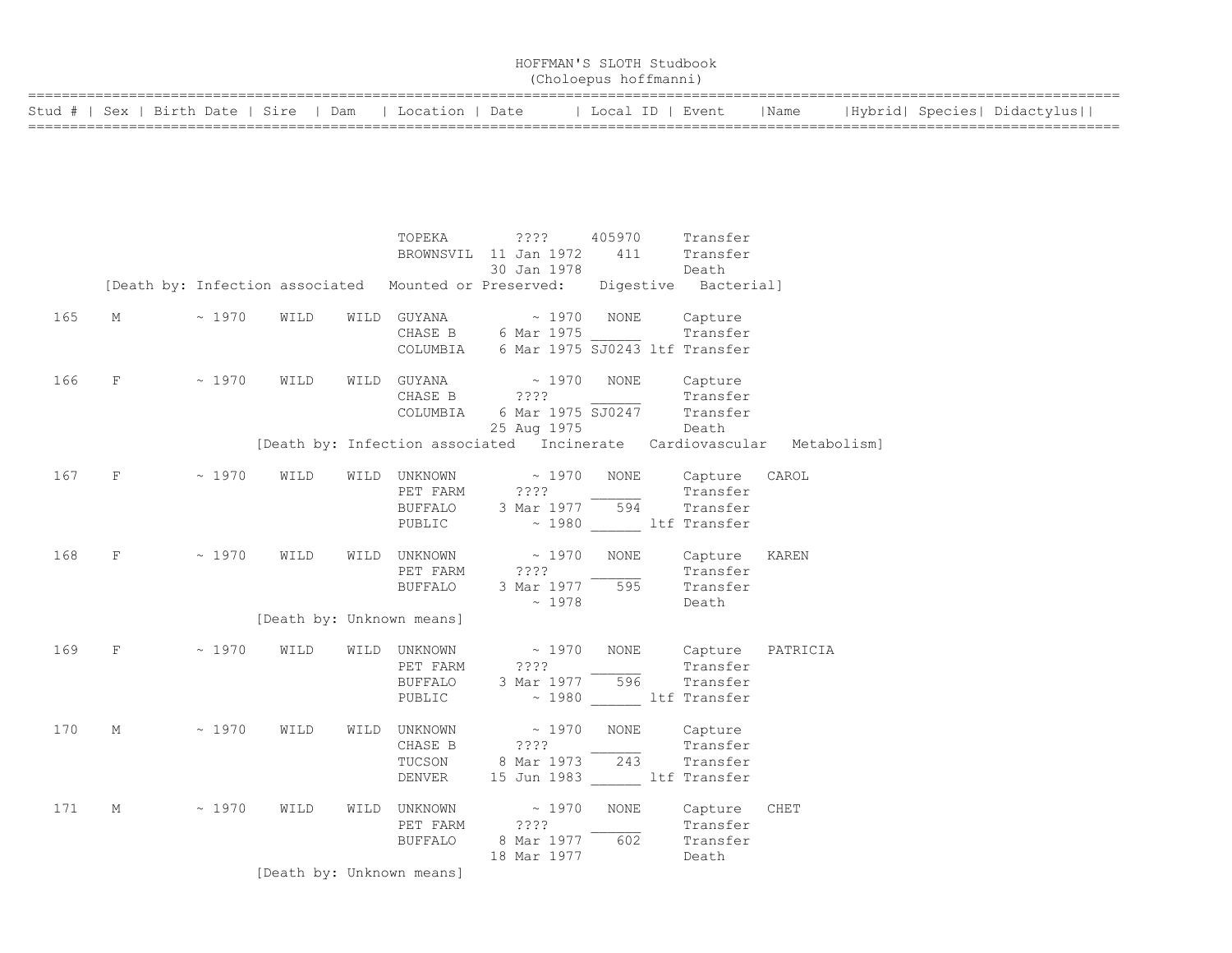# HOFFMAN'S SLOTH Studbook
(Choloepus hoffmanni)

| Stud # | Sex | Birth Date | Sire | Dam | Location | Date | Local ID | Event | Name | Hybrid | Species | Didactylus |
|---|---|---|---|---|---|---|---|---|---|---|---|---|
| | | | | | TOPEKA | ???? | 405970 | Transfer | | | | |
| | | | | | BROWNSVIL | 11 Jan 1972 | 411 | Transfer | | | | |
| | | | | | | 30 Jan 1978 | | Death | | | | |
| [Death by: Infection associated Mounted or Preserved: Digestive Bacterial] | | | | | | | | | | | | |
| 165 | M | ~ 1970 | WILD | WILD | GUYANA | ~ 1970 | NONE | Capture | | | | |
| | | | | | CHASE B | 6 Mar 1975 | ______ | Transfer | | | | |
| | | | | | COLUMBIA | 6 Mar 1975 | SJ0243 ltf | Transfer | | | | |
| 166 | F | ~ 1970 | WILD | WILD | GUYANA | ~ 1970 | NONE | Capture | | | | |
| | | | | | CHASE B | ???? | ______ | Transfer | | | | |
| | | | | | COLUMBIA | 6 Mar 1975 | SJ0247 | Transfer | | | | |
| | | | | | | 25 Aug 1975 | | Death | | | | |
| [Death by: Infection associated Incinerate Cardiovascular Metabolism] | | | | | | | | | | | | |
| 167 | F | ~ 1970 | WILD | WILD | UNKNOWN | ~ 1970 | NONE | Capture | CAROL | | | |
| | | | | | PET FARM | ???? | ______ | Transfer | | | | |
| | | | | | BUFFALO | 3 Mar 1977 | 594 | Transfer | | | | |
| | | | | | PUBLIC | ~ 1980 | ______ ltf | Transfer | | | | |
| 168 | F | ~ 1970 | WILD | WILD | UNKNOWN | ~ 1970 | NONE | Capture | KAREN | | | |
| | | | | | PET FARM | ???? | ______ | Transfer | | | | |
| | | | | | BUFFALO | 3 Mar 1977 | 595 | Transfer | | | | |
| | | | | | | ~ 1978 | | Death | | | | |
| [Death by: Unknown means] | | | | | | | | | | | | |
| 169 | F | ~ 1970 | WILD | WILD | UNKNOWN | ~ 1970 | NONE | Capture | PATRICIA | | | |
| | | | | | PET FARM | ???? | ______ | Transfer | | | | |
| | | | | | BUFFALO | 3 Mar 1977 | 596 | Transfer | | | | |
| | | | | | PUBLIC | ~ 1980 | ______ ltf | Transfer | | | | |
| 170 | M | ~ 1970 | WILD | WILD | UNKNOWN | ~ 1970 | NONE | Capture | | | | |
| | | | | | CHASE B | ???? | ______ | Transfer | | | | |
| | | | | | TUCSON | 8 Mar 1973 | 243 | Transfer | | | | |
| | | | | | DENVER | 15 Jun 1983 | ______ ltf | Transfer | | | | |
| 171 | M | ~ 1970 | WILD | WILD | UNKNOWN | ~ 1970 | NONE | Capture | CHET | | | |
| | | | | | PET FARM | ???? | ______ | Transfer | | | | |
| | | | | | BUFFALO | 8 Mar 1977 | 602 | Transfer | | | | |
| | | | | | | 18 Mar 1977 | | Death | | | | |
| [Death by: Unknown means] | | | | | | | | | | | | |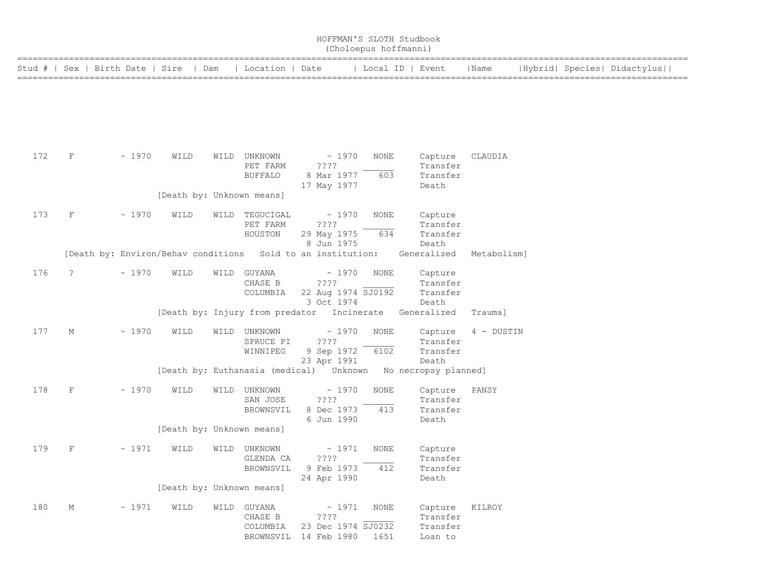# HOFFMAN'S SLOTH Studbook
## (Choloepus hoffmanni)

| Stud # | Sex | Birth Date | Sire | Dam | Location | Date | Local ID | Event | Name | Hybrid | Species | Didactylus |
|---|---|---|---|---|---|---|---|---|---|---|---|---|
| 172 | F | ~ 1970 | WILD | WILD | UNKNOWN | ~ 1970 | NONE | Capture | CLAUDIA | | | |
| | | | | | PET FARM | ???? | ______ | Transfer | | | | |
| | | | | | BUFFALO | 8 Mar 1977 | 603 | Transfer | | | | |
| | | | | | | 17 May 1977 | | Death | | | | |
| | | | [Death by: Unknown means] | | | | | | | | | |
| 173 | F | ~ 1970 | WILD | WILD | TEGUCIGAL | ~ 1970 | NONE | Capture | | | | |
| | | | | | PET FARM | ???? | ______ | Transfer | | | | |
| | | | | | HOUSTON | 29 May 1975 | 634 | Transfer | | | | |
| | | | | | | 8 Jun 1975 | | Death | | | | |
| | [Death by: Environ/Behav conditions Sold to an institution: Generalized Metabolism] | | | | | | | | | | | |
| 176 | ? | ~ 1970 | WILD | WILD | GUYANA | ~ 1970 | NONE | Capture | | | | |
| | | | | | CHASE B | ???? | ______ | Transfer | | | | |
| | | | | | COLUMBIA | 22 Aug 1974 | SJ0192 | Transfer | | | | |
| | | | | | | 3 Oct 1974 | | Death | | | | |
| | | | [Death by: Injury from predator Incinerate Generalized Trauma] | | | | | | | | | |
| 177 | M | ~ 1970 | WILD | WILD | UNKNOWN | ~ 1970 | NONE | Capture | 4 - DUSTIN | | | |
| | | | | | SPRUCE PI | ???? | ______ | Transfer | | | | |
| | | | | | WINNIPEG | 9 Sep 1972 | 6102 | Transfer | | | | |
| | | | | | | 23 Apr 1991 | | Death | | | | |
| | | | [Death by: Euthanasia (medical) Unknown No necropsy planned] | | | | | | | | | |
| 178 | F | ~ 1970 | WILD | WILD | UNKNOWN | ~ 1970 | NONE | Capture | PANSY | | | |
| | | | | | SAN JOSE | ???? | ______ | Transfer | | | | |
| | | | | | BROWNSVIL | 8 Dec 1973 | 413 | Transfer | | | | |
| | | | | | | 6 Jun 1990 | | Death | | | | |
| | | | [Death by: Unknown means] | | | | | | | | | |
| 179 | F | ~ 1971 | WILD | WILD | UNKNOWN | ~ 1971 | NONE | Capture | | | | |
| | | | | | GLENDA CA | ???? | ______ | Transfer | | | | |
| | | | | | BROWNSVIL | 9 Feb 1973 | 412 | Transfer | | | | |
| | | | | | | 24 Apr 1990 | | Death | | | | |
| | | | [Death by: Unknown means] | | | | | | | | | |
| 180 | M | ~ 1971 | WILD | WILD | GUYANA | ~ 1971 | NONE | Capture | KILROY | | | |
| | | | | | CHASE B | ???? | ______ | Transfer | | | | |
| | | | | | COLUMBIA | 23 Dec 1974 | SJ0232 | Transfer | | | | |
| | | | | | BROWNSVIL | 14 Feb 1980 | 1651 | Loan to | | | | |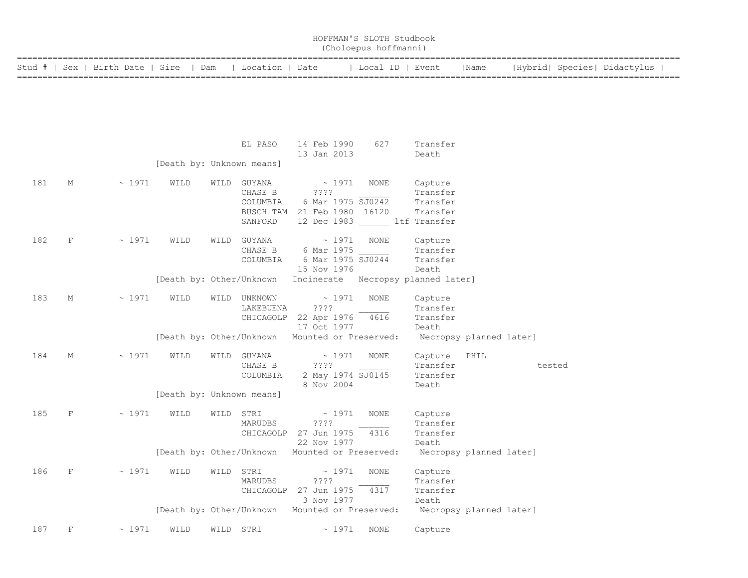# HOFFMAN'S SLOTH Studbook
## (Choloepus hoffmanni)

| Stud # | Sex | Birth Date | Sire | Dam | Location | Date | Local ID | Event | Name | Hybrid | Species | Didactylus |
|---|---|---|---|---|---|---|---|---|---|---|---|---|
| | | | | | EL PASO | 14 Feb 1990 | 627 | Transfer | | | | |
| | | | | | | 13 Jan 2013 | | Death | | | | |
| | | | [Death by: Unknown means] | | | | | | | | | |
| 181 | M | ~ 1971 | WILD | WILD | GUYANA | ~ 1971 | NONE | Capture | | | | |
| | | | | | CHASE B | ???? | ______ | Transfer | | | | |
| | | | | | COLUMBIA | 6 Mar 1975 | SJ0242 | Transfer | | | | |
| | | | | | BUSCH TAM | 21 Feb 1980 | 16120 | Transfer | | | | |
| | | | | | SANFORD | 12 Dec 1983 | ______ ltf | Transfer | | | | |
| 182 | F | ~ 1971 | WILD | WILD | GUYANA | ~ 1971 | NONE | Capture | | | | |
| | | | | | CHASE B | 6 Mar 1975 | ______ | Transfer | | | | |
| | | | | | COLUMBIA | 6 Mar 1975 | SJ0244 | Transfer | | | | |
| | | | | | | 15 Nov 1976 | | Death | | | | |
| | | | [Death by: Other/Unknown Incinerate Necropsy planned later] | | | | | | | | | |
| 183 | M | ~ 1971 | WILD | WILD | UNKNOWN | ~ 1971 | NONE | Capture | | | | |
| | | | | | LAKEBUENA | ???? | ______ | Transfer | | | | |
| | | | | | CHICAGOLP | 22 Apr 1976 | 4616 | Transfer | | | | |
| | | | | | | 17 Oct 1977 | | Death | | | | |
| | | | [Death by: Other/Unknown Mounted or Preserved: Necropsy planned later] | | | | | | | | | |
| 184 | M | ~ 1971 | WILD | WILD | GUYANA | ~ 1971 | NONE | Capture | PHIL | | | |
| | | | | | CHASE B | ???? | ______ | Transfer | | | tested | |
| | | | | | COLUMBIA | 2 May 1974 | SJ0145 | Transfer | | | | |
| | | | | | | 8 Nov 2004 | | Death | | | | |
| | | | [Death by: Unknown means] | | | | | | | | | |
| 185 | F | ~ 1971 | WILD | WILD | STRI | ~ 1971 | NONE | Capture | | | | |
| | | | | | MARUDBS | ???? | ______ | Transfer | | | | |
| | | | | | CHICAGOLP | 27 Jun 1975 | 4316 | Transfer | | | | |
| | | | | | | 22 Nov 1977 | | Death | | | | |
| | | | [Death by: Other/Unknown Mounted or Preserved: Necropsy planned later] | | | | | | | | | |
| 186 | F | ~ 1971 | WILD | WILD | STRI | ~ 1971 | NONE | Capture | | | | |
| | | | | | MARUDBS | ???? | ______ | Transfer | | | | |
| | | | | | CHICAGOLP | 27 Jun 1975 | 4317 | Transfer | | | | |
| | | | | | | 3 Nov 1977 | | Death | | | | |
| | | | [Death by: Other/Unknown Mounted or Preserved: Necropsy planned later] | | | | | | | | | |
| 187 | F | ~ 1971 | WILD | WILD | STRI | ~ 1971 | NONE | Capture | | | | |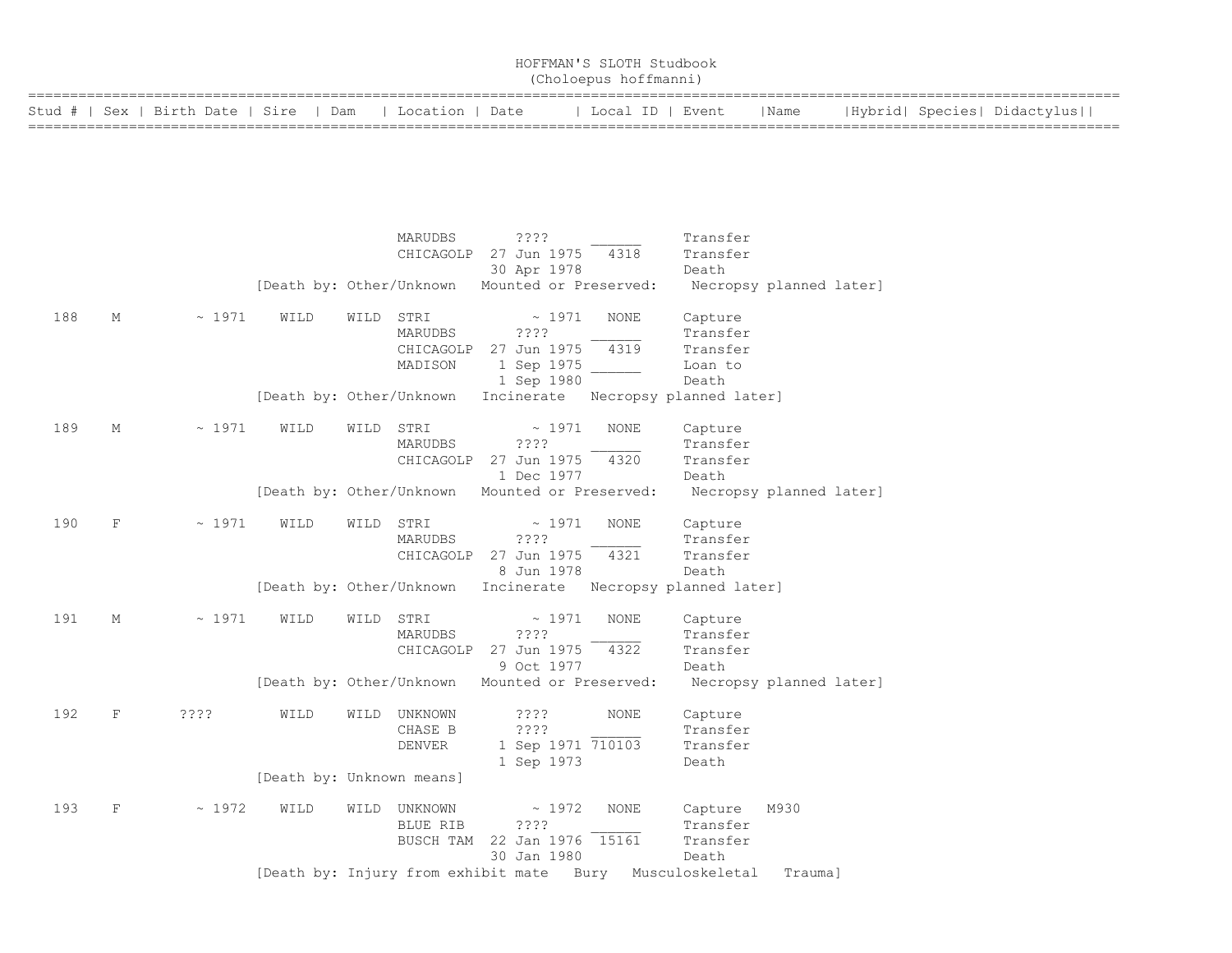# HOFFMAN'S SLOTH Studbook
## (Choloepus hoffmanni)

| Stud # | Sex | Birth Date | Sire | Dam | Location | Date | Local ID | Event | Name | Hybrid | Species | Didactylus |
|---|---|---|---|---|---|---|---|---|---|---|---|---|
| | | | | | MARUDBS | ???? | ______ | Transfer | | | | |
| | | | | | CHICAGOLP | 27 Jun 1975 | 4318 | Transfer | | | | |
| | | | | | | 30 Apr 1978 | | Death | | | | |
| | | | [Death by: Other/Unknown | Mounted or Preserved: | Necropsy planned later] | | | | | | | |
| 188 | M | ~ 1971 | WILD | WILD | STRI | ~ 1971 | NONE | Capture | | | | |
| | | | | | MARUDBS | ???? | ______ | Transfer | | | | |
| | | | | | CHICAGOLP | 27 Jun 1975 | 4319 | Transfer | | | | |
| | | | | | MADISON | 1 Sep 1975 | ______ | Loan to | | | | |
| | | | | | | 1 Sep 1980 | | Death | | | | |
| | | | [Death by: Other/Unknown | Incinerate | Necropsy planned later] | | | | | | | |
| 189 | M | ~ 1971 | WILD | WILD | STRI | ~ 1971 | NONE | Capture | | | | |
| | | | | | MARUDBS | ???? | ______ | Transfer | | | | |
| | | | | | CHICAGOLP | 27 Jun 1975 | 4320 | Transfer | | | | |
| | | | | | | 1 Dec 1977 | | Death | | | | |
| | | | [Death by: Other/Unknown | Mounted or Preserved: | Necropsy planned later] | | | | | | | |
| 190 | F | ~ 1971 | WILD | WILD | STRI | ~ 1971 | NONE | Capture | | | | |
| | | | | | MARUDBS | ???? | ______ | Transfer | | | | |
| | | | | | CHICAGOLP | 27 Jun 1975 | 4321 | Transfer | | | | |
| | | | | | | 8 Jun 1978 | | Death | | | | |
| | | | [Death by: Other/Unknown | Incinerate | Necropsy planned later] | | | | | | | |
| 191 | M | ~ 1971 | WILD | WILD | STRI | ~ 1971 | NONE | Capture | | | | |
| | | | | | MARUDBS | ???? | ______ | Transfer | | | | |
| | | | | | CHICAGOLP | 27 Jun 1975 | 4322 | Transfer | | | | |
| | | | | | | 9 Oct 1977 | | Death | | | | |
| | | | [Death by: Other/Unknown | Mounted or Preserved: | Necropsy planned later] | | | | | | | |
| 192 | F | ???? | WILD | WILD | UNKNOWN | ???? | NONE | Capture | | | | |
| | | | | | CHASE B | ???? | ______ | Transfer | | | | |
| | | | | | DENVER | 1 Sep 1971 | 710103 | Transfer | | | | |
| | | | | | | 1 Sep 1973 | | Death | | | | |
| | | | [Death by: Unknown means] | | | | | | | | | |
| 193 | F | ~ 1972 | WILD | WILD | UNKNOWN | ~ 1972 | NONE | Capture | M930 | | | |
| | | | | | BLUE RIB | ???? | ______ | Transfer | | | | |
| | | | | | BUSCH TAM | 22 Jan 1976 | 15161 | Transfer | | | | |
| | | | | | | 30 Jan 1980 | | Death | | | | |
| | | | [Death by: Injury from exhibit mate | Bury | Musculoskeletal | Trauma] | | | | | | |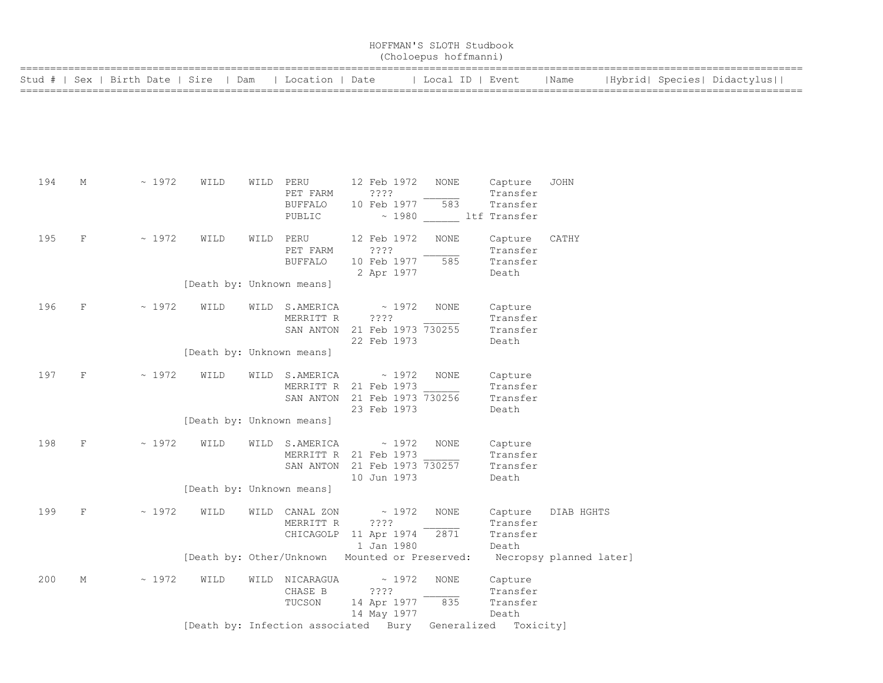# HOFFMAN'S SLOTH Studbook
## (Choloepus hoffmanni)

| Stud # | Sex | Birth Date | Sire | Dam | Location | Date | Local ID | Event | Name | Hybrid | Species | Didactylus |
|---|---|---|---|---|---|---|---|---|---|---|---|---|
| 194 | M | ~ 1972 | WILD | WILD | PERU | 12 Feb 1972 | NONE | Capture | JOHN | | | |
| | | | | | PET FARM | ???? | ______ | Transfer | | | | |
| | | | | | BUFFALO | 10 Feb 1977 | 583 | Transfer | | | | |
| | | | | | PUBLIC | ~ 1980 | ______ ltf | Transfer | | | | |
| 195 | F | ~ 1972 | WILD | WILD | PERU | 12 Feb 1972 | NONE | Capture | CATHY | | | |
| | | | | | PET FARM | ???? | ______ | Transfer | | | | |
| | | | | | BUFFALO | 10 Feb 1977 | 585 | Transfer | | | | |
| | | | | | | 2 Apr 1977 | | Death | | | | |
| | | | [Death by: Unknown means] | | | | | | | | | |
| 196 | F | ~ 1972 | WILD | WILD | S.AMERICA | ~ 1972 | NONE | Capture | | | | |
| | | | | | MERRITT R | ???? | ______ | Transfer | | | | |
| | | | | | SAN ANTON | 21 Feb 1973 | 730255 | Transfer | | | | |
| | | | | | | 22 Feb 1973 | | Death | | | | |
| | | | [Death by: Unknown means] | | | | | | | | | |
| 197 | F | ~ 1972 | WILD | WILD | S.AMERICA | ~ 1972 | NONE | Capture | | | | |
| | | | | | MERRITT R | 21 Feb 1973 | ______ | Transfer | | | | |
| | | | | | SAN ANTON | 21 Feb 1973 | 730256 | Transfer | | | | |
| | | | | | | 23 Feb 1973 | | Death | | | | |
| | | | [Death by: Unknown means] | | | | | | | | | |
| 198 | F | ~ 1972 | WILD | WILD | S.AMERICA | ~ 1972 | NONE | Capture | | | | |
| | | | | | MERRITT R | 21 Feb 1973 | ______ | Transfer | | | | |
| | | | | | SAN ANTON | 21 Feb 1973 | 730257 | Transfer | | | | |
| | | | | | | 10 Jun 1973 | | Death | | | | |
| | | | [Death by: Unknown means] | | | | | | | | | |
| 199 | F | ~ 1972 | WILD | WILD | CANAL ZON | ~ 1972 | NONE | Capture | DIAB HGHTS | | | |
| | | | | | MERRITT R | ???? | ______ | Transfer | | | | |
| | | | | | CHICAGOLP | 11 Apr 1974 | 2871 | Transfer | | | | |
| | | | | | | 1 Jan 1980 | | Death | | | | |
| | | | [Death by: Other/Unknown Mounted or Preserved: Necropsy planned later] | | | | | | | | | |
| 200 | M | ~ 1972 | WILD | WILD | NICARAGUA | ~ 1972 | NONE | Capture | | | | |
| | | | | | CHASE B | ???? | ______ | Transfer | | | | |
| | | | | | TUCSON | 14 Apr 1977 | 835 | Transfer | | | | |
| | | | | | | 14 May 1977 | | Death | | | | |
| | | | [Death by: Infection associated Bury Generalized Toxicity] | | | | | | | | | |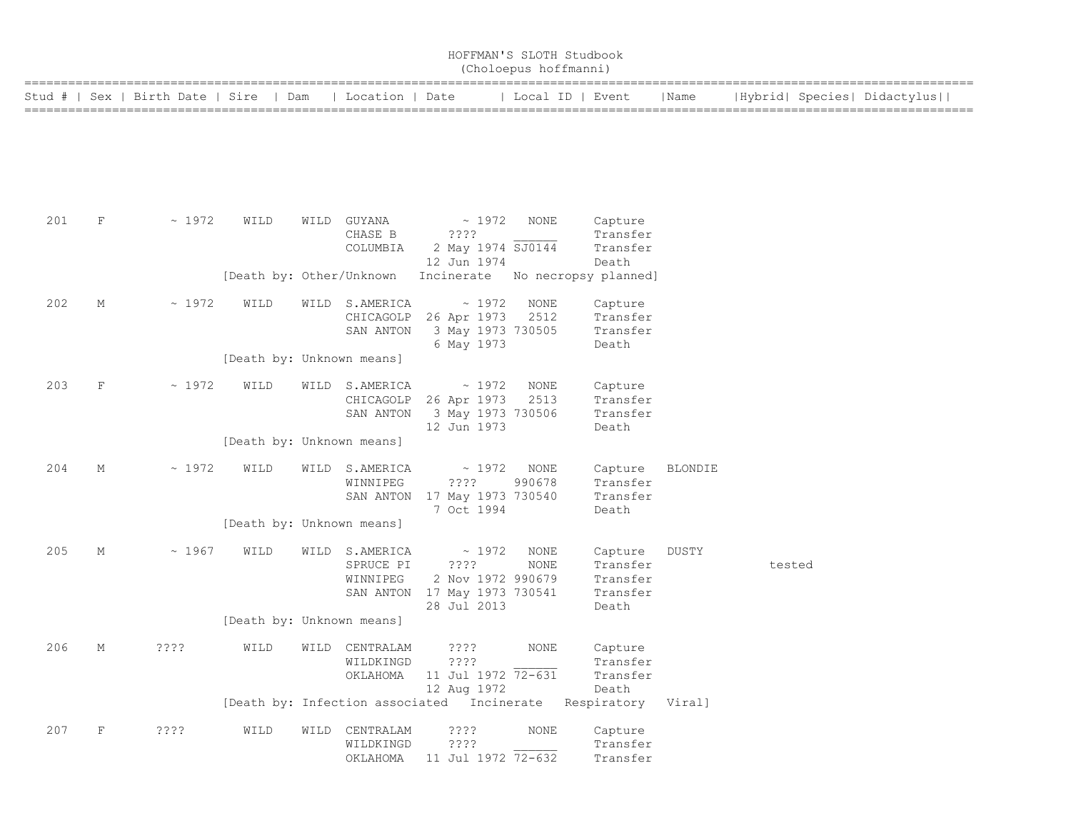# HOFFMAN'S SLOTH Studbook
## (Choloepus hoffmanni)

| Stud # | Sex | Birth Date | Sire | Dam | Location | Date | Local ID | Event | Name | Hybrid | Species | Didactylus |
|---|---|---|---|---|---|---|---|---|---|---|---|---|
| 201 | F | ~ 1972 | WILD | WILD | GUYANA | ~ 1972 | NONE | Capture | | | | |
| | | | | | CHASE B | ???? | ______ | Transfer | | | | |
| | | | | | COLUMBIA | 2 May 1974 | SJ0144 | Transfer | | | | |
| | | | | | | 12 Jun 1974 | | Death | | | | |
| | | | [Death by: Other/Unknown Incinerate No necropsy planned] | | | | | | | | | |
| 202 | M | ~ 1972 | WILD | WILD | S.AMERICA | ~ 1972 | NONE | Capture | | | | |
| | | | | | CHICAGOLP | 26 Apr 1973 | 2512 | Transfer | | | | |
| | | | | | SAN ANTON | 3 May 1973 | 730505 | Transfer | | | | |
| | | | | | | 6 May 1973 | | Death | | | | |
| | | | [Death by: Unknown means] | | | | | | | | | |
| 203 | F | ~ 1972 | WILD | WILD | S.AMERICA | ~ 1972 | NONE | Capture | | | | |
| | | | | | CHICAGOLP | 26 Apr 1973 | 2513 | Transfer | | | | |
| | | | | | SAN ANTON | 3 May 1973 | 730506 | Transfer | | | | |
| | | | | | | 12 Jun 1973 | | Death | | | | |
| | | | [Death by: Unknown means] | | | | | | | | | |
| 204 | M | ~ 1972 | WILD | WILD | S.AMERICA | ~ 1972 | NONE | Capture | BLONDIE | | | |
| | | | | | WINNIPEG | ???? | 990678 | Transfer | | | | |
| | | | | | SAN ANTON | 17 May 1973 | 730540 | Transfer | | | | |
| | | | | | | 7 Oct 1994 | | Death | | | | |
| | | | [Death by: Unknown means] | | | | | | | | | |
| 205 | M | ~ 1967 | WILD | WILD | S.AMERICA | ~ 1972 | NONE | Capture | DUSTY | | | |
| | | | | | SPRUCE PI | ???? | NONE | Transfer | | tested | | |
| | | | | | WINNIPEG | 2 Nov 1972 | 990679 | Transfer | | | | |
| | | | | | SAN ANTON | 17 May 1973 | 730541 | Transfer | | | | |
| | | | | | | 28 Jul 2013 | | Death | | | | |
| | | | [Death by: Unknown means] | | | | | | | | | |
| 206 | M | ???? | WILD | WILD | CENTRALAM | ???? | NONE | Capture | | | | |
| | | | | | WILDKINGD | ???? | ______ | Transfer | | | | |
| | | | | | OKLAHOMA | 11 Jul 1972 | 72-631 | Transfer | | | | |
| | | | | | | 12 Aug 1972 | | Death | | | | |
| | | | [Death by: Infection associated Incinerate Respiratory Viral] | | | | | | | | | |
| 207 | F | ???? | WILD | WILD | CENTRALAM | ???? | NONE | Capture | | | | |
| | | | | | WILDKINGD | ???? | ______ | Transfer | | | | |
| | | | | | OKLAHOMA | 11 Jul 1972 | 72-632 | Transfer | | | | |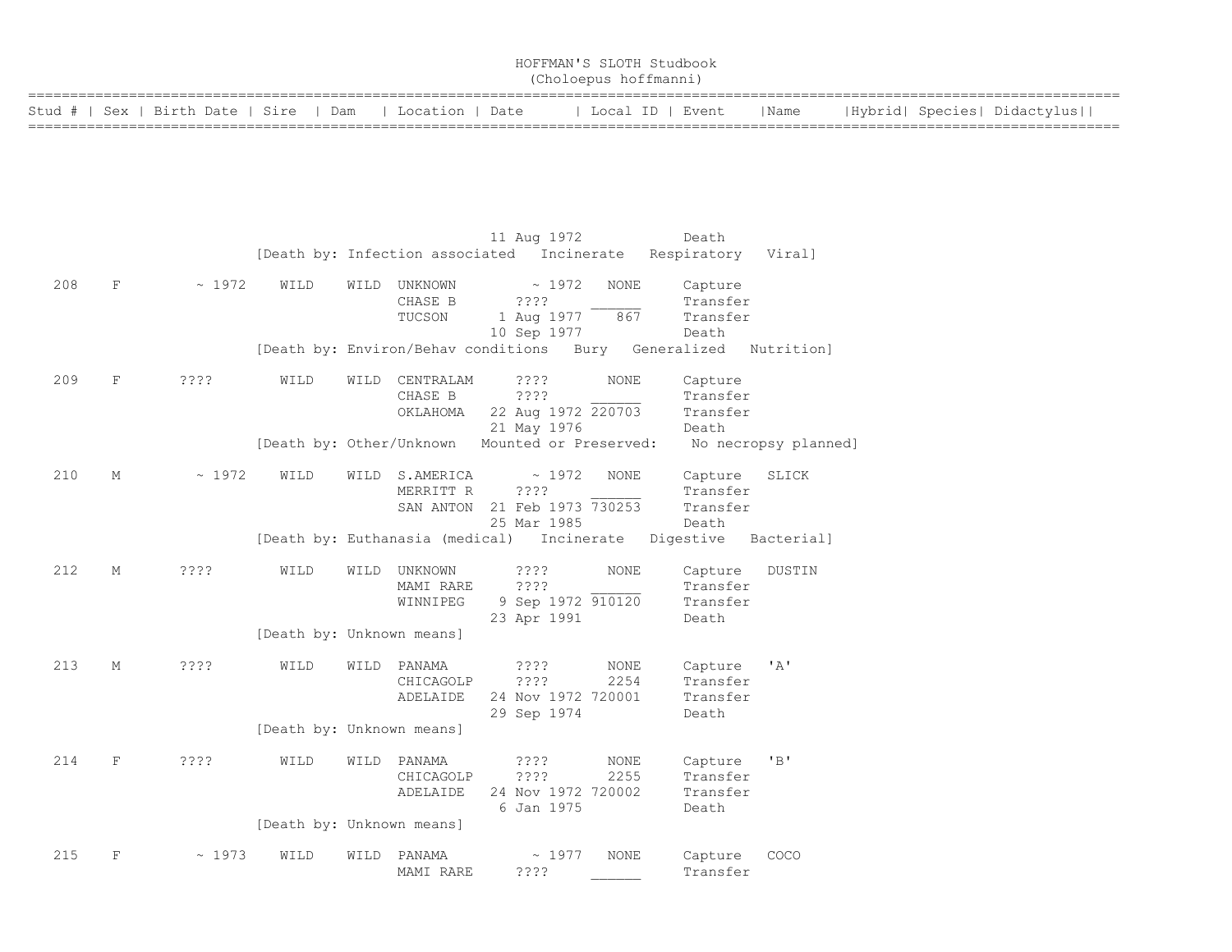# HOFFMAN'S SLOTH Studbook
(Choloepus hoffmanni)

| Stud # | Sex | Birth Date | Sire | Dam | Location | Date | Local ID | Event | Name | Hybrid | Species | Didactylus |
|---|---|---|---|---|---|---|---|---|---|---|---|---|
| | | | | | | 11 Aug 1972 | | Death | | | | |
| | | | [Death by: Infection associated  Incinerate  Respiratory  Viral] | | | | | | | | | |
| 208 | F | ~ 1972 | WILD | WILD | UNKNOWN | ~ 1972 | NONE | Capture | | | | |
| | | | | | CHASE B | ???? | ______ | Transfer | | | | |
| | | | | | TUCSON | 1 Aug 1977 | 867 | Transfer | | | | |
| | | | | | | 10 Sep 1977 | | Death | | | | |
| | | | [Death by: Environ/Behav conditions  Bury  Generalized  Nutrition] | | | | | | | | | |
| 209 | F | ???? | WILD | WILD | CENTRALAM | ???? | NONE | Capture | | | | |
| | | | | | CHASE B | ???? | ______ | Transfer | | | | |
| | | | | | OKLAHOMA | 22 Aug 1972 | 220703 | Transfer | | | | |
| | | | | | | 21 May 1976 | | Death | | | | |
| | | | [Death by: Other/Unknown  Mounted or Preserved:  No necropsy planned] | | | | | | | | | |
| 210 | M | ~ 1972 | WILD | WILD | S.AMERICA | ~ 1972 | NONE | Capture | SLICK | | | |
| | | | | | MERRITT R | ???? | ______ | Transfer | | | | |
| | | | | | SAN ANTON | 21 Feb 1973 | 730253 | Transfer | | | | |
| | | | | | | 25 Mar 1985 | | Death | | | | |
| | | | [Death by: Euthanasia (medical)  Incinerate  Digestive  Bacterial] | | | | | | | | | |
| 212 | M | ???? | WILD | WILD | UNKNOWN | ???? | NONE | Capture | DUSTIN | | | |
| | | | | | MAMI RARE | ???? | ______ | Transfer | | | | |
| | | | | | WINNIPEG | 9 Sep 1972 | 910120 | Transfer | | | | |
| | | | | | | 23 Apr 1991 | | Death | | | | |
| | | | [Death by: Unknown means] | | | | | | | | | |
| 213 | M | ???? | WILD | WILD | PANAMA | ???? | NONE | Capture | 'A' | | | |
| | | | | | CHICAGOLP | ???? | 2254 | Transfer | | | | |
| | | | | | ADELAIDE | 24 Nov 1972 | 720001 | Transfer | | | | |
| | | | | | | 29 Sep 1974 | | Death | | | | |
| | | | [Death by: Unknown means] | | | | | | | | | |
| 214 | F | ???? | WILD | WILD | PANAMA | ???? | NONE | Capture | 'B' | | | |
| | | | | | CHICAGOLP | ???? | 2255 | Transfer | | | | |
| | | | | | ADELAIDE | 24 Nov 1972 | 720002 | Transfer | | | | |
| | | | | | | 6 Jan 1975 | | Death | | | | |
| | | | [Death by: Unknown means] | | | | | | | | | |
| 215 | F | ~ 1973 | WILD | WILD | PANAMA | ~ 1977 | NONE | Capture | COCO | | | |
| | | | | | MAMI RARE | ???? | ______ | Transfer | | | | |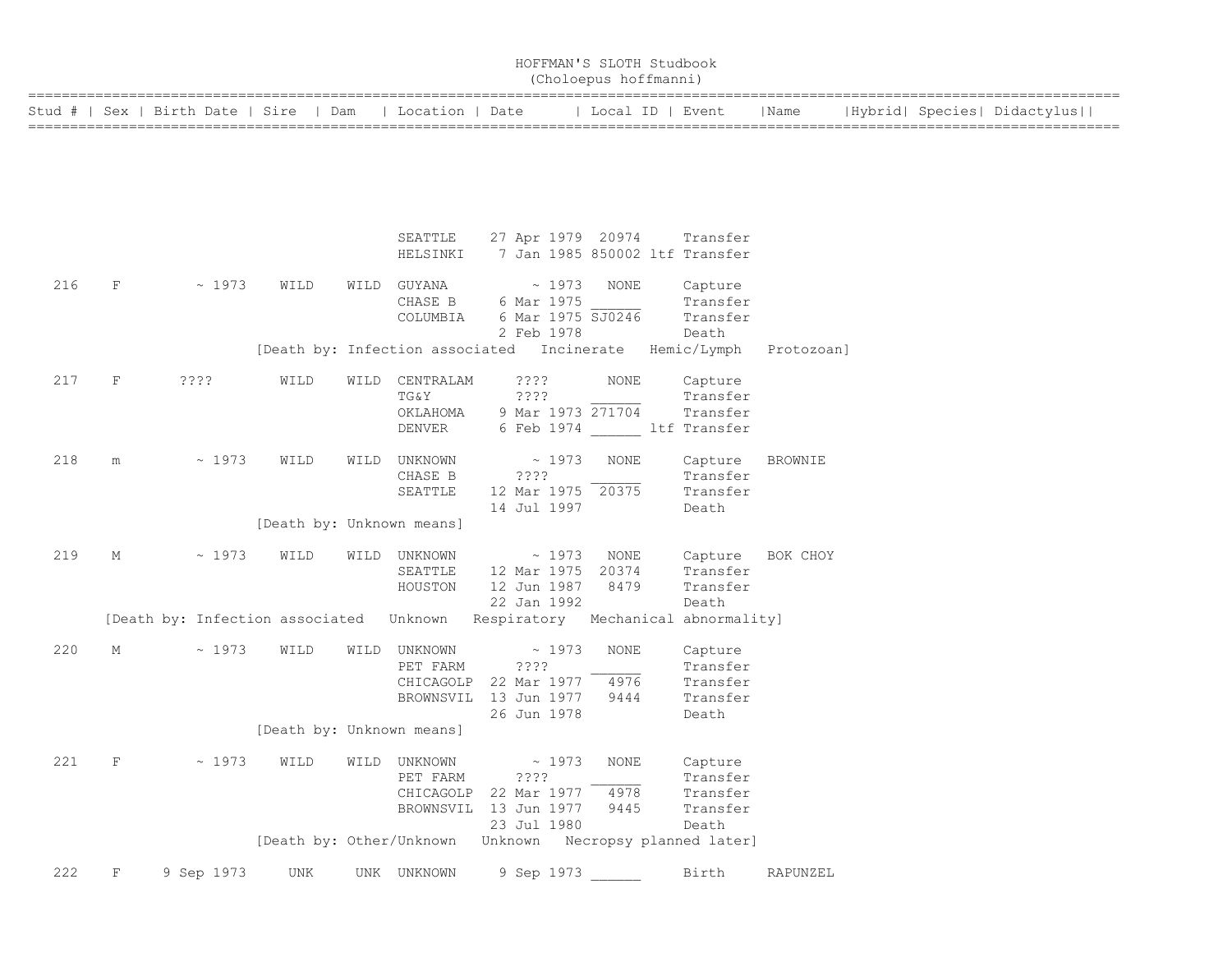# HOFFMAN'S SLOTH Studbook
(Choloepus hoffmanni)

| Stud # | Sex | Birth Date | Sire | Dam | Location | Date | Local ID | Event | Name | Hybrid | Species | Didactylus |
|---|---|---|---|---|---|---|---|---|---|---|---|---|
| | | | | | SEATTLE | 27 Apr 1979 | 20974 | Transfer | | | | |
| | | | | | HELSINKI | 7 Jan 1985 | 850002 ltf | Transfer | | | | |
| 216 | F | ~ 1973 | WILD | WILD | GUYANA | ~ 1973 | NONE | Capture | | | | |
| | | | | | CHASE B | 6 Mar 1975 | ______ | Transfer | | | | |
| | | | | | COLUMBIA | 6 Mar 1975 | SJ0246 | Transfer | | | | |
| | | | | | | 2 Feb 1978 | | Death | | | | |
| | | | [Death by: Infection associated Incinerate Hemic/Lymph Protozoan] | | | | | | | | | |
| 217 | F | ???? | WILD | WILD | CENTRALAM | ???? | NONE | Capture | | | | |
| | | | | | TG&Y | ???? | ______ | Transfer | | | | |
| | | | | | OKLAHOMA | 9 Mar 1973 | 271704 | Transfer | | | | |
| | | | | | DENVER | 6 Feb 1974 | ______ ltf | Transfer | | | | |
| 218 | m | ~ 1973 | WILD | WILD | UNKNOWN | ~ 1973 | NONE | Capture | BROWNIE | | | |
| | | | | | CHASE B | ???? | ______ | Transfer | | | | |
| | | | | | SEATTLE | 12 Mar 1975 | 20375 | Transfer | | | | |
| | | | | | | 14 Jul 1997 | | Death | | | | |
| | | | [Death by: Unknown means] | | | | | | | | | |
| 219 | M | ~ 1973 | WILD | WILD | UNKNOWN | ~ 1973 | NONE | Capture | BOK CHOY | | | |
| | | | | | SEATTLE | 12 Mar 1975 | 20374 | Transfer | | | | |
| | | | | | HOUSTON | 12 Jun 1987 | 8479 | Transfer | | | | |
| | | | | | | 22 Jan 1992 | | Death | | | | |
| | [Death by: Infection associated Unknown Respiratory Mechanical abnormality] | | | | | | | | | | | |
| 220 | M | ~ 1973 | WILD | WILD | UNKNOWN | ~ 1973 | NONE | Capture | | | | |
| | | | | | PET FARM | ???? | ______ | Transfer | | | | |
| | | | | | CHICAGOLP | 22 Mar 1977 | 4976 | Transfer | | | | |
| | | | | | BROWNSVIL | 13 Jun 1977 | 9444 | Transfer | | | | |
| | | | | | | 26 Jun 1978 | | Death | | | | |
| | | | [Death by: Unknown means] | | | | | | | | | |
| 221 | F | ~ 1973 | WILD | WILD | UNKNOWN | ~ 1973 | NONE | Capture | | | | |
| | | | | | PET FARM | ???? | ______ | Transfer | | | | |
| | | | | | CHICAGOLP | 22 Mar 1977 | 4978 | Transfer | | | | |
| | | | | | BROWNSVIL | 13 Jun 1977 | 9445 | Transfer | | | | |
| | | | | | | 23 Jul 1980 | | Death | | | | |
| | | | [Death by: Other/Unknown Unknown Necropsy planned later] | | | | | | | | | |
| 222 | F | 9 Sep 1973 | UNK | UNK | UNKNOWN | 9 Sep 1973 | ______ | Birth | RAPUNZEL | | | |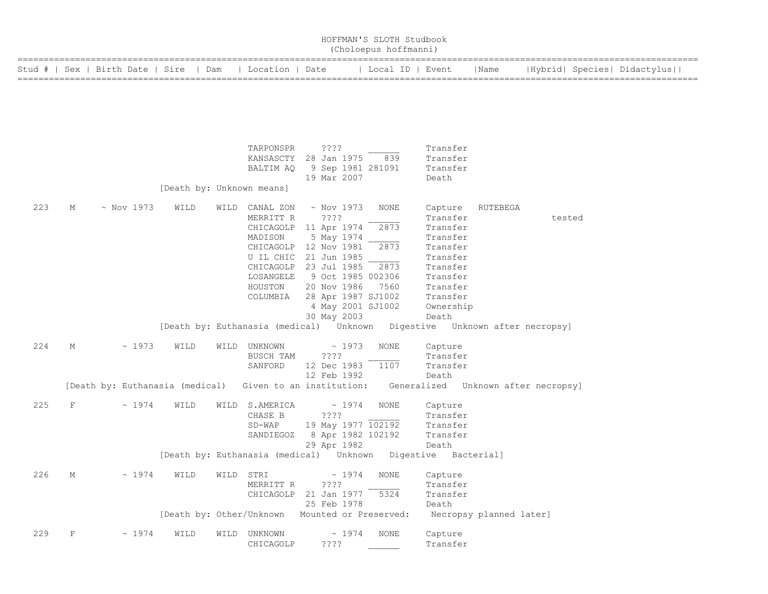# HOFFMAN'S SLOTH Studbook
## (Choloepus hoffmanni)

| Stud # | Sex | Birth Date | Sire | Dam | Location | Date | Local ID | Event | Name | Hybrid | Species | Didactylus |
|---|---|---|---|---|---|---|---|---|---|---|---|---|
| | | | | | TARPONSPR | ???? | ______ | Transfer | | | | |
| | | | | | KANSASCTY | 28 Jan 1975 | 839 | Transfer | | | | |
| | | | | | BALTIM AQ | 9 Sep 1981 | 281091 | Transfer | | | | |
| | | | | | | 19 Mar 2007 | | Death | | | | |
| | | | [Death by: Unknown means] | | | | | | | | | |
| 223 | M | ~ Nov 1973 | WILD | WILD | CANAL ZON | ~ Nov 1973 | NONE | Capture | RUTEBEGA | | | |
| | | | | | MERRITT R | ???? | ______ | Transfer | | | tested | |
| | | | | | CHICAGOLP | 11 Apr 1974 | 2873 | Transfer | | | | |
| | | | | | MADISON | 5 May 1974 | ______ | Transfer | | | | |
| | | | | | CHICAGOLP | 12 Nov 1981 | 2873 | Transfer | | | | |
| | | | | | U IL CHIC | 21 Jun 1985 | ______ | Transfer | | | | |
| | | | | | CHICAGOLP | 23 Jul 1985 | 2873 | Transfer | | | | |
| | | | | | LOSANGELE | 9 Oct 1985 | 002306 | Transfer | | | | |
| | | | | | HOUSTON | 20 Nov 1986 | 7560 | Transfer | | | | |
| | | | | | COLUMBIA | 28 Apr 1987 | SJ1002 | Transfer | | | | |
| | | | | | | 4 May 2001 | SJ1002 | Ownership | | | | |
| | | | | | | 30 May 2003 | | Death | | | | |
| | | | [Death by: Euthanasia (medical) Unknown Digestive Unknown after necropsy] | | | | | | | | | |
| 224 | M | ~ 1973 | WILD | WILD | UNKNOWN | ~ 1973 | NONE | Capture | | | | |
| | | | | | BUSCH TAM | ???? | ______ | Transfer | | | | |
| | | | | | SANFORD | 12 Dec 1983 | 1107 | Transfer | | | | |
| | | | | | | 12 Feb 1992 | | Death | | | | |
| | [Death by: Euthanasia (medical) Given to an institution: Generalized Unknown after necropsy] | | | | | | | | | | | |
| 225 | F | ~ 1974 | WILD | WILD | S.AMERICA | ~ 1974 | NONE | Capture | | | | |
| | | | | | CHASE B | ???? | ______ | Transfer | | | | |
| | | | | | SD-WAP | 19 May 1977 | 102192 | Transfer | | | | |
| | | | | | SANDIEGOZ | 8 Apr 1982 | 102192 | Transfer | | | | |
| | | | | | | 29 Apr 1982 | | Death | | | | |
| | | | [Death by: Euthanasia (medical) Unknown Digestive Bacterial] | | | | | | | | | |
| 226 | M | ~ 1974 | WILD | WILD | STRI | ~ 1974 | NONE | Capture | | | | |
| | | | | | MERRITT R | ???? | ______ | Transfer | | | | |
| | | | | | CHICAGOLP | 21 Jan 1977 | 5324 | Transfer | | | | |
| | | | | | | 25 Feb 1978 | | Death | | | | |
| | | | [Death by: Other/Unknown Mounted or Preserved: Necropsy planned later] | | | | | | | | | |
| 229 | F | ~ 1974 | WILD | WILD | UNKNOWN | ~ 1974 | NONE | Capture | | | | |
| | | | | | CHICAGOLP | ???? | ______ | Transfer | | | | |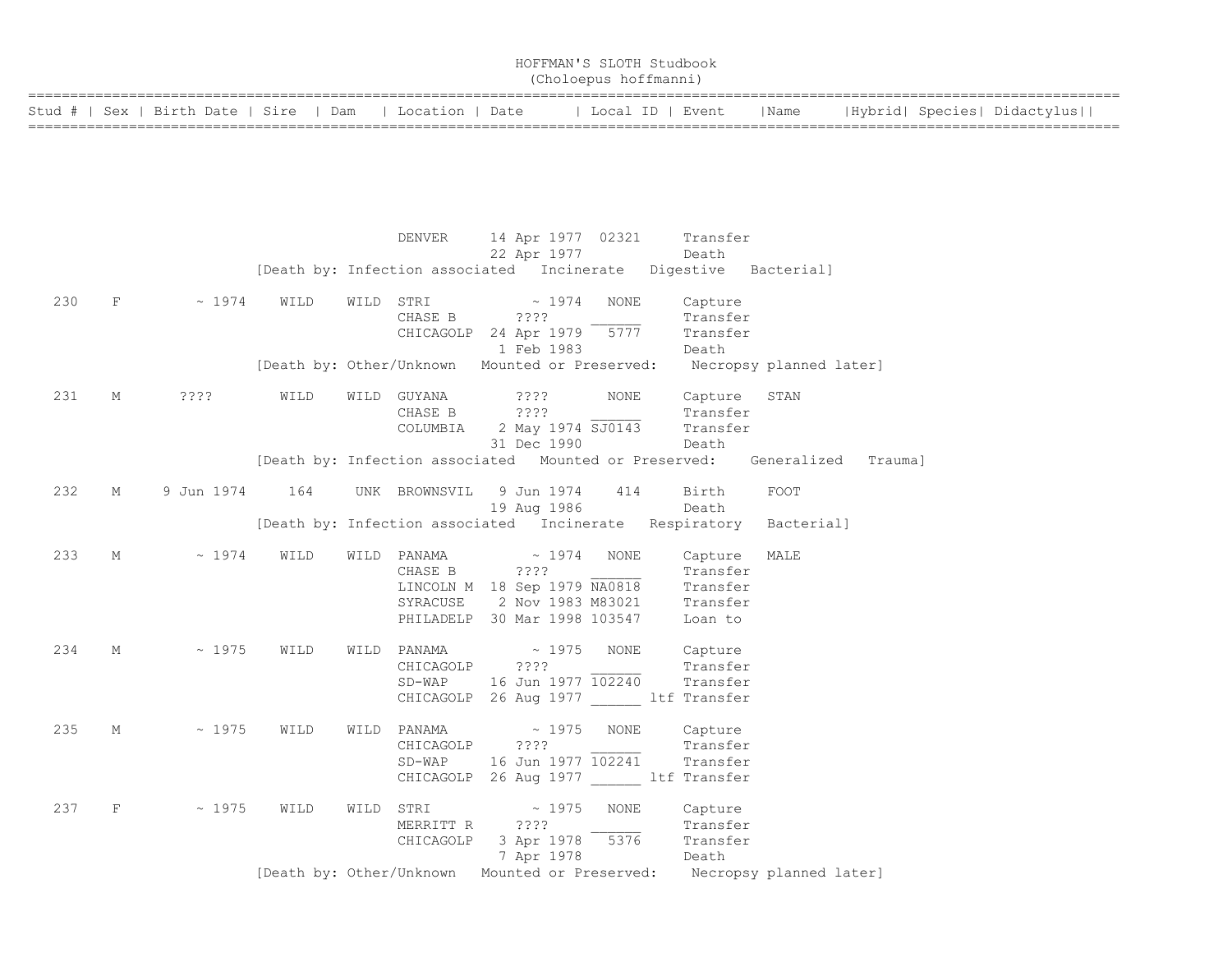# HOFFMAN'S SLOTH Studbook
## (Choloepus hoffmanni)

| Stud # | Sex | Birth Date | Sire | Dam | Location | Date | Local ID | Event | Name | Hybrid | Species | Didactylus |
|---|---|---|---|---|---|---|---|---|---|---|---|---|
| | | | | | DENVER | 14 Apr 1977 | 02321 | Transfer | | | | |
| | | | | | | 22 Apr 1977 | | Death | | | | |
| | | | [Death by: Infection associated | Incinerate | Digestive | Bacterial] | | | | | | |
| 230 | F | ~ 1974 | WILD | WILD | STRI | ~ 1974 | NONE | Capture | | | | |
| | | | | | CHASE B | ???? | ______ | Transfer | | | | |
| | | | | | CHICAGOLP | 24 Apr 1979 | 5777 | Transfer | | | | |
| | | | | | | 1 Feb 1983 | | Death | | | | |
| | | | [Death by: Other/Unknown | Mounted or Preserved: | Necropsy planned later] | | | | | | | |
| 231 | M | ???? | WILD | WILD | GUYANA | ???? | NONE | Capture | STAN | | | |
| | | | | | CHASE B | ???? | ______ | Transfer | | | | |
| | | | | | COLUMBIA | 2 May 1974 | SJ0143 | Transfer | | | | |
| | | | | | | 31 Dec 1990 | | Death | | | | |
| | | | [Death by: Infection associated | Mounted or Preserved: | Generalized | Trauma] | | | | | | |
| 232 | M | 9 Jun 1974 | 164 | UNK | BROWNSVIL | 9 Jun 1974 | 414 | Birth | FOOT | | | |
| | | | | | | 19 Aug 1986 | | Death | | | | |
| | | | [Death by: Infection associated | Incinerate | Respiratory | Bacterial] | | | | | | |
| 233 | M | ~ 1974 | WILD | WILD | PANAMA | ~ 1974 | NONE | Capture | MALE | | | |
| | | | | | CHASE B | ???? | ______ | Transfer | | | | |
| | | | | | LINCOLN M | 18 Sep 1979 | NA0818 | Transfer | | | | |
| | | | | | SYRACUSE | 2 Nov 1983 | M83021 | Transfer | | | | |
| | | | | | PHILADELP | 30 Mar 1998 | 103547 | Loan to | | | | |
| 234 | M | ~ 1975 | WILD | WILD | PANAMA | ~ 1975 | NONE | Capture | | | | |
| | | | | | CHICAGOLP | ???? | ______ | Transfer | | | | |
| | | | | | SD-WAP | 16 Jun 1977 | 102240 | Transfer | | | | |
| | | | | | CHICAGOLP | 26 Aug 1977 | ______ ltf | Transfer | | | | |
| 235 | M | ~ 1975 | WILD | WILD | PANAMA | ~ 1975 | NONE | Capture | | | | |
| | | | | | CHICAGOLP | ???? | ______ | Transfer | | | | |
| | | | | | SD-WAP | 16 Jun 1977 | 102241 | Transfer | | | | |
| | | | | | CHICAGOLP | 26 Aug 1977 | ______ ltf | Transfer | | | | |
| 237 | F | ~ 1975 | WILD | WILD | STRI | ~ 1975 | NONE | Capture | | | | |
| | | | | | MERRITT R | ???? | ______ | Transfer | | | | |
| | | | | | CHICAGOLP | 3 Apr 1978 | 5376 | Transfer | | | | |
| | | | | | | 7 Apr 1978 | | Death | | | | |
| | | | [Death by: Other/Unknown | Mounted or Preserved: | Necropsy planned later] | | | | | | | |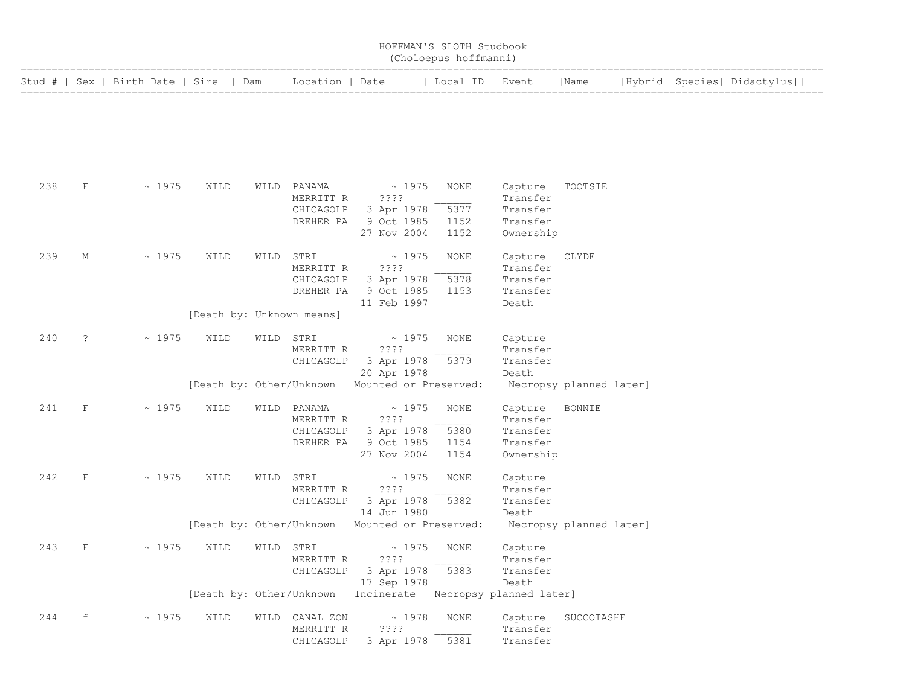# HOFFMAN'S SLOTH Studbook
## (Choloepus hoffmanni)

| Stud # | Sex | Birth Date | Sire | Dam | Location | Date | Local ID | Event | Name | Hybrid | Species | Didactylus |
|---|---|---|---|---|---|---|---|---|---|---|---|---|
| 238 | F | ~ 1975 | WILD | WILD | PANAMA | ~ 1975 | NONE | Capture | TOOTSIE | | | |
| | | | | | MERRITT R | ???? | ______ | Transfer | | | | |
| | | | | | CHICAGOLP | 3 Apr 1978 | 5377 | Transfer | | | | |
| | | | | | DREHER PA | 9 Oct 1985 | 1152 | Transfer | | | | |
| | | | | | | 27 Nov 2004 | 1152 | Ownership | | | | |
| 239 | M | ~ 1975 | WILD | WILD | STRI | ~ 1975 | NONE | Capture | CLYDE | | | |
| | | | | | MERRITT R | ???? | ______ | Transfer | | | | |
| | | | | | CHICAGOLP | 3 Apr 1978 | 5378 | Transfer | | | | |
| | | | | | DREHER PA | 9 Oct 1985 | 1153 | Transfer | | | | |
| | | | | | | 11 Feb 1997 | | Death | | | | |
| | | | [Death by: Unknown means] | | | | | | | | | |
| 240 | ? | ~ 1975 | WILD | WILD | STRI | ~ 1975 | NONE | Capture | | | | |
| | | | | | MERRITT R | ???? | ______ | Transfer | | | | |
| | | | | | CHICAGOLP | 3 Apr 1978 | 5379 | Transfer | | | | |
| | | | | | | 20 Apr 1978 | | Death | | | | |
| | | | [Death by: Other/Unknown Mounted or Preserved: Necropsy planned later] | | | | | | | | | |
| 241 | F | ~ 1975 | WILD | WILD | PANAMA | ~ 1975 | NONE | Capture | BONNIE | | | |
| | | | | | MERRITT R | ???? | ______ | Transfer | | | | |
| | | | | | CHICAGOLP | 3 Apr 1978 | 5380 | Transfer | | | | |
| | | | | | DREHER PA | 9 Oct 1985 | 1154 | Transfer | | | | |
| | | | | | | 27 Nov 2004 | 1154 | Ownership | | | | |
| 242 | F | ~ 1975 | WILD | WILD | STRI | ~ 1975 | NONE | Capture | | | | |
| | | | | | MERRITT R | ???? | ______ | Transfer | | | | |
| | | | | | CHICAGOLP | 3 Apr 1978 | 5382 | Transfer | | | | |
| | | | | | | 14 Jun 1980 | | Death | | | | |
| | | | [Death by: Other/Unknown Mounted or Preserved: Necropsy planned later] | | | | | | | | | |
| 243 | F | ~ 1975 | WILD | WILD | STRI | ~ 1975 | NONE | Capture | | | | |
| | | | | | MERRITT R | ???? | ______ | Transfer | | | | |
| | | | | | CHICAGOLP | 3 Apr 1978 | 5383 | Transfer | | | | |
| | | | | | | 17 Sep 1978 | | Death | | | | |
| | | | [Death by: Other/Unknown Incinerate Necropsy planned later] | | | | | | | | | |
| 244 | f | ~ 1975 | WILD | WILD | CANAL ZON | ~ 1978 | NONE | Capture | SUCCOTASHE | | | |
| | | | | | MERRITT R | ???? | ______ | Transfer | | | | |
| | | | | | CHICAGOLP | 3 Apr 1978 | 5381 | Transfer | | | | |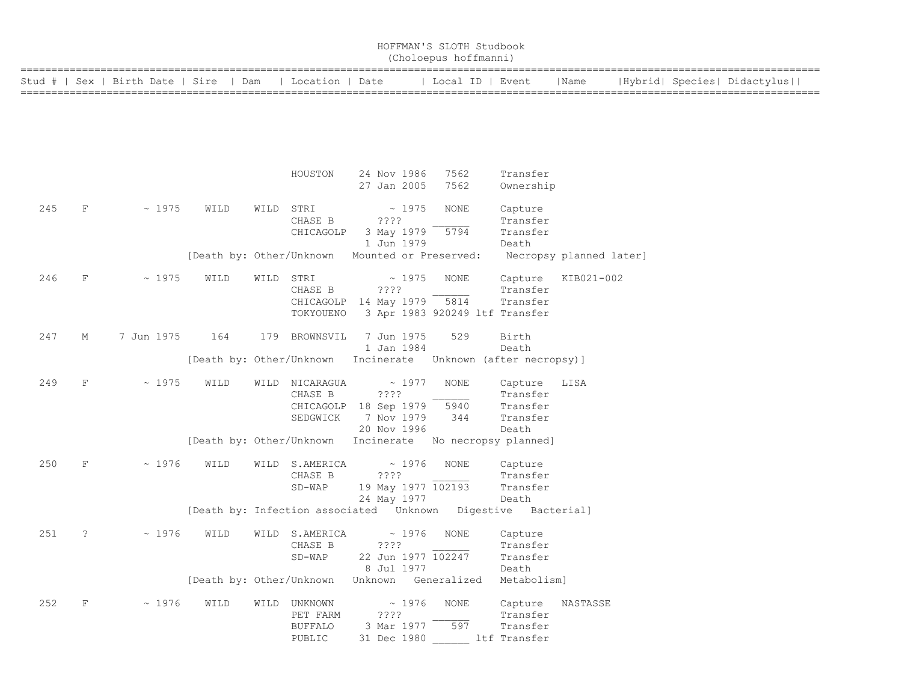# HOFFMAN'S SLOTH Studbook
(Choloepus hoffmanni)

| Stud # | Sex | Birth Date | Sire | Dam | Location | Date | Local ID | Event | Name | Hybrid | Species | Didactylus |
|---|---|---|---|---|---|---|---|---|---|---|---|---|
| | | | | | HOUSTON | 24 Nov 1986 | 7562 | Transfer | | | | |
| | | | | | | 27 Jan 2005 | 7562 | Ownership | | | | |
| 245 | F | ~ 1975 | WILD | WILD | STRI | ~ 1975 | NONE | Capture | | | | |
| | | | | | CHASE B | ???? | ______ | Transfer | | | | |
| | | | | | CHICAGOLP | 3 May 1979 | 5794 | Transfer | | | | |
| | | | | | | 1 Jun 1979 | | Death | | | | |
| | | | [Death by: Other/Unknown | Mounted or Preserved: | Necropsy planned later] | | | | | | | |
| 246 | F | ~ 1975 | WILD | WILD | STRI | ~ 1975 | NONE | Capture | KIB021-002 | | | |
| | | | | | CHASE B | ???? | ______ | Transfer | | | | |
| | | | | | CHICAGOLP | 14 May 1979 | 5814 | Transfer | | | | |
| | | | | | TOKYOUENO | 3 Apr 1983 | 920249 ltf | Transfer | | | | |
| 247 | M | 7 Jun 1975 | 164 | 179 | BROWNSVIL | 7 Jun 1975 | 529 | Birth | | | | |
| | | | | | | 1 Jan 1984 | | Death | | | | |
| | | | [Death by: Other/Unknown | Incinerate | Unknown (after necropsy)] | | | | | | | |
| 249 | F | ~ 1975 | WILD | WILD | NICARAGUA | ~ 1977 | NONE | Capture | LISA | | | |
| | | | | | CHASE B | ???? | ______ | Transfer | | | | |
| | | | | | CHICAGOLP | 18 Sep 1979 | 5940 | Transfer | | | | |
| | | | | | SEDGWICK | 7 Nov 1979 | 344 | Transfer | | | | |
| | | | | | | 20 Nov 1996 | | Death | | | | |
| | | | [Death by: Other/Unknown | Incinerate | No necropsy planned] | | | | | | | |
| 250 | F | ~ 1976 | WILD | WILD | S.AMERICA | ~ 1976 | NONE | Capture | | | | |
| | | | | | CHASE B | ???? | ______ | Transfer | | | | |
| | | | | | SD-WAP | 19 May 1977 | 102193 | Transfer | | | | |
| | | | | | | 24 May 1977 | | Death | | | | |
| | | | [Death by: Infection associated | Unknown | Digestive | Bacterial] | | | | | | |
| 251 | ? | ~ 1976 | WILD | WILD | S.AMERICA | ~ 1976 | NONE | Capture | | | | |
| | | | | | CHASE B | ???? | ______ | Transfer | | | | |
| | | | | | SD-WAP | 22 Jun 1977 | 102247 | Transfer | | | | |
| | | | | | | 8 Jul 1977 | | Death | | | | |
| | | | [Death by: Other/Unknown | Unknown | Generalized | Metabolism] | | | | | | |
| 252 | F | ~ 1976 | WILD | WILD | UNKNOWN | ~ 1976 | NONE | Capture | NASTASSE | | | |
| | | | | | PET FARM | ???? | ______ | Transfer | | | | |
| | | | | | BUFFALO | 3 Mar 1977 | 597 | Transfer | | | | |
| | | | | | PUBLIC | 31 Dec 1980 | ______ ltf | Transfer | | | | |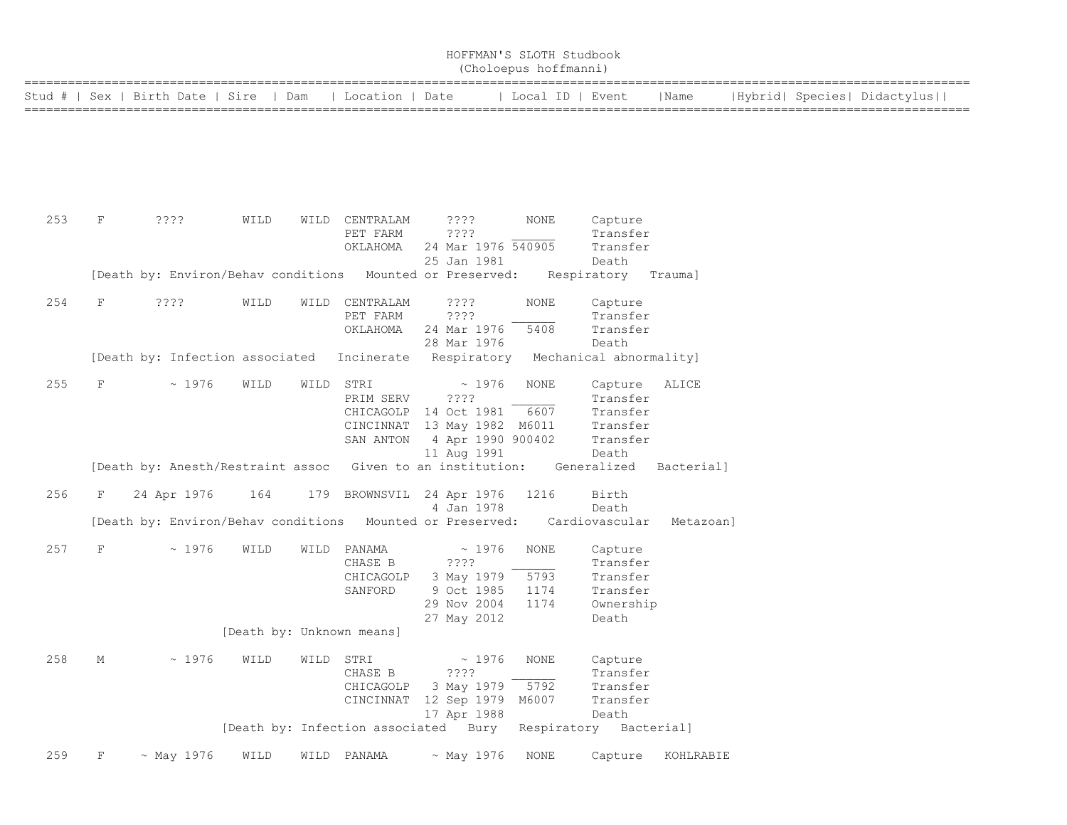# HOFFMAN'S SLOTH Studbook
## (Choloepus hoffmanni)

| Stud # | Sex | Birth Date | Sire | Dam | Location | Date | Local ID | Event | Name | Hybrid | Species | Didactylus |
|---|---|---|---|---|---|---|---|---|---|---|---|---|
| 253 | F | ???? | WILD | WILD | CENTRALAM | ???? | NONE | Capture | | | | |
| | | | | | PET FARM | ???? | ______ | Transfer | | | | |
| | | | | | OKLAHOMA | 24 Mar 1976 | 540905 | Transfer | | | | |
| | | | | | | 25 Jan 1981 | | Death | | | | |
| [Death by: Environ/Behav conditions   Mounted or Preserved:   Respiratory   Trauma] | | | | | | | | | | | | |
| 254 | F | ???? | WILD | WILD | CENTRALAM | ???? | NONE | Capture | | | | |
| | | | | | PET FARM | ???? | ______ | Transfer | | | | |
| | | | | | OKLAHOMA | 24 Mar 1976 | 5408 | Transfer | | | | |
| | | | | | | 28 Mar 1976 | | Death | | | | |
| [Death by: Infection associated   Incinerate   Respiratory   Mechanical abnormality] | | | | | | | | | | | | |
| 255 | F | ~ 1976 | WILD | WILD | STRI | ~ 1976 | NONE | Capture | ALICE | | | |
| | | | | | PRIM SERV | ???? | ______ | Transfer | | | | |
| | | | | | CHICAGOLP | 14 Oct 1981 | 6607 | Transfer | | | | |
| | | | | | CINCINNAT | 13 May 1982 | M6011 | Transfer | | | | |
| | | | | | SAN ANTON | 4 Apr 1990 | 900402 | Transfer | | | | |
| | | | | | | 11 Aug 1991 | | Death | | | | |
| [Death by: Anesth/Restraint assoc   Given to an institution:   Generalized   Bacterial] | | | | | | | | | | | | |
| 256 | F | 24 Apr 1976 | 164 | 179 | BROWNSVIL | 24 Apr 1976 | 1216 | Birth | | | | |
| | | | | | | 4 Jan 1978 | | Death | | | | |
| [Death by: Environ/Behav conditions   Mounted or Preserved:   Cardiovascular   Metazoan] | | | | | | | | | | | | |
| 257 | F | ~ 1976 | WILD | WILD | PANAMA | ~ 1976 | NONE | Capture | | | | |
| | | | | | CHASE B | ???? | ______ | Transfer | | | | |
| | | | | | CHICAGOLP | 3 May 1979 | 5793 | Transfer | | | | |
| | | | | | SANFORD | 9 Oct 1985 | 1174 | Transfer | | | | |
| | | | | | | 29 Nov 2004 | 1174 | Ownership | | | | |
| | | | | | | 27 May 2012 | | Death | | | | |
| [Death by: Unknown means] | | | | | | | | | | | | |
| 258 | M | ~ 1976 | WILD | WILD | STRI | ~ 1976 | NONE | Capture | | | | |
| | | | | | CHASE B | ???? | ______ | Transfer | | | | |
| | | | | | CHICAGOLP | 3 May 1979 | 5792 | Transfer | | | | |
| | | | | | CINCINNAT | 12 Sep 1979 | M6007 | Transfer | | | | |
| | | | | | | 17 Apr 1988 | | Death | | | | |
| [Death by: Infection associated   Bury   Respiratory   Bacterial] | | | | | | | | | | | | |
| 259 | F | ~ May 1976 | WILD | WILD | PANAMA | ~ May 1976 | NONE | Capture | KOHLRABIE | | | |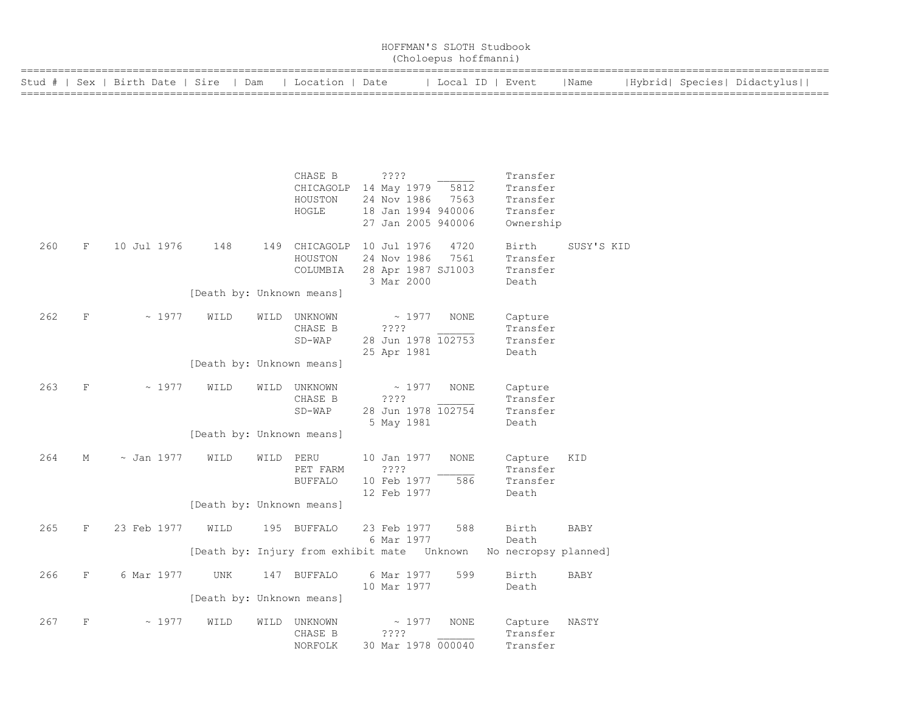# HOFFMAN'S SLOTH Studbook
## (Choloepus hoffmanni)

| Stud # | Sex | Birth Date | Sire | Dam | Location | Date | Local ID | Event | Name | Hybrid | Species | Didactylus |
|---|---|---|---|---|---|---|---|---|---|---|---|---|
| | | | | | CHASE B | ???? | ______ | Transfer | | | | |
| | | | | | CHICAGOLP | 14 May 1979 | 5812 | Transfer | | | | |
| | | | | | HOUSTON | 24 Nov 1986 | 7563 | Transfer | | | | |
| | | | | | HOGLE | 18 Jan 1994 | 940006 | Transfer | | | | |
| | | | | | | 27 Jan 2005 | 940006 | Ownership | | | | |
| 260 | F | 10 Jul 1976 | 148 | 149 | CHICAGOLP | 10 Jul 1976 | 4720 | Birth | SUSY'S KID | | | |
| | | | | | HOUSTON | 24 Nov 1986 | 7561 | Transfer | | | | |
| | | | | | COLUMBIA | 28 Apr 1987 | SJ1003 | Transfer | | | | |
| | | | | | | 3 Mar 2000 | | Death | | | | |
| | | | [Death by: Unknown means] | | | | | | | | | |
| 262 | F | ~ 1977 | WILD | WILD | UNKNOWN | ~ 1977 | NONE | Capture | | | | |
| | | | | | CHASE B | ???? | ______ | Transfer | | | | |
| | | | | | SD-WAP | 28 Jun 1978 | 102753 | Transfer | | | | |
| | | | | | | 25 Apr 1981 | | Death | | | | |
| | | | [Death by: Unknown means] | | | | | | | | | |
| 263 | F | ~ 1977 | WILD | WILD | UNKNOWN | ~ 1977 | NONE | Capture | | | | |
| | | | | | CHASE B | ???? | ______ | Transfer | | | | |
| | | | | | SD-WAP | 28 Jun 1978 | 102754 | Transfer | | | | |
| | | | | | | 5 May 1981 | | Death | | | | |
| | | | [Death by: Unknown means] | | | | | | | | | |
| 264 | M | ~ Jan 1977 | WILD | WILD | PERU | 10 Jan 1977 | NONE | Capture | KID | | | |
| | | | | | PET FARM | ???? | ______ | Transfer | | | | |
| | | | | | BUFFALO | 10 Feb 1977 | 586 | Transfer | | | | |
| | | | | | | 12 Feb 1977 | | Death | | | | |
| | | | [Death by: Unknown means] | | | | | | | | | |
| 265 | F | 23 Feb 1977 | WILD | 195 | BUFFALO | 23 Feb 1977 | 588 | Birth | BABY | | | |
| | | | | | | 6 Mar 1977 | | Death | | | | |
| | | | [Death by: Injury from exhibit mate Unknown No necropsy planned] | | | | | | | | | |
| 266 | F | 6 Mar 1977 | UNK | 147 | BUFFALO | 6 Mar 1977 | 599 | Birth | BABY | | | |
| | | | | | | 10 Mar 1977 | | Death | | | | |
| | | | [Death by: Unknown means] | | | | | | | | | |
| 267 | F | ~ 1977 | WILD | WILD | UNKNOWN | ~ 1977 | NONE | Capture | NASTY | | | |
| | | | | | CHASE B | ???? | ______ | Transfer | | | | |
| | | | | | NORFOLK | 30 Mar 1978 | 000040 | Transfer | | | | |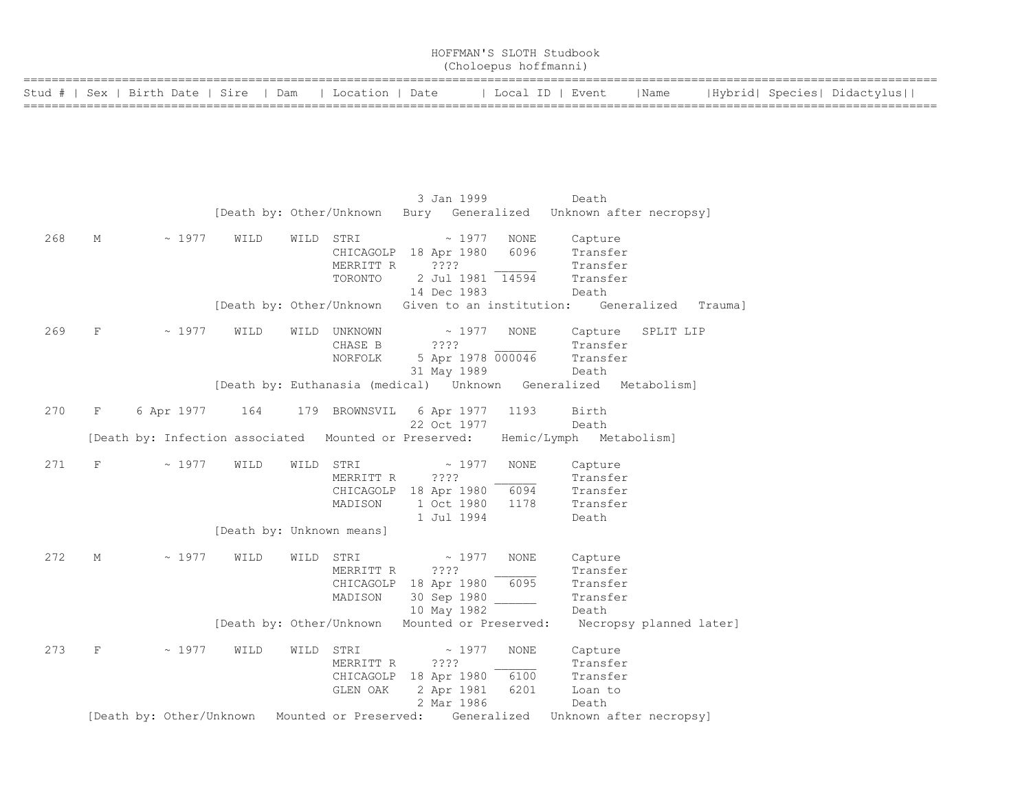# HOFFMAN'S SLOTH Studbook
## (Choloepus hoffmanni)

| Stud # | Sex | Birth Date | Sire | Dam | Location | Date | Local ID | Event | Name | Hybrid | Species | Didactylus |
|---|---|---|---|---|---|---|---|---|---|---|---|---|
| | | | | | | 3 Jan 1999 | | Death | | | | |
| | | | [Death by: Other/Unknown Bury Generalized Unknown after necropsy] | | | | | | | | | |
| 268 | M | ~ 1977 | WILD | WILD | STRI | ~ 1977 | NONE | Capture | | | | |
| | | | | | CHICAGOLP | 18 Apr 1980 | 6096 | Transfer | | | | |
| | | | | | MERRITT R | ???? | ______ | Transfer | | | | |
| | | | | | TORONTO | 2 Jul 1981 | 14594 | Transfer | | | | |
| | | | | | | 14 Dec 1983 | | Death | | | | |
| | | | [Death by: Other/Unknown Given to an institution: Generalized Trauma] | | | | | | | | | |
| 269 | F | ~ 1977 | WILD | WILD | UNKNOWN | ~ 1977 | NONE | Capture | SPLIT LIP | | | |
| | | | | | CHASE B | ???? | ______ | Transfer | | | | |
| | | | | | NORFOLK | 5 Apr 1978 | 000046 | Transfer | | | | |
| | | | | | | 31 May 1989 | | Death | | | | |
| | | | [Death by: Euthanasia (medical) Unknown Generalized Metabolism] | | | | | | | | | |
| 270 | F | 6 Apr 1977 | 164 | 179 | BROWNSVIL | 6 Apr 1977 | 1193 | Birth | | | | |
| | | | | | | 22 Oct 1977 | | Death | | | | |
| | | | [Death by: Infection associated Mounted or Preserved: Hemic/Lymph Metabolism] | | | | | | | | | |
| 271 | F | ~ 1977 | WILD | WILD | STRI | ~ 1977 | NONE | Capture | | | | |
| | | | | | MERRITT R | ???? | ______ | Transfer | | | | |
| | | | | | CHICAGOLP | 18 Apr 1980 | 6094 | Transfer | | | | |
| | | | | | MADISON | 1 Oct 1980 | 1178 | Transfer | | | | |
| | | | | | | 1 Jul 1994 | | Death | | | | |
| | | | [Death by: Unknown means] | | | | | | | | | |
| 272 | M | ~ 1977 | WILD | WILD | STRI | ~ 1977 | NONE | Capture | | | | |
| | | | | | MERRITT R | ???? | ______ | Transfer | | | | |
| | | | | | CHICAGOLP | 18 Apr 1980 | 6095 | Transfer | | | | |
| | | | | | MADISON | 30 Sep 1980 | ______ | Transfer | | | | |
| | | | | | | 10 May 1982 | | Death | | | | |
| | | | [Death by: Other/Unknown Mounted or Preserved: Necropsy planned later] | | | | | | | | | |
| 273 | F | ~ 1977 | WILD | WILD | STRI | ~ 1977 | NONE | Capture | | | | |
| | | | | | MERRITT R | ???? | ______ | Transfer | | | | |
| | | | | | CHICAGOLP | 18 Apr 1980 | 6100 | Transfer | | | | |
| | | | | | GLEN OAK | 2 Apr 1981 | 6201 | Loan to | | | | |
| | | | | | | 2 Mar 1986 | | Death | | | | |
| | | | [Death by: Other/Unknown Mounted or Preserved: Generalized Unknown after necropsy] | | | | | | | | | |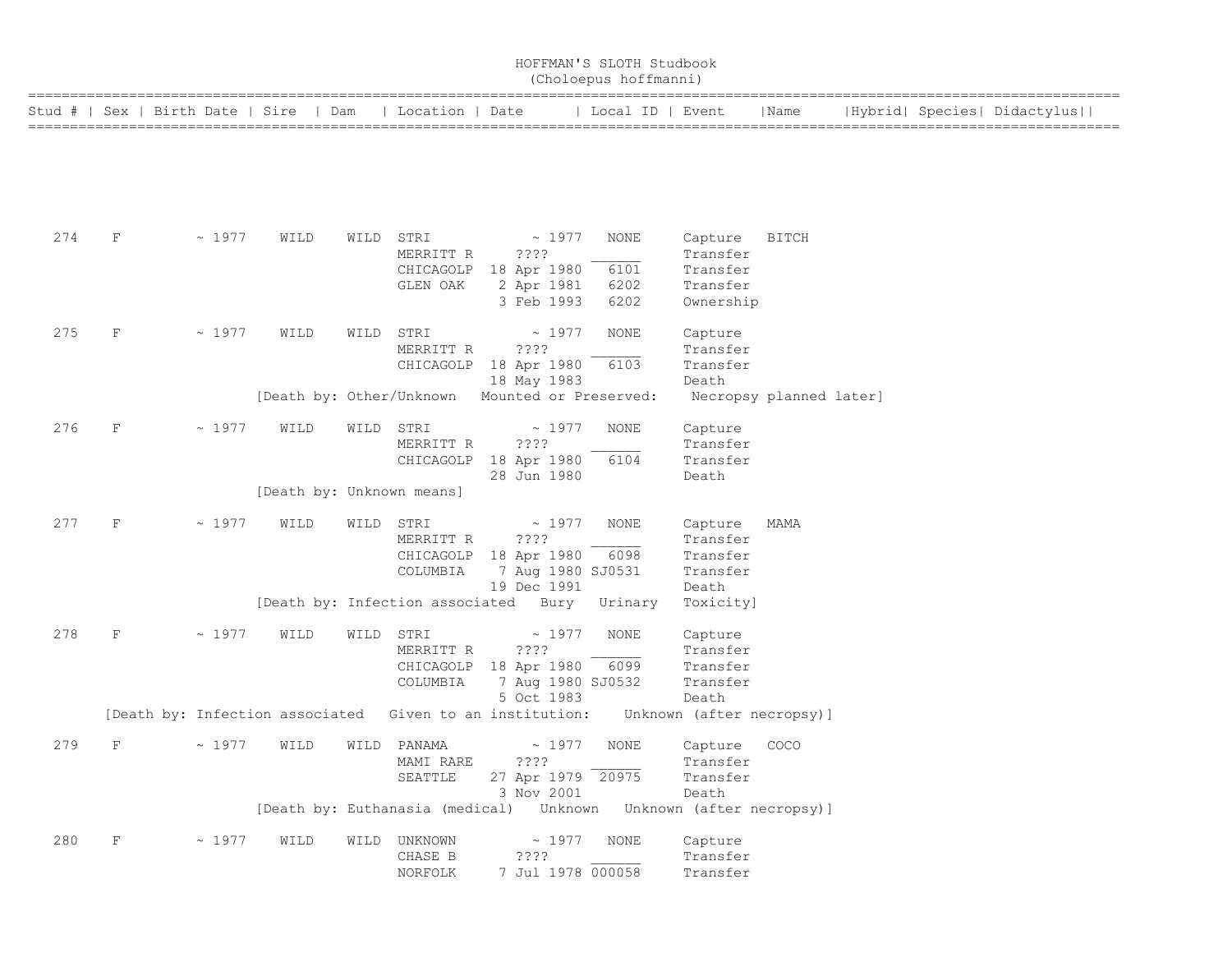# HOFFMAN'S SLOTH Studbook
## (Choloepus hoffmanni)

| Stud # | Sex | Birth Date | Sire | Dam | Location | Date | Local ID | Event | Name | Hybrid | Species | Didactylus |
|---|---|---|---|---|---|---|---|---|---|---|---|---|
| 274 | F | ~ 1977 | WILD | WILD | STRI | ~ 1977 | NONE | Capture | BITCH | | | |
| | | | | | MERRITT R | ???? | ______ | Transfer | | | | |
| | | | | | CHICAGOLP | 18 Apr 1980 | 6101 | Transfer | | | | |
| | | | | | GLEN OAK | 2 Apr 1981 | 6202 | Transfer | | | | |
| | | | | | | 3 Feb 1993 | 6202 | Ownership | | | | |
| 275 | F | ~ 1977 | WILD | WILD | STRI | ~ 1977 | NONE | Capture | | | | |
| | | | | | MERRITT R | ???? | ______ | Transfer | | | | |
| | | | | | CHICAGOLP | 18 Apr 1980 | 6103 | Transfer | | | | |
| | | | | | | 18 May 1983 | | Death | | | | |
| | | | [Death by: Other/Unknown Mounted or Preserved: Necropsy planned later] | | | | | | | | | |
| 276 | F | ~ 1977 | WILD | WILD | STRI | ~ 1977 | NONE | Capture | | | | |
| | | | | | MERRITT R | ???? | ______ | Transfer | | | | |
| | | | | | CHICAGOLP | 18 Apr 1980 | 6104 | Transfer | | | | |
| | | | | | | 28 Jun 1980 | | Death | | | | |
| | | | [Death by: Unknown means] | | | | | | | | | |
| 277 | F | ~ 1977 | WILD | WILD | STRI | ~ 1977 | NONE | Capture | MAMA | | | |
| | | | | | MERRITT R | ???? | ______ | Transfer | | | | |
| | | | | | CHICAGOLP | 18 Apr 1980 | 6098 | Transfer | | | | |
| | | | | | COLUMBIA | 7 Aug 1980 | SJ0531 | Transfer | | | | |
| | | | | | | 19 Dec 1991 | | Death | | | | |
| | | | [Death by: Infection associated Bury Urinary Toxicity] | | | | | | | | | |
| 278 | F | ~ 1977 | WILD | WILD | STRI | ~ 1977 | NONE | Capture | | | | |
| | | | | | MERRITT R | ???? | ______ | Transfer | | | | |
| | | | | | CHICAGOLP | 18 Apr 1980 | 6099 | Transfer | | | | |
| | | | | | COLUMBIA | 7 Aug 1980 | SJ0532 | Transfer | | | | |
| | | | | | | 5 Oct 1983 | | Death | | | | |
| | [Death by: Infection associated Given to an institution: Unknown (after necropsy)] | | | | | | | | | | | |
| 279 | F | ~ 1977 | WILD | WILD | PANAMA | ~ 1977 | NONE | Capture | COCO | | | |
| | | | | | MAMI RARE | ???? | ______ | Transfer | | | | |
| | | | | | SEATTLE | 27 Apr 1979 | 20975 | Transfer | | | | |
| | | | | | | 3 Nov 2001 | | Death | | | | |
| | | | [Death by: Euthanasia (medical) Unknown Unknown (after necropsy)] | | | | | | | | | |
| 280 | F | ~ 1977 | WILD | WILD | UNKNOWN | ~ 1977 | NONE | Capture | | | | |
| | | | | | CHASE B | ???? | ______ | Transfer | | | | |
| | | | | | NORFOLK | 7 Jul 1978 | 000058 | Transfer | | | | |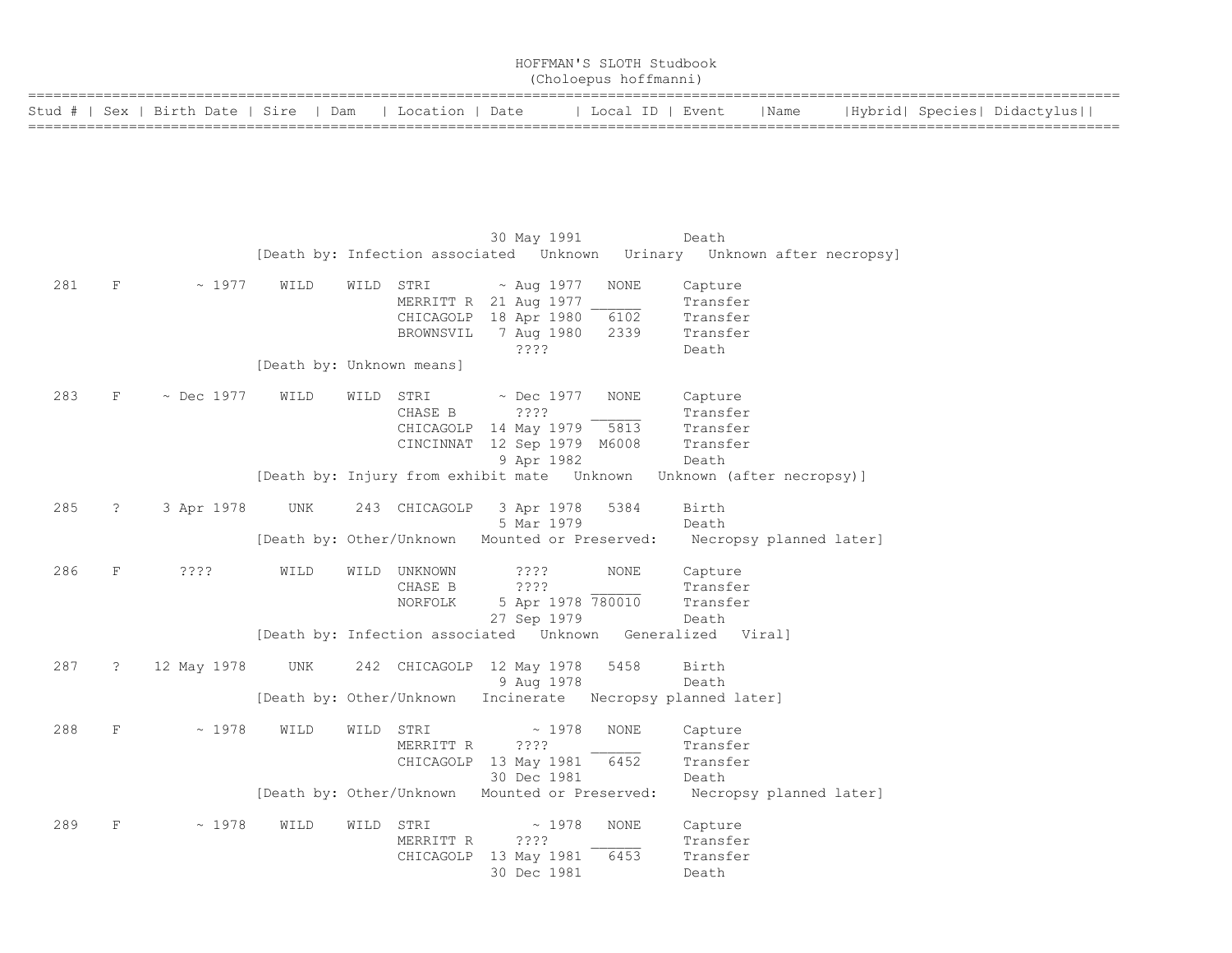# HOFFMAN'S SLOTH Studbook
## (Choloepus hoffmanni)

| Stud # | Sex | Birth Date | Sire | Dam | Location | Date | Local ID | Event | Name | Hybrid | Species | Didactylus |
|---|---|---|---|---|---|---|---|---|---|---|---|---|
| | | | | | | 30 May 1991 | | Death | | | | |
| | | | [Death by: Infection associated Unknown Urinary Unknown after necropsy] | | | | | | | | | |
| 281 | F | ~ 1977 | WILD | WILD | STRI | ~ Aug 1977 | NONE | Capture | | | | |
| | | | | | MERRITT R | 21 Aug 1977 | ______ | Transfer | | | | |
| | | | | | CHICAGOLP | 18 Apr 1980 | 6102 | Transfer | | | | |
| | | | | | BROWNSVIL | 7 Aug 1980 | 2339 | Transfer | | | | |
| | | | | | | ???? | | Death | | | | |
| | | | [Death by: Unknown means] | | | | | | | | | |
| 283 | F | ~ Dec 1977 | WILD | WILD | STRI | ~ Dec 1977 | NONE | Capture | | | | |
| | | | | | CHASE B | ???? | ______ | Transfer | | | | |
| | | | | | CHICAGOLP | 14 May 1979 | 5813 | Transfer | | | | |
| | | | | | CINCINNAT | 12 Sep 1979 | M6008 | Transfer | | | | |
| | | | | | | 9 Apr 1982 | | Death | | | | |
| | | | [Death by: Injury from exhibit mate Unknown Unknown (after necropsy)] | | | | | | | | | |
| 285 | ? | 3 Apr 1978 | UNK | 243 | CHICAGOLP | 3 Apr 1978 | 5384 | Birth | | | | |
| | | | | | | 5 Mar 1979 | | Death | | | | |
| | | | [Death by: Other/Unknown Mounted or Preserved: Necropsy planned later] | | | | | | | | | |
| 286 | F | ???? | WILD | WILD | UNKNOWN | ???? | NONE | Capture | | | | |
| | | | | | CHASE B | ???? | ______ | Transfer | | | | |
| | | | | | NORFOLK | 5 Apr 1978 | 780010 | Transfer | | | | |
| | | | | | | 27 Sep 1979 | | Death | | | | |
| | | | [Death by: Infection associated Unknown Generalized Viral] | | | | | | | | | |
| 287 | ? | 12 May 1978 | UNK | 242 | CHICAGOLP | 12 May 1978 | 5458 | Birth | | | | |
| | | | | | | 9 Aug 1978 | | Death | | | | |
| | | | [Death by: Other/Unknown Incinerate Necropsy planned later] | | | | | | | | | |
| 288 | F | ~ 1978 | WILD | WILD | STRI | ~ 1978 | NONE | Capture | | | | |
| | | | | | MERRITT R | ???? | ______ | Transfer | | | | |
| | | | | | CHICAGOLP | 13 May 1981 | 6452 | Transfer | | | | |
| | | | | | | 30 Dec 1981 | | Death | | | | |
| | | | [Death by: Other/Unknown Mounted or Preserved: Necropsy planned later] | | | | | | | | | |
| 289 | F | ~ 1978 | WILD | WILD | STRI | ~ 1978 | NONE | Capture | | | | |
| | | | | | MERRITT R | ???? | ______ | Transfer | | | | |
| | | | | | CHICAGOLP | 13 May 1981 | 6453 | Transfer | | | | |
| | | | | | | 30 Dec 1981 | | Death | | | | |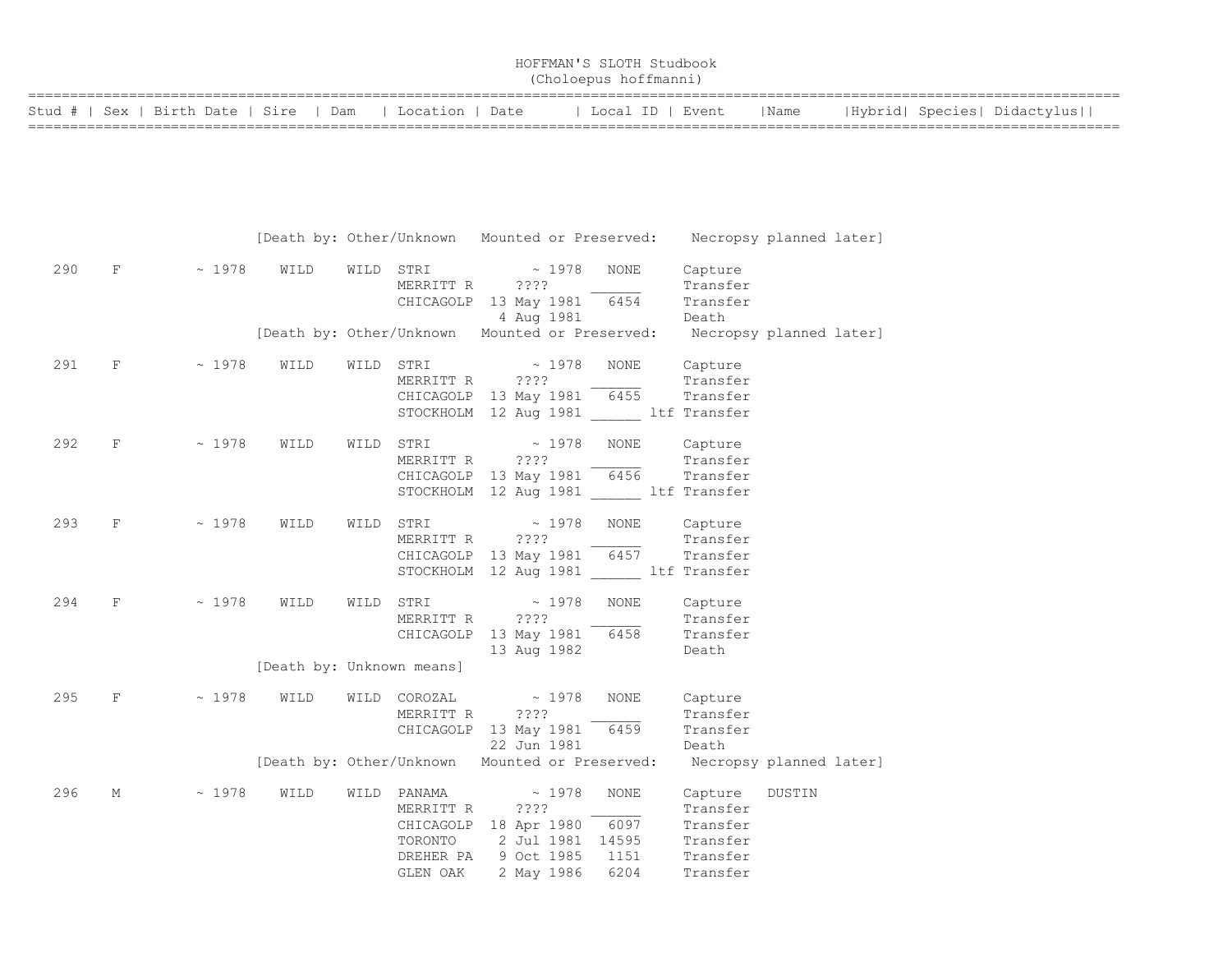HOFFMAN'S SLOTH Studbook
(Choloepus hoffmanni)

```
===================================================================================================================================
Stud # | Sex | Birth Date | Sire  | Dam   | Location | Date      | Local ID | Event    |Name     |Hybrid| Species| Didactylus||
===================================================================================================================================





                       [Death by: Other/Unknown   Mounted or Preserved:    Necropsy planned later]

  290    F        ~ 1978    WILD    WILD  STRI            ~ 1978   NONE     Capture
                                          MERRITT R     ????      ______     Transfer
                                          CHICAGOLP  13 May 1981   6454     Transfer
                                                      4 Aug 1981            Death
                       [Death by: Other/Unknown   Mounted or Preserved:    Necropsy planned later]

  291    F        ~ 1978    WILD    WILD  STRI            ~ 1978   NONE     Capture
                                          MERRITT R     ????      ______     Transfer
                                          CHICAGOLP  13 May 1981   6455     Transfer
                                          STOCKHOLM  12 Aug 1981 ______ ltf Transfer

  292    F        ~ 1978    WILD    WILD  STRI            ~ 1978   NONE     Capture
                                          MERRITT R     ????      ______     Transfer
                                          CHICAGOLP  13 May 1981   6456     Transfer
                                          STOCKHOLM  12 Aug 1981 ______ ltf Transfer

  293    F        ~ 1978    WILD    WILD  STRI            ~ 1978   NONE     Capture
                                          MERRITT R     ????      ______     Transfer
                                          CHICAGOLP  13 May 1981   6457     Transfer
                                          STOCKHOLM  12 Aug 1981 ______ ltf Transfer

  294    F        ~ 1978    WILD    WILD  STRI            ~ 1978   NONE     Capture
                                          MERRITT R     ????      ______     Transfer
                                          CHICAGOLP  13 May 1981   6458     Transfer
                                                     13 Aug 1982            Death
                       [Death by: Unknown means]

  295    F        ~ 1978    WILD    WILD  COROZAL         ~ 1978   NONE     Capture
                                          MERRITT R     ????      ______     Transfer
                                          CHICAGOLP  13 May 1981   6459     Transfer
                                                     22 Jun 1981            Death
                       [Death by: Other/Unknown   Mounted or Preserved:    Necropsy planned later]

  296    M        ~ 1978    WILD    WILD  PANAMA          ~ 1978   NONE     Capture   DUSTIN
                                          MERRITT R     ????      ______     Transfer
                                          CHICAGOLP  18 Apr 1980   6097     Transfer
                                          TORONTO     2 Jul 1981  14595     Transfer
                                          DREHER PA   9 Oct 1985   1151     Transfer
                                          GLEN OAK    2 May 1986   6204     Transfer
```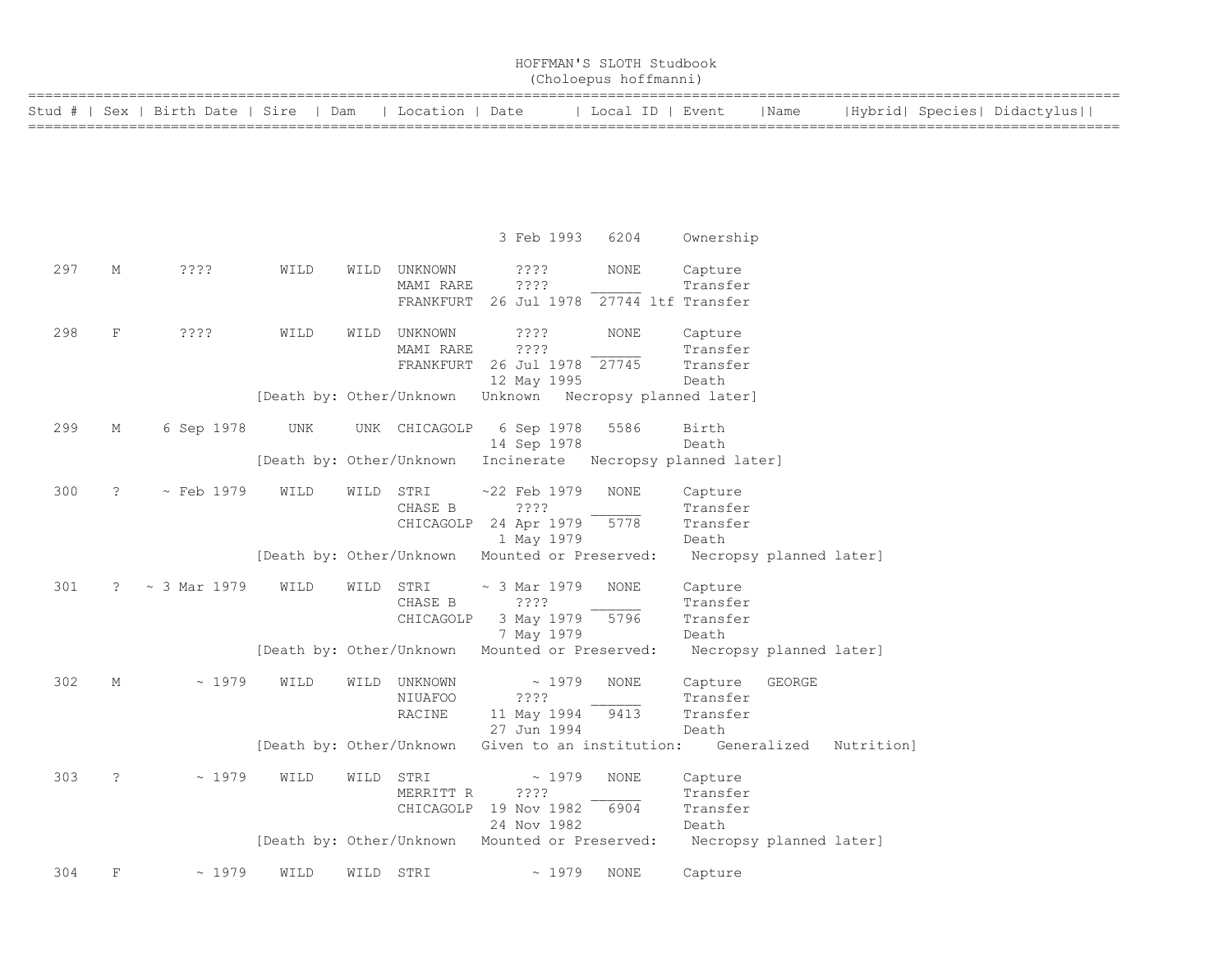# HOFFMAN'S SLOTH Studbook
(Choloepus hoffmanni)

| Stud # | Sex | Birth Date | Sire | Dam | Location | Date | Local ID | Event | Name | Hybrid | Species | Didactylus |
|---|---|---|---|---|---|---|---|---|---|---|---|---|
| | | | | | | 3 Feb 1993 | 6204 | Ownership | | | | |
| 297 | M | ???? | WILD | WILD | UNKNOWN | ???? | NONE | Capture | | | | |
| | | | | | MAMI RARE | ???? | ______ | Transfer | | | | |
| | | | | | FRANKFURT | 26 Jul 1978 | 27744 ltf | Transfer | | | | |
| 298 | F | ???? | WILD | WILD | UNKNOWN | ???? | NONE | Capture | | | | |
| | | | | | MAMI RARE | ???? | ______ | Transfer | | | | |
| | | | | | FRANKFURT | 26 Jul 1978 | 27745 | Transfer | | | | |
| | | | | | | 12 May 1995 | | Death | | | | |
| | | | [Death by: Other/Unknown | | | Unknown | Necropsy planned later] | | | | | |
| 299 | M | 6 Sep 1978 | UNK | UNK | CHICAGOLP | 6 Sep 1978 | 5586 | Birth | | | | |
| | | | | | | 14 Sep 1978 | | Death | | | | |
| | | | [Death by: Other/Unknown | | | Incinerate | Necropsy planned later] | | | | | |
| 300 | ? | ~ Feb 1979 | WILD | WILD | STRI | ~22 Feb 1979 | NONE | Capture | | | | |
| | | | | | CHASE B | ???? | ______ | Transfer | | | | |
| | | | | | CHICAGOLP | 24 Apr 1979 | 5778 | Transfer | | | | |
| | | | | | | 1 May 1979 | | Death | | | | |
| | | | [Death by: Other/Unknown | | | Mounted or Preserved: | Necropsy planned later] | | | | | |
| 301 | ? | ~ 3 Mar 1979 | WILD | WILD | STRI | ~ 3 Mar 1979 | NONE | Capture | | | | |
| | | | | | CHASE B | ???? | ______ | Transfer | | | | |
| | | | | | CHICAGOLP | 3 May 1979 | 5796 | Transfer | | | | |
| | | | | | | 7 May 1979 | | Death | | | | |
| | | | [Death by: Other/Unknown | | | Mounted or Preserved: | Necropsy planned later] | | | | | |
| 302 | M | ~ 1979 | WILD | WILD | UNKNOWN | ~ 1979 | NONE | Capture | GEORGE | | | |
| | | | | | NIUAFOO | ???? | ______ | Transfer | | | | |
| | | | | | RACINE | 11 May 1994 | 9413 | Transfer | | | | |
| | | | | | | 27 Jun 1994 | | Death | | | | |
| | | | [Death by: Other/Unknown | | | Given to an institution: | Generalized Nutrition] | | | | | |
| 303 | ? | ~ 1979 | WILD | WILD | STRI | ~ 1979 | NONE | Capture | | | | |
| | | | | | MERRITT R | ???? | ______ | Transfer | | | | |
| | | | | | CHICAGOLP | 19 Nov 1982 | 6904 | Transfer | | | | |
| | | | | | | 24 Nov 1982 | | Death | | | | |
| | | | [Death by: Other/Unknown | | | Mounted or Preserved: | Necropsy planned later] | | | | | |
| 304 | F | ~ 1979 | WILD | WILD | STRI | ~ 1979 | NONE | Capture | | | | |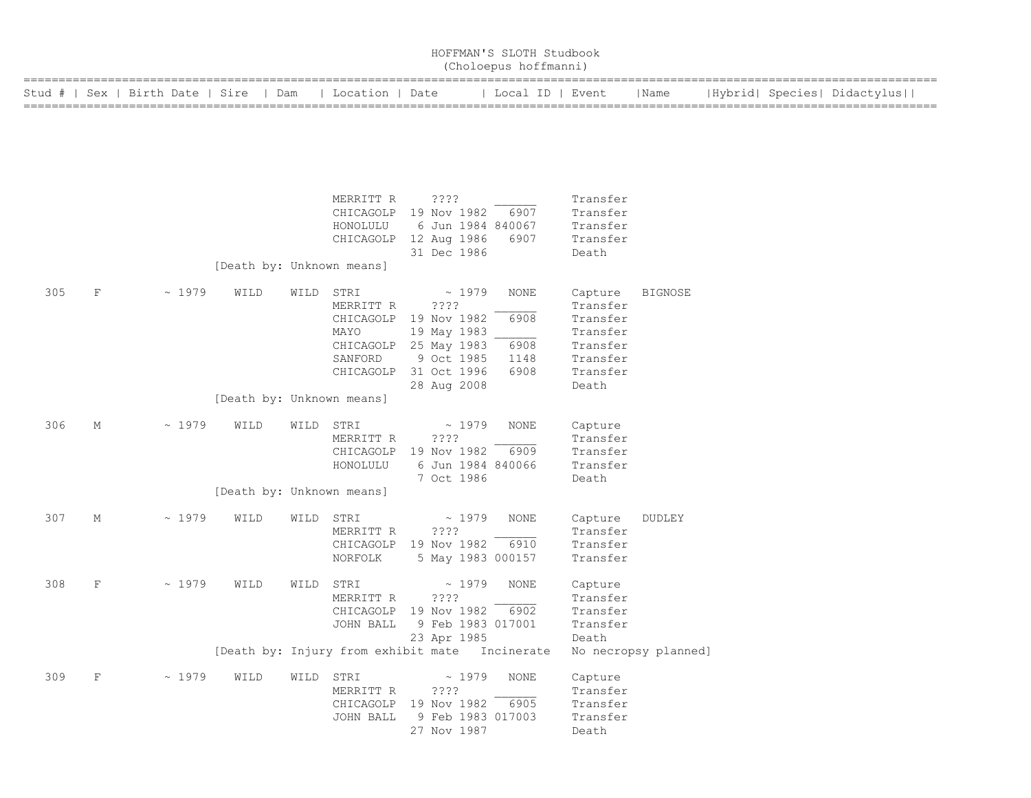# HOFFMAN'S SLOTH Studbook
## (Choloepus hoffmanni)

| Stud # | Sex | Birth Date | Sire | Dam | Location | Date | Local ID | Event | Name | Hybrid | Species | Didactylus |
|---|---|---|---|---|---|---|---|---|---|---|---|---|
| | | | | | MERRITT R | ???? | ______ | Transfer | | | | |
| | | | | | CHICAGOLP | 19 Nov 1982 | 6907 | Transfer | | | | |
| | | | | | HONOLULU | 6 Jun 1984 | 840067 | Transfer | | | | |
| | | | | | CHICAGOLP | 12 Aug 1986 | 6907 | Transfer | | | | |
| | | | | | | 31 Dec 1986 | | Death | | | | |
| | | | [Death by: Unknown means] | | | | | | | | | |
| 305 | F | ~ 1979 | WILD | WILD | STRI | ~ 1979 | NONE | Capture | BIGNOSE | | | |
| | | | | | MERRITT R | ???? | ______ | Transfer | | | | |
| | | | | | CHICAGOLP | 19 Nov 1982 | 6908 | Transfer | | | | |
| | | | | | MAYO | 19 May 1983 | ______ | Transfer | | | | |
| | | | | | CHICAGOLP | 25 May 1983 | 6908 | Transfer | | | | |
| | | | | | SANFORD | 9 Oct 1985 | 1148 | Transfer | | | | |
| | | | | | CHICAGOLP | 31 Oct 1996 | 6908 | Transfer | | | | |
| | | | | | | 28 Aug 2008 | | Death | | | | |
| | | | [Death by: Unknown means] | | | | | | | | | |
| 306 | M | ~ 1979 | WILD | WILD | STRI | ~ 1979 | NONE | Capture | | | | |
| | | | | | MERRITT R | ???? | ______ | Transfer | | | | |
| | | | | | CHICAGOLP | 19 Nov 1982 | 6909 | Transfer | | | | |
| | | | | | HONOLULU | 6 Jun 1984 | 840066 | Transfer | | | | |
| | | | | | | 7 Oct 1986 | | Death | | | | |
| | | | [Death by: Unknown means] | | | | | | | | | |
| 307 | M | ~ 1979 | WILD | WILD | STRI | ~ 1979 | NONE | Capture | DUDLEY | | | |
| | | | | | MERRITT R | ???? | ______ | Transfer | | | | |
| | | | | | CHICAGOLP | 19 Nov 1982 | 6910 | Transfer | | | | |
| | | | | | NORFOLK | 5 May 1983 | 000157 | Transfer | | | | |
| 308 | F | ~ 1979 | WILD | WILD | STRI | ~ 1979 | NONE | Capture | | | | |
| | | | | | MERRITT R | ???? | ______ | Transfer | | | | |
| | | | | | CHICAGOLP | 19 Nov 1982 | 6902 | Transfer | | | | |
| | | | | | JOHN BALL | 9 Feb 1983 | 017001 | Transfer | | | | |
| | | | | | | 23 Apr 1985 | | Death | | | | |
| | | | [Death by: Injury from exhibit mate | | | | Incinerate | No necropsy planned] | | | | |
| 309 | F | ~ 1979 | WILD | WILD | STRI | ~ 1979 | NONE | Capture | | | | |
| | | | | | MERRITT R | ???? | ______ | Transfer | | | | |
| | | | | | CHICAGOLP | 19 Nov 1982 | 6905 | Transfer | | | | |
| | | | | | JOHN BALL | 9 Feb 1983 | 017003 | Transfer | | | | |
| | | | | | | 27 Nov 1987 | | Death | | | | |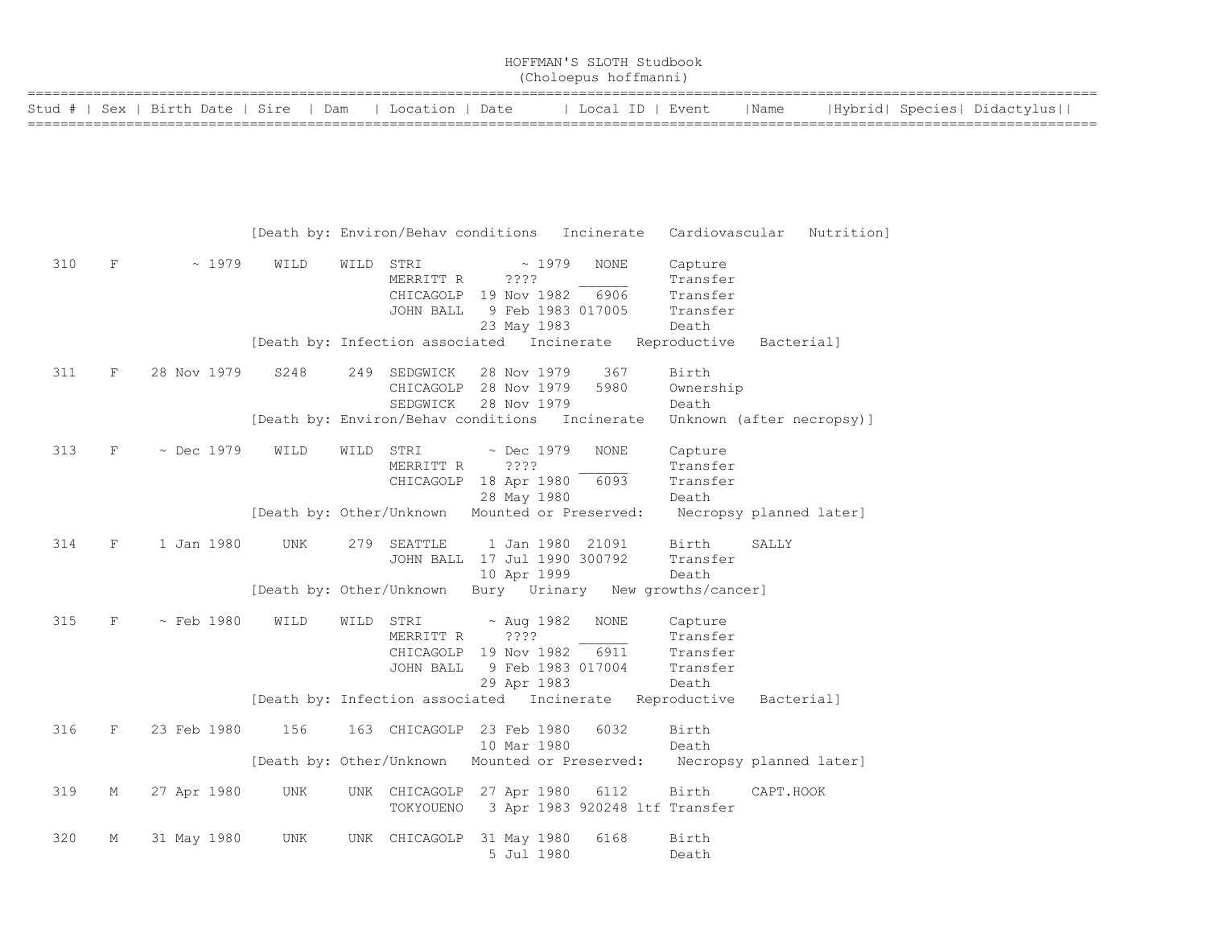# HOFFMAN'S SLOTH Studbook
(Choloepus hoffmanni)

| Stud # | Sex | Birth Date | Sire | Dam | Location | Date | Local ID | Event | Name | Hybrid | Species | Didactylus |
|---|---|---|---|---|---|---|---|---|---|---|---|---|
| | | | [Death by: Environ/Behav conditions | Incinerate | Cardiovascular | Nutrition] | | | | | | |
| 310 | F | ~ 1979 | WILD | WILD | STRI | ~ 1979 | NONE | Capture | | | | |
| | | | | | MERRITT R | ???? | ______ | Transfer | | | | |
| | | | | | CHICAGOLP | 19 Nov 1982 | 6906 | Transfer | | | | |
| | | | | | JOHN BALL | 9 Feb 1983 | 017005 | Transfer | | | | |
| | | | | | | 23 May 1983 | | Death | | | | |
| | | | [Death by: Infection associated | Incinerate | Reproductive | Bacterial] | | | | | | |
| 311 | F | 28 Nov 1979 | S248 | 249 | SEDGWICK | 28 Nov 1979 | 367 | Birth | | | | |
| | | | | | CHICAGOLP | 28 Nov 1979 | 5980 | Ownership | | | | |
| | | | | | SEDGWICK | 28 Nov 1979 | | Death | | | | |
| | | | [Death by: Environ/Behav conditions | Incinerate | Unknown (after necropsy)] | | | | | | | |
| 313 | F | ~ Dec 1979 | WILD | WILD | STRI | ~ Dec 1979 | NONE | Capture | | | | |
| | | | | | MERRITT R | ???? | ______ | Transfer | | | | |
| | | | | | CHICAGOLP | 18 Apr 1980 | 6093 | Transfer | | | | |
| | | | | | | 28 May 1980 | | Death | | | | |
| | | | [Death by: Other/Unknown | Mounted or Preserved: | Necropsy planned later] | | | | | | | |
| 314 | F | 1 Jan 1980 | UNK | 279 | SEATTLE | 1 Jan 1980 | 21091 | Birth | SALLY | | | |
| | | | | | JOHN BALL | 17 Jul 1990 | 300792 | Transfer | | | | |
| | | | | | | 10 Apr 1999 | | Death | | | | |
| | | | [Death by: Other/Unknown | Bury | Urinary | New growths/cancer] | | | | | | |
| 315 | F | ~ Feb 1980 | WILD | WILD | STRI | ~ Aug 1982 | NONE | Capture | | | | |
| | | | | | MERRITT R | ???? | ______ | Transfer | | | | |
| | | | | | CHICAGOLP | 19 Nov 1982 | 6911 | Transfer | | | | |
| | | | | | JOHN BALL | 9 Feb 1983 | 017004 | Transfer | | | | |
| | | | | | | 29 Apr 1983 | | Death | | | | |
| | | | [Death by: Infection associated | Incinerate | Reproductive | Bacterial] | | | | | | |
| 316 | F | 23 Feb 1980 | 156 | 163 | CHICAGOLP | 23 Feb 1980 | 6032 | Birth | | | | |
| | | | | | | 10 Mar 1980 | | Death | | | | |
| | | | [Death by: Other/Unknown | Mounted or Preserved: | Necropsy planned later] | | | | | | | |
| 319 | M | 27 Apr 1980 | UNK | UNK | CHICAGOLP | 27 Apr 1980 | 6112 | Birth | CAPT.HOOK | | | |
| | | | | | TOKYOUENO | 3 Apr 1983 | 920248 ltf | Transfer | | | | |
| 320 | M | 31 May 1980 | UNK | UNK | CHICAGOLP | 31 May 1980 | 6168 | Birth | | | | |
| | | | | | | 5 Jul 1980 | | Death | | | | |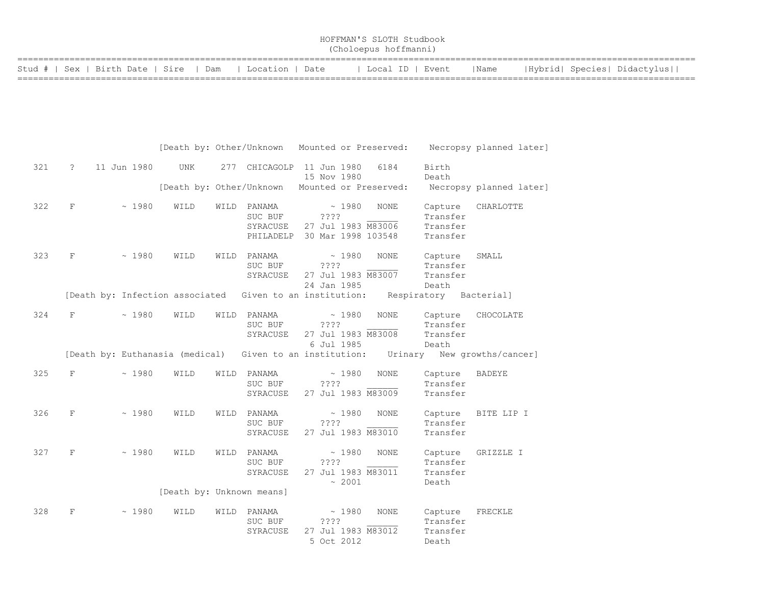# HOFFMAN'S SLOTH Studbook
## (Choloepus hoffmanni)

| Stud # | Sex | Birth Date | Sire | Dam | Location | Date | Local ID | Event | Name | Hybrid | Species | Didactylus |
|---|---|---|---|---|---|---|---|---|---|---|---|---|
| | | | | | | | | | | | | |
| [Death by: Other/Unknown Mounted or Preserved: Necropsy planned later] | | | | | | | | | | | | |
| 321 | ? | 11 Jun 1980 | UNK | 277 | CHICAGOLP | 11 Jun 1980 | 6184 | Birth | | | | |
| | | | | | | 15 Nov 1980 | | Death | | | | |
| [Death by: Other/Unknown Mounted or Preserved: Necropsy planned later] | | | | | | | | | | | | |
| 322 | F | ~ 1980 | WILD | WILD | PANAMA | ~ 1980 | NONE | Capture | CHARLOTTE | | | |
| | | | | | SUC BUF | ???? | ______ | Transfer | | | | |
| | | | | | SYRACUSE | 27 Jul 1983 | M83006 | Transfer | | | | |
| | | | | | PHILADELP | 30 Mar 1998 | 103548 | Transfer | | | | |
| 323 | F | ~ 1980 | WILD | WILD | PANAMA | ~ 1980 | NONE | Capture | SMALL | | | |
| | | | | | SUC BUF | ???? | ______ | Transfer | | | | |
| | | | | | SYRACUSE | 27 Jul 1983 | M83007 | Transfer | | | | |
| | | | | | | 24 Jan 1985 | | Death | | | | |
| [Death by: Infection associated Given to an institution: Respiratory Bacterial] | | | | | | | | | | | | |
| 324 | F | ~ 1980 | WILD | WILD | PANAMA | ~ 1980 | NONE | Capture | CHOCOLATE | | | |
| | | | | | SUC BUF | ???? | ______ | Transfer | | | | |
| | | | | | SYRACUSE | 27 Jul 1983 | M83008 | Transfer | | | | |
| | | | | | | 6 Jul 1985 | | Death | | | | |
| [Death by: Euthanasia (medical) Given to an institution: Urinary New growths/cancer] | | | | | | | | | | | | |
| 325 | F | ~ 1980 | WILD | WILD | PANAMA | ~ 1980 | NONE | Capture | BADEYE | | | |
| | | | | | SUC BUF | ???? | ______ | Transfer | | | | |
| | | | | | SYRACUSE | 27 Jul 1983 | M83009 | Transfer | | | | |
| 326 | F | ~ 1980 | WILD | WILD | PANAMA | ~ 1980 | NONE | Capture | BITE LIP I | | | |
| | | | | | SUC BUF | ???? | ______ | Transfer | | | | |
| | | | | | SYRACUSE | 27 Jul 1983 | M83010 | Transfer | | | | |
| 327 | F | ~ 1980 | WILD | WILD | PANAMA | ~ 1980 | NONE | Capture | GRIZZLE I | | | |
| | | | | | SUC BUF | ???? | ______ | Transfer | | | | |
| | | | | | SYRACUSE | 27 Jul 1983 | M83011 | Transfer | | | | |
| | | | | | | ~ 2001 | | Death | | | | |
| [Death by: Unknown means] | | | | | | | | | | | | |
| 328 | F | ~ 1980 | WILD | WILD | PANAMA | ~ 1980 | NONE | Capture | FRECKLE | | | |
| | | | | | SUC BUF | ???? | ______ | Transfer | | | | |
| | | | | | SYRACUSE | 27 Jul 1983 | M83012 | Transfer | | | | |
| | | | | | | 5 Oct 2012 | | Death | | | | |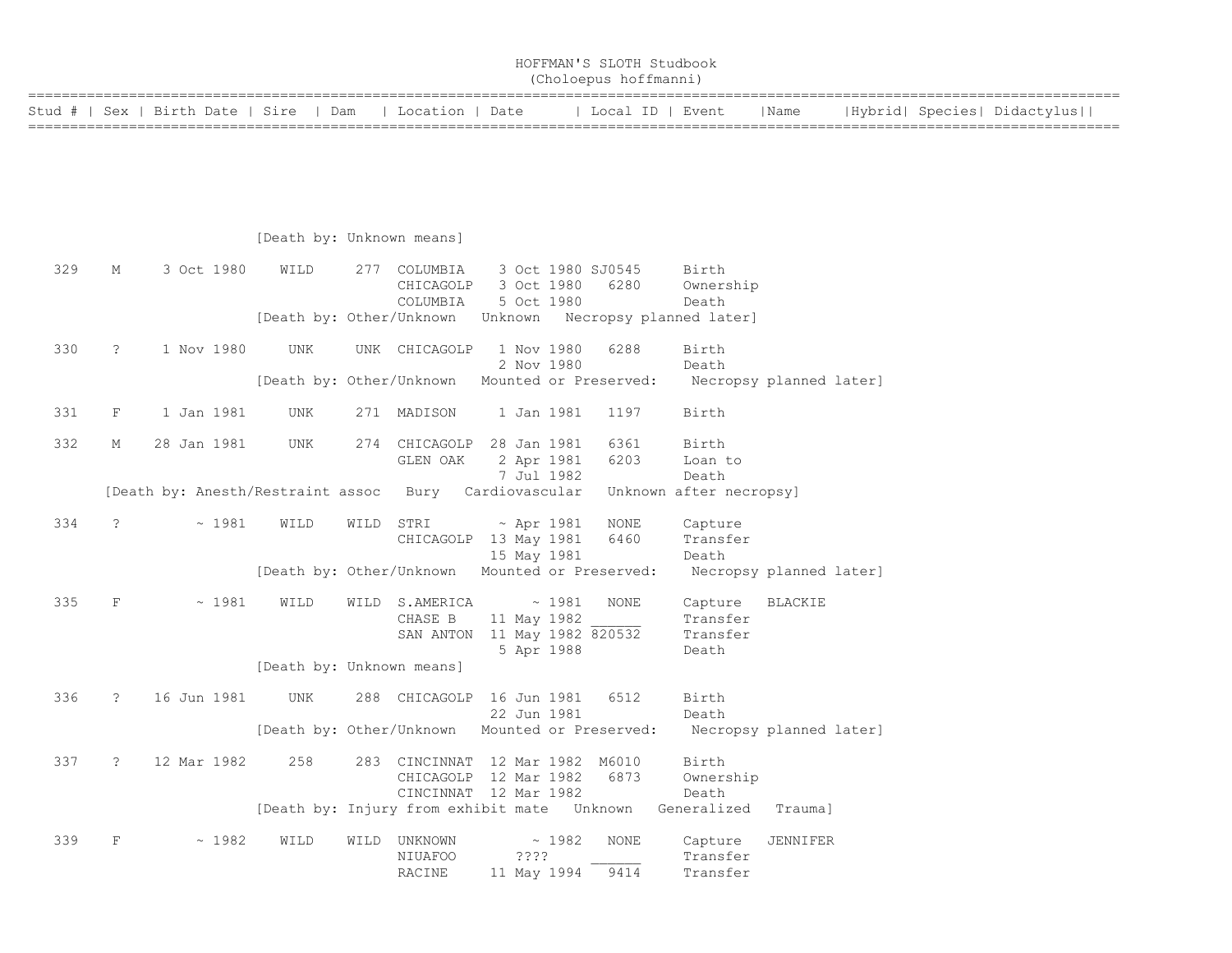# HOFFMAN'S SLOTH Studbook
(Choloepus hoffmanni)

| Stud # | Sex | Birth Date | Sire | Dam | Location | Date | Local ID | Event | Name | Hybrid | Species | Didactylus |
|---|---|---|---|---|---|---|---|---|---|---|---|---|
| | | | [Death by: Unknown means] | | | | | | | | | |
| 329 | M | 3 Oct 1980 | WILD | 277 | COLUMBIA | 3 Oct 1980 | SJ0545 | Birth | | | | |
| | | | | | CHICAGOLP | 3 Oct 1980 | 6280 | Ownership | | | | |
| | | | | | COLUMBIA | 5 Oct 1980 | | Death | | | | |
| | | | [Death by: Other/Unknown Unknown Necropsy planned later] | | | | | | | | | |
| 330 | ? | 1 Nov 1980 | UNK | UNK | CHICAGOLP | 1 Nov 1980 | 6288 | Birth | | | | |
| | | | | | | 2 Nov 1980 | | Death | | | | |
| | | | [Death by: Other/Unknown Mounted or Preserved: Necropsy planned later] | | | | | | | | | |
| 331 | F | 1 Jan 1981 | UNK | 271 | MADISON | 1 Jan 1981 | 1197 | Birth | | | | |
| 332 | M | 28 Jan 1981 | UNK | 274 | CHICAGOLP | 28 Jan 1981 | 6361 | Birth | | | | |
| | | | | | GLEN OAK | 2 Apr 1981 | 6203 | Loan to | | | | |
| | | | | | | 7 Jul 1982 | | Death | | | | |
| | | [Death by: Anesth/Restraint assoc Bury Cardiovascular Unknown after necropsy] | | | | | | | | | | |
| 334 | ? | ~ 1981 | WILD | WILD | STRI | ~ Apr 1981 | NONE | Capture | | | | |
| | | | | | CHICAGOLP | 13 May 1981 | 6460 | Transfer | | | | |
| | | | | | | 15 May 1981 | | Death | | | | |
| | | | [Death by: Other/Unknown Mounted or Preserved: Necropsy planned later] | | | | | | | | | |
| 335 | F | ~ 1981 | WILD | WILD | S.AMERICA | ~ 1981 | NONE | Capture | BLACKIE | | | |
| | | | | | CHASE B | 11 May 1982 | ______ | Transfer | | | | |
| | | | | | SAN ANTON | 11 May 1982 | 820532 | Transfer | | | | |
| | | | | | | 5 Apr 1988 | | Death | | | | |
| | | | [Death by: Unknown means] | | | | | | | | | |
| 336 | ? | 16 Jun 1981 | UNK | 288 | CHICAGOLP | 16 Jun 1981 | 6512 | Birth | | | | |
| | | | | | | 22 Jun 1981 | | Death | | | | |
| | | | [Death by: Other/Unknown Mounted or Preserved: Necropsy planned later] | | | | | | | | | |
| 337 | ? | 12 Mar 1982 | 258 | 283 | CINCINNAT | 12 Mar 1982 | M6010 | Birth | | | | |
| | | | | | CHICAGOLP | 12 Mar 1982 | 6873 | Ownership | | | | |
| | | | | | CINCINNAT | 12 Mar 1982 | | Death | | | | |
| | | | [Death by: Injury from exhibit mate Unknown Generalized Trauma] | | | | | | | | | |
| 339 | F | ~ 1982 | WILD | WILD | UNKNOWN | ~ 1982 | NONE | Capture | JENNIFER | | | |
| | | | | | NIUAFOO | ???? | ______ | Transfer | | | | |
| | | | | | RACINE | 11 May 1994 | 9414 | Transfer | | | | |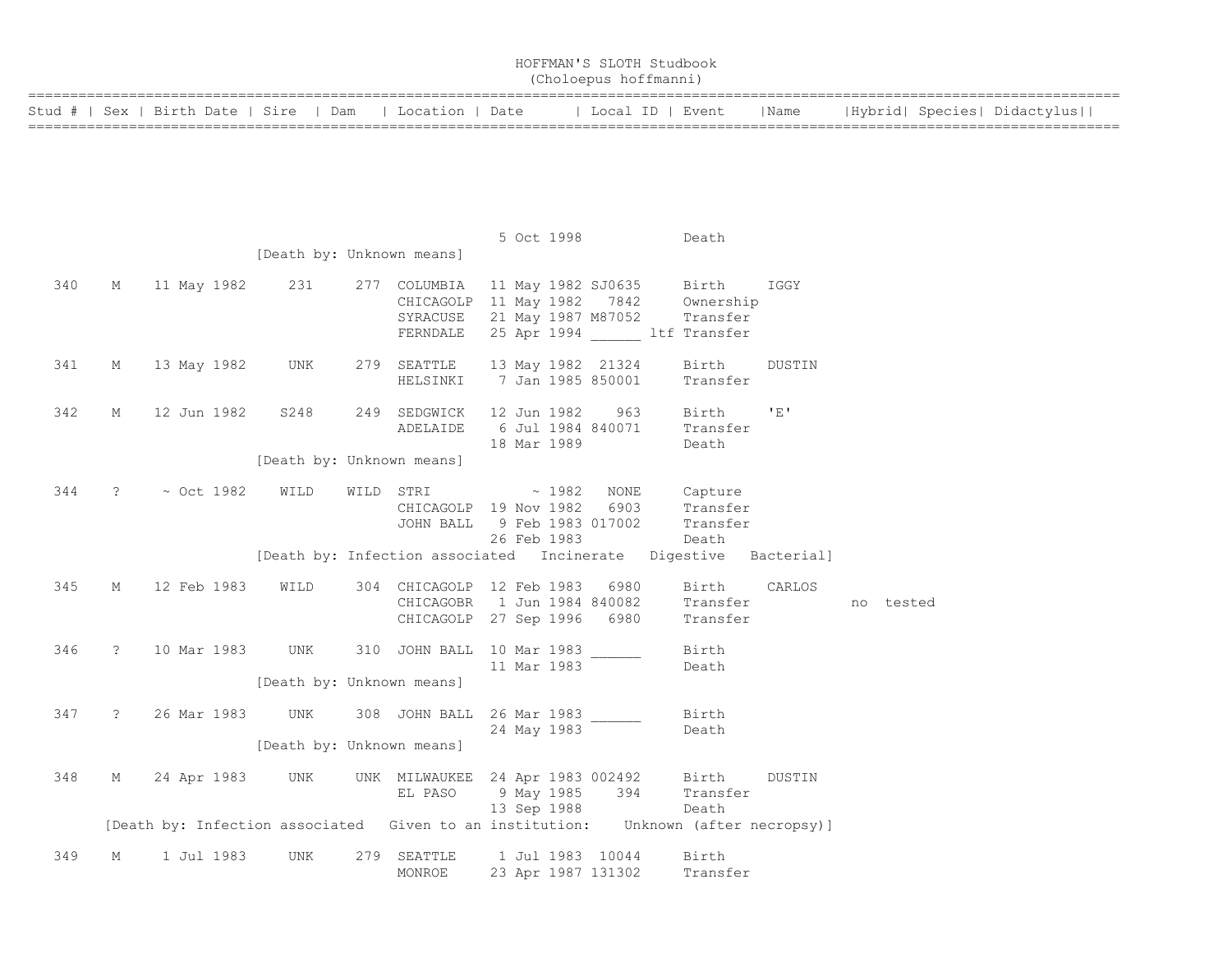# HOFFMAN'S SLOTH Studbook
(Choloepus hoffmanni)

| Stud # | Sex | Birth Date | Sire | Dam | Location | Date | Local ID | Event | Name | Hybrid | Species | Didactylus |
|---|---|---|---|---|---|---|---|---|---|---|---|---|
| | | | | | | 5 Oct 1998 | | Death | | | | |
| | | | [Death by: Unknown means] | | | | | | | | | |
| 340 | M | 11 May 1982 | 231 | 277 | COLUMBIA | 11 May 1982 | SJ0635 | Birth | IGGY | | | |
| | | | | | CHICAGOLP | 11 May 1982 | 7842 | Ownership | | | | |
| | | | | | SYRACUSE | 21 May 1987 | M87052 | Transfer | | | | |
| | | | | | FERNDALE | 25 Apr 1994 | ______ ltf | Transfer | | | | |
| 341 | M | 13 May 1982 | UNK | 279 | SEATTLE | 13 May 1982 | 21324 | Birth | DUSTIN | | | |
| | | | | | HELSINKI | 7 Jan 1985 | 850001 | Transfer | | | | |
| 342 | M | 12 Jun 1982 | S248 | 249 | SEDGWICK | 12 Jun 1982 | 963 | Birth | 'E' | | | |
| | | | | | ADELAIDE | 6 Jul 1984 | 840071 | Transfer | | | | |
| | | | | | | 18 Mar 1989 | | Death | | | | |
| | | | [Death by: Unknown means] | | | | | | | | | |
| 344 | ? | ~ Oct 1982 | WILD | WILD | STRI | ~ 1982 | NONE | Capture | | | | |
| | | | | | CHICAGOLP | 19 Nov 1982 | 6903 | Transfer | | | | |
| | | | | | JOHN BALL | 9 Feb 1983 | 017002 | Transfer | | | | |
| | | | | | | 26 Feb 1983 | | Death | | | | |
| | | | [Death by: Infection associated Incinerate Digestive Bacterial] | | | | | | | | | |
| 345 | M | 12 Feb 1983 | WILD | 304 | CHICAGOLP | 12 Feb 1983 | 6980 | Birth | CARLOS | | | |
| | | | | | CHICAGOBR | 1 Jun 1984 | 840082 | Transfer | | no | tested | |
| | | | | | CHICAGOLP | 27 Sep 1996 | 6980 | Transfer | | | | |
| 346 | ? | 10 Mar 1983 | UNK | 310 | JOHN BALL | 10 Mar 1983 | ______ | Birth | | | | |
| | | | | | | 11 Mar 1983 | | Death | | | | |
| | | | [Death by: Unknown means] | | | | | | | | | |
| 347 | ? | 26 Mar 1983 | UNK | 308 | JOHN BALL | 26 Mar 1983 | ______ | Birth | | | | |
| | | | | | | 24 May 1983 | | Death | | | | |
| | | | [Death by: Unknown means] | | | | | | | | | |
| 348 | M | 24 Apr 1983 | UNK | UNK | MILWAUKEE | 24 Apr 1983 | 002492 | Birth | DUSTIN | | | |
| | | | | | EL PASO | 9 May 1985 | 394 | Transfer | | | | |
| | | | | | | 13 Sep 1988 | | Death | | | | |
| | | [Death by: Infection associated Given to an institution: Unknown (after necropsy)] | | | | | | | | | | |
| 349 | M | 1 Jul 1983 | UNK | 279 | SEATTLE | 1 Jul 1983 | 10044 | Birth | | | | |
| | | | | | MONROE | 23 Apr 1987 | 131302 | Transfer | | | | |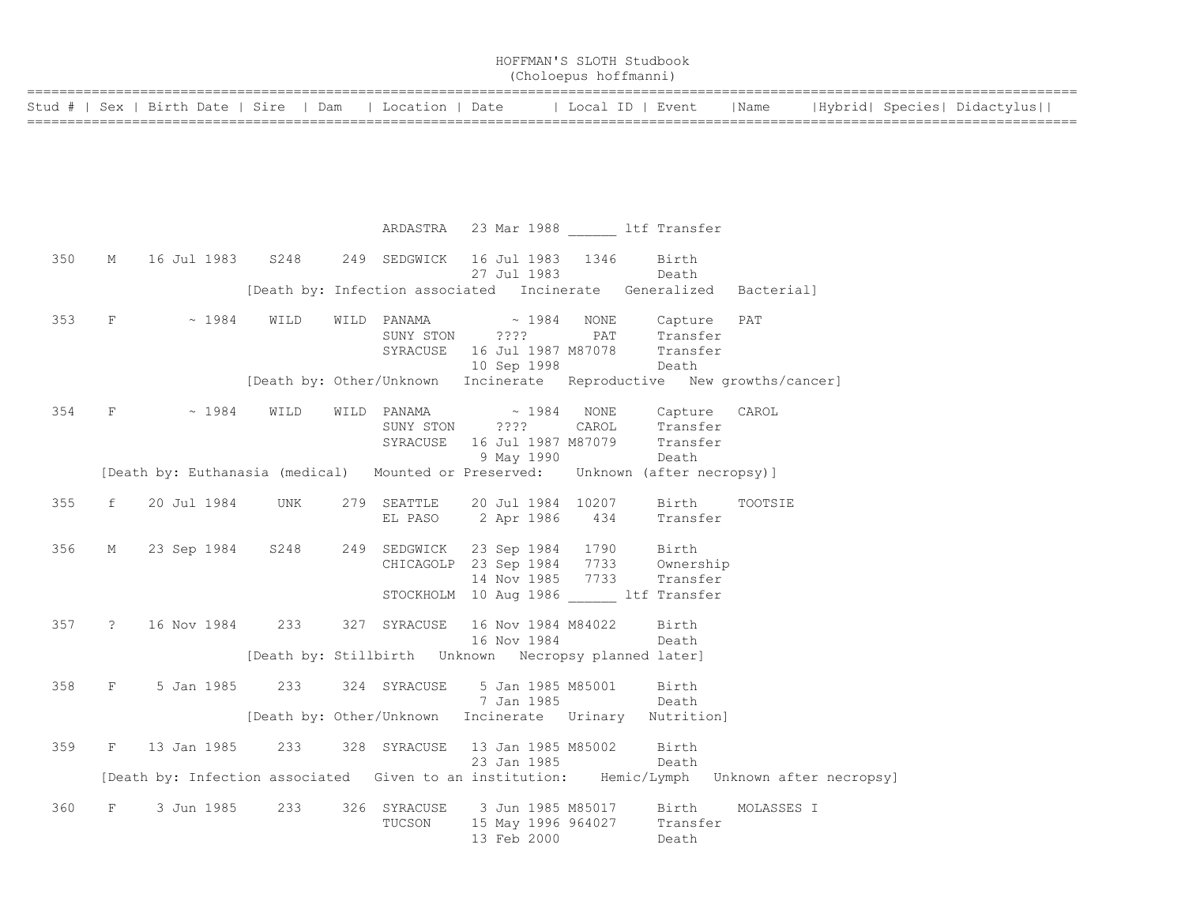HOFFMAN'S SLOTH Studbook
(Choloepus hoffmanni)

| Stud # | Sex | Birth Date | Sire | Dam | Location | Date | Local ID | Event | Name | Hybrid | Species | Didactylus |
|---|---|---|---|---|---|---|---|---|---|---|---|---|
| | | | | | ARDASTRA | 23 Mar 1988 | ______ ltf | Transfer | | | | |
| 350 | M | 16 Jul 1983 | S248 | 249 | SEDGWICK | 16 Jul 1983 | 1346 | Birth | | | | |
| | | | | | | 27 Jul 1983 | | Death | | | | |
| | | [Death by: Infection associated Incinerate Generalized Bacterial] | | | | | | | | | | |
| 353 | F | ~ 1984 | WILD | WILD | PANAMA | ~ 1984 | NONE | Capture | PAT | | | |
| | | | | | SUNY STON | ???? | PAT | Transfer | | | | |
| | | | | | SYRACUSE | 16 Jul 1987 | M87078 | Transfer | | | | |
| | | | | | | 10 Sep 1998 | | Death | | | | |
| | | [Death by: Other/Unknown Incinerate Reproductive New growths/cancer] | | | | | | | | | | |
| 354 | F | ~ 1984 | WILD | WILD | PANAMA | ~ 1984 | NONE | Capture | CAROL | | | |
| | | | | | SUNY STON | ???? | CAROL | Transfer | | | | |
| | | | | | SYRACUSE | 16 Jul 1987 | M87079 | Transfer | | | | |
| | | | | | | 9 May 1990 | | Death | | | | |
| | [Death by: Euthanasia (medical) Mounted or Preserved: Unknown (after necropsy)] | | | | | | | | | | | |
| 355 | f | 20 Jul 1984 | UNK | 279 | SEATTLE | 20 Jul 1984 | 10207 | Birth | TOOTSIE | | | |
| | | | | | EL PASO | 2 Apr 1986 | 434 | Transfer | | | | |
| 356 | M | 23 Sep 1984 | S248 | 249 | SEDGWICK | 23 Sep 1984 | 1790 | Birth | | | | |
| | | | | | CHICAGOLP | 23 Sep 1984 | 7733 | Ownership | | | | |
| | | | | | | 14 Nov 1985 | 7733 | Transfer | | | | |
| | | | | | STOCKHOLM | 10 Aug 1986 | ______ ltf | Transfer | | | | |
| 357 | ? | 16 Nov 1984 | 233 | 327 | SYRACUSE | 16 Nov 1984 | M84022 | Birth | | | | |
| | | | | | | 16 Nov 1984 | | Death | | | | |
| | | [Death by: Stillbirth Unknown Necropsy planned later] | | | | | | | | | | |
| 358 | F | 5 Jan 1985 | 233 | 324 | SYRACUSE | 5 Jan 1985 | M85001 | Birth | | | | |
| | | | | | | 7 Jan 1985 | | Death | | | | |
| | | [Death by: Other/Unknown Incinerate Urinary Nutrition] | | | | | | | | | | |
| 359 | F | 13 Jan 1985 | 233 | 328 | SYRACUSE | 13 Jan 1985 | M85002 | Birth | | | | |
| | | | | | | 23 Jan 1985 | | Death | | | | |
| | [Death by: Infection associated Given to an institution: Hemic/Lymph Unknown after necropsy] | | | | | | | | | | | |
| 360 | F | 3 Jun 1985 | 233 | 326 | SYRACUSE | 3 Jun 1985 | M85017 | Birth | MOLASSES I | | | |
| | | | | | TUCSON | 15 May 1996 | 964027 | Transfer | | | | |
| | | | | | | 13 Feb 2000 | | Death | | | | |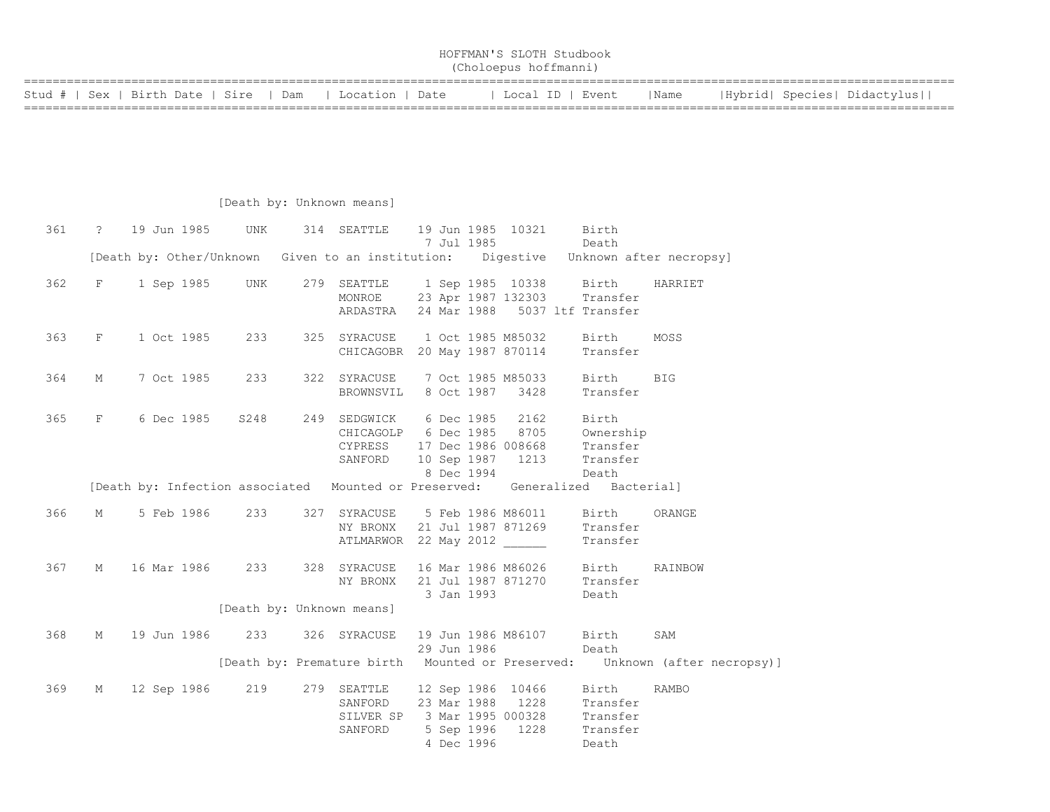# HOFFMAN'S SLOTH Studbook
## (Choloepus hoffmanni)

| Stud # | Sex | Birth Date | Sire | Dam | Location | Date | Local ID | Event | Name | Hybrid | Species | Didactylus |
|---|---|---|---|---|---|---|---|---|---|---|---|---|
| | | | | | | | | | | | | |

[Death by: Unknown means]

| Stud # | Sex | Birth Date | Sire | Dam | Location | Date | Local ID | Event | Name | Hybrid | Species | Didactylus |
|---|---|---|---|---|---|---|---|---|---|---|---|---|
| 361 | ? | 19 Jun 1985 | UNK | 314 | SEATTLE | 19 Jun 1985 | 10321 | Birth | | | | |
| | | | | | | 7 Jul 1985 | | Death | | | | |
| [Death by: Other/Unknown Given to an institution: Digestive Unknown after necropsy] | | | | | | | | | | | | |
| 362 | F | 1 Sep 1985 | UNK | 279 | SEATTLE | 1 Sep 1985 | 10338 | Birth | HARRIET | | | |
| | | | | | MONROE | 23 Apr 1987 | 132303 | Transfer | | | | |
| | | | | | ARDASTRA | 24 Mar 1988 | 5037 ltf | Transfer | | | | |
| 363 | F | 1 Oct 1985 | 233 | 325 | SYRACUSE | 1 Oct 1985 | M85032 | Birth | MOSS | | | |
| | | | | | CHICAGOBR | 20 May 1987 | 870114 | Transfer | | | | |
| 364 | M | 7 Oct 1985 | 233 | 322 | SYRACUSE | 7 Oct 1985 | M85033 | Birth | BIG | | | |
| | | | | | BROWNSVIL | 8 Oct 1987 | 3428 | Transfer | | | | |
| 365 | F | 6 Dec 1985 | S248 | 249 | SEDGWICK | 6 Dec 1985 | 2162 | Birth | | | | |
| | | | | | CHICAGOLP | 6 Dec 1985 | 8705 | Ownership | | | | |
| | | | | | CYPRESS | 17 Dec 1986 | 008668 | Transfer | | | | |
| | | | | | SANFORD | 10 Sep 1987 | 1213 | Transfer | | | | |
| | | | | | | 8 Dec 1994 | | Death | | | | |
| [Death by: Infection associated Mounted or Preserved: Generalized Bacterial] | | | | | | | | | | | | |
| 366 | M | 5 Feb 1986 | 233 | 327 | SYRACUSE | 5 Feb 1986 | M86011 | Birth | ORANGE | | | |
| | | | | | NY BRONX | 21 Jul 1987 | 871269 | Transfer | | | | |
| | | | | | ATLMARWOR | 22 May 2012 | ______ | Transfer | | | | |
| 367 | M | 16 Mar 1986 | 233 | 328 | SYRACUSE | 16 Mar 1986 | M86026 | Birth | RAINBOW | | | |
| | | | | | NY BRONX | 21 Jul 1987 | 871270 | Transfer | | | | |
| | | | | | | 3 Jan 1993 | | Death | | | | |
| [Death by: Unknown means] | | | | | | | | | | | | |
| 368 | M | 19 Jun 1986 | 233 | 326 | SYRACUSE | 19 Jun 1986 | M86107 | Birth | SAM | | | |
| | | | | | | 29 Jun 1986 | | Death | | | | |
| [Death by: Premature birth Mounted or Preserved: Unknown (after necropsy)] | | | | | | | | | | | | |
| 369 | M | 12 Sep 1986 | 219 | 279 | SEATTLE | 12 Sep 1986 | 10466 | Birth | RAMBO | | | |
| | | | | | SANFORD | 23 Mar 1988 | 1228 | Transfer | | | | |
| | | | | | SILVER SP | 3 Mar 1995 | 000328 | Transfer | | | | |
| | | | | | SANFORD | 5 Sep 1996 | 1228 | Transfer | | | | |
| | | | | | | 4 Dec 1996 | | Death | | | | |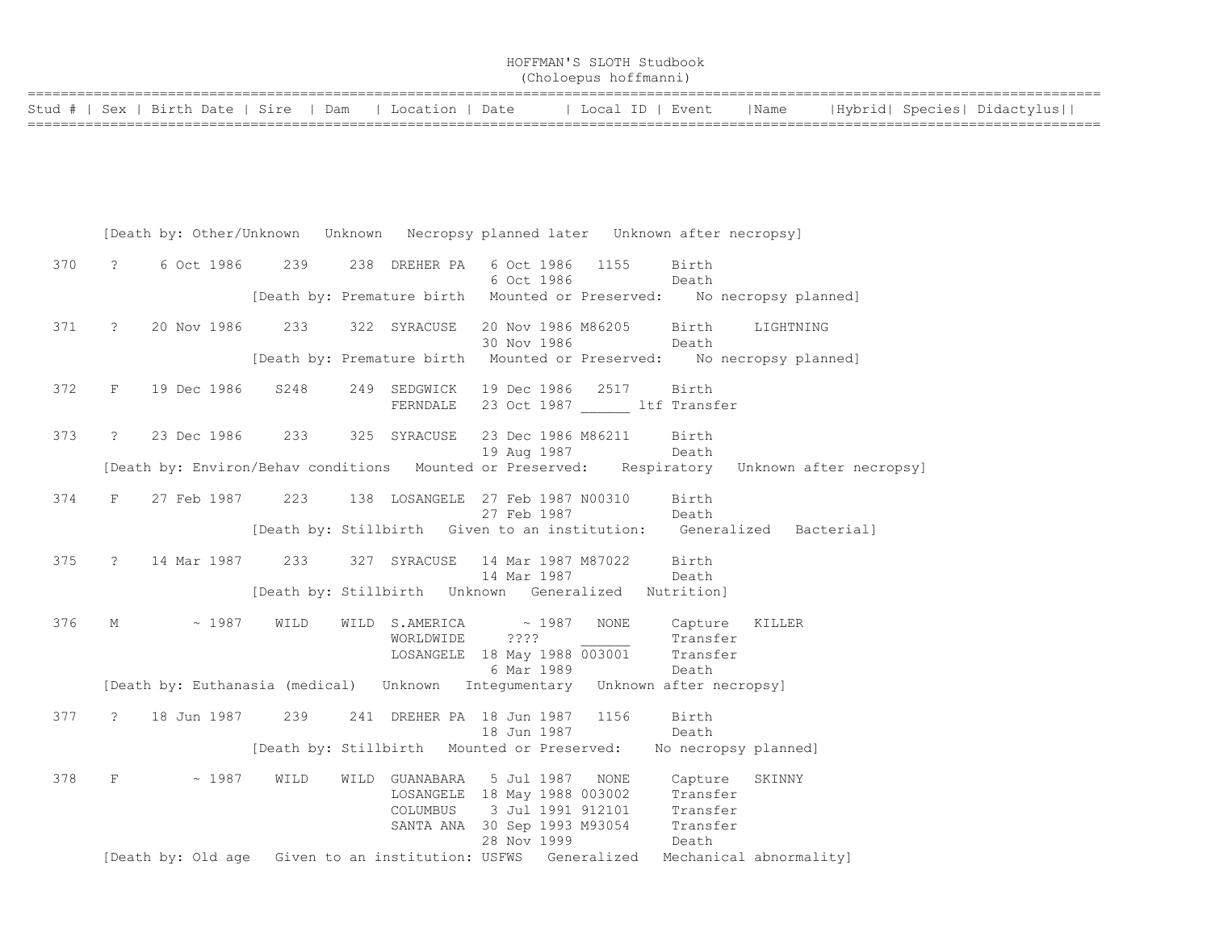HOFFMAN'S SLOTH Studbook
(Choloepus hoffmanni)

```
=====================================================================================================================================
Stud # | Sex | Birth Date | Sire  | Dam   | Location | Date      | Local ID | Event    |Name     |Hybrid| Species| Didactylus||
=====================================================================================================================================
```

```
       [Death by: Other/Unknown   Unknown   Necropsy planned later   Unknown after necropsy]

  370    ?     6 Oct 1986     239     238  DREHER PA   6 Oct 1986   1155     Birth
                                                       6 Oct 1986            Death
                     [Death by: Premature birth   Mounted or Preserved:    No necropsy planned]

  371    ?    20 Nov 1986     233     322  SYRACUSE   20 Nov 1986 M86205     Birth     LIGHTNING
                                                      30 Nov 1986            Death
                     [Death by: Premature birth   Mounted or Preserved:    No necropsy planned]

  372    F    19 Dec 1986    S248     249  SEDGWICK   19 Dec 1986   2517     Birth
                                           FERNDALE   23 Oct 1987 ______ ltf Transfer

  373    ?    23 Dec 1986     233     325  SYRACUSE   23 Dec 1986 M86211     Birth
                                                      19 Aug 1987            Death
       [Death by: Environ/Behav conditions   Mounted or Preserved:    Respiratory   Unknown after necropsy]

  374    F    27 Feb 1987     223     138  LOSANGELE  27 Feb 1987 N00310     Birth
                                                      27 Feb 1987            Death
                     [Death by: Stillbirth   Given to an institution:    Generalized   Bacterial]

  375    ?    14 Mar 1987     233     327  SYRACUSE   14 Mar 1987 M87022     Birth
                                                      14 Mar 1987            Death
                     [Death by: Stillbirth   Unknown   Generalized   Nutrition]

  376    M         ~ 1987    WILD    WILD  S.AMERICA       ~ 1987   NONE     Capture   KILLER
                                           WORLDWIDE     ????      ______    Transfer
                                           LOSANGELE  18 May 1988 003001     Transfer
                                                       6 Mar 1989            Death
       [Death by: Euthanasia (medical)   Unknown   Integumentary   Unknown after necropsy]

  377    ?    18 Jun 1987     239     241  DREHER PA  18 Jun 1987   1156     Birth
                                                      18 Jun 1987            Death
                     [Death by: Stillbirth   Mounted or Preserved:    No necropsy planned]

  378    F         ~ 1987    WILD    WILD  GUANABARA   5 Jul 1987   NONE     Capture   SKINNY
                                           LOSANGELE  18 May 1988 003002     Transfer
                                           COLUMBUS    3 Jul 1991 912101     Transfer
                                           SANTA ANA  30 Sep 1993 M93054     Transfer
                                                      28 Nov 1999            Death
       [Death by: Old age   Given to an institution: USFWS   Generalized   Mechanical abnormality]
```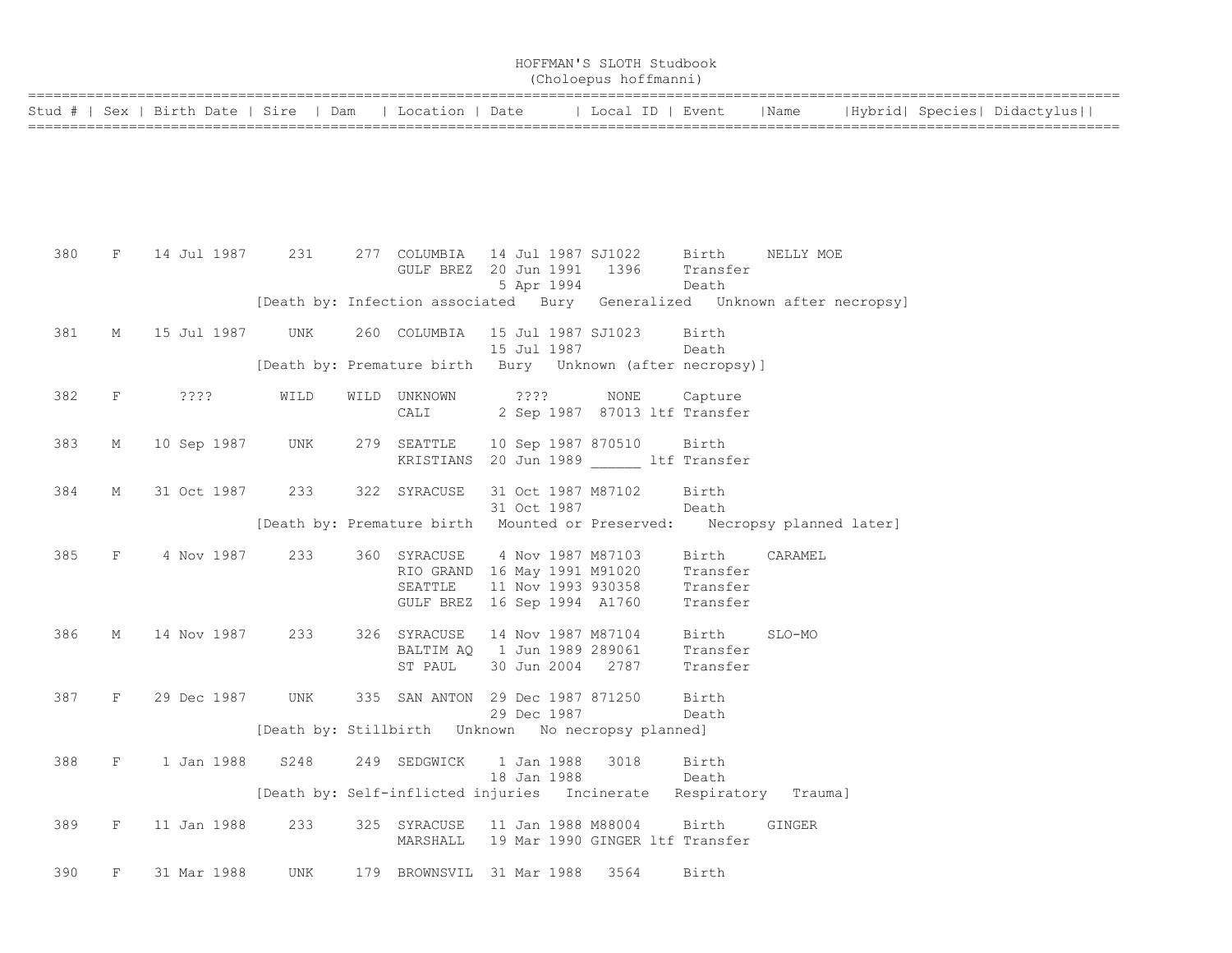HOFFMAN'S SLOTH Studbook
(Choloepus hoffmanni)

| Stud # | Sex | Birth Date | Sire | Dam | Location | Date | Local ID | Event | Name | Hybrid | Species | Didactylus |
|---|---|---|---|---|---|---|---|---|---|---|---|---|
| 380 | F | 14 Jul 1987 | 231 | 277 | COLUMBIA | 14 Jul 1987 | SJ1022 | Birth | NELLY MOE | | | |
| | | | | | GULF BREZ | 20 Jun 1991 | 1396 | Transfer | | | | |
| | | | | | | 5 Apr 1994 | | Death | | | | |
| | | | [Death by: Infection associated   Bury   Generalized   Unknown after necropsy] | | | | | | | | | |
| 381 | M | 15 Jul 1987 | UNK | 260 | COLUMBIA | 15 Jul 1987 | SJ1023 | Birth | | | | |
| | | | | | | 15 Jul 1987 | | Death | | | | |
| | | | [Death by: Premature birth   Bury   Unknown (after necropsy)] | | | | | | | | | |
| 382 | F | ???? | WILD | WILD | UNKNOWN | ???? | NONE | Capture | | | | |
| | | | | | CALI | 2 Sep 1987 | 87013 ltf | Transfer | | | | |
| 383 | M | 10 Sep 1987 | UNK | 279 | SEATTLE | 10 Sep 1987 | 870510 | Birth | | | | |
| | | | | | KRISTIANS | 20 Jun 1989 | ______ ltf | Transfer | | | | |
| 384 | M | 31 Oct 1987 | 233 | 322 | SYRACUSE | 31 Oct 1987 | M87102 | Birth | | | | |
| | | | | | | 31 Oct 1987 | | Death | | | | |
| | | | [Death by: Premature birth   Mounted or Preserved:   Necropsy planned later] | | | | | | | | | |
| 385 | F | 4 Nov 1987 | 233 | 360 | SYRACUSE | 4 Nov 1987 | M87103 | Birth | CARAMEL | | | |
| | | | | | RIO GRAND | 16 May 1991 | M91020 | Transfer | | | | |
| | | | | | SEATTLE | 11 Nov 1993 | 930358 | Transfer | | | | |
| | | | | | GULF BREZ | 16 Sep 1994 | A1760 | Transfer | | | | |
| 386 | M | 14 Nov 1987 | 233 | 326 | SYRACUSE | 14 Nov 1987 | M87104 | Birth | SLO-MO | | | |
| | | | | | BALTIM AQ | 1 Jun 1989 | 289061 | Transfer | | | | |
| | | | | | ST PAUL | 30 Jun 2004 | 2787 | Transfer | | | | |
| 387 | F | 29 Dec 1987 | UNK | 335 | SAN ANTON | 29 Dec 1987 | 871250 | Birth | | | | |
| | | | | | | 29 Dec 1987 | | Death | | | | |
| | | | [Death by: Stillbirth   Unknown   No necropsy planned] | | | | | | | | | |
| 388 | F | 1 Jan 1988 | S248 | 249 | SEDGWICK | 1 Jan 1988 | 3018 | Birth | | | | |
| | | | | | | 18 Jan 1988 | | Death | | | | |
| | | | [Death by: Self-inflicted injuries   Incinerate   Respiratory   Trauma] | | | | | | | | | |
| 389 | F | 11 Jan 1988 | 233 | 325 | SYRACUSE | 11 Jan 1988 | M88004 | Birth | GINGER | | | |
| | | | | | MARSHALL | 19 Mar 1990 | GINGER ltf | Transfer | | | | |
| 390 | F | 31 Mar 1988 | UNK | 179 | BROWNSVIL | 31 Mar 1988 | 3564 | Birth | | | | |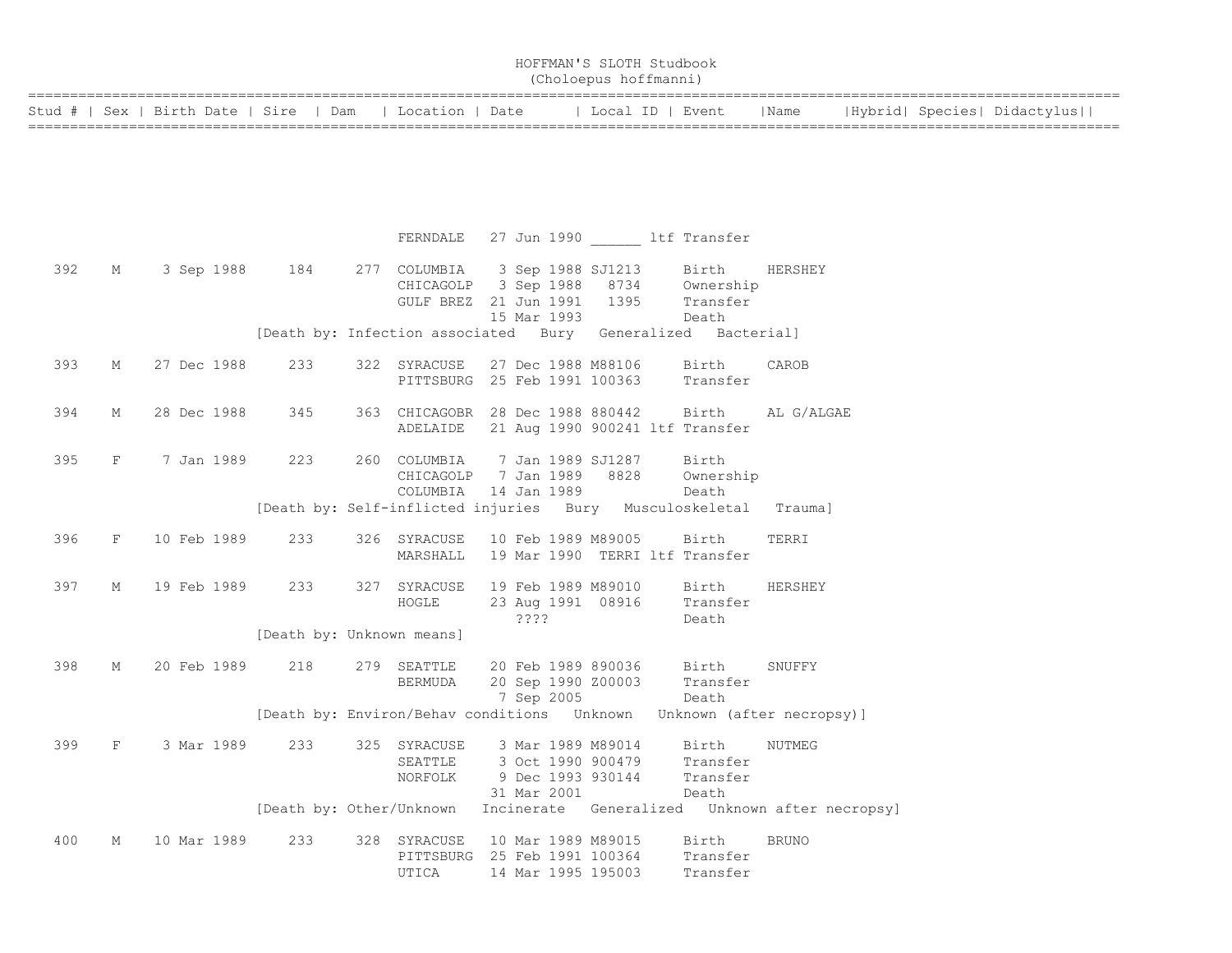# HOFFMAN'S SLOTH Studbook
## (Choloepus hoffmanni)

| Stud # | Sex | Birth Date | Sire | Dam | Location | Date | Local ID | Event | Name | Hybrid | Species | Didactylus |
|---|---|---|---|---|---|---|---|---|---|---|---|---|
| | | | | | FERNDALE | 27 Jun 1990 | ______ ltf | Transfer | | | | |
| 392 | M | 3 Sep 1988 | 184 | 277 | COLUMBIA | 3 Sep 1988 | SJ1213 | Birth | HERSHEY | | | |
| | | | | | CHICAGOLP | 3 Sep 1988 | 8734 | Ownership | | | | |
| | | | | | GULF BREZ | 21 Jun 1991 | 1395 | Transfer | | | | |
| | | | | | | 15 Mar 1993 | | Death | | | | |
| | | | [Death by: Infection associated Bury Generalized Bacterial] | | | | | | | | | |
| 393 | M | 27 Dec 1988 | 233 | 322 | SYRACUSE | 27 Dec 1988 | M88106 | Birth | CAROB | | | |
| | | | | | PITTSBURG | 25 Feb 1991 | 100363 | Transfer | | | | |
| 394 | M | 28 Dec 1988 | 345 | 363 | CHICAGOBR | 28 Dec 1988 | 880442 | Birth | AL G/ALGAE | | | |
| | | | | | ADELAIDE | 21 Aug 1990 | 900241 ltf | Transfer | | | | |
| 395 | F | 7 Jan 1989 | 223 | 260 | COLUMBIA | 7 Jan 1989 | SJ1287 | Birth | | | | |
| | | | | | CHICAGOLP | 7 Jan 1989 | 8828 | Ownership | | | | |
| | | | | | COLUMBIA | 14 Jan 1989 | | Death | | | | |
| | | | [Death by: Self-inflicted injuries Bury Musculoskeletal Trauma] | | | | | | | | | |
| 396 | F | 10 Feb 1989 | 233 | 326 | SYRACUSE | 10 Feb 1989 | M89005 | Birth | TERRI | | | |
| | | | | | MARSHALL | 19 Mar 1990 | TERRI ltf | Transfer | | | | |
| 397 | M | 19 Feb 1989 | 233 | 327 | SYRACUSE | 19 Feb 1989 | M89010 | Birth | HERSHEY | | | |
| | | | | | HOGLE | 23 Aug 1991 | 08916 | Transfer | | | | |
| | | | | | | ???? | | Death | | | | |
| | | | [Death by: Unknown means] | | | | | | | | | |
| 398 | M | 20 Feb 1989 | 218 | 279 | SEATTLE | 20 Feb 1989 | 890036 | Birth | SNUFFY | | | |
| | | | | | BERMUDA | 20 Sep 1990 | Z00003 | Transfer | | | | |
| | | | | | | 7 Sep 2005 | | Death | | | | |
| | | | [Death by: Environ/Behav conditions Unknown Unknown (after necropsy)] | | | | | | | | | |
| 399 | F | 3 Mar 1989 | 233 | 325 | SYRACUSE | 3 Mar 1989 | M89014 | Birth | NUTMEG | | | |
| | | | | | SEATTLE | 3 Oct 1990 | 900479 | Transfer | | | | |
| | | | | | NORFOLK | 9 Dec 1993 | 930144 | Transfer | | | | |
| | | | | | | 31 Mar 2001 | | Death | | | | |
| | | | [Death by: Other/Unknown Incinerate Generalized Unknown after necropsy] | | | | | | | | | |
| 400 | M | 10 Mar 1989 | 233 | 328 | SYRACUSE | 10 Mar 1989 | M89015 | Birth | BRUNO | | | |
| | | | | | PITTSBURG | 25 Feb 1991 | 100364 | Transfer | | | | |
| | | | | | UTICA | 14 Mar 1995 | 195003 | Transfer | | | | |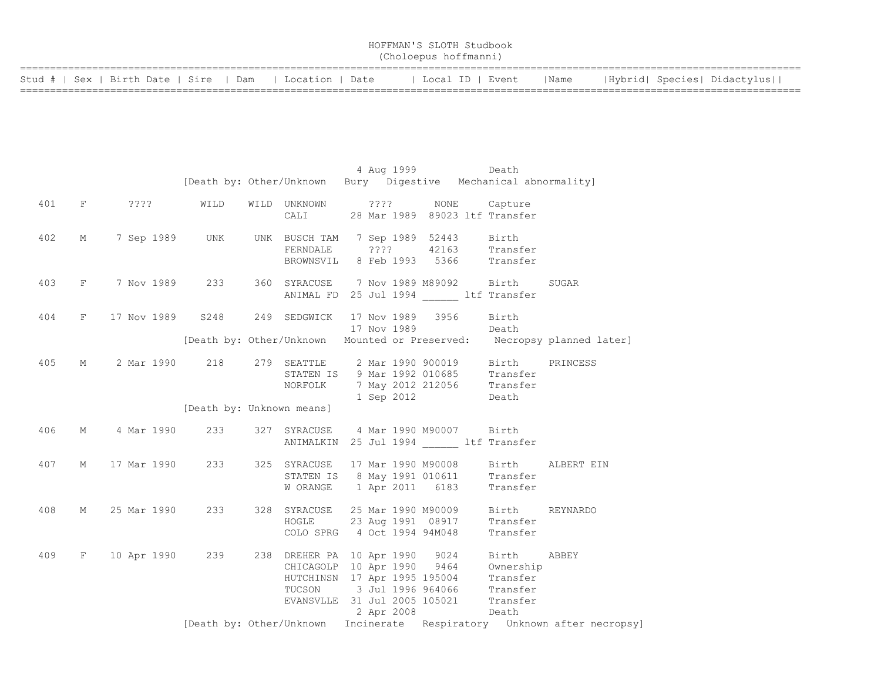# HOFFMAN'S SLOTH Studbook
## (Choloepus hoffmanni)

| Stud # | Sex | Birth Date | Sire | Dam | Location | Date | Local ID | Event | Name | Hybrid | Species | Didactylus |
|---|---|---|---|---|---|---|---|---|---|---|---|---|
| | | | | | | 4 Aug 1999 | | Death | | | | |
| | | | [Death by: Other/Unknown | Bury | Digestive | Mechanical abnormality] | | | | | | |
| 401 | F | ???? | WILD | WILD | UNKNOWN | ???? | NONE | Capture | | | | |
| | | | | | CALI | 28 Mar 1989 | 89023 ltf | Transfer | | | | |
| 402 | M | 7 Sep 1989 | UNK | UNK | BUSCH TAM | 7 Sep 1989 | 52443 | Birth | | | | |
| | | | | | FERNDALE | ???? | 42163 | Transfer | | | | |
| | | | | | BROWNSVIL | 8 Feb 1993 | 5366 | Transfer | | | | |
| 403 | F | 7 Nov 1989 | 233 | 360 | SYRACUSE | 7 Nov 1989 | M89092 | Birth | SUGAR | | | |
| | | | | | ANIMAL FD | 25 Jul 1994 | ______ ltf | Transfer | | | | |
| 404 | F | 17 Nov 1989 | S248 | 249 | SEDGWICK | 17 Nov 1989 | 3956 | Birth | | | | |
| | | | | | | 17 Nov 1989 | | Death | | | | |
| | | | [Death by: Other/Unknown | Mounted or Preserved: | Necropsy planned later] | | | | | | | |
| 405 | M | 2 Mar 1990 | 218 | 279 | SEATTLE | 2 Mar 1990 | 900019 | Birth | PRINCESS | | | |
| | | | | | STATEN IS | 9 Mar 1992 | 010685 | Transfer | | | | |
| | | | | | NORFOLK | 7 May 2012 | 212056 | Transfer | | | | |
| | | | | | | 1 Sep 2012 | | Death | | | | |
| | | | [Death by: Unknown means] | | | | | | | | | |
| 406 | M | 4 Mar 1990 | 233 | 327 | SYRACUSE | 4 Mar 1990 | M90007 | Birth | | | | |
| | | | | | ANIMALKIN | 25 Jul 1994 | ______ ltf | Transfer | | | | |
| 407 | M | 17 Mar 1990 | 233 | 325 | SYRACUSE | 17 Mar 1990 | M90008 | Birth | ALBERT EIN | | | |
| | | | | | STATEN IS | 8 May 1991 | 010611 | Transfer | | | | |
| | | | | | W ORANGE | 1 Apr 2011 | 6183 | Transfer | | | | |
| 408 | M | 25 Mar 1990 | 233 | 328 | SYRACUSE | 25 Mar 1990 | M90009 | Birth | REYNARDO | | | |
| | | | | | HOGLE | 23 Aug 1991 | 08917 | Transfer | | | | |
| | | | | | COLO SPRG | 4 Oct 1994 | 94M048 | Transfer | | | | |
| 409 | F | 10 Apr 1990 | 239 | 238 | DREHER PA | 10 Apr 1990 | 9024 | Birth | ABBEY | | | |
| | | | | | CHICAGOLP | 10 Apr 1990 | 9464 | Ownership | | | | |
| | | | | | HUTCHINSN | 17 Apr 1995 | 195004 | Transfer | | | | |
| | | | | | TUCSON | 3 Jul 1996 | 964066 | Transfer | | | | |
| | | | | | EVANSVLLE | 31 Jul 2005 | 105021 | Transfer | | | | |
| | | | | | | 2 Apr 2008 | | Death | | | | |
| | | | [Death by: Other/Unknown | Incinerate | Respiratory | Unknown after necropsy] | | | | | | |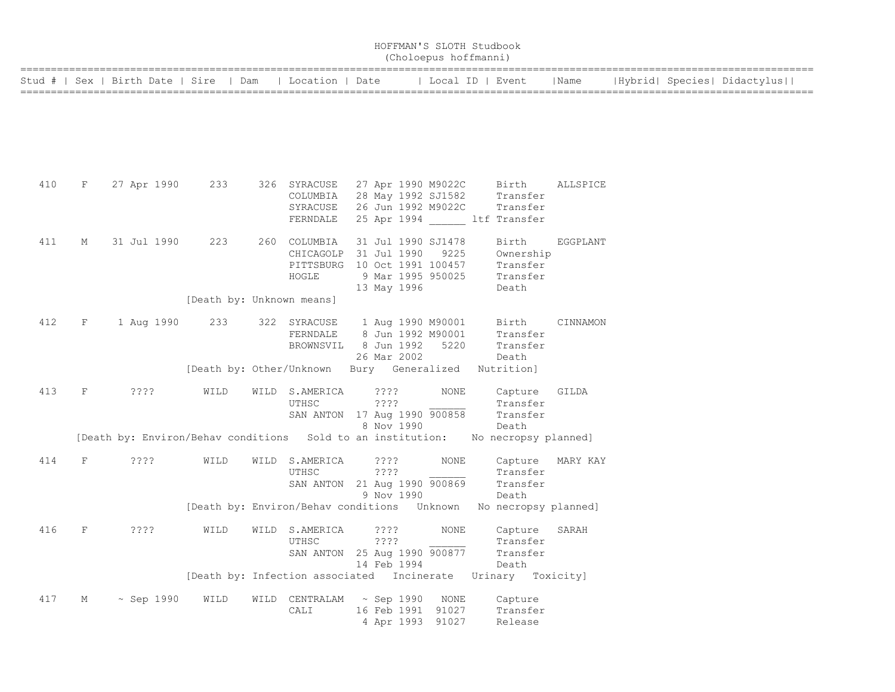# HOFFMAN'S SLOTH Studbook
(Choloepus hoffmanni)

| Stud # | Sex | Birth Date | Sire | Dam | Location | Date | Local ID | Event | Name | Hybrid | Species | Didactylus |
|---|---|---|---|---|---|---|---|---|---|---|---|---|
| 410 | F | 27 Apr 1990 | 233 | 326 | SYRACUSE | 27 Apr 1990 | M9022C | Birth | ALLSPICE | | | |
| | | | | | COLUMBIA | 28 May 1992 | SJ1582 | Transfer | | | | |
| | | | | | SYRACUSE | 26 Jun 1992 | M9022C | Transfer | | | | |
| | | | | | FERNDALE | 25 Apr 1994 | ______ ltf | Transfer | | | | |
| 411 | M | 31 Jul 1990 | 223 | 260 | COLUMBIA | 31 Jul 1990 | SJ1478 | Birth | EGGPLANT | | | |
| | | | | | CHICAGOLP | 31 Jul 1990 | 9225 | Ownership | | | | |
| | | | | | PITTSBURG | 10 Oct 1991 | 100457 | Transfer | | | | |
| | | | | | HOGLE | 9 Mar 1995 | 950025 | Transfer | | | | |
| | | | | | | 13 May 1996 | | Death | | | | |
| | | | [Death by: Unknown means] | | | | | | | | | |
| 412 | F | 1 Aug 1990 | 233 | 322 | SYRACUSE | 1 Aug 1990 | M90001 | Birth | CINNAMON | | | |
| | | | | | FERNDALE | 8 Jun 1992 | M90001 | Transfer | | | | |
| | | | | | BROWNSVIL | 8 Jun 1992 | 5220 | Transfer | | | | |
| | | | | | | 26 Mar 2002 | | Death | | | | |
| | | | [Death by: Other/Unknown Bury Generalized Nutrition] | | | | | | | | | |
| 413 | F | ???? | WILD | WILD | S.AMERICA | ???? | NONE | Capture | GILDA | | | |
| | | | | | UTHSC | ???? | ______ | Transfer | | | | |
| | | | | | SAN ANTON | 17 Aug 1990 | 900858 | Transfer | | | | |
| | | | | | | 8 Nov 1990 | | Death | | | | |
| | | [Death by: Environ/Behav conditions Sold to an institution: No necropsy planned] | | | | | | | | | | |
| 414 | F | ???? | WILD | WILD | S.AMERICA | ???? | NONE | Capture | MARY KAY | | | |
| | | | | | UTHSC | ???? | ______ | Transfer | | | | |
| | | | | | SAN ANTON | 21 Aug 1990 | 900869 | Transfer | | | | |
| | | | | | | 9 Nov 1990 | | Death | | | | |
| | | | [Death by: Environ/Behav conditions Unknown No necropsy planned] | | | | | | | | | |
| 416 | F | ???? | WILD | WILD | S.AMERICA | ???? | NONE | Capture | SARAH | | | |
| | | | | | UTHSC | ???? | ______ | Transfer | | | | |
| | | | | | SAN ANTON | 25 Aug 1990 | 900877 | Transfer | | | | |
| | | | | | | 14 Feb 1994 | | Death | | | | |
| | | | [Death by: Infection associated Incinerate Urinary Toxicity] | | | | | | | | | |
| 417 | M | ~ Sep 1990 | WILD | WILD | CENTRALAM | ~ Sep 1990 | NONE | Capture | | | | |
| | | | | | CALI | 16 Feb 1991 | 91027 | Transfer | | | | |
| | | | | | | 4 Apr 1993 | 91027 | Release | | | | |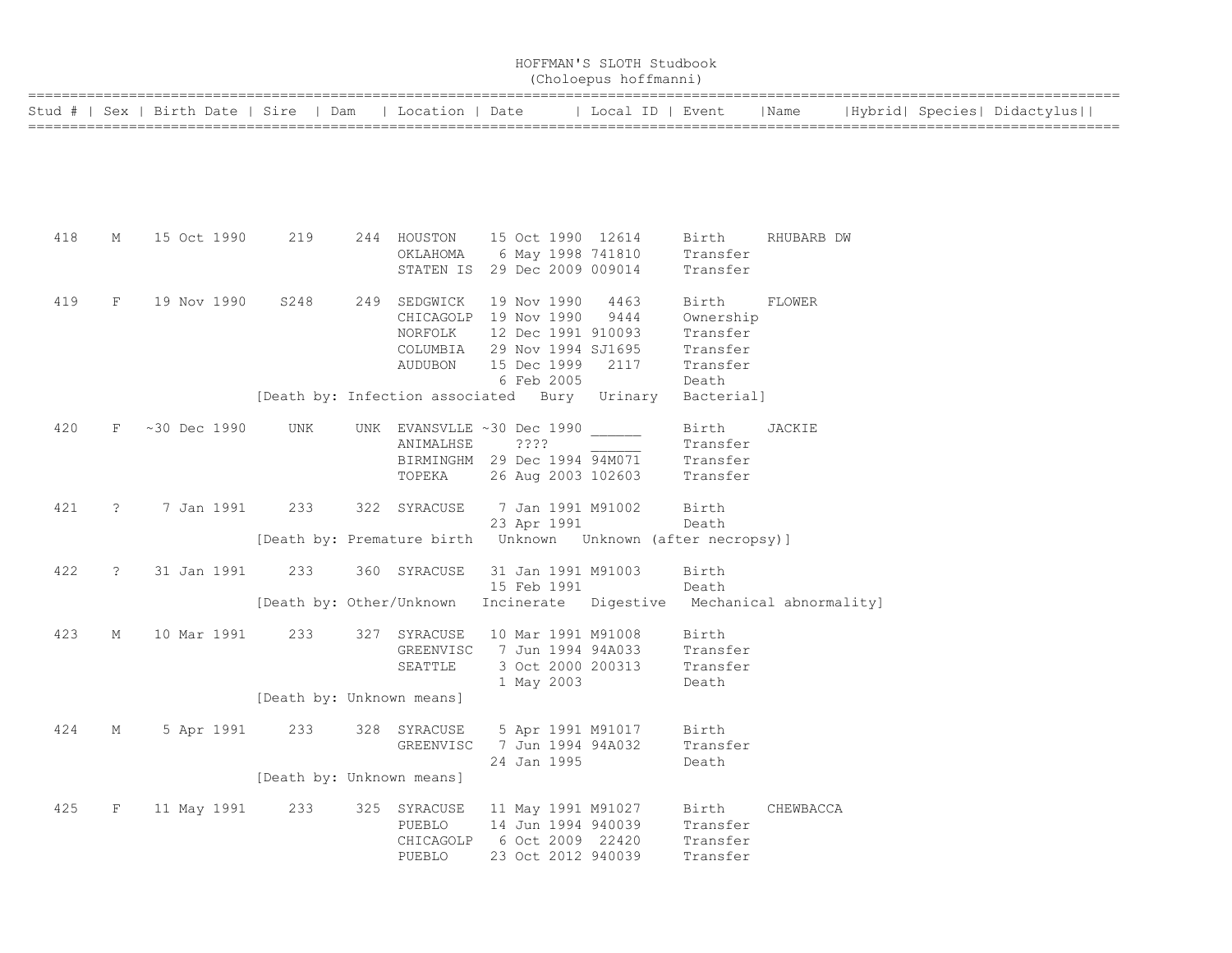# HOFFMAN'S SLOTH Studbook
## (Choloepus hoffmanni)

| Stud # | Sex | Birth Date | Sire | Dam | Location | Date | Local ID | Event | Name | Hybrid | Species | Didactylus |
|---|---|---|---|---|---|---|---|---|---|---|---|---|
| 418 | M | 15 Oct 1990 | 219 | 244 | HOUSTON | 15 Oct 1990 | 12614 | Birth | RHUBARB DW | | | |
| | | | | | OKLAHOMA | 6 May 1998 | 741810 | Transfer | | | | |
| | | | | | STATEN IS | 29 Dec 2009 | 009014 | Transfer | | | | |
| 419 | F | 19 Nov 1990 | S248 | 249 | SEDGWICK | 19 Nov 1990 | 4463 | Birth | FLOWER | | | |
| | | | | | CHICAGOLP | 19 Nov 1990 | 9444 | Ownership | | | | |
| | | | | | NORFOLK | 12 Dec 1991 | 910093 | Transfer | | | | |
| | | | | | COLUMBIA | 29 Nov 1994 | SJ1695 | Transfer | | | | |
| | | | | | AUDUBON | 15 Dec 1999 | 2117 | Transfer | | | | |
| | | | | | | 6 Feb 2005 | | Death | | | | |
| | | | [Death by: Infection associated Bury Urinary Bacterial] | | | | | | | | | |
| 420 | F | ~30 Dec 1990 | UNK | UNK | EVANSVLLE | ~30 Dec 1990 | ______ | Birth | JACKIE | | | |
| | | | | | ANIMALHSE | ???? | ______ | Transfer | | | | |
| | | | | | BIRMINGHM | 29 Dec 1994 | 94M071 | Transfer | | | | |
| | | | | | TOPEKA | 26 Aug 2003 | 102603 | Transfer | | | | |
| 421 | ? | 7 Jan 1991 | 233 | 322 | SYRACUSE | 7 Jan 1991 | M91002 | Birth | | | | |
| | | | | | | 23 Apr 1991 | | Death | | | | |
| | | | [Death by: Premature birth Unknown Unknown (after necropsy)] | | | | | | | | | |
| 422 | ? | 31 Jan 1991 | 233 | 360 | SYRACUSE | 31 Jan 1991 | M91003 | Birth | | | | |
| | | | | | | 15 Feb 1991 | | Death | | | | |
| | | | [Death by: Other/Unknown Incinerate Digestive Mechanical abnormality] | | | | | | | | | |
| 423 | M | 10 Mar 1991 | 233 | 327 | SYRACUSE | 10 Mar 1991 | M91008 | Birth | | | | |
| | | | | | GREENVISC | 7 Jun 1994 | 94A033 | Transfer | | | | |
| | | | | | SEATTLE | 3 Oct 2000 | 200313 | Transfer | | | | |
| | | | | | | 1 May 2003 | | Death | | | | |
| | | | [Death by: Unknown means] | | | | | | | | | |
| 424 | M | 5 Apr 1991 | 233 | 328 | SYRACUSE | 5 Apr 1991 | M91017 | Birth | | | | |
| | | | | | GREENVISC | 7 Jun 1994 | 94A032 | Transfer | | | | |
| | | | | | | 24 Jan 1995 | | Death | | | | |
| | | | [Death by: Unknown means] | | | | | | | | | |
| 425 | F | 11 May 1991 | 233 | 325 | SYRACUSE | 11 May 1991 | M91027 | Birth | CHEWBACCA | | | |
| | | | | | PUEBLO | 14 Jun 1994 | 940039 | Transfer | | | | |
| | | | | | CHICAGOLP | 6 Oct 2009 | 22420 | Transfer | | | | |
| | | | | | PUEBLO | 23 Oct 2012 | 940039 | Transfer | | | | |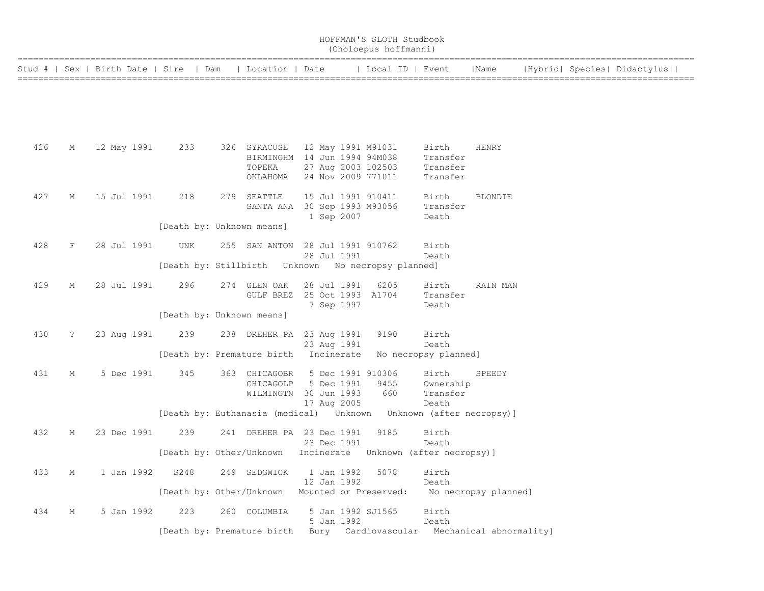# HOFFMAN'S SLOTH Studbook
## (Choloepus hoffmanni)

| Stud # | Sex | Birth Date | Sire | Dam | Location | Date | Local ID | Event | Name | Hybrid | Species | Didactylus |
|---|---|---|---|---|---|---|---|---|---|---|---|---|
| 426 | M | 12 May 1991 | 233 | 326 | SYRACUSE | 12 May 1991 | M91031 | Birth | HENRY | | | |
| | | | | | BIRMINGHM | 14 Jun 1994 | 94M038 | Transfer | | | | |
| | | | | | TOPEKA | 27 Aug 2003 | 102503 | Transfer | | | | |
| | | | | | OKLAHOMA | 24 Nov 2009 | 771011 | Transfer | | | | |
| 427 | M | 15 Jul 1991 | 218 | 279 | SEATTLE | 15 Jul 1991 | 910411 | Birth | BLONDIE | | | |
| | | | | | SANTA ANA | 30 Sep 1993 | M93056 | Transfer | | | | |
| | | | | | | 1 Sep 2007 | | Death | | | | |
| | | | [Death by: Unknown means] | | | | | | | | | |
| 428 | F | 28 Jul 1991 | UNK | 255 | SAN ANTON | 28 Jul 1991 | 910762 | Birth | | | | |
| | | | | | | 28 Jul 1991 | | Death | | | | |
| | | | [Death by: Stillbirth   Unknown   No necropsy planned] | | | | | | | | | |
| 429 | M | 28 Jul 1991 | 296 | 274 | GLEN OAK | 28 Jul 1991 | 6205 | Birth | RAIN MAN | | | |
| | | | | | GULF BREZ | 25 Oct 1993 | A1704 | Transfer | | | | |
| | | | | | | 7 Sep 1997 | | Death | | | | |
| | | | [Death by: Unknown means] | | | | | | | | | |
| 430 | ? | 23 Aug 1991 | 239 | 238 | DREHER PA | 23 Aug 1991 | 9190 | Birth | | | | |
| | | | | | | 23 Aug 1991 | | Death | | | | |
| | | | [Death by: Premature birth   Incinerate   No necropsy planned] | | | | | | | | | |
| 431 | M | 5 Dec 1991 | 345 | 363 | CHICAGOBR | 5 Dec 1991 | 910306 | Birth | SPEEDY | | | |
| | | | | | CHICAGOLP | 5 Dec 1991 | 9455 | Ownership | | | | |
| | | | | | WILMINGTN | 30 Jun 1993 | 660 | Transfer | | | | |
| | | | | | | 17 Aug 2005 | | Death | | | | |
| | | | [Death by: Euthanasia (medical)   Unknown   Unknown (after necropsy)] | | | | | | | | | |
| 432 | M | 23 Dec 1991 | 239 | 241 | DREHER PA | 23 Dec 1991 | 9185 | Birth | | | | |
| | | | | | | 23 Dec 1991 | | Death | | | | |
| | | | [Death by: Other/Unknown   Incinerate   Unknown (after necropsy)] | | | | | | | | | |
| 433 | M | 1 Jan 1992 | S248 | 249 | SEDGWICK | 1 Jan 1992 | 5078 | Birth | | | | |
| | | | | | | 12 Jan 1992 | | Death | | | | |
| | | | [Death by: Other/Unknown   Mounted or Preserved:   No necropsy planned] | | | | | | | | | |
| 434 | M | 5 Jan 1992 | 223 | 260 | COLUMBIA | 5 Jan 1992 | SJ1565 | Birth | | | | |
| | | | | | | 5 Jan 1992 | | Death | | | | |
| | | | [Death by: Premature birth   Bury   Cardiovascular   Mechanical abnormality] | | | | | | | | | |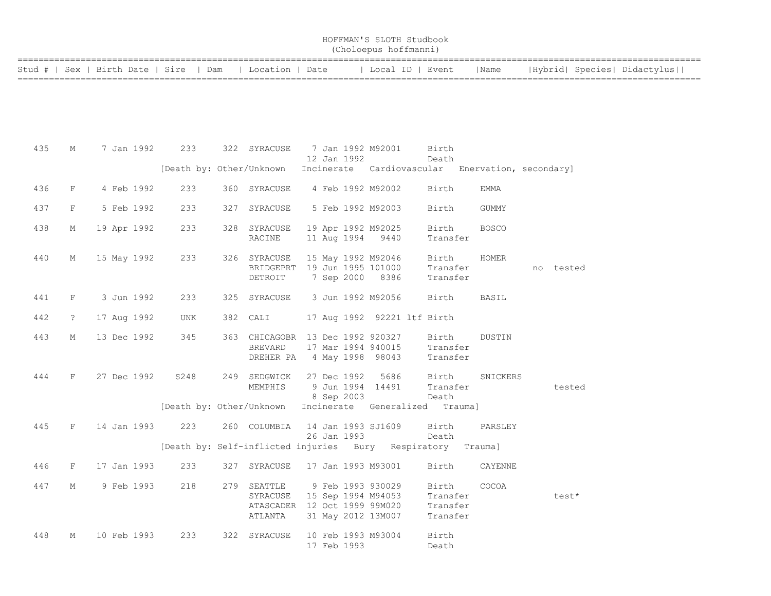# HOFFMAN'S SLOTH Studbook
(Choloepus hoffmanni)

| Stud # | Sex | Birth Date | Sire | Dam | Location | Date | Local ID | Event | Name | Hybrid | Species | Didactylus |
|---|---|---|---|---|---|---|---|---|---|---|---|---|
| 435 | M | 7 Jan 1992 | 233 | 322 | SYRACUSE | 7 Jan 1992 | M92001 | Birth | | | | |
| | | | | | | 12 Jan 1992 | | Death | | | | |
| | | | [Death by: Other/Unknown Incinerate Cardiovascular Enervation, secondary] | | | | | | | | | |
| 436 | F | 4 Feb 1992 | 233 | 360 | SYRACUSE | 4 Feb 1992 | M92002 | Birth | EMMA | | | |
| 437 | F | 5 Feb 1992 | 233 | 327 | SYRACUSE | 5 Feb 1992 | M92003 | Birth | GUMMY | | | |
| 438 | M | 19 Apr 1992 | 233 | 328 | SYRACUSE | 19 Apr 1992 | M92025 | Birth | BOSCO | | | |
| | | | | | RACINE | 11 Aug 1994 | 9440 | Transfer | | | | |
| 440 | M | 15 May 1992 | 233 | 326 | SYRACUSE | 15 May 1992 | M92046 | Birth | HOMER | | | |
| | | | | | BRIDGEPRT | 19 Jun 1995 | 101000 | Transfer | | no | tested | |
| | | | | | DETROIT | 7 Sep 2000 | 8386 | Transfer | | | | |
| 441 | F | 3 Jun 1992 | 233 | 325 | SYRACUSE | 3 Jun 1992 | M92056 | Birth | BASIL | | | |
| 442 | ? | 17 Aug 1992 | UNK | 382 | CALI | 17 Aug 1992 | 92221 ltf | Birth | | | | |
| 443 | M | 13 Dec 1992 | 345 | 363 | CHICAGOBR | 13 Dec 1992 | 920327 | Birth | DUSTIN | | | |
| | | | | | BREVARD | 17 Mar 1994 | 940015 | Transfer | | | | |
| | | | | | DREHER PA | 4 May 1998 | 98043 | Transfer | | | | |
| 444 | F | 27 Dec 1992 | S248 | 249 | SEDGWICK | 27 Dec 1992 | 5686 | Birth | SNICKERS | | | |
| | | | | | MEMPHIS | 9 Jun 1994 | 14491 | Transfer | | | tested | |
| | | | | | | 8 Sep 2003 | | Death | | | | |
| | | | [Death by: Other/Unknown Incinerate Generalized Trauma] | | | | | | | | | |
| 445 | F | 14 Jan 1993 | 223 | 260 | COLUMBIA | 14 Jan 1993 | SJ1609 | Birth | PARSLEY | | | |
| | | | | | | 26 Jan 1993 | | Death | | | | |
| | | | [Death by: Self-inflicted injuries Bury Respiratory Trauma] | | | | | | | | | |
| 446 | F | 17 Jan 1993 | 233 | 327 | SYRACUSE | 17 Jan 1993 | M93001 | Birth | CAYENNE | | | |
| 447 | M | 9 Feb 1993 | 218 | 279 | SEATTLE | 9 Feb 1993 | 930029 | Birth | COCOA | | | |
| | | | | | SYRACUSE | 15 Sep 1994 | M94053 | Transfer | | | test* | |
| | | | | | ATASCADER | 12 Oct 1999 | 99M020 | Transfer | | | | |
| | | | | | ATLANTA | 31 May 2012 | 13M007 | Transfer | | | | |
| 448 | M | 10 Feb 1993 | 233 | 322 | SYRACUSE | 10 Feb 1993 | M93004 | Birth | | | | |
| | | | | | | 17 Feb 1993 | | Death | | | | |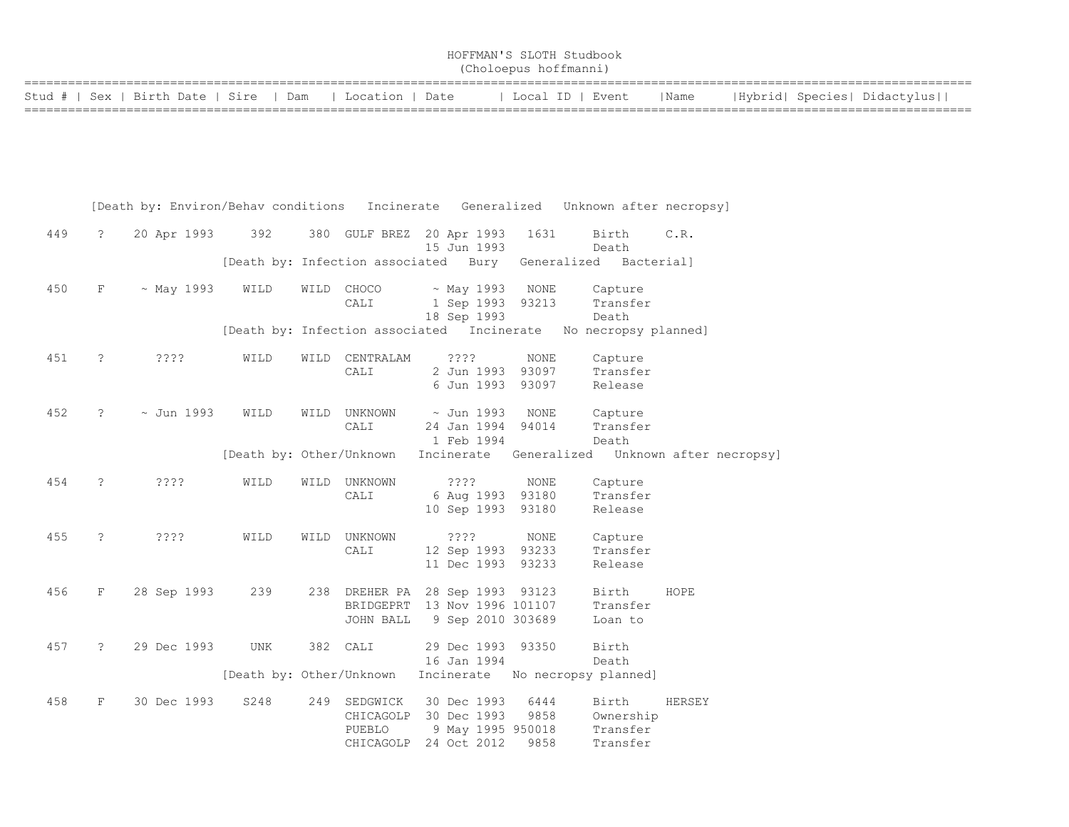# HOFFMAN'S SLOTH Studbook
## (Choloepus hoffmanni)

| Stud # | Sex | Birth Date | Sire | Dam | Location | Date | Local ID | Event | Name | Hybrid | Species | Didactylus |
|---|---|---|---|---|---|---|---|---|---|---|---|---|
| | | [Death by: Environ/Behav conditions Incinerate Generalized Unknown after necropsy] | | | | | | | | | | |
| 449 | ? | 20 Apr 1993 | 392 | 380 | GULF BREZ | 20 Apr 1993 | 1631 | Birth | C.R. | | | |
| | | | | | | 15 Jun 1993 | | Death | | | | |
| | | | [Death by: Infection associated Bury Generalized Bacterial] | | | | | | | | | |
| 450 | F | ~ May 1993 | WILD | WILD | CHOCO | ~ May 1993 | NONE | Capture | | | | |
| | | | | | CALI | 1 Sep 1993 | 93213 | Transfer | | | | |
| | | | | | | 18 Sep 1993 | | Death | | | | |
| | | | [Death by: Infection associated Incinerate No necropsy planned] | | | | | | | | | |
| 451 | ? | ???? | WILD | WILD | CENTRALAM | ???? | NONE | Capture | | | | |
| | | | | | CALI | 2 Jun 1993 | 93097 | Transfer | | | | |
| | | | | | | 6 Jun 1993 | 93097 | Release | | | | |
| 452 | ? | ~ Jun 1993 | WILD | WILD | UNKNOWN | ~ Jun 1993 | NONE | Capture | | | | |
| | | | | | CALI | 24 Jan 1994 | 94014 | Transfer | | | | |
| | | | | | | 1 Feb 1994 | | Death | | | | |
| | | | [Death by: Other/Unknown Incinerate Generalized Unknown after necropsy] | | | | | | | | | |
| 454 | ? | ???? | WILD | WILD | UNKNOWN | ???? | NONE | Capture | | | | |
| | | | | | CALI | 6 Aug 1993 | 93180 | Transfer | | | | |
| | | | | | | 10 Sep 1993 | 93180 | Release | | | | |
| 455 | ? | ???? | WILD | WILD | UNKNOWN | ???? | NONE | Capture | | | | |
| | | | | | CALI | 12 Sep 1993 | 93233 | Transfer | | | | |
| | | | | | | 11 Dec 1993 | 93233 | Release | | | | |
| 456 | F | 28 Sep 1993 | 239 | 238 | DREHER PA | 28 Sep 1993 | 93123 | Birth | HOPE | | | |
| | | | | | BRIDGEPRT | 13 Nov 1996 | 101107 | Transfer | | | | |
| | | | | | JOHN BALL | 9 Sep 2010 | 303689 | Loan to | | | | |
| 457 | ? | 29 Dec 1993 | UNK | 382 | CALI | 29 Dec 1993 | 93350 | Birth | | | | |
| | | | | | | 16 Jan 1994 | | Death | | | | |
| | | | [Death by: Other/Unknown Incinerate No necropsy planned] | | | | | | | | | |
| 458 | F | 30 Dec 1993 | S248 | 249 | SEDGWICK | 30 Dec 1993 | 6444 | Birth | HERSEY | | | |
| | | | | | CHICAGOLP | 30 Dec 1993 | 9858 | Ownership | | | | |
| | | | | | PUEBLO | 9 May 1995 | 950018 | Transfer | | | | |
| | | | | | CHICAGOLP | 24 Oct 2012 | 9858 | Transfer | | | | |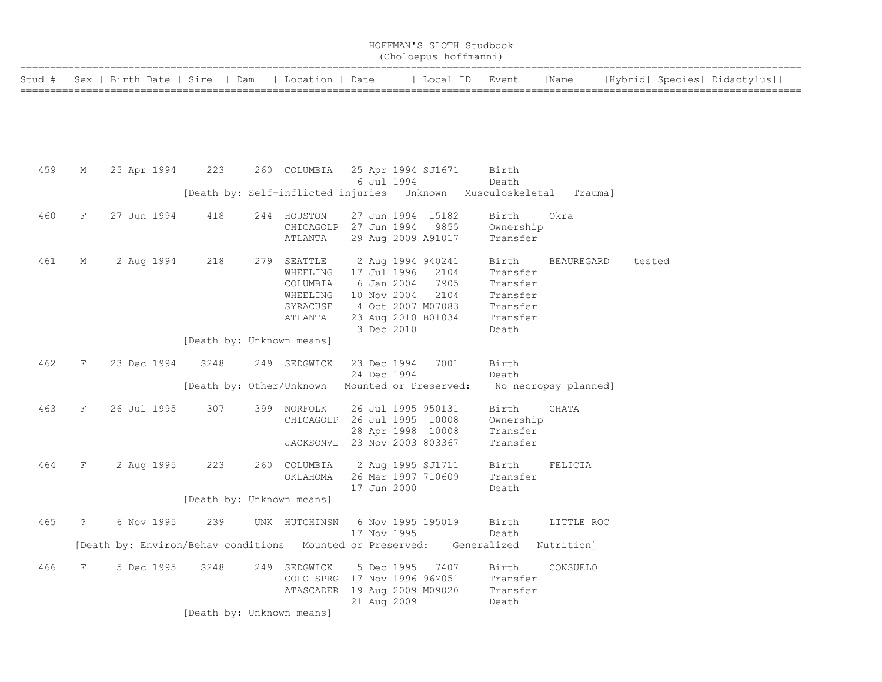# HOFFMAN'S SLOTH Studbook
## (Choloepus hoffmanni)

| Stud # | Sex | Birth Date | Sire | Dam | Location | Date | Local ID | Event | Name | Hybrid | Species | Didactylus |
|---|---|---|---|---|---|---|---|---|---|---|---|---|
| 459 | M | 25 Apr 1994 | 223 | 260 | COLUMBIA | 25 Apr 1994 | SJ1671 | Birth | | | | |
| | | | | | | 6 Jul 1994 | | Death | | | | |
| | | | [Death by: Self-inflicted injuries Unknown Musculoskeletal Trauma] | | | | | | | | | |
| 460 | F | 27 Jun 1994 | 418 | 244 | HOUSTON | 27 Jun 1994 | 15182 | Birth | Okra | | | |
| | | | | | CHICAGOLP | 27 Jun 1994 | 9855 | Ownership | | | | |
| | | | | | ATLANTA | 29 Aug 2009 | A91017 | Transfer | | | | |
| 461 | M | 2 Aug 1994 | 218 | 279 | SEATTLE | 2 Aug 1994 | 940241 | Birth | BEAUREGARD | tested | | |
| | | | | | WHEELING | 17 Jul 1996 | 2104 | Transfer | | | | |
| | | | | | COLUMBIA | 6 Jan 2004 | 7905 | Transfer | | | | |
| | | | | | WHEELING | 10 Nov 2004 | 2104 | Transfer | | | | |
| | | | | | SYRACUSE | 4 Oct 2007 | M07083 | Transfer | | | | |
| | | | | | ATLANTA | 23 Aug 2010 | B01034 | Transfer | | | | |
| | | | | | | 3 Dec 2010 | | Death | | | | |
| | | | [Death by: Unknown means] | | | | | | | | | |
| 462 | F | 23 Dec 1994 | S248 | 249 | SEDGWICK | 23 Dec 1994 | 7001 | Birth | | | | |
| | | | | | | 24 Dec 1994 | | Death | | | | |
| | | | [Death by: Other/Unknown Mounted or Preserved: No necropsy planned] | | | | | | | | | |
| 463 | F | 26 Jul 1995 | 307 | 399 | NORFOLK | 26 Jul 1995 | 950131 | Birth | CHATA | | | |
| | | | | | CHICAGOLP | 26 Jul 1995 | 10008 | Ownership | | | | |
| | | | | | | 28 Apr 1998 | 10008 | Transfer | | | | |
| | | | | | JACKSONVL | 23 Nov 2003 | 803367 | Transfer | | | | |
| 464 | F | 2 Aug 1995 | 223 | 260 | COLUMBIA | 2 Aug 1995 | SJ1711 | Birth | FELICIA | | | |
| | | | | | OKLAHOMA | 26 Mar 1997 | 710609 | Transfer | | | | |
| | | | | | | 17 Jun 2000 | | Death | | | | |
| | | | [Death by: Unknown means] | | | | | | | | | |
| 465 | ? | 6 Nov 1995 | 239 | UNK | HUTCHINSN | 6 Nov 1995 | 195019 | Birth | LITTLE ROC | | | |
| | | | | | | 17 Nov 1995 | | Death | | | | |
| | [Death by: Environ/Behav conditions Mounted or Preserved: Generalized Nutrition] | | | | | | | | | | | |
| 466 | F | 5 Dec 1995 | S248 | 249 | SEDGWICK | 5 Dec 1995 | 7407 | Birth | CONSUELO | | | |
| | | | | | COLO SPRG | 17 Nov 1996 | 96M051 | Transfer | | | | |
| | | | | | ATASCADER | 19 Aug 2009 | M09020 | Transfer | | | | |
| | | | | | | 21 Aug 2009 | | Death | | | | |
| | | | [Death by: Unknown means] | | | | | | | | | |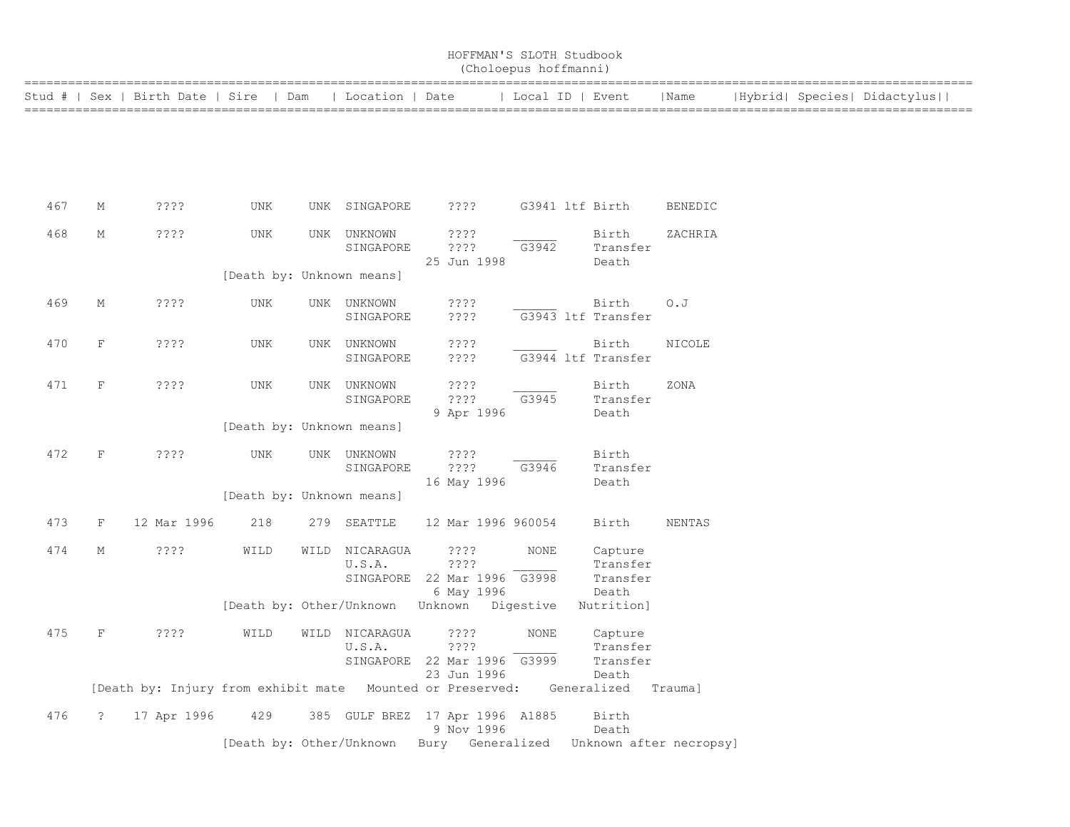HOFFMAN'S SLOTH Studbook
(Choloepus hoffmanni)

| Stud # | Sex | Birth Date | Sire | Dam | Location | Date | Local ID | Event | Name | Hybrid | Species | Didactylus |
|---|---|---|---|---|---|---|---|---|---|---|---|---|
| 467 | M | ???? | UNK | UNK | SINGAPORE | ???? | G3941 ltf | Birth | BENEDIC | | | |
| 468 | M | ???? | UNK | UNK | UNKNOWN | ???? | ______ | Birth | ZACHRIA | | | |
| | | | | | SINGAPORE | ???? | G3942 | Transfer | | | | |
| | | | | | | 25 Jun 1998 | | Death | | | | |
| | | | [Death by: Unknown means] | | | | | | | | | |
| 469 | M | ???? | UNK | UNK | UNKNOWN | ???? | ______ | Birth | O.J | | | |
| | | | | | SINGAPORE | ???? | G3943 ltf | Transfer | | | | |
| 470 | F | ???? | UNK | UNK | UNKNOWN | ???? | ______ | Birth | NICOLE | | | |
| | | | | | SINGAPORE | ???? | G3944 ltf | Transfer | | | | |
| 471 | F | ???? | UNK | UNK | UNKNOWN | ???? | ______ | Birth | ZONA | | | |
| | | | | | SINGAPORE | ???? | G3945 | Transfer | | | | |
| | | | | | | 9 Apr 1996 | | Death | | | | |
| | | | [Death by: Unknown means] | | | | | | | | | |
| 472 | F | ???? | UNK | UNK | UNKNOWN | ???? | ______ | Birth | | | | |
| | | | | | SINGAPORE | ???? | G3946 | Transfer | | | | |
| | | | | | | 16 May 1996 | | Death | | | | |
| | | | [Death by: Unknown means] | | | | | | | | | |
| 473 | F | 12 Mar 1996 | 218 | 279 | SEATTLE | 12 Mar 1996 | 960054 | Birth | NENTAS | | | |
| 474 | M | ???? | WILD | WILD | NICARAGUA | ???? | NONE | Capture | | | | |
| | | | | | U.S.A. | ???? | ______ | Transfer | | | | |
| | | | | | SINGAPORE | 22 Mar 1996 | G3998 | Transfer | | | | |
| | | | | | | 6 May 1996 | | Death | | | | |
| | | | [Death by: Other/Unknown Unknown Digestive Nutrition] | | | | | | | | | |
| 475 | F | ???? | WILD | WILD | NICARAGUA | ???? | NONE | Capture | | | | |
| | | | | | U.S.A. | ???? | ______ | Transfer | | | | |
| | | | | | SINGAPORE | 22 Mar 1996 | G3999 | Transfer | | | | |
| | | | | | | 23 Jun 1996 | | Death | | | | |
| | | [Death by: Injury from exhibit mate Mounted or Preserved: Generalized Trauma] | | | | | | | | | | |
| 476 | ? | 17 Apr 1996 | 429 | 385 | GULF BREZ | 17 Apr 1996 | A1885 | Birth | | | | |
| | | | | | | 9 Nov 1996 | | Death | | | | |
| | | | [Death by: Other/Unknown Bury Generalized Unknown after necropsy] | | | | | | | | | |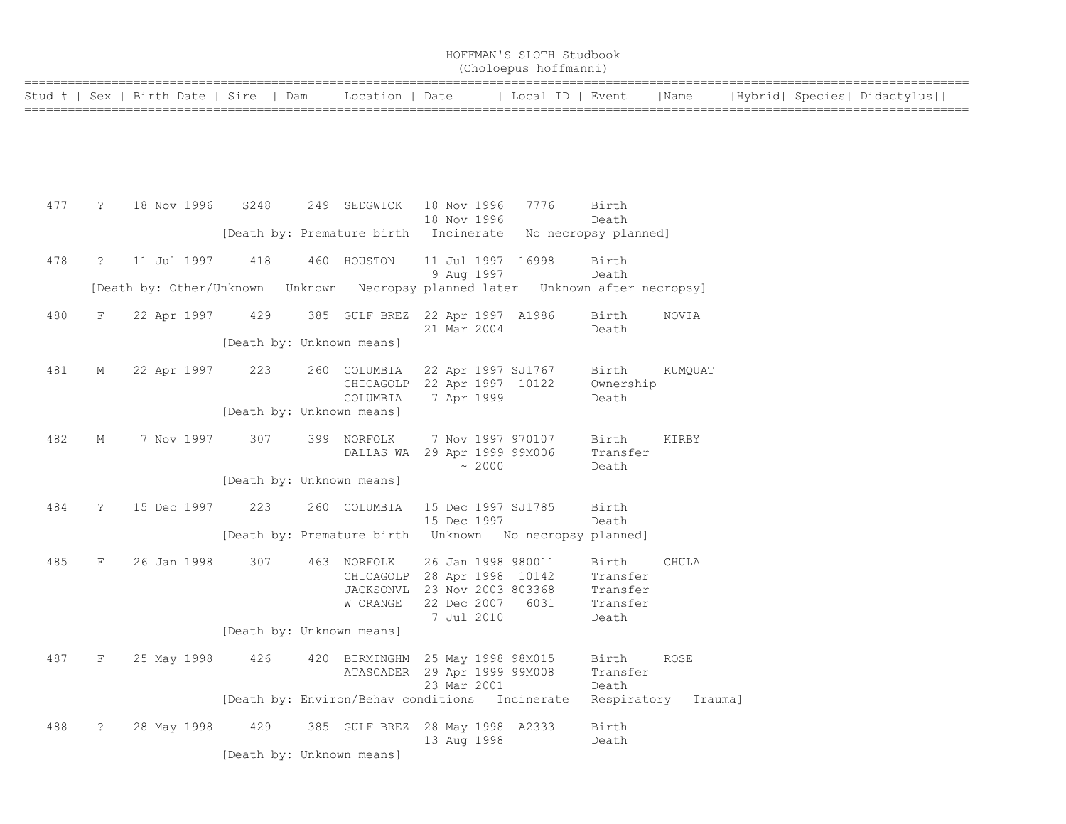# HOFFMAN'S SLOTH Studbook
## (Choloepus hoffmanni)

| Stud # | Sex | Birth Date | Sire | Dam | Location | Date | Local ID | Event | Name | Hybrid | Species | Didactylus |
|---|---|---|---|---|---|---|---|---|---|---|---|---|
| 477 | ? | 18 Nov 1996 | S248 | 249 | SEDGWICK | 18 Nov 1996 | 7776 | Birth | | | | |
| | | | | | | 18 Nov 1996 | | Death | | | | |
| | | [Death by: Premature birth Incinerate No necropsy planned] | | | | | | | | | | |
| 478 | ? | 11 Jul 1997 | 418 | 460 | HOUSTON | 11 Jul 1997 | 16998 | Birth | | | | |
| | | | | | | 9 Aug 1997 | | Death | | | | |
| | | [Death by: Other/Unknown Unknown Necropsy planned later Unknown after necropsy] | | | | | | | | | | |
| 480 | F | 22 Apr 1997 | 429 | 385 | GULF BREZ | 22 Apr 1997 | A1986 | Birth | NOVIA | | | |
| | | | | | | 21 Mar 2004 | | Death | | | | |
| | | [Death by: Unknown means] | | | | | | | | | | |
| 481 | M | 22 Apr 1997 | 223 | 260 | COLUMBIA | 22 Apr 1997 | SJ1767 | Birth | KUMQUAT | | | |
| | | | | | CHICAGOLP | 22 Apr 1997 | 10122 | Ownership | | | | |
| | | | | | COLUMBIA | 7 Apr 1999 | | Death | | | | |
| | | [Death by: Unknown means] | | | | | | | | | | |
| 482 | M | 7 Nov 1997 | 307 | 399 | NORFOLK | 7 Nov 1997 | 970107 | Birth | KIRBY | | | |
| | | | | | DALLAS WA | 29 Apr 1999 | 99M006 | Transfer | | | | |
| | | | | | | ~ 2000 | | Death | | | | |
| | | [Death by: Unknown means] | | | | | | | | | | |
| 484 | ? | 15 Dec 1997 | 223 | 260 | COLUMBIA | 15 Dec 1997 | SJ1785 | Birth | | | | |
| | | | | | | 15 Dec 1997 | | Death | | | | |
| | | [Death by: Premature birth Unknown No necropsy planned] | | | | | | | | | | |
| 485 | F | 26 Jan 1998 | 307 | 463 | NORFOLK | 26 Jan 1998 | 980011 | Birth | CHULA | | | |
| | | | | | CHICAGOLP | 28 Apr 1998 | 10142 | Transfer | | | | |
| | | | | | JACKSONVL | 23 Nov 2003 | 803368 | Transfer | | | | |
| | | | | | W ORANGE | 22 Dec 2007 | 6031 | Transfer | | | | |
| | | | | | | 7 Jul 2010 | | Death | | | | |
| | | [Death by: Unknown means] | | | | | | | | | | |
| 487 | F | 25 May 1998 | 426 | 420 | BIRMINGHM | 25 May 1998 | 98M015 | Birth | ROSE | | | |
| | | | | | ATASCADER | 29 Apr 1999 | 99M008 | Transfer | | | | |
| | | | | | | 23 Mar 2001 | | Death | | | | |
| | | [Death by: Environ/Behav conditions Incinerate Respiratory Trauma] | | | | | | | | | | |
| 488 | ? | 28 May 1998 | 429 | 385 | GULF BREZ | 28 May 1998 | A2333 | Birth | | | | |
| | | | | | | 13 Aug 1998 | | Death | | | | |
| | | [Death by: Unknown means] | | | | | | | | | | |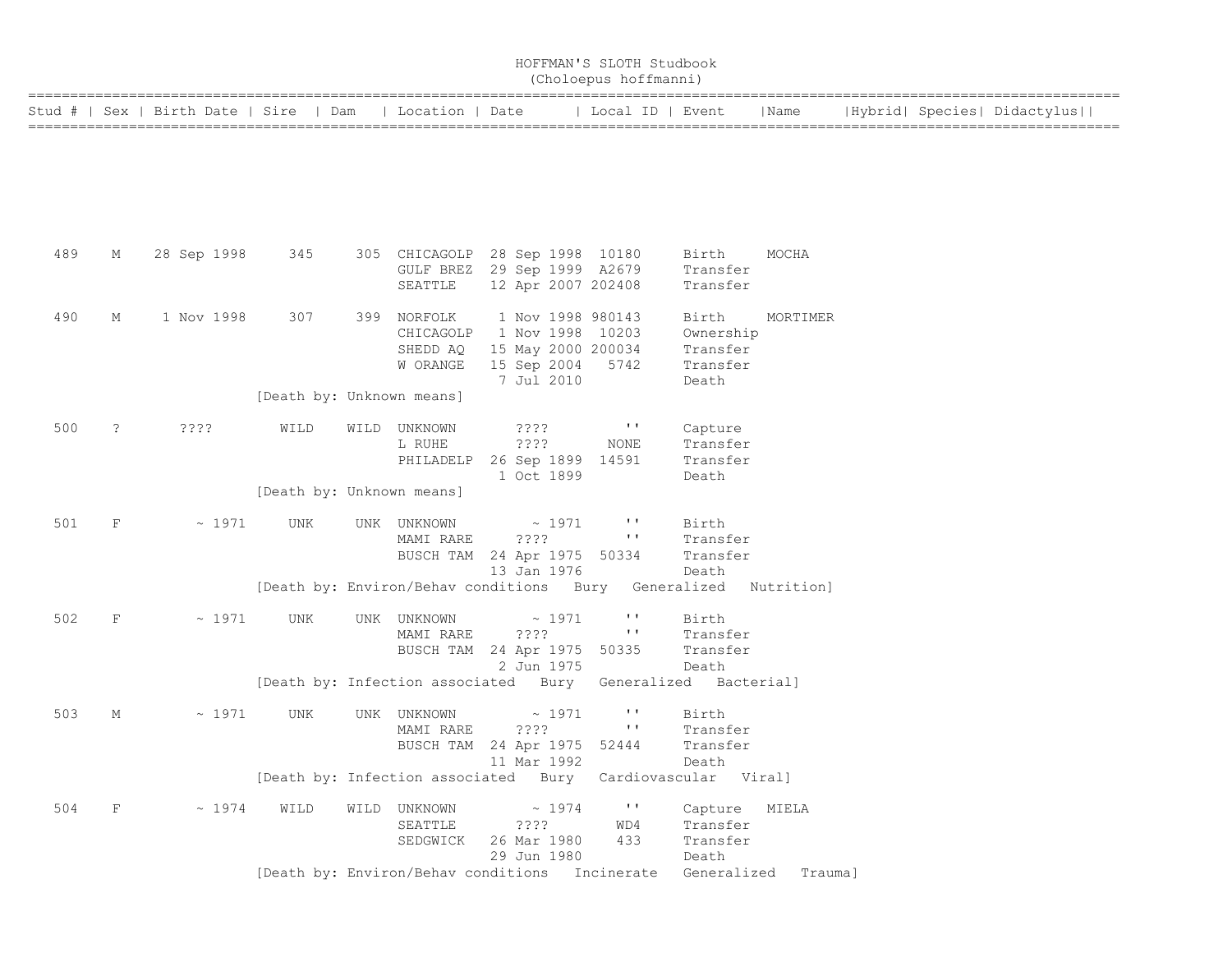# HOFFMAN'S SLOTH Studbook
(Choloepus hoffmanni)

| Stud # | Sex | Birth Date | Sire | Dam | Location | Date | Local ID | Event | Name | Hybrid | Species | Didactylus |
|---|---|---|---|---|---|---|---|---|---|---|---|---|
| 489 | M | 28 Sep 1998 | 345 | 305 | CHICAGOLP | 28 Sep 1998 | 10180 | Birth | MOCHA | | | |
| | | | | | GULF BREZ | 29 Sep 1999 | A2679 | Transfer | | | | |
| | | | | | SEATTLE | 12 Apr 2007 | 202408 | Transfer | | | | |
| 490 | M | 1 Nov 1998 | 307 | 399 | NORFOLK | 1 Nov 1998 | 980143 | Birth | MORTIMER | | | |
| | | | | | CHICAGOLP | 1 Nov 1998 | 10203 | Ownership | | | | |
| | | | | | SHEDD AQ | 15 May 2000 | 200034 | Transfer | | | | |
| | | | | | W ORANGE | 15 Sep 2004 | 5742 | Transfer | | | | |
| | | | | | | 7 Jul 2010 | | Death | | | | |
| | | | [Death by: Unknown means] | | | | | | | | | |
| 500 | ? | ???? | WILD | WILD | UNKNOWN | ???? | '' | Capture | | | | |
| | | | | | L RUHE | ???? | NONE | Transfer | | | | |
| | | | | | PHILADELP | 26 Sep 1899 | 14591 | Transfer | | | | |
| | | | | | | 1 Oct 1899 | | Death | | | | |
| | | | [Death by: Unknown means] | | | | | | | | | |
| 501 | F | ~ 1971 | UNK | UNK | UNKNOWN | ~ 1971 | '' | Birth | | | | |
| | | | | | MAMI RARE | ???? | '' | Transfer | | | | |
| | | | | | BUSCH TAM | 24 Apr 1975 | 50334 | Transfer | | | | |
| | | | | | | 13 Jan 1976 | | Death | | | | |
| | | | [Death by: Environ/Behav conditions Bury Generalized Nutrition] | | | | | | | | | |
| 502 | F | ~ 1971 | UNK | UNK | UNKNOWN | ~ 1971 | '' | Birth | | | | |
| | | | | | MAMI RARE | ???? | '' | Transfer | | | | |
| | | | | | BUSCH TAM | 24 Apr 1975 | 50335 | Transfer | | | | |
| | | | | | | 2 Jun 1975 | | Death | | | | |
| | | | [Death by: Infection associated Bury Generalized Bacterial] | | | | | | | | | |
| 503 | M | ~ 1971 | UNK | UNK | UNKNOWN | ~ 1971 | '' | Birth | | | | |
| | | | | | MAMI RARE | ???? | '' | Transfer | | | | |
| | | | | | BUSCH TAM | 24 Apr 1975 | 52444 | Transfer | | | | |
| | | | | | | 11 Mar 1992 | | Death | | | | |
| | | | [Death by: Infection associated Bury Cardiovascular Viral] | | | | | | | | | |
| 504 | F | ~ 1974 | WILD | WILD | UNKNOWN | ~ 1974 | '' | Capture | MIELA | | | |
| | | | | | SEATTLE | ???? | WD4 | Transfer | | | | |
| | | | | | SEDGWICK | 26 Mar 1980 | 433 | Transfer | | | | |
| | | | | | | 29 Jun 1980 | | Death | | | | |
| | | | [Death by: Environ/Behav conditions Incinerate Generalized Trauma] | | | | | | | | | |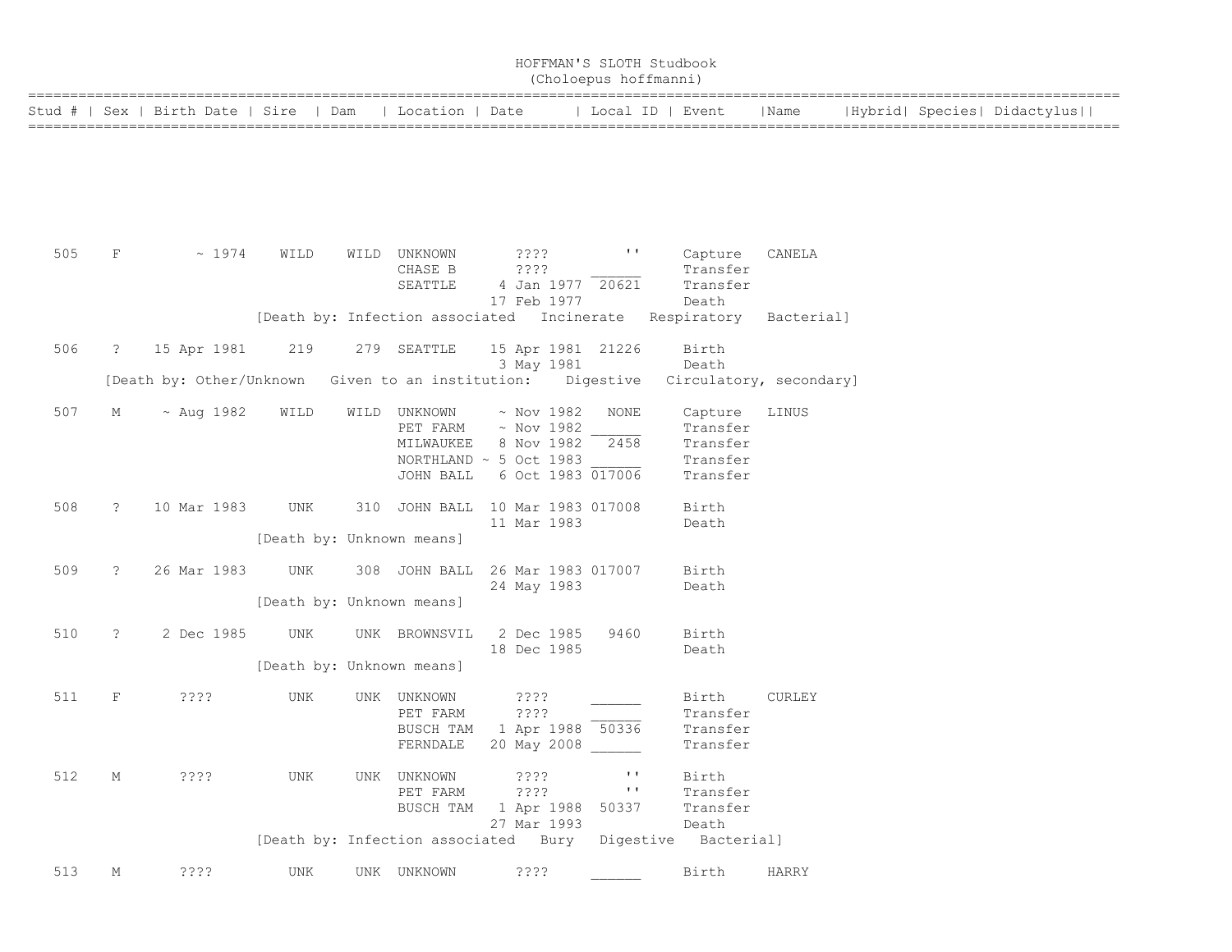# HOFFMAN'S SLOTH Studbook
(Choloepus hoffmanni)

| Stud # | Sex | Birth Date | Sire | Dam | Location | Date | Local ID | Event | Name | Hybrid | Species | Didactylus |
|---|---|---|---|---|---|---|---|---|---|---|---|---|
| 505 | F | ~ 1974 | WILD | WILD | UNKNOWN | ???? | '' | Capture | CANELA | | | |
| | | | | | CHASE B | ???? | ______ | Transfer | | | | |
| | | | | | SEATTLE | 4 Jan 1977 | 20621 | Transfer | | | | |
| | | | | | | 17 Feb 1977 | | Death | | | | |
| | | | [Death by: Infection associated Incinerate Respiratory Bacterial] | | | | | | | | | |
| 506 | ? | 15 Apr 1981 | 219 | 279 | SEATTLE | 15 Apr 1981 | 21226 | Birth | | | | |
| | | | | | | 3 May 1981 | | Death | | | | |
| | [Death by: Other/Unknown Given to an institution: Digestive Circulatory, secondary] | | | | | | | | | | | |
| 507 | M | ~ Aug 1982 | WILD | WILD | UNKNOWN | ~ Nov 1982 | NONE | Capture | LINUS | | | |
| | | | | | PET FARM | ~ Nov 1982 | ______ | Transfer | | | | |
| | | | | | MILWAUKEE | 8 Nov 1982 | 2458 | Transfer | | | | |
| | | | | | NORTHLAND | ~ 5 Oct 1983 | ______ | Transfer | | | | |
| | | | | | JOHN BALL | 6 Oct 1983 | 017006 | Transfer | | | | |
| 508 | ? | 10 Mar 1983 | UNK | 310 | JOHN BALL | 10 Mar 1983 | 017008 | Birth | | | | |
| | | | | | | 11 Mar 1983 | | Death | | | | |
| | | | [Death by: Unknown means] | | | | | | | | | |
| 509 | ? | 26 Mar 1983 | UNK | 308 | JOHN BALL | 26 Mar 1983 | 017007 | Birth | | | | |
| | | | | | | 24 May 1983 | | Death | | | | |
| | | | [Death by: Unknown means] | | | | | | | | | |
| 510 | ? | 2 Dec 1985 | UNK | UNK | BROWNSVIL | 2 Dec 1985 | 9460 | Birth | | | | |
| | | | | | | 18 Dec 1985 | | Death | | | | |
| | | | [Death by: Unknown means] | | | | | | | | | |
| 511 | F | ???? | UNK | UNK | UNKNOWN | ???? | ______ | Birth | CURLEY | | | |
| | | | | | PET FARM | ???? | ______ | Transfer | | | | |
| | | | | | BUSCH TAM | 1 Apr 1988 | 50336 | Transfer | | | | |
| | | | | | FERNDALE | 20 May 2008 | ______ | Transfer | | | | |
| 512 | M | ???? | UNK | UNK | UNKNOWN | ???? | '' | Birth | | | | |
| | | | | | PET FARM | ???? | '' | Transfer | | | | |
| | | | | | BUSCH TAM | 1 Apr 1988 | 50337 | Transfer | | | | |
| | | | | | | 27 Mar 1993 | | Death | | | | |
| | | | [Death by: Infection associated Bury Digestive Bacterial] | | | | | | | | | |
| 513 | M | ???? | UNK | UNK | UNKNOWN | ???? | ______ | Birth | HARRY | | | |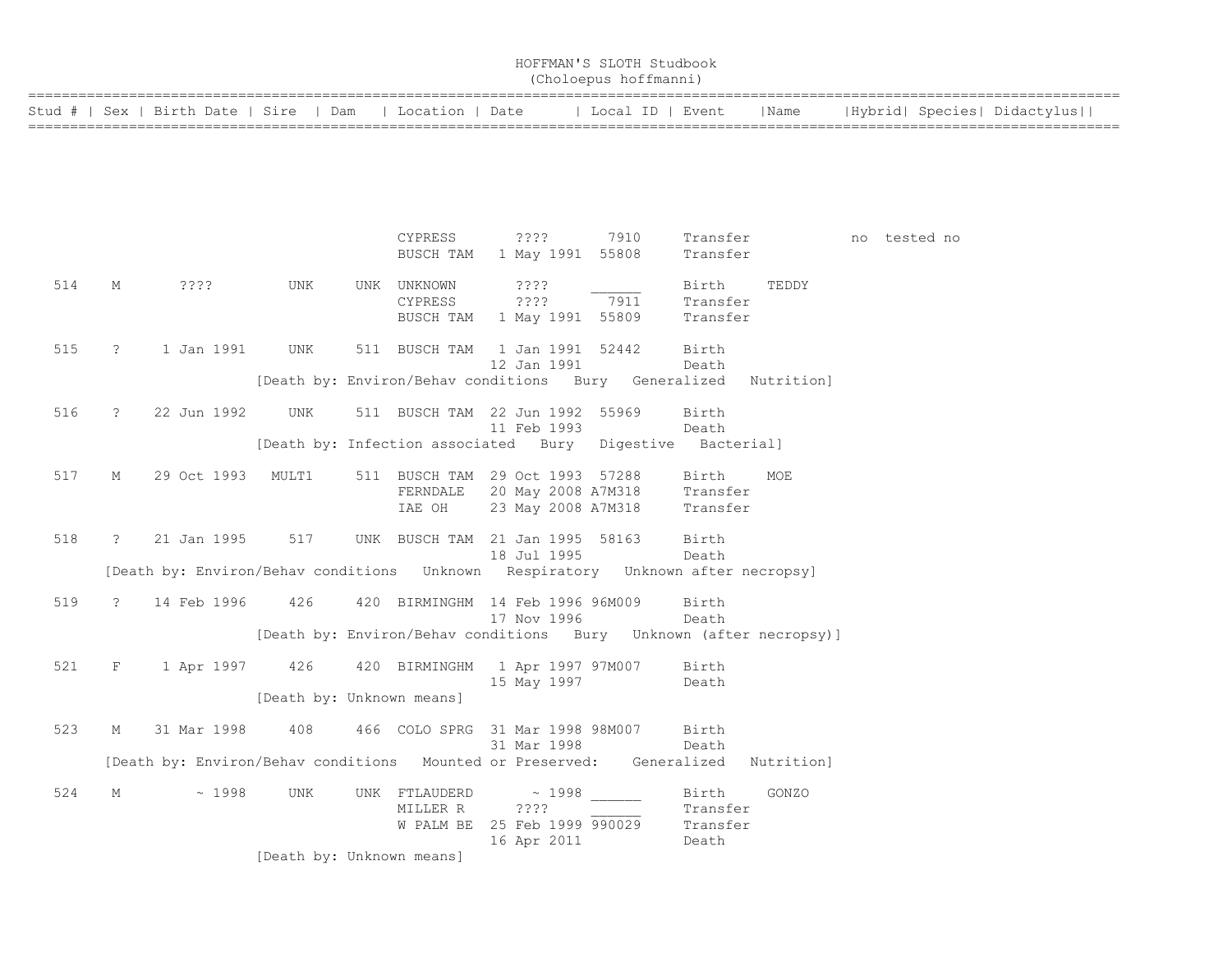# HOFFMAN'S SLOTH Studbook
(Choloepus hoffmanni)

| Stud # | Sex | Birth Date | Sire | Dam | Location | Date | Local ID | Event | Name | Hybrid | Species | Didactylus |
|---|---|---|---|---|---|---|---|---|---|---|---|---|
| | | | | | CYPRESS | ???? | 7910 | Transfer | | no | tested | no |
| | | | | | BUSCH TAM | 1 May 1991 | 55808 | Transfer | | | | |
| 514 | M | ???? | UNK | UNK | UNKNOWN | ???? | ______ | Birth | TEDDY | | | |
| | | | | | CYPRESS | ???? | 7911 | Transfer | | | | |
| | | | | | BUSCH TAM | 1 May 1991 | 55809 | Transfer | | | | |
| 515 | ? | 1 Jan 1991 | UNK | 511 | BUSCH TAM | 1 Jan 1991 | 52442 | Birth | | | | |
| | | | | | | 12 Jan 1991 | | Death | | | | |
| | | [Death by: Environ/Behav conditions Bury Generalized Nutrition] | | | | | | | | | | |
| 516 | ? | 22 Jun 1992 | UNK | 511 | BUSCH TAM | 22 Jun 1992 | 55969 | Birth | | | | |
| | | | | | | 11 Feb 1993 | | Death | | | | |
| | | [Death by: Infection associated Bury Digestive Bacterial] | | | | | | | | | | |
| 517 | M | 29 Oct 1993 | MULT1 | 511 | BUSCH TAM | 29 Oct 1993 | 57288 | Birth | MOE | | | |
| | | | | | FERNDALE | 20 May 2008 | A7M318 | Transfer | | | | |
| | | | | | IAE OH | 23 May 2008 | A7M318 | Transfer | | | | |
| 518 | ? | 21 Jan 1995 | 517 | UNK | BUSCH TAM | 21 Jan 1995 | 58163 | Birth | | | | |
| | | | | | | 18 Jul 1995 | | Death | | | | |
| | | [Death by: Environ/Behav conditions Unknown Respiratory Unknown after necropsy] | | | | | | | | | | |
| 519 | ? | 14 Feb 1996 | 426 | 420 | BIRMINGHM | 14 Feb 1996 | 96M009 | Birth | | | | |
| | | | | | | 17 Nov 1996 | | Death | | | | |
| | | [Death by: Environ/Behav conditions Bury Unknown (after necropsy)] | | | | | | | | | | |
| 521 | F | 1 Apr 1997 | 426 | 420 | BIRMINGHM | 1 Apr 1997 | 97M007 | Birth | | | | |
| | | | | | | 15 May 1997 | | Death | | | | |
| | | [Death by: Unknown means] | | | | | | | | | | |
| 523 | M | 31 Mar 1998 | 408 | 466 | COLO SPRG | 31 Mar 1998 | 98M007 | Birth | | | | |
| | | | | | | 31 Mar 1998 | | Death | | | | |
| | | [Death by: Environ/Behav conditions Mounted or Preserved: Generalized Nutrition] | | | | | | | | | | |
| 524 | M | ~ 1998 | UNK | UNK | FTLAUDERD | ~ 1998 | ______ | Birth | GONZO | | | |
| | | | | | MILLER R | ???? | ______ | Transfer | | | | |
| | | | | | W PALM BE | 25 Feb 1999 | 990029 | Transfer | | | | |
| | | | | | | 16 Apr 2011 | | Death | | | | |
| | | [Death by: Unknown means] | | | | | | | | | | |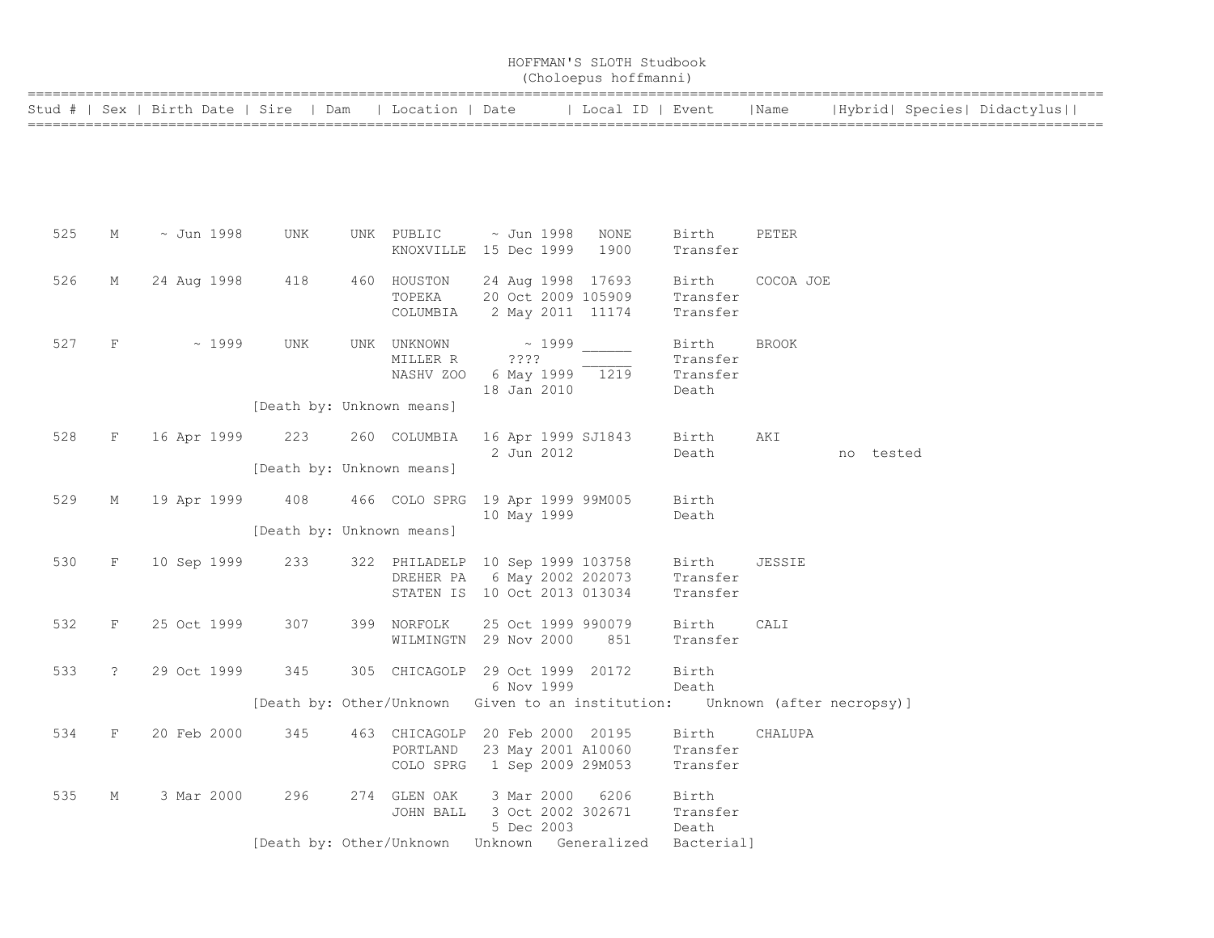# HOFFMAN'S SLOTH Studbook
## (Choloepus hoffmanni)

| Stud # | Sex | Birth Date | Sire | Dam | Location | Date | Local ID | Event | Name | Hybrid | Species | Didactylus |
|---|---|---|---|---|---|---|---|---|---|---|---|---|
| 525 | M | ~ Jun 1998 | UNK | UNK | PUBLIC | ~ Jun 1998 | NONE | Birth | PETER | | | |
| | | | | | KNOXVILLE | 15 Dec 1999 | 1900 | Transfer | | | | |
| 526 | M | 24 Aug 1998 | 418 | 460 | HOUSTON | 24 Aug 1998 | 17693 | Birth | COCOA JOE | | | |
| | | | | | TOPEKA | 20 Oct 2009 | 105909 | Transfer | | | | |
| | | | | | COLUMBIA | 2 May 2011 | 11174 | Transfer | | | | |
| 527 | F | ~ 1999 | UNK | UNK | UNKNOWN | ~ 1999 | ______ | Birth | BROOK | | | |
| | | | | | MILLER R | ???? | ______ | Transfer | | | | |
| | | | | | NASHV ZOO | 6 May 1999 | 1219 | Transfer | | | | |
| | | | | | | 18 Jan 2010 | | Death | | | | |
| | | | [Death by: Unknown means] | | | | | | | | | |
| 528 | F | 16 Apr 1999 | 223 | 260 | COLUMBIA | 16 Apr 1999 | SJ1843 | Birth | AKI | | | |
| | | | | | | 2 Jun 2012 | | Death | | no | tested | |
| | | | [Death by: Unknown means] | | | | | | | | | |
| 529 | M | 19 Apr 1999 | 408 | 466 | COLO SPRG | 19 Apr 1999 | 99M005 | Birth | | | | |
| | | | | | | 10 May 1999 | | Death | | | | |
| | | | [Death by: Unknown means] | | | | | | | | | |
| 530 | F | 10 Sep 1999 | 233 | 322 | PHILADELP | 10 Sep 1999 | 103758 | Birth | JESSIE | | | |
| | | | | | DREHER PA | 6 May 2002 | 202073 | Transfer | | | | |
| | | | | | STATEN IS | 10 Oct 2013 | 013034 | Transfer | | | | |
| 532 | F | 25 Oct 1999 | 307 | 399 | NORFOLK | 25 Oct 1999 | 990079 | Birth | CALI | | | |
| | | | | | WILMINGTN | 29 Nov 2000 | 851 | Transfer | | | | |
| 533 | ? | 29 Oct 1999 | 345 | 305 | CHICAGOLP | 29 Oct 1999 | 20172 | Birth | | | | |
| | | | | | | 6 Nov 1999 | | Death | | | | |
| | | | [Death by: Other/Unknown Given to an institution: Unknown (after necropsy)] | | | | | | | | | |
| 534 | F | 20 Feb 2000 | 345 | 463 | CHICAGOLP | 20 Feb 2000 | 20195 | Birth | CHALUPA | | | |
| | | | | | PORTLAND | 23 May 2001 | A10060 | Transfer | | | | |
| | | | | | COLO SPRG | 1 Sep 2009 | 29M053 | Transfer | | | | |
| 535 | M | 3 Mar 2000 | 296 | 274 | GLEN OAK | 3 Mar 2000 | 6206 | Birth | | | | |
| | | | | | JOHN BALL | 3 Oct 2002 | 302671 | Transfer | | | | |
| | | | | | | 5 Dec 2003 | | Death | | | | |
| | | | [Death by: Other/Unknown Unknown Generalized Bacterial] | | | | | | | | | |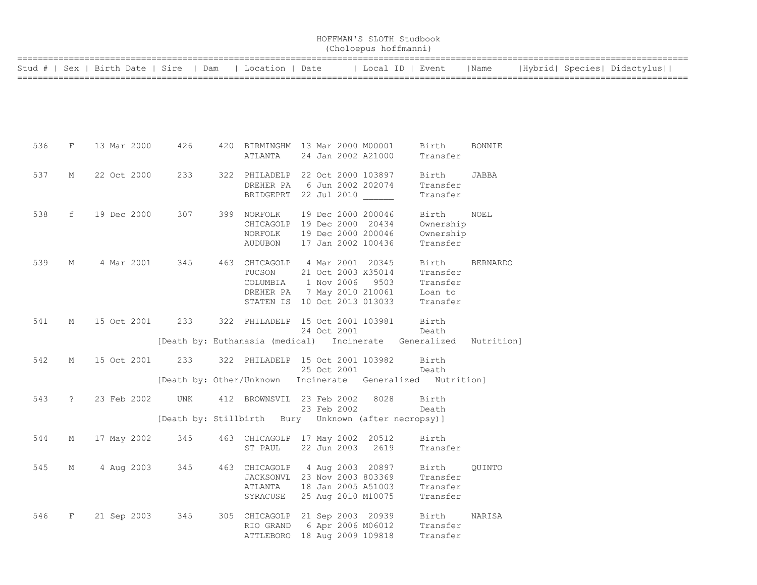# HOFFMAN'S SLOTH Studbook
(Choloepus hoffmanni)

| Stud # | Sex | Birth Date | Sire | Dam | Location | Date | Local ID | Event | Name | Hybrid | Species | Didactylus |
|---|---|---|---|---|---|---|---|---|---|---|---|---|
| 536 | F | 13 Mar 2000 | 426 | 420 | BIRMINGHM | 13 Mar 2000 | M00001 | Birth | BONNIE | | | |
| | | | | | ATLANTA | 24 Jan 2002 | A21000 | Transfer | | | | |
| 537 | M | 22 Oct 2000 | 233 | 322 | PHILADELP | 22 Oct 2000 | 103897 | Birth | JABBA | | | |
| | | | | | DREHER PA | 6 Jun 2002 | 202074 | Transfer | | | | |
| | | | | | BRIDGEPRT | 22 Jul 2010 | ______ | Transfer | | | | |
| 538 | f | 19 Dec 2000 | 307 | 399 | NORFOLK | 19 Dec 2000 | 200046 | Birth | NOEL | | | |
| | | | | | CHICAGOLP | 19 Dec 2000 | 20434 | Ownership | | | | |
| | | | | | NORFOLK | 19 Dec 2000 | 200046 | Ownership | | | | |
| | | | | | AUDUBON | 17 Jan 2002 | 100436 | Transfer | | | | |
| 539 | M | 4 Mar 2001 | 345 | 463 | CHICAGOLP | 4 Mar 2001 | 20345 | Birth | BERNARDO | | | |
| | | | | | TUCSON | 21 Oct 2003 | X35014 | Transfer | | | | |
| | | | | | COLUMBIA | 1 Nov 2006 | 9503 | Transfer | | | | |
| | | | | | DREHER PA | 7 May 2010 | 210061 | Loan to | | | | |
| | | | | | STATEN IS | 10 Oct 2013 | 013033 | Transfer | | | | |
| 541 | M | 15 Oct 2001 | 233 | 322 | PHILADELP | 15 Oct 2001 | 103981 | Birth | | | | |
| | | | | | | 24 Oct 2001 | | Death | | | | |
| | | | [Death by: Euthanasia (medical) | Incinerate | Generalized | Nutrition] | | | | | | |
| 542 | M | 15 Oct 2001 | 233 | 322 | PHILADELP | 15 Oct 2001 | 103982 | Birth | | | | |
| | | | | | | 25 Oct 2001 | | Death | | | | |
| | | | [Death by: Other/Unknown | Incinerate | Generalized | Nutrition] | | | | | | |
| 543 | ? | 23 Feb 2002 | UNK | 412 | BROWNSVIL | 23 Feb 2002 | 8028 | Birth | | | | |
| | | | | | | 23 Feb 2002 | | Death | | | | |
| | | | [Death by: Stillbirth | Bury | Unknown (after necropsy)] | | | | | | | |
| 544 | M | 17 May 2002 | 345 | 463 | CHICAGOLP | 17 May 2002 | 20512 | Birth | | | | |
| | | | | | ST PAUL | 22 Jun 2003 | 2619 | Transfer | | | | |
| 545 | M | 4 Aug 2003 | 345 | 463 | CHICAGOLP | 4 Aug 2003 | 20897 | Birth | QUINTO | | | |
| | | | | | JACKSONVL | 23 Nov 2003 | 803369 | Transfer | | | | |
| | | | | | ATLANTA | 18 Jan 2005 | A51003 | Transfer | | | | |
| | | | | | SYRACUSE | 25 Aug 2010 | M10075 | Transfer | | | | |
| 546 | F | 21 Sep 2003 | 345 | 305 | CHICAGOLP | 21 Sep 2003 | 20939 | Birth | NARISA | | | |
| | | | | | RIO GRAND | 6 Apr 2006 | M06012 | Transfer | | | | |
| | | | | | ATTLEBORO | 18 Aug 2009 | 109818 | Transfer | | | | |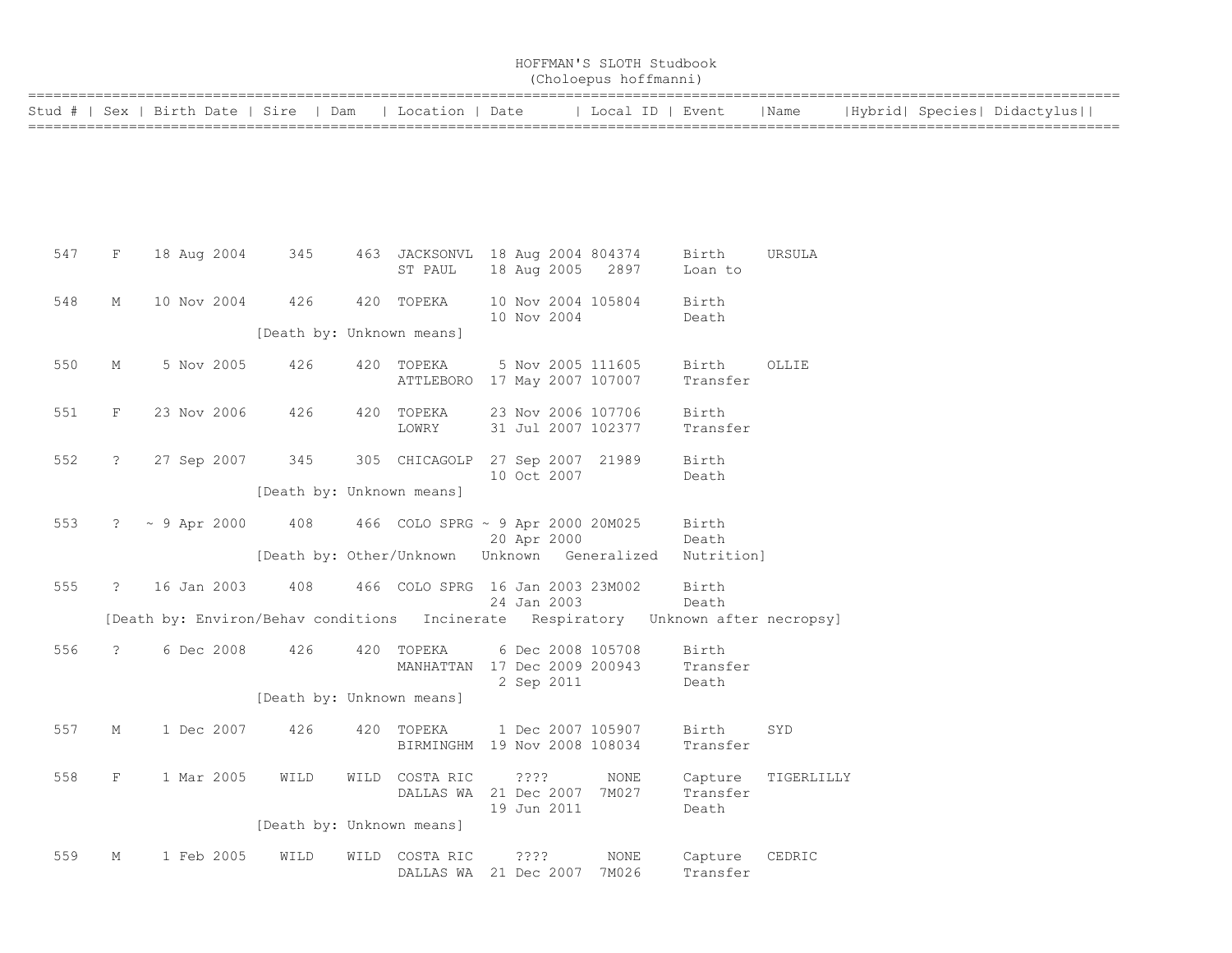# HOFFMAN'S SLOTH Studbook
(Choloepus hoffmanni)

| Stud # | Sex | Birth Date | Sire | Dam | Location | Date | Local ID | Event | Name | Hybrid | Species | Didactylus |
|---|---|---|---|---|---|---|---|---|---|---|---|---|
| 547 | F | 18 Aug 2004 | 345 | 463 | JACKSONVL | 18 Aug 2004 | 804374 | Birth | URSULA | | | |
| | | | | | ST PAUL | 18 Aug 2005 | 2897 | Loan to | | | | |
| 548 | M | 10 Nov 2004 | 426 | 420 | TOPEKA | 10 Nov 2004 | 105804 | Birth | | | | |
| | | | | | | 10 Nov 2004 | | Death | | | | |
| | | | [Death by: Unknown means] | | | | | | | | | |
| 550 | M | 5 Nov 2005 | 426 | 420 | TOPEKA | 5 Nov 2005 | 111605 | Birth | OLLIE | | | |
| | | | | | ATTLEBORO | 17 May 2007 | 107007 | Transfer | | | | |
| 551 | F | 23 Nov 2006 | 426 | 420 | TOPEKA | 23 Nov 2006 | 107706 | Birth | | | | |
| | | | | | LOWRY | 31 Jul 2007 | 102377 | Transfer | | | | |
| 552 | ? | 27 Sep 2007 | 345 | 305 | CHICAGOLP | 27 Sep 2007 | 21989 | Birth | | | | |
| | | | | | | 10 Oct 2007 | | Death | | | | |
| | | | [Death by: Unknown means] | | | | | | | | | |
| 553 | ? | ~ 9 Apr 2000 | 408 | 466 | COLO SPRG | ~ 9 Apr 2000 | 20M025 | Birth | | | | |
| | | | | | | 20 Apr 2000 | | Death | | | | |
| | | | [Death by: Other/Unknown Unknown Generalized Nutrition] | | | | | | | | | |
| 555 | ? | 16 Jan 2003 | 408 | 466 | COLO SPRG | 16 Jan 2003 | 23M002 | Birth | | | | |
| | | | | | | 24 Jan 2003 | | Death | | | | |
| | [Death by: Environ/Behav conditions Incinerate Respiratory Unknown after necropsy] | | | | | | | | | | | |
| 556 | ? | 6 Dec 2008 | 426 | 420 | TOPEKA | 6 Dec 2008 | 105708 | Birth | | | | |
| | | | | | MANHATTAN | 17 Dec 2009 | 200943 | Transfer | | | | |
| | | | | | | 2 Sep 2011 | | Death | | | | |
| | | | [Death by: Unknown means] | | | | | | | | | |
| 557 | M | 1 Dec 2007 | 426 | 420 | TOPEKA | 1 Dec 2007 | 105907 | Birth | SYD | | | |
| | | | | | BIRMINGHM | 19 Nov 2008 | 108034 | Transfer | | | | |
| 558 | F | 1 Mar 2005 | WILD | WILD | COSTA RIC | ???? | NONE | Capture | TIGERLILLY | | | |
| | | | | | DALLAS WA | 21 Dec 2007 | 7M027 | Transfer | | | | |
| | | | | | | 19 Jun 2011 | | Death | | | | |
| | | | [Death by: Unknown means] | | | | | | | | | |
| 559 | M | 1 Feb 2005 | WILD | WILD | COSTA RIC | ???? | NONE | Capture | CEDRIC | | | |
| | | | | | DALLAS WA | 21 Dec 2007 | 7M026 | Transfer | | | | |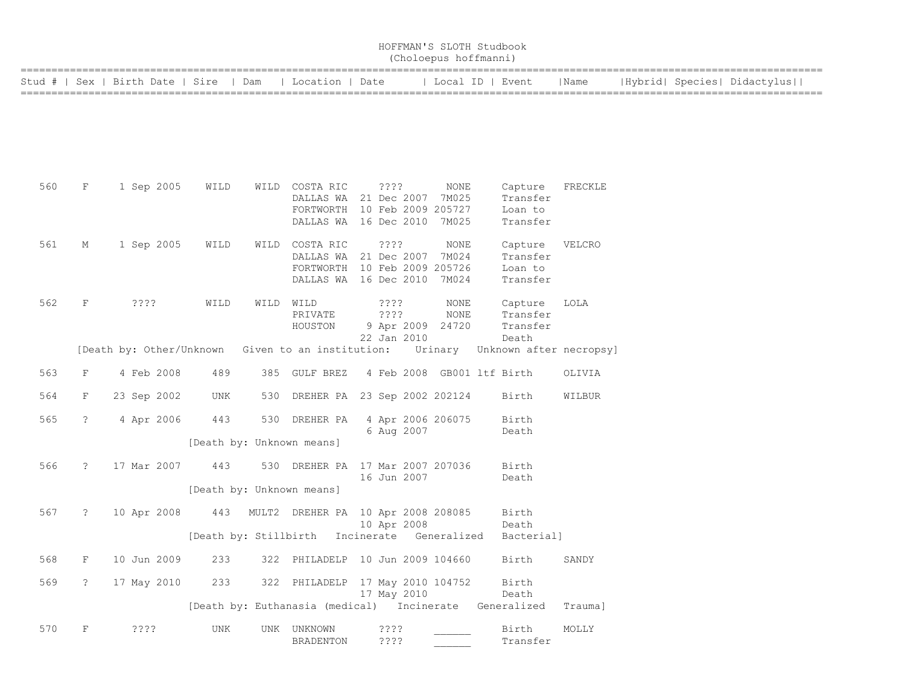# HOFFMAN'S SLOTH Studbook
## (Choloepus hoffmanni)

| Stud # | Sex | Birth Date | Sire | Dam | Location | Date | Local ID | Event | Name | Hybrid | Species | Didactylus |
|---|---|---|---|---|---|---|---|---|---|---|---|---|
| 560 | F | 1 Sep 2005 | WILD | WILD | COSTA RIC | ???? | NONE | Capture | FRECKLE | | | |
| | | | | | DALLAS WA | 21 Dec 2007 | 7M025 | Transfer | | | | |
| | | | | | FORTWORTH | 10 Feb 2009 | 205727 | Loan to | | | | |
| | | | | | DALLAS WA | 16 Dec 2010 | 7M025 | Transfer | | | | |
| 561 | M | 1 Sep 2005 | WILD | WILD | COSTA RIC | ???? | NONE | Capture | VELCRO | | | |
| | | | | | DALLAS WA | 21 Dec 2007 | 7M024 | Transfer | | | | |
| | | | | | FORTWORTH | 10 Feb 2009 | 205726 | Loan to | | | | |
| | | | | | DALLAS WA | 16 Dec 2010 | 7M024 | Transfer | | | | |
| 562 | F | ???? | WILD | WILD | WILD | ???? | NONE | Capture | LOLA | | | |
| | | | | | PRIVATE | ???? | NONE | Transfer | | | | |
| | | | | | HOUSTON | 9 Apr 2009 | 24720 | Transfer | | | | |
| | | | | | | 22 Jan 2010 | | Death | | | | |
| | [Death by: Other/Unknown Given to an institution: Urinary Unknown after necropsy] | | | | | | | | | | | |
| 563 | F | 4 Feb 2008 | 489 | 385 | GULF BREZ | 4 Feb 2008 | GB001 ltf | Birth | OLIVIA | | | |
| 564 | F | 23 Sep 2002 | UNK | 530 | DREHER PA | 23 Sep 2002 | 202124 | Birth | WILBUR | | | |
| 565 | ? | 4 Apr 2006 | 443 | 530 | DREHER PA | 4 Apr 2006 | 206075 | Birth | | | | |
| | | | | | | 6 Aug 2007 | | Death | | | | |
| | | | [Death by: Unknown means] | | | | | | | | | |
| 566 | ? | 17 Mar 2007 | 443 | 530 | DREHER PA | 17 Mar 2007 | 207036 | Birth | | | | |
| | | | | | | 16 Jun 2007 | | Death | | | | |
| | | | [Death by: Unknown means] | | | | | | | | | |
| 567 | ? | 10 Apr 2008 | 443 | MULT2 | DREHER PA | 10 Apr 2008 | 208085 | Birth | | | | |
| | | | | | | 10 Apr 2008 | | Death | | | | |
| | | | [Death by: Stillbirth Incinerate Generalized Bacterial] | | | | | | | | | |
| 568 | F | 10 Jun 2009 | 233 | 322 | PHILADELP | 10 Jun 2009 | 104660 | Birth | SANDY | | | |
| 569 | ? | 17 May 2010 | 233 | 322 | PHILADELP | 17 May 2010 | 104752 | Birth | | | | |
| | | | | | | 17 May 2010 | | Death | | | | |
| | | | [Death by: Euthanasia (medical) Incinerate Generalized Trauma] | | | | | | | | | |
| 570 | F | ???? | UNK | UNK | UNKNOWN | ???? | ______ | Birth | MOLLY | | | |
| | | | | | BRADENTON | ???? | ______ | Transfer | | | | |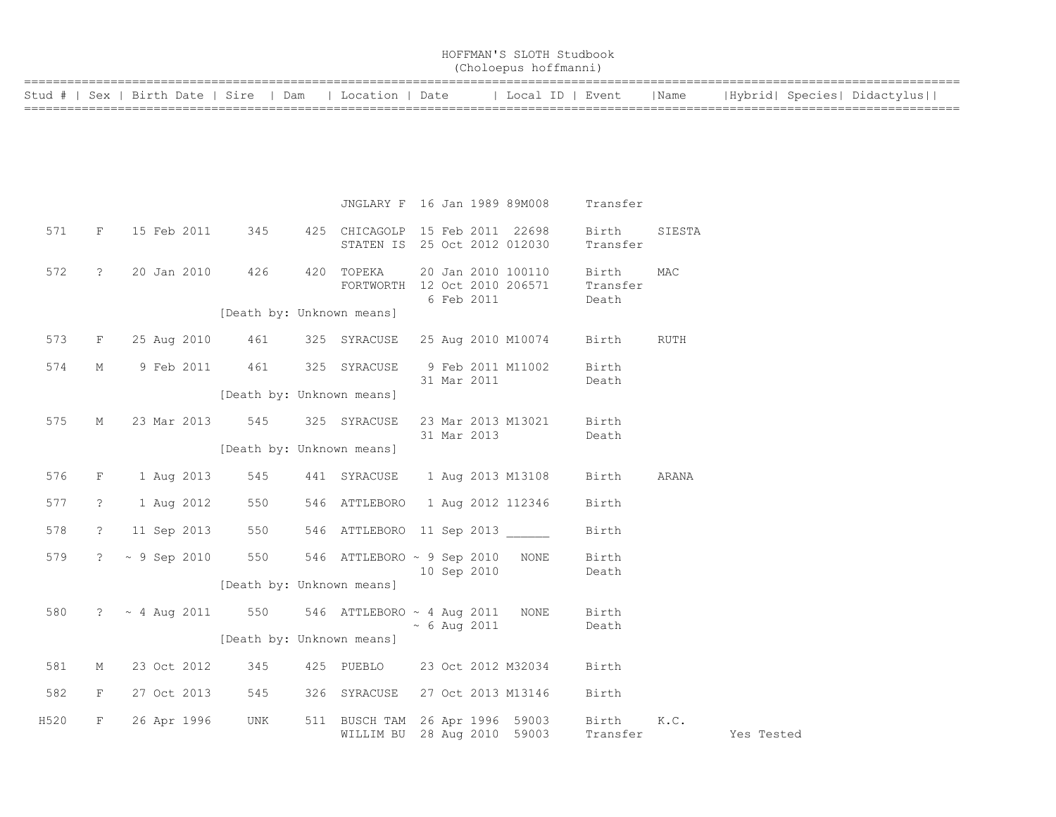# HOFFMAN'S SLOTH Studbook
## (Choloepus hoffmanni)

| Stud # | Sex | Birth Date | Sire | Dam | Location | Date | Local ID | Event | Name | Hybrid | Species | Didactylus |
|---|---|---|---|---|---|---|---|---|---|---|---|---|
| | | | | | JNGLARY F | 16 Jan 1989 | 89M008 | Transfer | | | | |
| 571 | F | 15 Feb 2011 | 345 | 425 | CHICAGOLP | 15 Feb 2011 | 22698 | Birth | SIESTA | | | |
| | | | | | STATEN IS | 25 Oct 2012 | 012030 | Transfer | | | | |
| 572 | ? | 20 Jan 2010 | 426 | 420 | TOPEKA | 20 Jan 2010 | 100110 | Birth | MAC | | | |
| | | | | | FORTWORTH | 12 Oct 2010 | 206571 | Transfer | | | | |
| | | | | | | 6 Feb 2011 | | Death | | | | |
| | | | [Death by: Unknown means] | | | | | | | | | |
| 573 | F | 25 Aug 2010 | 461 | 325 | SYRACUSE | 25 Aug 2010 | M10074 | Birth | RUTH | | | |
| 574 | M | 9 Feb 2011 | 461 | 325 | SYRACUSE | 9 Feb 2011 | M11002 | Birth | | | | |
| | | | | | | 31 Mar 2011 | | Death | | | | |
| | | | [Death by: Unknown means] | | | | | | | | | |
| 575 | M | 23 Mar 2013 | 545 | 325 | SYRACUSE | 23 Mar 2013 | M13021 | Birth | | | | |
| | | | | | | 31 Mar 2013 | | Death | | | | |
| | | | [Death by: Unknown means] | | | | | | | | | |
| 576 | F | 1 Aug 2013 | 545 | 441 | SYRACUSE | 1 Aug 2013 | M13108 | Birth | ARANA | | | |
| 577 | ? | 1 Aug 2012 | 550 | 546 | ATTLEBORO | 1 Aug 2012 | 112346 | Birth | | | | |
| 578 | ? | 11 Sep 2013 | 550 | 546 | ATTLEBORO | 11 Sep 2013 | ______ | Birth | | | | |
| 579 | ? | ~ 9 Sep 2010 | 550 | 546 | ATTLEBORO | ~ 9 Sep 2010 | NONE | Birth | | | | |
| | | | | | | 10 Sep 2010 | | Death | | | | |
| | | | [Death by: Unknown means] | | | | | | | | | |
| 580 | ? | ~ 4 Aug 2011 | 550 | 546 | ATTLEBORO | ~ 4 Aug 2011 | NONE | Birth | | | | |
| | | | | | | ~ 6 Aug 2011 | | Death | | | | |
| | | | [Death by: Unknown means] | | | | | | | | | |
| 581 | M | 23 Oct 2012 | 345 | 425 | PUEBLO | 23 Oct 2012 | M32034 | Birth | | | | |
| 582 | F | 27 Oct 2013 | 545 | 326 | SYRACUSE | 27 Oct 2013 | M13146 | Birth | | | | |
| H520 | F | 26 Apr 1996 | UNK | 511 | BUSCH TAM | 26 Apr 1996 | 59003 | Birth | K.C. | | | |
| | | | | | WILLIM BU | 28 Aug 2010 | 59003 | Transfer | | Yes | Tested | |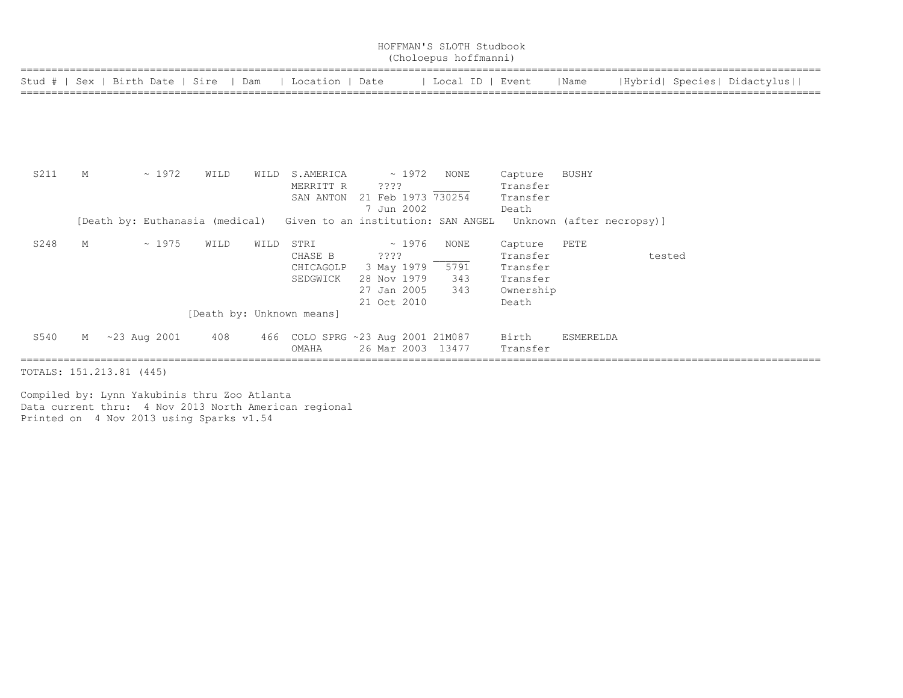# HOFFMAN'S SLOTH Studbook
(Choloepus hoffmanni)

| Stud # | Sex | Birth Date | Sire | Dam | Location | Date | Local ID | Event | Name | Hybrid | Species | Didactylus |
|---|---|---|---|---|---|---|---|---|---|---|---|---|
| S211 | M | ~ 1972 | WILD | WILD | S.AMERICA | ~ 1972 | NONE | Capture | BUSHY | | | |
| | | | | | MERRITT R | ???? | ______ | Transfer | | | | |
| | | | | | SAN ANTON | 21 Feb 1973 | 730254 | Transfer | | | | |
| | | | | | | 7 Jun 2002 | | Death | | | | |
| | [Death by: Euthanasia (medical) Given to an institution: SAN ANGEL Unknown (after necropsy)] | | | | | | | | | | | |
| S248 | M | ~ 1975 | WILD | WILD | STRI | ~ 1976 | NONE | Capture | PETE | | | |
| | | | | | CHASE B | ???? | ______ | Transfer | | tested | | |
| | | | | | CHICAGOLP | 3 May 1979 | 5791 | Transfer | | | | |
| | | | | | SEDGWICK | 28 Nov 1979 | 343 | Transfer | | | | |
| | | | | | | 27 Jan 2005 | 343 | Ownership | | | | |
| | | | | | | 21 Oct 2010 | | Death | | | | |
| | | | [Death by: Unknown means] | | | | | | | | | |
| S540 | M | ~23 Aug 2001 | 408 | 466 | COLO SPRG | ~23 Aug 2001 | 21M087 | Birth | ESMERELDA | | | |
| | | | | | OMAHA | 26 Mar 2003 | 13477 | Transfer | | | | |

TOTALS: 151.213.81 (445)

Compiled by: Lynn Yakubinis thru Zoo Atlanta
Data current thru: 4 Nov 2013 North American regional
Printed on 4 Nov 2013 using Sparks v1.54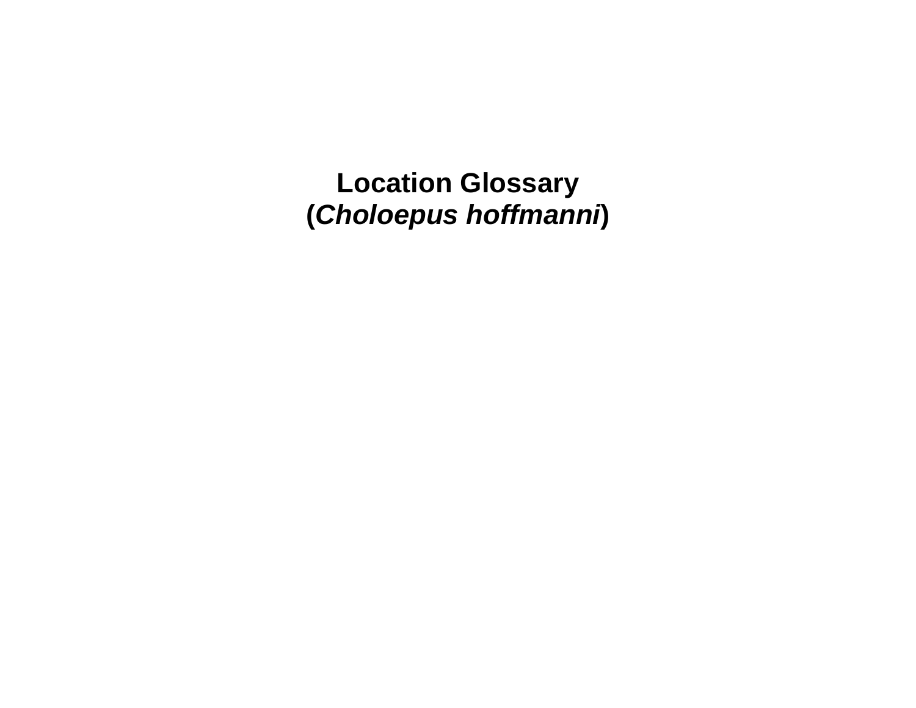# Location Glossary
# (*Choloepus hoffmanni*)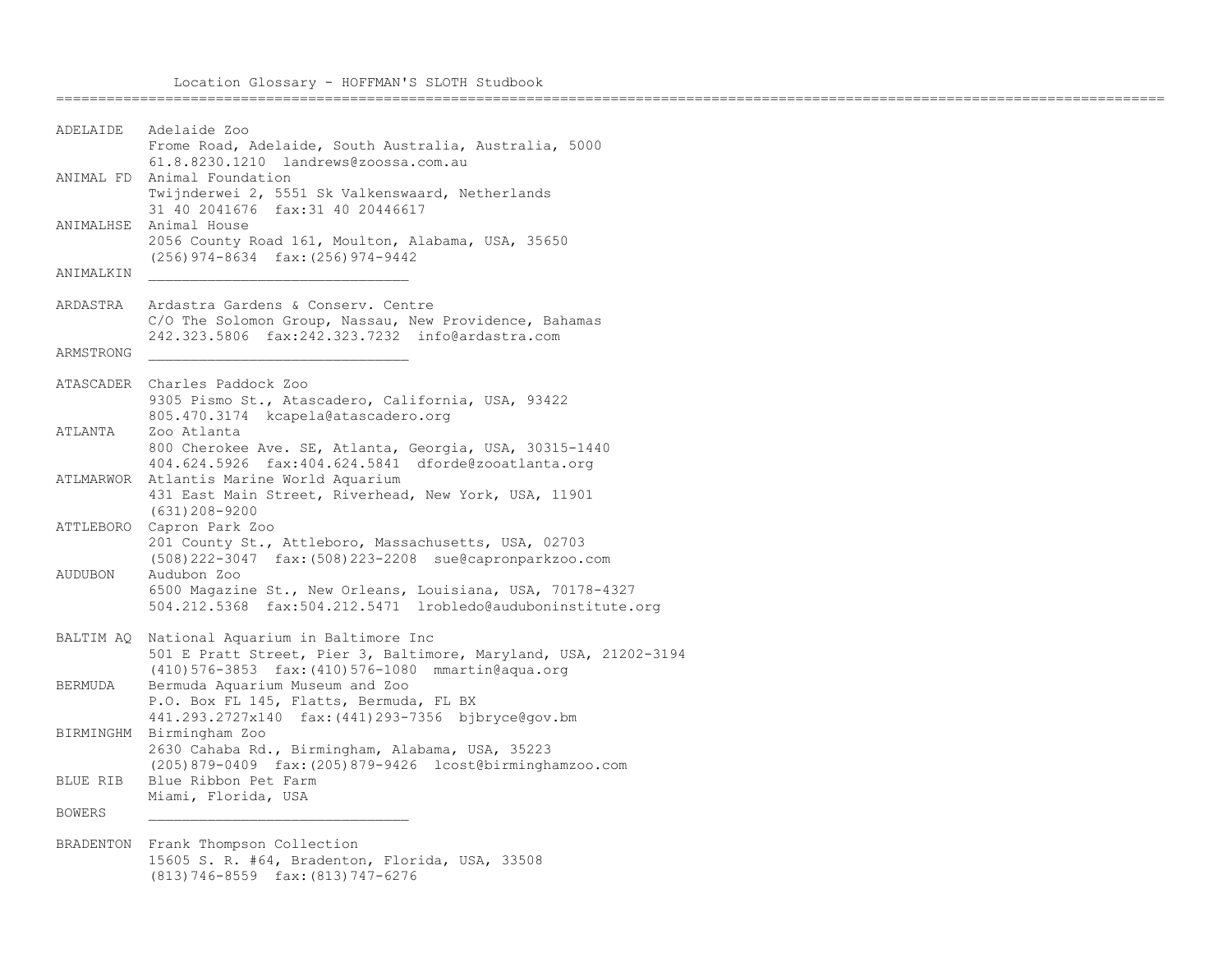# Location Glossary - HOFFMAN'S SLOTH Studbook

---

**ADELAIDE** Adelaide Zoo
Frome Road, Adelaide, South Australia, Australia, 5000
61.8.8230.1210 landrews@zoossa.com.au

**ANIMAL FD** Animal Foundation
Twijnderwei 2, 5551 Sk Valkenswaard, Netherlands
31 40 2041676 fax:31 40 20446617

**ANIMALHSE** Animal House
2056 County Road 161, Moulton, Alabama, USA, 35650
(256)974-8634 fax:(256)974-9442

**ANIMALKIN** ______________________________

**ARDASTRA** Ardastra Gardens & Conserv. Centre
C/O The Solomon Group, Nassau, New Providence, Bahamas
242.323.5806 fax:242.323.7232 info@ardastra.com

**ARMSTRONG** ______________________________

**ATASCADER** Charles Paddock Zoo
9305 Pismo St., Atascadero, California, USA, 93422
805.470.3174 kcapela@atascadero.org

**ATLANTA** Zoo Atlanta
800 Cherokee Ave. SE, Atlanta, Georgia, USA, 30315-1440
404.624.5926 fax:404.624.5841 dforde@zooatlanta.org

**ATLMARWOR** Atlantis Marine World Aquarium
431 East Main Street, Riverhead, New York, USA, 11901
(631)208-9200

**ATTLEBORO** Capron Park Zoo
201 County St., Attleboro, Massachusetts, USA, 02703
(508)222-3047 fax:(508)223-2208 sue@capronparkzoo.com

**AUDUBON** Audubon Zoo
6500 Magazine St., New Orleans, Louisiana, USA, 70178-4327
504.212.5368 fax:504.212.5471 lrobledo@auduboninstitute.org

**BALTIM AQ** National Aquarium in Baltimore Inc
501 E Pratt Street, Pier 3, Baltimore, Maryland, USA, 21202-3194
(410)576-3853 fax:(410)576-1080 mmartin@aqua.org

**BERMUDA** Bermuda Aquarium Museum and Zoo
P.O. Box FL 145, Flatts, Bermuda, FL BX
441.293.2727x140 fax:(441)293-7356 bjbryce@gov.bm

**BIRMINGHM** Birmingham Zoo
2630 Cahaba Rd., Birmingham, Alabama, USA, 35223
(205)879-0409 fax:(205)879-9426 lcost@birminghamzoo.com

**BLUE RIB** Blue Ribbon Pet Farm
Miami, Florida, USA

**BOWERS** ______________________________

**BRADENTON** Frank Thompson Collection
15605 S. R. #64, Bradenton, Florida, USA, 33508
(813)746-8559 fax:(813)747-6276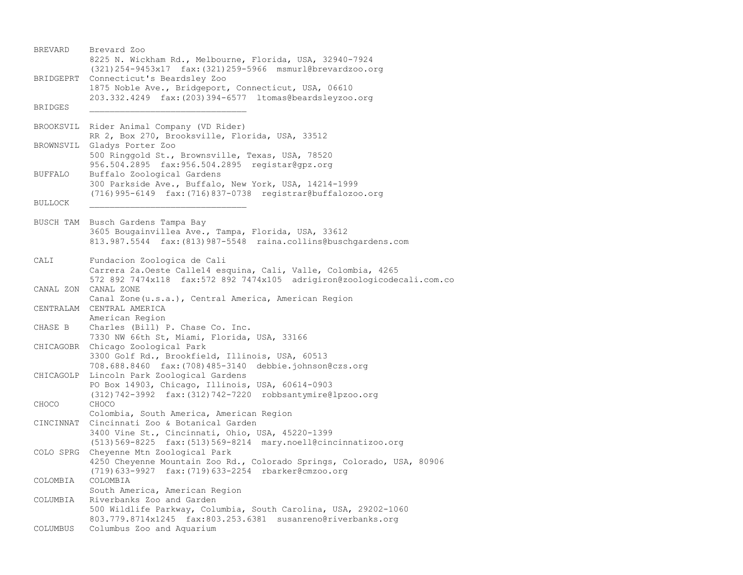BREVARD Brevard Zoo
8225 N. Wickham Rd., Melbourne, Florida, USA, 32940-7924
(321)254-9453x17 fax:(321)259-5966 msmurl@brevardzoo.org

BRIDGEPRT Connecticut's Beardsley Zoo
1875 Noble Ave., Bridgeport, Connecticut, USA, 06610
203.332.4249 fax:(203)394-6577 ltomas@beardsleyzoo.org

BRIDGES ______________________________

BROOKSVIL Rider Animal Company (VD Rider)
RR 2, Box 270, Brooksville, Florida, USA, 33512

BROWNSVIL Gladys Porter Zoo
500 Ringgold St., Brownsville, Texas, USA, 78520
956.504.2895 fax:956.504.2895 registar@gpz.org

BUFFALO Buffalo Zoological Gardens
300 Parkside Ave., Buffalo, New York, USA, 14214-1999
(716)995-6149 fax:(716)837-0738 registrar@buffalozoo.org

BULLOCK ______________________________

BUSCH TAM Busch Gardens Tampa Bay
3605 Bougainvillea Ave., Tampa, Florida, USA, 33612
813.987.5544 fax:(813)987-5548 raina.collins@buschgardens.com

CALI Fundacion Zoologica de Cali
Carrera 2a.Oeste Calle14 esquina, Cali, Valle, Colombia, 4265
572 892 7474x118 fax:572 892 7474x105 adrigiron@zoologicodecali.com.co

CANAL ZON CANAL ZONE
Canal Zone(u.s.a.), Central America, American Region

CENTRALAM CENTRAL AMERICA
American Region

CHASE B Charles (Bill) P. Chase Co. Inc.
7330 NW 66th St, Miami, Florida, USA, 33166

CHICAGOBR Chicago Zoological Park
3300 Golf Rd., Brookfield, Illinois, USA, 60513
708.688.8460 fax:(708)485-3140 debbie.johnson@czs.org

CHICAGOLP Lincoln Park Zoological Gardens
PO Box 14903, Chicago, Illinois, USA, 60614-0903
(312)742-3992 fax:(312)742-7220 robbsantymire@lpzoo.org

CHOCO CHOCO
Colombia, South America, American Region

CINCINNAT Cincinnati Zoo & Botanical Garden
3400 Vine St., Cincinnati, Ohio, USA, 45220-1399
(513)569-8225 fax:(513)569-8214 mary.noell@cincinnatizoo.org

COLO SPRG Cheyenne Mtn Zoological Park
4250 Cheyenne Mountain Zoo Rd., Colorado Springs, Colorado, USA, 80906
(719)633-9927 fax:(719)633-2254 rbarker@cmzoo.org

COLOMBIA COLOMBIA
South America, American Region

COLUMBIA Riverbanks Zoo and Garden
500 Wildlife Parkway, Columbia, South Carolina, USA, 29202-1060
803.779.8714x1245 fax:803.253.6381 susanreno@riverbanks.org

COLUMBUS Columbus Zoo and Aquarium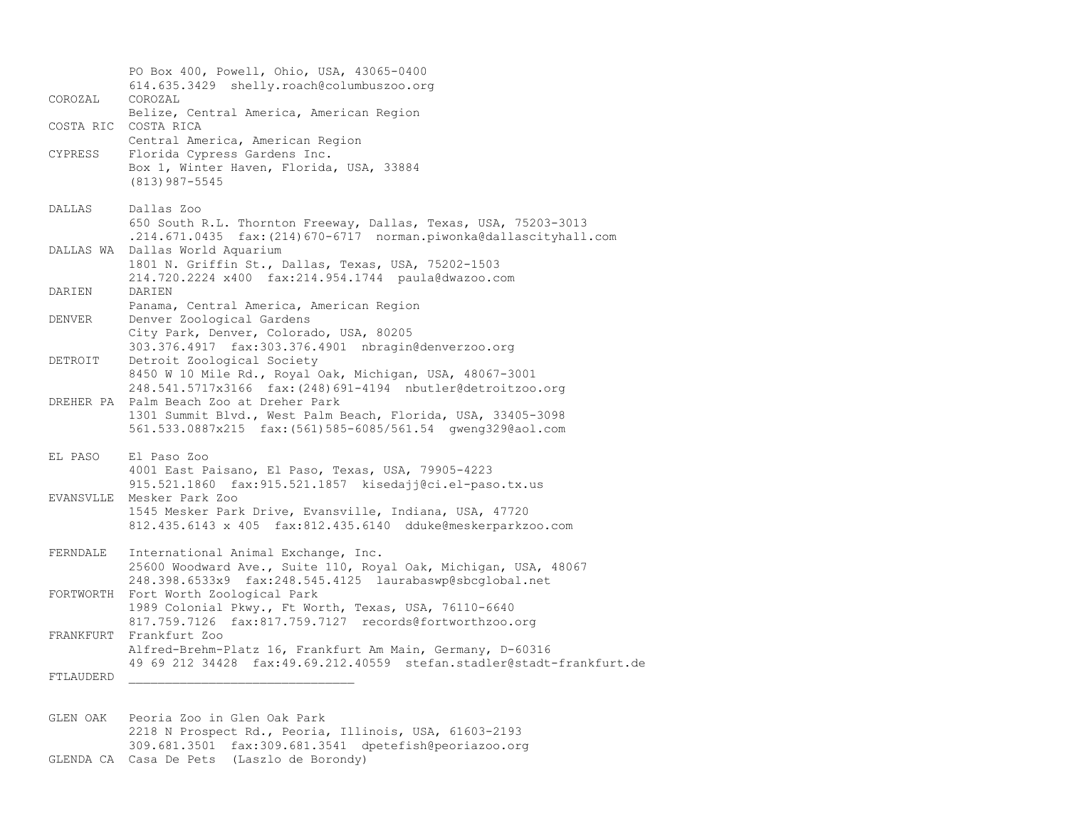```
          PO Box 400, Powell, Ohio, USA, 43065-0400
          614.635.3429  shelly.roach@columbuszoo.org
COROZAL   COROZAL
          Belize, Central America, American Region
COSTA RIC COSTA RICA
          Central America, American Region
CYPRESS   Florida Cypress Gardens Inc.
          Box 1, Winter Haven, Florida, USA, 33884
          (813)987-5545

DALLAS    Dallas Zoo
          650 South R.L. Thornton Freeway, Dallas, Texas, USA, 75203-3013
          .214.671.0435  fax:(214)670-6717  norman.piwonka@dallascityhall.com
DALLAS WA Dallas World Aquarium
          1801 N. Griffin St., Dallas, Texas, USA, 75202-1503
          214.720.2224 x400  fax:214.954.1744  paula@dwazoo.com
DARIEN    DARIEN
          Panama, Central America, American Region
DENVER    Denver Zoological Gardens
          City Park, Denver, Colorado, USA, 80205
          303.376.4917  fax:303.376.4901  nbragin@denverzoo.org
DETROIT   Detroit Zoological Society
          8450 W 10 Mile Rd., Royal Oak, Michigan, USA, 48067-3001
          248.541.5717x3166  fax:(248)691-4194  nbutler@detroitzoo.org
DREHER PA Palm Beach Zoo at Dreher Park
          1301 Summit Blvd., West Palm Beach, Florida, USA, 33405-3098
          561.533.0887x215  fax:(561)585-6085/561.54  gweng329@aol.com

EL PASO   El Paso Zoo
          4001 East Paisano, El Paso, Texas, USA, 79905-4223
          915.521.1860  fax:915.521.1857  kisedajj@ci.el-paso.tx.us
EVANSVLLE Mesker Park Zoo
          1545 Mesker Park Drive, Evansville, Indiana, USA, 47720
          812.435.6143 x 405  fax:812.435.6140  dduke@meskerparkzoo.com

FERNDALE  International Animal Exchange, Inc.
          25600 Woodward Ave., Suite 110, Royal Oak, Michigan, USA, 48067
          248.398.6533x9  fax:248.545.4125  laurabaswp@sbcglobal.net
FORTWORTH Fort Worth Zoological Park
          1989 Colonial Pkwy., Ft Worth, Texas, USA, 76110-6640
          817.759.7126  fax:817.759.7127  records@fortworthzoo.org
FRANKFURT Frankfurt Zoo
          Alfred-Brehm-Platz 16, Frankfurt Am Main, Germany, D-60316
          49 69 212 34428  fax:49.69.212.40559  stefan.stadler@stadt-frankfurt.de
FTLAUDERD ______________________________


GLEN OAK  Peoria Zoo in Glen Oak Park
          2218 N Prospect Rd., Peoria, Illinois, USA, 61603-2193
          309.681.3501  fax:309.681.3541  dpetefish@peoriazoo.org
GLENDA CA Casa De Pets  (Laszlo de Borondy)
```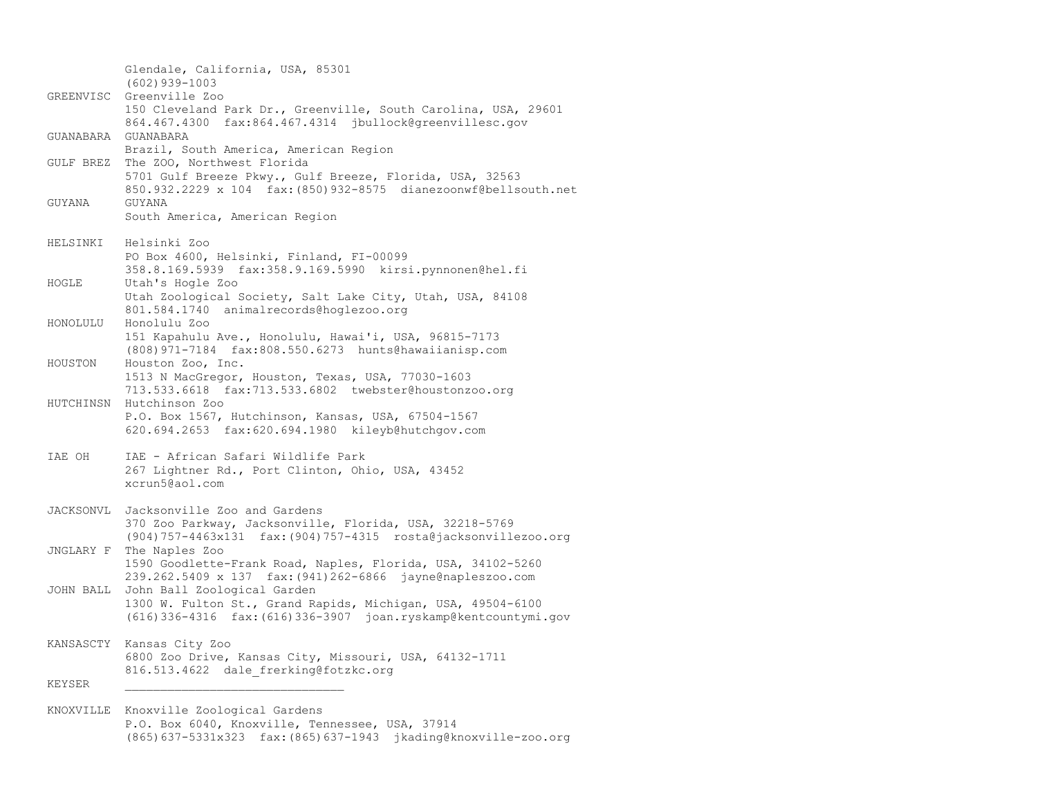```
          Glendale, California, USA, 85301
          (602)939-1003
GREENVISC Greenville Zoo
          150 Cleveland Park Dr., Greenville, South Carolina, USA, 29601
          864.467.4300  fax:864.467.4314  jbullock@greenvillesc.gov
GUANABARA GUANABARA
          Brazil, South America, American Region
GULF BREZ The ZOO, Northwest Florida
          5701 Gulf Breeze Pkwy., Gulf Breeze, Florida, USA, 32563
          850.932.2229 x 104  fax:(850)932-8575  dianezoonwf@bellsouth.net
GUYANA    GUYANA
          South America, American Region

HELSINKI  Helsinki Zoo
          PO Box 4600, Helsinki, Finland, FI-00099
          358.8.169.5939  fax:358.9.169.5990  kirsi.pynnonen@hel.fi
HOGLE     Utah's Hogle Zoo
          Utah Zoological Society, Salt Lake City, Utah, USA, 84108
          801.584.1740  animalrecords@hoglezoo.org
HONOLULU  Honolulu Zoo
          151 Kapahulu Ave., Honolulu, Hawai'i, USA, 96815-7173
          (808)971-7184  fax:808.550.6273  hunts@hawaiianisp.com
HOUSTON   Houston Zoo, Inc.
          1513 N MacGregor, Houston, Texas, USA, 77030-1603
          713.533.6618  fax:713.533.6802  twebster@houstonzoo.org
HUTCHINSN Hutchinson Zoo
          P.O. Box 1567, Hutchinson, Kansas, USA, 67504-1567
          620.694.2653  fax:620.694.1980  kileyb@hutchgov.com

IAE OH    IAE - African Safari Wildlife Park
          267 Lightner Rd., Port Clinton, Ohio, USA, 43452
          xcrun5@aol.com

JACKSONVL Jacksonville Zoo and Gardens
          370 Zoo Parkway, Jacksonville, Florida, USA, 32218-5769
          (904)757-4463x131  fax:(904)757-4315  rosta@jacksonvillezoo.org
JNGLARY F The Naples Zoo
          1590 Goodlette-Frank Road, Naples, Florida, USA, 34102-5260
          239.262.5409 x 137  fax:(941)262-6866  jayne@napleszoo.com
JOHN BALL John Ball Zoological Garden
          1300 W. Fulton St., Grand Rapids, Michigan, USA, 49504-6100
          (616)336-4316  fax:(616)336-3907  joan.ryskamp@kentcountymi.gov

KANSASCTY Kansas City Zoo
          6800 Zoo Drive, Kansas City, Missouri, USA, 64132-1711
          816.513.4622  dale_frerking@fotzkc.org
KEYSER    ______________________________

KNOXVILLE Knoxville Zoological Gardens
          P.O. Box 6040, Knoxville, Tennessee, USA, 37914
          (865)637-5331x323  fax:(865)637-1943  jkading@knoxville-zoo.org
```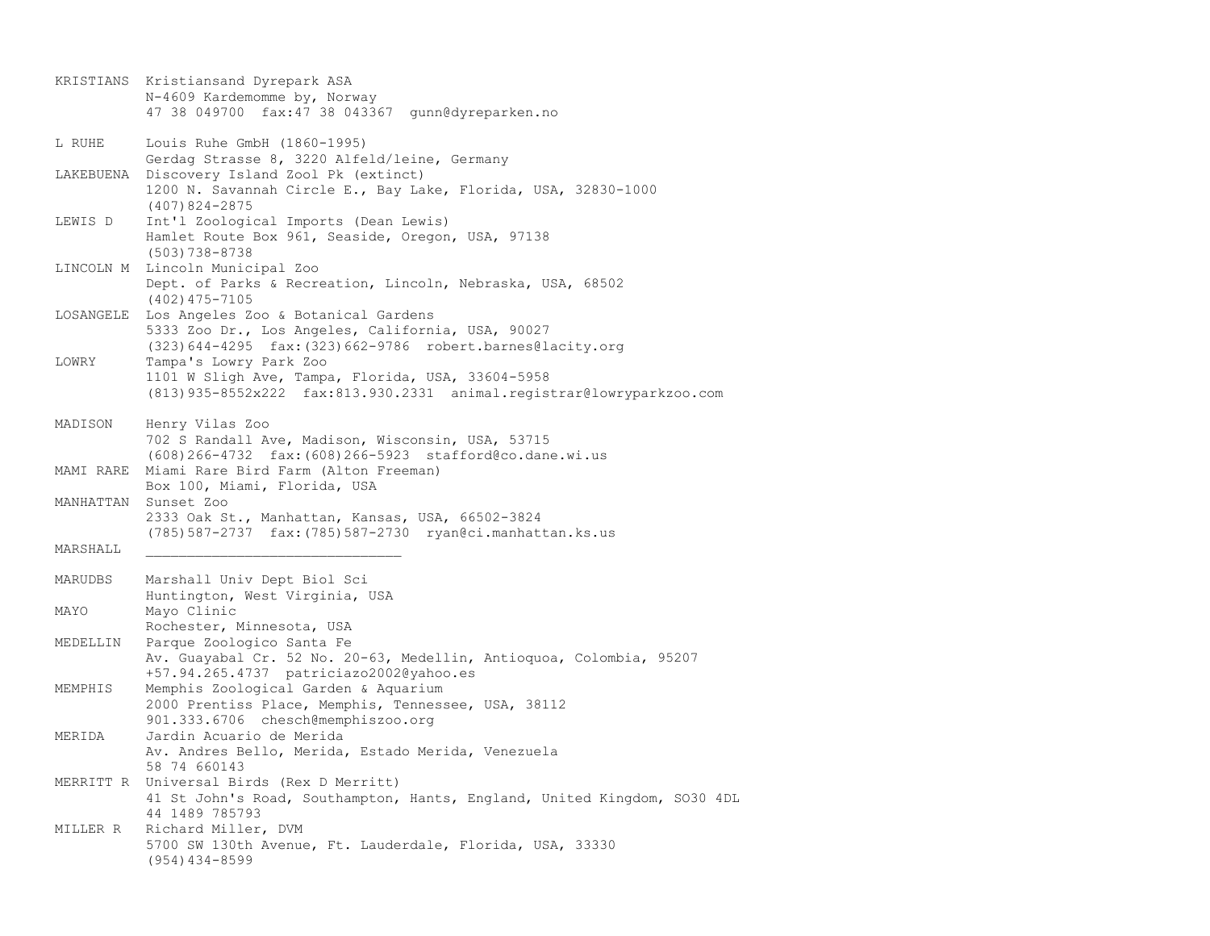```
KRISTIANS  Kristiansand Dyrepark ASA
           N-4609 Kardemomme by, Norway
           47 38 049700  fax:47 38 043367  gunn@dyreparken.no

L RUHE     Louis Ruhe GmbH (1860-1995)
           Gerdag Strasse 8, 3220 Alfeld/leine, Germany
LAKEBUENA  Discovery Island Zool Pk (extinct)
           1200 N. Savannah Circle E., Bay Lake, Florida, USA, 32830-1000
           (407)824-2875
LEWIS D    Int'l Zoological Imports (Dean Lewis)
           Hamlet Route Box 961, Seaside, Oregon, USA, 97138
           (503)738-8738
LINCOLN M  Lincoln Municipal Zoo
           Dept. of Parks & Recreation, Lincoln, Nebraska, USA, 68502
           (402)475-7105
LOSANGELE  Los Angeles Zoo & Botanical Gardens
           5333 Zoo Dr., Los Angeles, California, USA, 90027
           (323)644-4295  fax:(323)662-9786  robert.barnes@lacity.org
LOWRY      Tampa's Lowry Park Zoo
           1101 W Sligh Ave, Tampa, Florida, USA, 33604-5958
           (813)935-8552x222  fax:813.930.2331  animal.registrar@lowryparkzoo.com

MADISON    Henry Vilas Zoo
           702 S Randall Ave, Madison, Wisconsin, USA, 53715
           (608)266-4732  fax:(608)266-5923  stafford@co.dane.wi.us
MAMI RARE  Miami Rare Bird Farm (Alton Freeman)
           Box 100, Miami, Florida, USA
MANHATTAN  Sunset Zoo
           2333 Oak St., Manhattan, Kansas, USA, 66502-3824
           (785)587-2737  fax:(785)587-2730  ryan@ci.manhattan.ks.us
MARSHALL   ______________________________

MARUDBS    Marshall Univ Dept Biol Sci
           Huntington, West Virginia, USA
MAYO       Mayo Clinic
           Rochester, Minnesota, USA
MEDELLIN   Parque Zoologico Santa Fe
           Av. Guayabal Cr. 52 No. 20-63, Medellin, Antioquoa, Colombia, 95207
           +57.94.265.4737  patriciazo2002@yahoo.es
MEMPHIS    Memphis Zoological Garden & Aquarium
           2000 Prentiss Place, Memphis, Tennessee, USA, 38112
           901.333.6706  chesch@memphiszoo.org
MERIDA     Jardin Acuario de Merida
           Av. Andres Bello, Merida, Estado Merida, Venezuela
           58 74 660143
MERRITT R  Universal Birds (Rex D Merritt)
           41 St John's Road, Southampton, Hants, England, United Kingdom, SO30 4DL
           44 1489 785793
MILLER R   Richard Miller, DVM
           5700 SW 130th Avenue, Ft. Lauderdale, Florida, USA, 33330
           (954)434-8599
```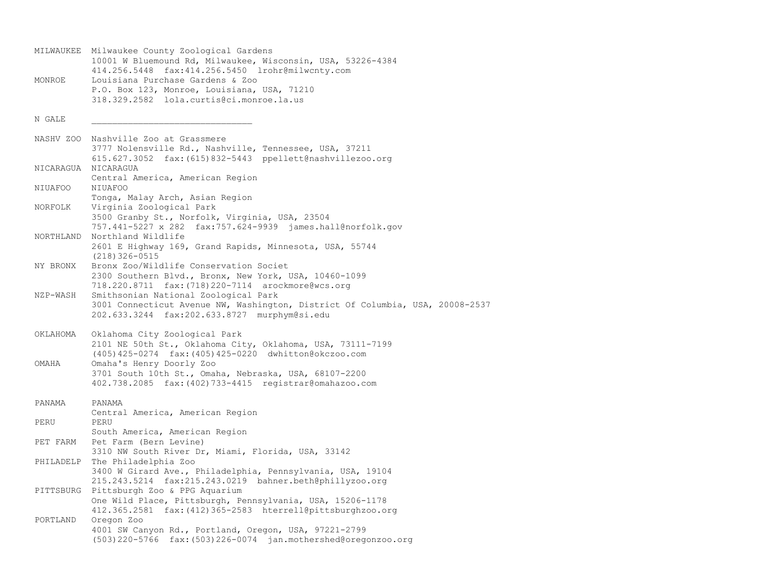| | |
|---|---|
| MILWAUKEE | Milwaukee County Zoological Gardens<br>10001 W Bluemound Rd, Milwaukee, Wisconsin, USA, 53226-4384<br>414.256.5448  fax:414.256.5450  lrohr@milwcnty.com |
| MONROE | Louisiana Purchase Gardens & Zoo<br>P.O. Box 123, Monroe, Louisiana, USA, 71210<br>318.329.2582  lola.curtis@ci.monroe.la.us |
| N GALE | ______________________________ |
| NASHV ZOO | Nashville Zoo at Grassmere<br>3777 Nolensville Rd., Nashville, Tennessee, USA, 37211<br>615.627.3052  fax:(615)832-5443  ppellett@nashvillezoo.org |
| NICARAGUA | NICARAGUA<br>Central America, American Region |
| NIUAFOO | NIUAFOO<br>Tonga, Malay Arch, Asian Region |
| NORFOLK | Virginia Zoological Park<br>3500 Granby St., Norfolk, Virginia, USA, 23504<br>757.441-5227 x 282  fax:757.624-9939  james.hall@norfolk.gov |
| NORTHLAND | Northland Wildlife<br>2601 E Highway 169, Grand Rapids, Minnesota, USA, 55744<br>(218)326-0515 |
| NY BRONX | Bronx Zoo/Wildlife Conservation Societ<br>2300 Southern Blvd., Bronx, New York, USA, 10460-1099<br>718.220.8711  fax:(718)220-7114  arockmore@wcs.org |
| NZP-WASH | Smithsonian National Zoological Park<br>3001 Connecticut Avenue NW, Washington, District Of Columbia, USA, 20008-2537<br>202.633.3244  fax:202.633.8727  murphym@si.edu |
| OKLAHOMA | Oklahoma City Zoological Park<br>2101 NE 50th St., Oklahoma City, Oklahoma, USA, 73111-7199<br>(405)425-0274  fax:(405)425-0220  dwhitton@okczoo.com |
| OMAHA | Omaha's Henry Doorly Zoo<br>3701 South 10th St., Omaha, Nebraska, USA, 68107-2200<br>402.738.2085  fax:(402)733-4415  registrar@omahazoo.com |
| PANAMA | PANAMA<br>Central America, American Region |
| PERU | PERU<br>South America, American Region |
| PET FARM | Pet Farm (Bern Levine)<br>3310 NW South River Dr, Miami, Florida, USA, 33142 |
| PHILADELP | The Philadelphia Zoo<br>3400 W Girard Ave., Philadelphia, Pennsylvania, USA, 19104<br>215.243.5214  fax:215.243.0219  bahner.beth@phillyzoo.org |
| PITTSBURG | Pittsburgh Zoo & PPG Aquarium<br>One Wild Place, Pittsburgh, Pennsylvania, USA, 15206-1178<br>412.365.2581  fax:(412)365-2583  hterrell@pittsburghzoo.org |
| PORTLAND | Oregon Zoo<br>4001 SW Canyon Rd., Portland, Oregon, USA, 97221-2799<br>(503)220-5766  fax:(503)226-0074  jan.mothershed@oregonzoo.org |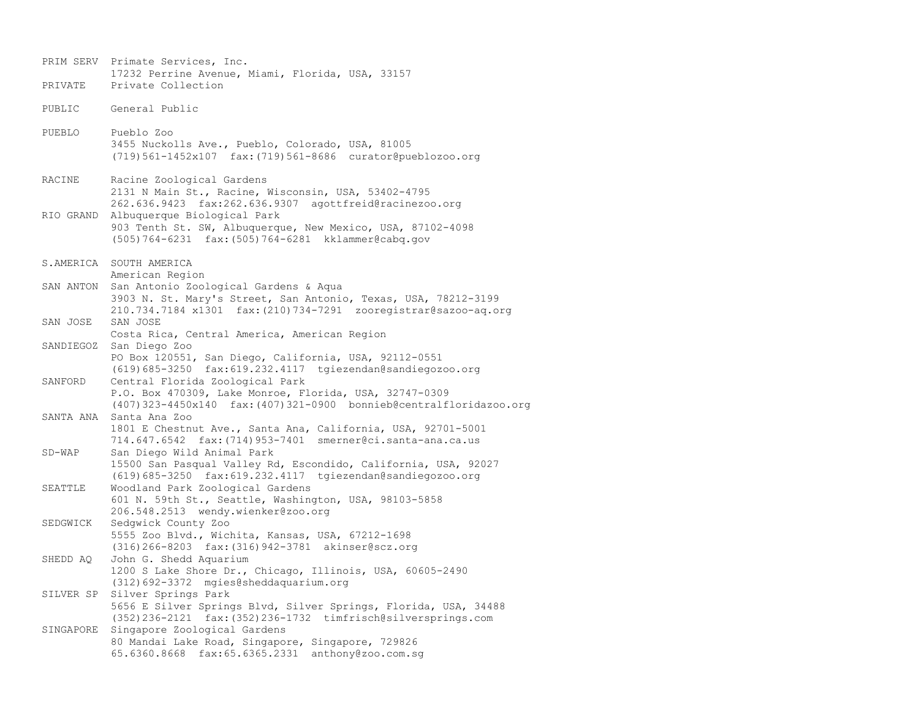```
PRIM SERV  Primate Services, Inc.
           17232 Perrine Avenue, Miami, Florida, USA, 33157
PRIVATE    Private Collection

PUBLIC     General Public

PUEBLO     Pueblo Zoo
           3455 Nuckolls Ave., Pueblo, Colorado, USA, 81005
           (719)561-1452x107  fax:(719)561-8686  curator@pueblozoo.org

RACINE     Racine Zoological Gardens
           2131 N Main St., Racine, Wisconsin, USA, 53402-4795
           262.636.9423  fax:262.636.9307  agottfreid@racinezoo.org
RIO GRAND  Albuquerque Biological Park
           903 Tenth St. SW, Albuquerque, New Mexico, USA, 87102-4098
           (505)764-6231  fax:(505)764-6281  kklammer@cabq.gov

S.AMERICA  SOUTH AMERICA
           American Region
SAN ANTON  San Antonio Zoological Gardens & Aqua
           3903 N. St. Mary's Street, San Antonio, Texas, USA, 78212-3199
           210.734.7184 x1301  fax:(210)734-7291  zooregistrar@sazoo-aq.org
SAN JOSE   SAN JOSE
           Costa Rica, Central America, American Region
SANDIEGOZ  San Diego Zoo
           PO Box 120551, San Diego, California, USA, 92112-0551
           (619)685-3250  fax:619.232.4117  tgiezendan@sandiegozoo.org
SANFORD    Central Florida Zoological Park
           P.O. Box 470309, Lake Monroe, Florida, USA, 32747-0309
           (407)323-4450x140  fax:(407)321-0900  bonnieb@centralfloridazoo.org
SANTA ANA  Santa Ana Zoo
           1801 E Chestnut Ave., Santa Ana, California, USA, 92701-5001
           714.647.6542  fax:(714)953-7401  smerner@ci.santa-ana.ca.us
SD-WAP     San Diego Wild Animal Park
           15500 San Pasqual Valley Rd, Escondido, California, USA, 92027
           (619)685-3250  fax:619.232.4117  tgiezendan@sandiegozoo.org
SEATTLE    Woodland Park Zoological Gardens
           601 N. 59th St., Seattle, Washington, USA, 98103-5858
           206.548.2513  wendy.wienker@zoo.org
SEDGWICK   Sedgwick County Zoo
           5555 Zoo Blvd., Wichita, Kansas, USA, 67212-1698
           (316)266-8203  fax:(316)942-3781  akinser@scz.org
SHEDD AQ   John G. Shedd Aquarium
           1200 S Lake Shore Dr., Chicago, Illinois, USA, 60605-2490
           (312)692-3372  mgies@sheddaquarium.org
SILVER SP  Silver Springs Park
           5656 E Silver Springs Blvd, Silver Springs, Florida, USA, 34488
           (352)236-2121  fax:(352)236-1732  timfrisch@silversprings.com
SINGAPORE  Singapore Zoological Gardens
           80 Mandai Lake Road, Singapore, Singapore, 729826
           65.6360.8668  fax:65.6365.2331  anthony@zoo.com.sg
```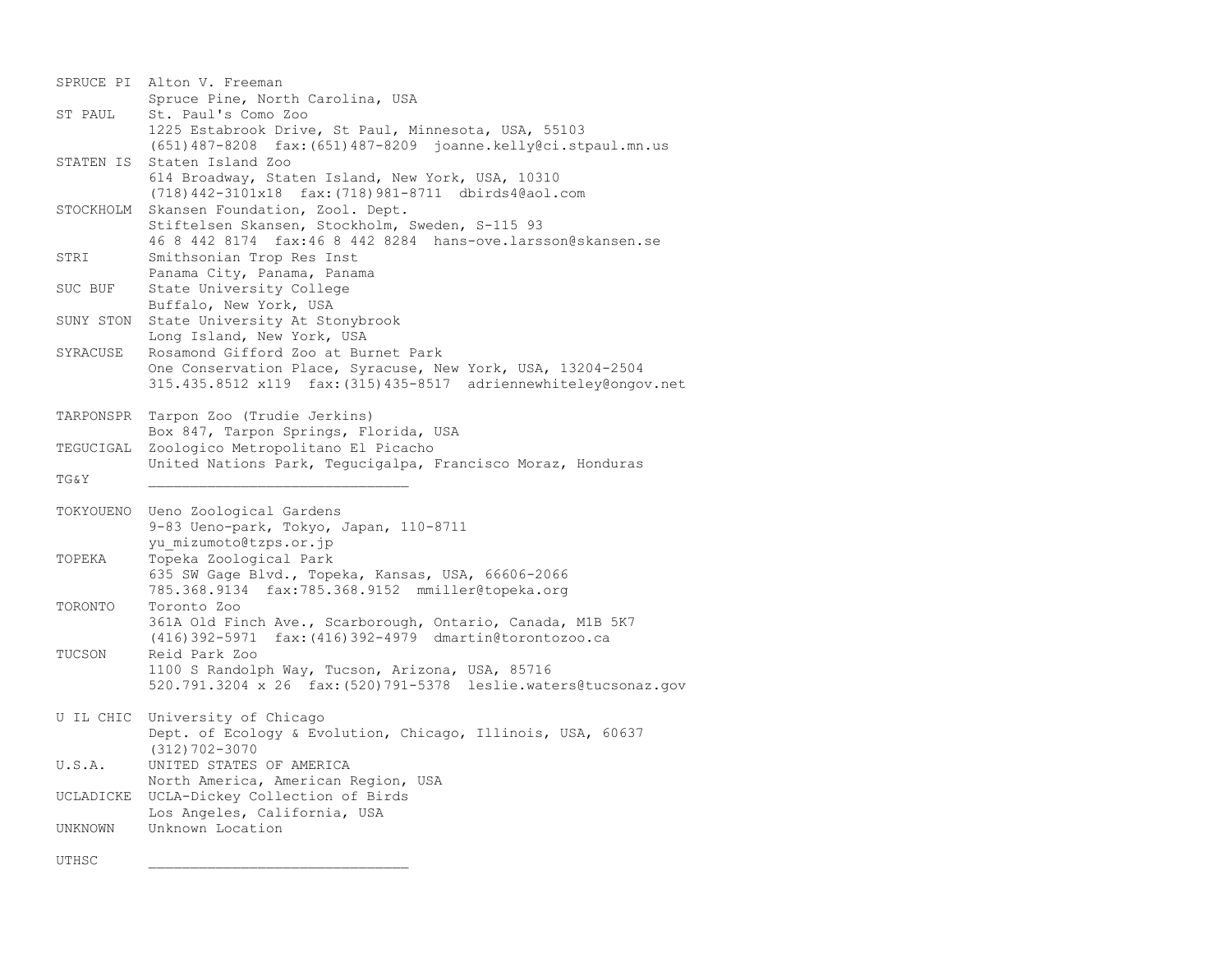SPRUCE PI Alton V. Freeman
Spruce Pine, North Carolina, USA

ST PAUL St. Paul's Como Zoo
1225 Estabrook Drive, St Paul, Minnesota, USA, 55103
(651)487-8208 fax:(651)487-8209 joanne.kelly@ci.stpaul.mn.us

STATEN IS Staten Island Zoo
614 Broadway, Staten Island, New York, USA, 10310
(718)442-3101x18 fax:(718)981-8711 dbirds4@aol.com

STOCKHOLM Skansen Foundation, Zool. Dept.
Stiftelsen Skansen, Stockholm, Sweden, S-115 93
46 8 442 8174 fax:46 8 442 8284 hans-ove.larsson@skansen.se

STRI Smithsonian Trop Res Inst
Panama City, Panama, Panama

SUC BUF State University College
Buffalo, New York, USA

SUNY STON State University At Stonybrook
Long Island, New York, USA

SYRACUSE Rosamond Gifford Zoo at Burnet Park
One Conservation Place, Syracuse, New York, USA, 13204-2504
315.435.8512 x119 fax:(315)435-8517 adriennewhiteley@ongov.net

TARPONSPR Tarpon Zoo (Trudie Jerkins)
Box 847, Tarpon Springs, Florida, USA

TEGUCIGAL Zoologico Metropolitano El Picacho
United Nations Park, Tegucigalpa, Francisco Moraz, Honduras

TG&Y ______________________________

TOKYOUENO Ueno Zoological Gardens
9-83 Ueno-park, Tokyo, Japan, 110-8711
yu_mizumoto@tzps.or.jp

TOPEKA Topeka Zoological Park
635 SW Gage Blvd., Topeka, Kansas, USA, 66606-2066
785.368.9134 fax:785.368.9152 mmiller@topeka.org

TORONTO Toronto Zoo
361A Old Finch Ave., Scarborough, Ontario, Canada, M1B 5K7
(416)392-5971 fax:(416)392-4979 dmartin@torontozoo.ca

TUCSON Reid Park Zoo
1100 S Randolph Way, Tucson, Arizona, USA, 85716
520.791.3204 x 26 fax:(520)791-5378 leslie.waters@tucsonaz.gov

U IL CHIC University of Chicago
Dept. of Ecology & Evolution, Chicago, Illinois, USA, 60637
(312)702-3070

U.S.A. UNITED STATES OF AMERICA
North America, American Region, USA

UCLADICKE UCLA-Dickey Collection of Birds
Los Angeles, California, USA

UNKNOWN Unknown Location

UTHSC ______________________________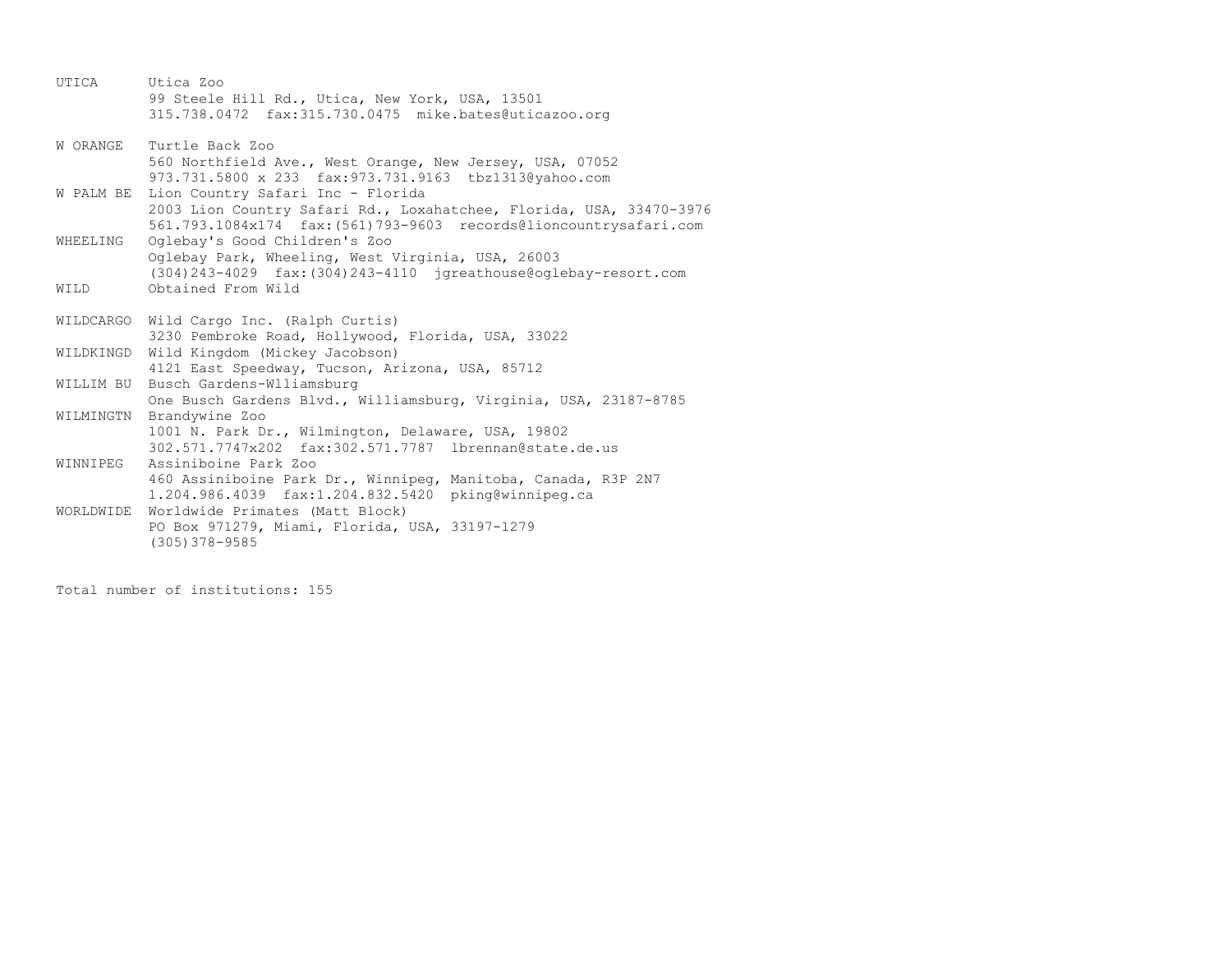| | |
|---|---|
| UTICA | Utica Zoo<br>99 Steele Hill Rd., Utica, New York, USA, 13501<br>315.738.0472  fax:315.730.0475  mike.bates@uticazoo.org |
| W ORANGE | Turtle Back Zoo<br>560 Northfield Ave., West Orange, New Jersey, USA, 07052<br>973.731.5800 x 233  fax:973.731.9163  tbz1313@yahoo.com |
| W PALM BE | Lion Country Safari Inc - Florida<br>2003 Lion Country Safari Rd., Loxahatchee, Florida, USA, 33470-3976<br>561.793.1084x174  fax:(561)793-9603  records@lioncountrysafari.com |
| WHEELING | Oglebay's Good Children's Zoo<br>Oglebay Park, Wheeling, West Virginia, USA, 26003<br>(304)243-4029  fax:(304)243-4110  jgreathouse@oglebay-resort.com |
| WILD | Obtained From Wild |
| WILDCARGO | Wild Cargo Inc. (Ralph Curtis)<br>3230 Pembroke Road, Hollywood, Florida, USA, 33022 |
| WILDKINGD | Wild Kingdom (Mickey Jacobson)<br>4121 East Speedway, Tucson, Arizona, USA, 85712 |
| WILLIM BU | Busch Gardens-Wlliamsburg<br>One Busch Gardens Blvd., Williamsburg, Virginia, USA, 23187-8785 |
| WILMINGTN | Brandywine Zoo<br>1001 N. Park Dr., Wilmington, Delaware, USA, 19802<br>302.571.7747x202  fax:302.571.7787  lbrennan@state.de.us |
| WINNIPEG | Assiniboine Park Zoo<br>460 Assiniboine Park Dr., Winnipeg, Manitoba, Canada, R3P 2N7<br>1.204.986.4039  fax:1.204.832.5420  pking@winnipeg.ca |
| WORLDWIDE | Worldwide Primates (Matt Block)<br>PO Box 971279, Miami, Florida, USA, 33197-1279<br>(305)378-9585 |

Total number of institutions: 155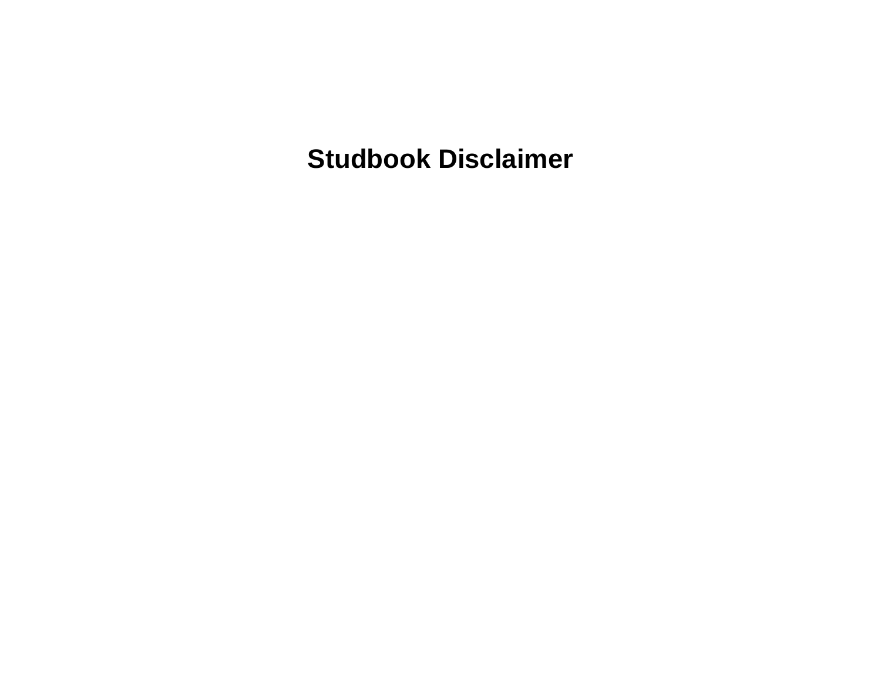# Studbook Disclaimer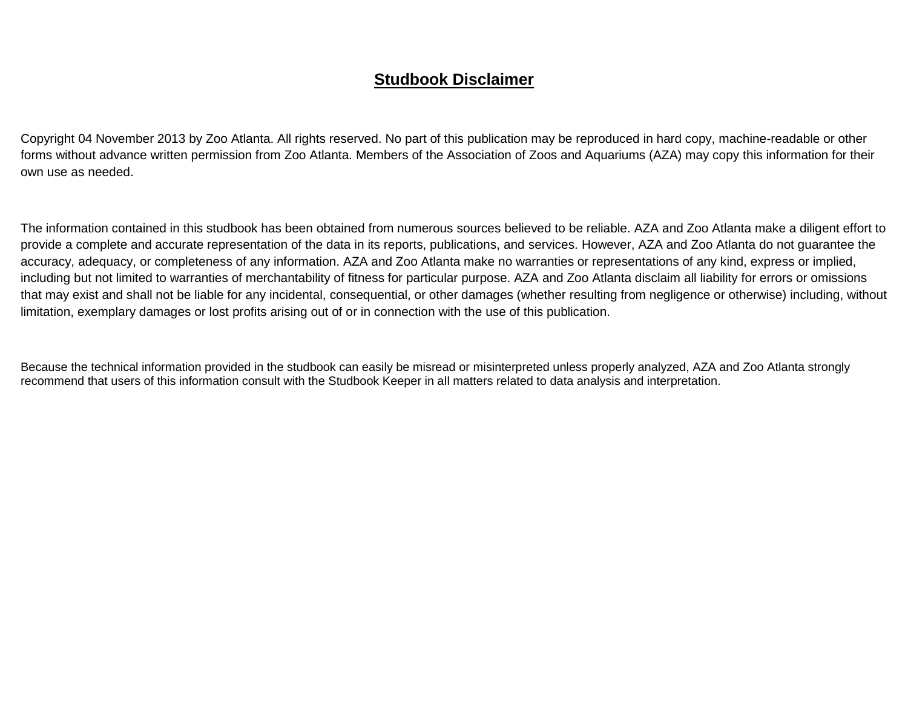## **Studbook Disclaimer**

Copyright 04 November 2013 by Zoo Atlanta. All rights reserved. No part of this publication may be reproduced in hard copy, machine-readable or other forms without advance written permission from Zoo Atlanta. Members of the Association of Zoos and Aquariums (AZA) may copy this information for their own use as needed.

The information contained in this studbook has been obtained from numerous sources believed to be reliable. AZA and Zoo Atlanta make a diligent effort to provide a complete and accurate representation of the data in its reports, publications, and services. However, AZA and Zoo Atlanta do not guarantee the accuracy, adequacy, or completeness of any information. AZA and Zoo Atlanta make no warranties or representations of any kind, express or implied, including but not limited to warranties of merchantability of fitness for particular purpose. AZA and Zoo Atlanta disclaim all liability for errors or omissions that may exist and shall not be liable for any incidental, consequential, or other damages (whether resulting from negligence or otherwise) including, without limitation, exemplary damages or lost profits arising out of or in connection with the use of this publication.

Because the technical information provided in the studbook can easily be misread or misinterpreted unless properly analyzed, AZA and Zoo Atlanta strongly recommend that users of this information consult with the Studbook Keeper in all matters related to data analysis and interpretation.